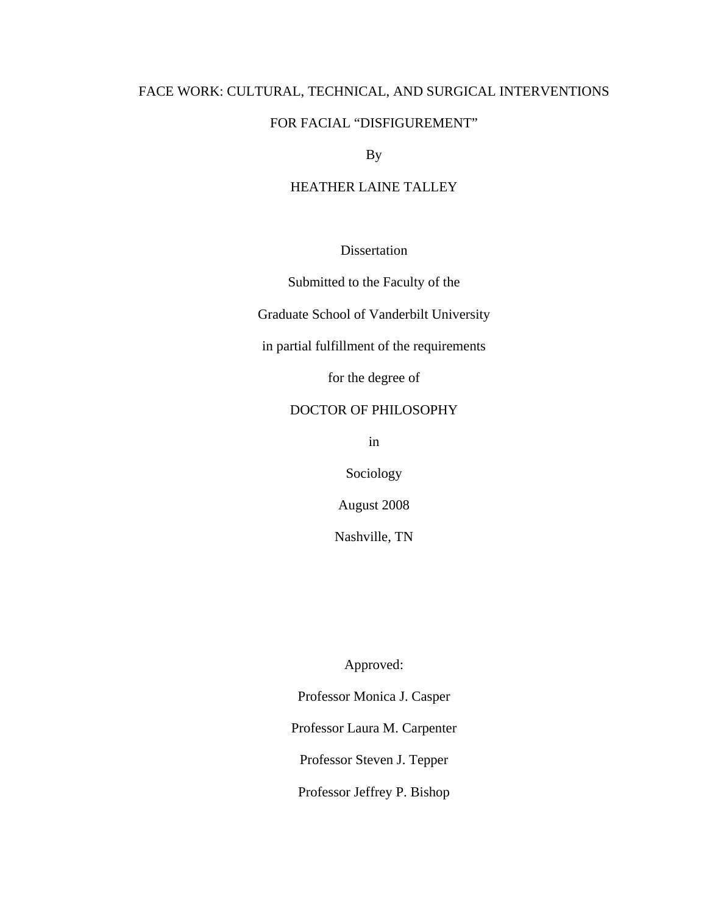# FACE WORK: CULTURAL, TECHNICAL, AND SURGICAL INTERVENTIONS FOR FACIAL "DISFIGUREMENT"

By

HEATHER LAINE TALLEY

Dissertation

Submitted to the Faculty of the

Graduate School of Vanderbilt University

in partial fulfillment of the requirements

for the degree of

DOCTOR OF PHILOSOPHY

in

Sociology

August 2008

Nashville, TN

Approved:

Professor Monica J. Casper

Professor Laura M. Carpenter

Professor Steven J. Tepper

Professor Jeffrey P. Bishop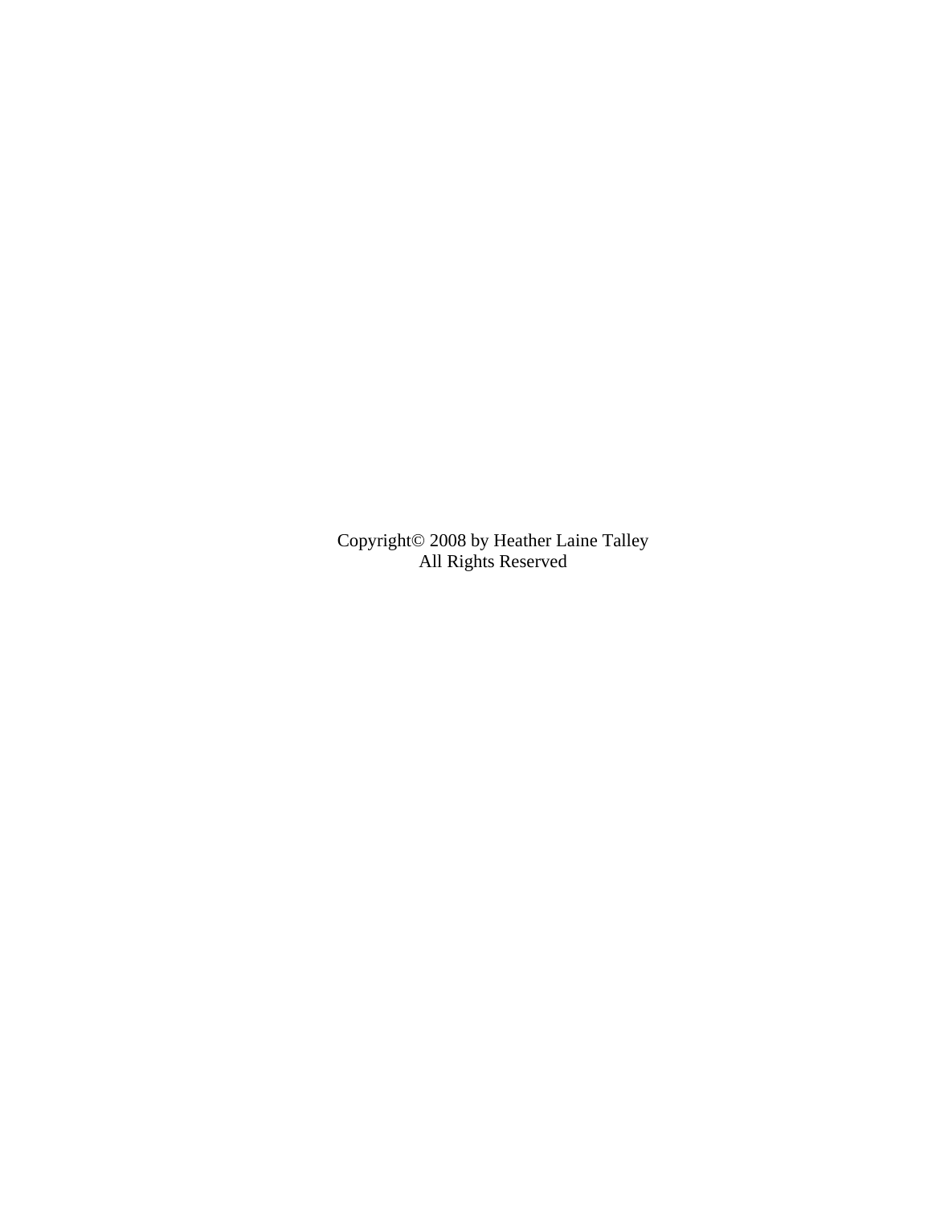Copyright© 2008 by Heather Laine Talley
All Rights Reserved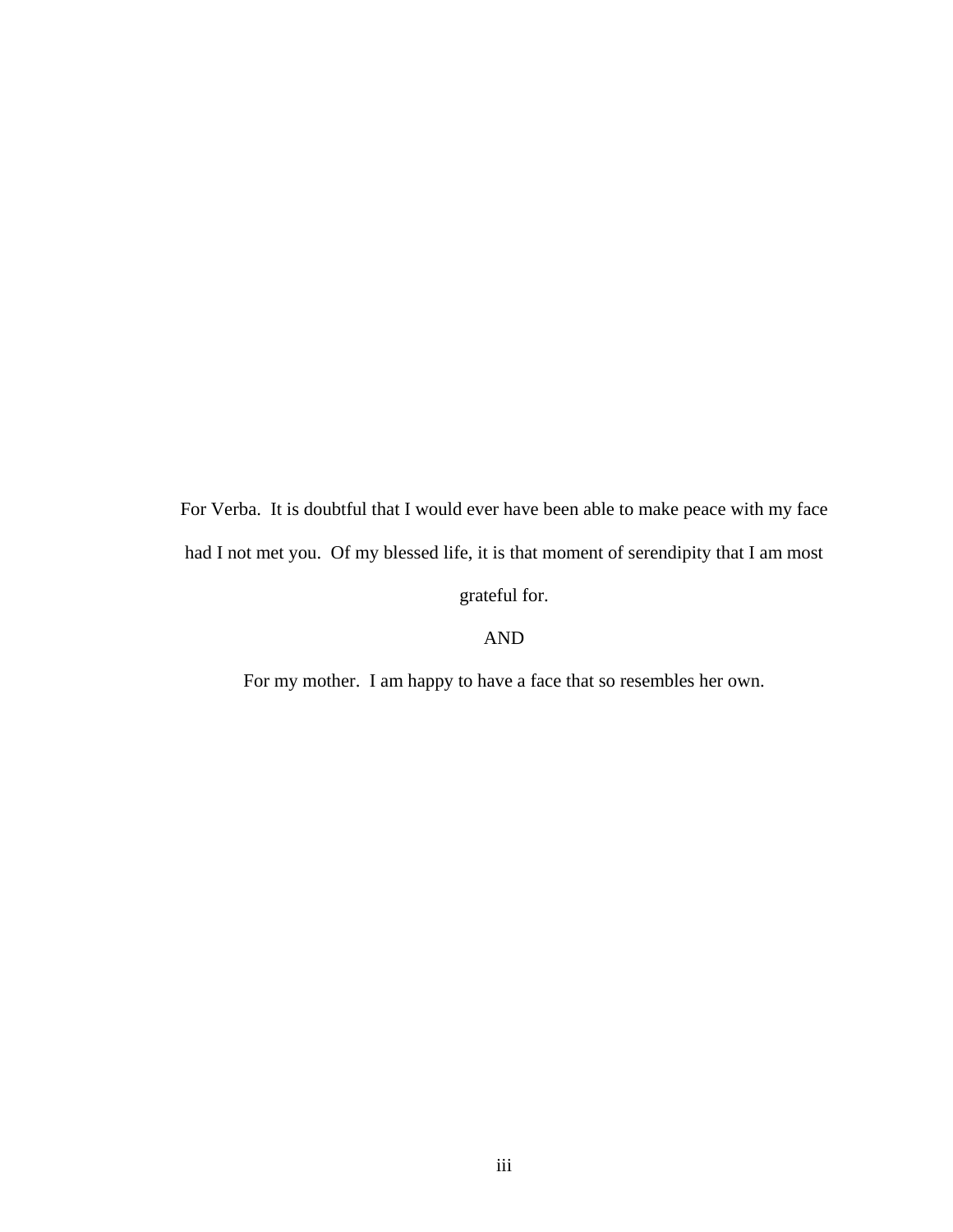For Verba. It is doubtful that I would ever have been able to make peace with my face had I not met you. Of my blessed life, it is that moment of serendipity that I am most grateful for.

AND

For my mother. I am happy to have a face that so resembles her own.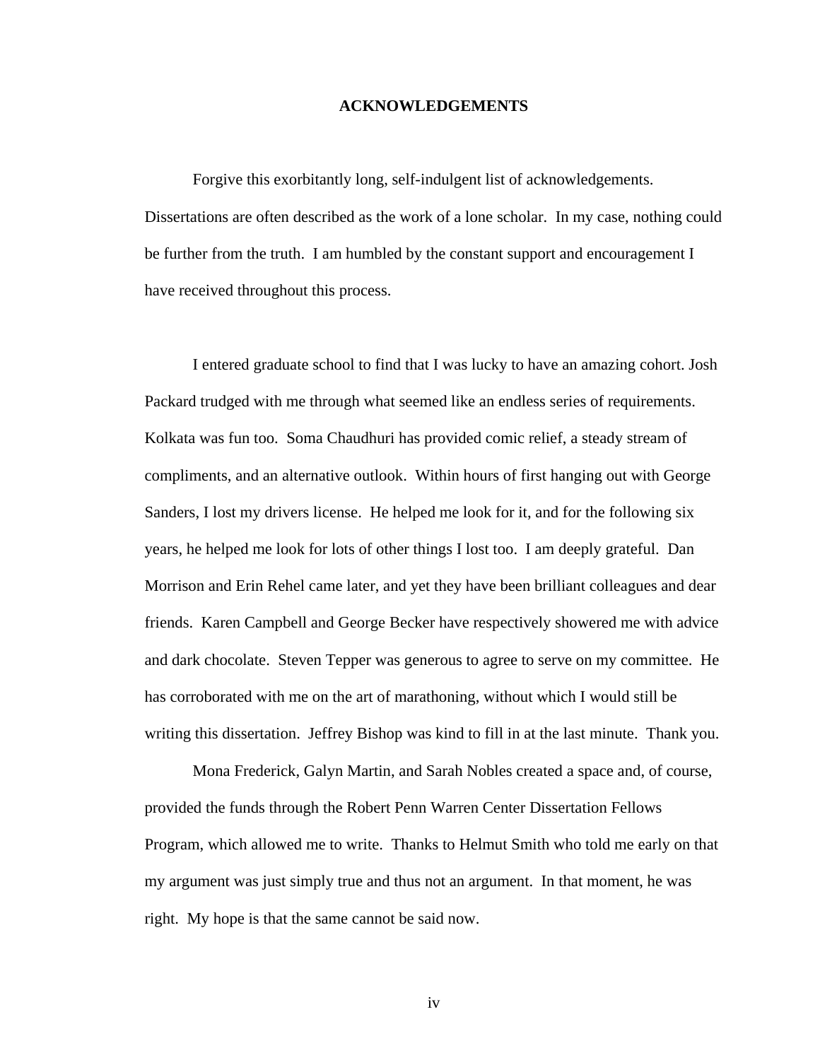# ACKNOWLEDGEMENTS

Forgive this exorbitantly long, self-indulgent list of acknowledgements. Dissertations are often described as the work of a lone scholar. In my case, nothing could be further from the truth. I am humbled by the constant support and encouragement I have received throughout this process.

I entered graduate school to find that I was lucky to have an amazing cohort. Josh Packard trudged with me through what seemed like an endless series of requirements. Kolkata was fun too. Soma Chaudhuri has provided comic relief, a steady stream of compliments, and an alternative outlook. Within hours of first hanging out with George Sanders, I lost my drivers license. He helped me look for it, and for the following six years, he helped me look for lots of other things I lost too. I am deeply grateful. Dan Morrison and Erin Rehel came later, and yet they have been brilliant colleagues and dear friends. Karen Campbell and George Becker have respectively showered me with advice and dark chocolate. Steven Tepper was generous to agree to serve on my committee. He has corroborated with me on the art of marathoning, without which I would still be writing this dissertation. Jeffrey Bishop was kind to fill in at the last minute. Thank you.

Mona Frederick, Galyn Martin, and Sarah Nobles created a space and, of course, provided the funds through the Robert Penn Warren Center Dissertation Fellows Program, which allowed me to write. Thanks to Helmut Smith who told me early on that my argument was just simply true and thus not an argument. In that moment, he was right. My hope is that the same cannot be said now.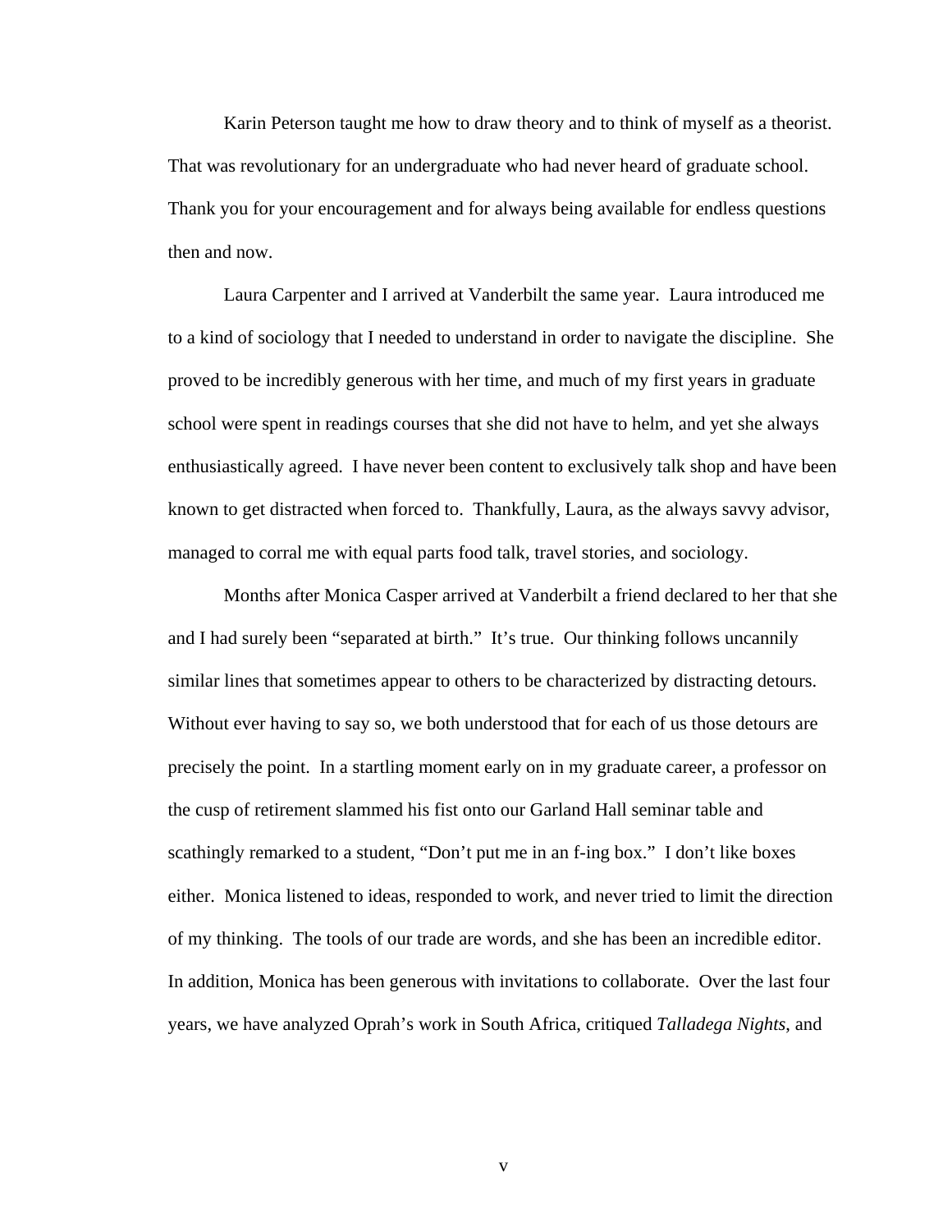Karin Peterson taught me how to draw theory and to think of myself as a theorist. That was revolutionary for an undergraduate who had never heard of graduate school. Thank you for your encouragement and for always being available for endless questions then and now.

Laura Carpenter and I arrived at Vanderbilt the same year. Laura introduced me to a kind of sociology that I needed to understand in order to navigate the discipline. She proved to be incredibly generous with her time, and much of my first years in graduate school were spent in readings courses that she did not have to helm, and yet she always enthusiastically agreed. I have never been content to exclusively talk shop and have been known to get distracted when forced to. Thankfully, Laura, as the always savvy advisor, managed to corral me with equal parts food talk, travel stories, and sociology.

Months after Monica Casper arrived at Vanderbilt a friend declared to her that she and I had surely been "separated at birth." It's true. Our thinking follows uncannily similar lines that sometimes appear to others to be characterized by distracting detours. Without ever having to say so, we both understood that for each of us those detours are precisely the point. In a startling moment early on in my graduate career, a professor on the cusp of retirement slammed his fist onto our Garland Hall seminar table and scathingly remarked to a student, "Don't put me in an f-ing box." I don't like boxes either. Monica listened to ideas, responded to work, and never tried to limit the direction of my thinking. The tools of our trade are words, and she has been an incredible editor. In addition, Monica has been generous with invitations to collaborate. Over the last four years, we have analyzed Oprah's work in South Africa, critiqued *Talladega Nights*, and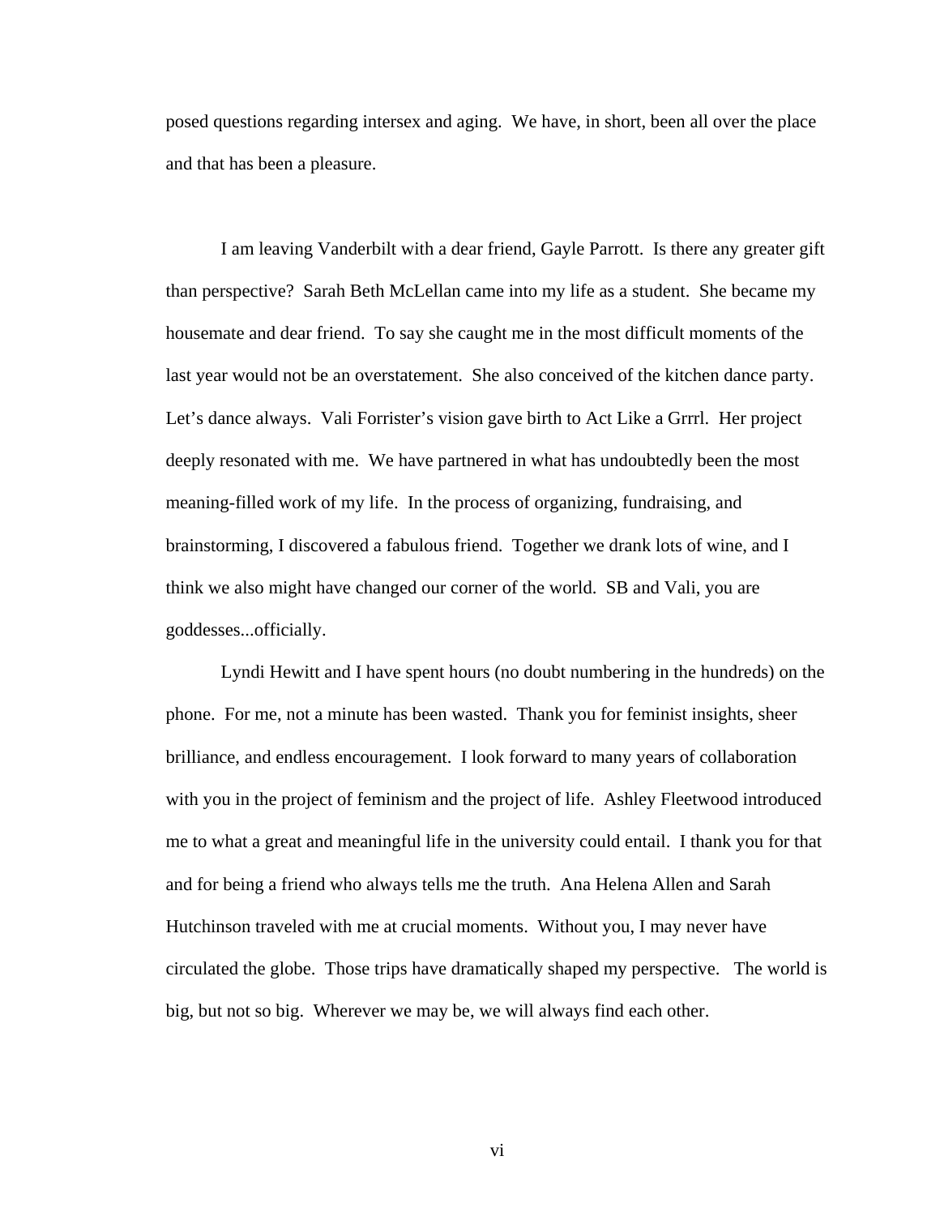posed questions regarding intersex and aging. We have, in short, been all over the place and that has been a pleasure.

I am leaving Vanderbilt with a dear friend, Gayle Parrott. Is there any greater gift than perspective? Sarah Beth McLellan came into my life as a student. She became my housemate and dear friend. To say she caught me in the most difficult moments of the last year would not be an overstatement. She also conceived of the kitchen dance party. Let's dance always. Vali Forrister's vision gave birth to Act Like a Grrrl. Her project deeply resonated with me. We have partnered in what has undoubtedly been the most meaning-filled work of my life. In the process of organizing, fundraising, and brainstorming, I discovered a fabulous friend. Together we drank lots of wine, and I think we also might have changed our corner of the world. SB and Vali, you are goddesses...officially.

Lyndi Hewitt and I have spent hours (no doubt numbering in the hundreds) on the phone. For me, not a minute has been wasted. Thank you for feminist insights, sheer brilliance, and endless encouragement. I look forward to many years of collaboration with you in the project of feminism and the project of life. Ashley Fleetwood introduced me to what a great and meaningful life in the university could entail. I thank you for that and for being a friend who always tells me the truth. Ana Helena Allen and Sarah Hutchinson traveled with me at crucial moments. Without you, I may never have circulated the globe. Those trips have dramatically shaped my perspective. The world is big, but not so big. Wherever we may be, we will always find each other.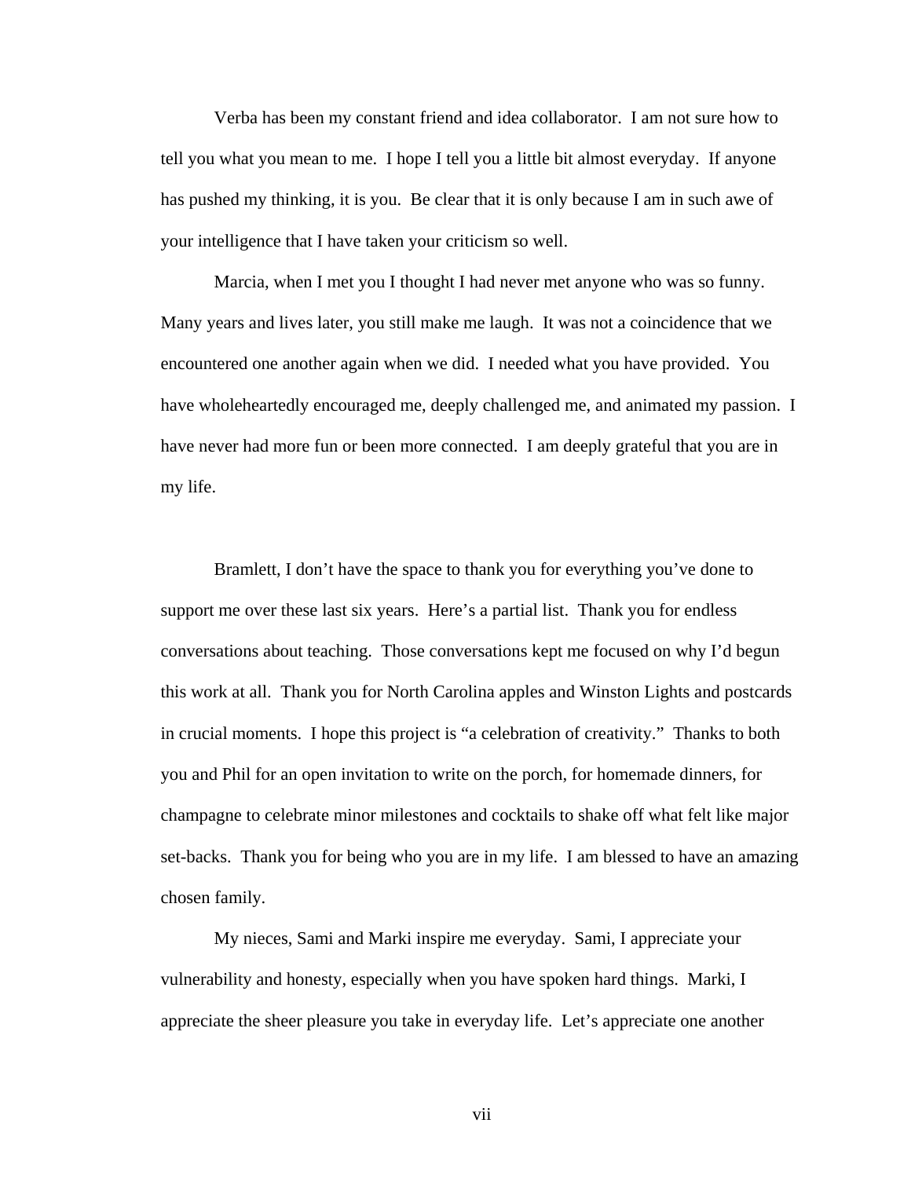Verba has been my constant friend and idea collaborator. I am not sure how to tell you what you mean to me. I hope I tell you a little bit almost everyday. If anyone has pushed my thinking, it is you. Be clear that it is only because I am in such awe of your intelligence that I have taken your criticism so well.

Marcia, when I met you I thought I had never met anyone who was so funny. Many years and lives later, you still make me laugh. It was not a coincidence that we encountered one another again when we did. I needed what you have provided. You have wholeheartedly encouraged me, deeply challenged me, and animated my passion. I have never had more fun or been more connected. I am deeply grateful that you are in my life.

Bramlett, I don't have the space to thank you for everything you've done to support me over these last six years. Here's a partial list. Thank you for endless conversations about teaching. Those conversations kept me focused on why I'd begun this work at all. Thank you for North Carolina apples and Winston Lights and postcards in crucial moments. I hope this project is "a celebration of creativity." Thanks to both you and Phil for an open invitation to write on the porch, for homemade dinners, for champagne to celebrate minor milestones and cocktails to shake off what felt like major set-backs. Thank you for being who you are in my life. I am blessed to have an amazing chosen family.

My nieces, Sami and Marki inspire me everyday. Sami, I appreciate your vulnerability and honesty, especially when you have spoken hard things. Marki, I appreciate the sheer pleasure you take in everyday life. Let's appreciate one another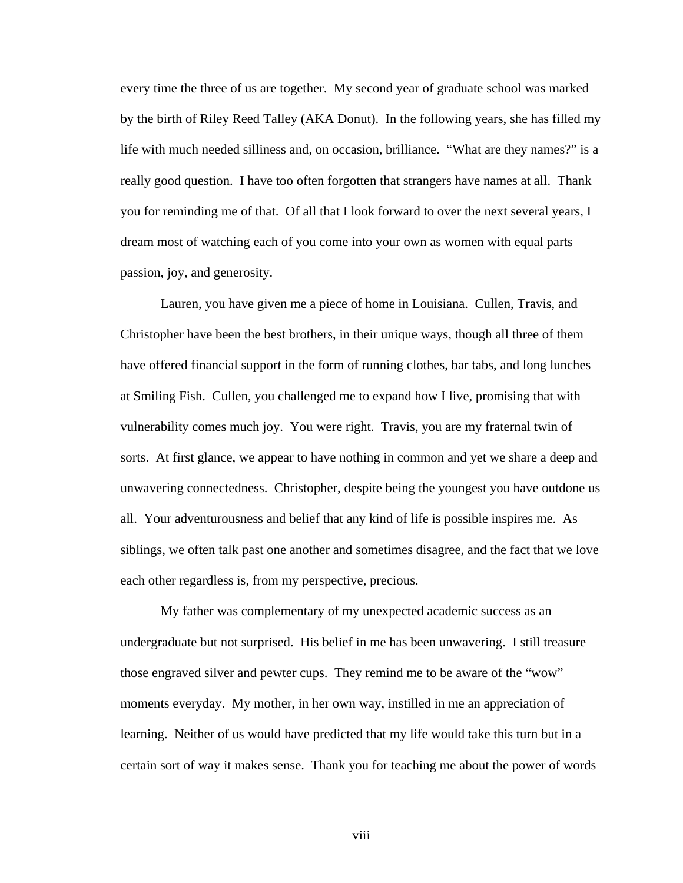every time the three of us are together. My second year of graduate school was marked by the birth of Riley Reed Talley (AKA Donut). In the following years, she has filled my life with much needed silliness and, on occasion, brilliance. "What are they names?" is a really good question. I have too often forgotten that strangers have names at all. Thank you for reminding me of that. Of all that I look forward to over the next several years, I dream most of watching each of you come into your own as women with equal parts passion, joy, and generosity.

Lauren, you have given me a piece of home in Louisiana. Cullen, Travis, and Christopher have been the best brothers, in their unique ways, though all three of them have offered financial support in the form of running clothes, bar tabs, and long lunches at Smiling Fish. Cullen, you challenged me to expand how I live, promising that with vulnerability comes much joy. You were right. Travis, you are my fraternal twin of sorts. At first glance, we appear to have nothing in common and yet we share a deep and unwavering connectedness. Christopher, despite being the youngest you have outdone us all. Your adventurousness and belief that any kind of life is possible inspires me. As siblings, we often talk past one another and sometimes disagree, and the fact that we love each other regardless is, from my perspective, precious.

My father was complementary of my unexpected academic success as an undergraduate but not surprised. His belief in me has been unwavering. I still treasure those engraved silver and pewter cups. They remind me to be aware of the "wow" moments everyday. My mother, in her own way, instilled in me an appreciation of learning. Neither of us would have predicted that my life would take this turn but in a certain sort of way it makes sense. Thank you for teaching me about the power of words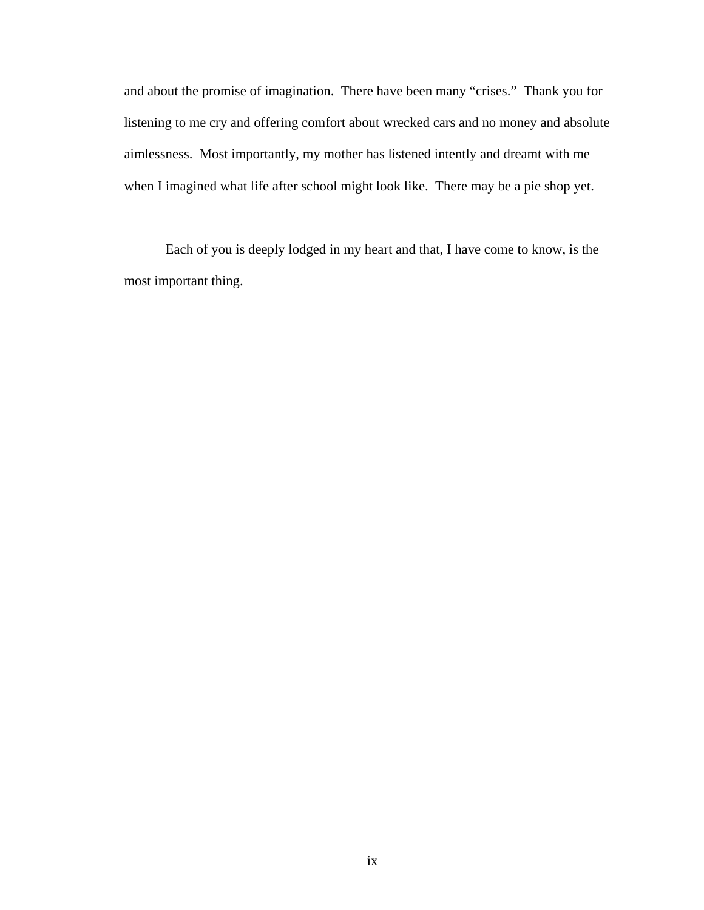and about the promise of imagination. There have been many "crises." Thank you for listening to me cry and offering comfort about wrecked cars and no money and absolute aimlessness. Most importantly, my mother has listened intently and dreamt with me when I imagined what life after school might look like. There may be a pie shop yet.

Each of you is deeply lodged in my heart and that, I have come to know, is the most important thing.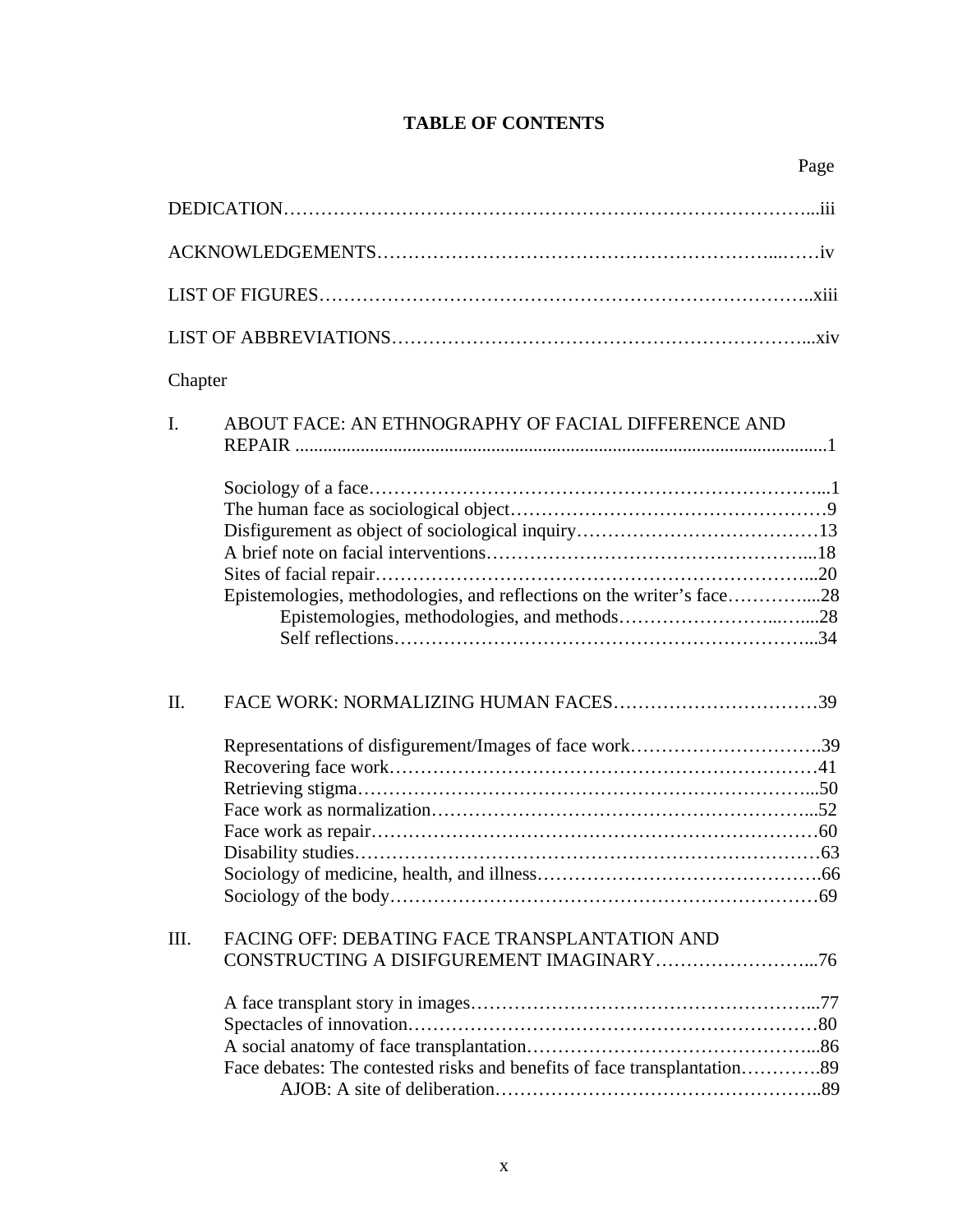# TABLE OF CONTENTS

Page

DEDICATION……………………………………………………………………………...iii

ACKNOWLEDGEMENTS…………………………………………………………...……iv

LIST OF FIGURES………………………………………………………………………..xiii

LIST OF ABBREVIATIONS……………………………………………………………...xiv

Chapter

I. ABOUT FACE: AN ETHNOGRAPHY OF FACIAL DIFFERENCE AND REPAIR ........................................................................................................................1

- Sociology of a face………………………………………………………………...1
- The human face as sociological object……………………………………………9
- Disfigurement as object of sociological inquiry…………………………………13
- A brief note on facial interventions……………………………………………...18
- Sites of facial repair……………………………………………………………...20
- Epistemologies, methodologies, and reflections on the writer's face…………....28
    - Epistemologies, methodologies, and methods……………………...…....28
    - Self reflections…………………………………………………………...34

II. FACE WORK: NORMALIZING HUMAN FACES……………………………39

- Representations of disfigurement/Images of face work………………………….39
- Recovering face work……………………………………………………………41
- Retrieving stigma………………………………………………………………...50
- Face work as normalization……………………………………………………...52
- Face work as repair………………………………………………………………60
- Disability studies…………………………………………………………………63
- Sociology of medicine, health, and illness……………………………………….66
- Sociology of the body……………………………………………………………69

III. FACING OFF: DEBATING FACE TRANSPLANTATION AND CONSTRUCTING A DISIFGUREMENT IMAGINARY……………………...76

- A face transplant story in images………………………………………………...77
- Spectacles of innovation…………………………………………………………80
- A social anatomy of face transplantation………………………………………...86
- Face debates: The contested risks and benefits of face transplantation………….89
    - AJOB: A site of deliberation……………………………………………..89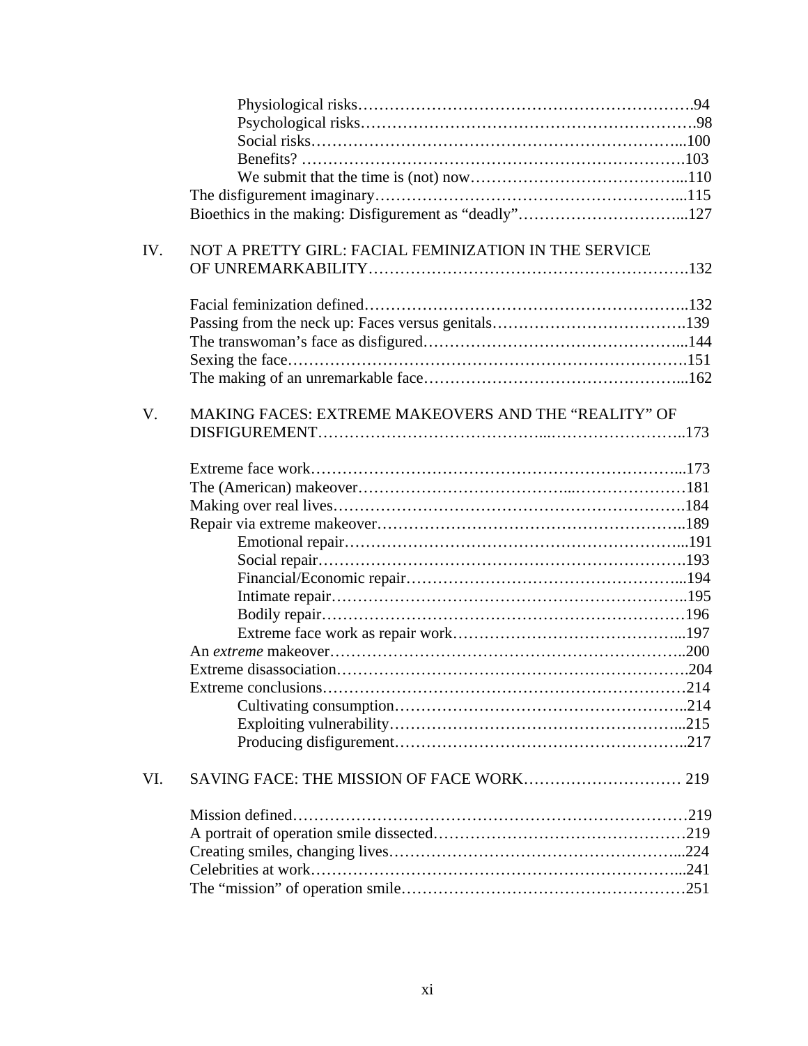Physiological risks…………………………………………………………94
Psychological risks…………………………………………………………98
Social risks……………………………………………………………...100
Benefits? ……………………………………………………………….103
We submit that the time is (not) now…………………………………...110
The disfigurement imaginary………………………………………………...115
Bioethics in the making: Disfigurement as "deadly"…………………………...127

IV. NOT A PRETTY GIRL: FACIAL FEMINIZATION IN THE SERVICE OF UNREMARKABILITY……………………………………………………….132

Facial feminization defined……………………………………………………..132
Passing from the neck up: Faces versus genitals……………………………….139
The transwoman's face as disfigured…………………………………………...144
Sexing the face…………………………………………………………………151
The making of an unremarkable face…………………………………………...162

V. MAKING FACES: EXTREME MAKEOVERS AND THE "REALITY" OF DISFIGUREMENT……………………………………………………………..173

Extreme face work……………………………………………………………...173
The (American) makeover……………………………………………………181
Making over real lives………………………………………………………….184
Repair via extreme makeover…………………………………………………..189
Emotional repair……………………………………………………...191
Social repair…………………………………………………………….193
Financial/Economic repair……………………………………………...194
Intimate repair…………………………………………………………..195
Bodily repair……………………………………………………………196
Extreme face work as repair work……………………………………...197
An *extreme* makeover…………………………………………………………..200
Extreme disassociation………………………………………………………….204
Extreme conclusions……………………………………………………………214
Cultivating consumption………………………………………………..214
Exploiting vulnerability………………………………………………...215
Producing disfigurement………………………………………………..217

VI. SAVING FACE: THE MISSION OF FACE WORK………………………… 219

Mission defined…………………………………………………………………219
A portrait of operation smile dissected…………………………………………219
Creating smiles, changing lives………………………………………………...224
Celebrities at work……………………………………………………………...241
The "mission" of operation smile………………………………………………251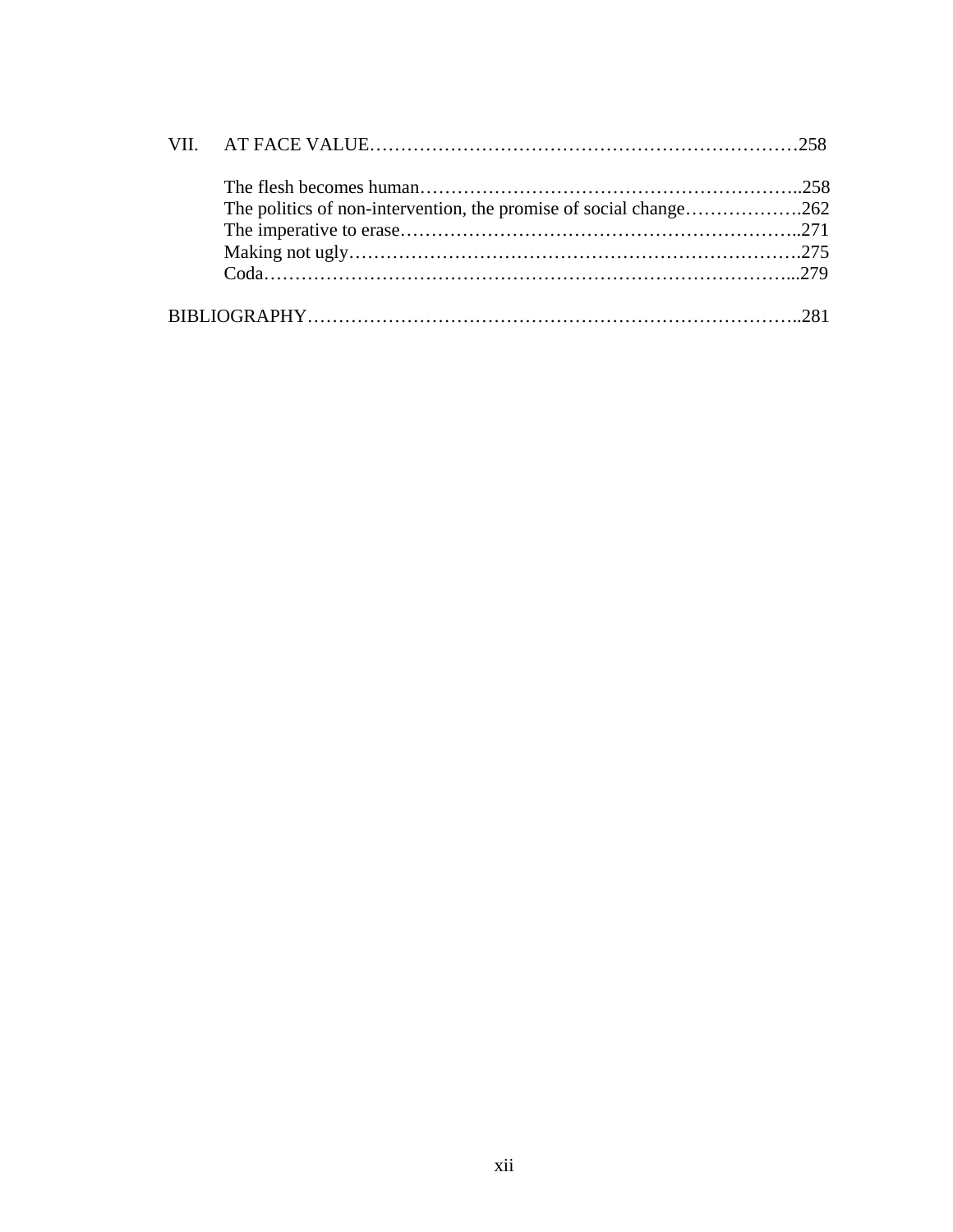VII. AT FACE VALUE……………………………………………………………258

The flesh becomes human……………………………………………………..258
The politics of non-intervention, the promise of social change……………….262
The imperative to erase………………………………………………………..271
Making not ugly……………………………………………………………….275
Coda…………………………………………………………………………...279

BIBLIOGRAPHY………………………………………………………………….281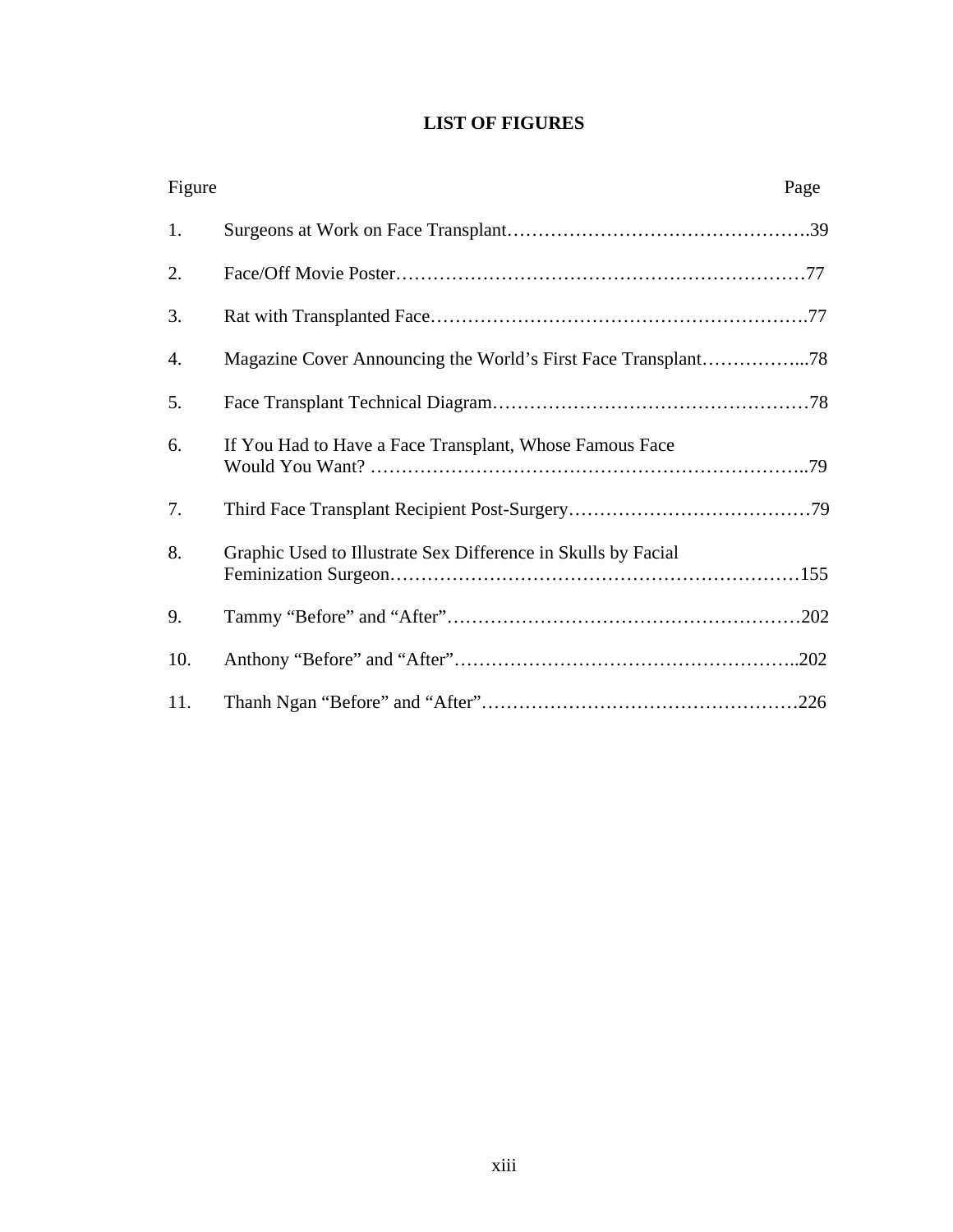# LIST OF FIGURES

| Figure | | Page |
|---|---|---|
| 1. | Surgeons at Work on Face Transplant | 39 |
| 2. | Face/Off Movie Poster | 77 |
| 3. | Rat with Transplanted Face | 77 |
| 4. | Magazine Cover Announcing the World's First Face Transplant | 78 |
| 5. | Face Transplant Technical Diagram | 78 |
| 6. | If You Had to Have a Face Transplant, Whose Famous Face Would You Want? | 79 |
| 7. | Third Face Transplant Recipient Post-Surgery | 79 |
| 8. | Graphic Used to Illustrate Sex Difference in Skulls by Facial Feminization Surgeon | 155 |
| 9. | Tammy "Before" and "After" | 202 |
| 10. | Anthony "Before" and "After" | 202 |
| 11. | Thanh Ngan "Before" and "After" | 226 |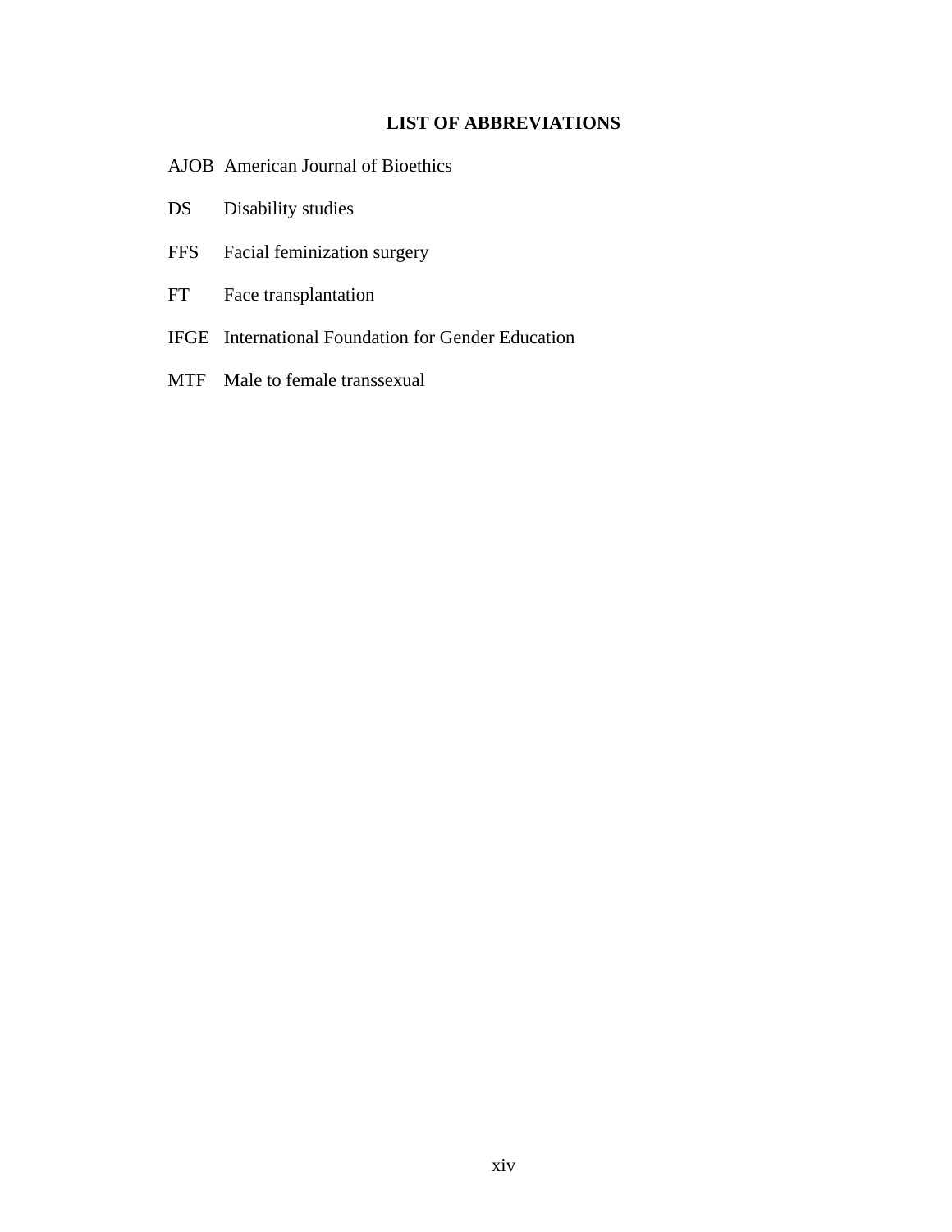## LIST OF ABBREVIATIONS

| | |
|---|---|
| AJOB | American Journal of Bioethics |
| DS | Disability studies |
| FFS | Facial feminization surgery |
| FT | Face transplantation |
| IFGE | International Foundation for Gender Education |
| MTF | Male to female transsexual |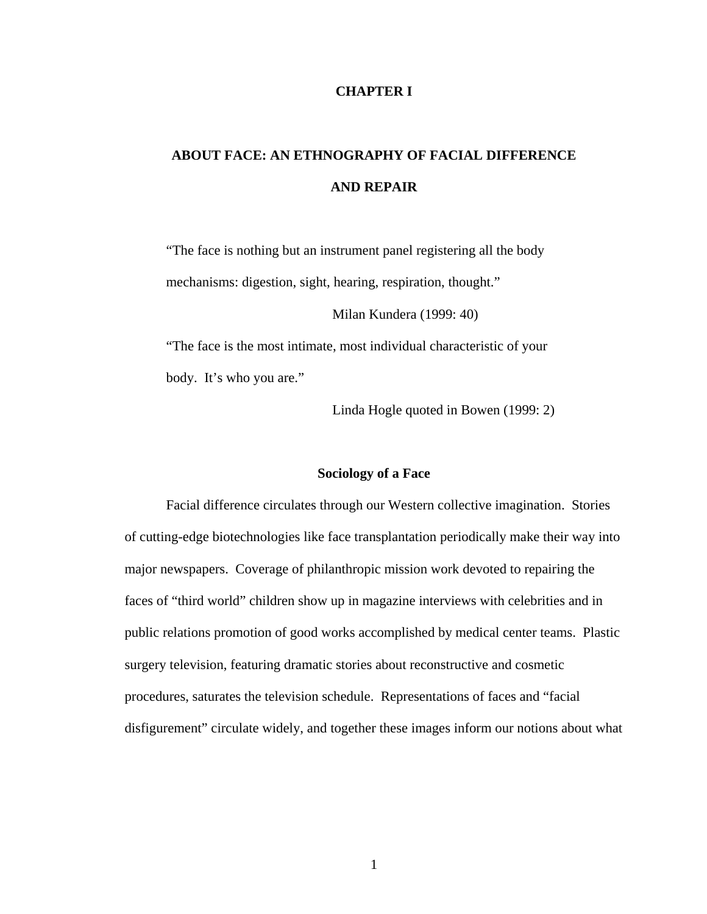# CHAPTER I

# ABOUT FACE: AN ETHNOGRAPHY OF FACIAL DIFFERENCE AND REPAIR

> "The face is nothing but an instrument panel registering all the body mechanisms: digestion, sight, hearing, respiration, thought."
>
> Milan Kundera (1999: 40)

> "The face is the most intimate, most individual characteristic of your body. It's who you are."
>
> Linda Hogle quoted in Bowen (1999: 2)

## Sociology of a Face

Facial difference circulates through our Western collective imagination. Stories of cutting-edge biotechnologies like face transplantation periodically make their way into major newspapers. Coverage of philanthropic mission work devoted to repairing the faces of "third world" children show up in magazine interviews with celebrities and in public relations promotion of good works accomplished by medical center teams. Plastic surgery television, featuring dramatic stories about reconstructive and cosmetic procedures, saturates the television schedule. Representations of faces and "facial disfigurement" circulate widely, and together these images inform our notions about what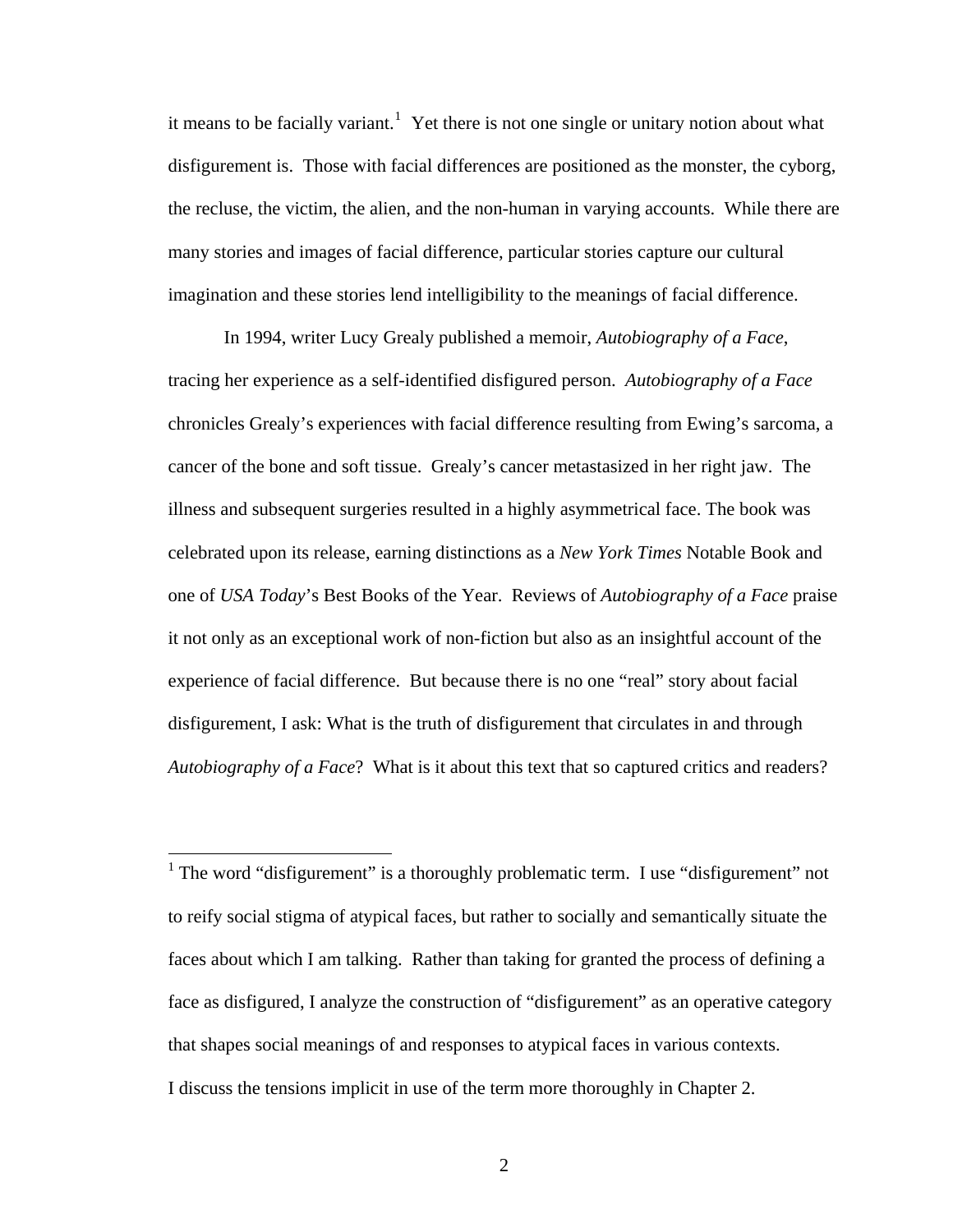it means to be facially variant.[1] Yet there is not one single or unitary notion about what disfigurement is. Those with facial differences are positioned as the monster, the cyborg, the recluse, the victim, the alien, and the non-human in varying accounts. While there are many stories and images of facial difference, particular stories capture our cultural imagination and these stories lend intelligibility to the meanings of facial difference.

In 1994, writer Lucy Grealy published a memoir, *Autobiography of a Face*, tracing her experience as a self-identified disfigured person. *Autobiography of a Face* chronicles Grealy's experiences with facial difference resulting from Ewing's sarcoma, a cancer of the bone and soft tissue. Grealy's cancer metastasized in her right jaw. The illness and subsequent surgeries resulted in a highly asymmetrical face. The book was celebrated upon its release, earning distinctions as a *New York Times* Notable Book and one of *USA Today*'s Best Books of the Year. Reviews of *Autobiography of a Face* praise it not only as an exceptional work of non-fiction but also as an insightful account of the experience of facial difference. But because there is no one "real" story about facial disfigurement, I ask: What is the truth of disfigurement that circulates in and through *Autobiography of a Face*? What is it about this text that so captured critics and readers?

[1] The word "disfigurement" is a thoroughly problematic term. I use "disfigurement" not to reify social stigma of atypical faces, but rather to socially and semantically situate the faces about which I am talking. Rather than taking for granted the process of defining a face as disfigured, I analyze the construction of "disfigurement" as an operative category that shapes social meanings of and responses to atypical faces in various contexts. I discuss the tensions implicit in use of the term more thoroughly in Chapter 2.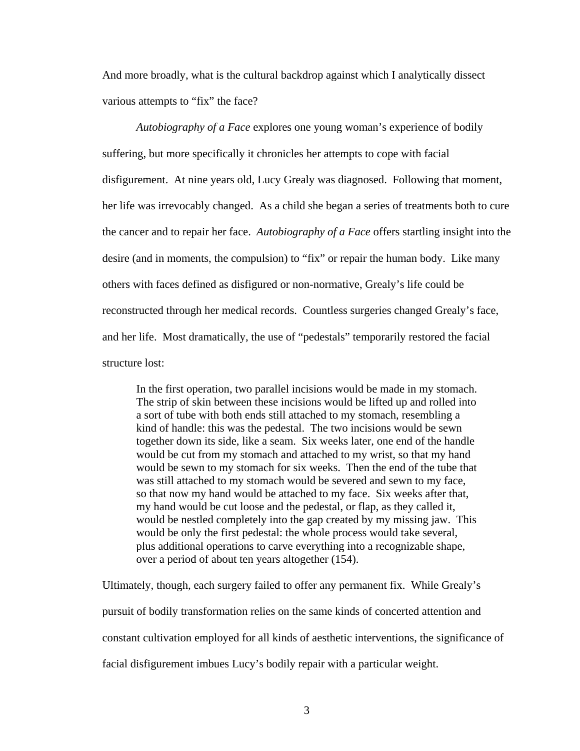And more broadly, what is the cultural backdrop against which I analytically dissect various attempts to "fix" the face?

*Autobiography of a Face* explores one young woman's experience of bodily suffering, but more specifically it chronicles her attempts to cope with facial disfigurement. At nine years old, Lucy Grealy was diagnosed. Following that moment, her life was irrevocably changed. As a child she began a series of treatments both to cure the cancer and to repair her face. *Autobiography of a Face* offers startling insight into the desire (and in moments, the compulsion) to "fix" or repair the human body. Like many others with faces defined as disfigured or non-normative, Grealy's life could be reconstructed through her medical records. Countless surgeries changed Grealy's face, and her life. Most dramatically, the use of "pedestals" temporarily restored the facial structure lost:

> In the first operation, two parallel incisions would be made in my stomach. The strip of skin between these incisions would be lifted up and rolled into a sort of tube with both ends still attached to my stomach, resembling a kind of handle: this was the pedestal. The two incisions would be sewn together down its side, like a seam. Six weeks later, one end of the handle would be cut from my stomach and attached to my wrist, so that my hand would be sewn to my stomach for six weeks. Then the end of the tube that was still attached to my stomach would be severed and sewn to my face, so that now my hand would be attached to my face. Six weeks after that, my hand would be cut loose and the pedestal, or flap, as they called it, would be nestled completely into the gap created by my missing jaw. This would be only the first pedestal: the whole process would take several, plus additional operations to carve everything into a recognizable shape, over a period of about ten years altogether (154).

Ultimately, though, each surgery failed to offer any permanent fix. While Grealy's pursuit of bodily transformation relies on the same kinds of concerted attention and constant cultivation employed for all kinds of aesthetic interventions, the significance of facial disfigurement imbues Lucy's bodily repair with a particular weight.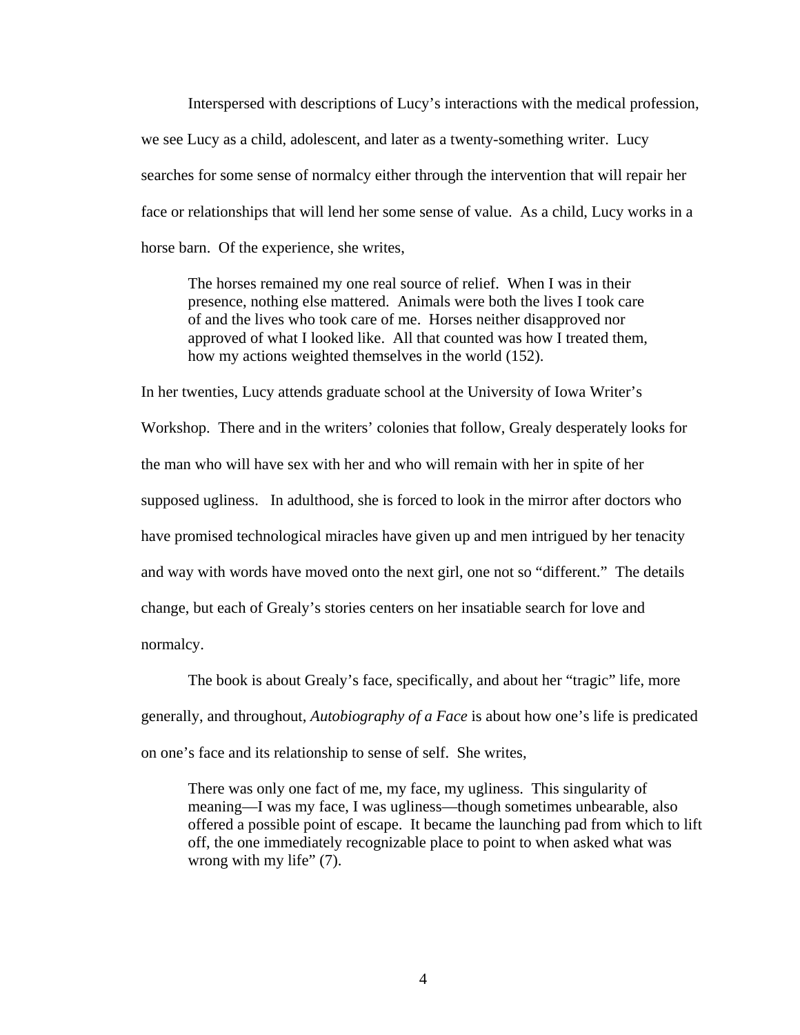Interspersed with descriptions of Lucy's interactions with the medical profession, we see Lucy as a child, adolescent, and later as a twenty-something writer. Lucy searches for some sense of normalcy either through the intervention that will repair her face or relationships that will lend her some sense of value. As a child, Lucy works in a horse barn. Of the experience, she writes,

> The horses remained my one real source of relief. When I was in their presence, nothing else mattered. Animals were both the lives I took care of and the lives who took care of me. Horses neither disapproved nor approved of what I looked like. All that counted was how I treated them, how my actions weighted themselves in the world (152).

In her twenties, Lucy attends graduate school at the University of Iowa Writer's Workshop. There and in the writers' colonies that follow, Grealy desperately looks for the man who will have sex with her and who will remain with her in spite of her supposed ugliness. In adulthood, she is forced to look in the mirror after doctors who have promised technological miracles have given up and men intrigued by her tenacity and way with words have moved onto the next girl, one not so "different." The details change, but each of Grealy's stories centers on her insatiable search for love and normalcy.

The book is about Grealy's face, specifically, and about her "tragic" life, more generally, and throughout, *Autobiography of a Face* is about how one's life is predicated on one's face and its relationship to sense of self. She writes,

> There was only one fact of me, my face, my ugliness. This singularity of meaning—I was my face, I was ugliness—though sometimes unbearable, also offered a possible point of escape. It became the launching pad from which to lift off, the one immediately recognizable place to point to when asked what was wrong with my life" (7).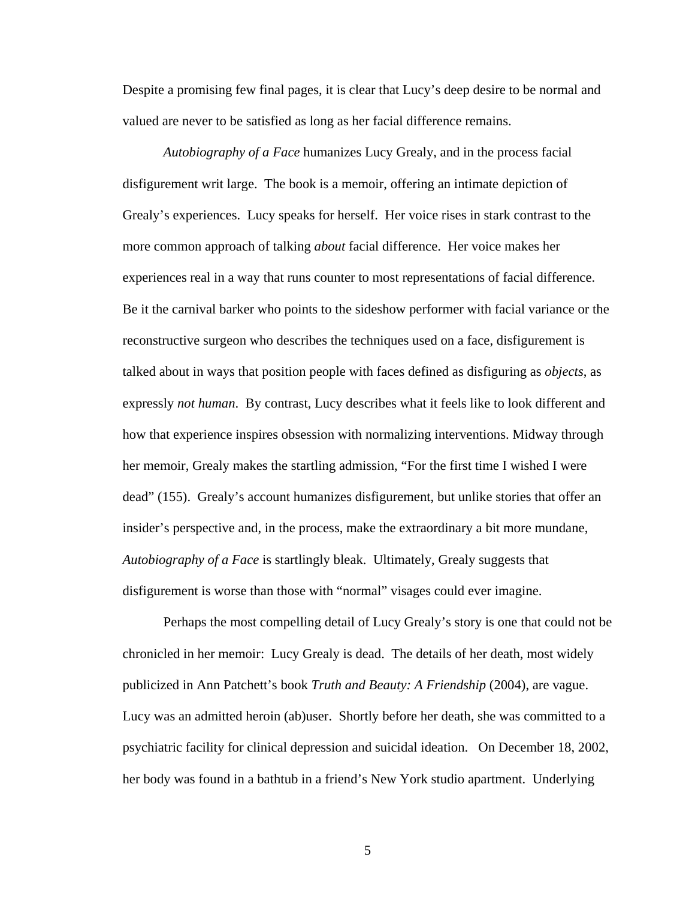Despite a promising few final pages, it is clear that Lucy's deep desire to be normal and valued are never to be satisfied as long as her facial difference remains.

*Autobiography of a Face* humanizes Lucy Grealy, and in the process facial disfigurement writ large. The book is a memoir, offering an intimate depiction of Grealy's experiences. Lucy speaks for herself. Her voice rises in stark contrast to the more common approach of talking *about* facial difference. Her voice makes her experiences real in a way that runs counter to most representations of facial difference. Be it the carnival barker who points to the sideshow performer with facial variance or the reconstructive surgeon who describes the techniques used on a face, disfigurement is talked about in ways that position people with faces defined as disfiguring as *objects*, as expressly *not human*. By contrast, Lucy describes what it feels like to look different and how that experience inspires obsession with normalizing interventions. Midway through her memoir, Grealy makes the startling admission, "For the first time I wished I were dead" (155). Grealy's account humanizes disfigurement, but unlike stories that offer an insider's perspective and, in the process, make the extraordinary a bit more mundane, *Autobiography of a Face* is startlingly bleak. Ultimately, Grealy suggests that disfigurement is worse than those with "normal" visages could ever imagine.

Perhaps the most compelling detail of Lucy Grealy's story is one that could not be chronicled in her memoir: Lucy Grealy is dead. The details of her death, most widely publicized in Ann Patchett's book *Truth and Beauty: A Friendship* (2004), are vague. Lucy was an admitted heroin (ab)user. Shortly before her death, she was committed to a psychiatric facility for clinical depression and suicidal ideation. On December 18, 2002, her body was found in a bathtub in a friend's New York studio apartment. Underlying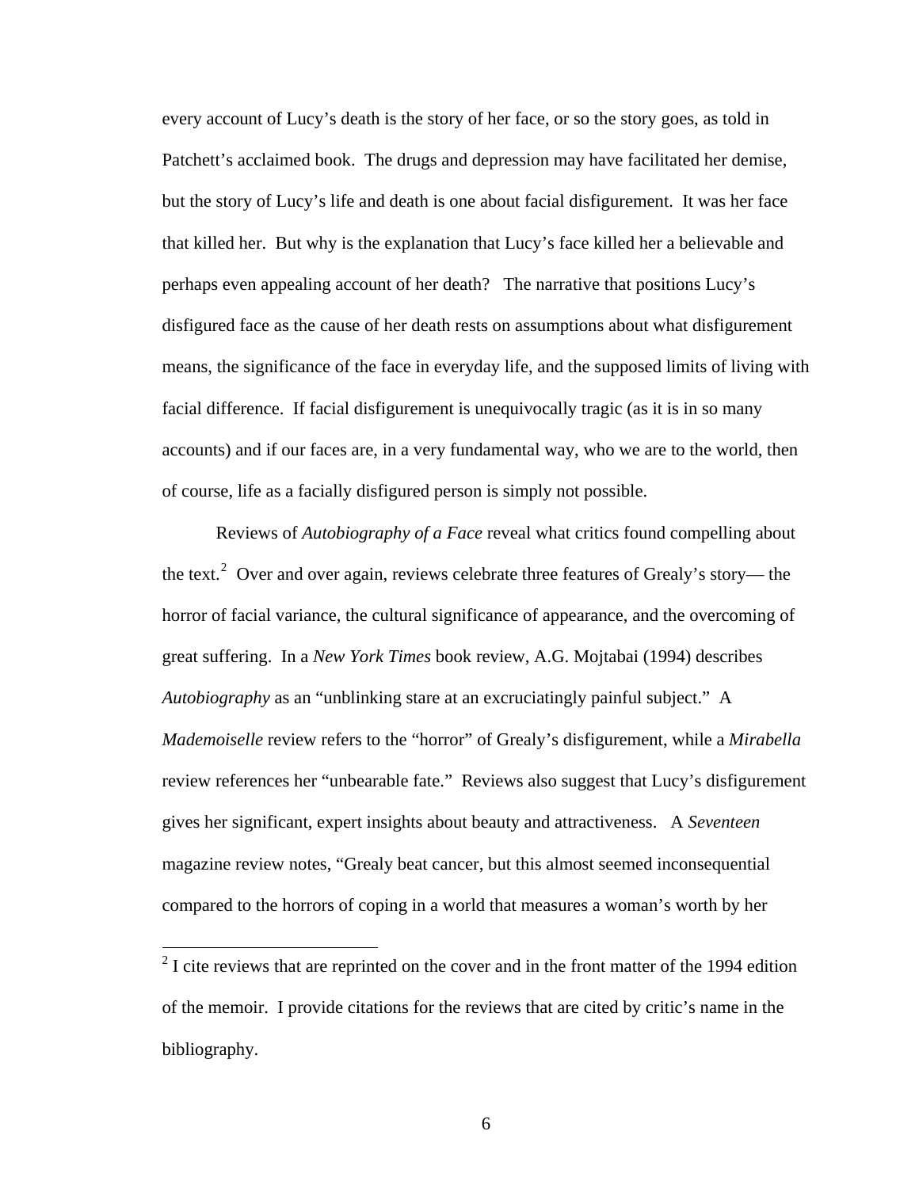every account of Lucy's death is the story of her face, or so the story goes, as told in Patchett's acclaimed book. The drugs and depression may have facilitated her demise, but the story of Lucy's life and death is one about facial disfigurement. It was her face that killed her. But why is the explanation that Lucy's face killed her a believable and perhaps even appealing account of her death? The narrative that positions Lucy's disfigured face as the cause of her death rests on assumptions about what disfigurement means, the significance of the face in everyday life, and the supposed limits of living with facial difference. If facial disfigurement is unequivocally tragic (as it is in so many accounts) and if our faces are, in a very fundamental way, who we are to the world, then of course, life as a facially disfigured person is simply not possible.

Reviews of *Autobiography of a Face* reveal what critics found compelling about the text.[2] Over and over again, reviews celebrate three features of Grealy's story— the horror of facial variance, the cultural significance of appearance, and the overcoming of great suffering. In a *New York Times* book review, A.G. Mojtabai (1994) describes *Autobiography* as an "unblinking stare at an excruciatingly painful subject." A *Mademoiselle* review refers to the "horror" of Grealy's disfigurement, while a *Mirabella* review references her "unbearable fate." Reviews also suggest that Lucy's disfigurement gives her significant, expert insights about beauty and attractiveness. A *Seventeen* magazine review notes, "Grealy beat cancer, but this almost seemed inconsequential compared to the horrors of coping in a world that measures a woman's worth by her

[2] I cite reviews that are reprinted on the cover and in the front matter of the 1994 edition of the memoir. I provide citations for the reviews that are cited by critic's name in the bibliography.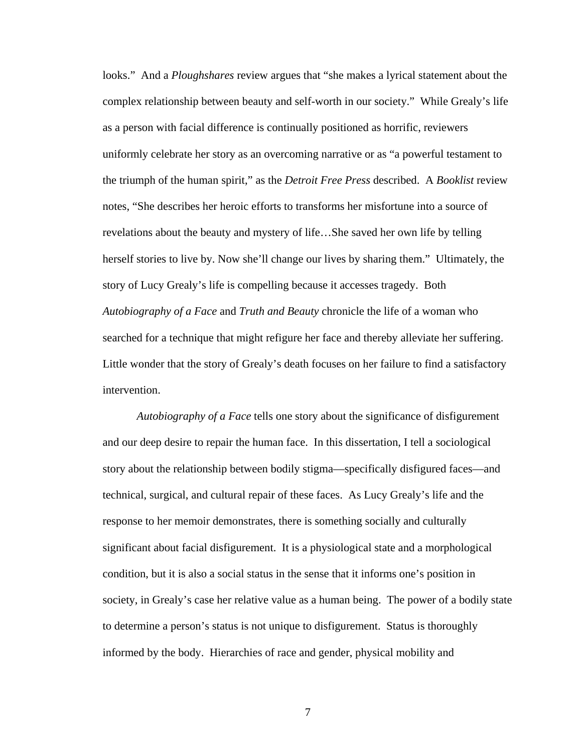looks." And a *Ploughshares* review argues that "she makes a lyrical statement about the complex relationship between beauty and self-worth in our society." While Grealy's life as a person with facial difference is continually positioned as horrific, reviewers uniformly celebrate her story as an overcoming narrative or as "a powerful testament to the triumph of the human spirit," as the *Detroit Free Press* described. A *Booklist* review notes, "She describes her heroic efforts to transforms her misfortune into a source of revelations about the beauty and mystery of life…She saved her own life by telling herself stories to live by. Now she'll change our lives by sharing them." Ultimately, the story of Lucy Grealy's life is compelling because it accesses tragedy. Both *Autobiography of a Face* and *Truth and Beauty* chronicle the life of a woman who searched for a technique that might refigure her face and thereby alleviate her suffering. Little wonder that the story of Grealy's death focuses on her failure to find a satisfactory intervention.

*Autobiography of a Face* tells one story about the significance of disfigurement and our deep desire to repair the human face. In this dissertation, I tell a sociological story about the relationship between bodily stigma—specifically disfigured faces—and technical, surgical, and cultural repair of these faces. As Lucy Grealy's life and the response to her memoir demonstrates, there is something socially and culturally significant about facial disfigurement. It is a physiological state and a morphological condition, but it is also a social status in the sense that it informs one's position in society, in Grealy's case her relative value as a human being. The power of a bodily state to determine a person's status is not unique to disfigurement. Status is thoroughly informed by the body. Hierarchies of race and gender, physical mobility and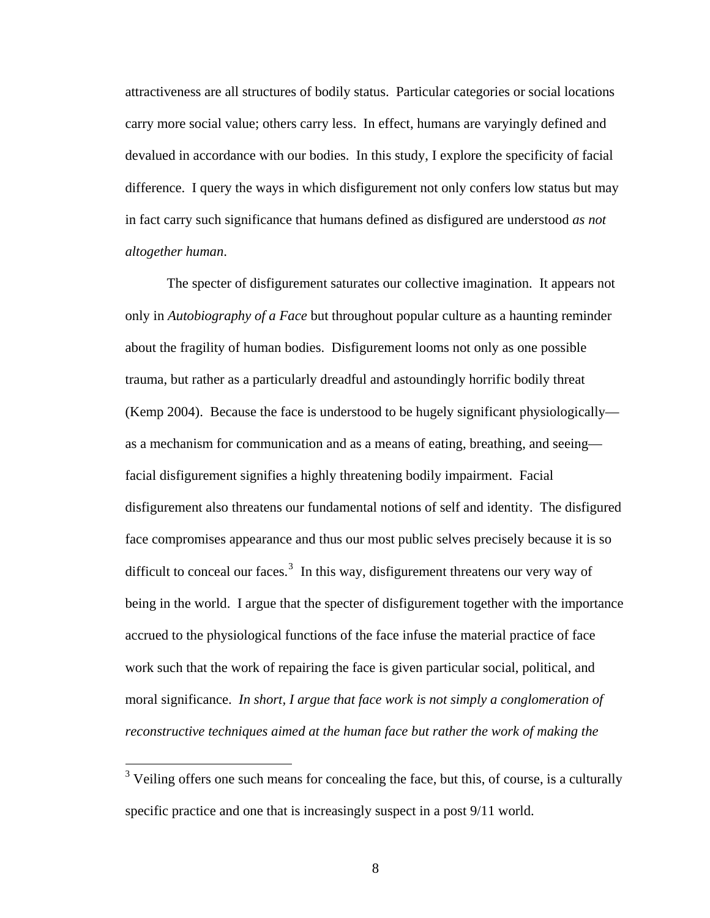attractiveness are all structures of bodily status. Particular categories or social locations carry more social value; others carry less. In effect, humans are varyingly defined and devalued in accordance with our bodies. In this study, I explore the specificity of facial difference. I query the ways in which disfigurement not only confers low status but may in fact carry such significance that humans defined as disfigured are understood *as not altogether human*.

The specter of disfigurement saturates our collective imagination. It appears not only in *Autobiography of a Face* but throughout popular culture as a haunting reminder about the fragility of human bodies. Disfigurement looms not only as one possible trauma, but rather as a particularly dreadful and astoundingly horrific bodily threat (Kemp 2004). Because the face is understood to be hugely significant physiologically—as a mechanism for communication and as a means of eating, breathing, and seeing—facial disfigurement signifies a highly threatening bodily impairment. Facial disfigurement also threatens our fundamental notions of self and identity. The disfigured face compromises appearance and thus our most public selves precisely because it is so difficult to conceal our faces.[3] In this way, disfigurement threatens our very way of being in the world. I argue that the specter of disfigurement together with the importance accrued to the physiological functions of the face infuse the material practice of face work such that the work of repairing the face is given particular social, political, and moral significance. *In short, I argue that face work is not simply a conglomeration of reconstructive techniques aimed at the human face but rather the work of making the*

---

[3] Veiling offers one such means for concealing the face, but this, of course, is a culturally specific practice and one that is increasingly suspect in a post 9/11 world.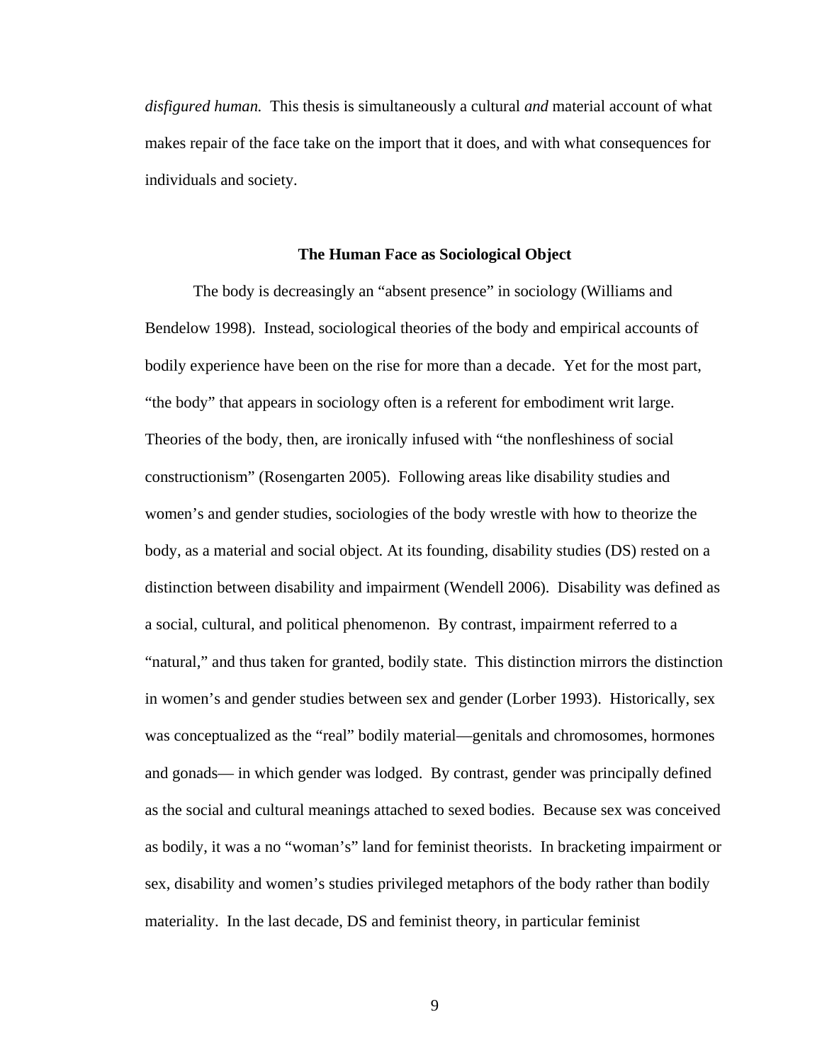*disfigured human.* This thesis is simultaneously a cultural *and* material account of what makes repair of the face take on the import that it does, and with what consequences for individuals and society.

## The Human Face as Sociological Object

The body is decreasingly an "absent presence" in sociology (Williams and Bendelow 1998). Instead, sociological theories of the body and empirical accounts of bodily experience have been on the rise for more than a decade. Yet for the most part, "the body" that appears in sociology often is a referent for embodiment writ large. Theories of the body, then, are ironically infused with "the nonfleshiness of social constructionism" (Rosengarten 2005). Following areas like disability studies and women's and gender studies, sociologies of the body wrestle with how to theorize the body, as a material and social object. At its founding, disability studies (DS) rested on a distinction between disability and impairment (Wendell 2006). Disability was defined as a social, cultural, and political phenomenon. By contrast, impairment referred to a "natural," and thus taken for granted, bodily state. This distinction mirrors the distinction in women's and gender studies between sex and gender (Lorber 1993). Historically, sex was conceptualized as the "real" bodily material—genitals and chromosomes, hormones and gonads— in which gender was lodged. By contrast, gender was principally defined as the social and cultural meanings attached to sexed bodies. Because sex was conceived as bodily, it was a no "woman's" land for feminist theorists. In bracketing impairment or sex, disability and women's studies privileged metaphors of the body rather than bodily materiality. In the last decade, DS and feminist theory, in particular feminist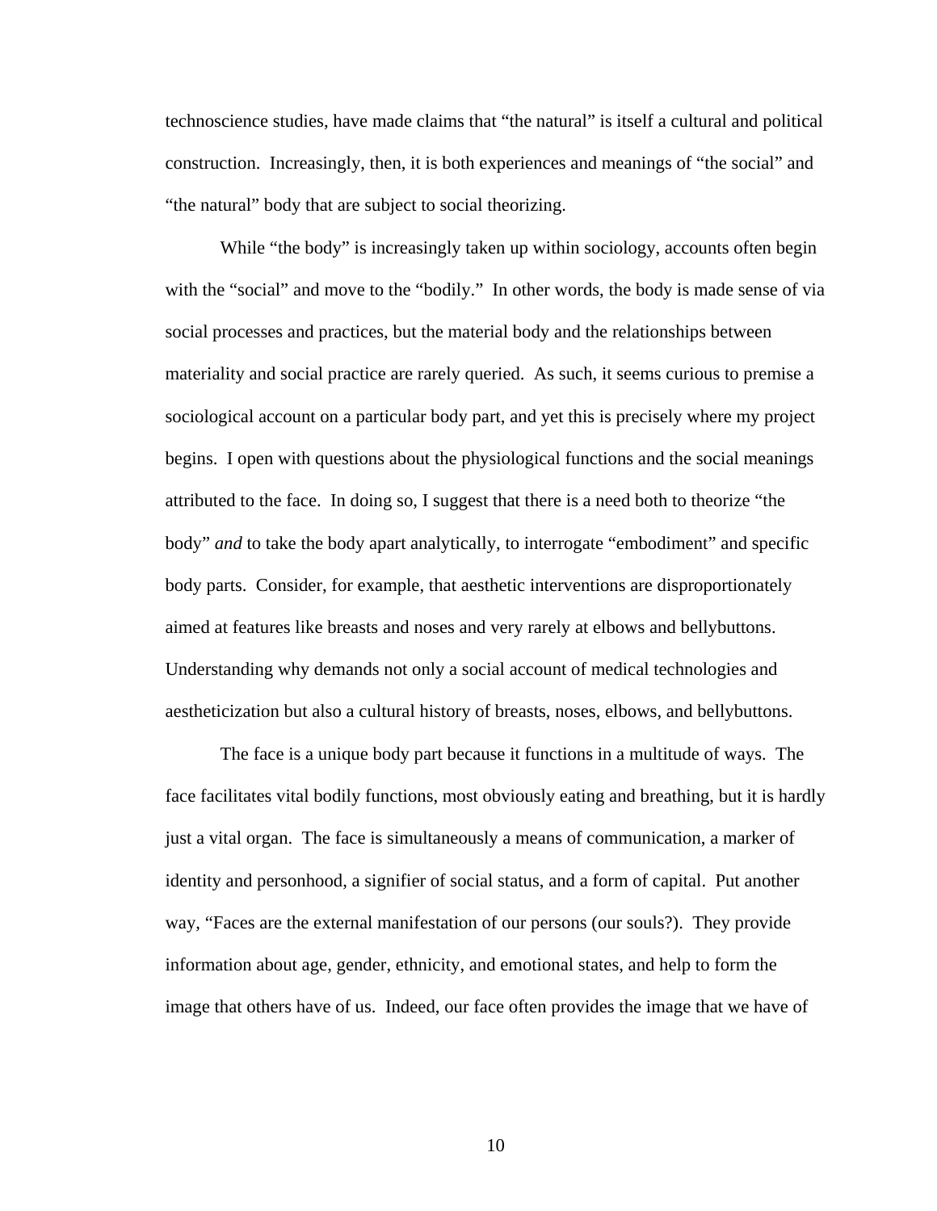technoscience studies, have made claims that "the natural" is itself a cultural and political construction. Increasingly, then, it is both experiences and meanings of "the social" and "the natural" body that are subject to social theorizing.

While "the body" is increasingly taken up within sociology, accounts often begin with the "social" and move to the "bodily." In other words, the body is made sense of via social processes and practices, but the material body and the relationships between materiality and social practice are rarely queried. As such, it seems curious to premise a sociological account on a particular body part, and yet this is precisely where my project begins. I open with questions about the physiological functions and the social meanings attributed to the face. In doing so, I suggest that there is a need both to theorize "the body" *and* to take the body apart analytically, to interrogate "embodiment" and specific body parts. Consider, for example, that aesthetic interventions are disproportionately aimed at features like breasts and noses and very rarely at elbows and bellybuttons. Understanding why demands not only a social account of medical technologies and aestheticization but also a cultural history of breasts, noses, elbows, and bellybuttons.

The face is a unique body part because it functions in a multitude of ways. The face facilitates vital bodily functions, most obviously eating and breathing, but it is hardly just a vital organ. The face is simultaneously a means of communication, a marker of identity and personhood, a signifier of social status, and a form of capital. Put another way, "Faces are the external manifestation of our persons (our souls?). They provide information about age, gender, ethnicity, and emotional states, and help to form the image that others have of us. Indeed, our face often provides the image that we have of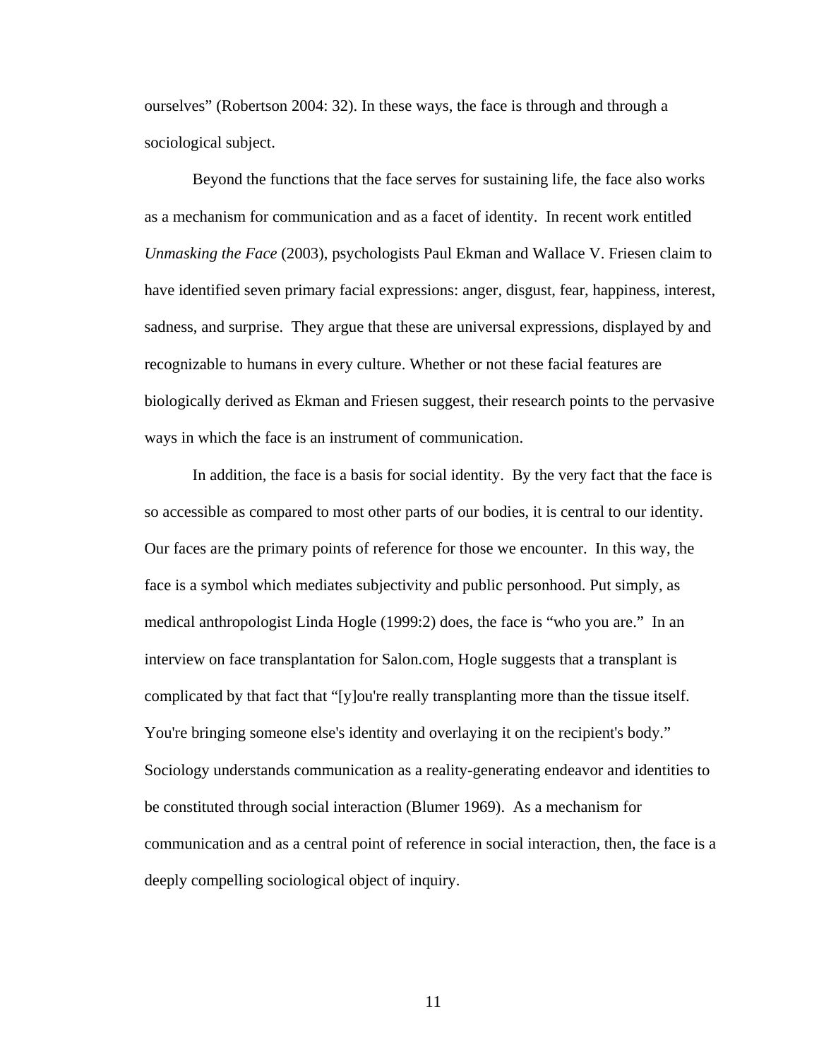ourselves" (Robertson 2004: 32). In these ways, the face is through and through a sociological subject.

Beyond the functions that the face serves for sustaining life, the face also works as a mechanism for communication and as a facet of identity. In recent work entitled *Unmasking the Face* (2003), psychologists Paul Ekman and Wallace V. Friesen claim to have identified seven primary facial expressions: anger, disgust, fear, happiness, interest, sadness, and surprise. They argue that these are universal expressions, displayed by and recognizable to humans in every culture. Whether or not these facial features are biologically derived as Ekman and Friesen suggest, their research points to the pervasive ways in which the face is an instrument of communication.

In addition, the face is a basis for social identity. By the very fact that the face is so accessible as compared to most other parts of our bodies, it is central to our identity. Our faces are the primary points of reference for those we encounter. In this way, the face is a symbol which mediates subjectivity and public personhood. Put simply, as medical anthropologist Linda Hogle (1999:2) does, the face is "who you are." In an interview on face transplantation for Salon.com, Hogle suggests that a transplant is complicated by that fact that "[y]ou're really transplanting more than the tissue itself. You're bringing someone else's identity and overlaying it on the recipient's body." Sociology understands communication as a reality-generating endeavor and identities to be constituted through social interaction (Blumer 1969). As a mechanism for communication and as a central point of reference in social interaction, then, the face is a deeply compelling sociological object of inquiry.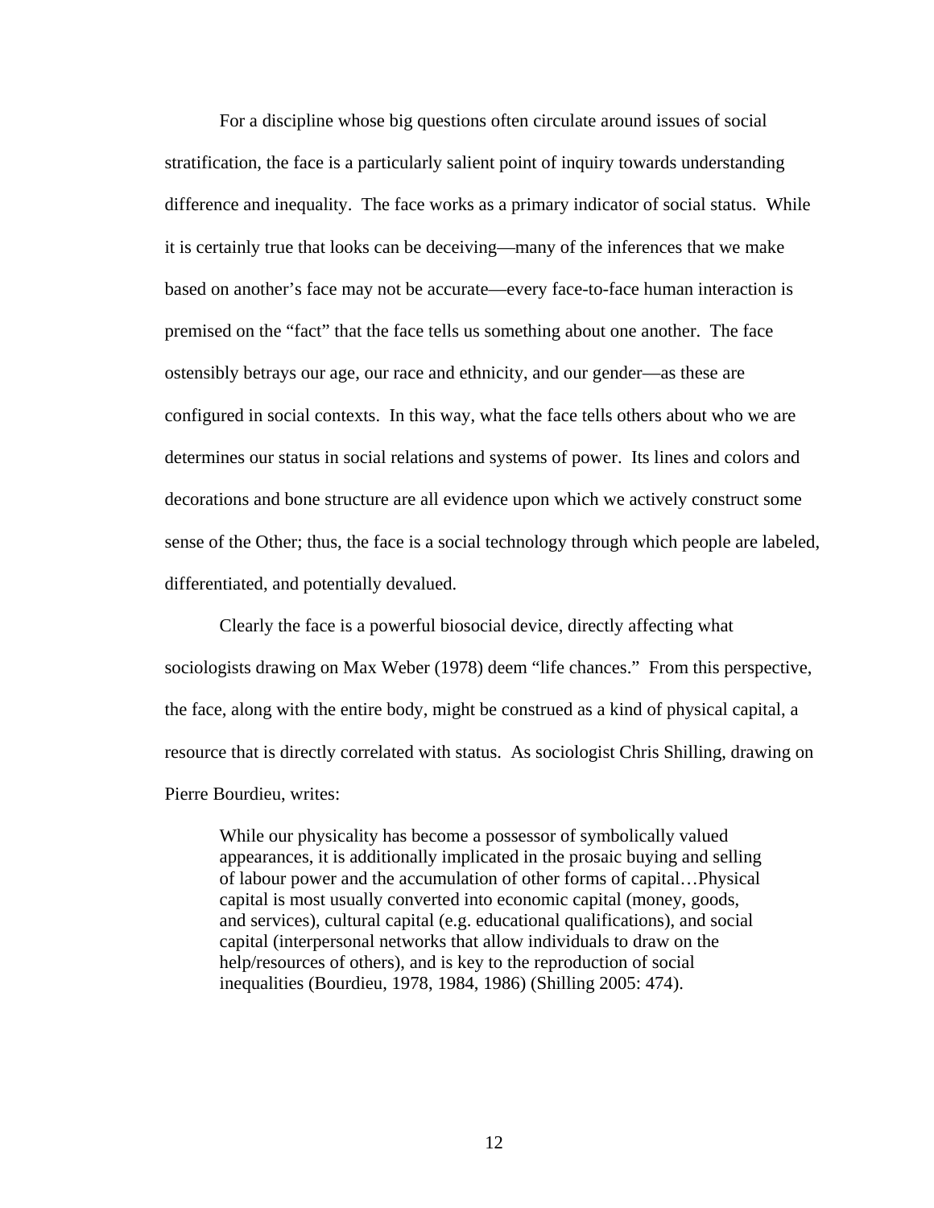For a discipline whose big questions often circulate around issues of social stratification, the face is a particularly salient point of inquiry towards understanding difference and inequality. The face works as a primary indicator of social status. While it is certainly true that looks can be deceiving—many of the inferences that we make based on another's face may not be accurate—every face-to-face human interaction is premised on the "fact" that the face tells us something about one another. The face ostensibly betrays our age, our race and ethnicity, and our gender—as these are configured in social contexts. In this way, what the face tells others about who we are determines our status in social relations and systems of power. Its lines and colors and decorations and bone structure are all evidence upon which we actively construct some sense of the Other; thus, the face is a social technology through which people are labeled, differentiated, and potentially devalued.

Clearly the face is a powerful biosocial device, directly affecting what sociologists drawing on Max Weber (1978) deem "life chances." From this perspective, the face, along with the entire body, might be construed as a kind of physical capital, a resource that is directly correlated with status. As sociologist Chris Shilling, drawing on Pierre Bourdieu, writes:

> While our physicality has become a possessor of symbolically valued appearances, it is additionally implicated in the prosaic buying and selling of labour power and the accumulation of other forms of capital…Physical capital is most usually converted into economic capital (money, goods, and services), cultural capital (e.g. educational qualifications), and social capital (interpersonal networks that allow individuals to draw on the help/resources of others), and is key to the reproduction of social inequalities (Bourdieu, 1978, 1984, 1986) (Shilling 2005: 474).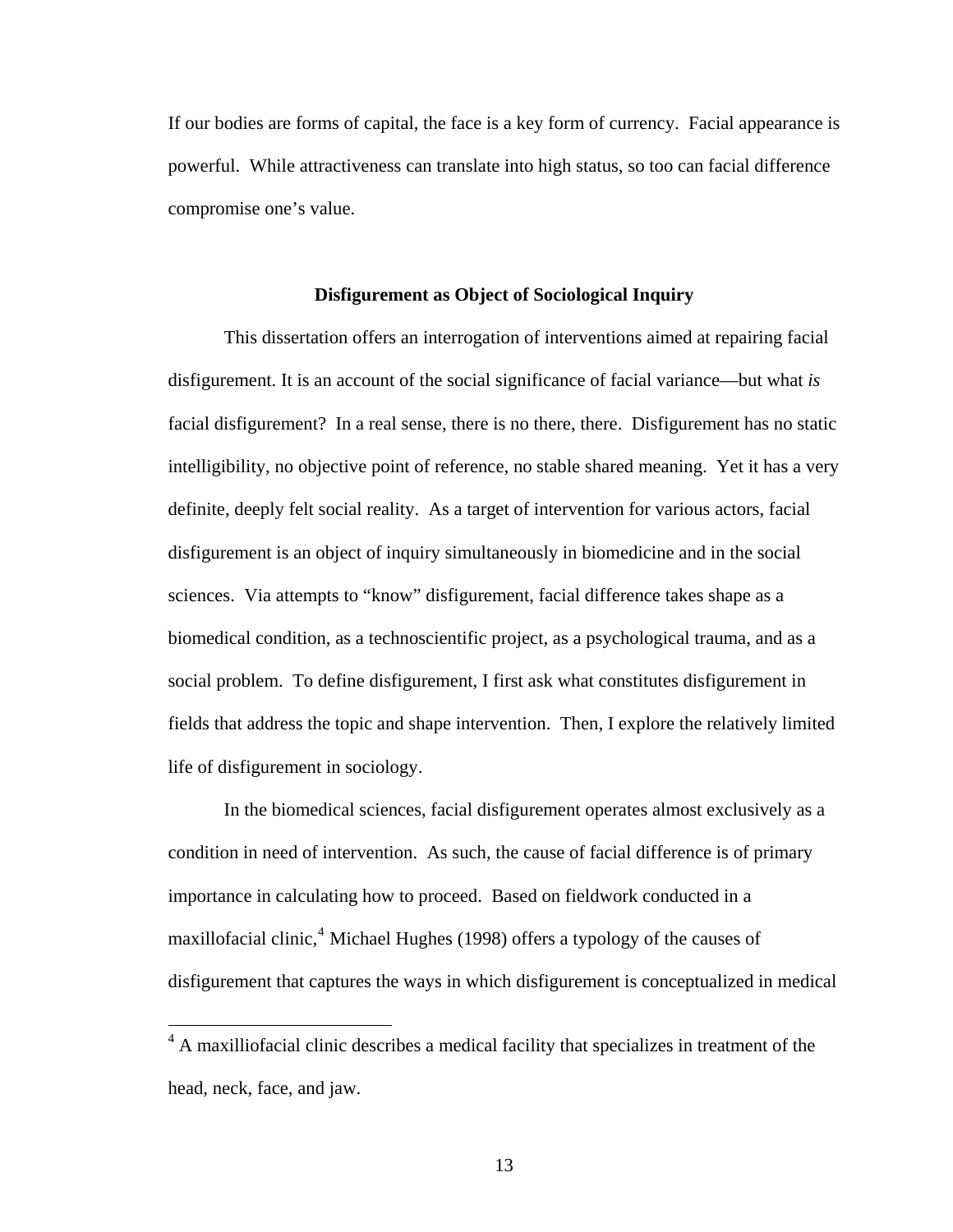If our bodies are forms of capital, the face is a key form of currency. Facial appearance is powerful. While attractiveness can translate into high status, so too can facial difference compromise one's value.

## Disfigurement as Object of Sociological Inquiry

This dissertation offers an interrogation of interventions aimed at repairing facial disfigurement. It is an account of the social significance of facial variance—but what *is* facial disfigurement? In a real sense, there is no there, there. Disfigurement has no static intelligibility, no objective point of reference, no stable shared meaning. Yet it has a very definite, deeply felt social reality. As a target of intervention for various actors, facial disfigurement is an object of inquiry simultaneously in biomedicine and in the social sciences. Via attempts to "know" disfigurement, facial difference takes shape as a biomedical condition, as a technoscientific project, as a psychological trauma, and as a social problem. To define disfigurement, I first ask what constitutes disfigurement in fields that address the topic and shape intervention. Then, I explore the relatively limited life of disfigurement in sociology.

In the biomedical sciences, facial disfigurement operates almost exclusively as a condition in need of intervention. As such, the cause of facial difference is of primary importance in calculating how to proceed. Based on fieldwork conducted in a maxillofacial clinic,[4] Michael Hughes (1998) offers a typology of the causes of disfigurement that captures the ways in which disfigurement is conceptualized in medical

[4] A maxilliofacial clinic describes a medical facility that specializes in treatment of the head, neck, face, and jaw.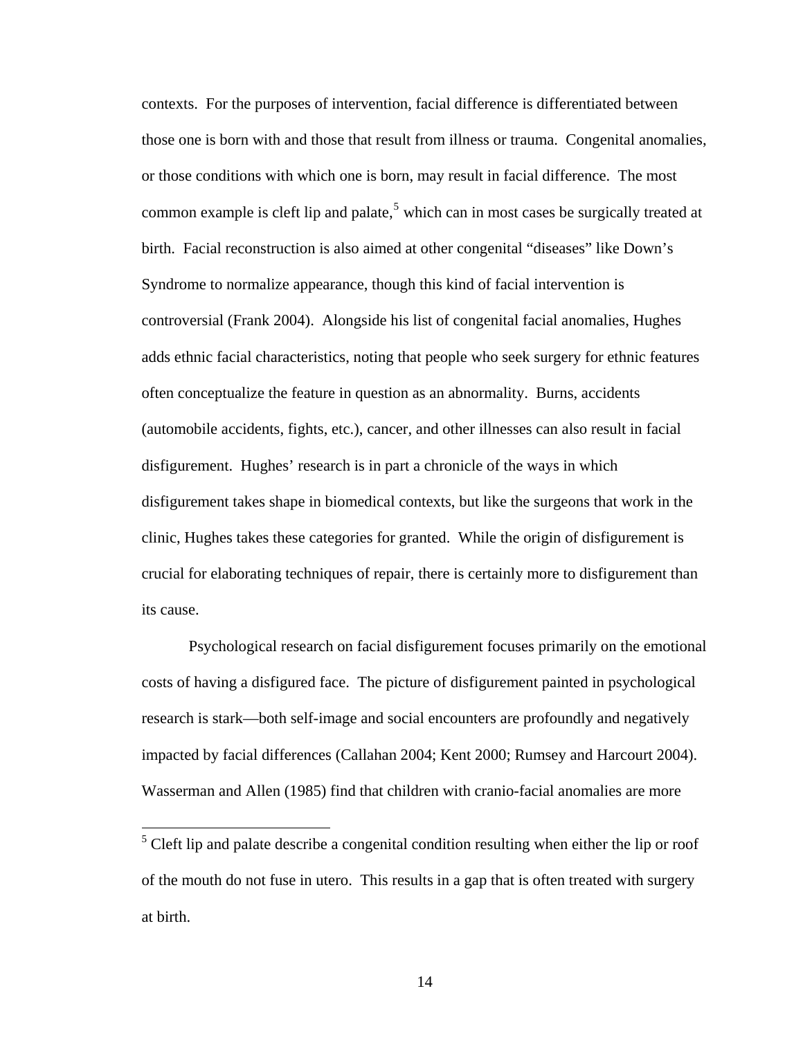contexts. For the purposes of intervention, facial difference is differentiated between those one is born with and those that result from illness or trauma. Congenital anomalies, or those conditions with which one is born, may result in facial difference. The most common example is cleft lip and palate,[5] which can in most cases be surgically treated at birth. Facial reconstruction is also aimed at other congenital "diseases" like Down's Syndrome to normalize appearance, though this kind of facial intervention is controversial (Frank 2004). Alongside his list of congenital facial anomalies, Hughes adds ethnic facial characteristics, noting that people who seek surgery for ethnic features often conceptualize the feature in question as an abnormality. Burns, accidents (automobile accidents, fights, etc.), cancer, and other illnesses can also result in facial disfigurement. Hughes' research is in part a chronicle of the ways in which disfigurement takes shape in biomedical contexts, but like the surgeons that work in the clinic, Hughes takes these categories for granted. While the origin of disfigurement is crucial for elaborating techniques of repair, there is certainly more to disfigurement than its cause.

Psychological research on facial disfigurement focuses primarily on the emotional costs of having a disfigured face. The picture of disfigurement painted in psychological research is stark—both self-image and social encounters are profoundly and negatively impacted by facial differences (Callahan 2004; Kent 2000; Rumsey and Harcourt 2004). Wasserman and Allen (1985) find that children with cranio-facial anomalies are more

---

[5] Cleft lip and palate describe a congenital condition resulting when either the lip or roof of the mouth do not fuse in utero. This results in a gap that is often treated with surgery at birth.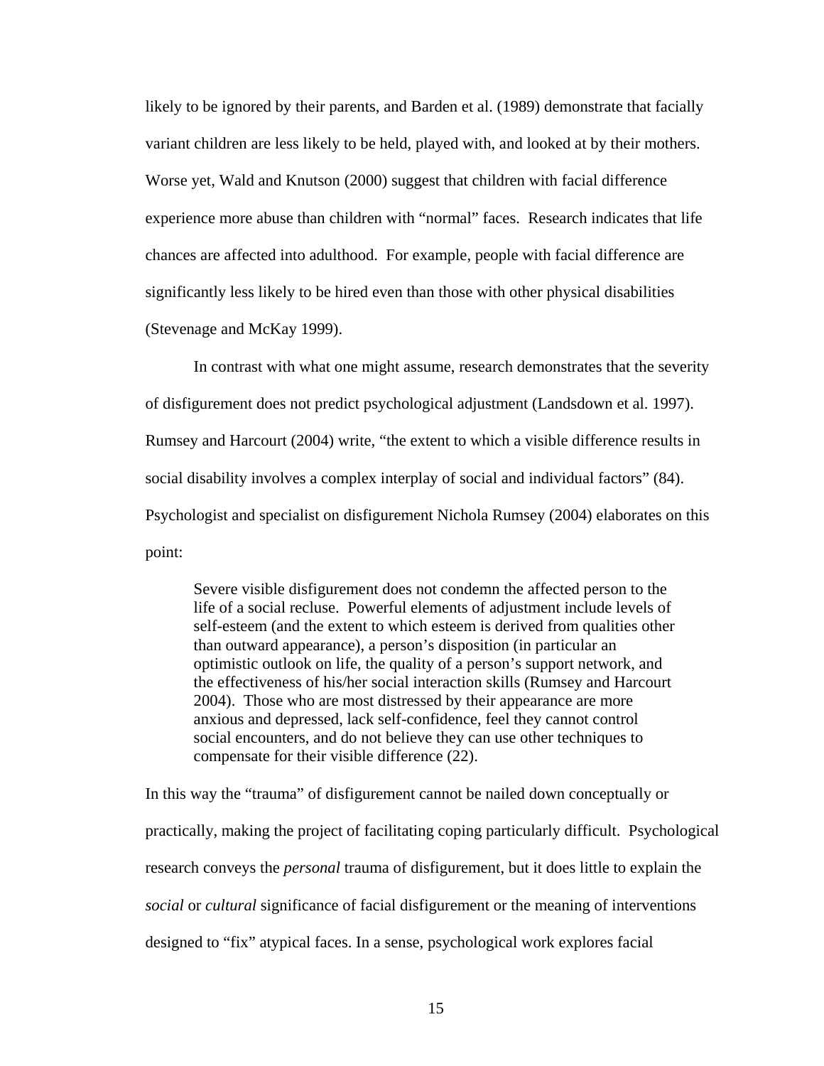likely to be ignored by their parents, and Barden et al. (1989) demonstrate that facially variant children are less likely to be held, played with, and looked at by their mothers. Worse yet, Wald and Knutson (2000) suggest that children with facial difference experience more abuse than children with "normal" faces. Research indicates that life chances are affected into adulthood. For example, people with facial difference are significantly less likely to be hired even than those with other physical disabilities (Stevenage and McKay 1999).

In contrast with what one might assume, research demonstrates that the severity of disfigurement does not predict psychological adjustment (Landsdown et al. 1997). Rumsey and Harcourt (2004) write, "the extent to which a visible difference results in social disability involves a complex interplay of social and individual factors" (84). Psychologist and specialist on disfigurement Nichola Rumsey (2004) elaborates on this point:

> Severe visible disfigurement does not condemn the affected person to the life of a social recluse. Powerful elements of adjustment include levels of self-esteem (and the extent to which esteem is derived from qualities other than outward appearance), a person's disposition (in particular an optimistic outlook on life, the quality of a person's support network, and the effectiveness of his/her social interaction skills (Rumsey and Harcourt 2004). Those who are most distressed by their appearance are more anxious and depressed, lack self-confidence, feel they cannot control social encounters, and do not believe they can use other techniques to compensate for their visible difference (22).

In this way the "trauma" of disfigurement cannot be nailed down conceptually or practically, making the project of facilitating coping particularly difficult. Psychological research conveys the *personal* trauma of disfigurement, but it does little to explain the *social* or *cultural* significance of facial disfigurement or the meaning of interventions designed to "fix" atypical faces. In a sense, psychological work explores facial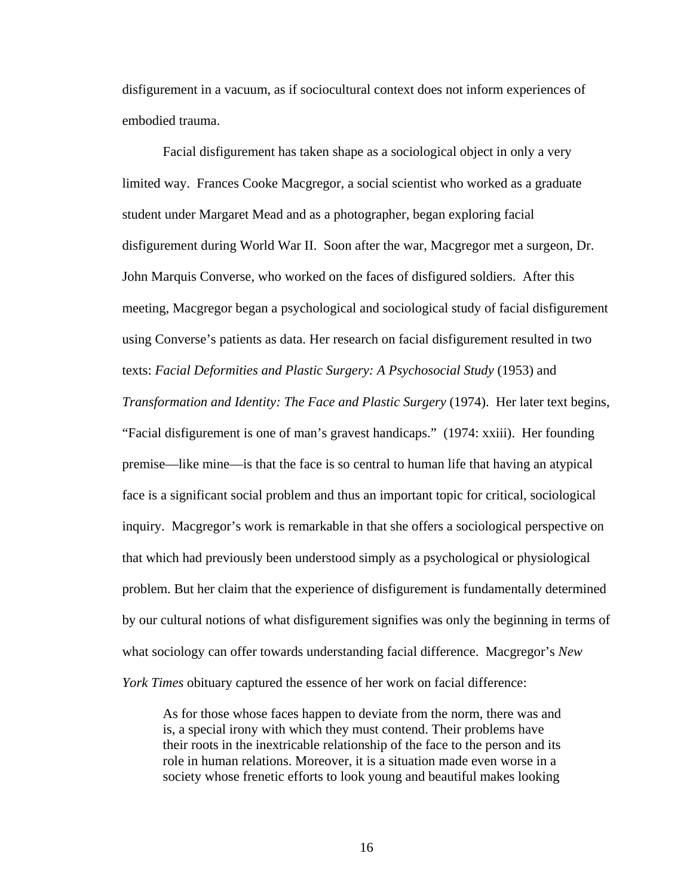disfigurement in a vacuum, as if sociocultural context does not inform experiences of embodied trauma.

Facial disfigurement has taken shape as a sociological object in only a very limited way. Frances Cooke Macgregor, a social scientist who worked as a graduate student under Margaret Mead and as a photographer, began exploring facial disfigurement during World War II. Soon after the war, Macgregor met a surgeon, Dr. John Marquis Converse, who worked on the faces of disfigured soldiers. After this meeting, Macgregor began a psychological and sociological study of facial disfigurement using Converse's patients as data. Her research on facial disfigurement resulted in two texts: *Facial Deformities and Plastic Surgery: A Psychosocial Study* (1953) and *Transformation and Identity: The Face and Plastic Surgery* (1974). Her later text begins, "Facial disfigurement is one of man's gravest handicaps." (1974: xxiii). Her founding premise—like mine—is that the face is so central to human life that having an atypical face is a significant social problem and thus an important topic for critical, sociological inquiry. Macgregor's work is remarkable in that she offers a sociological perspective on that which had previously been understood simply as a psychological or physiological problem. But her claim that the experience of disfigurement is fundamentally determined by our cultural notions of what disfigurement signifies was only the beginning in terms of what sociology can offer towards understanding facial difference. Macgregor's *New York Times* obituary captured the essence of her work on facial difference:

> As for those whose faces happen to deviate from the norm, there was and is, a special irony with which they must contend. Their problems have their roots in the inextricable relationship of the face to the person and its role in human relations. Moreover, it is a situation made even worse in a society whose frenetic efforts to look young and beautiful makes looking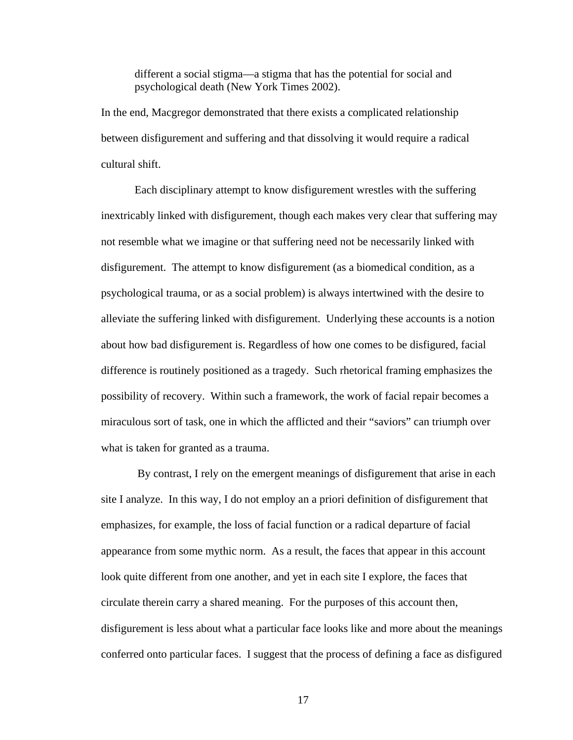> different a social stigma—a stigma that has the potential for social and psychological death (New York Times 2002).

In the end, Macgregor demonstrated that there exists a complicated relationship between disfigurement and suffering and that dissolving it would require a radical cultural shift.

Each disciplinary attempt to know disfigurement wrestles with the suffering inextricably linked with disfigurement, though each makes very clear that suffering may not resemble what we imagine or that suffering need not be necessarily linked with disfigurement. The attempt to know disfigurement (as a biomedical condition, as a psychological trauma, or as a social problem) is always intertwined with the desire to alleviate the suffering linked with disfigurement. Underlying these accounts is a notion about how bad disfigurement is. Regardless of how one comes to be disfigured, facial difference is routinely positioned as a tragedy. Such rhetorical framing emphasizes the possibility of recovery. Within such a framework, the work of facial repair becomes a miraculous sort of task, one in which the afflicted and their "saviors" can triumph over what is taken for granted as a trauma.

By contrast, I rely on the emergent meanings of disfigurement that arise in each site I analyze. In this way, I do not employ an a priori definition of disfigurement that emphasizes, for example, the loss of facial function or a radical departure of facial appearance from some mythic norm. As a result, the faces that appear in this account look quite different from one another, and yet in each site I explore, the faces that circulate therein carry a shared meaning. For the purposes of this account then, disfigurement is less about what a particular face looks like and more about the meanings conferred onto particular faces. I suggest that the process of defining a face as disfigured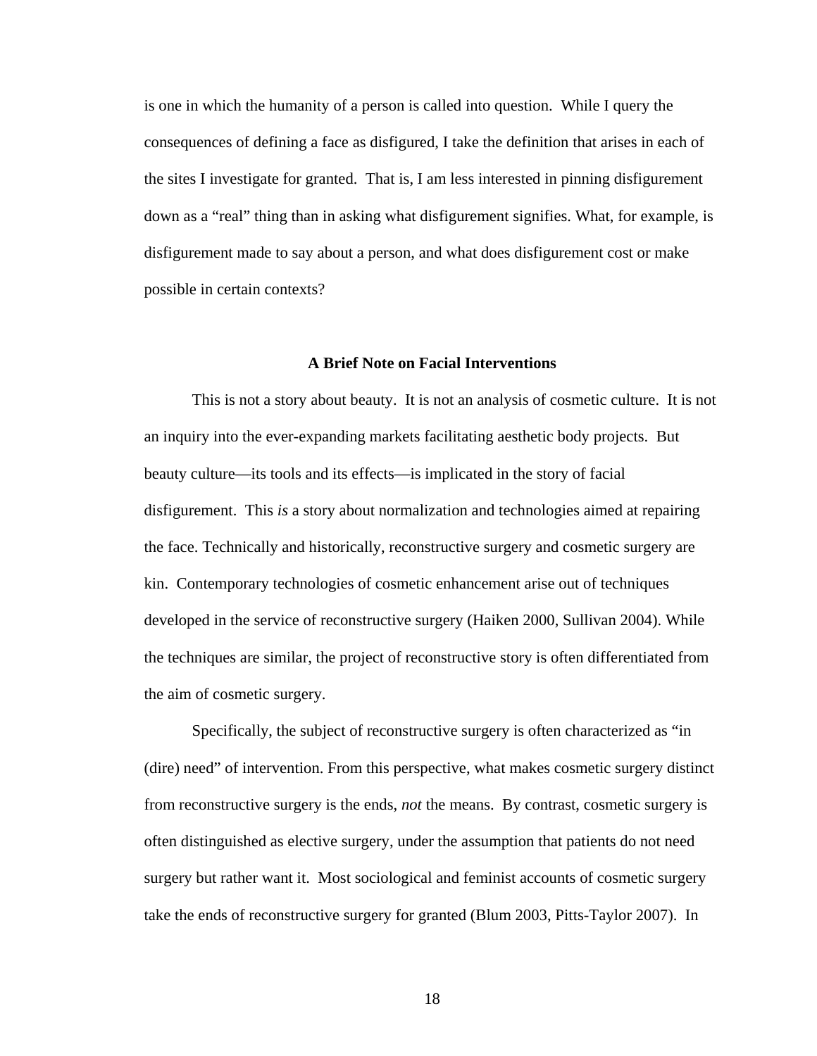is one in which the humanity of a person is called into question. While I query the consequences of defining a face as disfigured, I take the definition that arises in each of the sites I investigate for granted. That is, I am less interested in pinning disfigurement down as a "real" thing than in asking what disfigurement signifies. What, for example, is disfigurement made to say about a person, and what does disfigurement cost or make possible in certain contexts?

## A Brief Note on Facial Interventions

This is not a story about beauty. It is not an analysis of cosmetic culture. It is not an inquiry into the ever-expanding markets facilitating aesthetic body projects. But beauty culture—its tools and its effects—is implicated in the story of facial disfigurement. This *is* a story about normalization and technologies aimed at repairing the face. Technically and historically, reconstructive surgery and cosmetic surgery are kin. Contemporary technologies of cosmetic enhancement arise out of techniques developed in the service of reconstructive surgery (Haiken 2000, Sullivan 2004). While the techniques are similar, the project of reconstructive story is often differentiated from the aim of cosmetic surgery.

Specifically, the subject of reconstructive surgery is often characterized as "in (dire) need" of intervention. From this perspective, what makes cosmetic surgery distinct from reconstructive surgery is the ends, *not* the means. By contrast, cosmetic surgery is often distinguished as elective surgery, under the assumption that patients do not need surgery but rather want it. Most sociological and feminist accounts of cosmetic surgery take the ends of reconstructive surgery for granted (Blum 2003, Pitts-Taylor 2007). In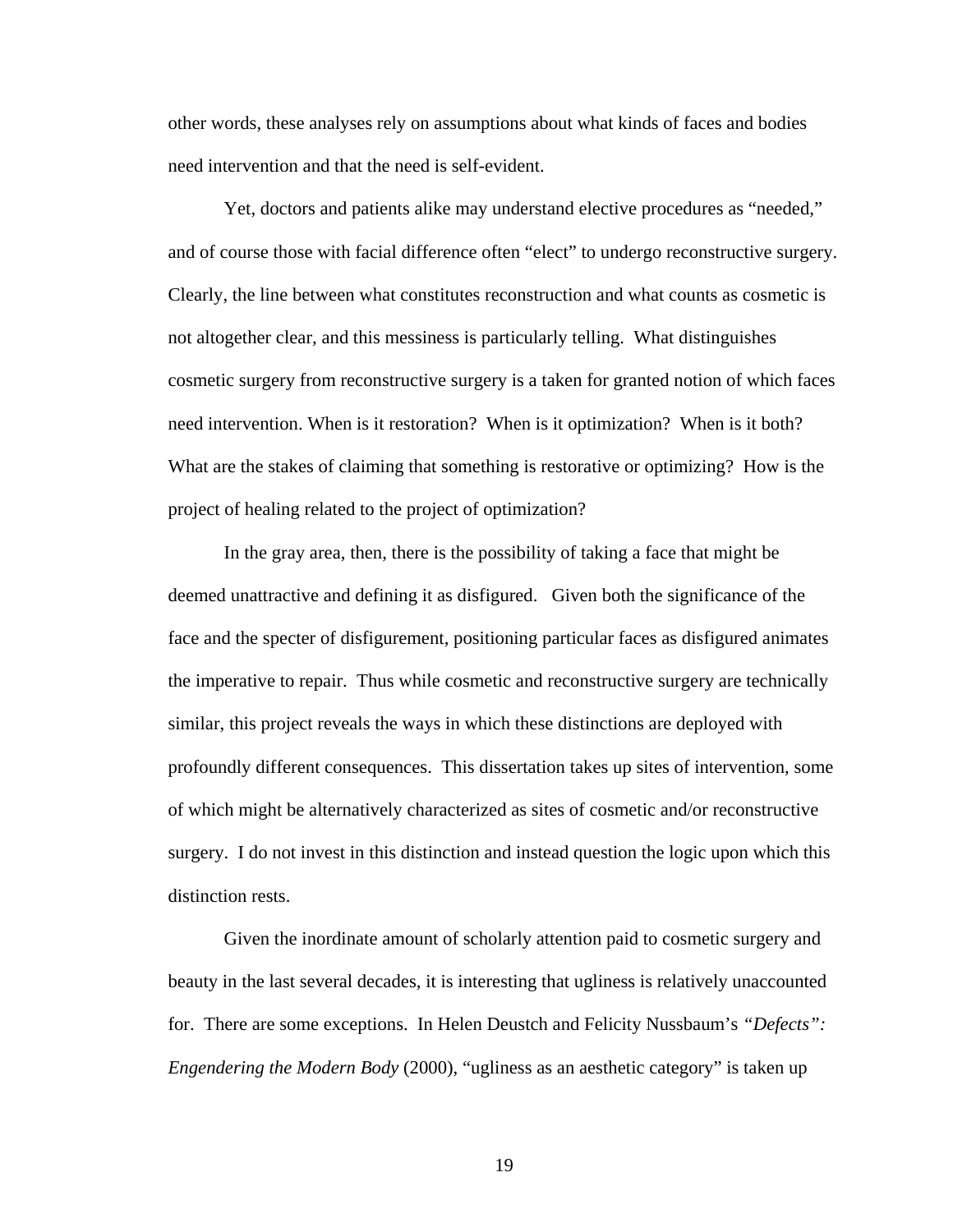other words, these analyses rely on assumptions about what kinds of faces and bodies need intervention and that the need is self-evident.

Yet, doctors and patients alike may understand elective procedures as "needed," and of course those with facial difference often "elect" to undergo reconstructive surgery. Clearly, the line between what constitutes reconstruction and what counts as cosmetic is not altogether clear, and this messiness is particularly telling. What distinguishes cosmetic surgery from reconstructive surgery is a taken for granted notion of which faces need intervention. When is it restoration? When is it optimization? When is it both? What are the stakes of claiming that something is restorative or optimizing? How is the project of healing related to the project of optimization?

In the gray area, then, there is the possibility of taking a face that might be deemed unattractive and defining it as disfigured. Given both the significance of the face and the specter of disfigurement, positioning particular faces as disfigured animates the imperative to repair. Thus while cosmetic and reconstructive surgery are technically similar, this project reveals the ways in which these distinctions are deployed with profoundly different consequences. This dissertation takes up sites of intervention, some of which might be alternatively characterized as sites of cosmetic and/or reconstructive surgery. I do not invest in this distinction and instead question the logic upon which this distinction rests.

Given the inordinate amount of scholarly attention paid to cosmetic surgery and beauty in the last several decades, it is interesting that ugliness is relatively unaccounted for. There are some exceptions. In Helen Deustch and Felicity Nussbaum's *"Defects": Engendering the Modern Body* (2000), "ugliness as an aesthetic category" is taken up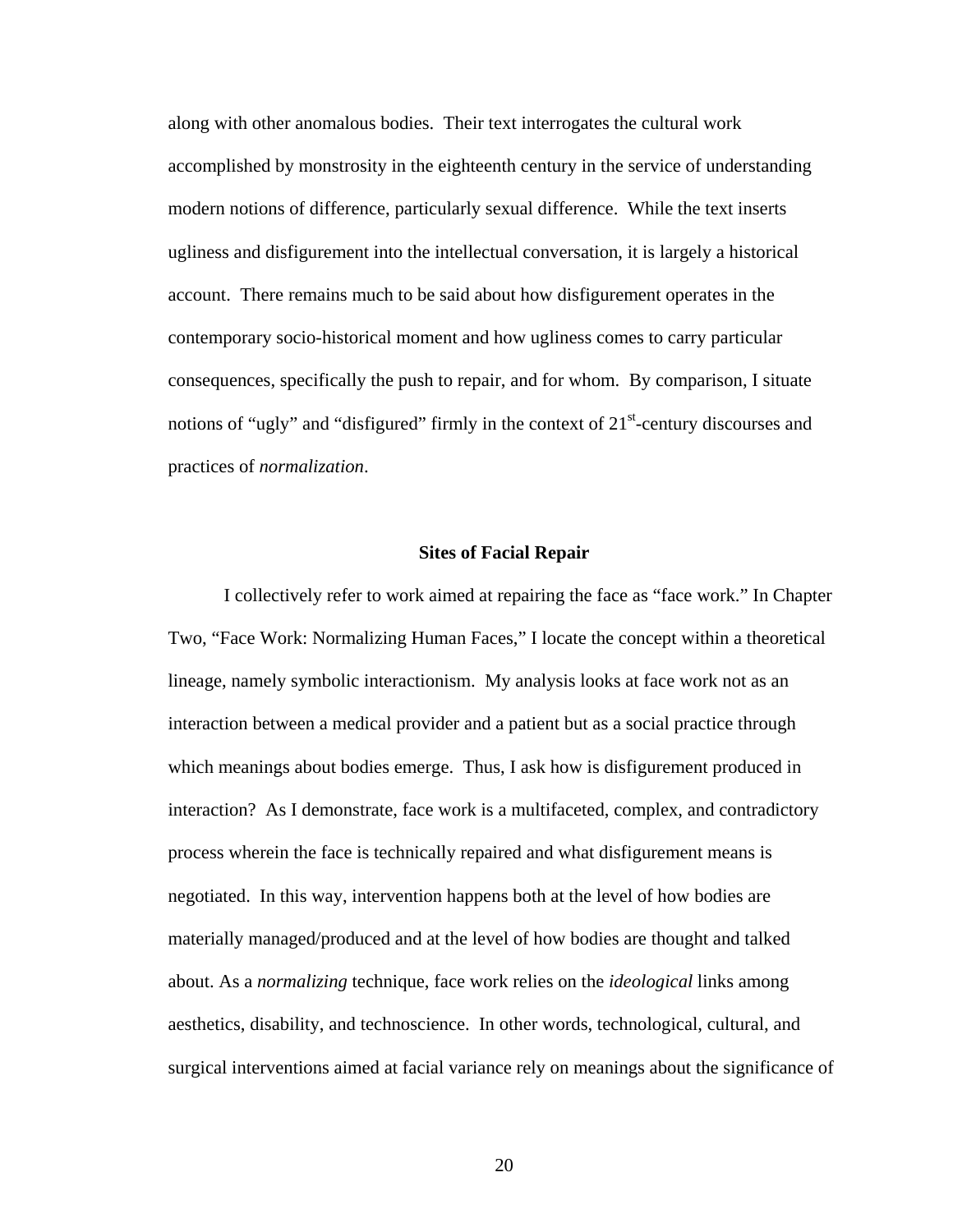along with other anomalous bodies. Their text interrogates the cultural work accomplished by monstrosity in the eighteenth century in the service of understanding modern notions of difference, particularly sexual difference. While the text inserts ugliness and disfigurement into the intellectual conversation, it is largely a historical account. There remains much to be said about how disfigurement operates in the contemporary socio-historical moment and how ugliness comes to carry particular consequences, specifically the push to repair, and for whom. By comparison, I situate notions of "ugly" and "disfigured" firmly in the context of 21st-century discourses and practices of *normalization*.

### Sites of Facial Repair

I collectively refer to work aimed at repairing the face as "face work." In Chapter Two, "Face Work: Normalizing Human Faces," I locate the concept within a theoretical lineage, namely symbolic interactionism. My analysis looks at face work not as an interaction between a medical provider and a patient but as a social practice through which meanings about bodies emerge. Thus, I ask how is disfigurement produced in interaction? As I demonstrate, face work is a multifaceted, complex, and contradictory process wherein the face is technically repaired and what disfigurement means is negotiated. In this way, intervention happens both at the level of how bodies are materially managed/produced and at the level of how bodies are thought and talked about. As a *normalizing* technique, face work relies on the *ideological* links among aesthetics, disability, and technoscience. In other words, technological, cultural, and surgical interventions aimed at facial variance rely on meanings about the significance of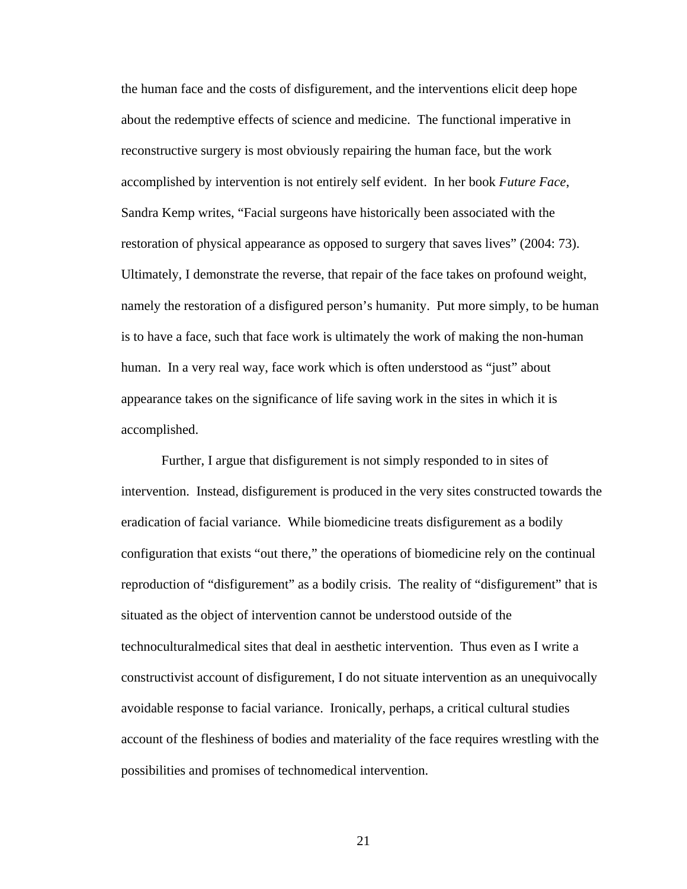the human face and the costs of disfigurement, and the interventions elicit deep hope about the redemptive effects of science and medicine. The functional imperative in reconstructive surgery is most obviously repairing the human face, but the work accomplished by intervention is not entirely self evident. In her book *Future Face*, Sandra Kemp writes, "Facial surgeons have historically been associated with the restoration of physical appearance as opposed to surgery that saves lives" (2004: 73). Ultimately, I demonstrate the reverse, that repair of the face takes on profound weight, namely the restoration of a disfigured person's humanity. Put more simply, to be human is to have a face, such that face work is ultimately the work of making the non-human human. In a very real way, face work which is often understood as "just" about appearance takes on the significance of life saving work in the sites in which it is accomplished.

Further, I argue that disfigurement is not simply responded to in sites of intervention. Instead, disfigurement is produced in the very sites constructed towards the eradication of facial variance. While biomedicine treats disfigurement as a bodily configuration that exists "out there," the operations of biomedicine rely on the continual reproduction of "disfigurement" as a bodily crisis. The reality of "disfigurement" that is situated as the object of intervention cannot be understood outside of the technoculturalmedical sites that deal in aesthetic intervention. Thus even as I write a constructivist account of disfigurement, I do not situate intervention as an unequivocally avoidable response to facial variance. Ironically, perhaps, a critical cultural studies account of the fleshiness of bodies and materiality of the face requires wrestling with the possibilities and promises of technomedical intervention.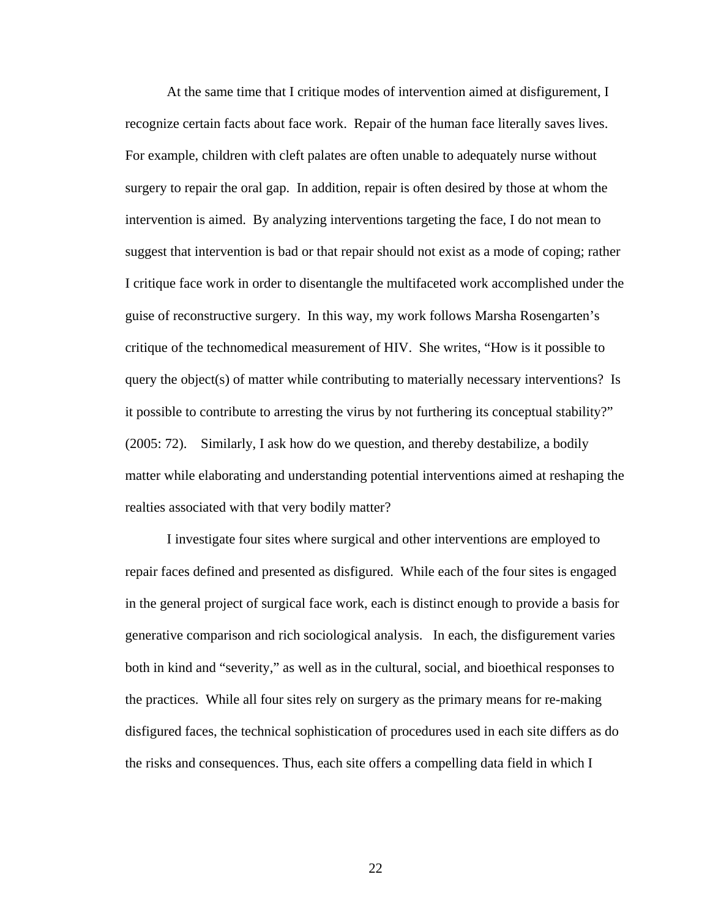At the same time that I critique modes of intervention aimed at disfigurement, I recognize certain facts about face work. Repair of the human face literally saves lives. For example, children with cleft palates are often unable to adequately nurse without surgery to repair the oral gap. In addition, repair is often desired by those at whom the intervention is aimed. By analyzing interventions targeting the face, I do not mean to suggest that intervention is bad or that repair should not exist as a mode of coping; rather I critique face work in order to disentangle the multifaceted work accomplished under the guise of reconstructive surgery. In this way, my work follows Marsha Rosengarten's critique of the technomedical measurement of HIV. She writes, "How is it possible to query the object(s) of matter while contributing to materially necessary interventions? Is it possible to contribute to arresting the virus by not furthering its conceptual stability?" (2005: 72). Similarly, I ask how do we question, and thereby destabilize, a bodily matter while elaborating and understanding potential interventions aimed at reshaping the realties associated with that very bodily matter?

I investigate four sites where surgical and other interventions are employed to repair faces defined and presented as disfigured. While each of the four sites is engaged in the general project of surgical face work, each is distinct enough to provide a basis for generative comparison and rich sociological analysis. In each, the disfigurement varies both in kind and "severity," as well as in the cultural, social, and bioethical responses to the practices. While all four sites rely on surgery as the primary means for re-making disfigured faces, the technical sophistication of procedures used in each site differs as do the risks and consequences. Thus, each site offers a compelling data field in which I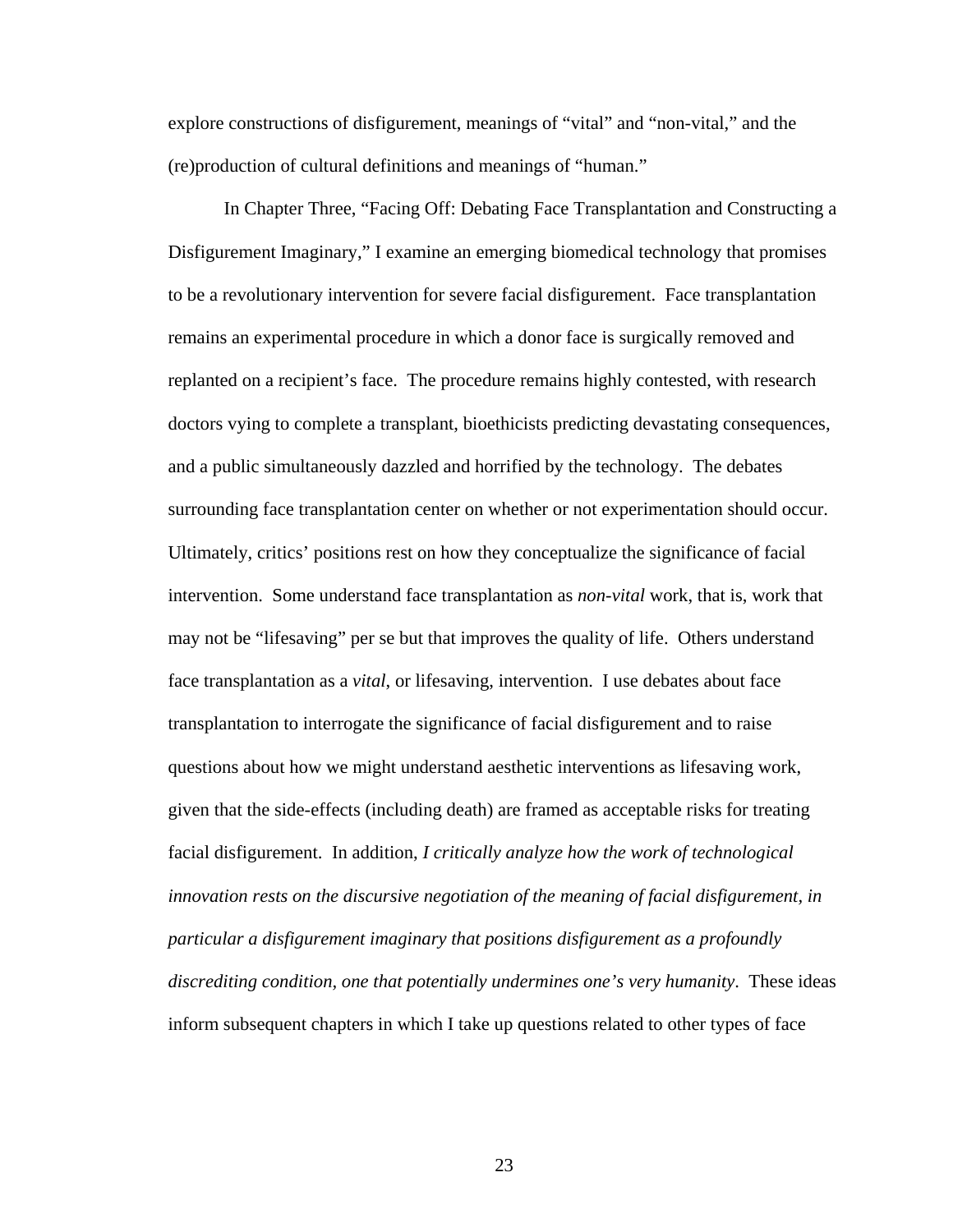explore constructions of disfigurement, meanings of "vital" and "non-vital," and the (re)production of cultural definitions and meanings of "human."

In Chapter Three, "Facing Off: Debating Face Transplantation and Constructing a Disfigurement Imaginary," I examine an emerging biomedical technology that promises to be a revolutionary intervention for severe facial disfigurement. Face transplantation remains an experimental procedure in which a donor face is surgically removed and replanted on a recipient's face. The procedure remains highly contested, with research doctors vying to complete a transplant, bioethicists predicting devastating consequences, and a public simultaneously dazzled and horrified by the technology. The debates surrounding face transplantation center on whether or not experimentation should occur. Ultimately, critics' positions rest on how they conceptualize the significance of facial intervention. Some understand face transplantation as *non-vital* work, that is, work that may not be "lifesaving" per se but that improves the quality of life. Others understand face transplantation as a *vital*, or lifesaving, intervention. I use debates about face transplantation to interrogate the significance of facial disfigurement and to raise questions about how we might understand aesthetic interventions as lifesaving work, given that the side-effects (including death) are framed as acceptable risks for treating facial disfigurement. In addition, *I critically analyze how the work of technological innovation rests on the discursive negotiation of the meaning of facial disfigurement, in particular a disfigurement imaginary that positions disfigurement as a profoundly discrediting condition, one that potentially undermines one's very humanity*. These ideas inform subsequent chapters in which I take up questions related to other types of face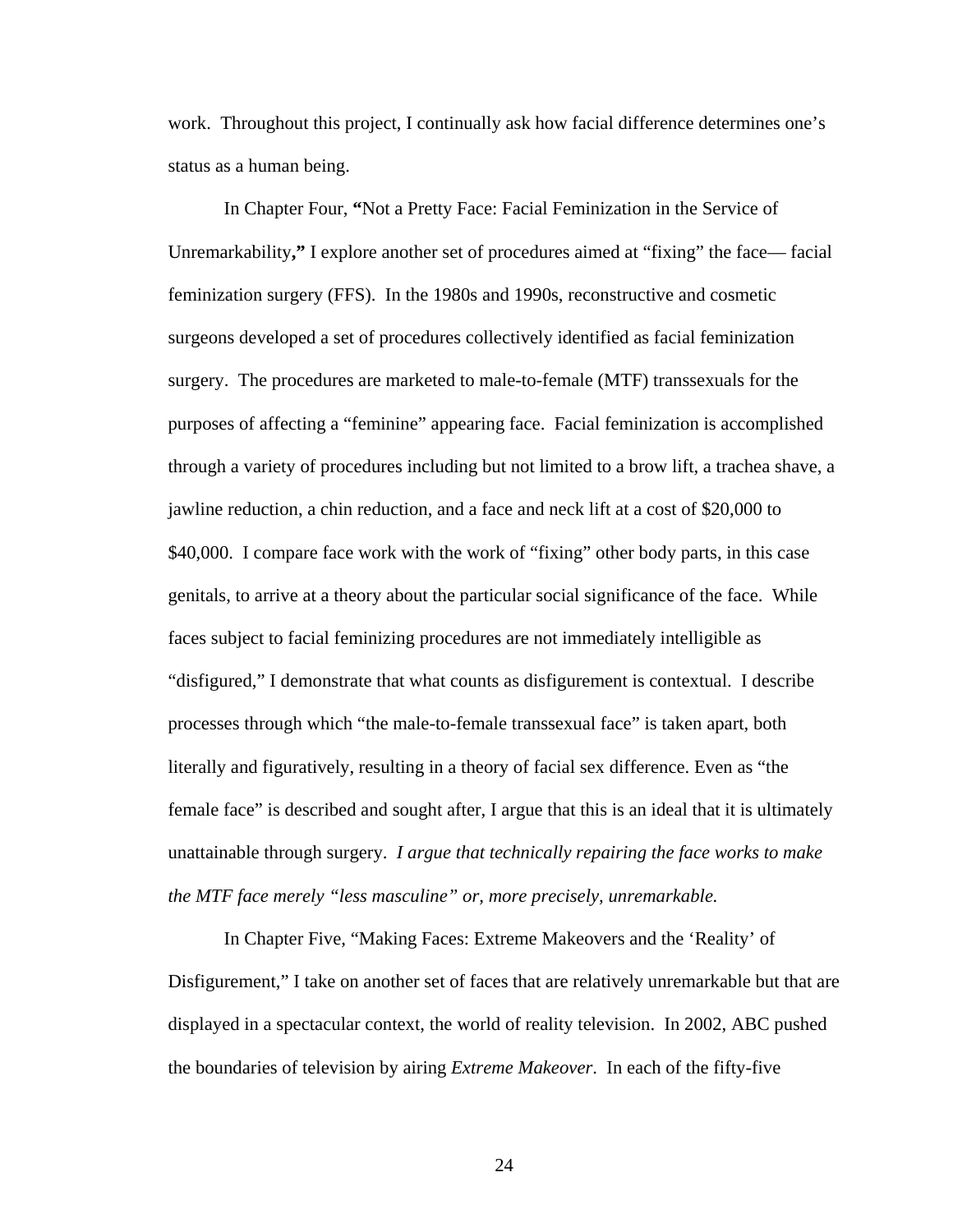work. Throughout this project, I continually ask how facial difference determines one's status as a human being.

In Chapter Four, **"**Not a Pretty Face: Facial Feminization in the Service of Unremarkability**,"** I explore another set of procedures aimed at "fixing" the face— facial feminization surgery (FFS). In the 1980s and 1990s, reconstructive and cosmetic surgeons developed a set of procedures collectively identified as facial feminization surgery. The procedures are marketed to male-to-female (MTF) transsexuals for the purposes of affecting a "feminine" appearing face. Facial feminization is accomplished through a variety of procedures including but not limited to a brow lift, a trachea shave, a jawline reduction, a chin reduction, and a face and neck lift at a cost of $20,000 to $40,000. I compare face work with the work of "fixing" other body parts, in this case genitals, to arrive at a theory about the particular social significance of the face. While faces subject to facial feminizing procedures are not immediately intelligible as "disfigured," I demonstrate that what counts as disfigurement is contextual. I describe processes through which "the male-to-female transsexual face" is taken apart, both literally and figuratively, resulting in a theory of facial sex difference. Even as "the female face" is described and sought after, I argue that this is an ideal that it is ultimately unattainable through surgery. *I argue that technically repairing the face works to make the MTF face merely "less masculine" or, more precisely, unremarkable.*

In Chapter Five, "Making Faces: Extreme Makeovers and the 'Reality' of Disfigurement," I take on another set of faces that are relatively unremarkable but that are displayed in a spectacular context, the world of reality television. In 2002, ABC pushed the boundaries of television by airing *Extreme Makeover*. In each of the fifty-five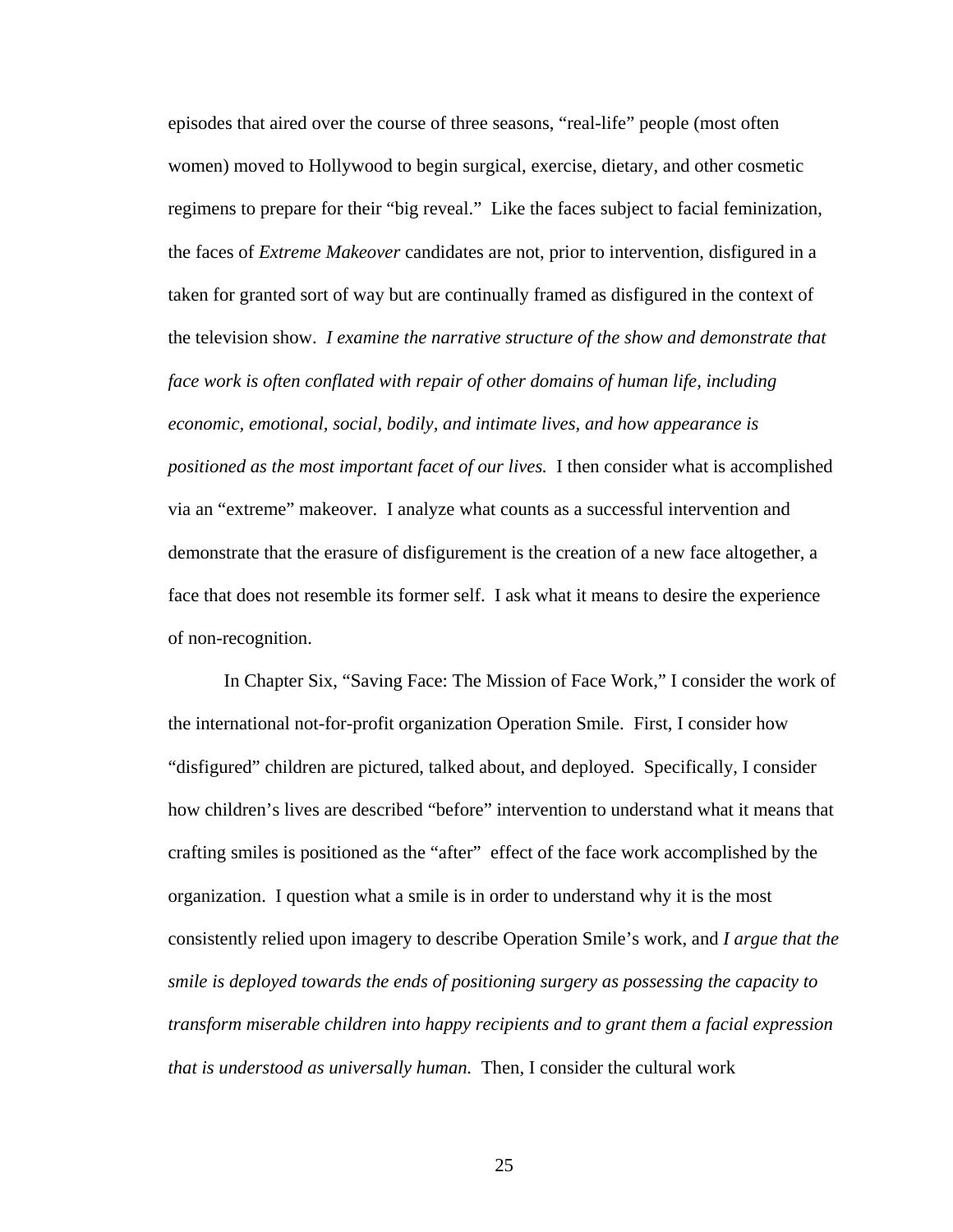episodes that aired over the course of three seasons, "real-life" people (most often women) moved to Hollywood to begin surgical, exercise, dietary, and other cosmetic regimens to prepare for their "big reveal." Like the faces subject to facial feminization, the faces of *Extreme Makeover* candidates are not, prior to intervention, disfigured in a taken for granted sort of way but are continually framed as disfigured in the context of the television show. *I examine the narrative structure of the show and demonstrate that face work is often conflated with repair of other domains of human life, including economic, emotional, social, bodily, and intimate lives, and how appearance is positioned as the most important facet of our lives.* I then consider what is accomplished via an "extreme" makeover. I analyze what counts as a successful intervention and demonstrate that the erasure of disfigurement is the creation of a new face altogether, a face that does not resemble its former self. I ask what it means to desire the experience of non-recognition.

In Chapter Six, "Saving Face: The Mission of Face Work," I consider the work of the international not-for-profit organization Operation Smile. First, I consider how "disfigured" children are pictured, talked about, and deployed. Specifically, I consider how children's lives are described "before" intervention to understand what it means that crafting smiles is positioned as the "after" effect of the face work accomplished by the organization. I question what a smile is in order to understand why it is the most consistently relied upon imagery to describe Operation Smile's work, and *I argue that the smile is deployed towards the ends of positioning surgery as possessing the capacity to transform miserable children into happy recipients and to grant them a facial expression that is understood as universally human.* Then, I consider the cultural work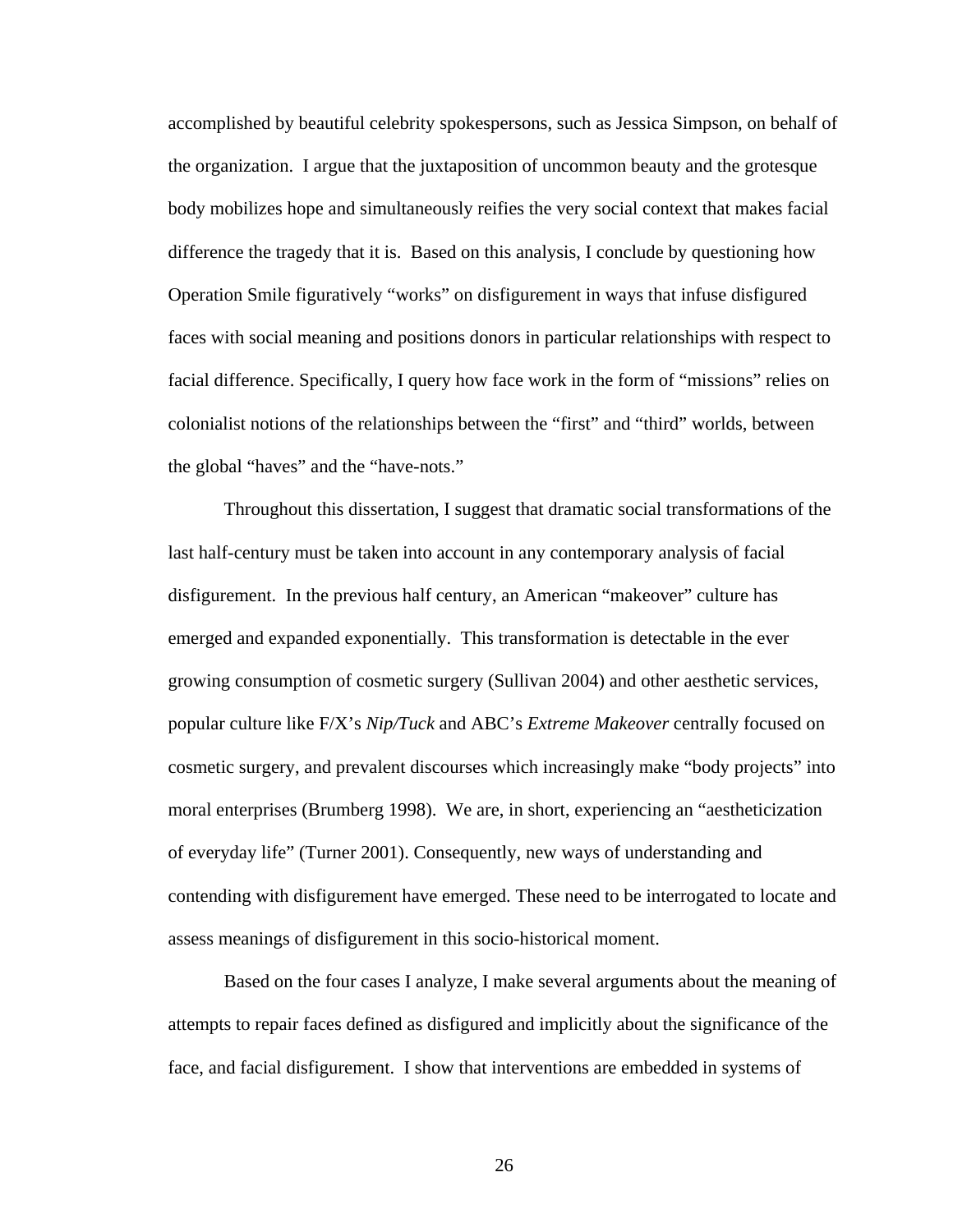accomplished by beautiful celebrity spokespersons, such as Jessica Simpson, on behalf of the organization. I argue that the juxtaposition of uncommon beauty and the grotesque body mobilizes hope and simultaneously reifies the very social context that makes facial difference the tragedy that it is. Based on this analysis, I conclude by questioning how Operation Smile figuratively "works" on disfigurement in ways that infuse disfigured faces with social meaning and positions donors in particular relationships with respect to facial difference. Specifically, I query how face work in the form of "missions" relies on colonialist notions of the relationships between the "first" and "third" worlds, between the global "haves" and the "have-nots."

Throughout this dissertation, I suggest that dramatic social transformations of the last half-century must be taken into account in any contemporary analysis of facial disfigurement. In the previous half century, an American "makeover" culture has emerged and expanded exponentially. This transformation is detectable in the ever growing consumption of cosmetic surgery (Sullivan 2004) and other aesthetic services, popular culture like F/X's *Nip/Tuck* and ABC's *Extreme Makeover* centrally focused on cosmetic surgery, and prevalent discourses which increasingly make "body projects" into moral enterprises (Brumberg 1998). We are, in short, experiencing an "aestheticization of everyday life" (Turner 2001). Consequently, new ways of understanding and contending with disfigurement have emerged. These need to be interrogated to locate and assess meanings of disfigurement in this socio-historical moment.

Based on the four cases I analyze, I make several arguments about the meaning of attempts to repair faces defined as disfigured and implicitly about the significance of the face, and facial disfigurement. I show that interventions are embedded in systems of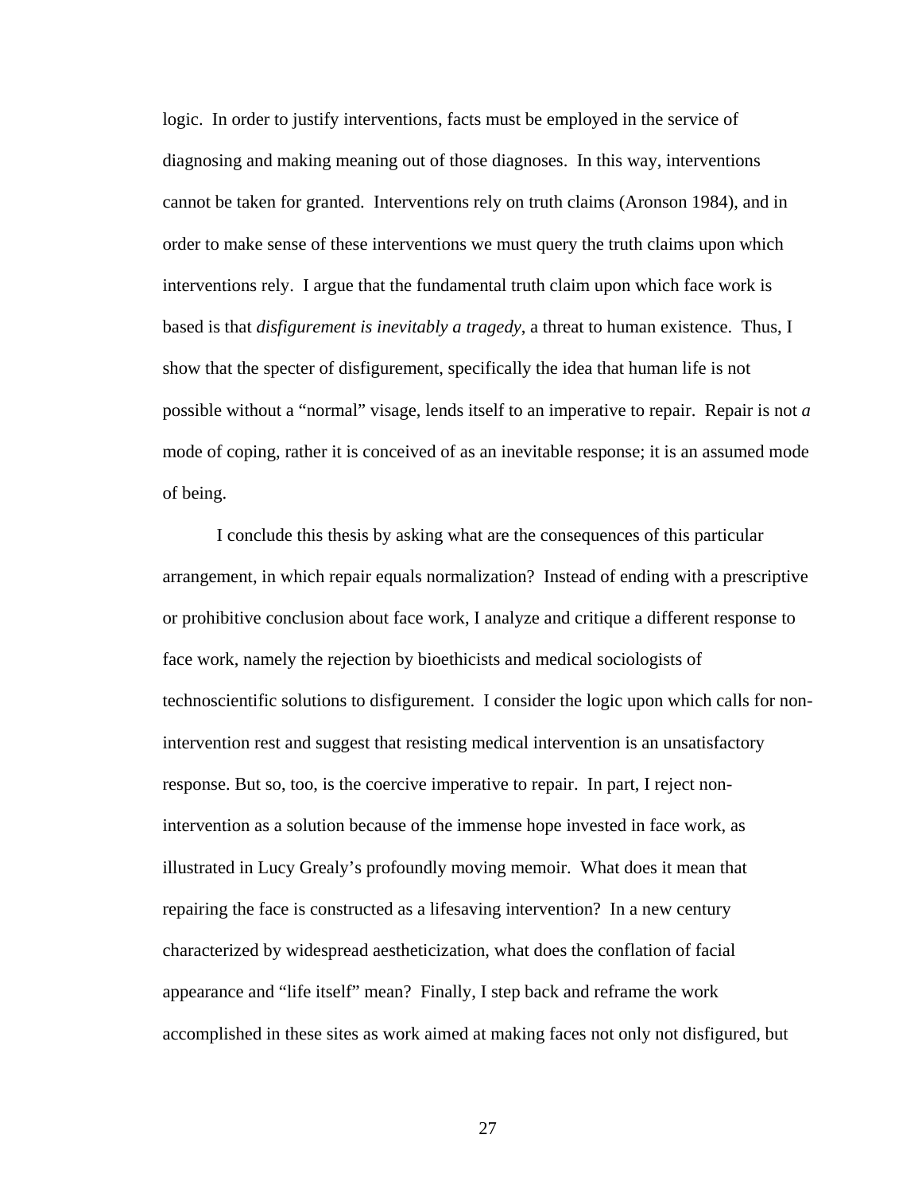logic. In order to justify interventions, facts must be employed in the service of diagnosing and making meaning out of those diagnoses. In this way, interventions cannot be taken for granted. Interventions rely on truth claims (Aronson 1984), and in order to make sense of these interventions we must query the truth claims upon which interventions rely. I argue that the fundamental truth claim upon which face work is based is that *disfigurement is inevitably a tragedy*, a threat to human existence. Thus, I show that the specter of disfigurement, specifically the idea that human life is not possible without a "normal" visage, lends itself to an imperative to repair. Repair is not *a* mode of coping, rather it is conceived of as an inevitable response; it is an assumed mode of being.

I conclude this thesis by asking what are the consequences of this particular arrangement, in which repair equals normalization? Instead of ending with a prescriptive or prohibitive conclusion about face work, I analyze and critique a different response to face work, namely the rejection by bioethicists and medical sociologists of technoscientific solutions to disfigurement. I consider the logic upon which calls for non-intervention rest and suggest that resisting medical intervention is an unsatisfactory response. But so, too, is the coercive imperative to repair. In part, I reject non-intervention as a solution because of the immense hope invested in face work, as illustrated in Lucy Grealy's profoundly moving memoir. What does it mean that repairing the face is constructed as a lifesaving intervention? In a new century characterized by widespread aestheticization, what does the conflation of facial appearance and "life itself" mean? Finally, I step back and reframe the work accomplished in these sites as work aimed at making faces not only not disfigured, but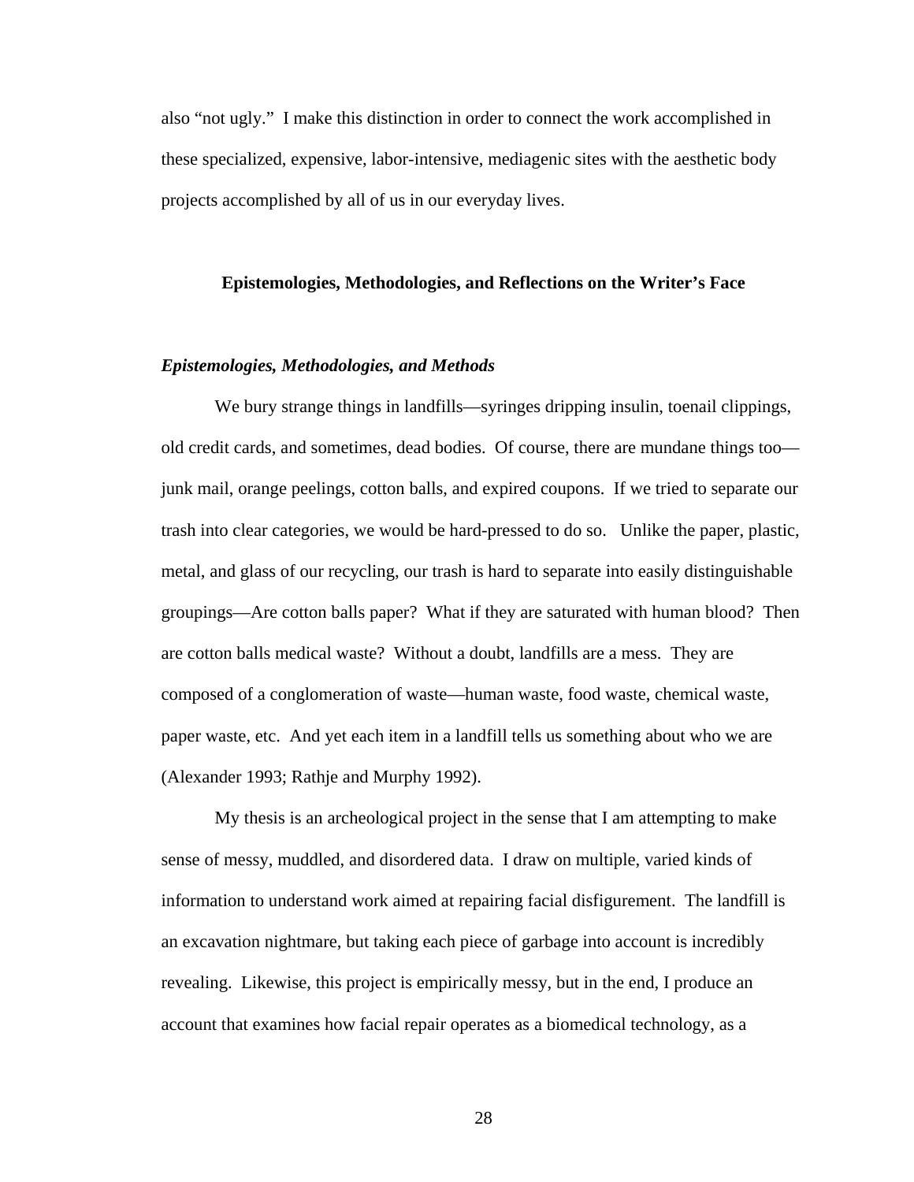also "not ugly." I make this distinction in order to connect the work accomplished in these specialized, expensive, labor-intensive, mediagenic sites with the aesthetic body projects accomplished by all of us in our everyday lives.

## Epistemologies, Methodologies, and Reflections on the Writer's Face

### *Epistemologies, Methodologies, and Methods*

We bury strange things in landfills—syringes dripping insulin, toenail clippings, old credit cards, and sometimes, dead bodies. Of course, there are mundane things too—junk mail, orange peelings, cotton balls, and expired coupons. If we tried to separate our trash into clear categories, we would be hard-pressed to do so. Unlike the paper, plastic, metal, and glass of our recycling, our trash is hard to separate into easily distinguishable groupings—Are cotton balls paper? What if they are saturated with human blood? Then are cotton balls medical waste? Without a doubt, landfills are a mess. They are composed of a conglomeration of waste—human waste, food waste, chemical waste, paper waste, etc. And yet each item in a landfill tells us something about who we are (Alexander 1993; Rathje and Murphy 1992).

My thesis is an archeological project in the sense that I am attempting to make sense of messy, muddled, and disordered data. I draw on multiple, varied kinds of information to understand work aimed at repairing facial disfigurement. The landfill is an excavation nightmare, but taking each piece of garbage into account is incredibly revealing. Likewise, this project is empirically messy, but in the end, I produce an account that examines how facial repair operates as a biomedical technology, as a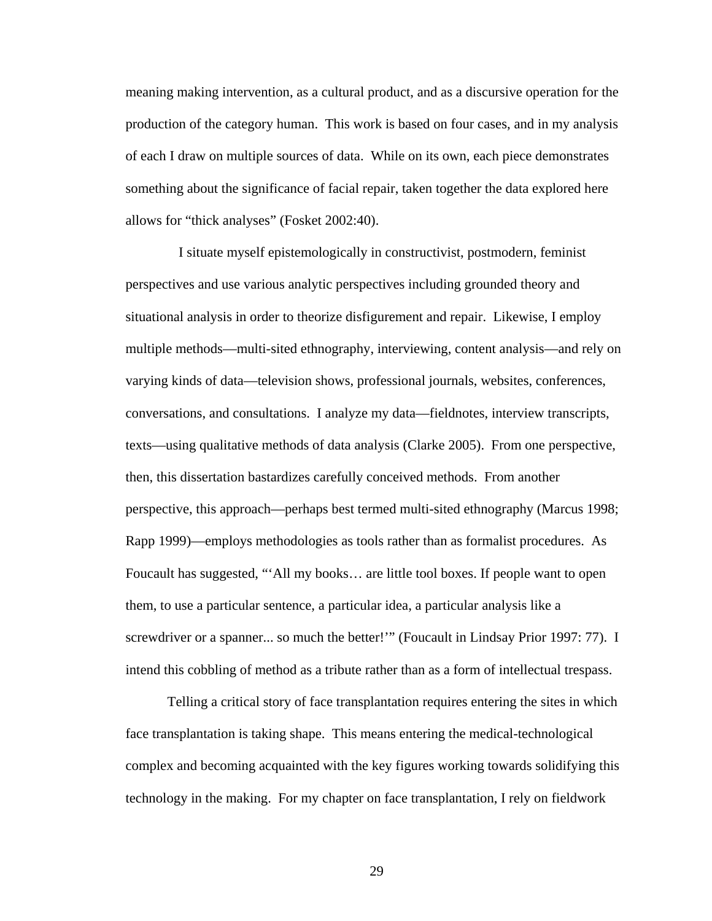meaning making intervention, as a cultural product, and as a discursive operation for the production of the category human. This work is based on four cases, and in my analysis of each I draw on multiple sources of data. While on its own, each piece demonstrates something about the significance of facial repair, taken together the data explored here allows for "thick analyses" (Fosket 2002:40).

I situate myself epistemologically in constructivist, postmodern, feminist perspectives and use various analytic perspectives including grounded theory and situational analysis in order to theorize disfigurement and repair. Likewise, I employ multiple methods—multi-sited ethnography, interviewing, content analysis—and rely on varying kinds of data—television shows, professional journals, websites, conferences, conversations, and consultations. I analyze my data—fieldnotes, interview transcripts, texts—using qualitative methods of data analysis (Clarke 2005). From one perspective, then, this dissertation bastardizes carefully conceived methods. From another perspective, this approach—perhaps best termed multi-sited ethnography (Marcus 1998; Rapp 1999)—employs methodologies as tools rather than as formalist procedures. As Foucault has suggested, "'All my books… are little tool boxes. If people want to open them, to use a particular sentence, a particular idea, a particular analysis like a screwdriver or a spanner... so much the better!'" (Foucault in Lindsay Prior 1997: 77). I intend this cobbling of method as a tribute rather than as a form of intellectual trespass.

Telling a critical story of face transplantation requires entering the sites in which face transplantation is taking shape. This means entering the medical-technological complex and becoming acquainted with the key figures working towards solidifying this technology in the making. For my chapter on face transplantation, I rely on fieldwork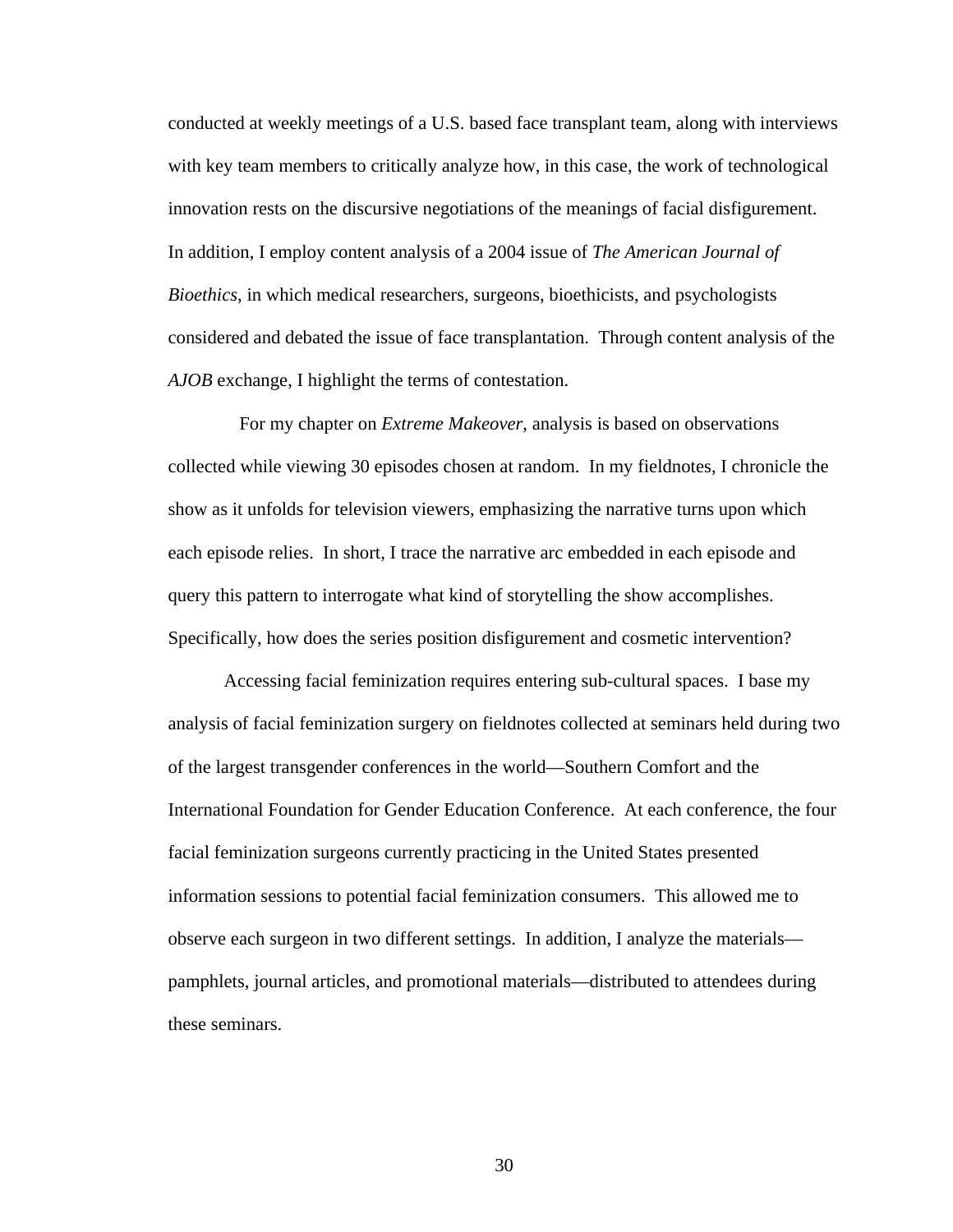conducted at weekly meetings of a U.S. based face transplant team, along with interviews with key team members to critically analyze how, in this case, the work of technological innovation rests on the discursive negotiations of the meanings of facial disfigurement. In addition, I employ content analysis of a 2004 issue of *The American Journal of Bioethics*, in which medical researchers, surgeons, bioethicists, and psychologists considered and debated the issue of face transplantation. Through content analysis of the *AJOB* exchange, I highlight the terms of contestation.

For my chapter on *Extreme Makeover*, analysis is based on observations collected while viewing 30 episodes chosen at random. In my fieldnotes, I chronicle the show as it unfolds for television viewers, emphasizing the narrative turns upon which each episode relies. In short, I trace the narrative arc embedded in each episode and query this pattern to interrogate what kind of storytelling the show accomplishes. Specifically, how does the series position disfigurement and cosmetic intervention?

Accessing facial feminization requires entering sub-cultural spaces. I base my analysis of facial feminization surgery on fieldnotes collected at seminars held during two of the largest transgender conferences in the world—Southern Comfort and the International Foundation for Gender Education Conference. At each conference, the four facial feminization surgeons currently practicing in the United States presented information sessions to potential facial feminization consumers. This allowed me to observe each surgeon in two different settings. In addition, I analyze the materials—pamphlets, journal articles, and promotional materials—distributed to attendees during these seminars.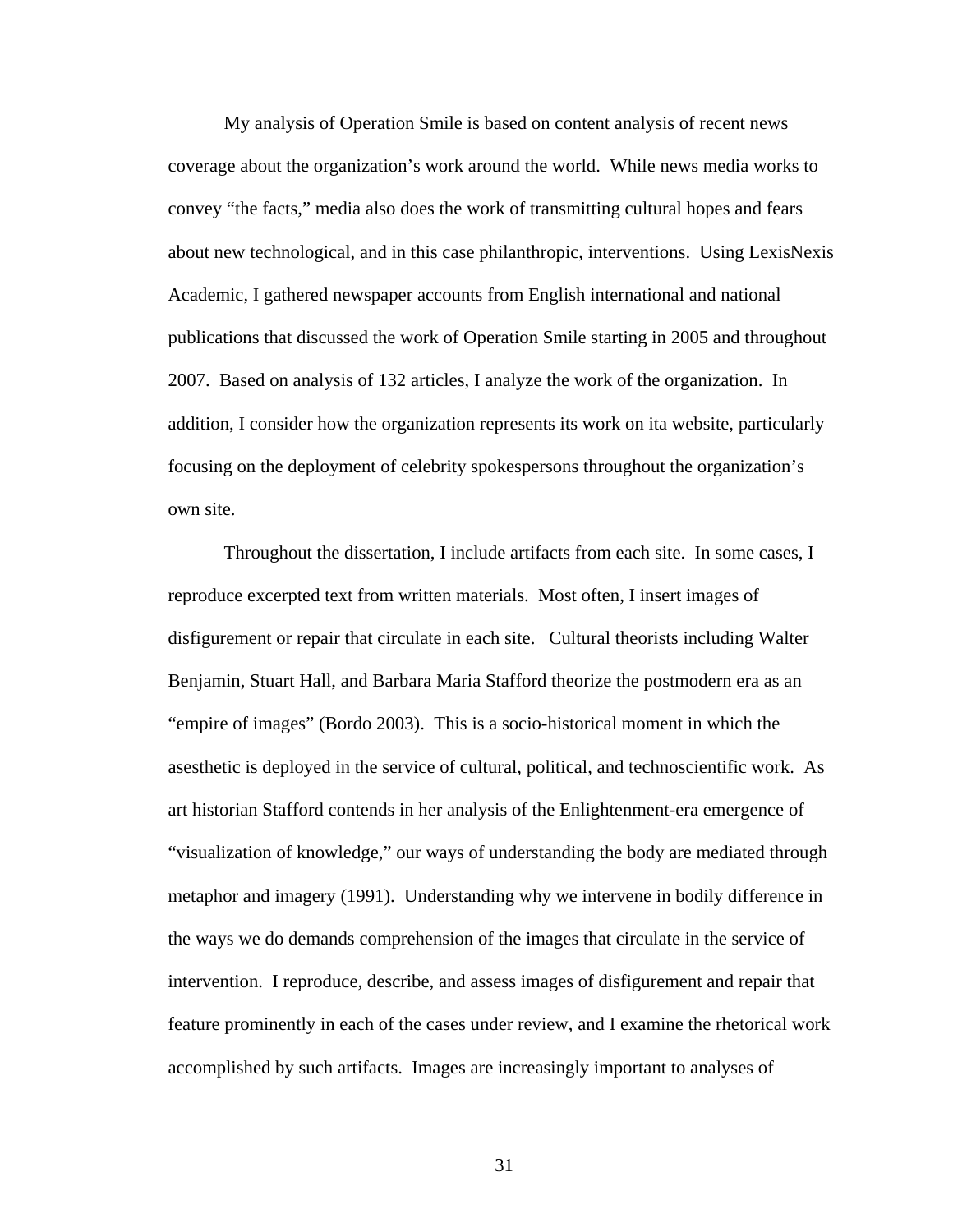My analysis of Operation Smile is based on content analysis of recent news coverage about the organization's work around the world. While news media works to convey "the facts," media also does the work of transmitting cultural hopes and fears about new technological, and in this case philanthropic, interventions. Using LexisNexis Academic, I gathered newspaper accounts from English international and national publications that discussed the work of Operation Smile starting in 2005 and throughout 2007. Based on analysis of 132 articles, I analyze the work of the organization. In addition, I consider how the organization represents its work on ita website, particularly focusing on the deployment of celebrity spokespersons throughout the organization's own site.

Throughout the dissertation, I include artifacts from each site. In some cases, I reproduce excerpted text from written materials. Most often, I insert images of disfigurement or repair that circulate in each site. Cultural theorists including Walter Benjamin, Stuart Hall, and Barbara Maria Stafford theorize the postmodern era as an "empire of images" (Bordo 2003). This is a socio-historical moment in which the asesthetic is deployed in the service of cultural, political, and technoscientific work. As art historian Stafford contends in her analysis of the Enlightenment-era emergence of "visualization of knowledge," our ways of understanding the body are mediated through metaphor and imagery (1991). Understanding why we intervene in bodily difference in the ways we do demands comprehension of the images that circulate in the service of intervention. I reproduce, describe, and assess images of disfigurement and repair that feature prominently in each of the cases under review, and I examine the rhetorical work accomplished by such artifacts. Images are increasingly important to analyses of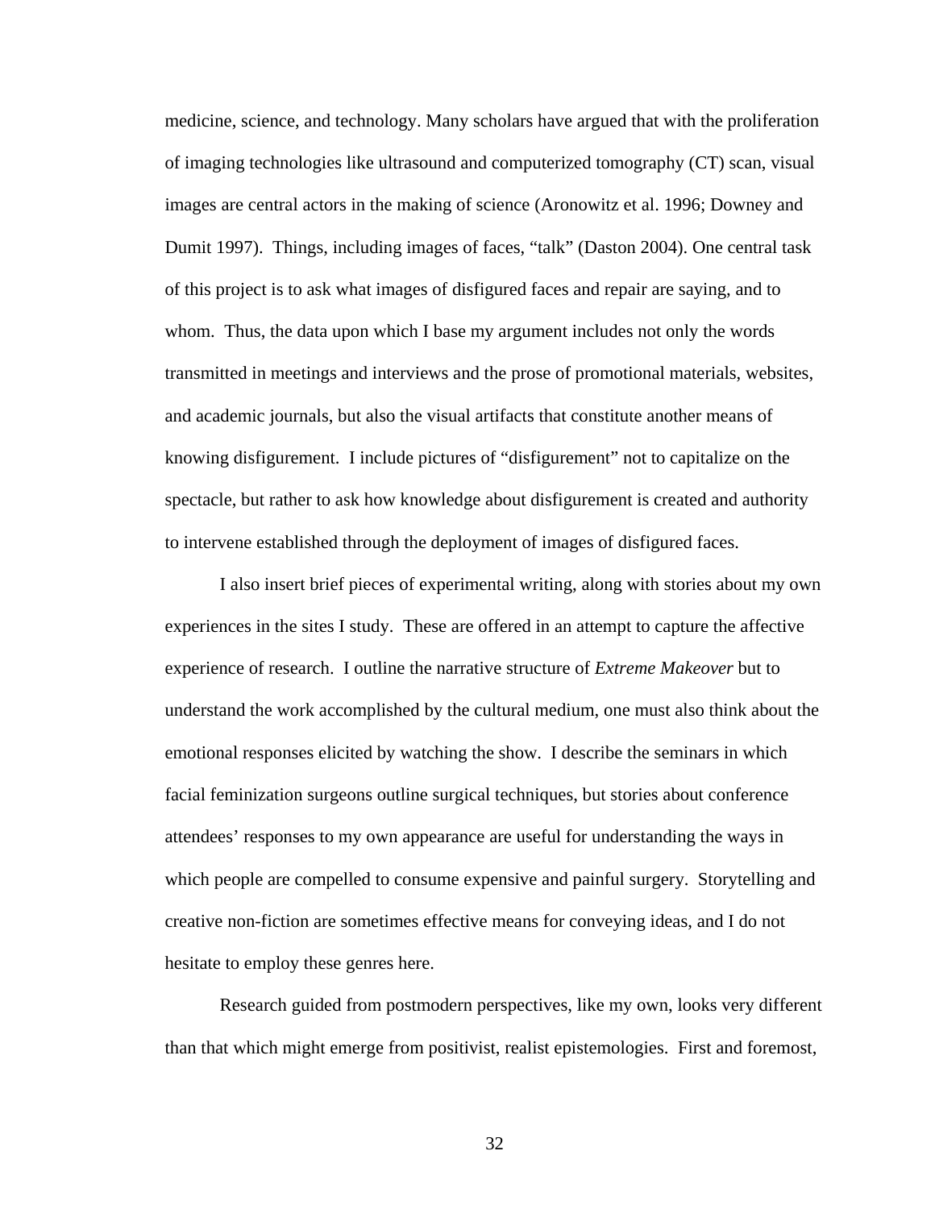medicine, science, and technology. Many scholars have argued that with the proliferation of imaging technologies like ultrasound and computerized tomography (CT) scan, visual images are central actors in the making of science (Aronowitz et al. 1996; Downey and Dumit 1997). Things, including images of faces, "talk" (Daston 2004). One central task of this project is to ask what images of disfigured faces and repair are saying, and to whom. Thus, the data upon which I base my argument includes not only the words transmitted in meetings and interviews and the prose of promotional materials, websites, and academic journals, but also the visual artifacts that constitute another means of knowing disfigurement. I include pictures of "disfigurement" not to capitalize on the spectacle, but rather to ask how knowledge about disfigurement is created and authority to intervene established through the deployment of images of disfigured faces.

I also insert brief pieces of experimental writing, along with stories about my own experiences in the sites I study. These are offered in an attempt to capture the affective experience of research. I outline the narrative structure of *Extreme Makeover* but to understand the work accomplished by the cultural medium, one must also think about the emotional responses elicited by watching the show. I describe the seminars in which facial feminization surgeons outline surgical techniques, but stories about conference attendees' responses to my own appearance are useful for understanding the ways in which people are compelled to consume expensive and painful surgery. Storytelling and creative non-fiction are sometimes effective means for conveying ideas, and I do not hesitate to employ these genres here.

Research guided from postmodern perspectives, like my own, looks very different than that which might emerge from positivist, realist epistemologies. First and foremost,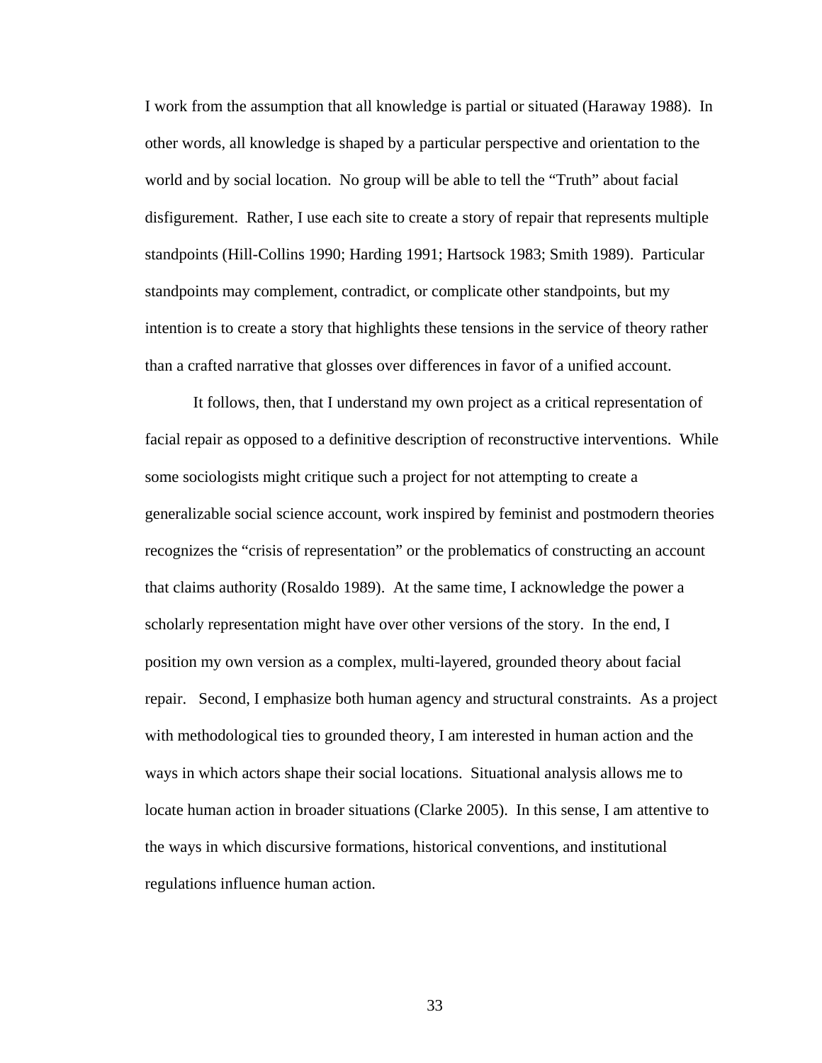I work from the assumption that all knowledge is partial or situated (Haraway 1988). In other words, all knowledge is shaped by a particular perspective and orientation to the world and by social location. No group will be able to tell the "Truth" about facial disfigurement. Rather, I use each site to create a story of repair that represents multiple standpoints (Hill-Collins 1990; Harding 1991; Hartsock 1983; Smith 1989). Particular standpoints may complement, contradict, or complicate other standpoints, but my intention is to create a story that highlights these tensions in the service of theory rather than a crafted narrative that glosses over differences in favor of a unified account.

It follows, then, that I understand my own project as a critical representation of facial repair as opposed to a definitive description of reconstructive interventions. While some sociologists might critique such a project for not attempting to create a generalizable social science account, work inspired by feminist and postmodern theories recognizes the "crisis of representation" or the problematics of constructing an account that claims authority (Rosaldo 1989). At the same time, I acknowledge the power a scholarly representation might have over other versions of the story. In the end, I position my own version as a complex, multi-layered, grounded theory about facial repair. Second, I emphasize both human agency and structural constraints. As a project with methodological ties to grounded theory, I am interested in human action and the ways in which actors shape their social locations. Situational analysis allows me to locate human action in broader situations (Clarke 2005). In this sense, I am attentive to the ways in which discursive formations, historical conventions, and institutional regulations influence human action.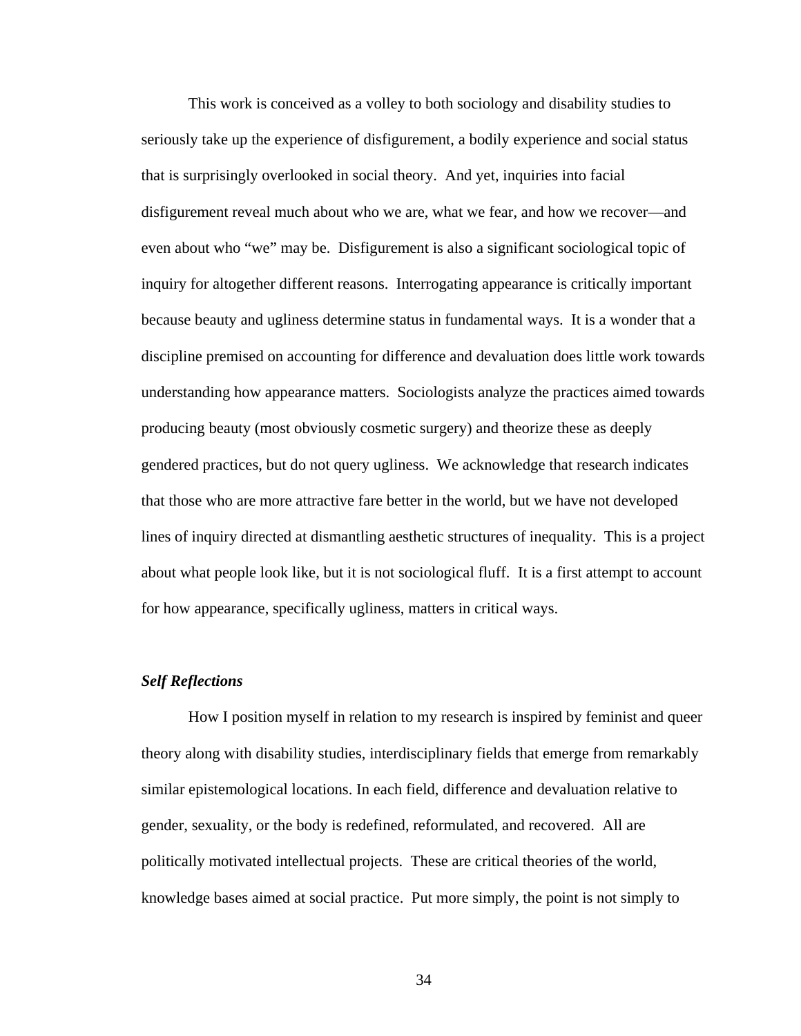This work is conceived as a volley to both sociology and disability studies to seriously take up the experience of disfigurement, a bodily experience and social status that is surprisingly overlooked in social theory. And yet, inquiries into facial disfigurement reveal much about who we are, what we fear, and how we recover—and even about who "we" may be. Disfigurement is also a significant sociological topic of inquiry for altogether different reasons. Interrogating appearance is critically important because beauty and ugliness determine status in fundamental ways. It is a wonder that a discipline premised on accounting for difference and devaluation does little work towards understanding how appearance matters. Sociologists analyze the practices aimed towards producing beauty (most obviously cosmetic surgery) and theorize these as deeply gendered practices, but do not query ugliness. We acknowledge that research indicates that those who are more attractive fare better in the world, but we have not developed lines of inquiry directed at dismantling aesthetic structures of inequality. This is a project about what people look like, but it is not sociological fluff. It is a first attempt to account for how appearance, specifically ugliness, matters in critical ways.

### *Self Reflections*

How I position myself in relation to my research is inspired by feminist and queer theory along with disability studies, interdisciplinary fields that emerge from remarkably similar epistemological locations. In each field, difference and devaluation relative to gender, sexuality, or the body is redefined, reformulated, and recovered. All are politically motivated intellectual projects. These are critical theories of the world, knowledge bases aimed at social practice. Put more simply, the point is not simply to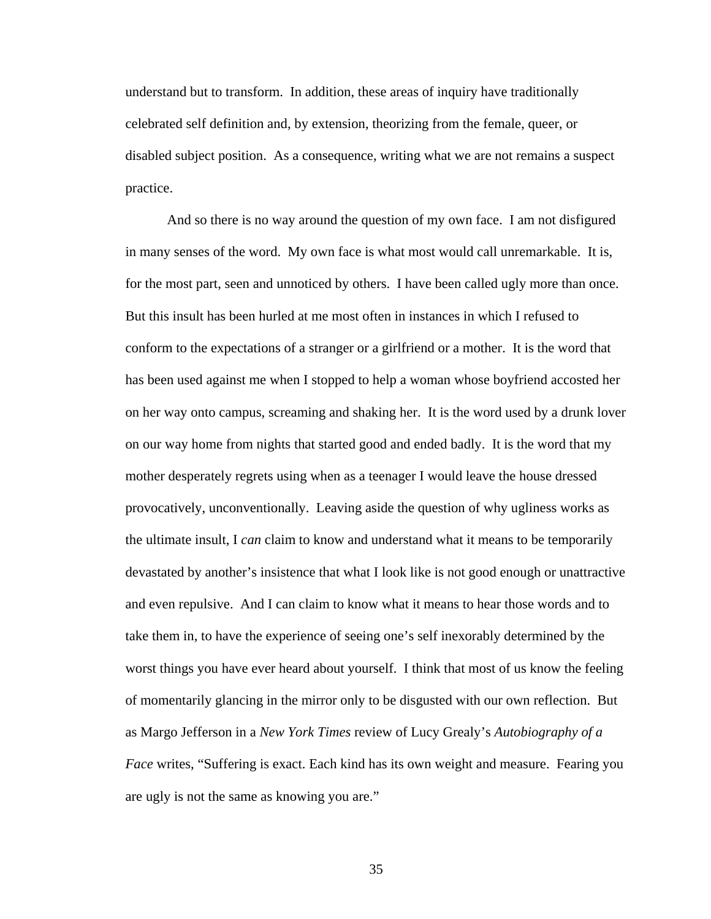understand but to transform. In addition, these areas of inquiry have traditionally celebrated self definition and, by extension, theorizing from the female, queer, or disabled subject position. As a consequence, writing what we are not remains a suspect practice.

And so there is no way around the question of my own face. I am not disfigured in many senses of the word. My own face is what most would call unremarkable. It is, for the most part, seen and unnoticed by others. I have been called ugly more than once. But this insult has been hurled at me most often in instances in which I refused to conform to the expectations of a stranger or a girlfriend or a mother. It is the word that has been used against me when I stopped to help a woman whose boyfriend accosted her on her way onto campus, screaming and shaking her. It is the word used by a drunk lover on our way home from nights that started good and ended badly. It is the word that my mother desperately regrets using when as a teenager I would leave the house dressed provocatively, unconventionally. Leaving aside the question of why ugliness works as the ultimate insult, I *can* claim to know and understand what it means to be temporarily devastated by another's insistence that what I look like is not good enough or unattractive and even repulsive. And I can claim to know what it means to hear those words and to take them in, to have the experience of seeing one's self inexorably determined by the worst things you have ever heard about yourself. I think that most of us know the feeling of momentarily glancing in the mirror only to be disgusted with our own reflection. But as Margo Jefferson in a *New York Times* review of Lucy Grealy's *Autobiography of a Face* writes, "Suffering is exact. Each kind has its own weight and measure. Fearing you are ugly is not the same as knowing you are."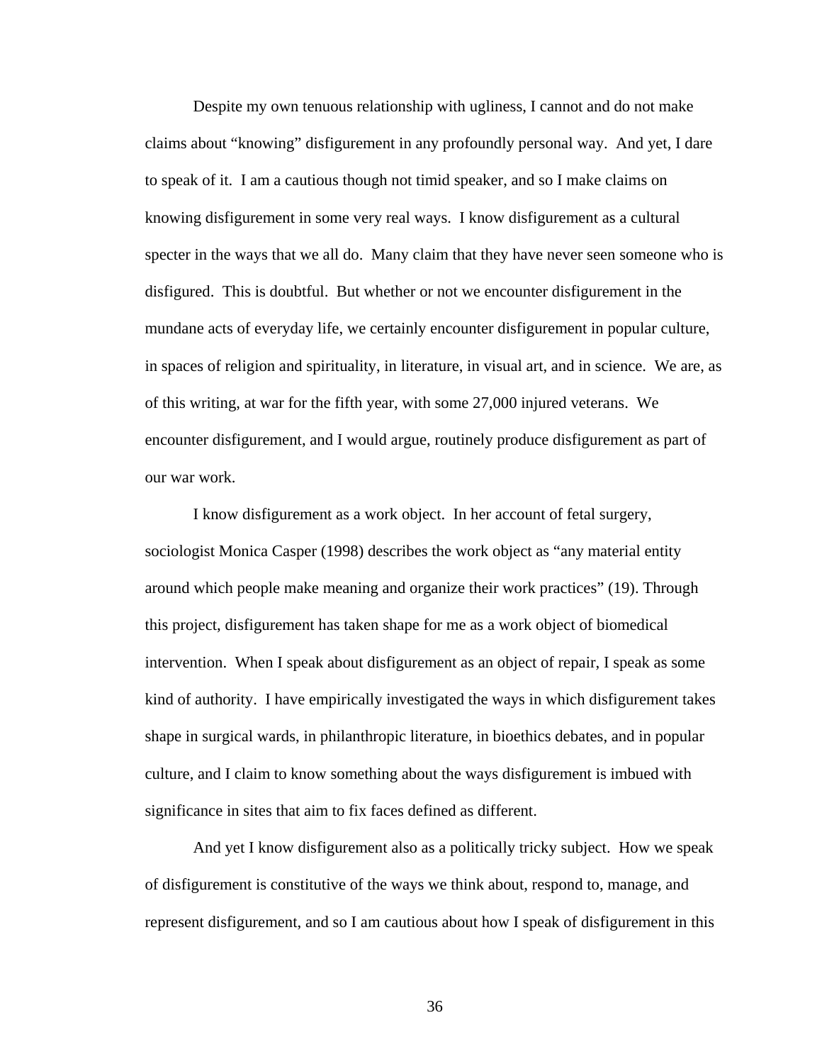Despite my own tenuous relationship with ugliness, I cannot and do not make claims about "knowing" disfigurement in any profoundly personal way. And yet, I dare to speak of it. I am a cautious though not timid speaker, and so I make claims on knowing disfigurement in some very real ways. I know disfigurement as a cultural specter in the ways that we all do. Many claim that they have never seen someone who is disfigured. This is doubtful. But whether or not we encounter disfigurement in the mundane acts of everyday life, we certainly encounter disfigurement in popular culture, in spaces of religion and spirituality, in literature, in visual art, and in science. We are, as of this writing, at war for the fifth year, with some 27,000 injured veterans. We encounter disfigurement, and I would argue, routinely produce disfigurement as part of our war work.

I know disfigurement as a work object. In her account of fetal surgery, sociologist Monica Casper (1998) describes the work object as "any material entity around which people make meaning and organize their work practices" (19). Through this project, disfigurement has taken shape for me as a work object of biomedical intervention. When I speak about disfigurement as an object of repair, I speak as some kind of authority. I have empirically investigated the ways in which disfigurement takes shape in surgical wards, in philanthropic literature, in bioethics debates, and in popular culture, and I claim to know something about the ways disfigurement is imbued with significance in sites that aim to fix faces defined as different.

And yet I know disfigurement also as a politically tricky subject. How we speak of disfigurement is constitutive of the ways we think about, respond to, manage, and represent disfigurement, and so I am cautious about how I speak of disfigurement in this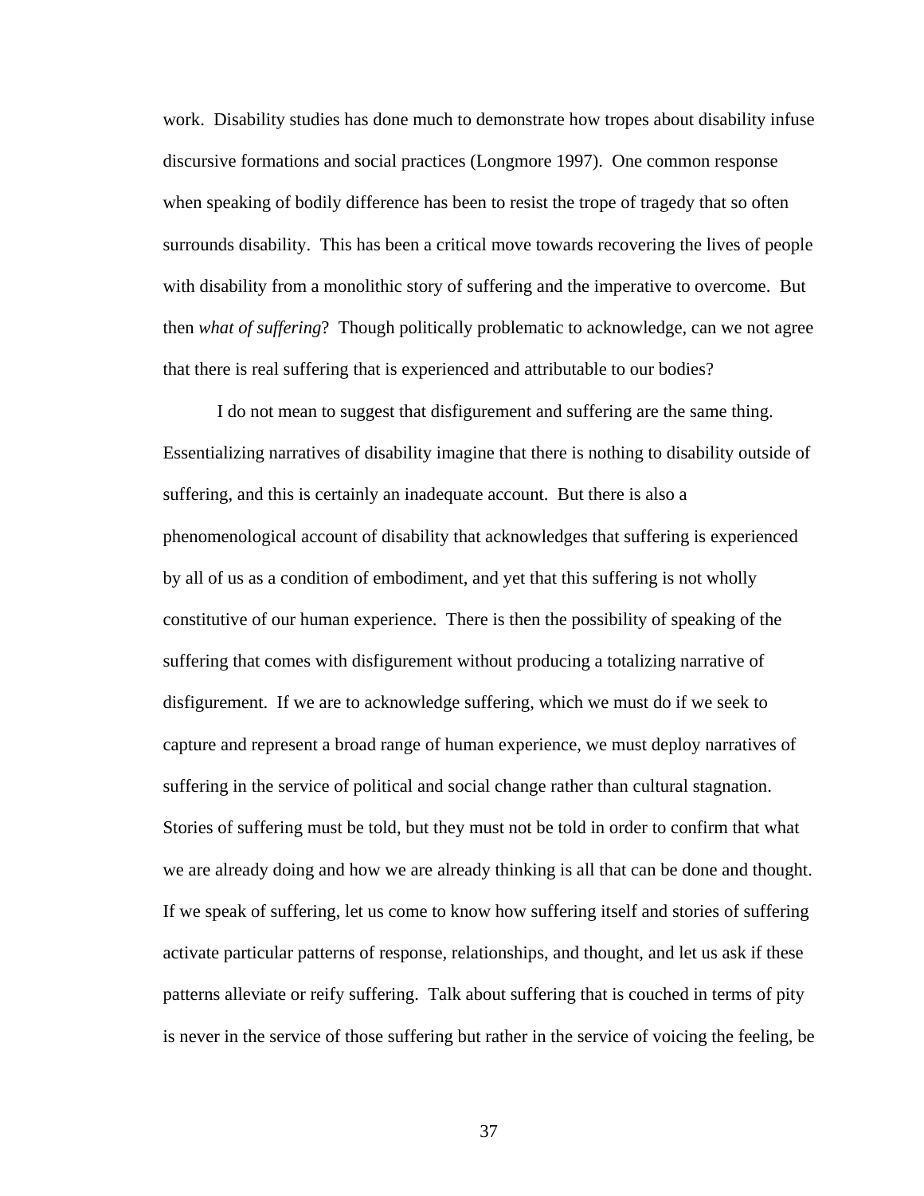work. Disability studies has done much to demonstrate how tropes about disability infuse discursive formations and social practices (Longmore 1997). One common response when speaking of bodily difference has been to resist the trope of tragedy that so often surrounds disability. This has been a critical move towards recovering the lives of people with disability from a monolithic story of suffering and the imperative to overcome. But then *what of suffering*? Though politically problematic to acknowledge, can we not agree that there is real suffering that is experienced and attributable to our bodies?

I do not mean to suggest that disfigurement and suffering are the same thing. Essentializing narratives of disability imagine that there is nothing to disability outside of suffering, and this is certainly an inadequate account. But there is also a phenomenological account of disability that acknowledges that suffering is experienced by all of us as a condition of embodiment, and yet that this suffering is not wholly constitutive of our human experience. There is then the possibility of speaking of the suffering that comes with disfigurement without producing a totalizing narrative of disfigurement. If we are to acknowledge suffering, which we must do if we seek to capture and represent a broad range of human experience, we must deploy narratives of suffering in the service of political and social change rather than cultural stagnation. Stories of suffering must be told, but they must not be told in order to confirm that what we are already doing and how we are already thinking is all that can be done and thought. If we speak of suffering, let us come to know how suffering itself and stories of suffering activate particular patterns of response, relationships, and thought, and let us ask if these patterns alleviate or reify suffering. Talk about suffering that is couched in terms of pity is never in the service of those suffering but rather in the service of voicing the feeling, be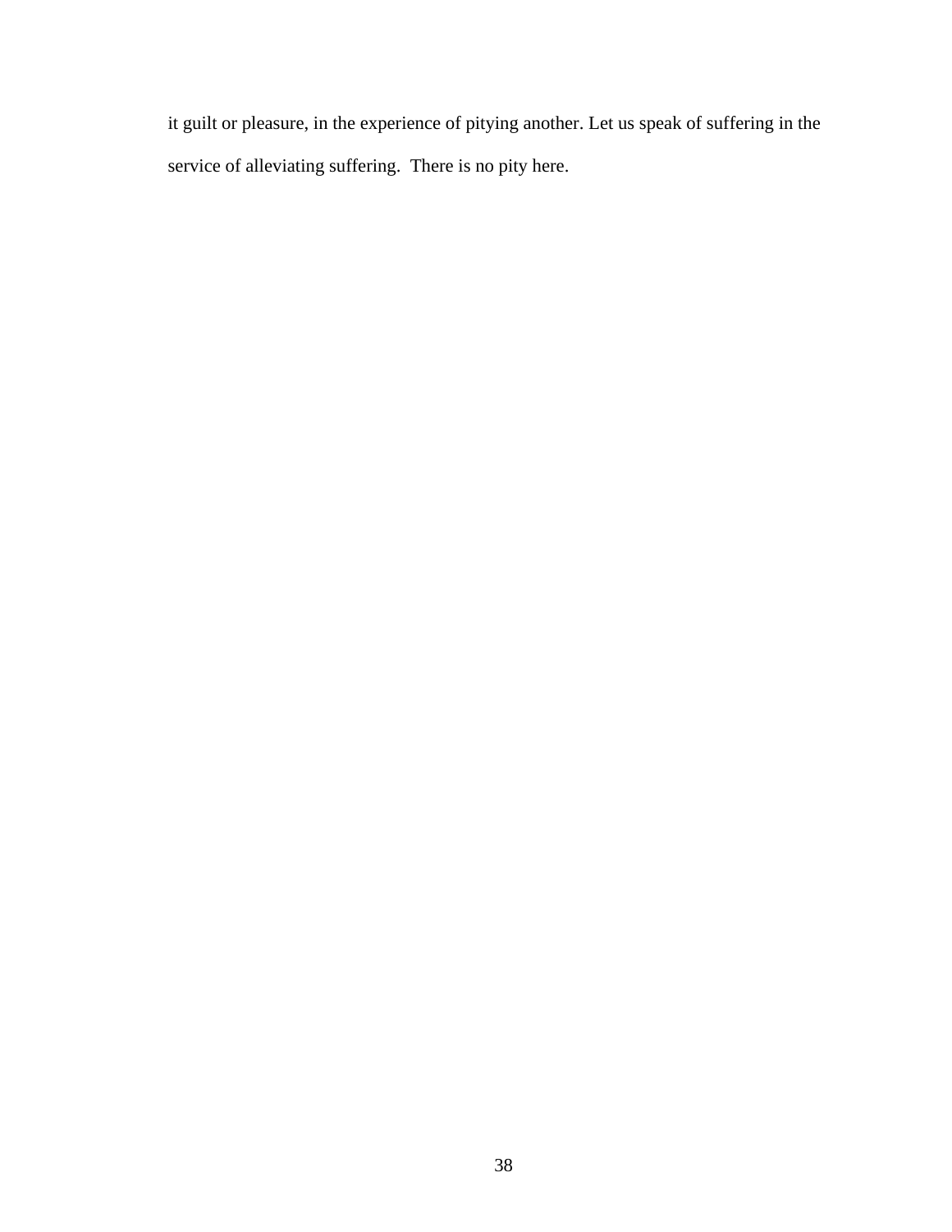it guilt or pleasure, in the experience of pitying another. Let us speak of suffering in the service of alleviating suffering.  There is no pity here.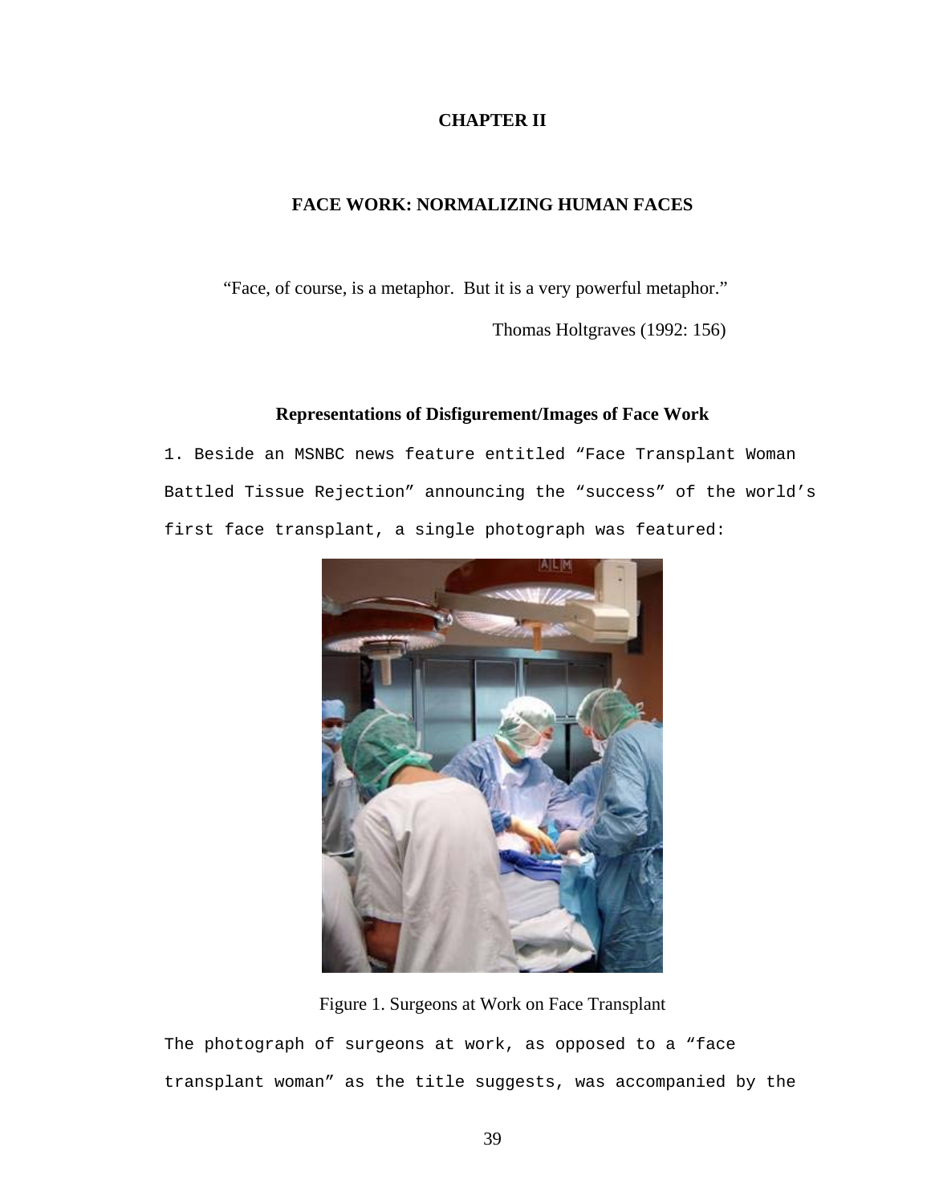# CHAPTER II

## FACE WORK: NORMALIZING HUMAN FACES

"Face, of course, is a metaphor. But it is a very powerful metaphor."

Thomas Holtgraves (1992: 156)

### Representations of Disfigurement/Images of Face Work

1. Beside an MSNBC news feature entitled "Face Transplant Woman Battled Tissue Rejection" announcing the "success" of the world's first face transplant, a single photograph was featured:

Figure 1. Surgeons at Work on Face Transplant

The photograph of surgeons at work, as opposed to a "face transplant woman" as the title suggests, was accompanied by the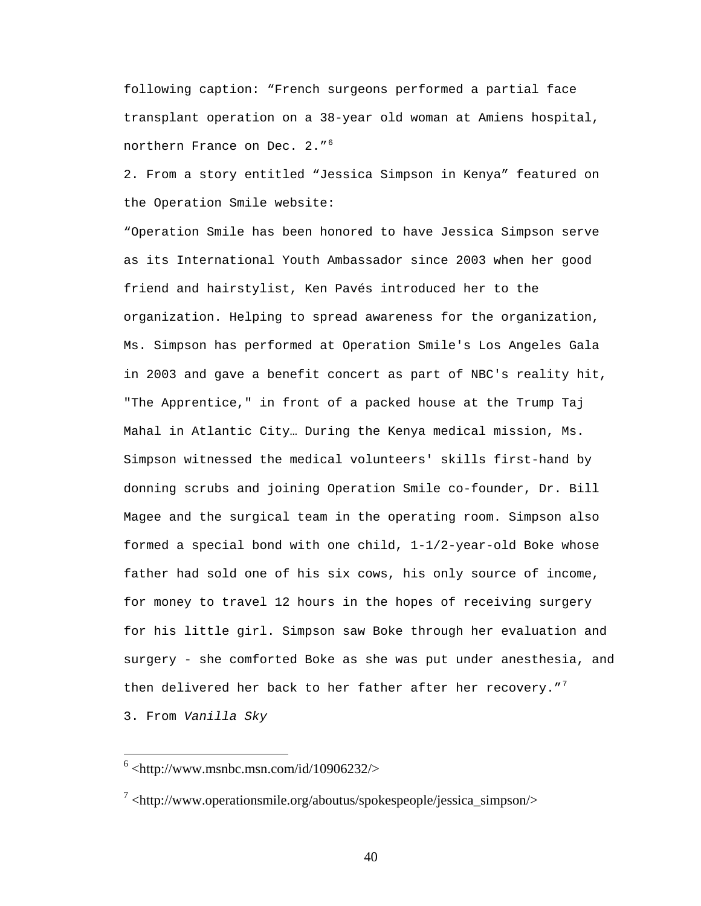following caption: “French surgeons performed a partial face transplant operation on a 38-year old woman at Amiens hospital, northern France on Dec. 2.”[6]

2. From a story entitled “Jessica Simpson in Kenya” featured on the Operation Smile website:

“Operation Smile has been honored to have Jessica Simpson serve as its International Youth Ambassador since 2003 when her good friend and hairstylist, Ken Pavés introduced her to the organization. Helping to spread awareness for the organization, Ms. Simpson has performed at Operation Smile's Los Angeles Gala in 2003 and gave a benefit concert as part of NBC's reality hit, "The Apprentice," in front of a packed house at the Trump Taj Mahal in Atlantic City… During the Kenya medical mission, Ms. Simpson witnessed the medical volunteers' skills first-hand by donning scrubs and joining Operation Smile co-founder, Dr. Bill Magee and the surgical team in the operating room. Simpson also formed a special bond with one child, 1-1/2-year-old Boke whose father had sold one of his six cows, his only source of income, for money to travel 12 hours in the hopes of receiving surgery for his little girl. Simpson saw Boke through her evaluation and surgery - she comforted Boke as she was put under anesthesia, and then delivered her back to her father after her recovery.”[7]

3. From *Vanilla Sky*

---

[6] <http://www.msnbc.msn.com/id/10906232/>

[7] <http://www.operationsmile.org/aboutus/spokespeople/jessica_simpson/>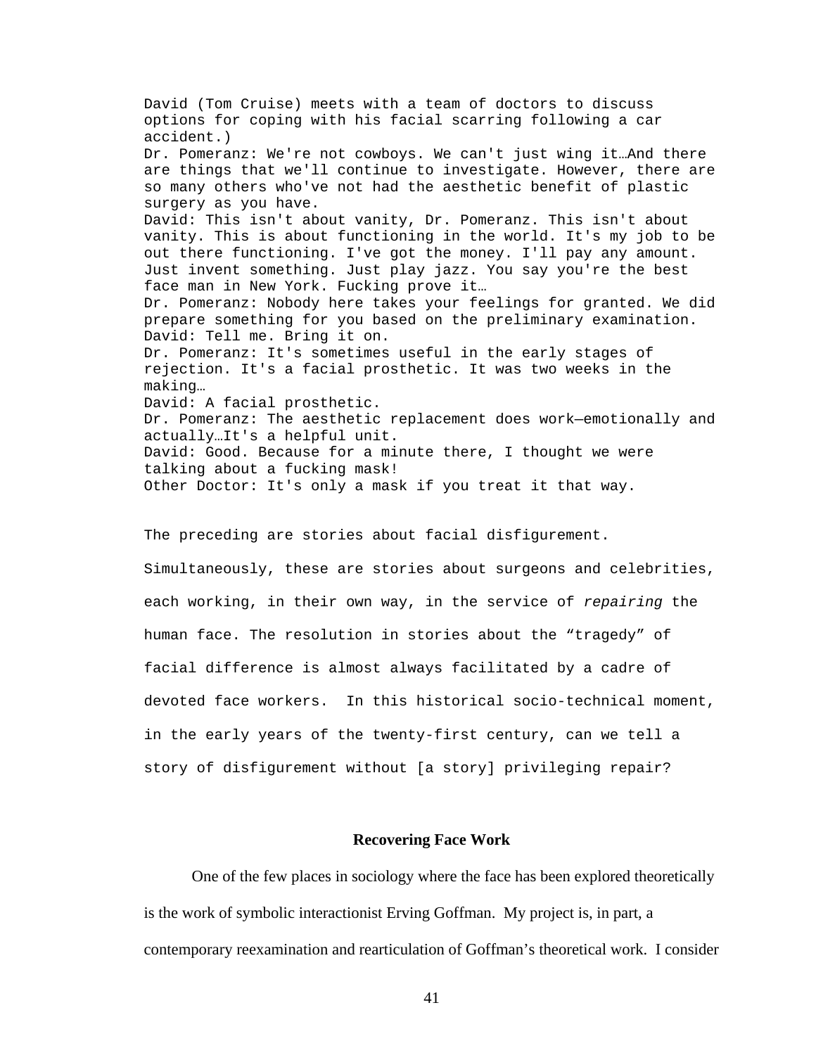David (Tom Cruise) meets with a team of doctors to discuss options for coping with his facial scarring following a car accident.)
Dr. Pomeranz: We're not cowboys. We can't just wing it…And there are things that we'll continue to investigate. However, there are so many others who've not had the aesthetic benefit of plastic surgery as you have.
David: This isn't about vanity, Dr. Pomeranz. This isn't about vanity. This is about functioning in the world. It's my job to be out there functioning. I've got the money. I'll pay any amount. Just invent something. Just play jazz. You say you're the best face man in New York. Fucking prove it…
Dr. Pomeranz: Nobody here takes your feelings for granted. We did prepare something for you based on the preliminary examination.
David: Tell me. Bring it on.
Dr. Pomeranz: It's sometimes useful in the early stages of rejection. It's a facial prosthetic. It was two weeks in the making…
David: A facial prosthetic.
Dr. Pomeranz: The aesthetic replacement does work—emotionally and actually…It's a helpful unit.
David: Good. Because for a minute there, I thought we were talking about a fucking mask!
Other Doctor: It's only a mask if you treat it that way.

The preceding are stories about facial disfigurement. Simultaneously, these are stories about surgeons and celebrities, each working, in their own way, in the service of *repairing* the human face. The resolution in stories about the "tragedy" of facial difference is almost always facilitated by a cadre of devoted face workers. In this historical socio-technical moment, in the early years of the twenty-first century, can we tell a story of disfigurement without [a story] privileging repair?

## Recovering Face Work

One of the few places in sociology where the face has been explored theoretically is the work of symbolic interactionist Erving Goffman. My project is, in part, a contemporary reexamination and rearticulation of Goffman's theoretical work. I consider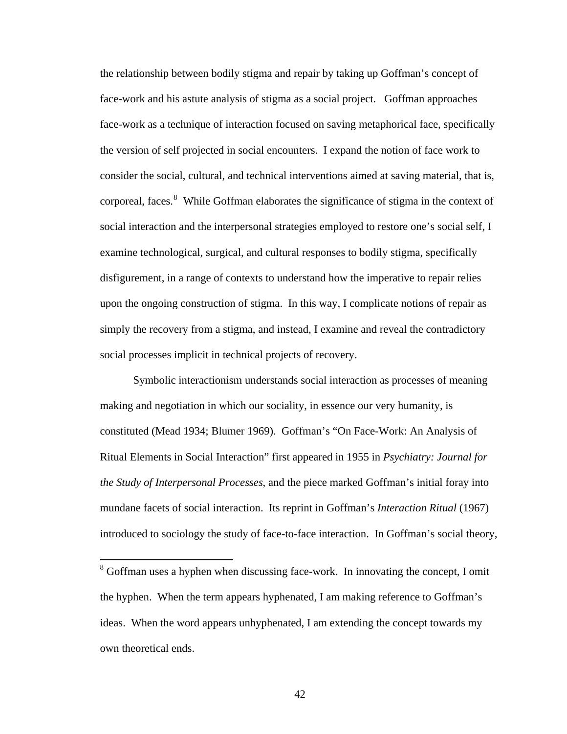the relationship between bodily stigma and repair by taking up Goffman's concept of face-work and his astute analysis of stigma as a social project. Goffman approaches face-work as a technique of interaction focused on saving metaphorical face, specifically the version of self projected in social encounters. I expand the notion of face work to consider the social, cultural, and technical interventions aimed at saving material, that is, corporeal, faces.[8] While Goffman elaborates the significance of stigma in the context of social interaction and the interpersonal strategies employed to restore one's social self, I examine technological, surgical, and cultural responses to bodily stigma, specifically disfigurement, in a range of contexts to understand how the imperative to repair relies upon the ongoing construction of stigma. In this way, I complicate notions of repair as simply the recovery from a stigma, and instead, I examine and reveal the contradictory social processes implicit in technical projects of recovery.

Symbolic interactionism understands social interaction as processes of meaning making and negotiation in which our sociality, in essence our very humanity, is constituted (Mead 1934; Blumer 1969). Goffman's "On Face-Work: An Analysis of Ritual Elements in Social Interaction" first appeared in 1955 in *Psychiatry: Journal for the Study of Interpersonal Processes*, and the piece marked Goffman's initial foray into mundane facets of social interaction. Its reprint in Goffman's *Interaction Ritual* (1967) introduced to sociology the study of face-to-face interaction. In Goffman's social theory,

---

[8] Goffman uses a hyphen when discussing face-work. In innovating the concept, I omit the hyphen. When the term appears hyphenated, I am making reference to Goffman's ideas. When the word appears unhyphenated, I am extending the concept towards my own theoretical ends.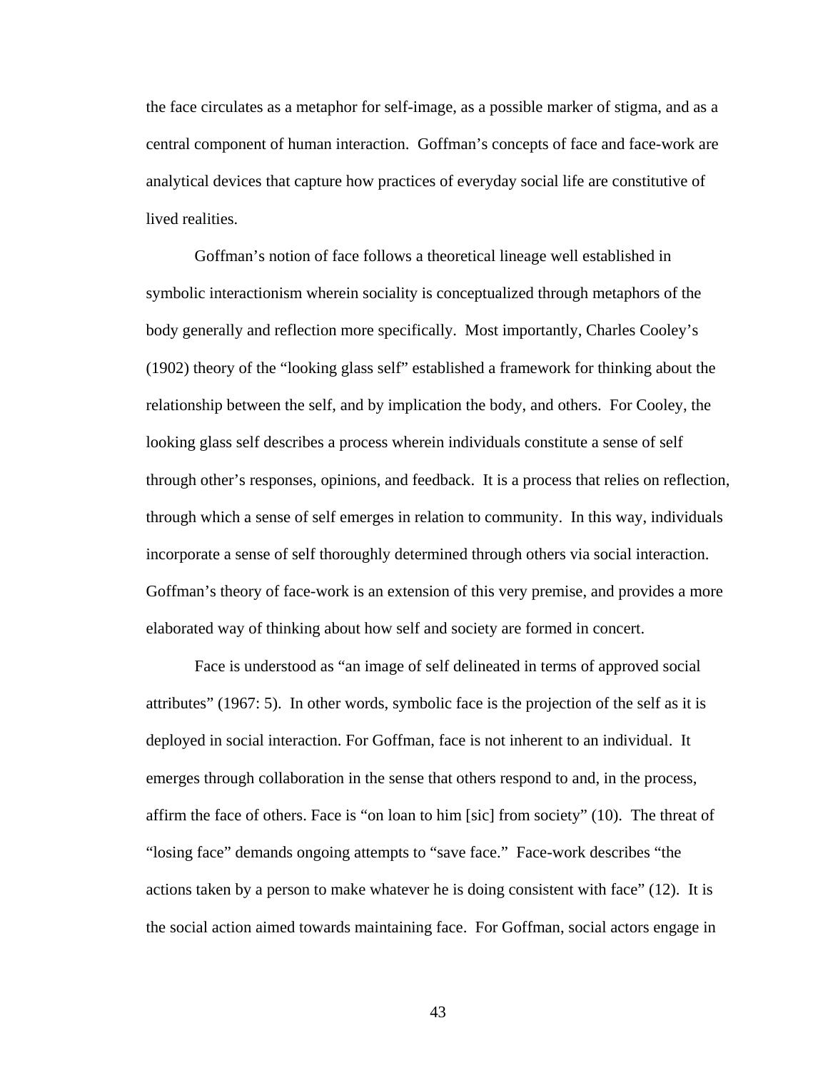the face circulates as a metaphor for self-image, as a possible marker of stigma, and as a central component of human interaction. Goffman's concepts of face and face-work are analytical devices that capture how practices of everyday social life are constitutive of lived realities.

Goffman's notion of face follows a theoretical lineage well established in symbolic interactionism wherein sociality is conceptualized through metaphors of the body generally and reflection more specifically. Most importantly, Charles Cooley's (1902) theory of the "looking glass self" established a framework for thinking about the relationship between the self, and by implication the body, and others. For Cooley, the looking glass self describes a process wherein individuals constitute a sense of self through other's responses, opinions, and feedback. It is a process that relies on reflection, through which a sense of self emerges in relation to community. In this way, individuals incorporate a sense of self thoroughly determined through others via social interaction. Goffman's theory of face-work is an extension of this very premise, and provides a more elaborated way of thinking about how self and society are formed in concert.

Face is understood as "an image of self delineated in terms of approved social attributes" (1967: 5). In other words, symbolic face is the projection of the self as it is deployed in social interaction. For Goffman, face is not inherent to an individual. It emerges through collaboration in the sense that others respond to and, in the process, affirm the face of others. Face is "on loan to him [sic] from society" (10). The threat of "losing face" demands ongoing attempts to "save face." Face-work describes "the actions taken by a person to make whatever he is doing consistent with face" (12). It is the social action aimed towards maintaining face. For Goffman, social actors engage in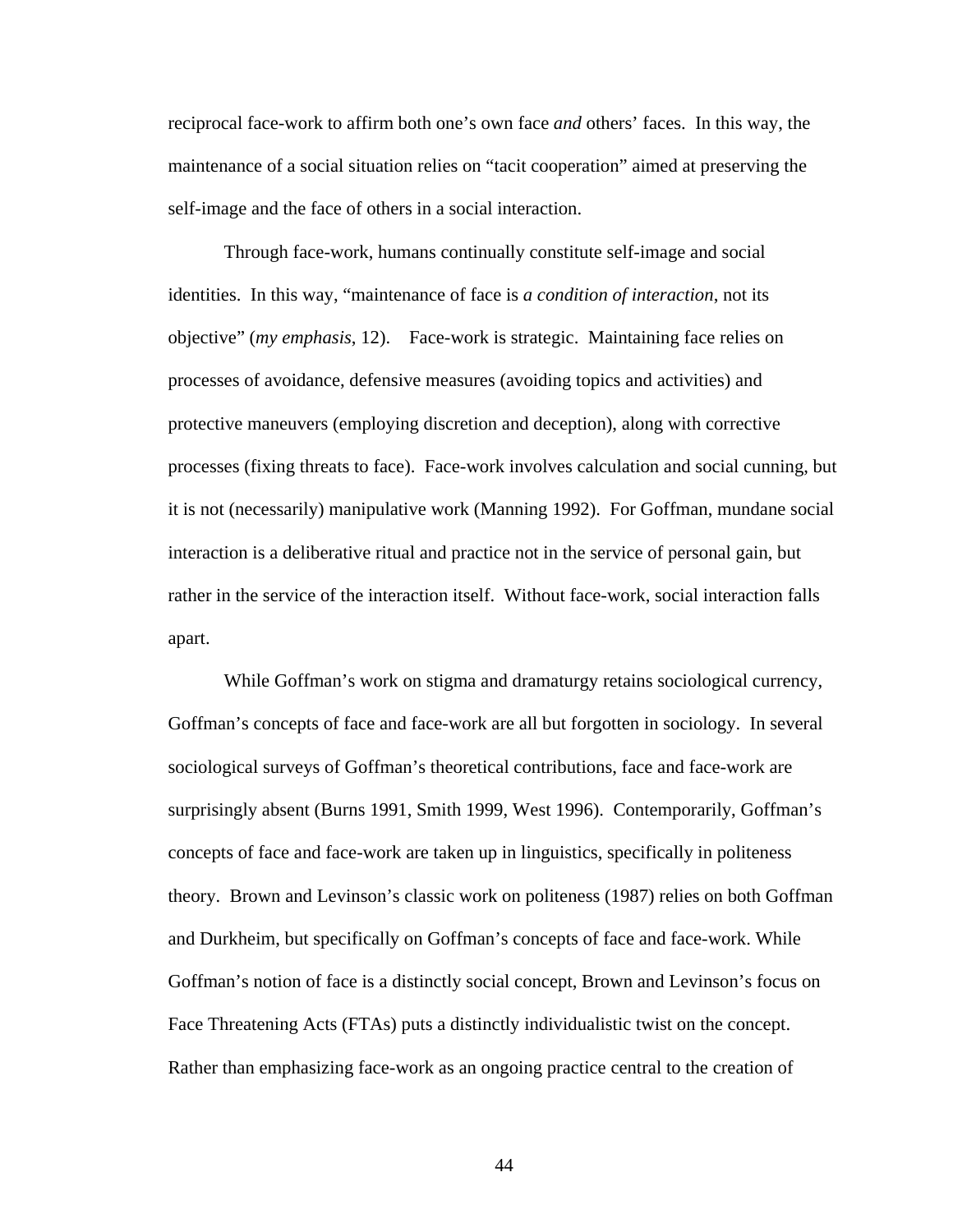reciprocal face-work to affirm both one's own face *and* others' faces. In this way, the maintenance of a social situation relies on "tacit cooperation" aimed at preserving the self-image and the face of others in a social interaction.

Through face-work, humans continually constitute self-image and social identities. In this way, "maintenance of face is *a condition of interaction*, not its objective" (*my emphasis*, 12). Face-work is strategic. Maintaining face relies on processes of avoidance, defensive measures (avoiding topics and activities) and protective maneuvers (employing discretion and deception), along with corrective processes (fixing threats to face). Face-work involves calculation and social cunning, but it is not (necessarily) manipulative work (Manning 1992). For Goffman, mundane social interaction is a deliberative ritual and practice not in the service of personal gain, but rather in the service of the interaction itself. Without face-work, social interaction falls apart.

While Goffman's work on stigma and dramaturgy retains sociological currency, Goffman's concepts of face and face-work are all but forgotten in sociology. In several sociological surveys of Goffman's theoretical contributions, face and face-work are surprisingly absent (Burns 1991, Smith 1999, West 1996). Contemporarily, Goffman's concepts of face and face-work are taken up in linguistics, specifically in politeness theory. Brown and Levinson's classic work on politeness (1987) relies on both Goffman and Durkheim, but specifically on Goffman's concepts of face and face-work. While Goffman's notion of face is a distinctly social concept, Brown and Levinson's focus on Face Threatening Acts (FTAs) puts a distinctly individualistic twist on the concept. Rather than emphasizing face-work as an ongoing practice central to the creation of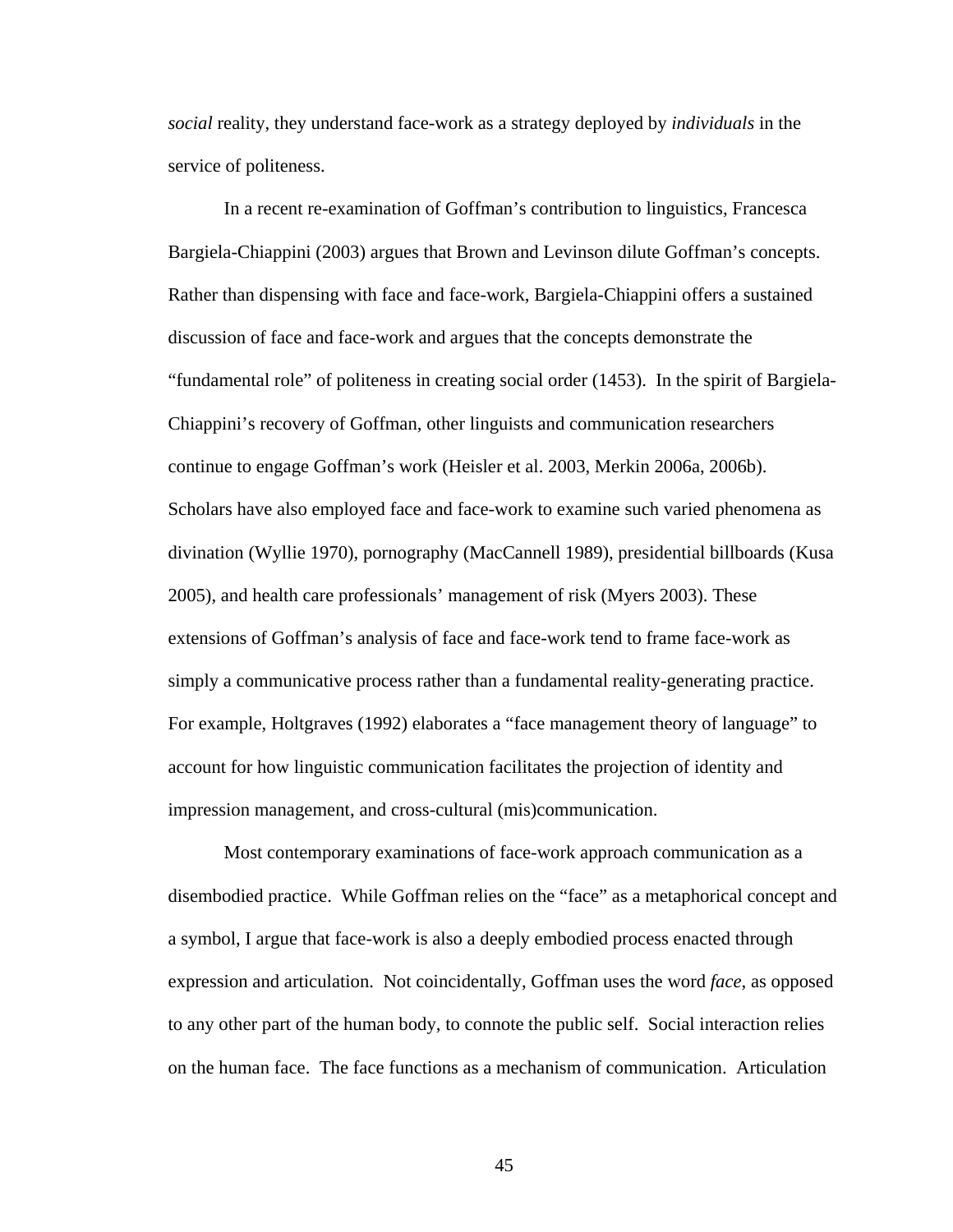*social* reality, they understand face-work as a strategy deployed by *individuals* in the service of politeness.

In a recent re-examination of Goffman's contribution to linguistics, Francesca Bargiela-Chiappini (2003) argues that Brown and Levinson dilute Goffman's concepts. Rather than dispensing with face and face-work, Bargiela-Chiappini offers a sustained discussion of face and face-work and argues that the concepts demonstrate the "fundamental role" of politeness in creating social order (1453). In the spirit of Bargiela-Chiappini's recovery of Goffman, other linguists and communication researchers continue to engage Goffman's work (Heisler et al. 2003, Merkin 2006a, 2006b). Scholars have also employed face and face-work to examine such varied phenomena as divination (Wyllie 1970), pornography (MacCannell 1989), presidential billboards (Kusa 2005), and health care professionals' management of risk (Myers 2003). These extensions of Goffman's analysis of face and face-work tend to frame face-work as simply a communicative process rather than a fundamental reality-generating practice. For example, Holtgraves (1992) elaborates a "face management theory of language" to account for how linguistic communication facilitates the projection of identity and impression management, and cross-cultural (mis)communication.

Most contemporary examinations of face-work approach communication as a disembodied practice. While Goffman relies on the "face" as a metaphorical concept and a symbol, I argue that face-work is also a deeply embodied process enacted through expression and articulation. Not coincidentally, Goffman uses the word *face*, as opposed to any other part of the human body, to connote the public self. Social interaction relies on the human face. The face functions as a mechanism of communication. Articulation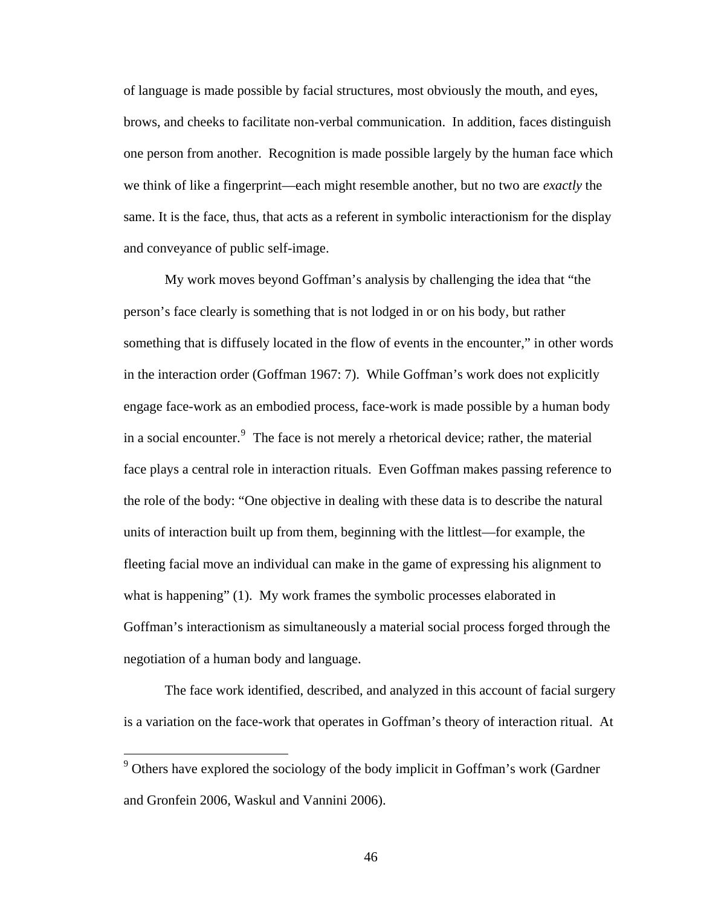of language is made possible by facial structures, most obviously the mouth, and eyes, brows, and cheeks to facilitate non-verbal communication. In addition, faces distinguish one person from another. Recognition is made possible largely by the human face which we think of like a fingerprint—each might resemble another, but no two are *exactly* the same. It is the face, thus, that acts as a referent in symbolic interactionism for the display and conveyance of public self-image.

My work moves beyond Goffman's analysis by challenging the idea that "the person's face clearly is something that is not lodged in or on his body, but rather something that is diffusely located in the flow of events in the encounter," in other words in the interaction order (Goffman 1967: 7). While Goffman's work does not explicitly engage face-work as an embodied process, face-work is made possible by a human body in a social encounter.[9] The face is not merely a rhetorical device; rather, the material face plays a central role in interaction rituals. Even Goffman makes passing reference to the role of the body: "One objective in dealing with these data is to describe the natural units of interaction built up from them, beginning with the littlest—for example, the fleeting facial move an individual can make in the game of expressing his alignment to what is happening" (1). My work frames the symbolic processes elaborated in Goffman's interactionism as simultaneously a material social process forged through the negotiation of a human body and language.

The face work identified, described, and analyzed in this account of facial surgery is a variation on the face-work that operates in Goffman's theory of interaction ritual. At

[9] Others have explored the sociology of the body implicit in Goffman's work (Gardner and Gronfein 2006, Waskul and Vannini 2006).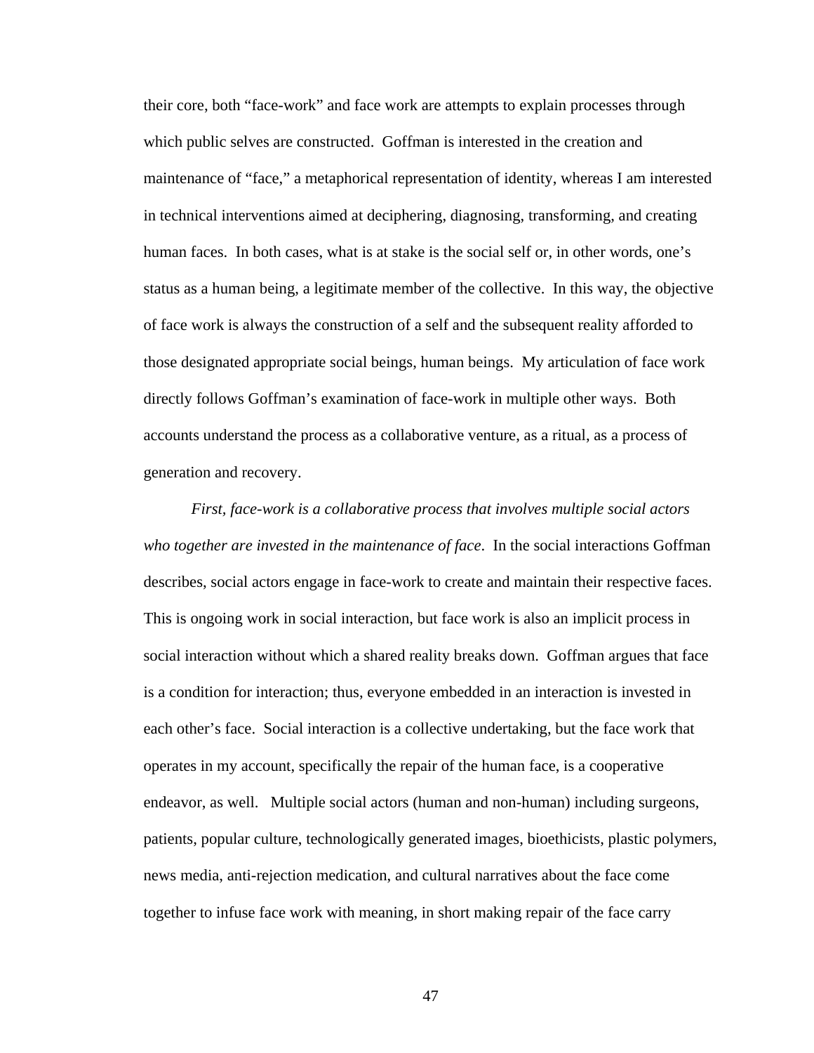their core, both “face-work” and face work are attempts to explain processes through which public selves are constructed. Goffman is interested in the creation and maintenance of “face,” a metaphorical representation of identity, whereas I am interested in technical interventions aimed at deciphering, diagnosing, transforming, and creating human faces. In both cases, what is at stake is the social self or, in other words, one’s status as a human being, a legitimate member of the collective. In this way, the objective of face work is always the construction of a self and the subsequent reality afforded to those designated appropriate social beings, human beings. My articulation of face work directly follows Goffman’s examination of face-work in multiple other ways. Both accounts understand the process as a collaborative venture, as a ritual, as a process of generation and recovery.

*First, face-work is a collaborative process that involves multiple social actors who together are invested in the maintenance of face*. In the social interactions Goffman describes, social actors engage in face-work to create and maintain their respective faces. This is ongoing work in social interaction, but face work is also an implicit process in social interaction without which a shared reality breaks down. Goffman argues that face is a condition for interaction; thus, everyone embedded in an interaction is invested in each other’s face. Social interaction is a collective undertaking, but the face work that operates in my account, specifically the repair of the human face, is a cooperative endeavor, as well. Multiple social actors (human and non-human) including surgeons, patients, popular culture, technologically generated images, bioethicists, plastic polymers, news media, anti-rejection medication, and cultural narratives about the face come together to infuse face work with meaning, in short making repair of the face carry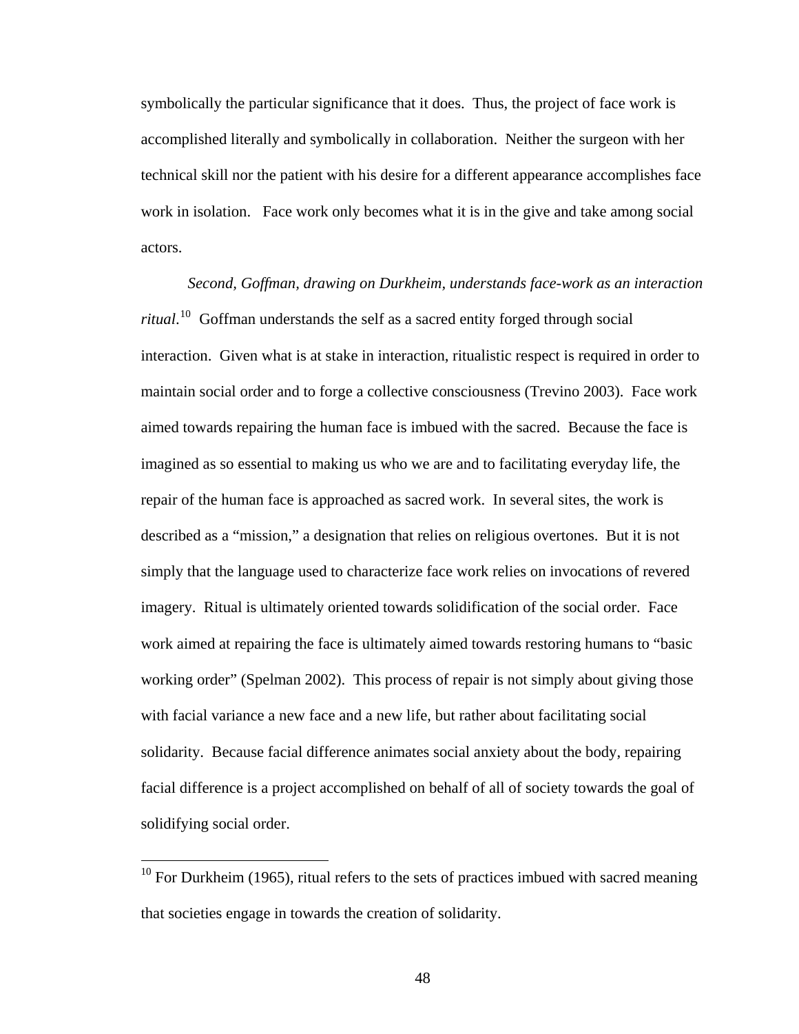symbolically the particular significance that it does. Thus, the project of face work is accomplished literally and symbolically in collaboration. Neither the surgeon with her technical skill nor the patient with his desire for a different appearance accomplishes face work in isolation. Face work only becomes what it is in the give and take among social actors.

*Second, Goffman, drawing on Durkheim, understands face-work as an interaction ritual*.[10] Goffman understands the self as a sacred entity forged through social interaction. Given what is at stake in interaction, ritualistic respect is required in order to maintain social order and to forge a collective consciousness (Trevino 2003). Face work aimed towards repairing the human face is imbued with the sacred. Because the face is imagined as so essential to making us who we are and to facilitating everyday life, the repair of the human face is approached as sacred work. In several sites, the work is described as a "mission," a designation that relies on religious overtones. But it is not simply that the language used to characterize face work relies on invocations of revered imagery. Ritual is ultimately oriented towards solidification of the social order. Face work aimed at repairing the face is ultimately aimed towards restoring humans to "basic working order" (Spelman 2002). This process of repair is not simply about giving those with facial variance a new face and a new life, but rather about facilitating social solidarity. Because facial difference animates social anxiety about the body, repairing facial difference is a project accomplished on behalf of all of society towards the goal of solidifying social order.

---

[10] For Durkheim (1965), ritual refers to the sets of practices imbued with sacred meaning that societies engage in towards the creation of solidarity.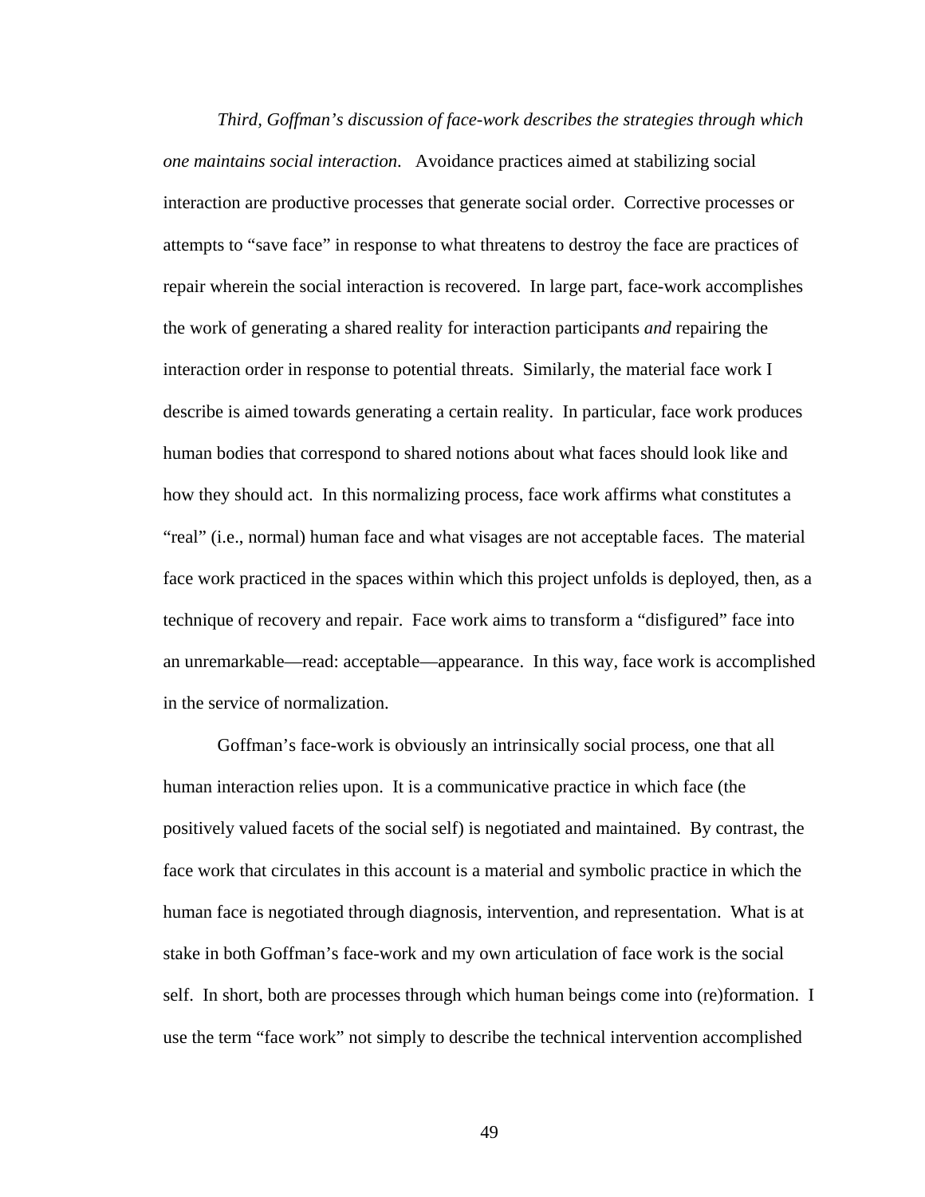*Third, Goffman's discussion of face-work describes the strategies through which one maintains social interaction*. Avoidance practices aimed at stabilizing social interaction are productive processes that generate social order. Corrective processes or attempts to "save face" in response to what threatens to destroy the face are practices of repair wherein the social interaction is recovered. In large part, face-work accomplishes the work of generating a shared reality for interaction participants *and* repairing the interaction order in response to potential threats. Similarly, the material face work I describe is aimed towards generating a certain reality. In particular, face work produces human bodies that correspond to shared notions about what faces should look like and how they should act. In this normalizing process, face work affirms what constitutes a "real" (i.e., normal) human face and what visages are not acceptable faces. The material face work practiced in the spaces within which this project unfolds is deployed, then, as a technique of recovery and repair. Face work aims to transform a "disfigured" face into an unremarkable—read: acceptable—appearance. In this way, face work is accomplished in the service of normalization.

Goffman's face-work is obviously an intrinsically social process, one that all human interaction relies upon. It is a communicative practice in which face (the positively valued facets of the social self) is negotiated and maintained. By contrast, the face work that circulates in this account is a material and symbolic practice in which the human face is negotiated through diagnosis, intervention, and representation. What is at stake in both Goffman's face-work and my own articulation of face work is the social self. In short, both are processes through which human beings come into (re)formation. I use the term "face work" not simply to describe the technical intervention accomplished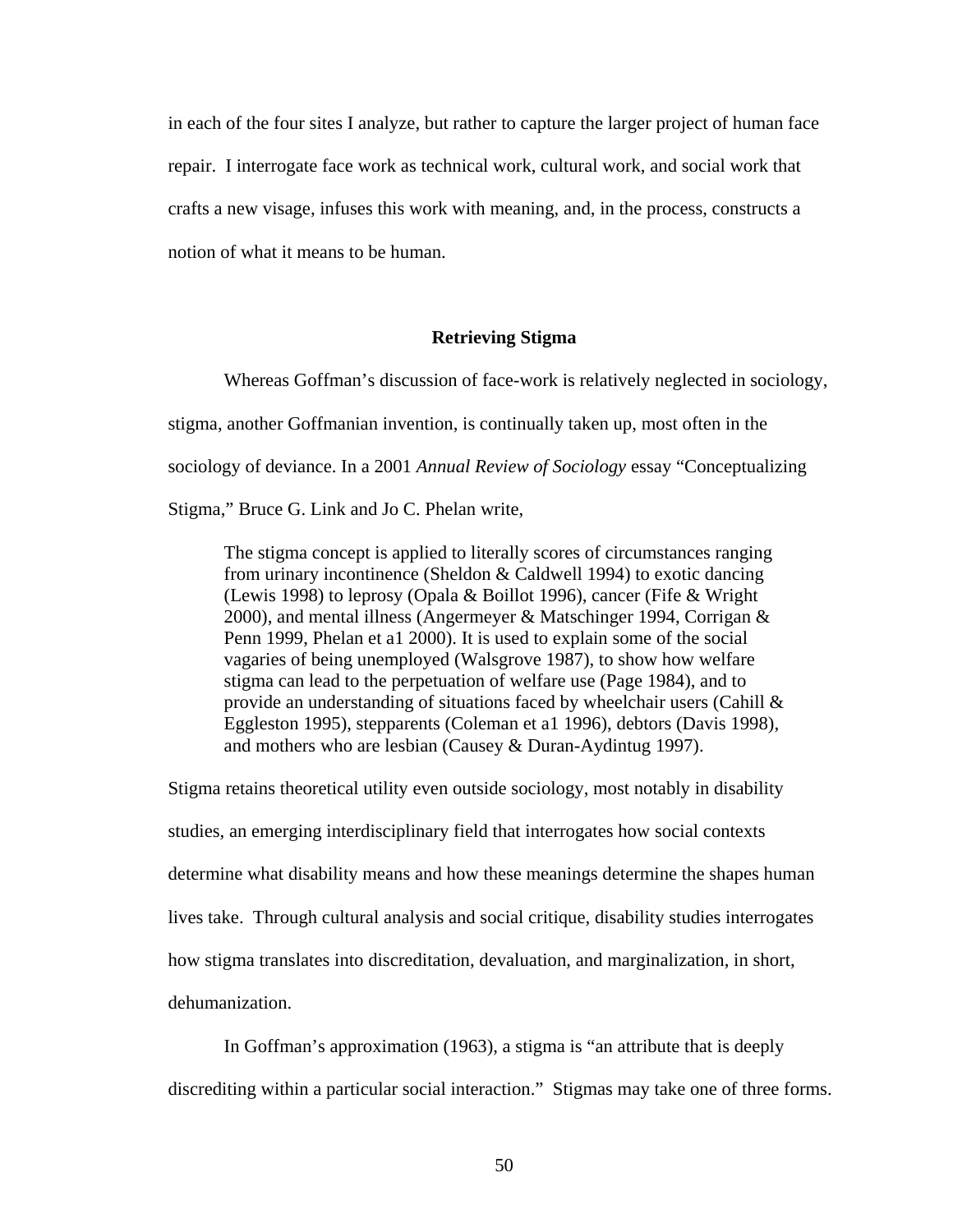in each of the four sites I analyze, but rather to capture the larger project of human face repair. I interrogate face work as technical work, cultural work, and social work that crafts a new visage, infuses this work with meaning, and, in the process, constructs a notion of what it means to be human.

### Retrieving Stigma

Whereas Goffman's discussion of face-work is relatively neglected in sociology, stigma, another Goffmanian invention, is continually taken up, most often in the sociology of deviance. In a 2001 *Annual Review of Sociology* essay "Conceptualizing Stigma," Bruce G. Link and Jo C. Phelan write,

> The stigma concept is applied to literally scores of circumstances ranging from urinary incontinence (Sheldon & Caldwell 1994) to exotic dancing (Lewis 1998) to leprosy (Opala & Boillot 1996), cancer (Fife & Wright 2000), and mental illness (Angermeyer & Matschinger 1994, Corrigan & Penn 1999, Phelan et a1 2000). It is used to explain some of the social vagaries of being unemployed (Walsgrove 1987), to show how welfare stigma can lead to the perpetuation of welfare use (Page 1984), and to provide an understanding of situations faced by wheelchair users (Cahill & Eggleston 1995), stepparents (Coleman et a1 1996), debtors (Davis 1998), and mothers who are lesbian (Causey & Duran-Aydintug 1997).

Stigma retains theoretical utility even outside sociology, most notably in disability studies, an emerging interdisciplinary field that interrogates how social contexts determine what disability means and how these meanings determine the shapes human lives take. Through cultural analysis and social critique, disability studies interrogates how stigma translates into discreditation, devaluation, and marginalization, in short, dehumanization.

In Goffman's approximation (1963), a stigma is "an attribute that is deeply discrediting within a particular social interaction." Stigmas may take one of three forms.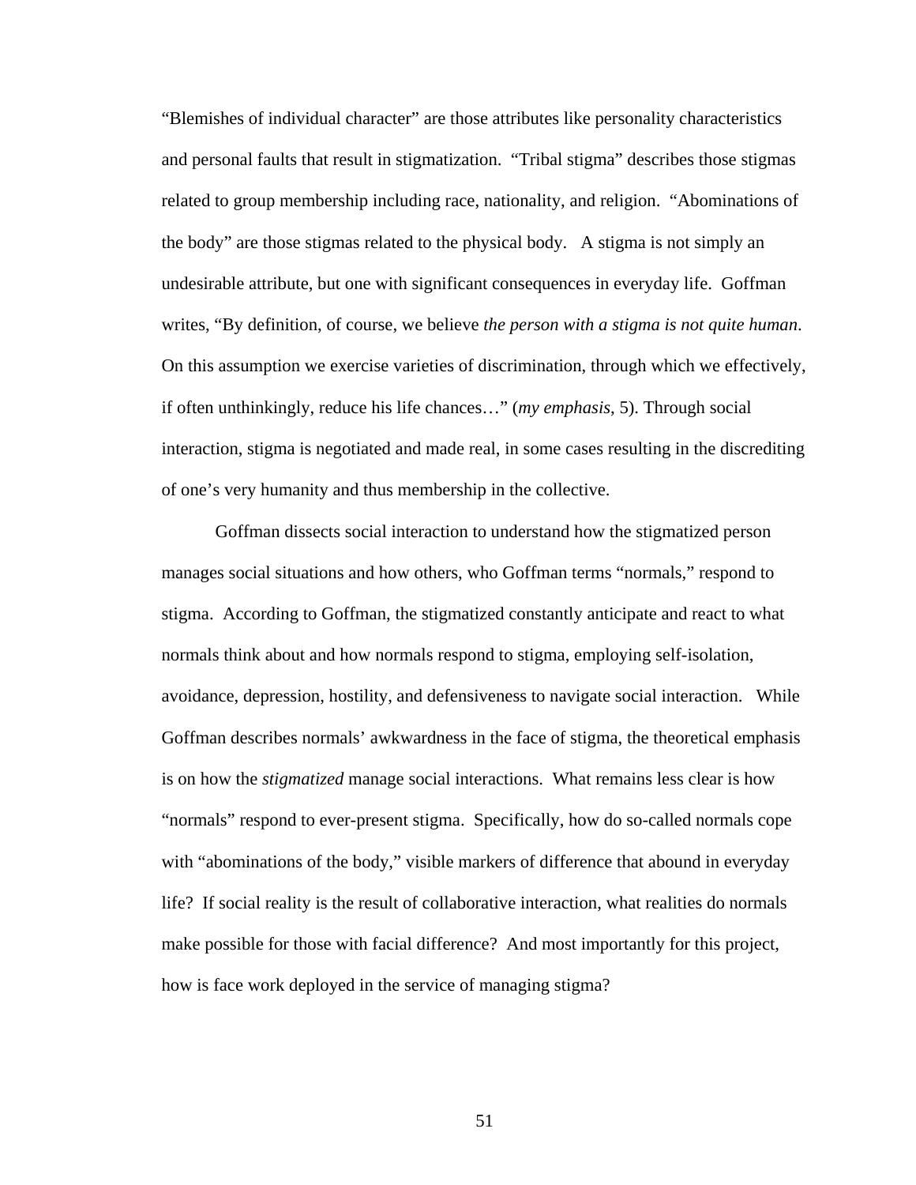“Blemishes of individual character” are those attributes like personality characteristics and personal faults that result in stigmatization. “Tribal stigma” describes those stigmas related to group membership including race, nationality, and religion. “Abominations of the body” are those stigmas related to the physical body. A stigma is not simply an undesirable attribute, but one with significant consequences in everyday life. Goffman writes, “By definition, of course, we believe *the person with a stigma is not quite human*. On this assumption we exercise varieties of discrimination, through which we effectively, if often unthinkingly, reduce his life chances…” (*my emphasis*, 5). Through social interaction, stigma is negotiated and made real, in some cases resulting in the discrediting of one’s very humanity and thus membership in the collective.

Goffman dissects social interaction to understand how the stigmatized person manages social situations and how others, who Goffman terms “normals,” respond to stigma. According to Goffman, the stigmatized constantly anticipate and react to what normals think about and how normals respond to stigma, employing self-isolation, avoidance, depression, hostility, and defensiveness to navigate social interaction. While Goffman describes normals’ awkwardness in the face of stigma, the theoretical emphasis is on how the *stigmatized* manage social interactions. What remains less clear is how “normals” respond to ever-present stigma. Specifically, how do so-called normals cope with “abominations of the body,” visible markers of difference that abound in everyday life? If social reality is the result of collaborative interaction, what realities do normals make possible for those with facial difference? And most importantly for this project, how is face work deployed in the service of managing stigma?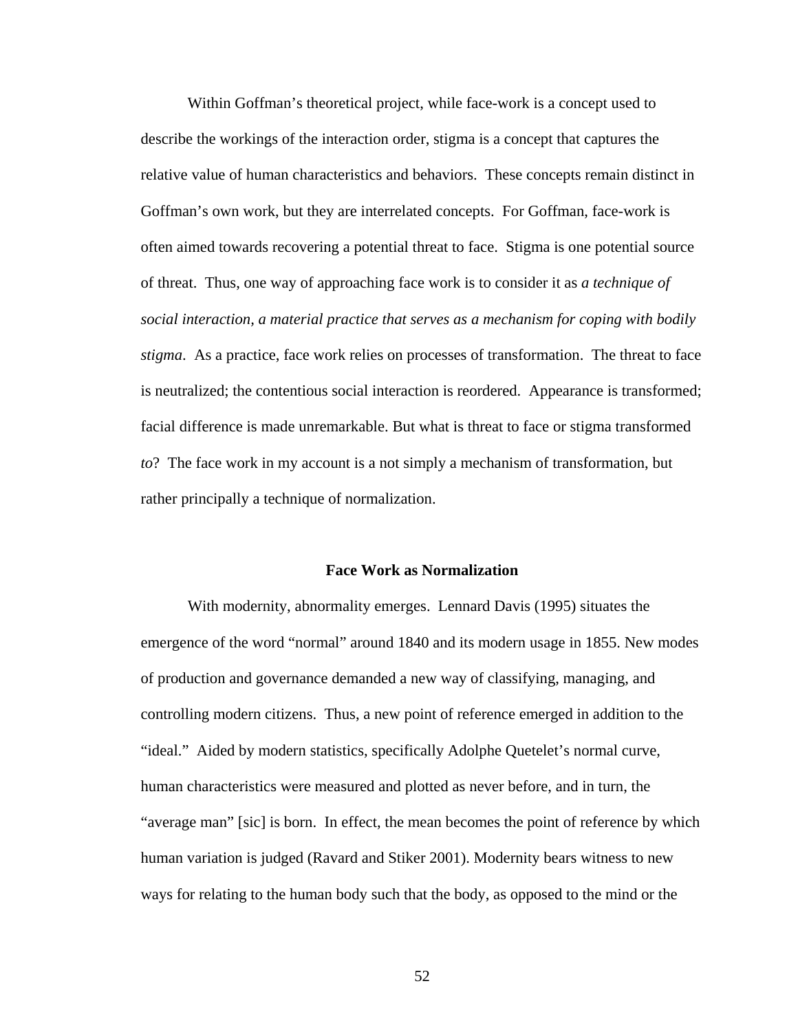Within Goffman's theoretical project, while face-work is a concept used to describe the workings of the interaction order, stigma is a concept that captures the relative value of human characteristics and behaviors. These concepts remain distinct in Goffman's own work, but they are interrelated concepts. For Goffman, face-work is often aimed towards recovering a potential threat to face. Stigma is one potential source of threat. Thus, one way of approaching face work is to consider it as *a technique of social interaction, a material practice that serves as a mechanism for coping with bodily stigma*. As a practice, face work relies on processes of transformation. The threat to face is neutralized; the contentious social interaction is reordered. Appearance is transformed; facial difference is made unremarkable. But what is threat to face or stigma transformed *to*? The face work in my account is a not simply a mechanism of transformation, but rather principally a technique of normalization.

## Face Work as Normalization

With modernity, abnormality emerges. Lennard Davis (1995) situates the emergence of the word "normal" around 1840 and its modern usage in 1855. New modes of production and governance demanded a new way of classifying, managing, and controlling modern citizens. Thus, a new point of reference emerged in addition to the "ideal." Aided by modern statistics, specifically Adolphe Quetelet's normal curve, human characteristics were measured and plotted as never before, and in turn, the "average man" [sic] is born. In effect, the mean becomes the point of reference by which human variation is judged (Ravard and Stiker 2001). Modernity bears witness to new ways for relating to the human body such that the body, as opposed to the mind or the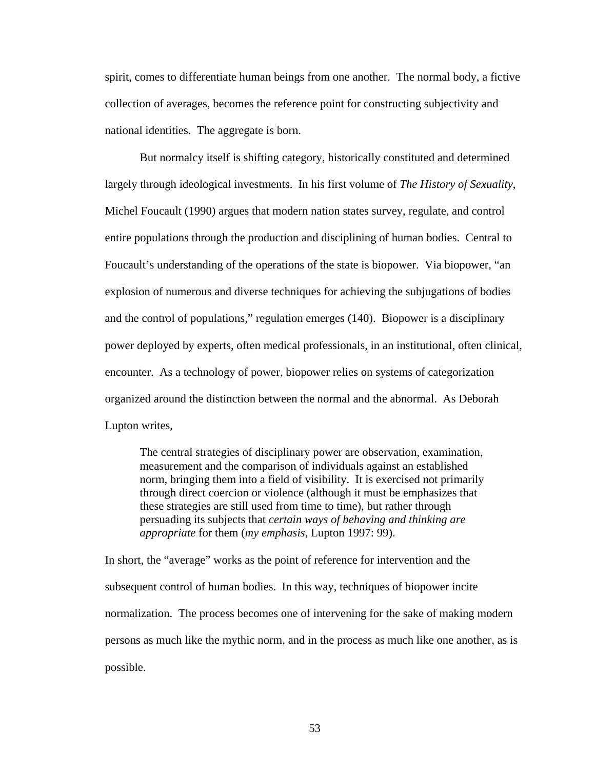spirit, comes to differentiate human beings from one another. The normal body, a fictive collection of averages, becomes the reference point for constructing subjectivity and national identities. The aggregate is born.

But normalcy itself is shifting category, historically constituted and determined largely through ideological investments. In his first volume of *The History of Sexuality*, Michel Foucault (1990) argues that modern nation states survey, regulate, and control entire populations through the production and disciplining of human bodies. Central to Foucault's understanding of the operations of the state is biopower. Via biopower, "an explosion of numerous and diverse techniques for achieving the subjugations of bodies and the control of populations," regulation emerges (140). Biopower is a disciplinary power deployed by experts, often medical professionals, in an institutional, often clinical, encounter. As a technology of power, biopower relies on systems of categorization organized around the distinction between the normal and the abnormal. As Deborah Lupton writes,

> The central strategies of disciplinary power are observation, examination, measurement and the comparison of individuals against an established norm, bringing them into a field of visibility. It is exercised not primarily through direct coercion or violence (although it must be emphasizes that these strategies are still used from time to time), but rather through persuading its subjects that *certain ways of behaving and thinking are appropriate* for them (*my emphasis*, Lupton 1997: 99).

In short, the "average" works as the point of reference for intervention and the subsequent control of human bodies. In this way, techniques of biopower incite normalization. The process becomes one of intervening for the sake of making modern persons as much like the mythic norm, and in the process as much like one another, as is possible.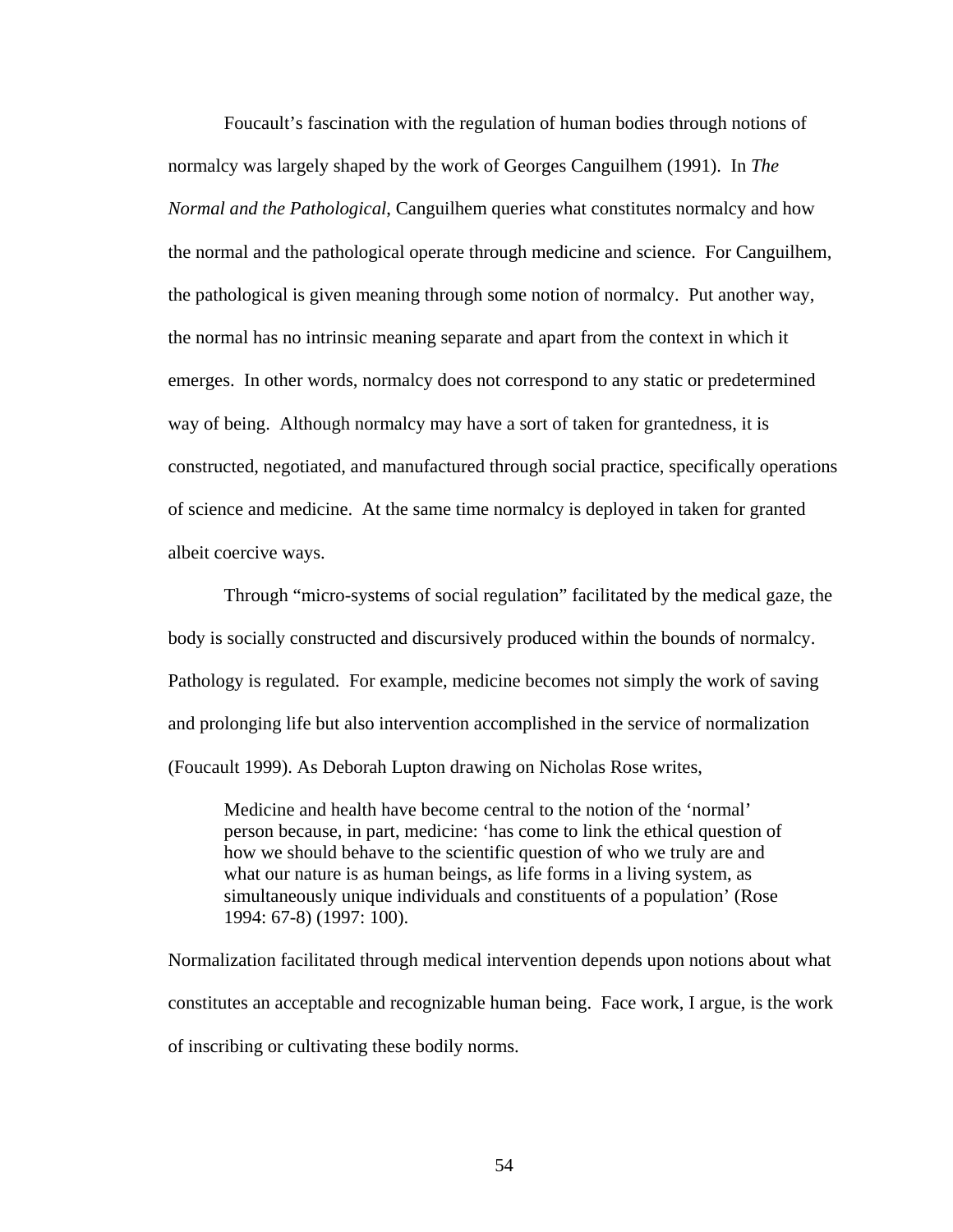Foucault's fascination with the regulation of human bodies through notions of normalcy was largely shaped by the work of Georges Canguilhem (1991). In *The Normal and the Pathological*, Canguilhem queries what constitutes normalcy and how the normal and the pathological operate through medicine and science. For Canguilhem, the pathological is given meaning through some notion of normalcy. Put another way, the normal has no intrinsic meaning separate and apart from the context in which it emerges. In other words, normalcy does not correspond to any static or predetermined way of being. Although normalcy may have a sort of taken for grantedness, it is constructed, negotiated, and manufactured through social practice, specifically operations of science and medicine. At the same time normalcy is deployed in taken for granted albeit coercive ways.

Through "micro-systems of social regulation" facilitated by the medical gaze, the body is socially constructed and discursively produced within the bounds of normalcy. Pathology is regulated. For example, medicine becomes not simply the work of saving and prolonging life but also intervention accomplished in the service of normalization (Foucault 1999). As Deborah Lupton drawing on Nicholas Rose writes,

> Medicine and health have become central to the notion of the 'normal' person because, in part, medicine: 'has come to link the ethical question of how we should behave to the scientific question of who we truly are and what our nature is as human beings, as life forms in a living system, as simultaneously unique individuals and constituents of a population' (Rose 1994: 67-8) (1997: 100).

Normalization facilitated through medical intervention depends upon notions about what constitutes an acceptable and recognizable human being. Face work, I argue, is the work of inscribing or cultivating these bodily norms.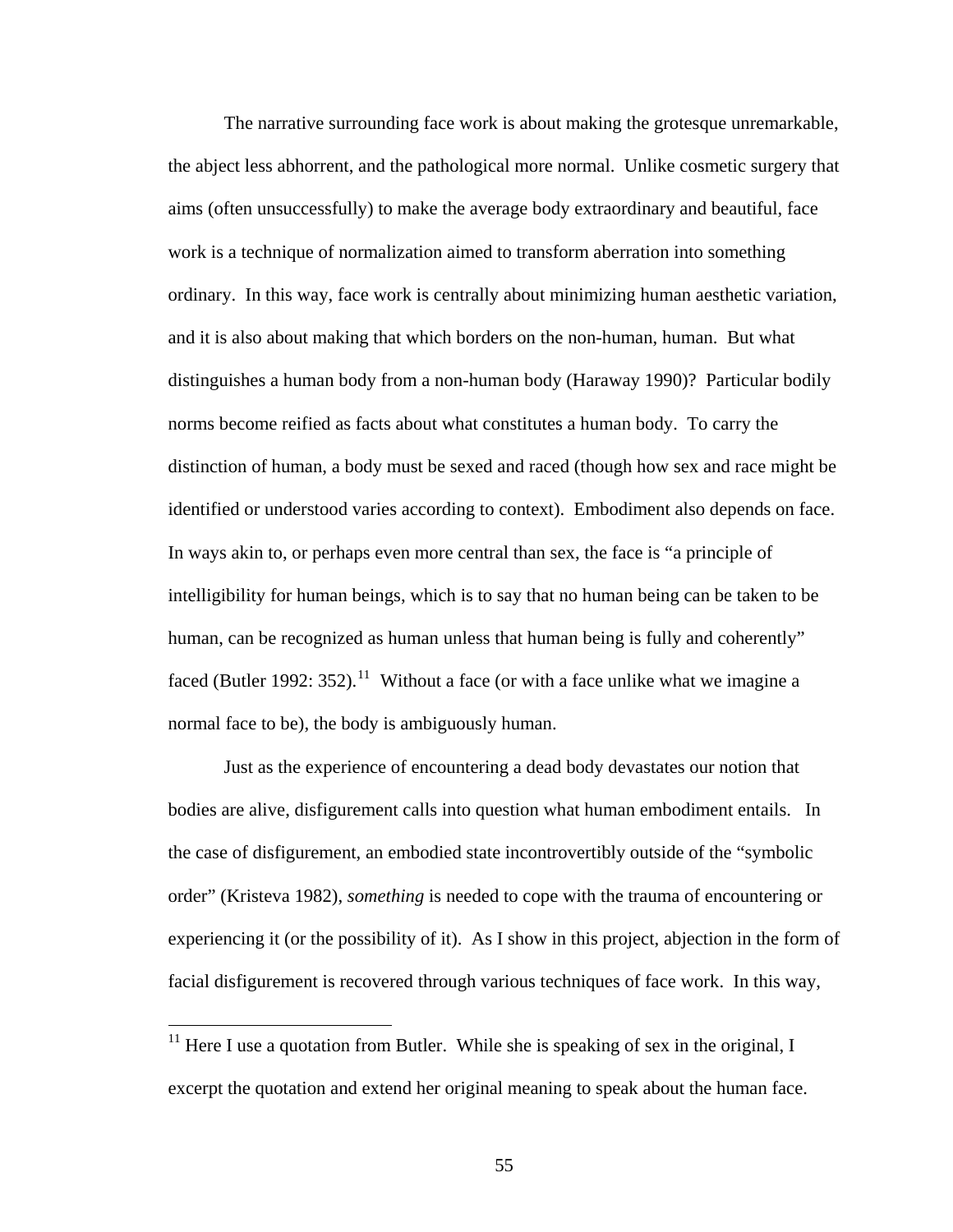The narrative surrounding face work is about making the grotesque unremarkable, the abject less abhorrent, and the pathological more normal. Unlike cosmetic surgery that aims (often unsuccessfully) to make the average body extraordinary and beautiful, face work is a technique of normalization aimed to transform aberration into something ordinary. In this way, face work is centrally about minimizing human aesthetic variation, and it is also about making that which borders on the non-human, human. But what distinguishes a human body from a non-human body (Haraway 1990)? Particular bodily norms become reified as facts about what constitutes a human body. To carry the distinction of human, a body must be sexed and raced (though how sex and race might be identified or understood varies according to context). Embodiment also depends on face. In ways akin to, or perhaps even more central than sex, the face is "a principle of intelligibility for human beings, which is to say that no human being can be taken to be human, can be recognized as human unless that human being is fully and coherently" faced (Butler 1992: 352).[11] Without a face (or with a face unlike what we imagine a normal face to be), the body is ambiguously human.

Just as the experience of encountering a dead body devastates our notion that bodies are alive, disfigurement calls into question what human embodiment entails. In the case of disfigurement, an embodied state incontrovertibly outside of the "symbolic order" (Kristeva 1982), *something* is needed to cope with the trauma of encountering or experiencing it (or the possibility of it). As I show in this project, abjection in the form of facial disfigurement is recovered through various techniques of face work. In this way,

[11] Here I use a quotation from Butler. While she is speaking of sex in the original, I excerpt the quotation and extend her original meaning to speak about the human face.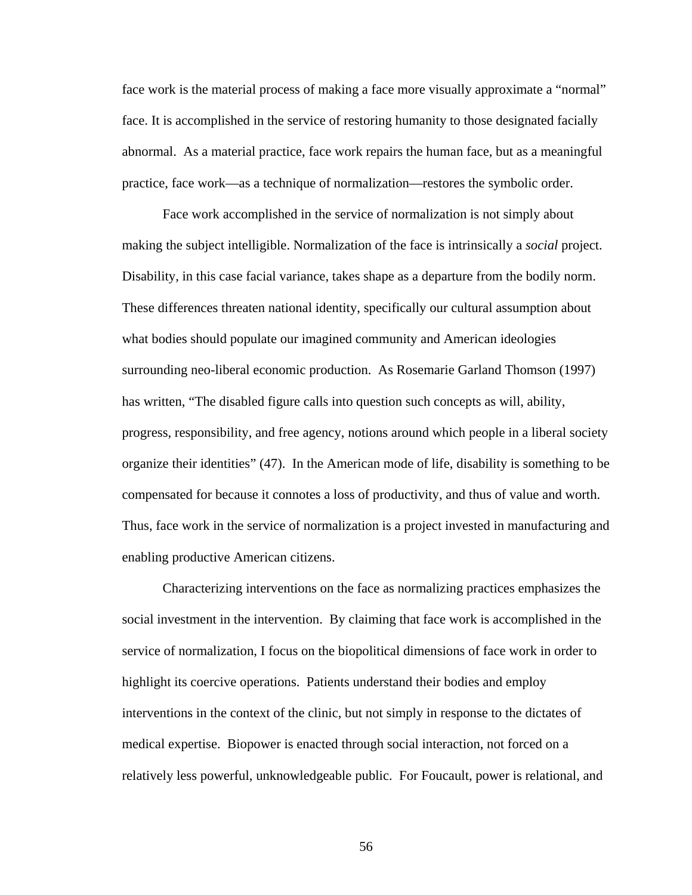face work is the material process of making a face more visually approximate a "normal" face. It is accomplished in the service of restoring humanity to those designated facially abnormal. As a material practice, face work repairs the human face, but as a meaningful practice, face work—as a technique of normalization—restores the symbolic order.

Face work accomplished in the service of normalization is not simply about making the subject intelligible. Normalization of the face is intrinsically a *social* project. Disability, in this case facial variance, takes shape as a departure from the bodily norm. These differences threaten national identity, specifically our cultural assumption about what bodies should populate our imagined community and American ideologies surrounding neo-liberal economic production. As Rosemarie Garland Thomson (1997) has written, "The disabled figure calls into question such concepts as will, ability, progress, responsibility, and free agency, notions around which people in a liberal society organize their identities" (47). In the American mode of life, disability is something to be compensated for because it connotes a loss of productivity, and thus of value and worth. Thus, face work in the service of normalization is a project invested in manufacturing and enabling productive American citizens.

Characterizing interventions on the face as normalizing practices emphasizes the social investment in the intervention. By claiming that face work is accomplished in the service of normalization, I focus on the biopolitical dimensions of face work in order to highlight its coercive operations. Patients understand their bodies and employ interventions in the context of the clinic, but not simply in response to the dictates of medical expertise. Biopower is enacted through social interaction, not forced on a relatively less powerful, unknowledgeable public. For Foucault, power is relational, and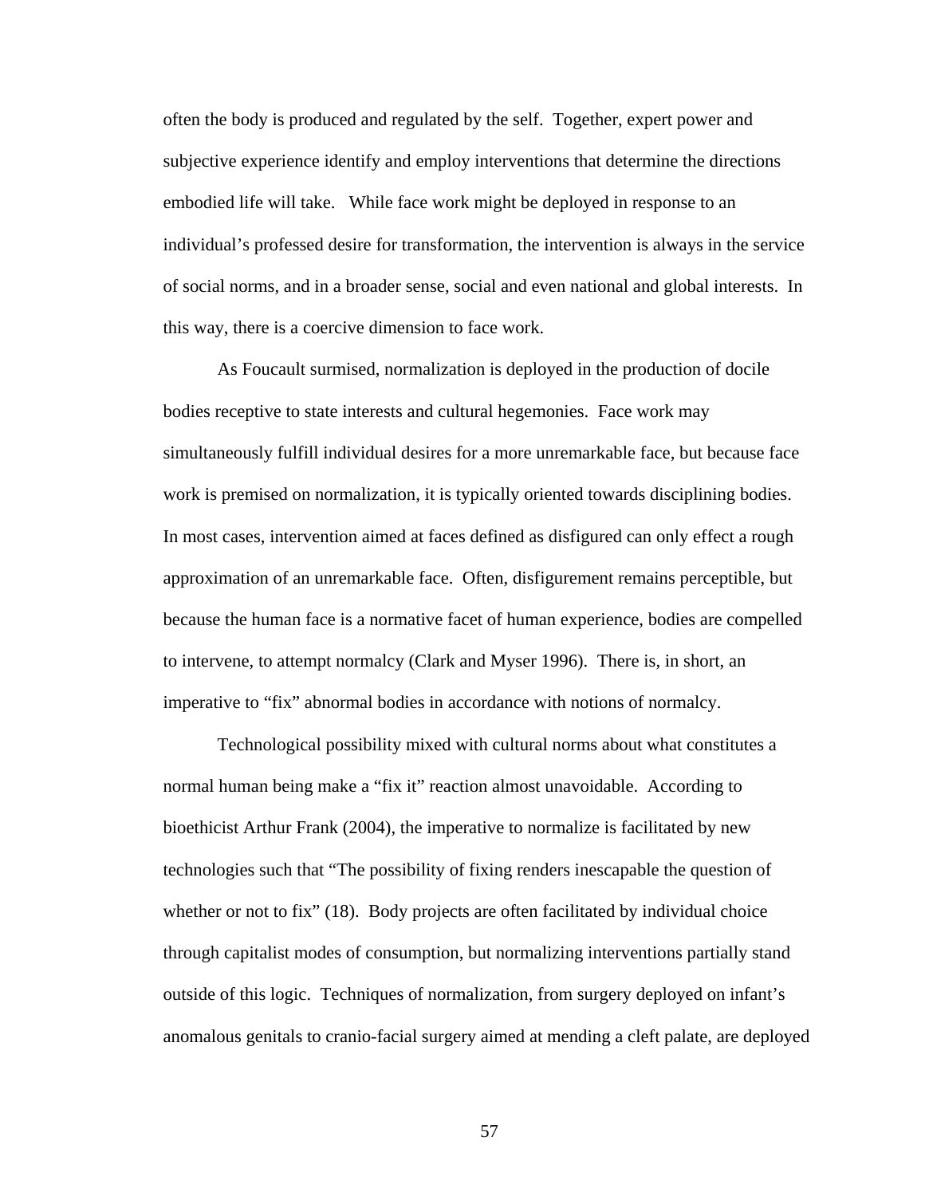often the body is produced and regulated by the self. Together, expert power and subjective experience identify and employ interventions that determine the directions embodied life will take. While face work might be deployed in response to an individual's professed desire for transformation, the intervention is always in the service of social norms, and in a broader sense, social and even national and global interests. In this way, there is a coercive dimension to face work.

As Foucault surmised, normalization is deployed in the production of docile bodies receptive to state interests and cultural hegemonies. Face work may simultaneously fulfill individual desires for a more unremarkable face, but because face work is premised on normalization, it is typically oriented towards disciplining bodies. In most cases, intervention aimed at faces defined as disfigured can only effect a rough approximation of an unremarkable face. Often, disfigurement remains perceptible, but because the human face is a normative facet of human experience, bodies are compelled to intervene, to attempt normalcy (Clark and Myser 1996). There is, in short, an imperative to "fix" abnormal bodies in accordance with notions of normalcy.

Technological possibility mixed with cultural norms about what constitutes a normal human being make a "fix it" reaction almost unavoidable. According to bioethicist Arthur Frank (2004), the imperative to normalize is facilitated by new technologies such that "The possibility of fixing renders inescapable the question of whether or not to fix" (18). Body projects are often facilitated by individual choice through capitalist modes of consumption, but normalizing interventions partially stand outside of this logic. Techniques of normalization, from surgery deployed on infant's anomalous genitals to cranio-facial surgery aimed at mending a cleft palate, are deployed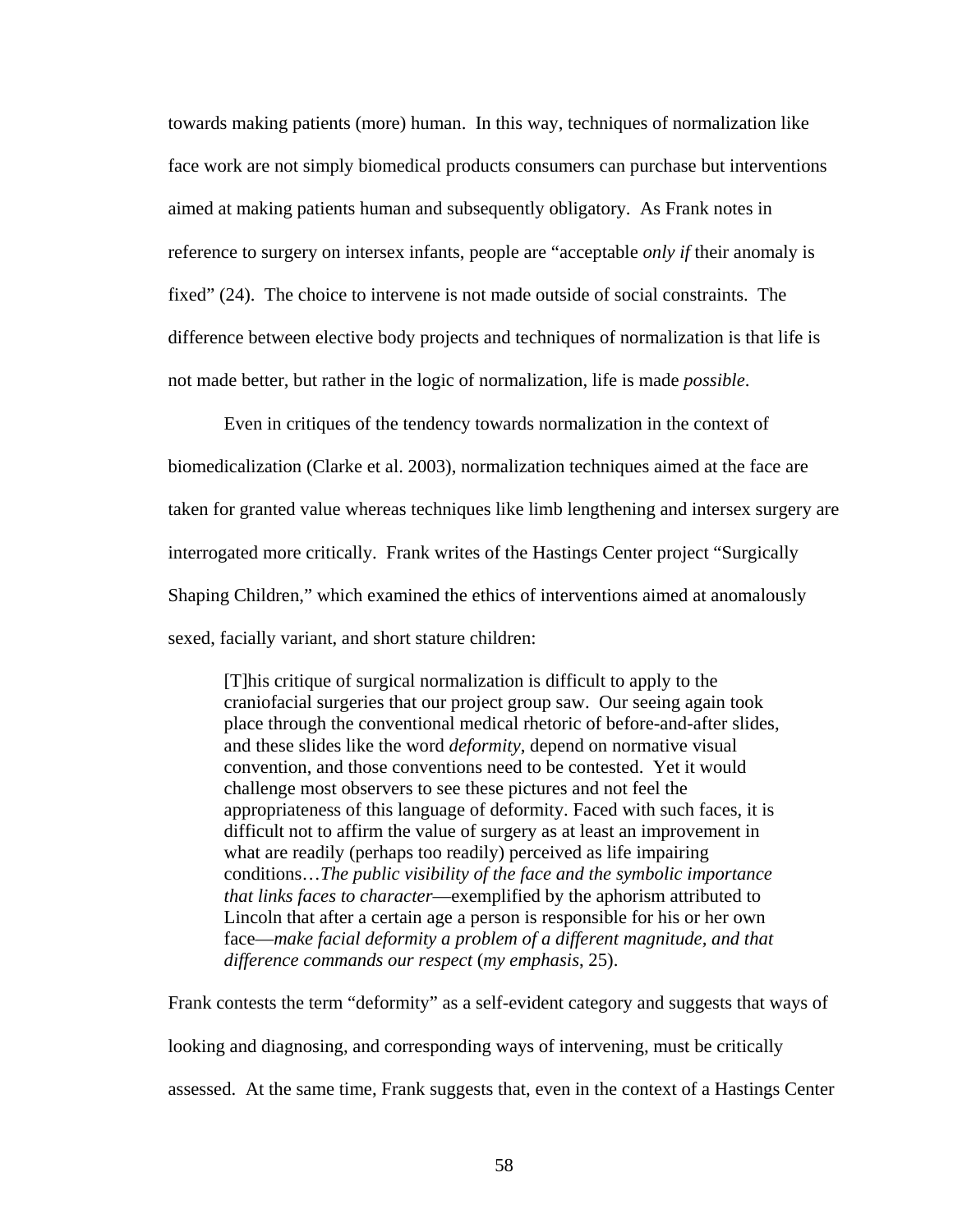towards making patients (more) human. In this way, techniques of normalization like face work are not simply biomedical products consumers can purchase but interventions aimed at making patients human and subsequently obligatory. As Frank notes in reference to surgery on intersex infants, people are "acceptable *only if* their anomaly is fixed" (24). The choice to intervene is not made outside of social constraints. The difference between elective body projects and techniques of normalization is that life is not made better, but rather in the logic of normalization, life is made *possible*.

Even in critiques of the tendency towards normalization in the context of biomedicalization (Clarke et al. 2003), normalization techniques aimed at the face are taken for granted value whereas techniques like limb lengthening and intersex surgery are interrogated more critically. Frank writes of the Hastings Center project "Surgically Shaping Children," which examined the ethics of interventions aimed at anomalously sexed, facially variant, and short stature children:

> [T]his critique of surgical normalization is difficult to apply to the craniofacial surgeries that our project group saw. Our seeing again took place through the conventional medical rhetoric of before-and-after slides, and these slides like the word *deformity*, depend on normative visual convention, and those conventions need to be contested. Yet it would challenge most observers to see these pictures and not feel the appropriateness of this language of deformity. Faced with such faces, it is difficult not to affirm the value of surgery as at least an improvement in what are readily (perhaps too readily) perceived as life impairing conditions…*The public visibility of the face and the symbolic importance that links faces to character*—exemplified by the aphorism attributed to Lincoln that after a certain age a person is responsible for his or her own face—*make facial deformity a problem of a different magnitude, and that difference commands our respect* (*my emphasis*, 25).

Frank contests the term "deformity" as a self-evident category and suggests that ways of looking and diagnosing, and corresponding ways of intervening, must be critically assessed. At the same time, Frank suggests that, even in the context of a Hastings Center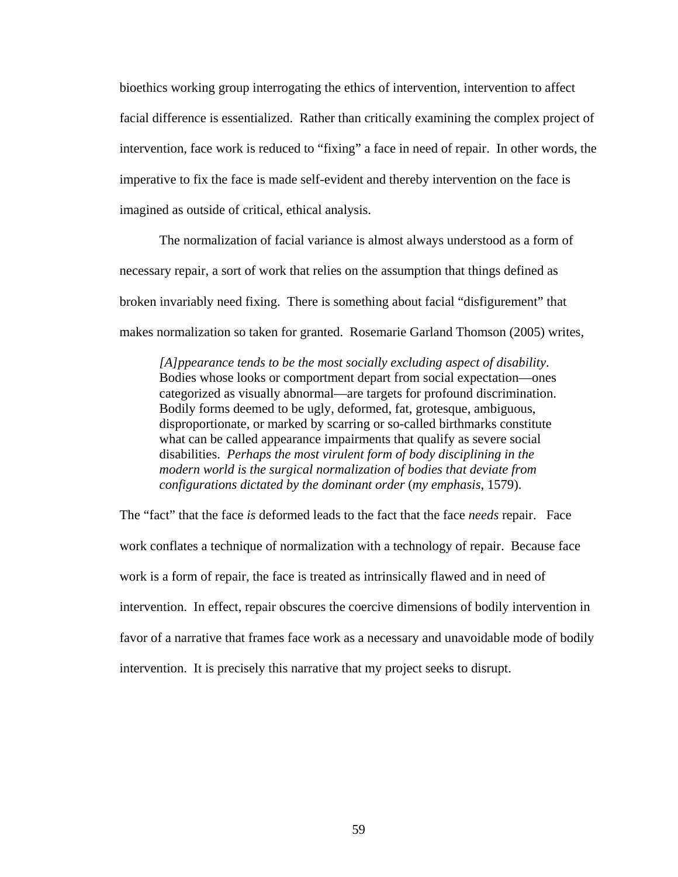bioethics working group interrogating the ethics of intervention, intervention to affect facial difference is essentialized. Rather than critically examining the complex project of intervention, face work is reduced to "fixing" a face in need of repair. In other words, the imperative to fix the face is made self-evident and thereby intervention on the face is imagined as outside of critical, ethical analysis.

The normalization of facial variance is almost always understood as a form of necessary repair, a sort of work that relies on the assumption that things defined as broken invariably need fixing. There is something about facial "disfigurement" that makes normalization so taken for granted. Rosemarie Garland Thomson (2005) writes,

> *[A]ppearance tends to be the most socially excluding aspect of disability*. Bodies whose looks or comportment depart from social expectation—ones categorized as visually abnormal—are targets for profound discrimination. Bodily forms deemed to be ugly, deformed, fat, grotesque, ambiguous, disproportionate, or marked by scarring or so-called birthmarks constitute what can be called appearance impairments that qualify as severe social disabilities. *Perhaps the most virulent form of body disciplining in the modern world is the surgical normalization of bodies that deviate from configurations dictated by the dominant order* (*my emphasis*, 1579).

The "fact" that the face *is* deformed leads to the fact that the face *needs* repair. Face work conflates a technique of normalization with a technology of repair. Because face work is a form of repair, the face is treated as intrinsically flawed and in need of intervention. In effect, repair obscures the coercive dimensions of bodily intervention in favor of a narrative that frames face work as a necessary and unavoidable mode of bodily intervention. It is precisely this narrative that my project seeks to disrupt.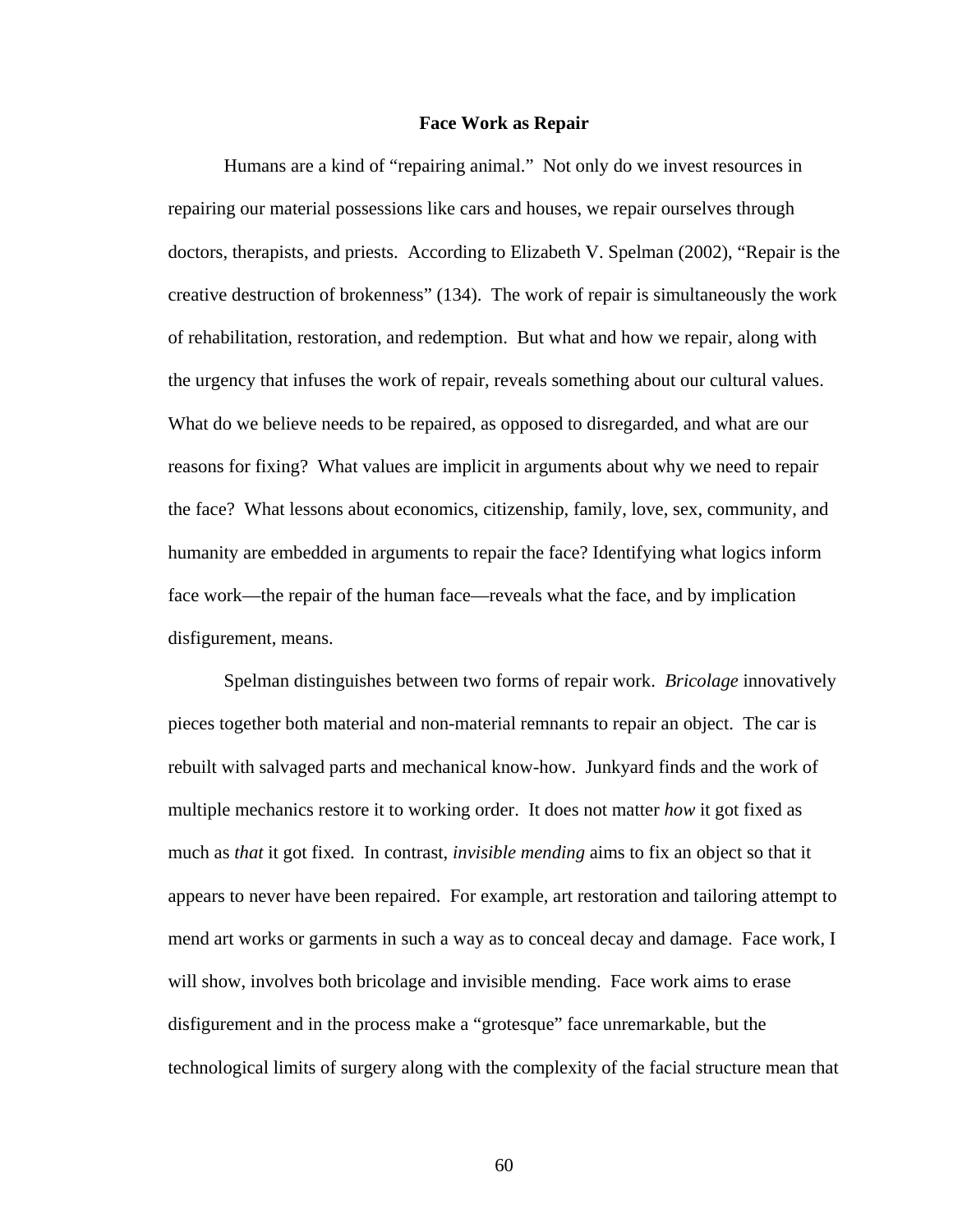## Face Work as Repair

Humans are a kind of "repairing animal." Not only do we invest resources in repairing our material possessions like cars and houses, we repair ourselves through doctors, therapists, and priests. According to Elizabeth V. Spelman (2002), "Repair is the creative destruction of brokenness" (134). The work of repair is simultaneously the work of rehabilitation, restoration, and redemption. But what and how we repair, along with the urgency that infuses the work of repair, reveals something about our cultural values. What do we believe needs to be repaired, as opposed to disregarded, and what are our reasons for fixing? What values are implicit in arguments about why we need to repair the face? What lessons about economics, citizenship, family, love, sex, community, and humanity are embedded in arguments to repair the face? Identifying what logics inform face work—the repair of the human face—reveals what the face, and by implication disfigurement, means.

Spelman distinguishes between two forms of repair work. *Bricolage* innovatively pieces together both material and non-material remnants to repair an object. The car is rebuilt with salvaged parts and mechanical know-how. Junkyard finds and the work of multiple mechanics restore it to working order. It does not matter *how* it got fixed as much as *that* it got fixed. In contrast, *invisible mending* aims to fix an object so that it appears to never have been repaired. For example, art restoration and tailoring attempt to mend art works or garments in such a way as to conceal decay and damage. Face work, I will show, involves both bricolage and invisible mending. Face work aims to erase disfigurement and in the process make a "grotesque" face unremarkable, but the technological limits of surgery along with the complexity of the facial structure mean that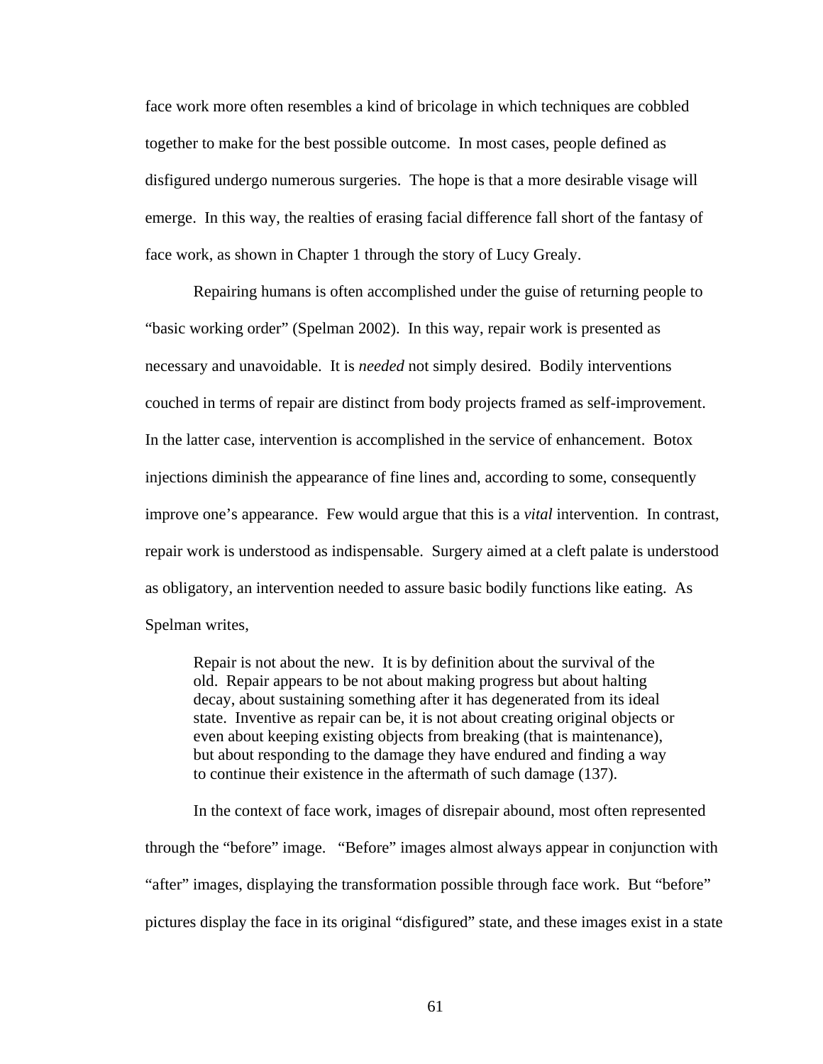face work more often resembles a kind of bricolage in which techniques are cobbled together to make for the best possible outcome. In most cases, people defined as disfigured undergo numerous surgeries. The hope is that a more desirable visage will emerge. In this way, the realties of erasing facial difference fall short of the fantasy of face work, as shown in Chapter 1 through the story of Lucy Grealy.

Repairing humans is often accomplished under the guise of returning people to "basic working order" (Spelman 2002). In this way, repair work is presented as necessary and unavoidable. It is *needed* not simply desired. Bodily interventions couched in terms of repair are distinct from body projects framed as self-improvement. In the latter case, intervention is accomplished in the service of enhancement. Botox injections diminish the appearance of fine lines and, according to some, consequently improve one's appearance. Few would argue that this is a *vital* intervention. In contrast, repair work is understood as indispensable. Surgery aimed at a cleft palate is understood as obligatory, an intervention needed to assure basic bodily functions like eating. As Spelman writes,

> Repair is not about the new. It is by definition about the survival of the old. Repair appears to be not about making progress but about halting decay, about sustaining something after it has degenerated from its ideal state. Inventive as repair can be, it is not about creating original objects or even about keeping existing objects from breaking (that is maintenance), but about responding to the damage they have endured and finding a way to continue their existence in the aftermath of such damage (137).

In the context of face work, images of disrepair abound, most often represented through the "before" image. "Before" images almost always appear in conjunction with "after" images, displaying the transformation possible through face work. But "before" pictures display the face in its original "disfigured" state, and these images exist in a state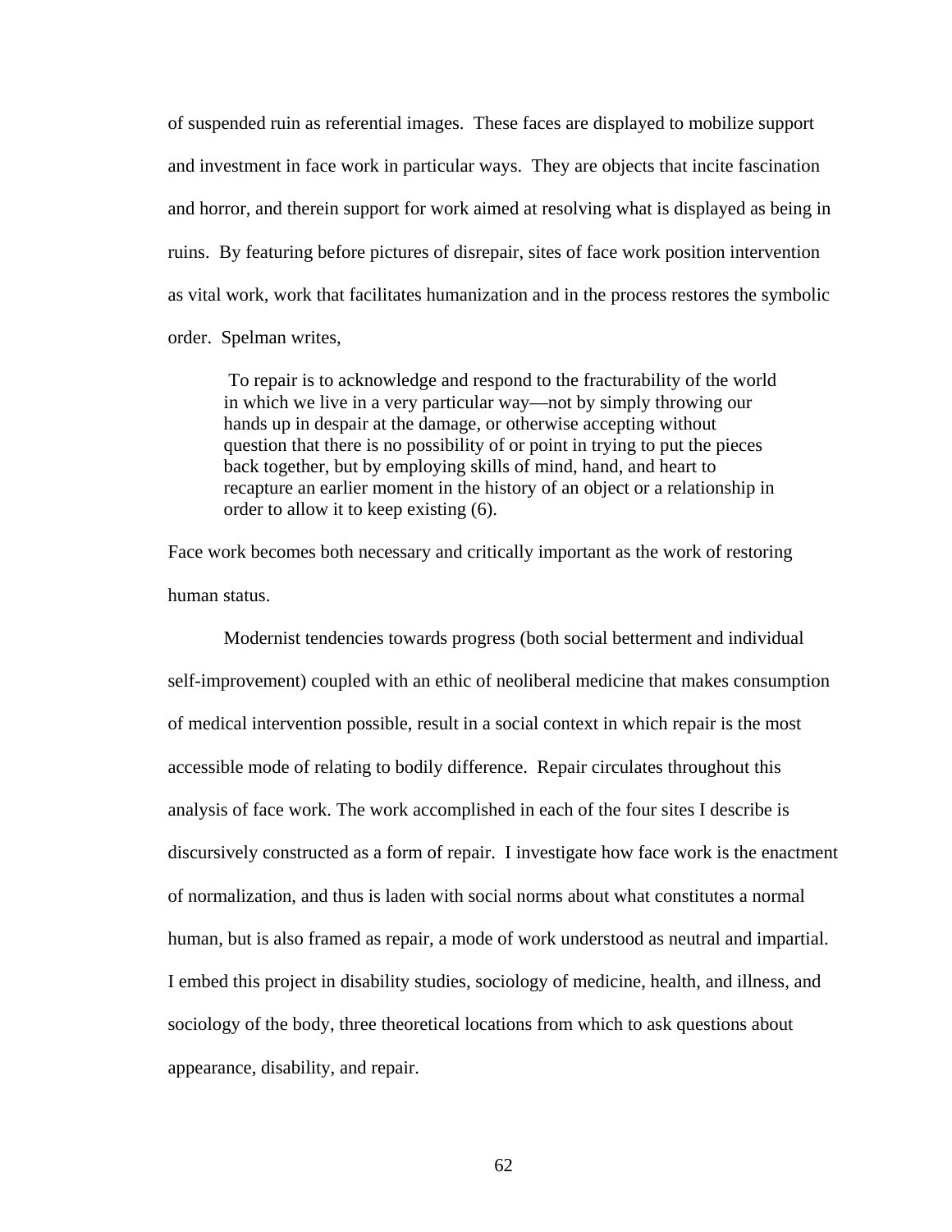of suspended ruin as referential images. These faces are displayed to mobilize support and investment in face work in particular ways. They are objects that incite fascination and horror, and therein support for work aimed at resolving what is displayed as being in ruins. By featuring before pictures of disrepair, sites of face work position intervention as vital work, work that facilitates humanization and in the process restores the symbolic order. Spelman writes,

> To repair is to acknowledge and respond to the fracturability of the world in which we live in a very particular way—not by simply throwing our hands up in despair at the damage, or otherwise accepting without question that there is no possibility of or point in trying to put the pieces back together, but by employing skills of mind, hand, and heart to recapture an earlier moment in the history of an object or a relationship in order to allow it to keep existing (6).

Face work becomes both necessary and critically important as the work of restoring human status.

Modernist tendencies towards progress (both social betterment and individual self-improvement) coupled with an ethic of neoliberal medicine that makes consumption of medical intervention possible, result in a social context in which repair is the most accessible mode of relating to bodily difference. Repair circulates throughout this analysis of face work. The work accomplished in each of the four sites I describe is discursively constructed as a form of repair. I investigate how face work is the enactment of normalization, and thus is laden with social norms about what constitutes a normal human, but is also framed as repair, a mode of work understood as neutral and impartial. I embed this project in disability studies, sociology of medicine, health, and illness, and sociology of the body, three theoretical locations from which to ask questions about appearance, disability, and repair.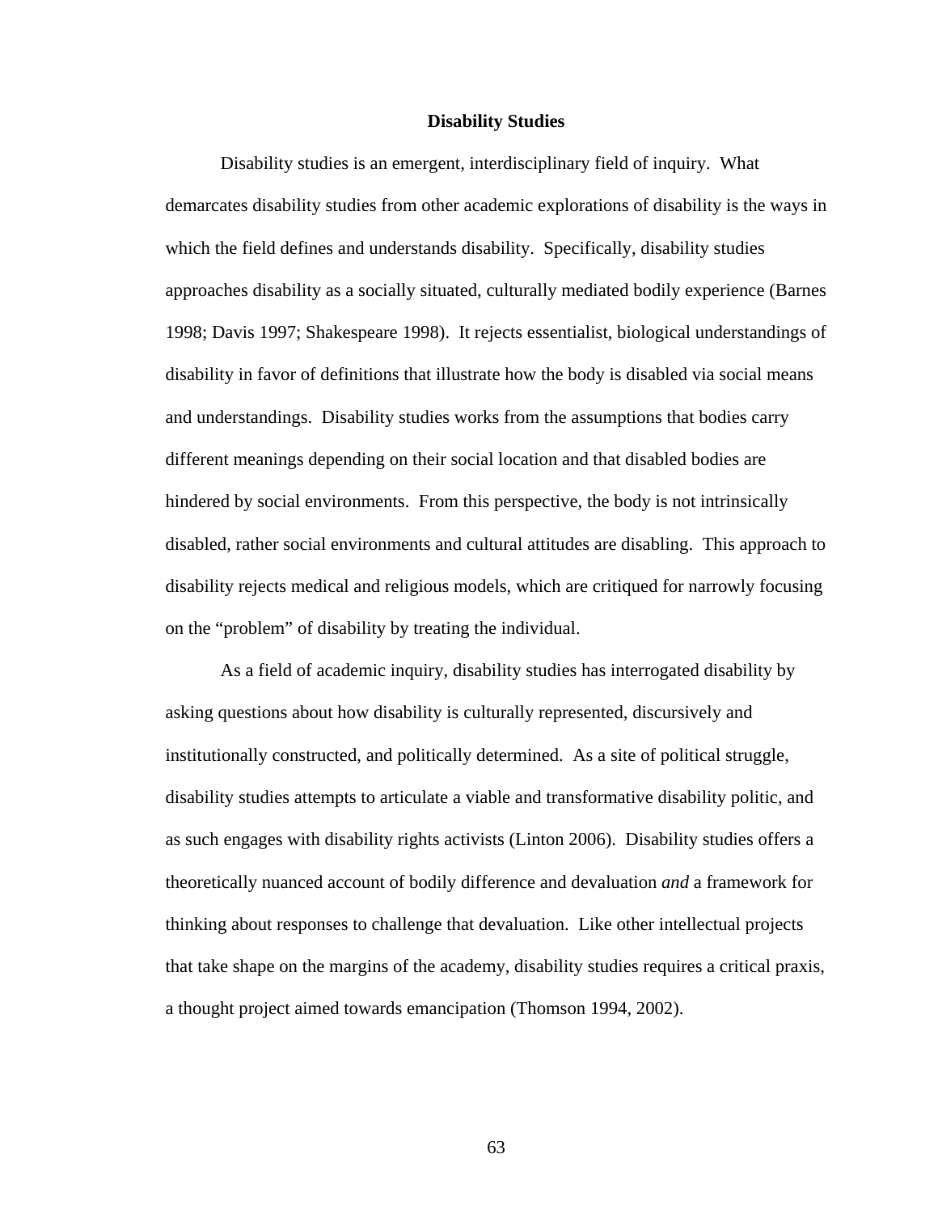## Disability Studies

Disability studies is an emergent, interdisciplinary field of inquiry. What demarcates disability studies from other academic explorations of disability is the ways in which the field defines and understands disability. Specifically, disability studies approaches disability as a socially situated, culturally mediated bodily experience (Barnes 1998; Davis 1997; Shakespeare 1998). It rejects essentialist, biological understandings of disability in favor of definitions that illustrate how the body is disabled via social means and understandings. Disability studies works from the assumptions that bodies carry different meanings depending on their social location and that disabled bodies are hindered by social environments. From this perspective, the body is not intrinsically disabled, rather social environments and cultural attitudes are disabling. This approach to disability rejects medical and religious models, which are critiqued for narrowly focusing on the "problem" of disability by treating the individual.

As a field of academic inquiry, disability studies has interrogated disability by asking questions about how disability is culturally represented, discursively and institutionally constructed, and politically determined. As a site of political struggle, disability studies attempts to articulate a viable and transformative disability politic, and as such engages with disability rights activists (Linton 2006). Disability studies offers a theoretically nuanced account of bodily difference and devaluation *and* a framework for thinking about responses to challenge that devaluation. Like other intellectual projects that take shape on the margins of the academy, disability studies requires a critical praxis, a thought project aimed towards emancipation (Thomson 1994, 2002).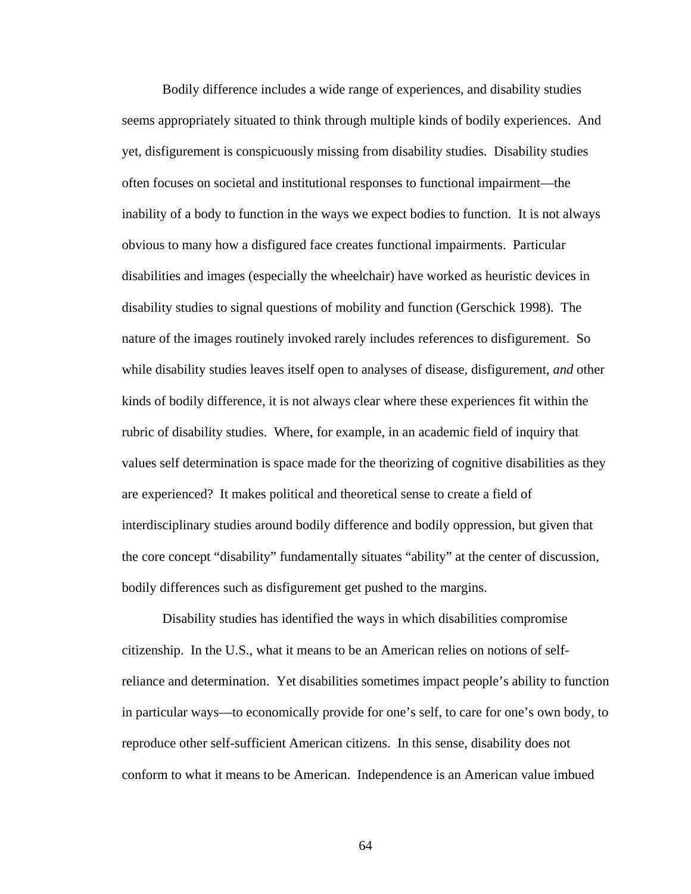Bodily difference includes a wide range of experiences, and disability studies seems appropriately situated to think through multiple kinds of bodily experiences. And yet, disfigurement is conspicuously missing from disability studies. Disability studies often focuses on societal and institutional responses to functional impairment—the inability of a body to function in the ways we expect bodies to function. It is not always obvious to many how a disfigured face creates functional impairments. Particular disabilities and images (especially the wheelchair) have worked as heuristic devices in disability studies to signal questions of mobility and function (Gerschick 1998). The nature of the images routinely invoked rarely includes references to disfigurement. So while disability studies leaves itself open to analyses of disease, disfigurement, *and* other kinds of bodily difference, it is not always clear where these experiences fit within the rubric of disability studies. Where, for example, in an academic field of inquiry that values self determination is space made for the theorizing of cognitive disabilities as they are experienced? It makes political and theoretical sense to create a field of interdisciplinary studies around bodily difference and bodily oppression, but given that the core concept "disability" fundamentally situates "ability" at the center of discussion, bodily differences such as disfigurement get pushed to the margins.

Disability studies has identified the ways in which disabilities compromise citizenship. In the U.S., what it means to be an American relies on notions of self-reliance and determination. Yet disabilities sometimes impact people's ability to function in particular ways—to economically provide for one's self, to care for one's own body, to reproduce other self-sufficient American citizens. In this sense, disability does not conform to what it means to be American. Independence is an American value imbued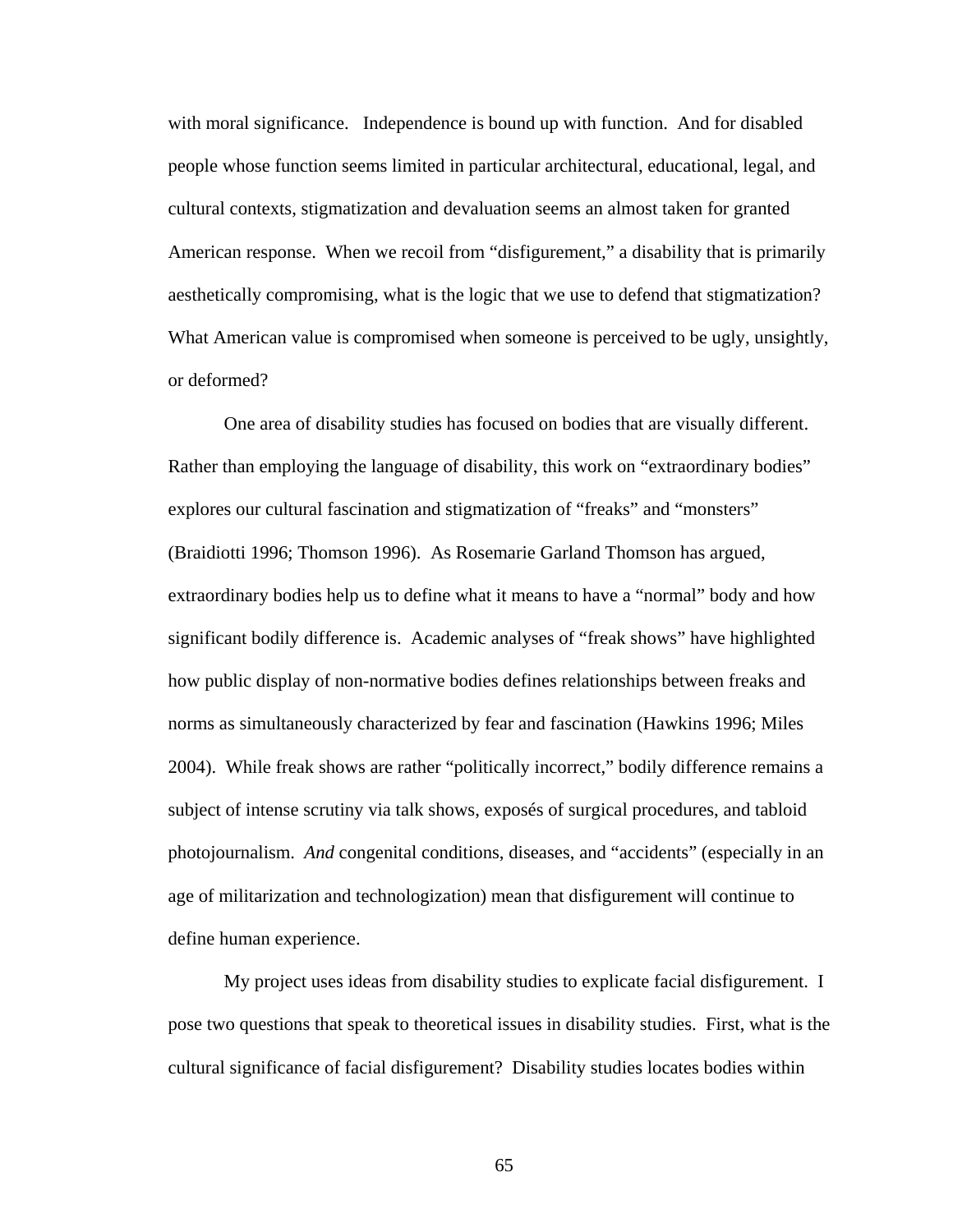with moral significance. Independence is bound up with function. And for disabled people whose function seems limited in particular architectural, educational, legal, and cultural contexts, stigmatization and devaluation seems an almost taken for granted American response. When we recoil from "disfigurement," a disability that is primarily aesthetically compromising, what is the logic that we use to defend that stigmatization? What American value is compromised when someone is perceived to be ugly, unsightly, or deformed?

One area of disability studies has focused on bodies that are visually different. Rather than employing the language of disability, this work on "extraordinary bodies" explores our cultural fascination and stigmatization of "freaks" and "monsters" (Braidiotti 1996; Thomson 1996). As Rosemarie Garland Thomson has argued, extraordinary bodies help us to define what it means to have a "normal" body and how significant bodily difference is. Academic analyses of "freak shows" have highlighted how public display of non-normative bodies defines relationships between freaks and norms as simultaneously characterized by fear and fascination (Hawkins 1996; Miles 2004). While freak shows are rather "politically incorrect," bodily difference remains a subject of intense scrutiny via talk shows, exposés of surgical procedures, and tabloid photojournalism. *And* congenital conditions, diseases, and "accidents" (especially in an age of militarization and technologization) mean that disfigurement will continue to define human experience.

My project uses ideas from disability studies to explicate facial disfigurement. I pose two questions that speak to theoretical issues in disability studies. First, what is the cultural significance of facial disfigurement? Disability studies locates bodies within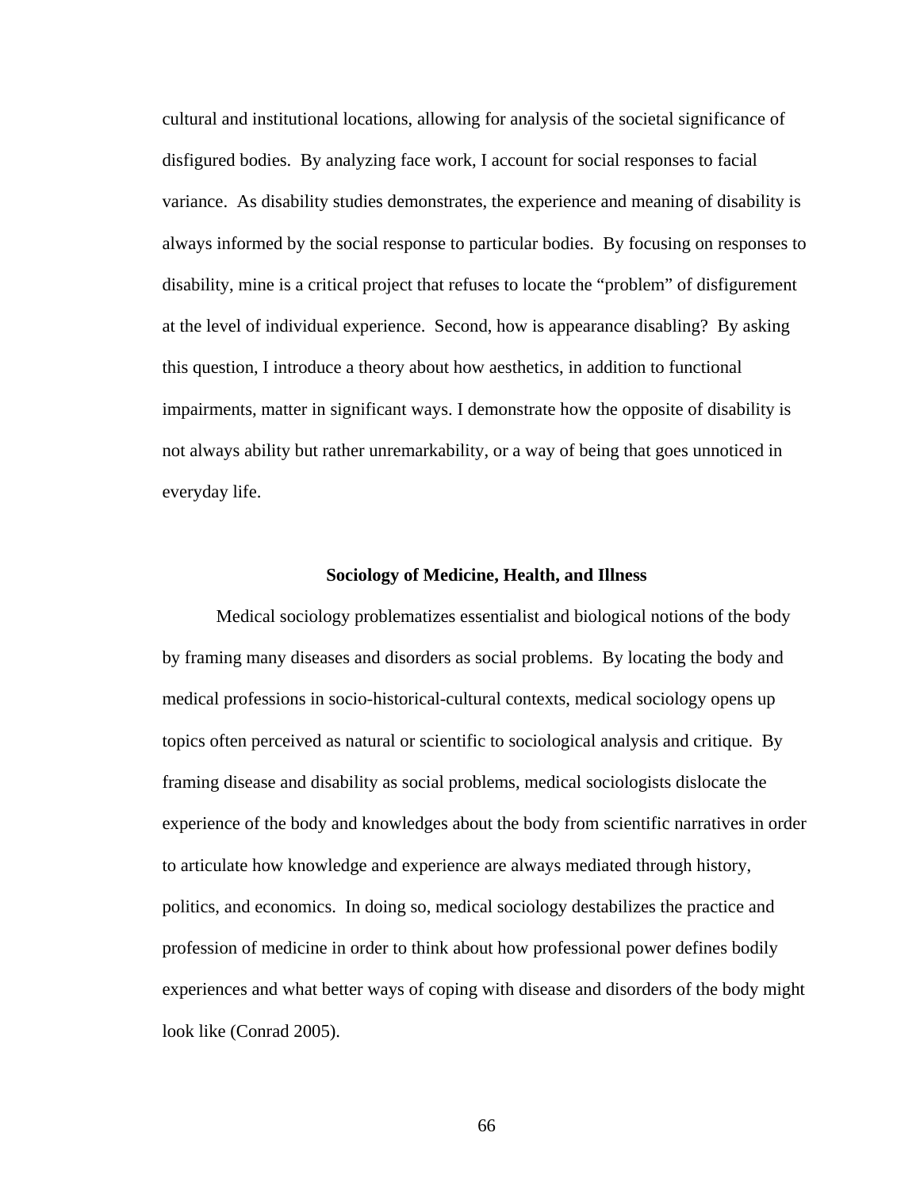cultural and institutional locations, allowing for analysis of the societal significance of disfigured bodies. By analyzing face work, I account for social responses to facial variance. As disability studies demonstrates, the experience and meaning of disability is always informed by the social response to particular bodies. By focusing on responses to disability, mine is a critical project that refuses to locate the "problem" of disfigurement at the level of individual experience. Second, how is appearance disabling? By asking this question, I introduce a theory about how aesthetics, in addition to functional impairments, matter in significant ways. I demonstrate how the opposite of disability is not always ability but rather unremarkability, or a way of being that goes unnoticed in everyday life.

## Sociology of Medicine, Health, and Illness

Medical sociology problematizes essentialist and biological notions of the body by framing many diseases and disorders as social problems. By locating the body and medical professions in socio-historical-cultural contexts, medical sociology opens up topics often perceived as natural or scientific to sociological analysis and critique. By framing disease and disability as social problems, medical sociologists dislocate the experience of the body and knowledges about the body from scientific narratives in order to articulate how knowledge and experience are always mediated through history, politics, and economics. In doing so, medical sociology destabilizes the practice and profession of medicine in order to think about how professional power defines bodily experiences and what better ways of coping with disease and disorders of the body might look like (Conrad 2005).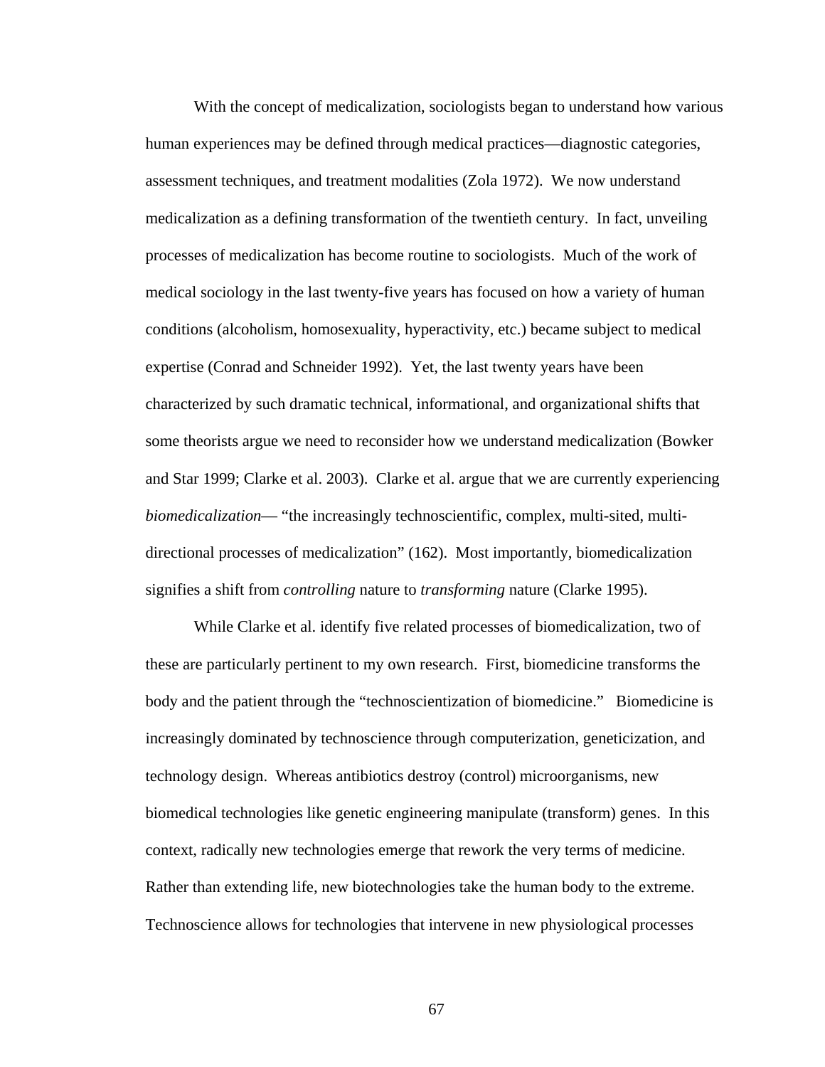With the concept of medicalization, sociologists began to understand how various human experiences may be defined through medical practices—diagnostic categories, assessment techniques, and treatment modalities (Zola 1972). We now understand medicalization as a defining transformation of the twentieth century. In fact, unveiling processes of medicalization has become routine to sociologists. Much of the work of medical sociology in the last twenty-five years has focused on how a variety of human conditions (alcoholism, homosexuality, hyperactivity, etc.) became subject to medical expertise (Conrad and Schneider 1992). Yet, the last twenty years have been characterized by such dramatic technical, informational, and organizational shifts that some theorists argue we need to reconsider how we understand medicalization (Bowker and Star 1999; Clarke et al. 2003). Clarke et al. argue that we are currently experiencing *biomedicalization*— "the increasingly technoscientific, complex, multi-sited, multi-directional processes of medicalization" (162). Most importantly, biomedicalization signifies a shift from *controlling* nature to *transforming* nature (Clarke 1995).

While Clarke et al. identify five related processes of biomedicalization, two of these are particularly pertinent to my own research. First, biomedicine transforms the body and the patient through the "technoscientization of biomedicine." Biomedicine is increasingly dominated by technoscience through computerization, geneticization, and technology design. Whereas antibiotics destroy (control) microorganisms, new biomedical technologies like genetic engineering manipulate (transform) genes. In this context, radically new technologies emerge that rework the very terms of medicine. Rather than extending life, new biotechnologies take the human body to the extreme. Technoscience allows for technologies that intervene in new physiological processes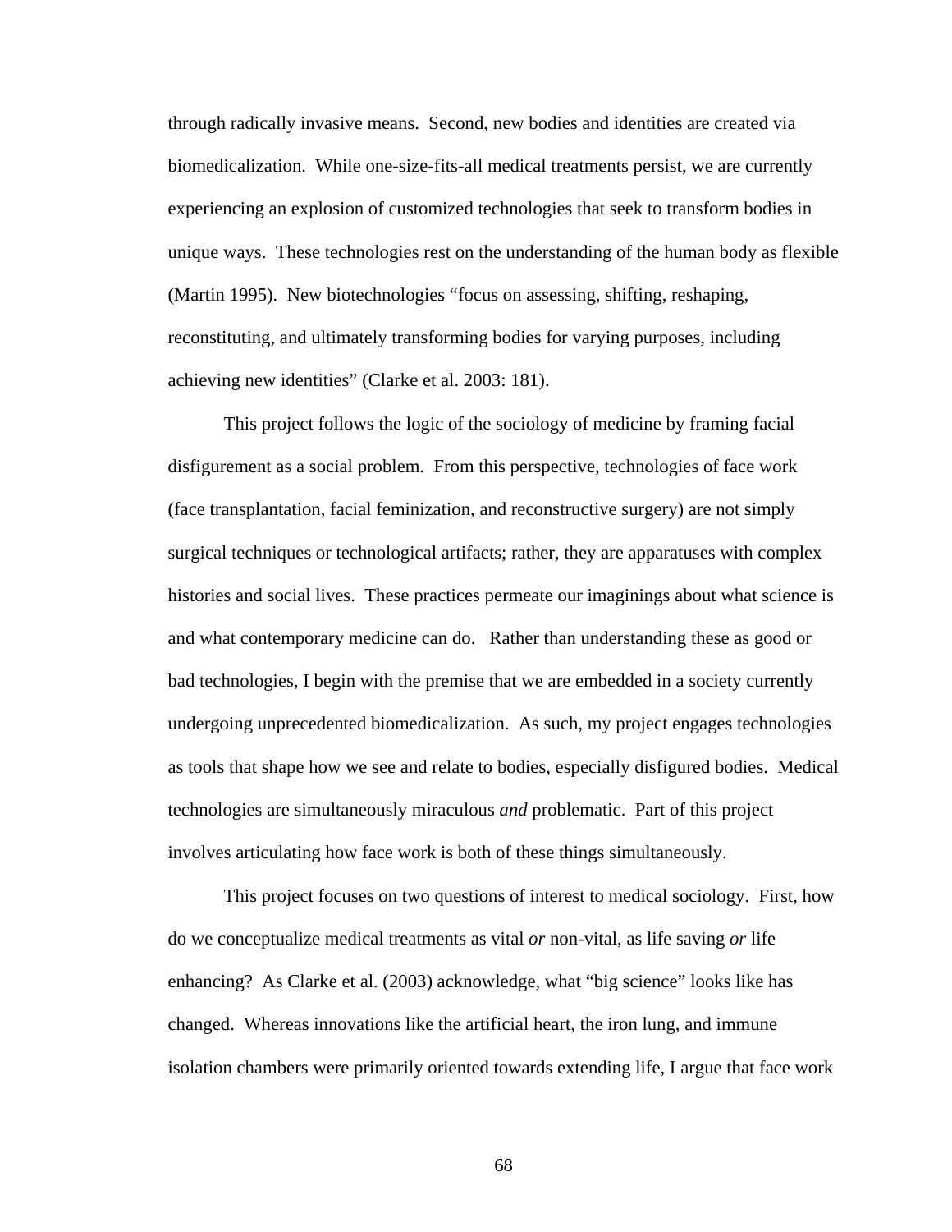through radically invasive means. Second, new bodies and identities are created via biomedicalization. While one-size-fits-all medical treatments persist, we are currently experiencing an explosion of customized technologies that seek to transform bodies in unique ways. These technologies rest on the understanding of the human body as flexible (Martin 1995). New biotechnologies "focus on assessing, shifting, reshaping, reconstituting, and ultimately transforming bodies for varying purposes, including achieving new identities" (Clarke et al. 2003: 181).

This project follows the logic of the sociology of medicine by framing facial disfigurement as a social problem. From this perspective, technologies of face work (face transplantation, facial feminization, and reconstructive surgery) are not simply surgical techniques or technological artifacts; rather, they are apparatuses with complex histories and social lives. These practices permeate our imaginings about what science is and what contemporary medicine can do. Rather than understanding these as good or bad technologies, I begin with the premise that we are embedded in a society currently undergoing unprecedented biomedicalization. As such, my project engages technologies as tools that shape how we see and relate to bodies, especially disfigured bodies. Medical technologies are simultaneously miraculous *and* problematic. Part of this project involves articulating how face work is both of these things simultaneously.

This project focuses on two questions of interest to medical sociology. First, how do we conceptualize medical treatments as vital *or* non-vital, as life saving *or* life enhancing? As Clarke et al. (2003) acknowledge, what "big science" looks like has changed. Whereas innovations like the artificial heart, the iron lung, and immune isolation chambers were primarily oriented towards extending life, I argue that face work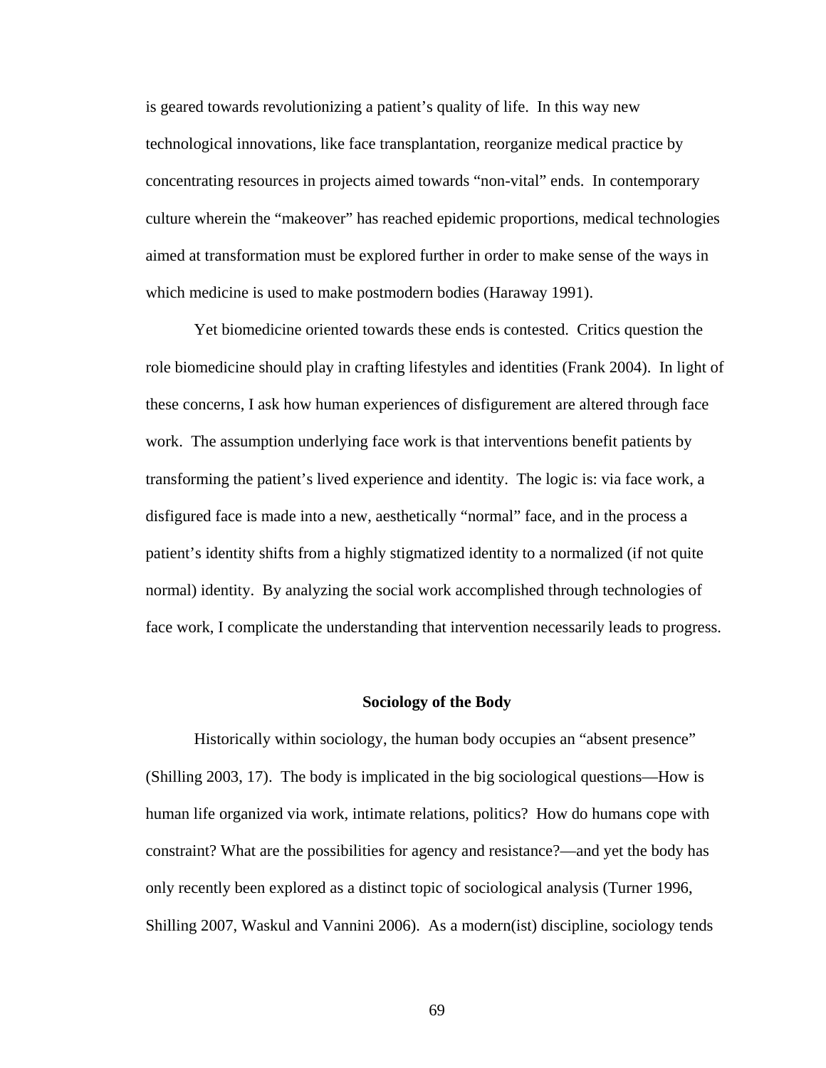is geared towards revolutionizing a patient's quality of life. In this way new technological innovations, like face transplantation, reorganize medical practice by concentrating resources in projects aimed towards "non-vital" ends. In contemporary culture wherein the "makeover" has reached epidemic proportions, medical technologies aimed at transformation must be explored further in order to make sense of the ways in which medicine is used to make postmodern bodies (Haraway 1991).

Yet biomedicine oriented towards these ends is contested. Critics question the role biomedicine should play in crafting lifestyles and identities (Frank 2004). In light of these concerns, I ask how human experiences of disfigurement are altered through face work. The assumption underlying face work is that interventions benefit patients by transforming the patient's lived experience and identity. The logic is: via face work, a disfigured face is made into a new, aesthetically "normal" face, and in the process a patient's identity shifts from a highly stigmatized identity to a normalized (if not quite normal) identity. By analyzing the social work accomplished through technologies of face work, I complicate the understanding that intervention necessarily leads to progress.

## Sociology of the Body

Historically within sociology, the human body occupies an "absent presence" (Shilling 2003, 17). The body is implicated in the big sociological questions—How is human life organized via work, intimate relations, politics? How do humans cope with constraint? What are the possibilities for agency and resistance?—and yet the body has only recently been explored as a distinct topic of sociological analysis (Turner 1996, Shilling 2007, Waskul and Vannini 2006). As a modern(ist) discipline, sociology tends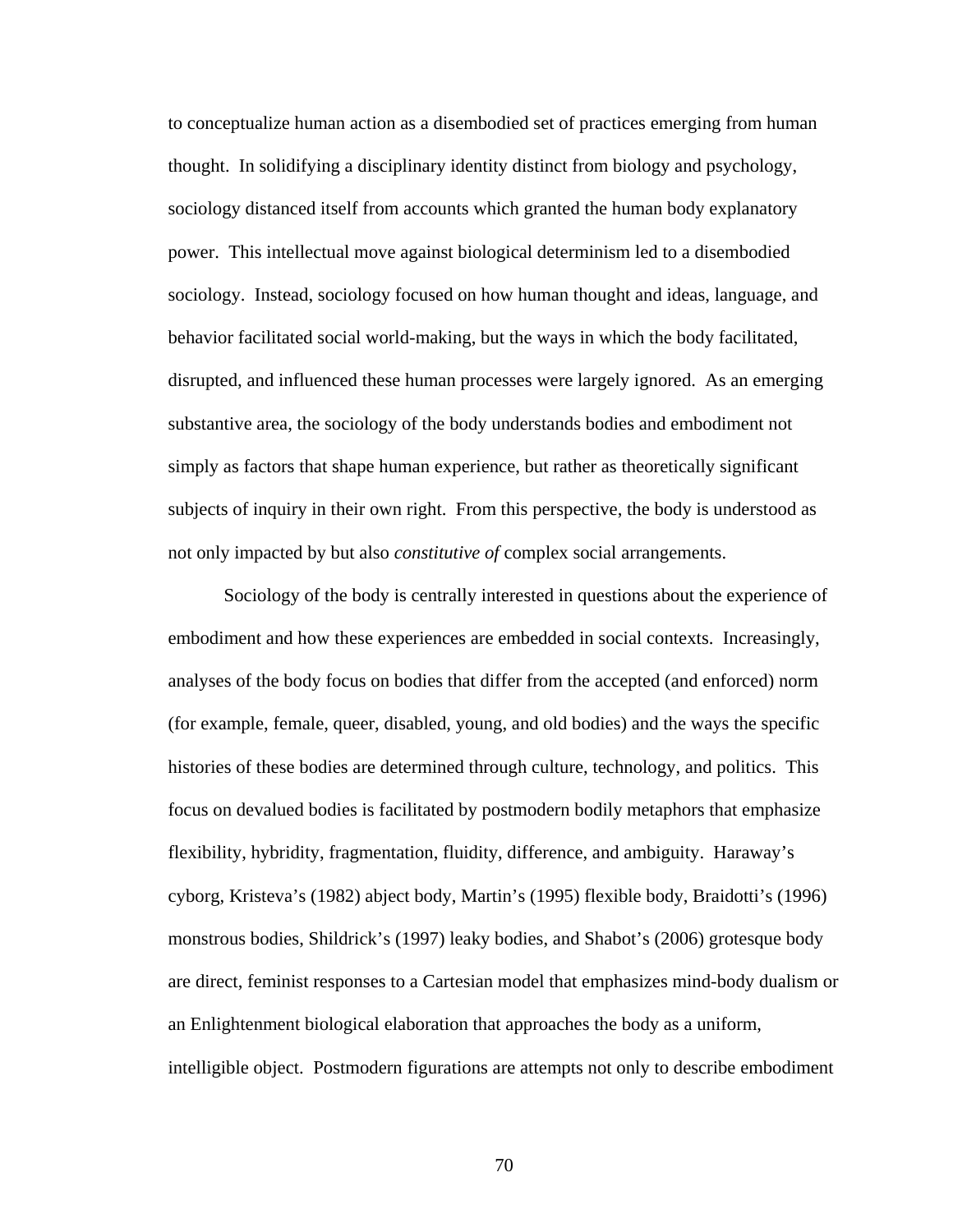to conceptualize human action as a disembodied set of practices emerging from human thought. In solidifying a disciplinary identity distinct from biology and psychology, sociology distanced itself from accounts which granted the human body explanatory power. This intellectual move against biological determinism led to a disembodied sociology. Instead, sociology focused on how human thought and ideas, language, and behavior facilitated social world-making, but the ways in which the body facilitated, disrupted, and influenced these human processes were largely ignored. As an emerging substantive area, the sociology of the body understands bodies and embodiment not simply as factors that shape human experience, but rather as theoretically significant subjects of inquiry in their own right. From this perspective, the body is understood as not only impacted by but also *constitutive of* complex social arrangements.

Sociology of the body is centrally interested in questions about the experience of embodiment and how these experiences are embedded in social contexts. Increasingly, analyses of the body focus on bodies that differ from the accepted (and enforced) norm (for example, female, queer, disabled, young, and old bodies) and the ways the specific histories of these bodies are determined through culture, technology, and politics. This focus on devalued bodies is facilitated by postmodern bodily metaphors that emphasize flexibility, hybridity, fragmentation, fluidity, difference, and ambiguity. Haraway's cyborg, Kristeva's (1982) abject body, Martin's (1995) flexible body, Braidotti's (1996) monstrous bodies, Shildrick's (1997) leaky bodies, and Shabot's (2006) grotesque body are direct, feminist responses to a Cartesian model that emphasizes mind-body dualism or an Enlightenment biological elaboration that approaches the body as a uniform, intelligible object. Postmodern figurations are attempts not only to describe embodiment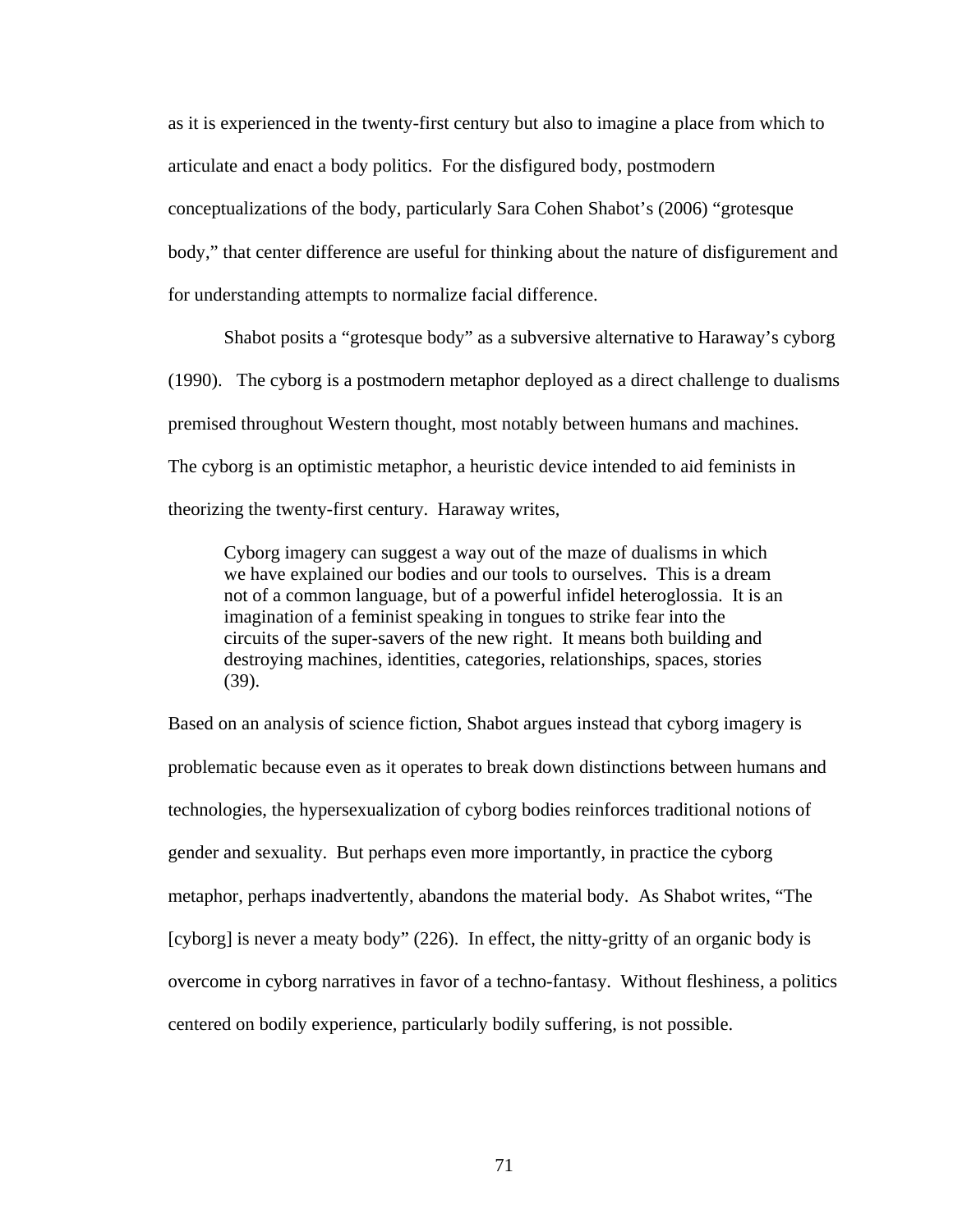as it is experienced in the twenty-first century but also to imagine a place from which to articulate and enact a body politics. For the disfigured body, postmodern conceptualizations of the body, particularly Sara Cohen Shabot's (2006) "grotesque body," that center difference are useful for thinking about the nature of disfigurement and for understanding attempts to normalize facial difference.

Shabot posits a "grotesque body" as a subversive alternative to Haraway's cyborg (1990). The cyborg is a postmodern metaphor deployed as a direct challenge to dualisms premised throughout Western thought, most notably between humans and machines. The cyborg is an optimistic metaphor, a heuristic device intended to aid feminists in theorizing the twenty-first century. Haraway writes,

> Cyborg imagery can suggest a way out of the maze of dualisms in which we have explained our bodies and our tools to ourselves. This is a dream not of a common language, but of a powerful infidel heteroglossia. It is an imagination of a feminist speaking in tongues to strike fear into the circuits of the super-savers of the new right. It means both building and destroying machines, identities, categories, relationships, spaces, stories (39).

Based on an analysis of science fiction, Shabot argues instead that cyborg imagery is problematic because even as it operates to break down distinctions between humans and technologies, the hypersexualization of cyborg bodies reinforces traditional notions of gender and sexuality. But perhaps even more importantly, in practice the cyborg metaphor, perhaps inadvertently, abandons the material body. As Shabot writes, "The [cyborg] is never a meaty body" (226). In effect, the nitty-gritty of an organic body is overcome in cyborg narratives in favor of a techno-fantasy. Without fleshiness, a politics centered on bodily experience, particularly bodily suffering, is not possible.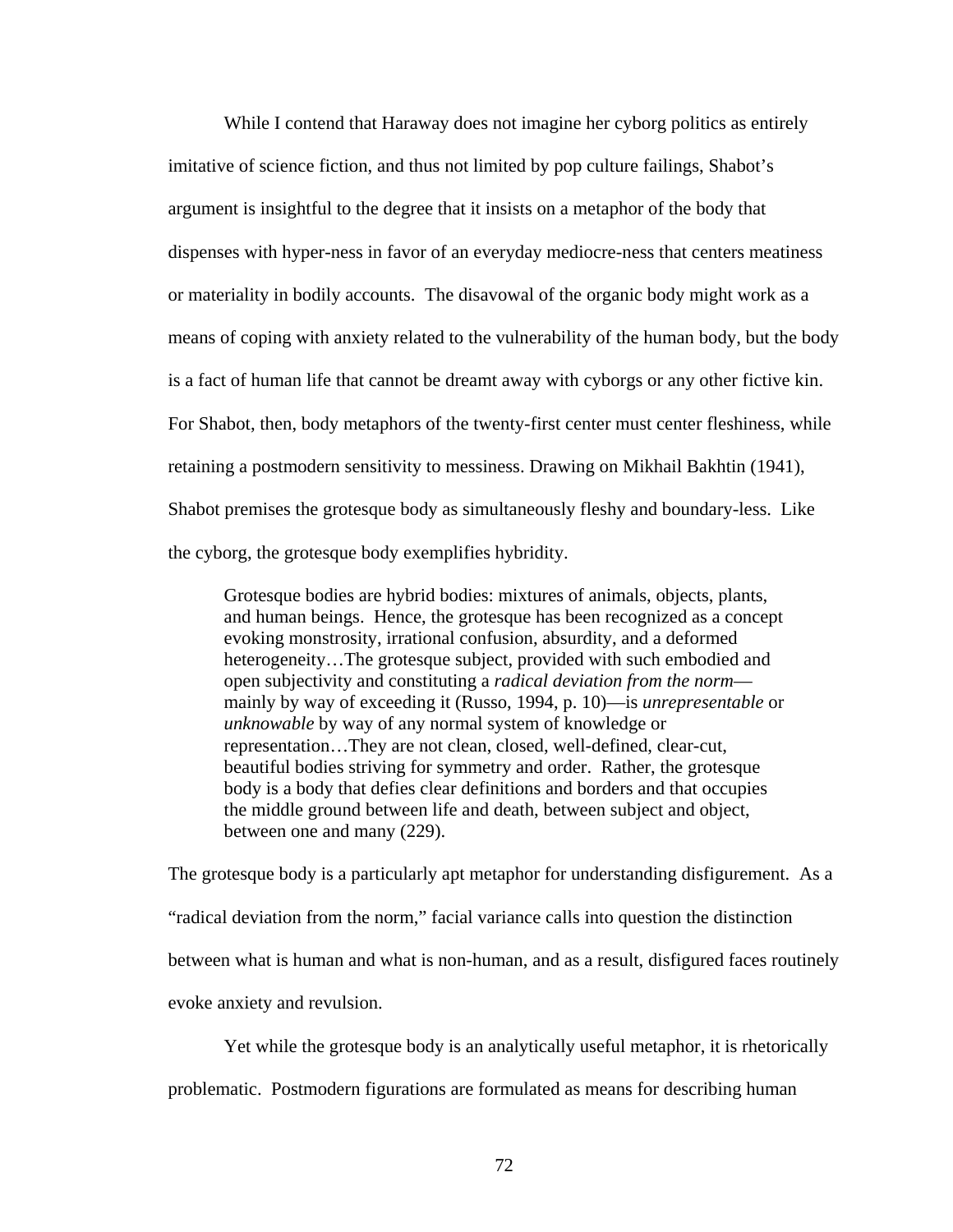While I contend that Haraway does not imagine her cyborg politics as entirely imitative of science fiction, and thus not limited by pop culture failings, Shabot's argument is insightful to the degree that it insists on a metaphor of the body that dispenses with hyper-ness in favor of an everyday mediocre-ness that centers meatiness or materiality in bodily accounts. The disavowal of the organic body might work as a means of coping with anxiety related to the vulnerability of the human body, but the body is a fact of human life that cannot be dreamt away with cyborgs or any other fictive kin. For Shabot, then, body metaphors of the twenty-first center must center fleshiness, while retaining a postmodern sensitivity to messiness. Drawing on Mikhail Bakhtin (1941), Shabot premises the grotesque body as simultaneously fleshy and boundary-less. Like the cyborg, the grotesque body exemplifies hybridity.

> Grotesque bodies are hybrid bodies: mixtures of animals, objects, plants, and human beings. Hence, the grotesque has been recognized as a concept evoking monstrosity, irrational confusion, absurdity, and a deformed heterogeneity…The grotesque subject, provided with such embodied and open subjectivity and constituting a *radical deviation from the norm*—mainly by way of exceeding it (Russo, 1994, p. 10)—is *unrepresentable* or *unknowable* by way of any normal system of knowledge or representation…They are not clean, closed, well-defined, clear-cut, beautiful bodies striving for symmetry and order. Rather, the grotesque body is a body that defies clear definitions and borders and that occupies the middle ground between life and death, between subject and object, between one and many (229).

The grotesque body is a particularly apt metaphor for understanding disfigurement. As a "radical deviation from the norm," facial variance calls into question the distinction between what is human and what is non-human, and as a result, disfigured faces routinely evoke anxiety and revulsion.

Yet while the grotesque body is an analytically useful metaphor, it is rhetorically problematic. Postmodern figurations are formulated as means for describing human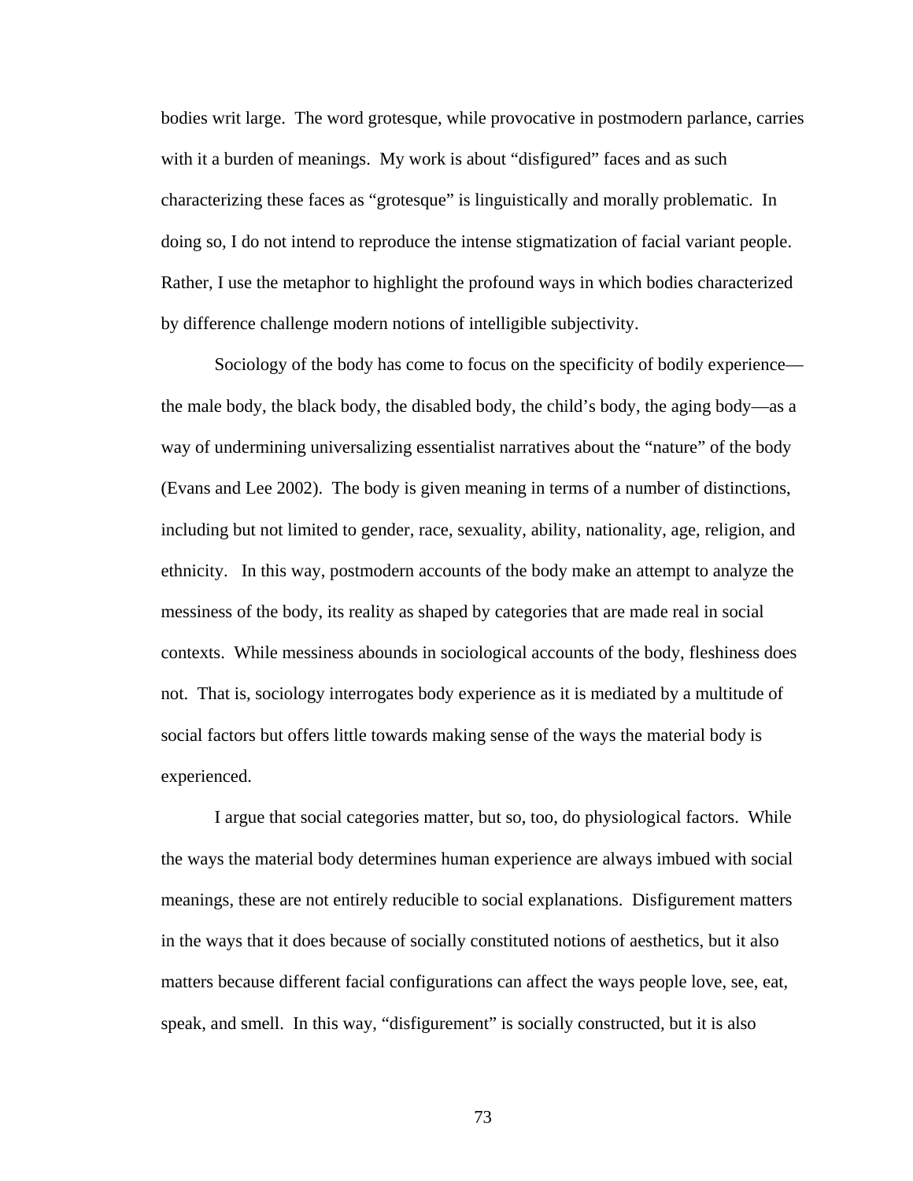bodies writ large. The word grotesque, while provocative in postmodern parlance, carries with it a burden of meanings. My work is about "disfigured" faces and as such characterizing these faces as "grotesque" is linguistically and morally problematic. In doing so, I do not intend to reproduce the intense stigmatization of facial variant people. Rather, I use the metaphor to highlight the profound ways in which bodies characterized by difference challenge modern notions of intelligible subjectivity.

Sociology of the body has come to focus on the specificity of bodily experience—the male body, the black body, the disabled body, the child's body, the aging body—as a way of undermining universalizing essentialist narratives about the "nature" of the body (Evans and Lee 2002). The body is given meaning in terms of a number of distinctions, including but not limited to gender, race, sexuality, ability, nationality, age, religion, and ethnicity. In this way, postmodern accounts of the body make an attempt to analyze the messiness of the body, its reality as shaped by categories that are made real in social contexts. While messiness abounds in sociological accounts of the body, fleshiness does not. That is, sociology interrogates body experience as it is mediated by a multitude of social factors but offers little towards making sense of the ways the material body is experienced.

I argue that social categories matter, but so, too, do physiological factors. While the ways the material body determines human experience are always imbued with social meanings, these are not entirely reducible to social explanations. Disfigurement matters in the ways that it does because of socially constituted notions of aesthetics, but it also matters because different facial configurations can affect the ways people love, see, eat, speak, and smell. In this way, "disfigurement" is socially constructed, but it is also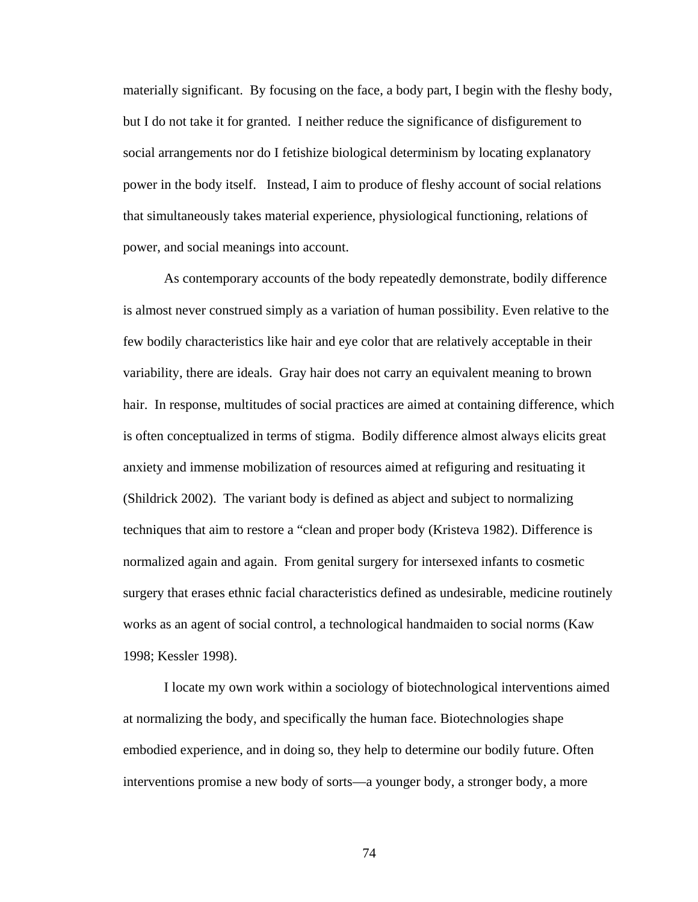materially significant. By focusing on the face, a body part, I begin with the fleshy body, but I do not take it for granted. I neither reduce the significance of disfigurement to social arrangements nor do I fetishize biological determinism by locating explanatory power in the body itself. Instead, I aim to produce of fleshy account of social relations that simultaneously takes material experience, physiological functioning, relations of power, and social meanings into account.

As contemporary accounts of the body repeatedly demonstrate, bodily difference is almost never construed simply as a variation of human possibility. Even relative to the few bodily characteristics like hair and eye color that are relatively acceptable in their variability, there are ideals. Gray hair does not carry an equivalent meaning to brown hair. In response, multitudes of social practices are aimed at containing difference, which is often conceptualized in terms of stigma. Bodily difference almost always elicits great anxiety and immense mobilization of resources aimed at refiguring and resituating it (Shildrick 2002). The variant body is defined as abject and subject to normalizing techniques that aim to restore a "clean and proper body (Kristeva 1982). Difference is normalized again and again. From genital surgery for intersexed infants to cosmetic surgery that erases ethnic facial characteristics defined as undesirable, medicine routinely works as an agent of social control, a technological handmaiden to social norms (Kaw 1998; Kessler 1998).

I locate my own work within a sociology of biotechnological interventions aimed at normalizing the body, and specifically the human face. Biotechnologies shape embodied experience, and in doing so, they help to determine our bodily future. Often interventions promise a new body of sorts—a younger body, a stronger body, a more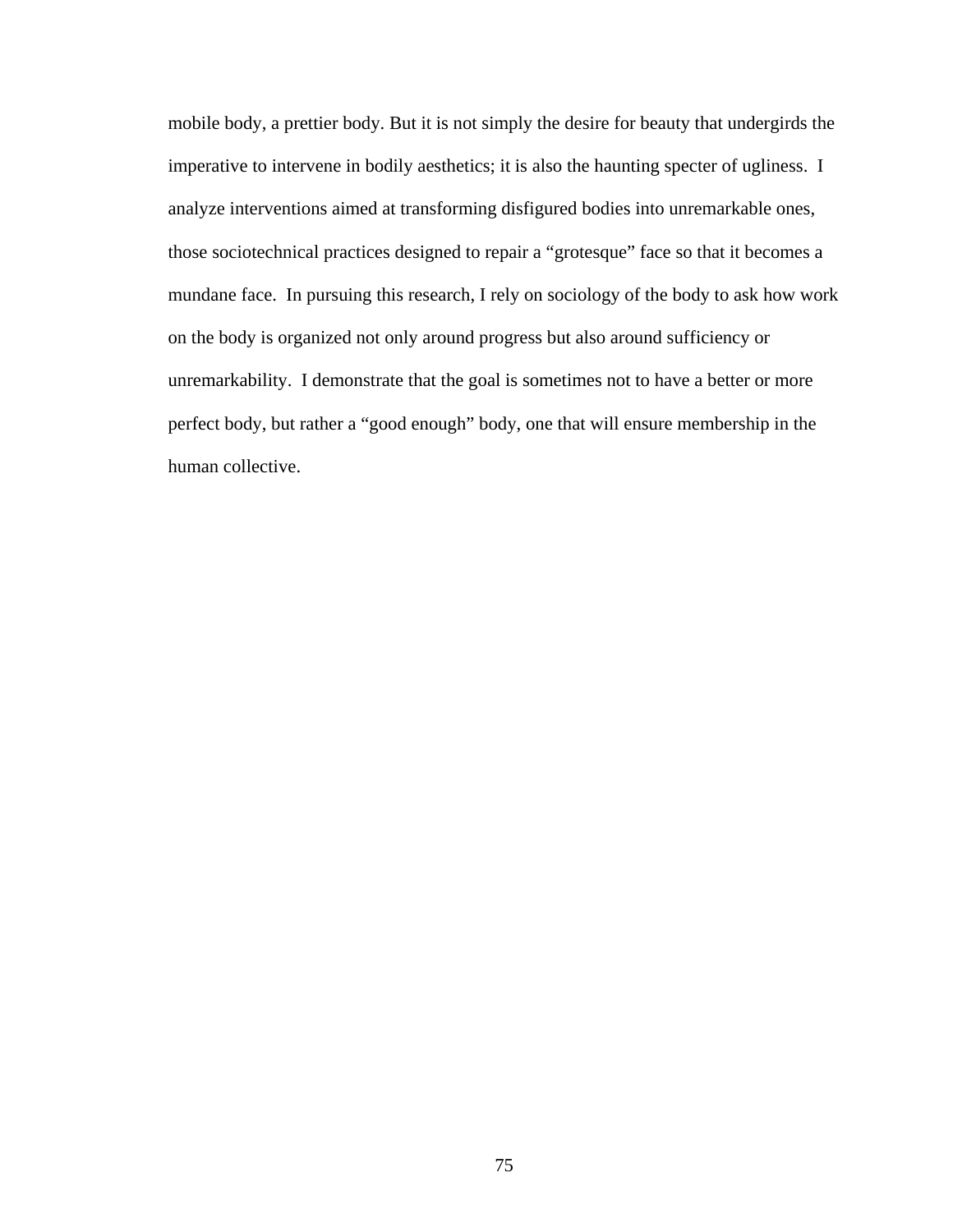mobile body, a prettier body. But it is not simply the desire for beauty that undergirds the imperative to intervene in bodily aesthetics; it is also the haunting specter of ugliness. I analyze interventions aimed at transforming disfigured bodies into unremarkable ones, those sociotechnical practices designed to repair a "grotesque" face so that it becomes a mundane face. In pursuing this research, I rely on sociology of the body to ask how work on the body is organized not only around progress but also around sufficiency or unremarkability. I demonstrate that the goal is sometimes not to have a better or more perfect body, but rather a "good enough" body, one that will ensure membership in the human collective.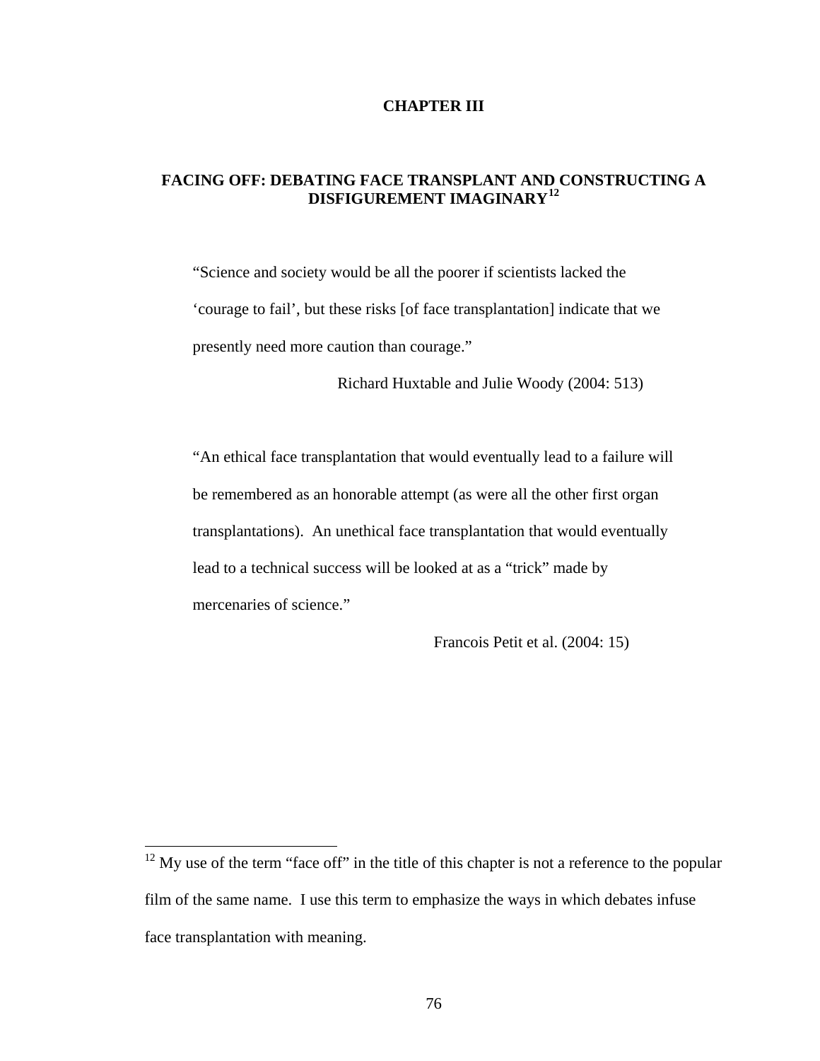# CHAPTER III

## FACING OFF: DEBATING FACE TRANSPLANT AND CONSTRUCTING A DISFIGUREMENT IMAGINARY[12]

> "Science and society would be all the poorer if scientists lacked the 'courage to fail', but these risks [of face transplantation] indicate that we presently need more caution than courage."
>
> Richard Huxtable and Julie Woody (2004: 513)

> "An ethical face transplantation that would eventually lead to a failure will be remembered as an honorable attempt (as were all the other first organ transplantations). An unethical face transplantation that would eventually lead to a technical success will be looked at as a "trick" made by mercenaries of science."
>
> Francois Petit et al. (2004: 15)

---

[12] My use of the term "face off" in the title of this chapter is not a reference to the popular film of the same name. I use this term to emphasize the ways in which debates infuse face transplantation with meaning.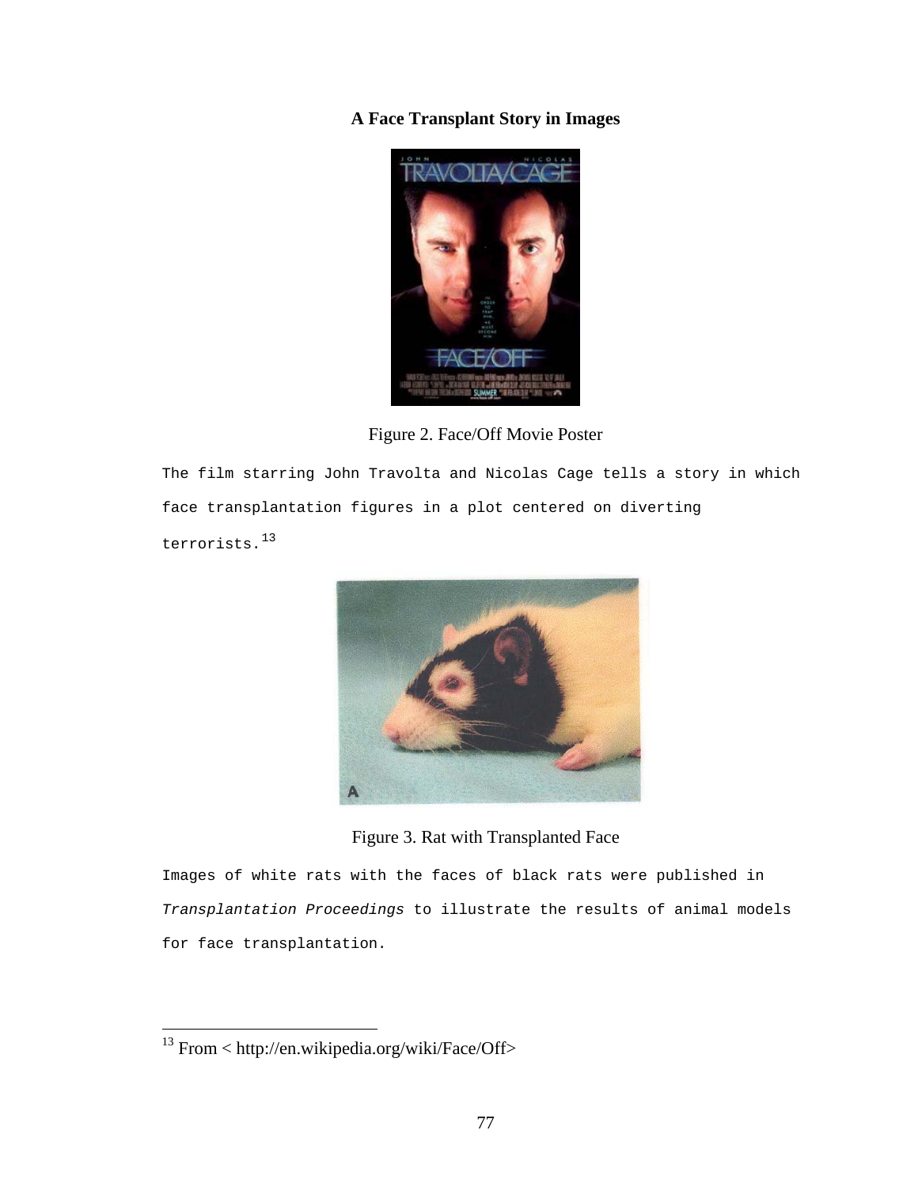**A Face Transplant Story in Images**

Figure 2. Face/Off Movie Poster

The film starring John Travolta and Nicolas Cage tells a story in which face transplantation figures in a plot centered on diverting terrorists.[13]

Figure 3. Rat with Transplanted Face

Images of white rats with the faces of black rats were published in *Transplantation Proceedings* to illustrate the results of animal models for face transplantation.

[13] From < http://en.wikipedia.org/wiki/Face/Off>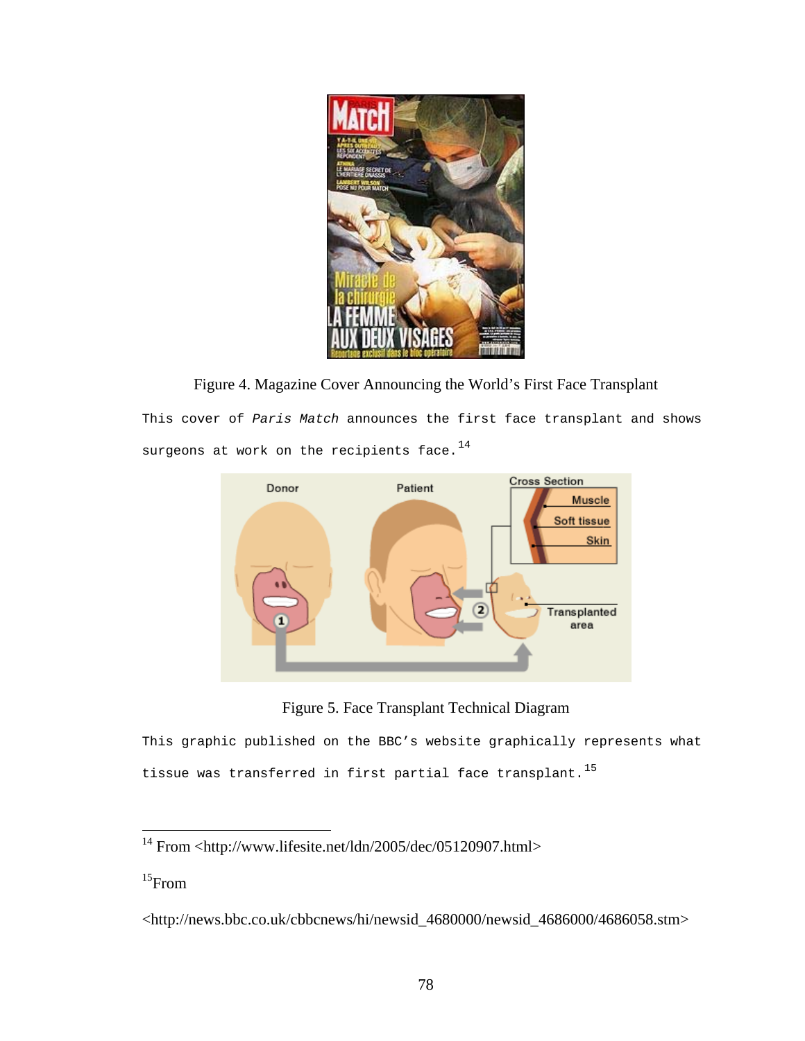Figure 4. Magazine Cover Announcing the World's First Face Transplant

This cover of *Paris Match* announces the first face transplant and shows surgeons at work on the recipients face.[14]

Figure 5. Face Transplant Technical Diagram

This graphic published on the BBC's website graphically represents what tissue was transferred in first partial face transplant.[15]

---

[14] From <http://www.lifesite.net/ldn/2005/dec/05120907.html>

[15] From <http://news.bbc.co.uk/cbbcnews/hi/newsid_4680000/newsid_4686000/4686058.stm>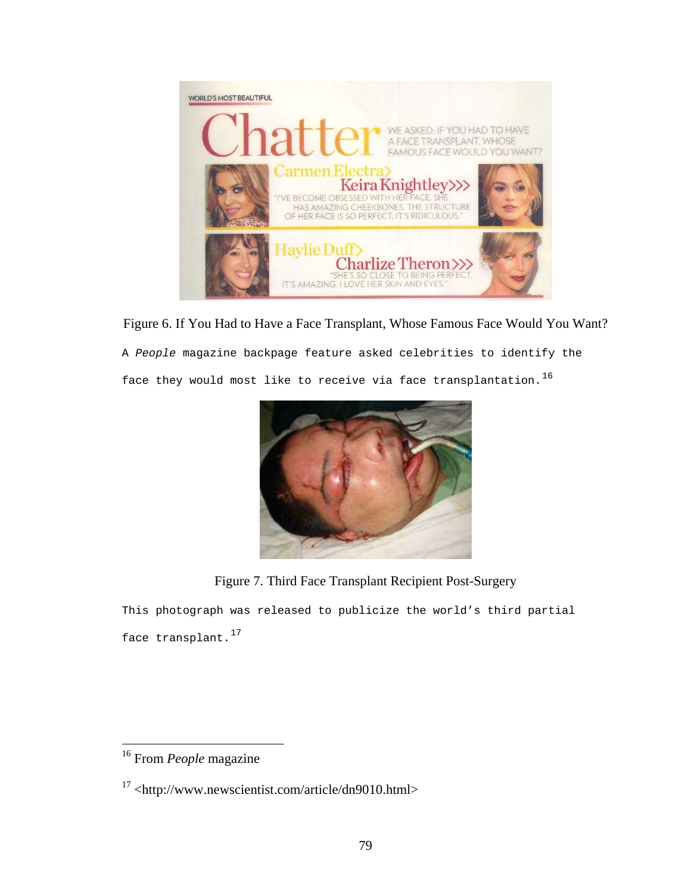Figure 6. If You Had to Have a Face Transplant, Whose Famous Face Would You Want?

A *People* magazine backpage feature asked celebrities to identify the face they would most like to receive via face transplantation.[16]

Figure 7. Third Face Transplant Recipient Post-Surgery

This photograph was released to publicize the world's third partial face transplant.[17]

---

[16] From *People* magazine

[17] <http://www.newscientist.com/article/dn9010.html>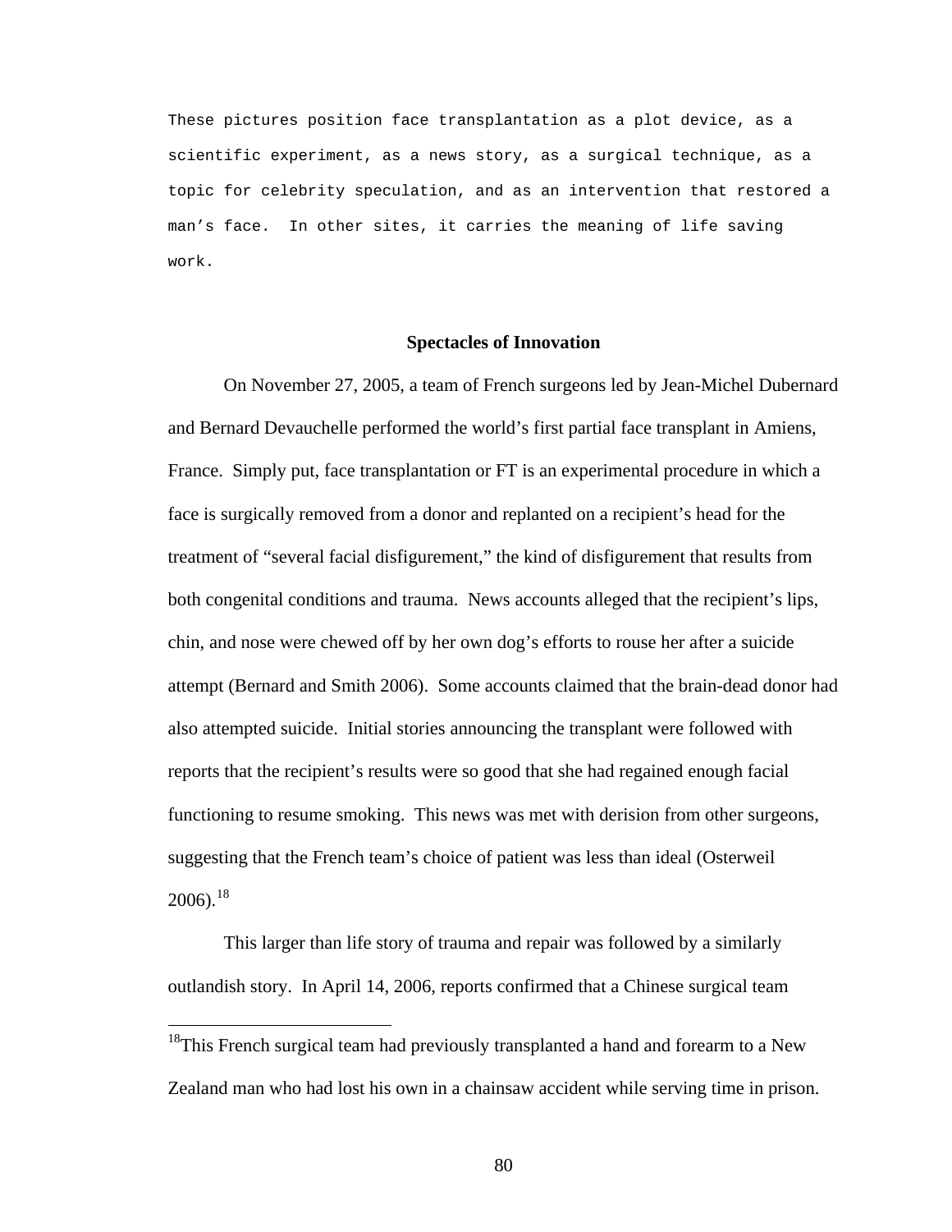These pictures position face transplantation as a plot device, as a scientific experiment, as a news story, as a surgical technique, as a topic for celebrity speculation, and as an intervention that restored a man's face.  In other sites, it carries the meaning of life saving work.

## Spectacles of Innovation

On November 27, 2005, a team of French surgeons led by Jean-Michel Dubernard and Bernard Devauchelle performed the world's first partial face transplant in Amiens, France.  Simply put, face transplantation or FT is an experimental procedure in which a face is surgically removed from a donor and replanted on a recipient's head for the treatment of "several facial disfigurement," the kind of disfigurement that results from both congenital conditions and trauma.  News accounts alleged that the recipient's lips, chin, and nose were chewed off by her own dog's efforts to rouse her after a suicide attempt (Bernard and Smith 2006).  Some accounts claimed that the brain-dead donor had also attempted suicide.  Initial stories announcing the transplant were followed with reports that the recipient's results were so good that she had regained enough facial functioning to resume smoking.  This news was met with derision from other surgeons, suggesting that the French team's choice of patient was less than ideal (Osterweil 2006).[18]

This larger than life story of trauma and repair was followed by a similarly outlandish story.  In April 14, 2006, reports confirmed that a Chinese surgical team

[18]This French surgical team had previously transplanted a hand and forearm to a New Zealand man who had lost his own in a chainsaw accident while serving time in prison.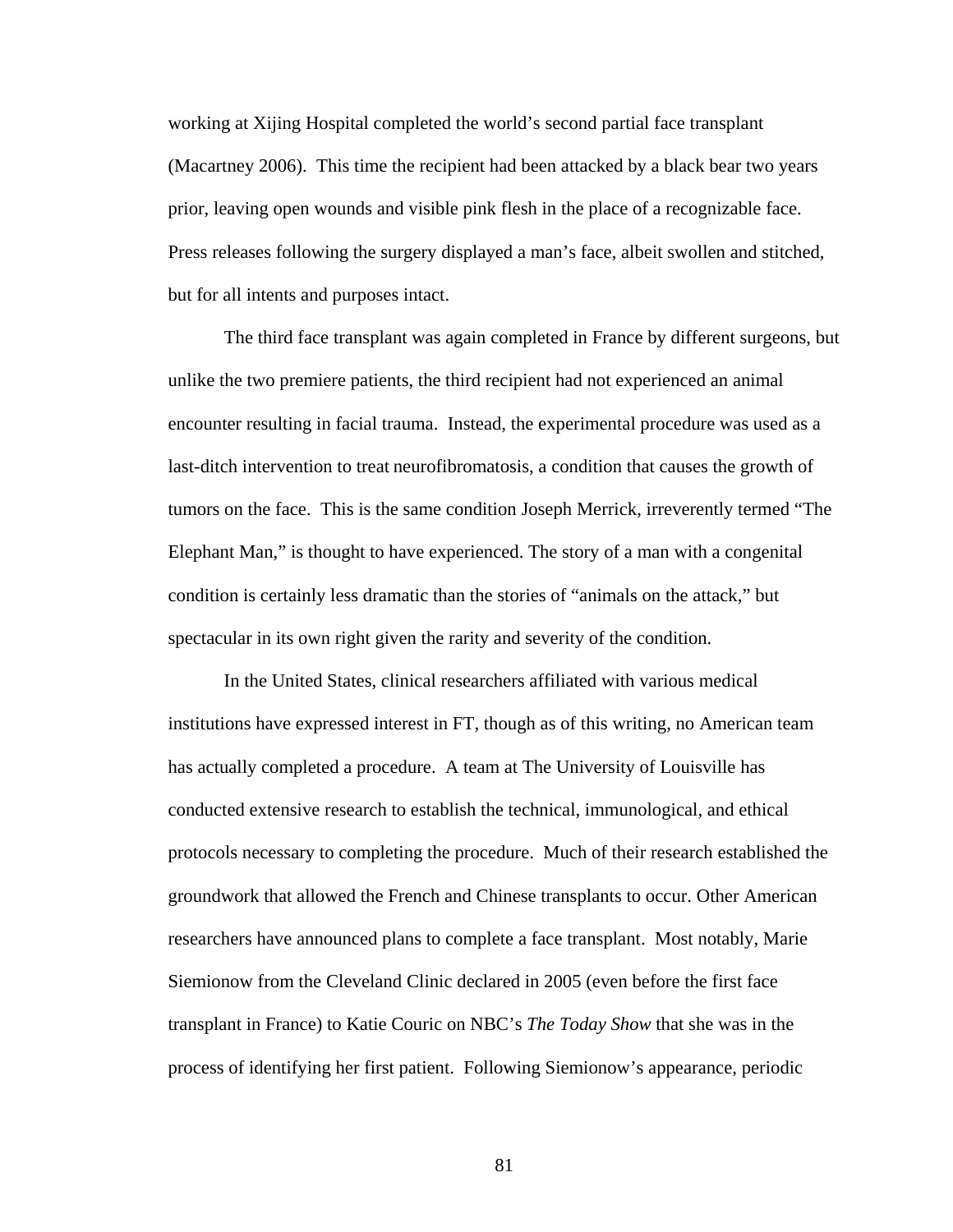working at Xijing Hospital completed the world's second partial face transplant (Macartney 2006). This time the recipient had been attacked by a black bear two years prior, leaving open wounds and visible pink flesh in the place of a recognizable face. Press releases following the surgery displayed a man's face, albeit swollen and stitched, but for all intents and purposes intact.

The third face transplant was again completed in France by different surgeons, but unlike the two premiere patients, the third recipient had not experienced an animal encounter resulting in facial trauma. Instead, the experimental procedure was used as a last-ditch intervention to treat neurofibromatosis, a condition that causes the growth of tumors on the face. This is the same condition Joseph Merrick, irreverently termed "The Elephant Man," is thought to have experienced. The story of a man with a congenital condition is certainly less dramatic than the stories of "animals on the attack," but spectacular in its own right given the rarity and severity of the condition.

In the United States, clinical researchers affiliated with various medical institutions have expressed interest in FT, though as of this writing, no American team has actually completed a procedure. A team at The University of Louisville has conducted extensive research to establish the technical, immunological, and ethical protocols necessary to completing the procedure. Much of their research established the groundwork that allowed the French and Chinese transplants to occur. Other American researchers have announced plans to complete a face transplant. Most notably, Marie Siemionow from the Cleveland Clinic declared in 2005 (even before the first face transplant in France) to Katie Couric on NBC's *The Today Show* that she was in the process of identifying her first patient. Following Siemionow's appearance, periodic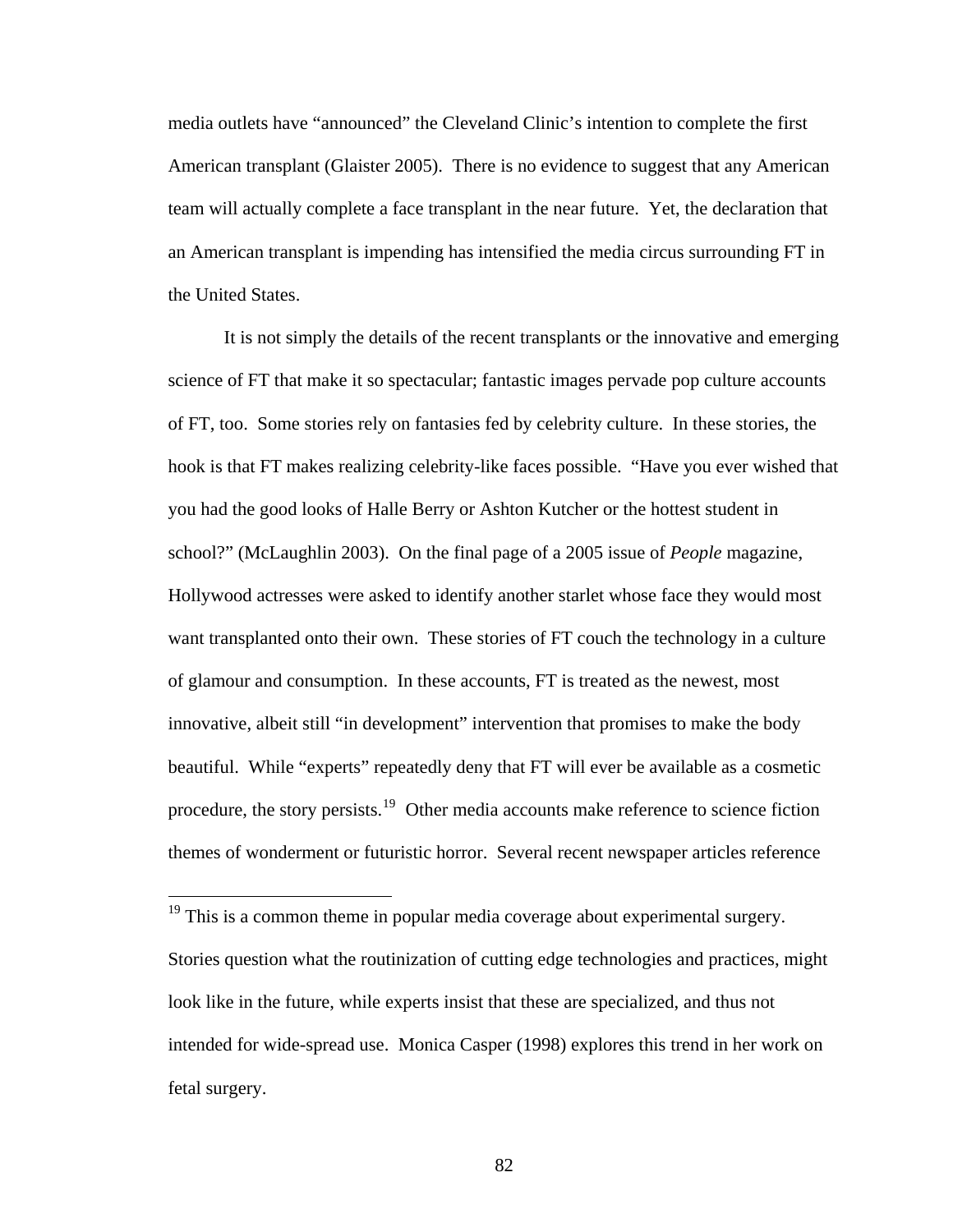media outlets have “announced” the Cleveland Clinic’s intention to complete the first American transplant (Glaister 2005). There is no evidence to suggest that any American team will actually complete a face transplant in the near future. Yet, the declaration that an American transplant is impending has intensified the media circus surrounding FT in the United States.

It is not simply the details of the recent transplants or the innovative and emerging science of FT that make it so spectacular; fantastic images pervade pop culture accounts of FT, too. Some stories rely on fantasies fed by celebrity culture. In these stories, the hook is that FT makes realizing celebrity-like faces possible. “Have you ever wished that you had the good looks of Halle Berry or Ashton Kutcher or the hottest student in school?” (McLaughlin 2003). On the final page of a 2005 issue of *People* magazine, Hollywood actresses were asked to identify another starlet whose face they would most want transplanted onto their own. These stories of FT couch the technology in a culture of glamour and consumption. In these accounts, FT is treated as the newest, most innovative, albeit still “in development” intervention that promises to make the body beautiful. While “experts” repeatedly deny that FT will ever be available as a cosmetic procedure, the story persists.[19] Other media accounts make reference to science fiction themes of wonderment or futuristic horror. Several recent newspaper articles reference

[19] This is a common theme in popular media coverage about experimental surgery. Stories question what the routinization of cutting edge technologies and practices, might look like in the future, while experts insist that these are specialized, and thus not intended for wide-spread use. Monica Casper (1998) explores this trend in her work on fetal surgery.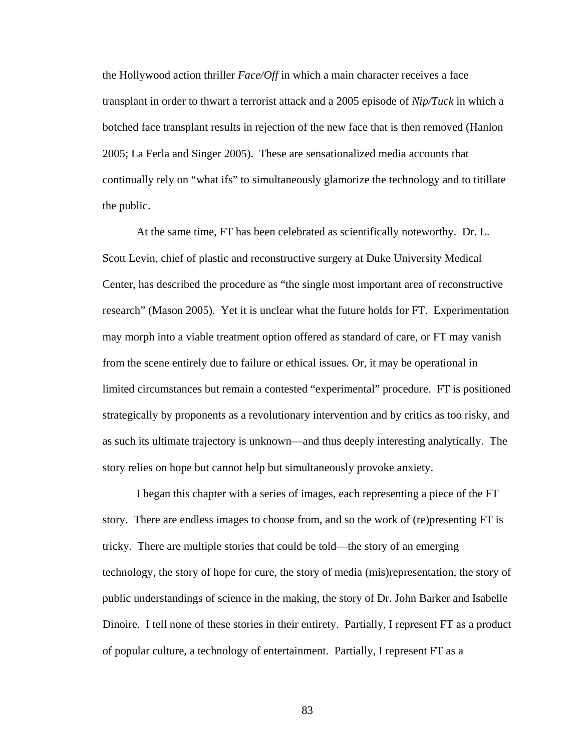the Hollywood action thriller *Face/Off* in which a main character receives a face transplant in order to thwart a terrorist attack and a 2005 episode of *Nip/Tuck* in which a botched face transplant results in rejection of the new face that is then removed (Hanlon 2005; La Ferla and Singer 2005). These are sensationalized media accounts that continually rely on "what ifs" to simultaneously glamorize the technology and to titillate the public.

At the same time, FT has been celebrated as scientifically noteworthy. Dr. L. Scott Levin, chief of plastic and reconstructive surgery at Duke University Medical Center, has described the procedure as "the single most important area of reconstructive research" (Mason 2005). Yet it is unclear what the future holds for FT. Experimentation may morph into a viable treatment option offered as standard of care, or FT may vanish from the scene entirely due to failure or ethical issues. Or, it may be operational in limited circumstances but remain a contested "experimental" procedure. FT is positioned strategically by proponents as a revolutionary intervention and by critics as too risky, and as such its ultimate trajectory is unknown—and thus deeply interesting analytically. The story relies on hope but cannot help but simultaneously provoke anxiety.

I began this chapter with a series of images, each representing a piece of the FT story. There are endless images to choose from, and so the work of (re)presenting FT is tricky. There are multiple stories that could be told—the story of an emerging technology, the story of hope for cure, the story of media (mis)representation, the story of public understandings of science in the making, the story of Dr. John Barker and Isabelle Dinoire. I tell none of these stories in their entirety. Partially, I represent FT as a product of popular culture, a technology of entertainment. Partially, I represent FT as a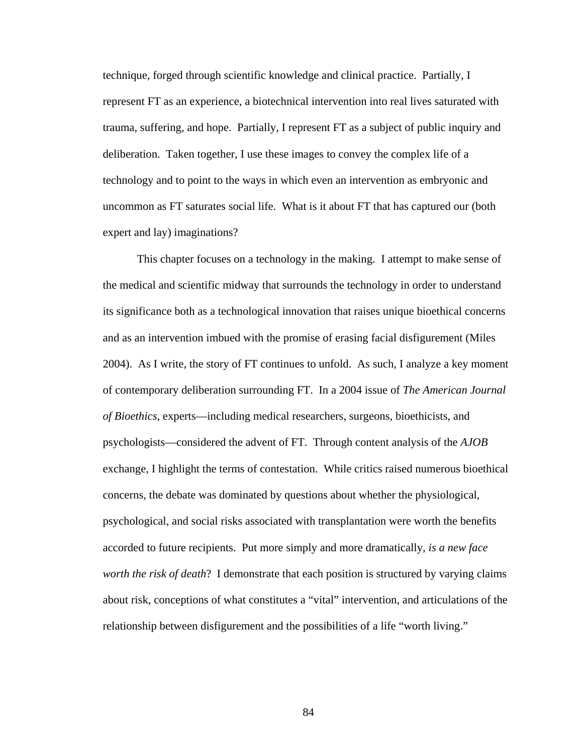technique, forged through scientific knowledge and clinical practice. Partially, I represent FT as an experience, a biotechnical intervention into real lives saturated with trauma, suffering, and hope. Partially, I represent FT as a subject of public inquiry and deliberation. Taken together, I use these images to convey the complex life of a technology and to point to the ways in which even an intervention as embryonic and uncommon as FT saturates social life. What is it about FT that has captured our (both expert and lay) imaginations?

This chapter focuses on a technology in the making. I attempt to make sense of the medical and scientific midway that surrounds the technology in order to understand its significance both as a technological innovation that raises unique bioethical concerns and as an intervention imbued with the promise of erasing facial disfigurement (Miles 2004). As I write, the story of FT continues to unfold. As such, I analyze a key moment of contemporary deliberation surrounding FT. In a 2004 issue of *The American Journal of Bioethics*, experts—including medical researchers, surgeons, bioethicists, and psychologists—considered the advent of FT. Through content analysis of the *AJOB* exchange, I highlight the terms of contestation. While critics raised numerous bioethical concerns, the debate was dominated by questions about whether the physiological, psychological, and social risks associated with transplantation were worth the benefits accorded to future recipients. Put more simply and more dramatically, *is a new face worth the risk of death*? I demonstrate that each position is structured by varying claims about risk, conceptions of what constitutes a "vital" intervention, and articulations of the relationship between disfigurement and the possibilities of a life "worth living."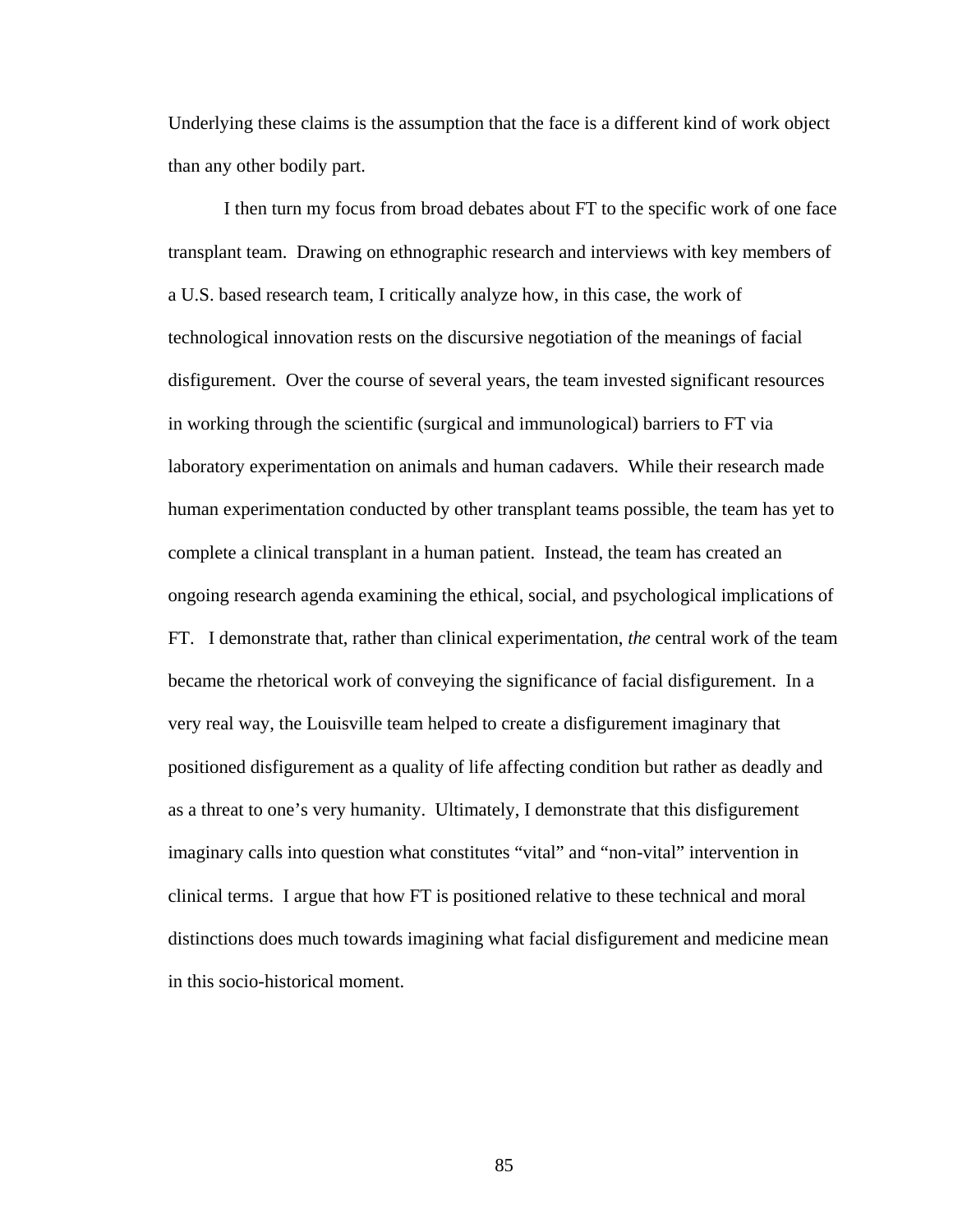Underlying these claims is the assumption that the face is a different kind of work object than any other bodily part.

I then turn my focus from broad debates about FT to the specific work of one face transplant team. Drawing on ethnographic research and interviews with key members of a U.S. based research team, I critically analyze how, in this case, the work of technological innovation rests on the discursive negotiation of the meanings of facial disfigurement. Over the course of several years, the team invested significant resources in working through the scientific (surgical and immunological) barriers to FT via laboratory experimentation on animals and human cadavers. While their research made human experimentation conducted by other transplant teams possible, the team has yet to complete a clinical transplant in a human patient. Instead, the team has created an ongoing research agenda examining the ethical, social, and psychological implications of FT. I demonstrate that, rather than clinical experimentation, *the* central work of the team became the rhetorical work of conveying the significance of facial disfigurement. In a very real way, the Louisville team helped to create a disfigurement imaginary that positioned disfigurement as a quality of life affecting condition but rather as deadly and as a threat to one's very humanity. Ultimately, I demonstrate that this disfigurement imaginary calls into question what constitutes "vital" and "non-vital" intervention in clinical terms. I argue that how FT is positioned relative to these technical and moral distinctions does much towards imagining what facial disfigurement and medicine mean in this socio-historical moment.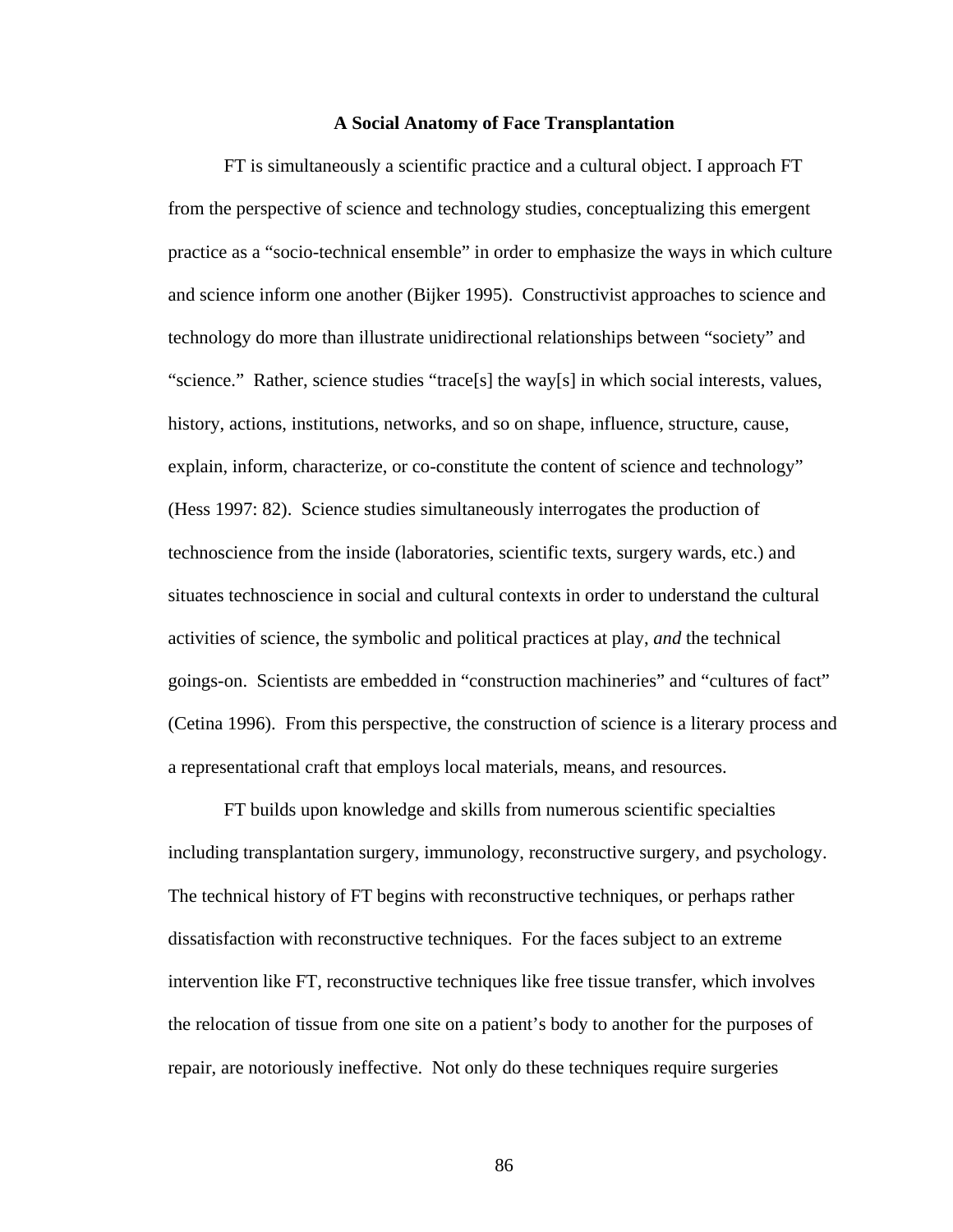## A Social Anatomy of Face Transplantation

FT is simultaneously a scientific practice and a cultural object. I approach FT from the perspective of science and technology studies, conceptualizing this emergent practice as a "socio-technical ensemble" in order to emphasize the ways in which culture and science inform one another (Bijker 1995). Constructivist approaches to science and technology do more than illustrate unidirectional relationships between "society" and "science." Rather, science studies "trace[s] the way[s] in which social interests, values, history, actions, institutions, networks, and so on shape, influence, structure, cause, explain, inform, characterize, or co-constitute the content of science and technology" (Hess 1997: 82). Science studies simultaneously interrogates the production of technoscience from the inside (laboratories, scientific texts, surgery wards, etc.) and situates technoscience in social and cultural contexts in order to understand the cultural activities of science, the symbolic and political practices at play, *and* the technical goings-on. Scientists are embedded in "construction machineries" and "cultures of fact" (Cetina 1996). From this perspective, the construction of science is a literary process and a representational craft that employs local materials, means, and resources.

FT builds upon knowledge and skills from numerous scientific specialties including transplantation surgery, immunology, reconstructive surgery, and psychology. The technical history of FT begins with reconstructive techniques, or perhaps rather dissatisfaction with reconstructive techniques. For the faces subject to an extreme intervention like FT, reconstructive techniques like free tissue transfer, which involves the relocation of tissue from one site on a patient's body to another for the purposes of repair, are notoriously ineffective. Not only do these techniques require surgeries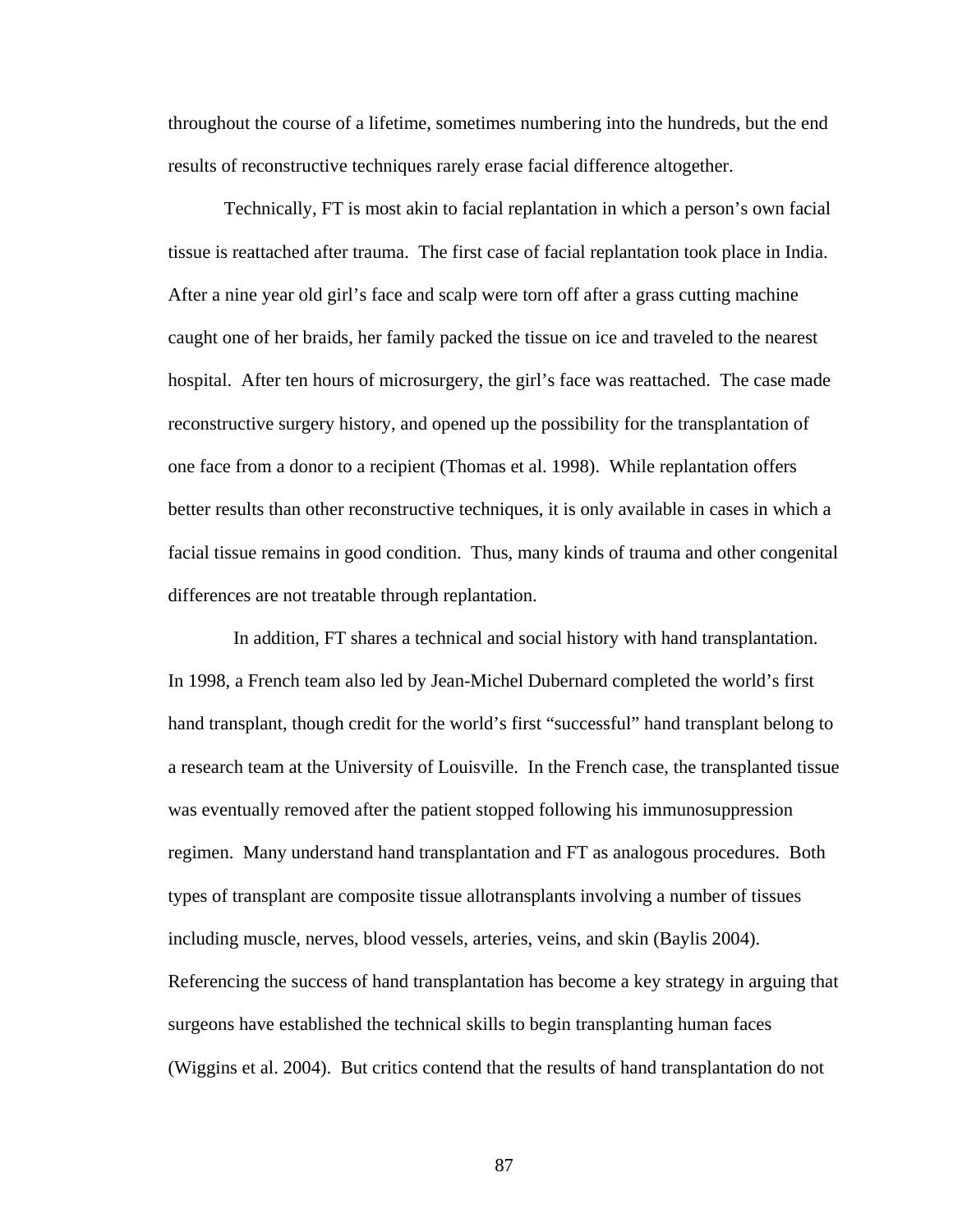throughout the course of a lifetime, sometimes numbering into the hundreds, but the end results of reconstructive techniques rarely erase facial difference altogether.

Technically, FT is most akin to facial replantation in which a person's own facial tissue is reattached after trauma. The first case of facial replantation took place in India. After a nine year old girl's face and scalp were torn off after a grass cutting machine caught one of her braids, her family packed the tissue on ice and traveled to the nearest hospital. After ten hours of microsurgery, the girl's face was reattached. The case made reconstructive surgery history, and opened up the possibility for the transplantation of one face from a donor to a recipient (Thomas et al. 1998). While replantation offers better results than other reconstructive techniques, it is only available in cases in which a facial tissue remains in good condition. Thus, many kinds of trauma and other congenital differences are not treatable through replantation.

In addition, FT shares a technical and social history with hand transplantation. In 1998, a French team also led by Jean-Michel Dubernard completed the world's first hand transplant, though credit for the world's first "successful" hand transplant belong to a research team at the University of Louisville. In the French case, the transplanted tissue was eventually removed after the patient stopped following his immunosuppression regimen. Many understand hand transplantation and FT as analogous procedures. Both types of transplant are composite tissue allotransplants involving a number of tissues including muscle, nerves, blood vessels, arteries, veins, and skin (Baylis 2004). Referencing the success of hand transplantation has become a key strategy in arguing that surgeons have established the technical skills to begin transplanting human faces (Wiggins et al. 2004). But critics contend that the results of hand transplantation do not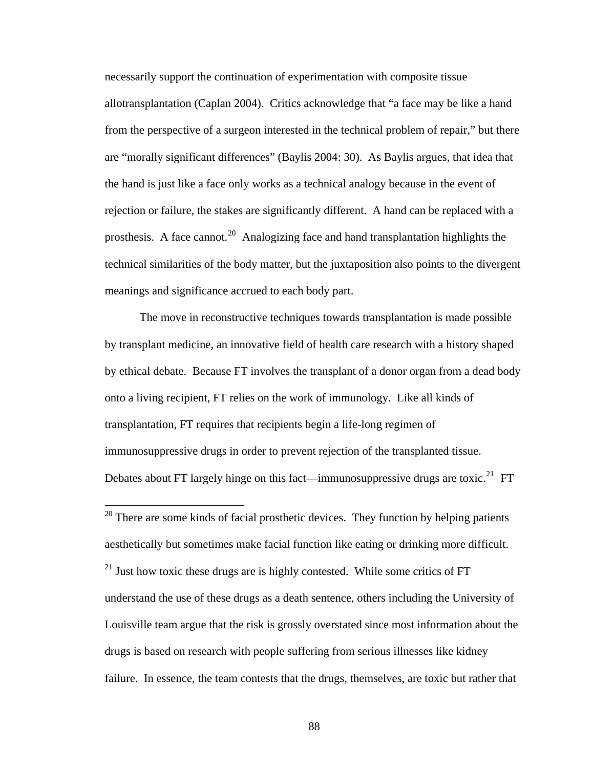necessarily support the continuation of experimentation with composite tissue allotransplantation (Caplan 2004). Critics acknowledge that "a face may be like a hand from the perspective of a surgeon interested in the technical problem of repair," but there are "morally significant differences" (Baylis 2004: 30). As Baylis argues, that idea that the hand is just like a face only works as a technical analogy because in the event of rejection or failure, the stakes are significantly different. A hand can be replaced with a prosthesis. A face cannot.[20] Analogizing face and hand transplantation highlights the technical similarities of the body matter, but the juxtaposition also points to the divergent meanings and significance accrued to each body part.

The move in reconstructive techniques towards transplantation is made possible by transplant medicine, an innovative field of health care research with a history shaped by ethical debate. Because FT involves the transplant of a donor organ from a dead body onto a living recipient, FT relies on the work of immunology. Like all kinds of transplantation, FT requires that recipients begin a life-long regimen of immunosuppressive drugs in order to prevent rejection of the transplanted tissue. Debates about FT largely hinge on this fact—immunosuppressive drugs are toxic.[21] FT

---

[20] There are some kinds of facial prosthetic devices. They function by helping patients aesthetically but sometimes make facial function like eating or drinking more difficult.

[21] Just how toxic these drugs are is highly contested. While some critics of FT understand the use of these drugs as a death sentence, others including the University of Louisville team argue that the risk is grossly overstated since most information about the drugs is based on research with people suffering from serious illnesses like kidney failure. In essence, the team contests that the drugs, themselves, are toxic but rather that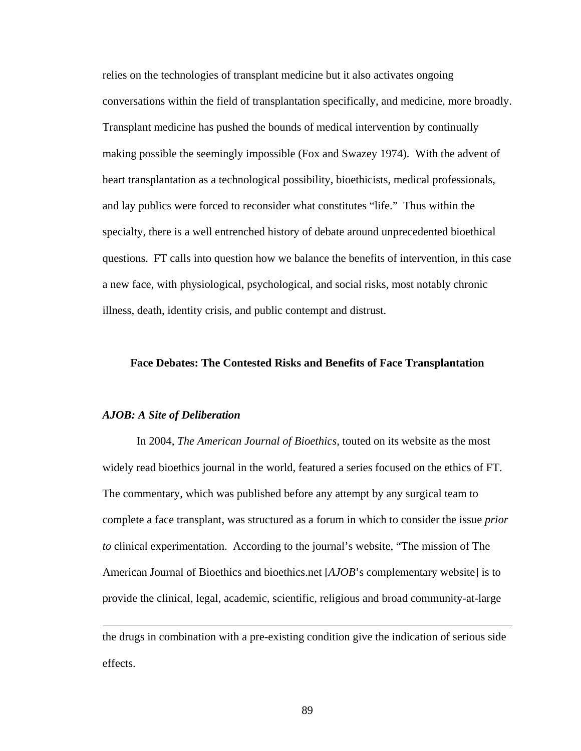relies on the technologies of transplant medicine but it also activates ongoing conversations within the field of transplantation specifically, and medicine, more broadly. Transplant medicine has pushed the bounds of medical intervention by continually making possible the seemingly impossible (Fox and Swazey 1974). With the advent of heart transplantation as a technological possibility, bioethicists, medical professionals, and lay publics were forced to reconsider what constitutes "life." Thus within the specialty, there is a well entrenched history of debate around unprecedented bioethical questions. FT calls into question how we balance the benefits of intervention, in this case a new face, with physiological, psychological, and social risks, most notably chronic illness, death, identity crisis, and public contempt and distrust.

## Face Debates: The Contested Risks and Benefits of Face Transplantation

### *AJOB: A Site of Deliberation*

In 2004, *The American Journal of Bioethics*, touted on its website as the most widely read bioethics journal in the world, featured a series focused on the ethics of FT. The commentary, which was published before any attempt by any surgical team to complete a face transplant, was structured as a forum in which to consider the issue *prior to* clinical experimentation. According to the journal's website, "The mission of The American Journal of Bioethics and bioethics.net [*AJOB*'s complementary website] is to provide the clinical, legal, academic, scientific, religious and broad community-at-large

---

the drugs in combination with a pre-existing condition give the indication of serious side effects.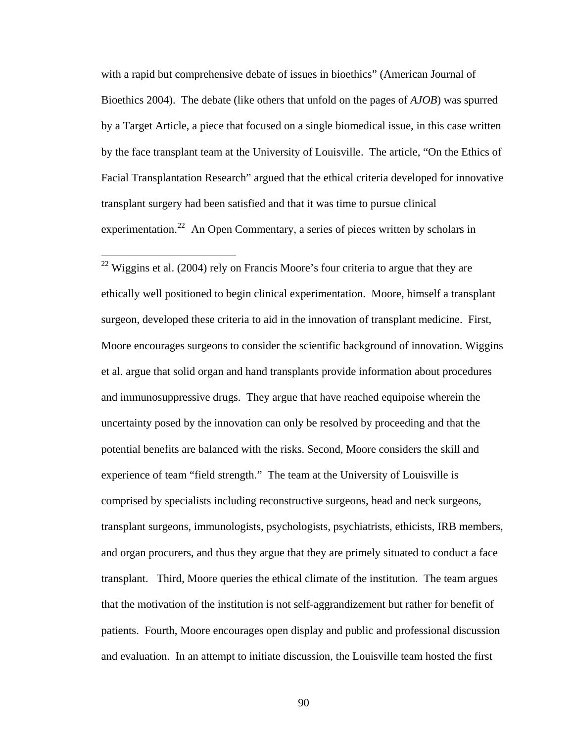with a rapid but comprehensive debate of issues in bioethics" (American Journal of Bioethics 2004). The debate (like others that unfold on the pages of *AJOB*) was spurred by a Target Article, a piece that focused on a single biomedical issue, in this case written by the face transplant team at the University of Louisville. The article, "On the Ethics of Facial Transplantation Research" argued that the ethical criteria developed for innovative transplant surgery had been satisfied and that it was time to pursue clinical experimentation.[22] An Open Commentary, a series of pieces written by scholars in

---

[22] Wiggins et al. (2004) rely on Francis Moore's four criteria to argue that they are ethically well positioned to begin clinical experimentation. Moore, himself a transplant surgeon, developed these criteria to aid in the innovation of transplant medicine. First, Moore encourages surgeons to consider the scientific background of innovation. Wiggins et al. argue that solid organ and hand transplants provide information about procedures and immunosuppressive drugs. They argue that have reached equipoise wherein the uncertainty posed by the innovation can only be resolved by proceeding and that the potential benefits are balanced with the risks. Second, Moore considers the skill and experience of team "field strength." The team at the University of Louisville is comprised by specialists including reconstructive surgeons, head and neck surgeons, transplant surgeons, immunologists, psychologists, psychiatrists, ethicists, IRB members, and organ procurers, and thus they argue that they are primely situated to conduct a face transplant. Third, Moore queries the ethical climate of the institution. The team argues that the motivation of the institution is not self-aggrandizement but rather for benefit of patients. Fourth, Moore encourages open display and public and professional discussion and evaluation. In an attempt to initiate discussion, the Louisville team hosted the first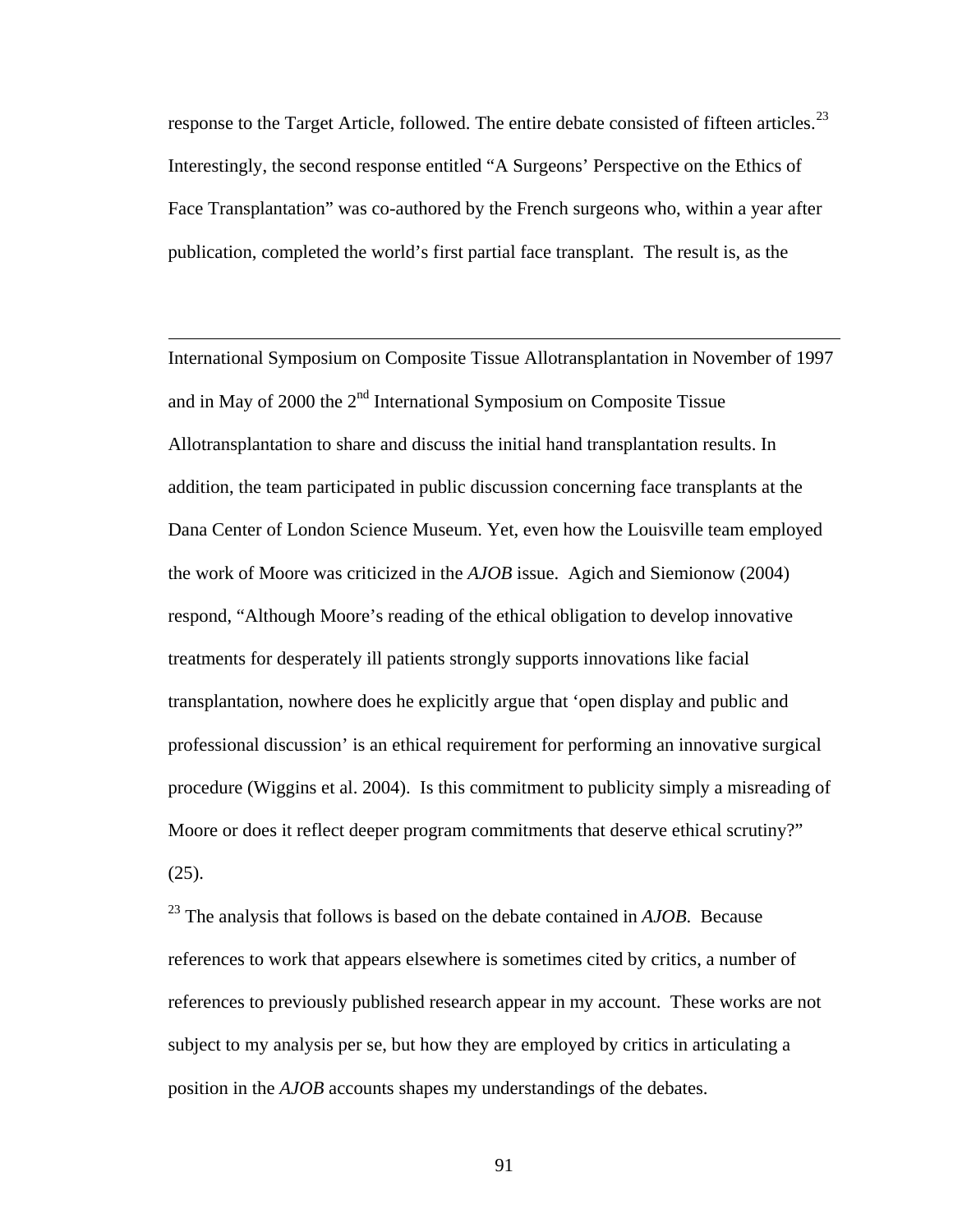response to the Target Article, followed. The entire debate consisted of fifteen articles.[23] Interestingly, the second response entitled "A Surgeons' Perspective on the Ethics of Face Transplantation" was co-authored by the French surgeons who, within a year after publication, completed the world's first partial face transplant. The result is, as the

---

International Symposium on Composite Tissue Allotransplantation in November of 1997 and in May of 2000 the 2nd International Symposium on Composite Tissue Allotransplantation to share and discuss the initial hand transplantation results. In addition, the team participated in public discussion concerning face transplants at the Dana Center of London Science Museum. Yet, even how the Louisville team employed the work of Moore was criticized in the *AJOB* issue. Agich and Siemionow (2004) respond, "Although Moore's reading of the ethical obligation to develop innovative treatments for desperately ill patients strongly supports innovations like facial transplantation, nowhere does he explicitly argue that 'open display and public and professional discussion' is an ethical requirement for performing an innovative surgical procedure (Wiggins et al. 2004). Is this commitment to publicity simply a misreading of Moore or does it reflect deeper program commitments that deserve ethical scrutiny?" (25).

[23] The analysis that follows is based on the debate contained in *AJOB.* Because references to work that appears elsewhere is sometimes cited by critics, a number of references to previously published research appear in my account. These works are not subject to my analysis per se, but how they are employed by critics in articulating a position in the *AJOB* accounts shapes my understandings of the debates.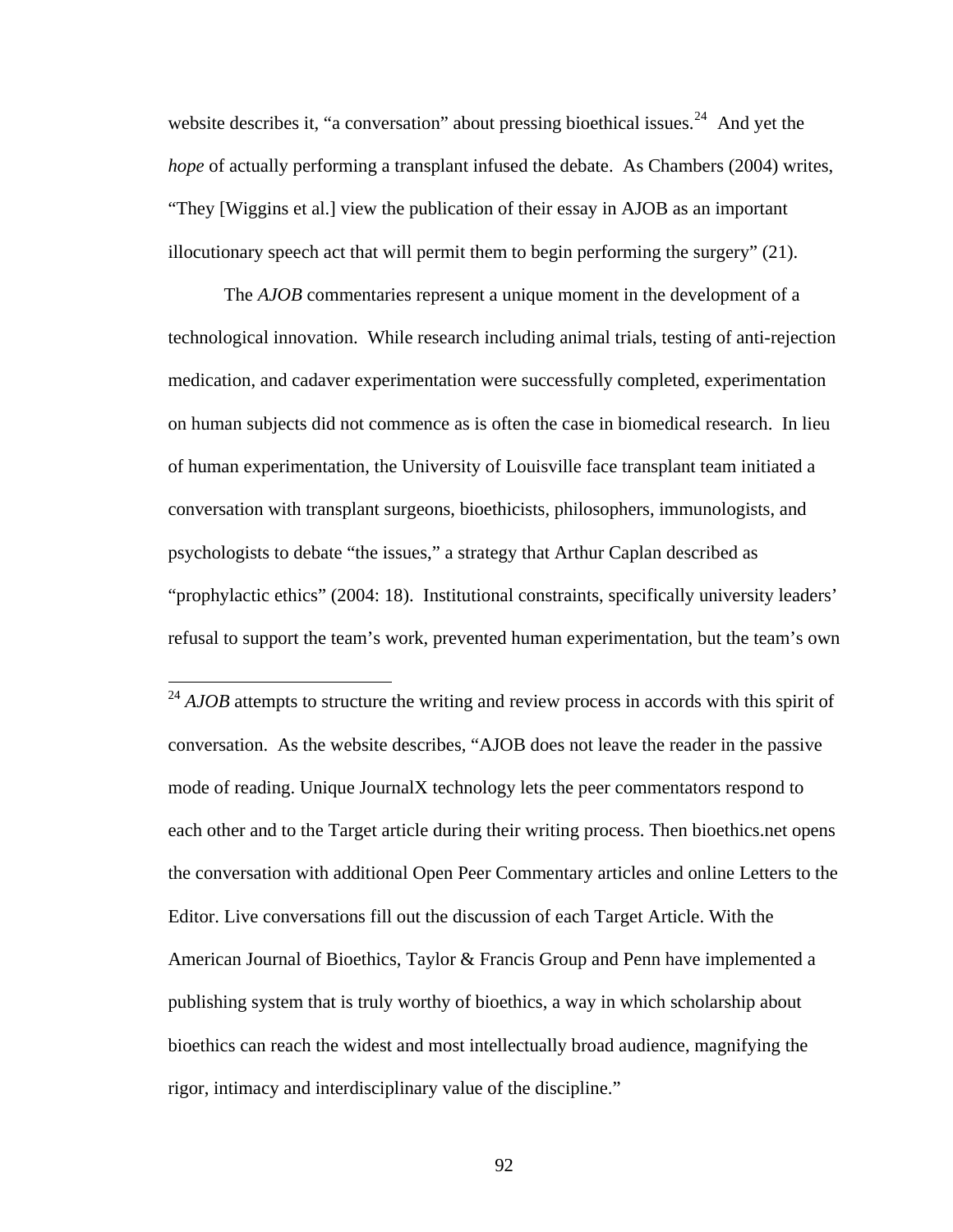website describes it, "a conversation" about pressing bioethical issues.[24] And yet the *hope* of actually performing a transplant infused the debate. As Chambers (2004) writes, "They [Wiggins et al.] view the publication of their essay in AJOB as an important illocutionary speech act that will permit them to begin performing the surgery" (21).

The *AJOB* commentaries represent a unique moment in the development of a technological innovation. While research including animal trials, testing of anti-rejection medication, and cadaver experimentation were successfully completed, experimentation on human subjects did not commence as is often the case in biomedical research. In lieu of human experimentation, the University of Louisville face transplant team initiated a conversation with transplant surgeons, bioethicists, philosophers, immunologists, and psychologists to debate "the issues," a strategy that Arthur Caplan described as "prophylactic ethics" (2004: 18). Institutional constraints, specifically university leaders' refusal to support the team's work, prevented human experimentation, but the team's own

---

[24] *AJOB* attempts to structure the writing and review process in accords with this spirit of conversation. As the website describes, "AJOB does not leave the reader in the passive mode of reading. Unique JournalX technology lets the peer commentators respond to each other and to the Target article during their writing process. Then bioethics.net opens the conversation with additional Open Peer Commentary articles and online Letters to the Editor. Live conversations fill out the discussion of each Target Article. With the American Journal of Bioethics, Taylor & Francis Group and Penn have implemented a publishing system that is truly worthy of bioethics, a way in which scholarship about bioethics can reach the widest and most intellectually broad audience, magnifying the rigor, intimacy and interdisciplinary value of the discipline."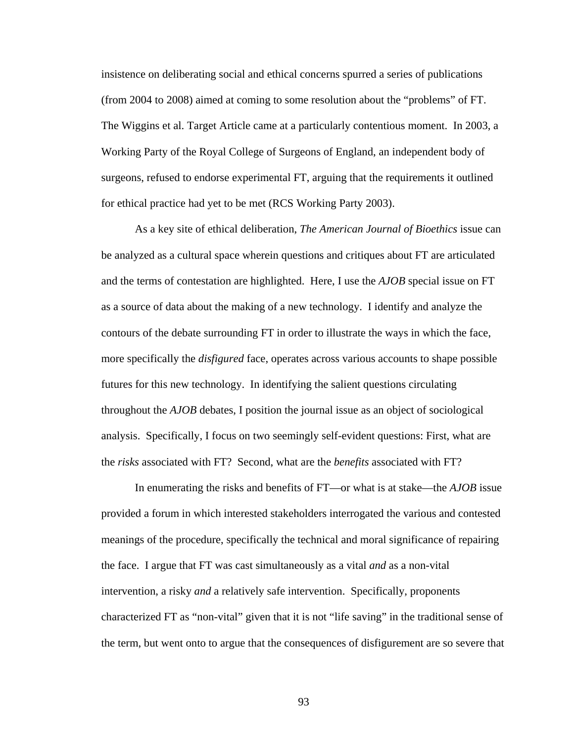insistence on deliberating social and ethical concerns spurred a series of publications (from 2004 to 2008) aimed at coming to some resolution about the "problems" of FT. The Wiggins et al. Target Article came at a particularly contentious moment. In 2003, a Working Party of the Royal College of Surgeons of England, an independent body of surgeons, refused to endorse experimental FT, arguing that the requirements it outlined for ethical practice had yet to be met (RCS Working Party 2003).

As a key site of ethical deliberation, *The American Journal of Bioethics* issue can be analyzed as a cultural space wherein questions and critiques about FT are articulated and the terms of contestation are highlighted. Here, I use the *AJOB* special issue on FT as a source of data about the making of a new technology. I identify and analyze the contours of the debate surrounding FT in order to illustrate the ways in which the face, more specifically the *disfigured* face, operates across various accounts to shape possible futures for this new technology. In identifying the salient questions circulating throughout the *AJOB* debates, I position the journal issue as an object of sociological analysis. Specifically, I focus on two seemingly self-evident questions: First, what are the *risks* associated with FT? Second, what are the *benefits* associated with FT?

In enumerating the risks and benefits of FT—or what is at stake—the *AJOB* issue provided a forum in which interested stakeholders interrogated the various and contested meanings of the procedure, specifically the technical and moral significance of repairing the face. I argue that FT was cast simultaneously as a vital *and* as a non-vital intervention, a risky *and* a relatively safe intervention. Specifically, proponents characterized FT as "non-vital" given that it is not "life saving" in the traditional sense of the term, but went onto to argue that the consequences of disfigurement are so severe that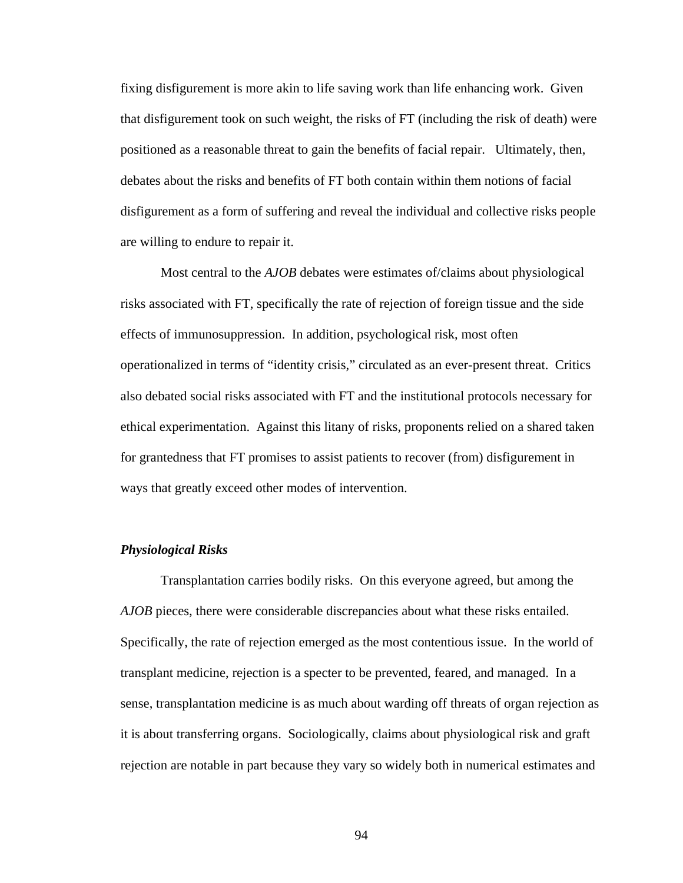fixing disfigurement is more akin to life saving work than life enhancing work. Given that disfigurement took on such weight, the risks of FT (including the risk of death) were positioned as a reasonable threat to gain the benefits of facial repair. Ultimately, then, debates about the risks and benefits of FT both contain within them notions of facial disfigurement as a form of suffering and reveal the individual and collective risks people are willing to endure to repair it.

Most central to the *AJOB* debates were estimates of/claims about physiological risks associated with FT, specifically the rate of rejection of foreign tissue and the side effects of immunosuppression. In addition, psychological risk, most often operationalized in terms of "identity crisis," circulated as an ever-present threat. Critics also debated social risks associated with FT and the institutional protocols necessary for ethical experimentation. Against this litany of risks, proponents relied on a shared taken for grantedness that FT promises to assist patients to recover (from) disfigurement in ways that greatly exceed other modes of intervention.

### ***Physiological Risks***

Transplantation carries bodily risks. On this everyone agreed, but among the *AJOB* pieces, there were considerable discrepancies about what these risks entailed. Specifically, the rate of rejection emerged as the most contentious issue. In the world of transplant medicine, rejection is a specter to be prevented, feared, and managed. In a sense, transplantation medicine is as much about warding off threats of organ rejection as it is about transferring organs. Sociologically, claims about physiological risk and graft rejection are notable in part because they vary so widely both in numerical estimates and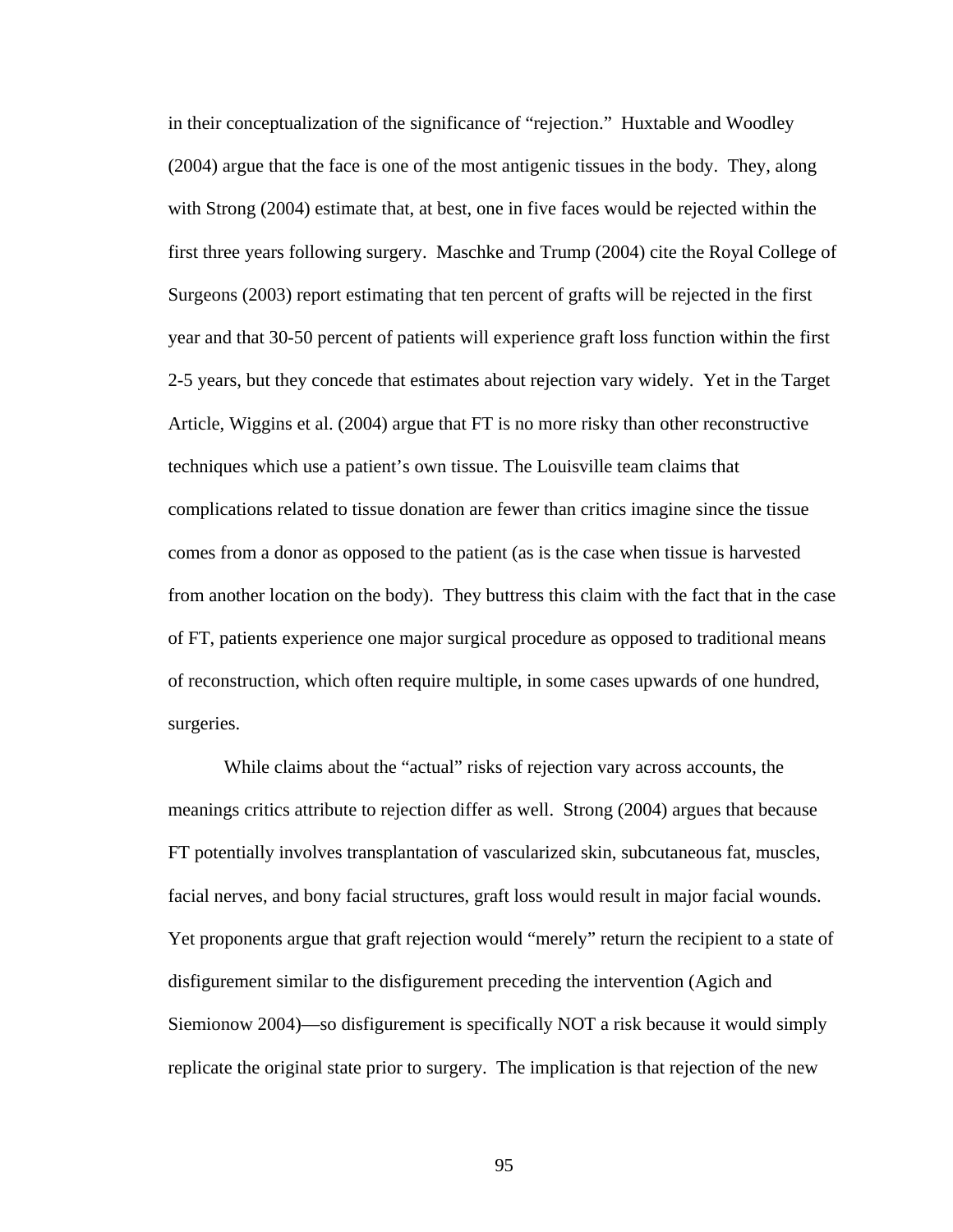in their conceptualization of the significance of "rejection." Huxtable and Woodley (2004) argue that the face is one of the most antigenic tissues in the body. They, along with Strong (2004) estimate that, at best, one in five faces would be rejected within the first three years following surgery. Maschke and Trump (2004) cite the Royal College of Surgeons (2003) report estimating that ten percent of grafts will be rejected in the first year and that 30-50 percent of patients will experience graft loss function within the first 2-5 years, but they concede that estimates about rejection vary widely. Yet in the Target Article, Wiggins et al. (2004) argue that FT is no more risky than other reconstructive techniques which use a patient's own tissue. The Louisville team claims that complications related to tissue donation are fewer than critics imagine since the tissue comes from a donor as opposed to the patient (as is the case when tissue is harvested from another location on the body). They buttress this claim with the fact that in the case of FT, patients experience one major surgical procedure as opposed to traditional means of reconstruction, which often require multiple, in some cases upwards of one hundred, surgeries.

While claims about the "actual" risks of rejection vary across accounts, the meanings critics attribute to rejection differ as well. Strong (2004) argues that because FT potentially involves transplantation of vascularized skin, subcutaneous fat, muscles, facial nerves, and bony facial structures, graft loss would result in major facial wounds. Yet proponents argue that graft rejection would "merely" return the recipient to a state of disfigurement similar to the disfigurement preceding the intervention (Agich and Siemionow 2004)—so disfigurement is specifically NOT a risk because it would simply replicate the original state prior to surgery. The implication is that rejection of the new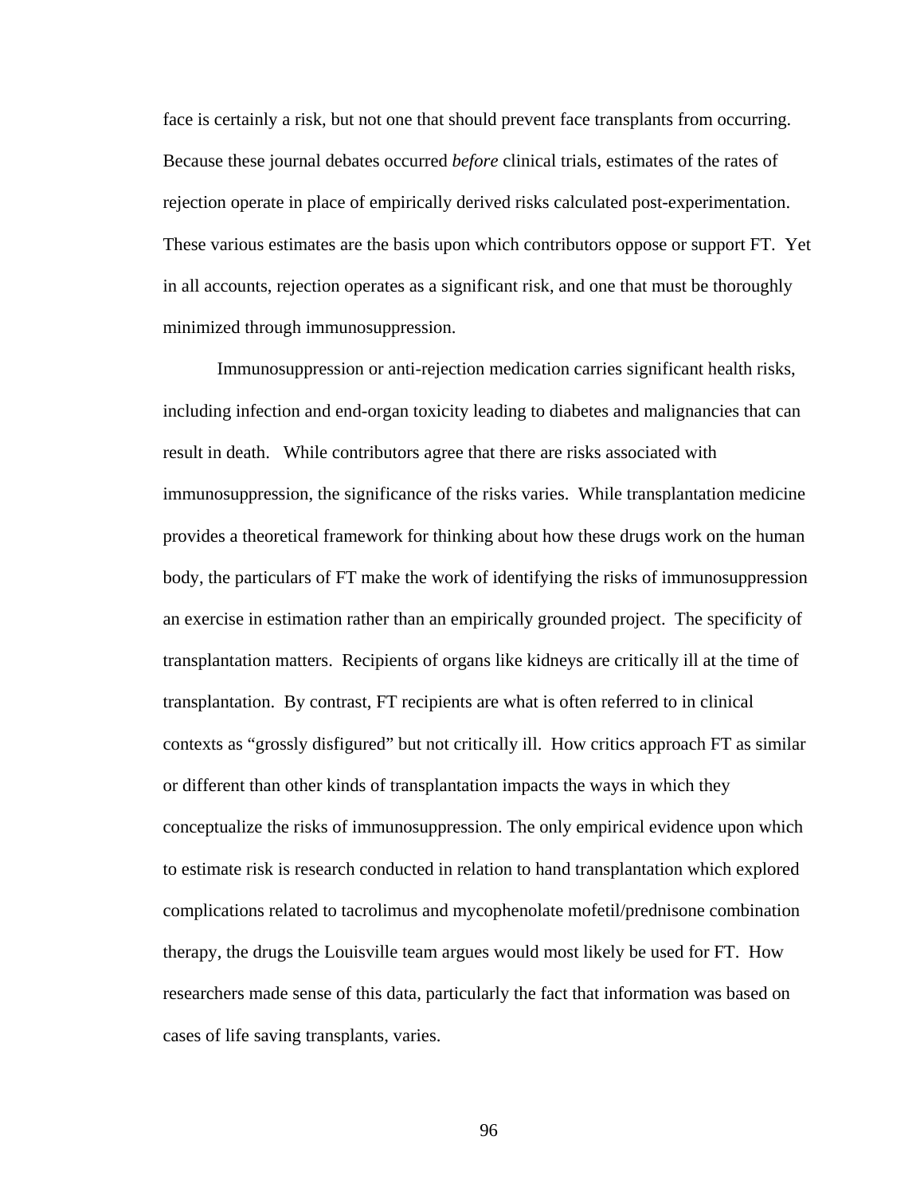face is certainly a risk, but not one that should prevent face transplants from occurring. Because these journal debates occurred *before* clinical trials, estimates of the rates of rejection operate in place of empirically derived risks calculated post-experimentation. These various estimates are the basis upon which contributors oppose or support FT. Yet in all accounts, rejection operates as a significant risk, and one that must be thoroughly minimized through immunosuppression.

Immunosuppression or anti-rejection medication carries significant health risks, including infection and end-organ toxicity leading to diabetes and malignancies that can result in death. While contributors agree that there are risks associated with immunosuppression, the significance of the risks varies. While transplantation medicine provides a theoretical framework for thinking about how these drugs work on the human body, the particulars of FT make the work of identifying the risks of immunosuppression an exercise in estimation rather than an empirically grounded project. The specificity of transplantation matters. Recipients of organs like kidneys are critically ill at the time of transplantation. By contrast, FT recipients are what is often referred to in clinical contexts as "grossly disfigured" but not critically ill. How critics approach FT as similar or different than other kinds of transplantation impacts the ways in which they conceptualize the risks of immunosuppression. The only empirical evidence upon which to estimate risk is research conducted in relation to hand transplantation which explored complications related to tacrolimus and mycophenolate mofetil/prednisone combination therapy, the drugs the Louisville team argues would most likely be used for FT. How researchers made sense of this data, particularly the fact that information was based on cases of life saving transplants, varies.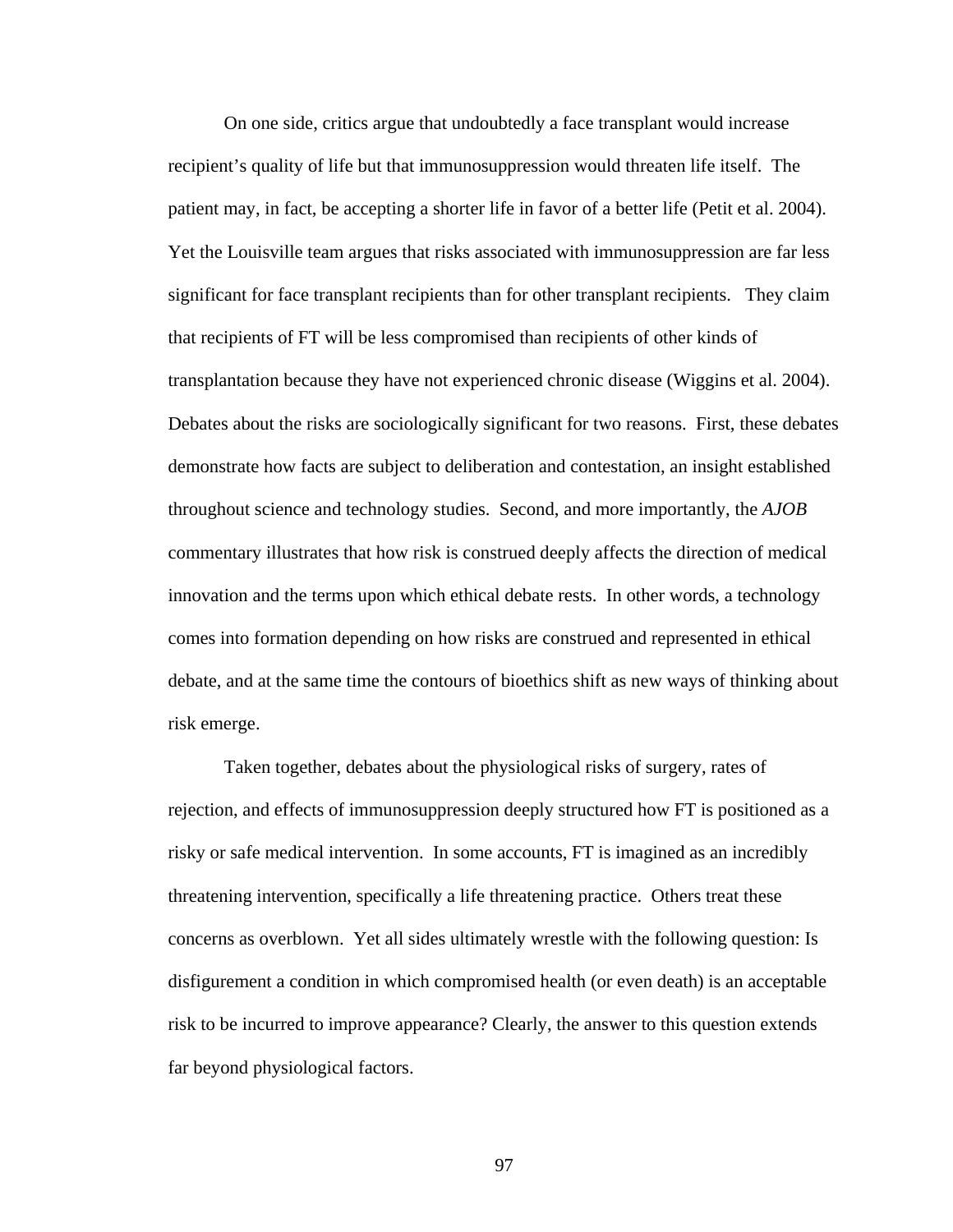On one side, critics argue that undoubtedly a face transplant would increase recipient's quality of life but that immunosuppression would threaten life itself. The patient may, in fact, be accepting a shorter life in favor of a better life (Petit et al. 2004). Yet the Louisville team argues that risks associated with immunosuppression are far less significant for face transplant recipients than for other transplant recipients. They claim that recipients of FT will be less compromised than recipients of other kinds of transplantation because they have not experienced chronic disease (Wiggins et al. 2004). Debates about the risks are sociologically significant for two reasons. First, these debates demonstrate how facts are subject to deliberation and contestation, an insight established throughout science and technology studies. Second, and more importantly, the *AJOB* commentary illustrates that how risk is construed deeply affects the direction of medical innovation and the terms upon which ethical debate rests. In other words, a technology comes into formation depending on how risks are construed and represented in ethical debate, and at the same time the contours of bioethics shift as new ways of thinking about risk emerge.

Taken together, debates about the physiological risks of surgery, rates of rejection, and effects of immunosuppression deeply structured how FT is positioned as a risky or safe medical intervention. In some accounts, FT is imagined as an incredibly threatening intervention, specifically a life threatening practice. Others treat these concerns as overblown. Yet all sides ultimately wrestle with the following question: Is disfigurement a condition in which compromised health (or even death) is an acceptable risk to be incurred to improve appearance? Clearly, the answer to this question extends far beyond physiological factors.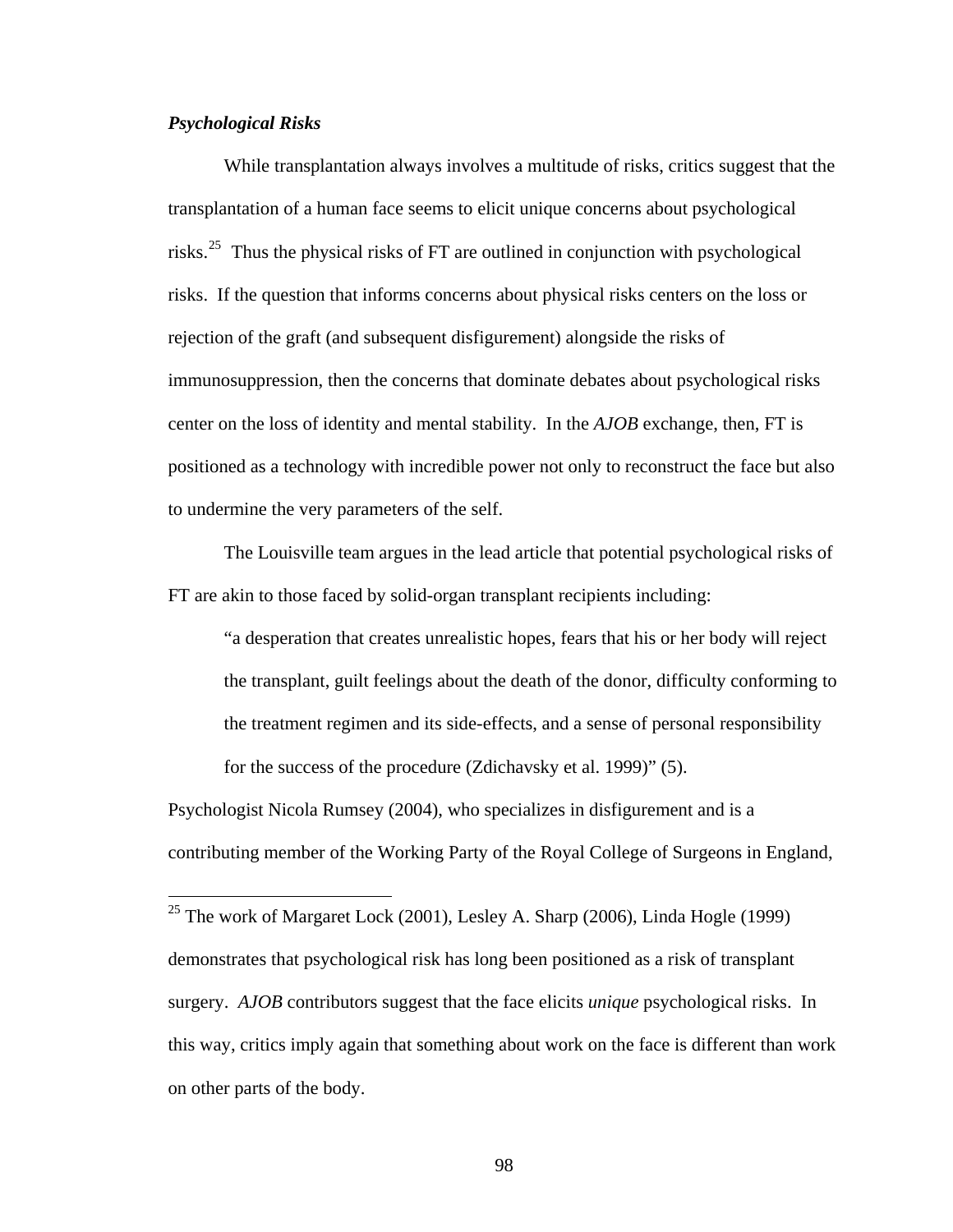***Psychological Risks***

While transplantation always involves a multitude of risks, critics suggest that the transplantation of a human face seems to elicit unique concerns about psychological risks.[25] Thus the physical risks of FT are outlined in conjunction with psychological risks. If the question that informs concerns about physical risks centers on the loss or rejection of the graft (and subsequent disfigurement) alongside the risks of immunosuppression, then the concerns that dominate debates about psychological risks center on the loss of identity and mental stability. In the *AJOB* exchange, then, FT is positioned as a technology with incredible power not only to reconstruct the face but also to undermine the very parameters of the self.

The Louisville team argues in the lead article that potential psychological risks of FT are akin to those faced by solid-organ transplant recipients including:

> "a desperation that creates unrealistic hopes, fears that his or her body will reject the transplant, guilt feelings about the death of the donor, difficulty conforming to the treatment regimen and its side-effects, and a sense of personal responsibility for the success of the procedure (Zdichavsky et al. 1999)" (5).

Psychologist Nicola Rumsey (2004), who specializes in disfigurement and is a contributing member of the Working Party of the Royal College of Surgeons in England,

---

[25] The work of Margaret Lock (2001), Lesley A. Sharp (2006), Linda Hogle (1999) demonstrates that psychological risk has long been positioned as a risk of transplant surgery. *AJOB* contributors suggest that the face elicits *unique* psychological risks. In this way, critics imply again that something about work on the face is different than work on other parts of the body.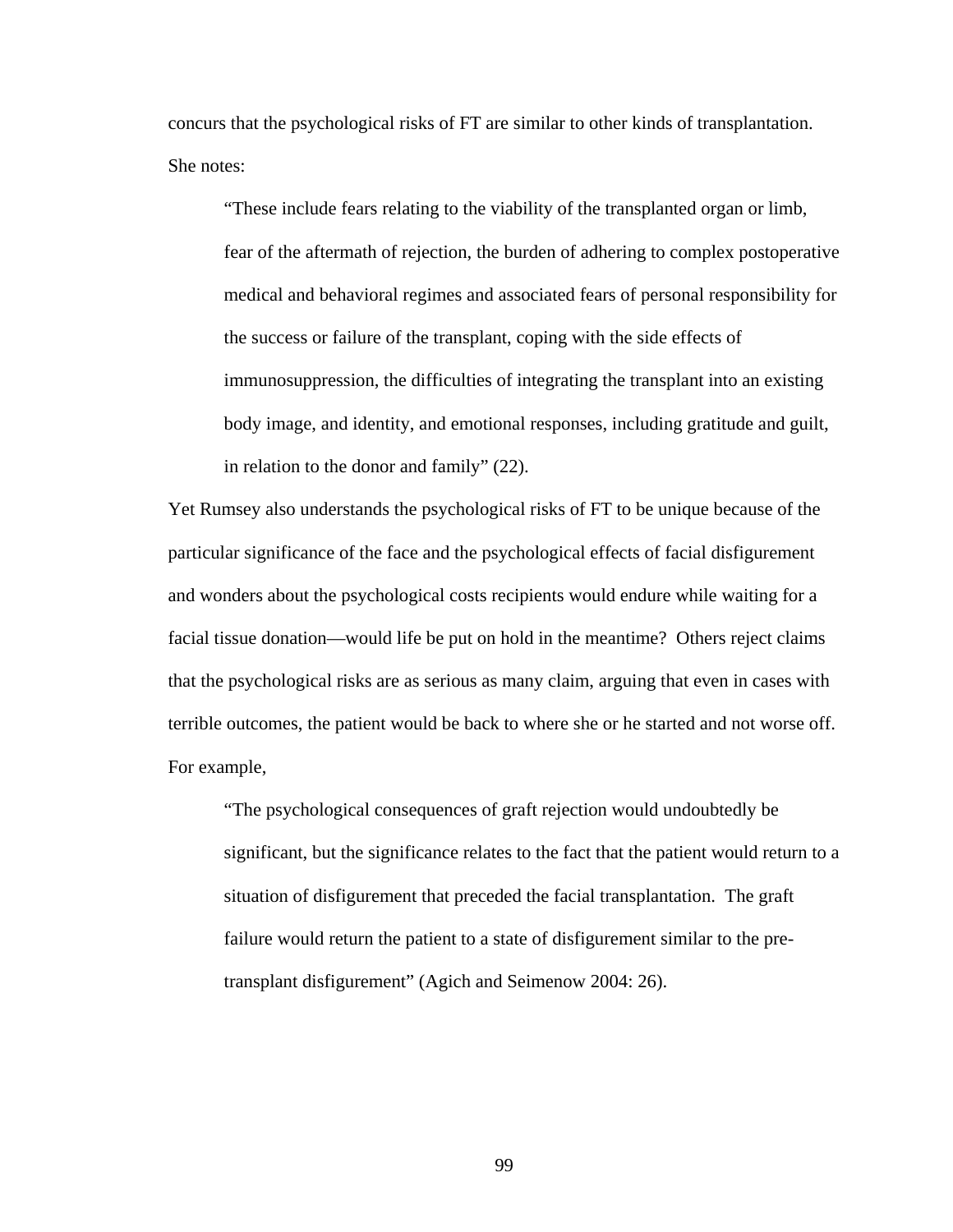concurs that the psychological risks of FT are similar to other kinds of transplantation. She notes:

> "These include fears relating to the viability of the transplanted organ or limb, fear of the aftermath of rejection, the burden of adhering to complex postoperative medical and behavioral regimes and associated fears of personal responsibility for the success or failure of the transplant, coping with the side effects of immunosuppression, the difficulties of integrating the transplant into an existing body image, and identity, and emotional responses, including gratitude and guilt, in relation to the donor and family" (22).

Yet Rumsey also understands the psychological risks of FT to be unique because of the particular significance of the face and the psychological effects of facial disfigurement and wonders about the psychological costs recipients would endure while waiting for a facial tissue donation—would life be put on hold in the meantime? Others reject claims that the psychological risks are as serious as many claim, arguing that even in cases with terrible outcomes, the patient would be back to where she or he started and not worse off. For example,

> "The psychological consequences of graft rejection would undoubtedly be significant, but the significance relates to the fact that the patient would return to a situation of disfigurement that preceded the facial transplantation. The graft failure would return the patient to a state of disfigurement similar to the pre-transplant disfigurement" (Agich and Seimenow 2004: 26).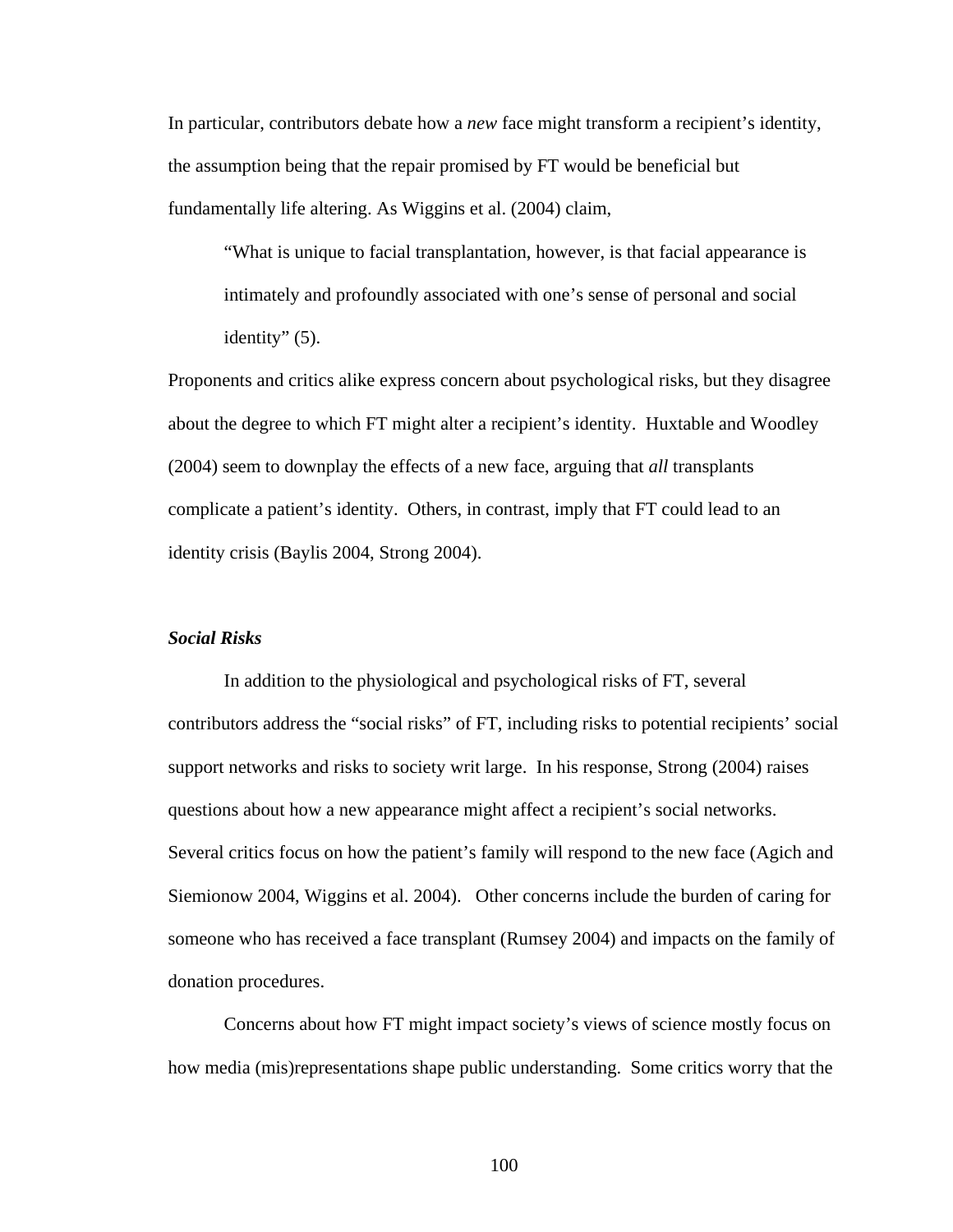In particular, contributors debate how a *new* face might transform a recipient's identity, the assumption being that the repair promised by FT would be beneficial but fundamentally life altering. As Wiggins et al. (2004) claim,

> "What is unique to facial transplantation, however, is that facial appearance is intimately and profoundly associated with one's sense of personal and social identity" (5).

Proponents and critics alike express concern about psychological risks, but they disagree about the degree to which FT might alter a recipient's identity. Huxtable and Woodley (2004) seem to downplay the effects of a new face, arguing that *all* transplants complicate a patient's identity. Others, in contrast, imply that FT could lead to an identity crisis (Baylis 2004, Strong 2004).

### *Social Risks*

In addition to the physiological and psychological risks of FT, several contributors address the "social risks" of FT, including risks to potential recipients' social support networks and risks to society writ large. In his response, Strong (2004) raises questions about how a new appearance might affect a recipient's social networks. Several critics focus on how the patient's family will respond to the new face (Agich and Siemionow 2004, Wiggins et al. 2004). Other concerns include the burden of caring for someone who has received a face transplant (Rumsey 2004) and impacts on the family of donation procedures.

Concerns about how FT might impact society's views of science mostly focus on how media (mis)representations shape public understanding. Some critics worry that the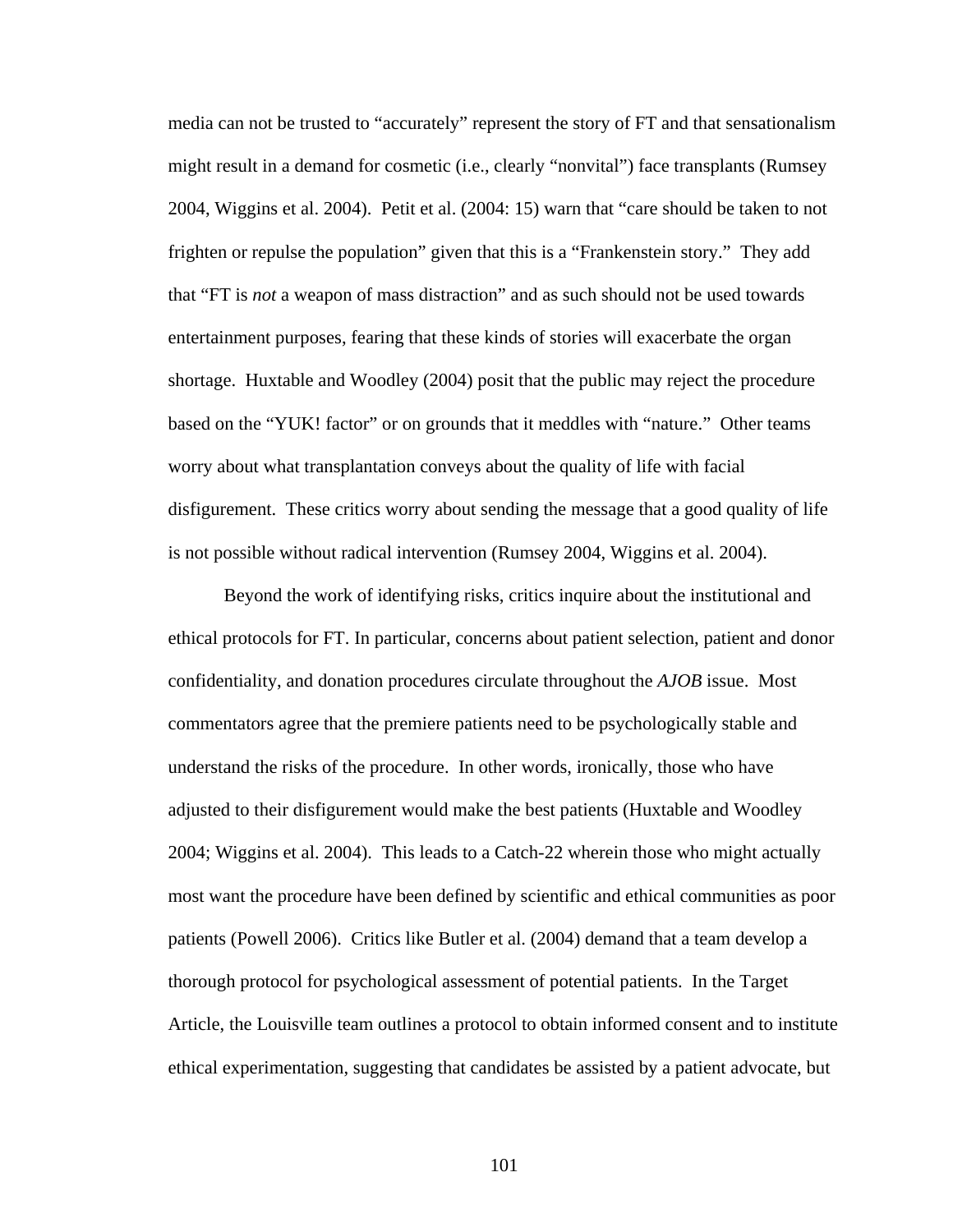media can not be trusted to “accurately” represent the story of FT and that sensationalism might result in a demand for cosmetic (i.e., clearly “nonvital”) face transplants (Rumsey 2004, Wiggins et al. 2004). Petit et al. (2004: 15) warn that “care should be taken to not frighten or repulse the population” given that this is a “Frankenstein story.” They add that “FT is *not* a weapon of mass distraction” and as such should not be used towards entertainment purposes, fearing that these kinds of stories will exacerbate the organ shortage. Huxtable and Woodley (2004) posit that the public may reject the procedure based on the “YUK! factor” or on grounds that it meddles with “nature.” Other teams worry about what transplantation conveys about the quality of life with facial disfigurement. These critics worry about sending the message that a good quality of life is not possible without radical intervention (Rumsey 2004, Wiggins et al. 2004).

Beyond the work of identifying risks, critics inquire about the institutional and ethical protocols for FT. In particular, concerns about patient selection, patient and donor confidentiality, and donation procedures circulate throughout the *AJOB* issue. Most commentators agree that the premiere patients need to be psychologically stable and understand the risks of the procedure. In other words, ironically, those who have adjusted to their disfigurement would make the best patients (Huxtable and Woodley 2004; Wiggins et al. 2004). This leads to a Catch-22 wherein those who might actually most want the procedure have been defined by scientific and ethical communities as poor patients (Powell 2006). Critics like Butler et al. (2004) demand that a team develop a thorough protocol for psychological assessment of potential patients. In the Target Article, the Louisville team outlines a protocol to obtain informed consent and to institute ethical experimentation, suggesting that candidates be assisted by a patient advocate, but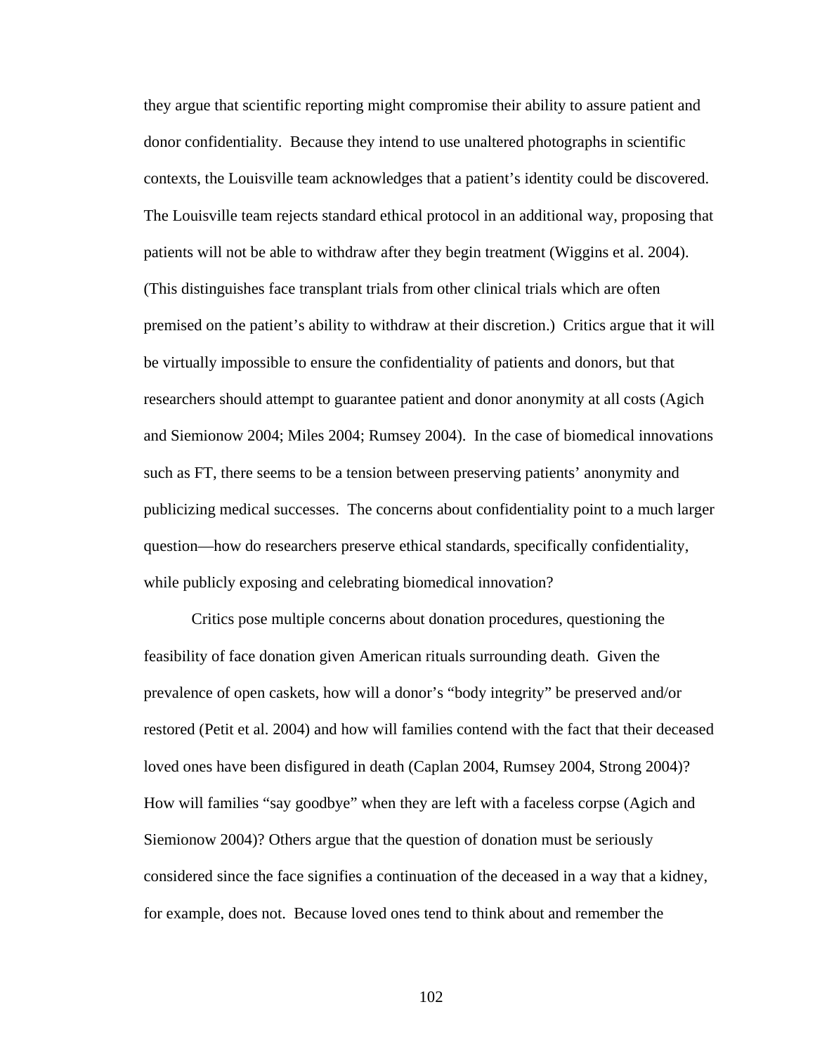they argue that scientific reporting might compromise their ability to assure patient and donor confidentiality. Because they intend to use unaltered photographs in scientific contexts, the Louisville team acknowledges that a patient's identity could be discovered. The Louisville team rejects standard ethical protocol in an additional way, proposing that patients will not be able to withdraw after they begin treatment (Wiggins et al. 2004). (This distinguishes face transplant trials from other clinical trials which are often premised on the patient's ability to withdraw at their discretion.) Critics argue that it will be virtually impossible to ensure the confidentiality of patients and donors, but that researchers should attempt to guarantee patient and donor anonymity at all costs (Agich and Siemionow 2004; Miles 2004; Rumsey 2004). In the case of biomedical innovations such as FT, there seems to be a tension between preserving patients' anonymity and publicizing medical successes. The concerns about confidentiality point to a much larger question—how do researchers preserve ethical standards, specifically confidentiality, while publicly exposing and celebrating biomedical innovation?

Critics pose multiple concerns about donation procedures, questioning the feasibility of face donation given American rituals surrounding death. Given the prevalence of open caskets, how will a donor's "body integrity" be preserved and/or restored (Petit et al. 2004) and how will families contend with the fact that their deceased loved ones have been disfigured in death (Caplan 2004, Rumsey 2004, Strong 2004)? How will families "say goodbye" when they are left with a faceless corpse (Agich and Siemionow 2004)? Others argue that the question of donation must be seriously considered since the face signifies a continuation of the deceased in a way that a kidney, for example, does not. Because loved ones tend to think about and remember the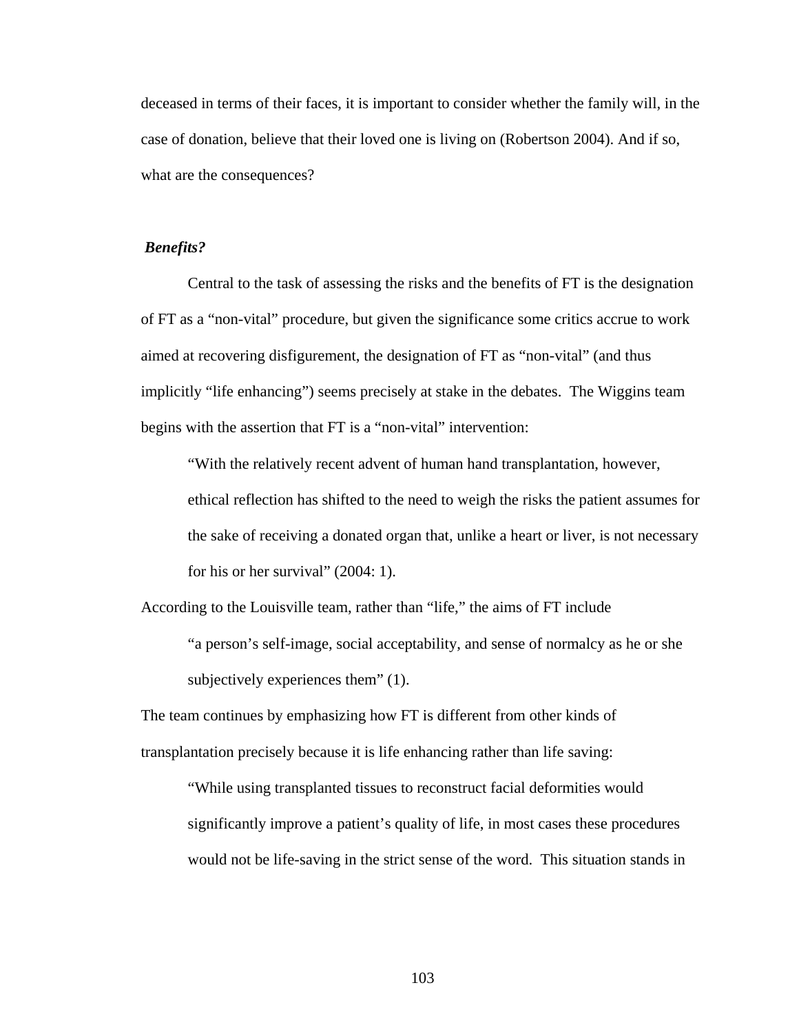deceased in terms of their faces, it is important to consider whether the family will, in the case of donation, believe that their loved one is living on (Robertson 2004). And if so, what are the consequences?

***Benefits?***

Central to the task of assessing the risks and the benefits of FT is the designation of FT as a "non-vital" procedure, but given the significance some critics accrue to work aimed at recovering disfigurement, the designation of FT as "non-vital" (and thus implicitly "life enhancing") seems precisely at stake in the debates. The Wiggins team begins with the assertion that FT is a "non-vital" intervention:

> "With the relatively recent advent of human hand transplantation, however, ethical reflection has shifted to the need to weigh the risks the patient assumes for the sake of receiving a donated organ that, unlike a heart or liver, is not necessary for his or her survival" (2004: 1).

According to the Louisville team, rather than "life," the aims of FT include

> "a person's self-image, social acceptability, and sense of normalcy as he or she subjectively experiences them" (1).

The team continues by emphasizing how FT is different from other kinds of transplantation precisely because it is life enhancing rather than life saving:

> "While using transplanted tissues to reconstruct facial deformities would significantly improve a patient's quality of life, in most cases these procedures would not be life-saving in the strict sense of the word. This situation stands in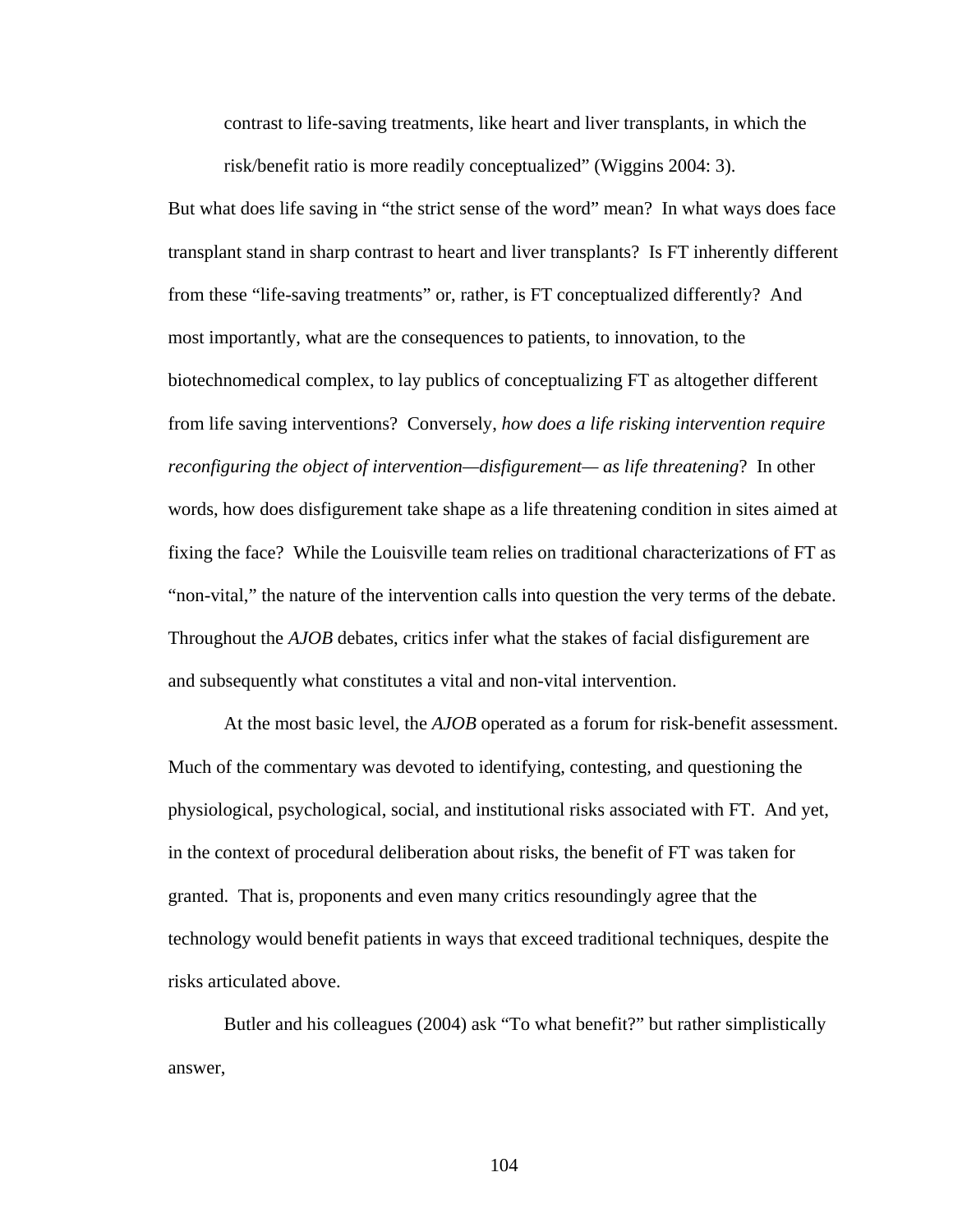> contrast to life-saving treatments, like heart and liver transplants, in which the risk/benefit ratio is more readily conceptualized" (Wiggins 2004: 3).

But what does life saving in "the strict sense of the word" mean? In what ways does face transplant stand in sharp contrast to heart and liver transplants? Is FT inherently different from these "life-saving treatments" or, rather, is FT conceptualized differently? And most importantly, what are the consequences to patients, to innovation, to the biotechnomedical complex, to lay publics of conceptualizing FT as altogether different from life saving interventions? Conversely, *how does a life risking intervention require reconfiguring the object of intervention—disfigurement— as life threatening*? In other words, how does disfigurement take shape as a life threatening condition in sites aimed at fixing the face? While the Louisville team relies on traditional characterizations of FT as "non-vital," the nature of the intervention calls into question the very terms of the debate. Throughout the *AJOB* debates, critics infer what the stakes of facial disfigurement are and subsequently what constitutes a vital and non-vital intervention.

At the most basic level, the *AJOB* operated as a forum for risk-benefit assessment. Much of the commentary was devoted to identifying, contesting, and questioning the physiological, psychological, social, and institutional risks associated with FT. And yet, in the context of procedural deliberation about risks, the benefit of FT was taken for granted. That is, proponents and even many critics resoundingly agree that the technology would benefit patients in ways that exceed traditional techniques, despite the risks articulated above.

Butler and his colleagues (2004) ask "To what benefit?" but rather simplistically answer,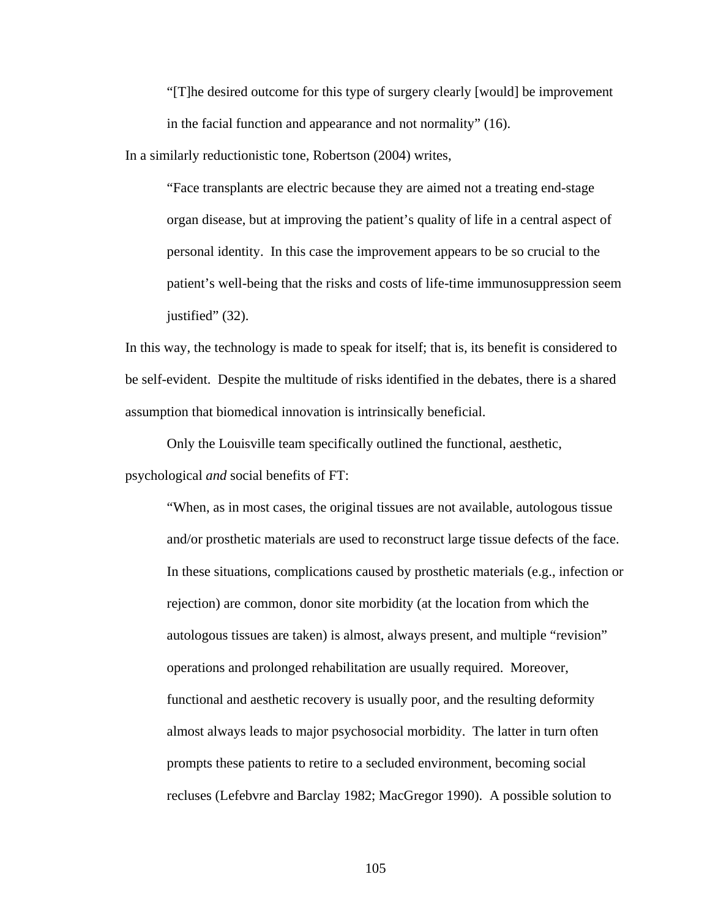> "[T]he desired outcome for this type of surgery clearly [would] be improvement in the facial function and appearance and not normality" (16).

In a similarly reductionistic tone, Robertson (2004) writes,

> "Face transplants are electric because they are aimed not a treating end-stage organ disease, but at improving the patient's quality of life in a central aspect of personal identity. In this case the improvement appears to be so crucial to the patient's well-being that the risks and costs of life-time immunosuppression seem justified" (32).

In this way, the technology is made to speak for itself; that is, its benefit is considered to be self-evident. Despite the multitude of risks identified in the debates, there is a shared assumption that biomedical innovation is intrinsically beneficial.

Only the Louisville team specifically outlined the functional, aesthetic, psychological *and* social benefits of FT:

> "When, as in most cases, the original tissues are not available, autologous tissue and/or prosthetic materials are used to reconstruct large tissue defects of the face. In these situations, complications caused by prosthetic materials (e.g., infection or rejection) are common, donor site morbidity (at the location from which the autologous tissues are taken) is almost, always present, and multiple "revision" operations and prolonged rehabilitation are usually required. Moreover, functional and aesthetic recovery is usually poor, and the resulting deformity almost always leads to major psychosocial morbidity. The latter in turn often prompts these patients to retire to a secluded environment, becoming social recluses (Lefebvre and Barclay 1982; MacGregor 1990). A possible solution to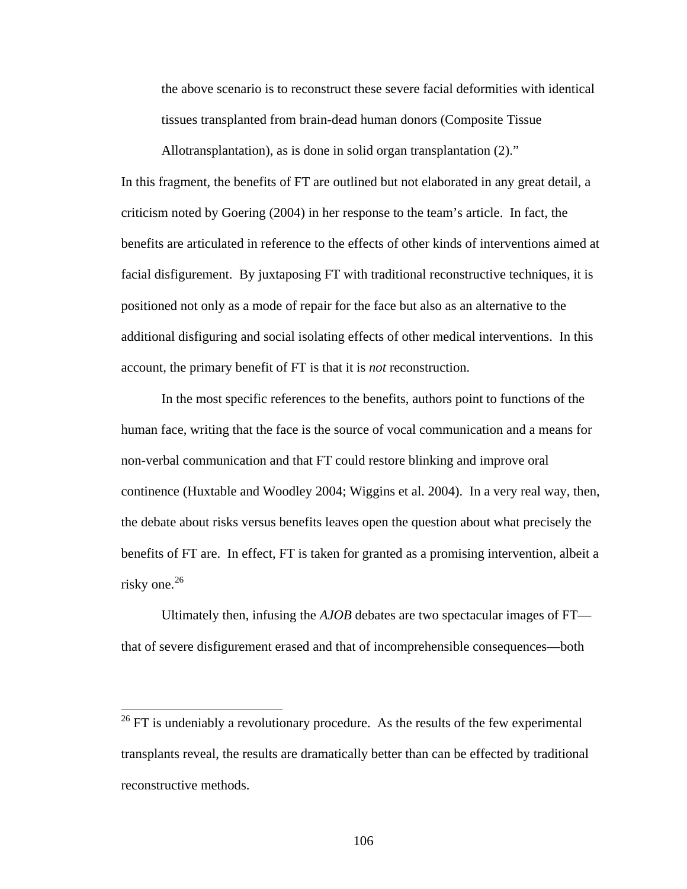> the above scenario is to reconstruct these severe facial deformities with identical tissues transplanted from brain-dead human donors (Composite Tissue Allotransplantation), as is done in solid organ transplantation (2)."

In this fragment, the benefits of FT are outlined but not elaborated in any great detail, a criticism noted by Goering (2004) in her response to the team's article. In fact, the benefits are articulated in reference to the effects of other kinds of interventions aimed at facial disfigurement. By juxtaposing FT with traditional reconstructive techniques, it is positioned not only as a mode of repair for the face but also as an alternative to the additional disfiguring and social isolating effects of other medical interventions. In this account, the primary benefit of FT is that it is *not* reconstruction.

In the most specific references to the benefits, authors point to functions of the human face, writing that the face is the source of vocal communication and a means for non-verbal communication and that FT could restore blinking and improve oral continence (Huxtable and Woodley 2004; Wiggins et al. 2004). In a very real way, then, the debate about risks versus benefits leaves open the question about what precisely the benefits of FT are. In effect, FT is taken for granted as a promising intervention, albeit a risky one.[26]

Ultimately then, infusing the *AJOB* debates are two spectacular images of FT—that of severe disfigurement erased and that of incomprehensible consequences—both

---

[26] FT is undeniably a revolutionary procedure. As the results of the few experimental transplants reveal, the results are dramatically better than can be effected by traditional reconstructive methods.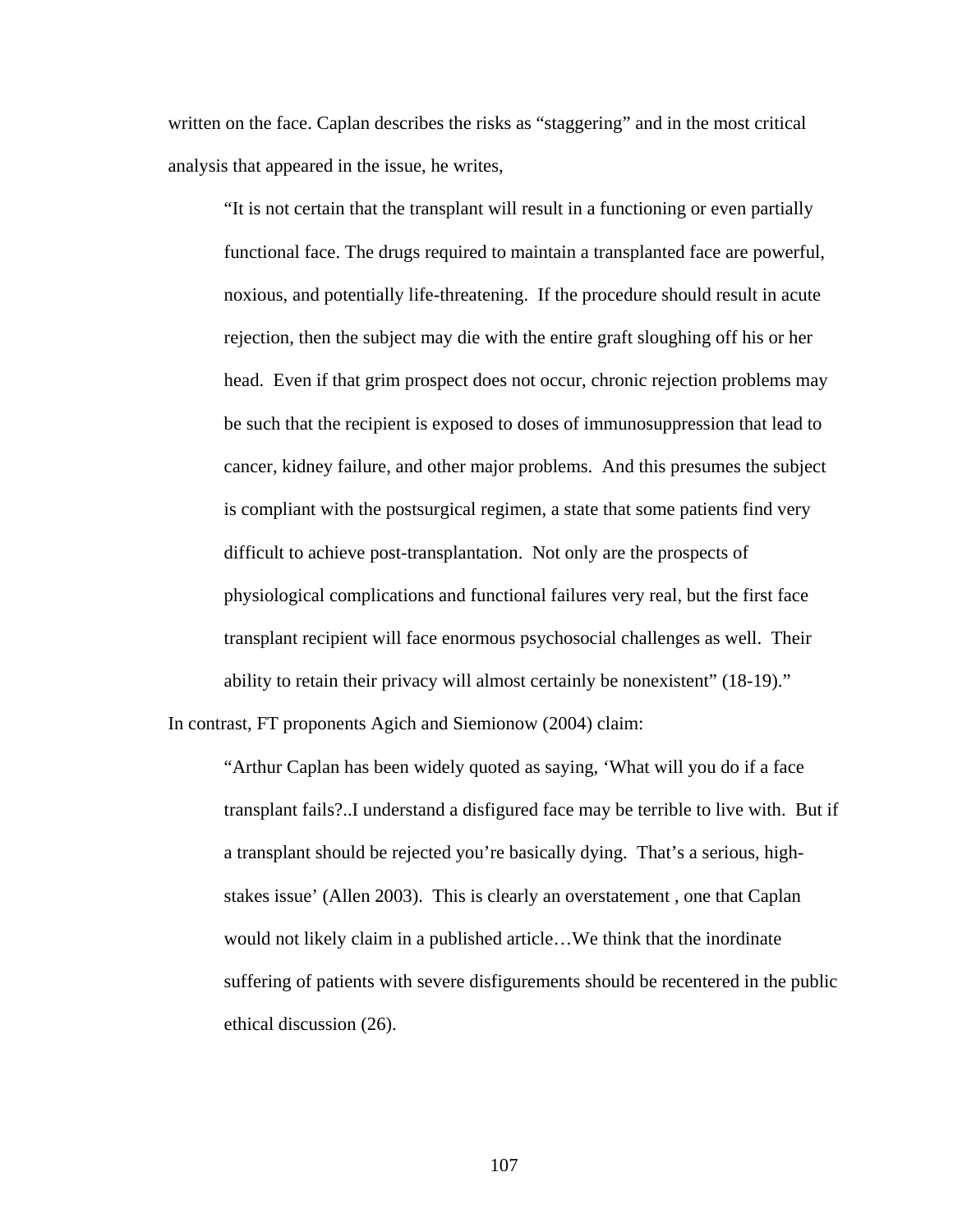written on the face. Caplan describes the risks as “staggering” and in the most critical analysis that appeared in the issue, he writes,

> “It is not certain that the transplant will result in a functioning or even partially functional face. The drugs required to maintain a transplanted face are powerful, noxious, and potentially life-threatening. If the procedure should result in acute rejection, then the subject may die with the entire graft sloughing off his or her head. Even if that grim prospect does not occur, chronic rejection problems may be such that the recipient is exposed to doses of immunosuppression that lead to cancer, kidney failure, and other major problems. And this presumes the subject is compliant with the postsurgical regimen, a state that some patients find very difficult to achieve post-transplantation. Not only are the prospects of physiological complications and functional failures very real, but the first face transplant recipient will face enormous psychosocial challenges as well. Their ability to retain their privacy will almost certainly be nonexistent” (18-19).”

In contrast, FT proponents Agich and Siemionow (2004) claim:

> “Arthur Caplan has been widely quoted as saying, ‘What will you do if a face transplant fails?..I understand a disfigured face may be terrible to live with. But if a transplant should be rejected you’re basically dying. That’s a serious, high-stakes issue’ (Allen 2003). This is clearly an overstatement , one that Caplan would not likely claim in a published article…We think that the inordinate suffering of patients with severe disfigurements should be recentered in the public ethical discussion (26).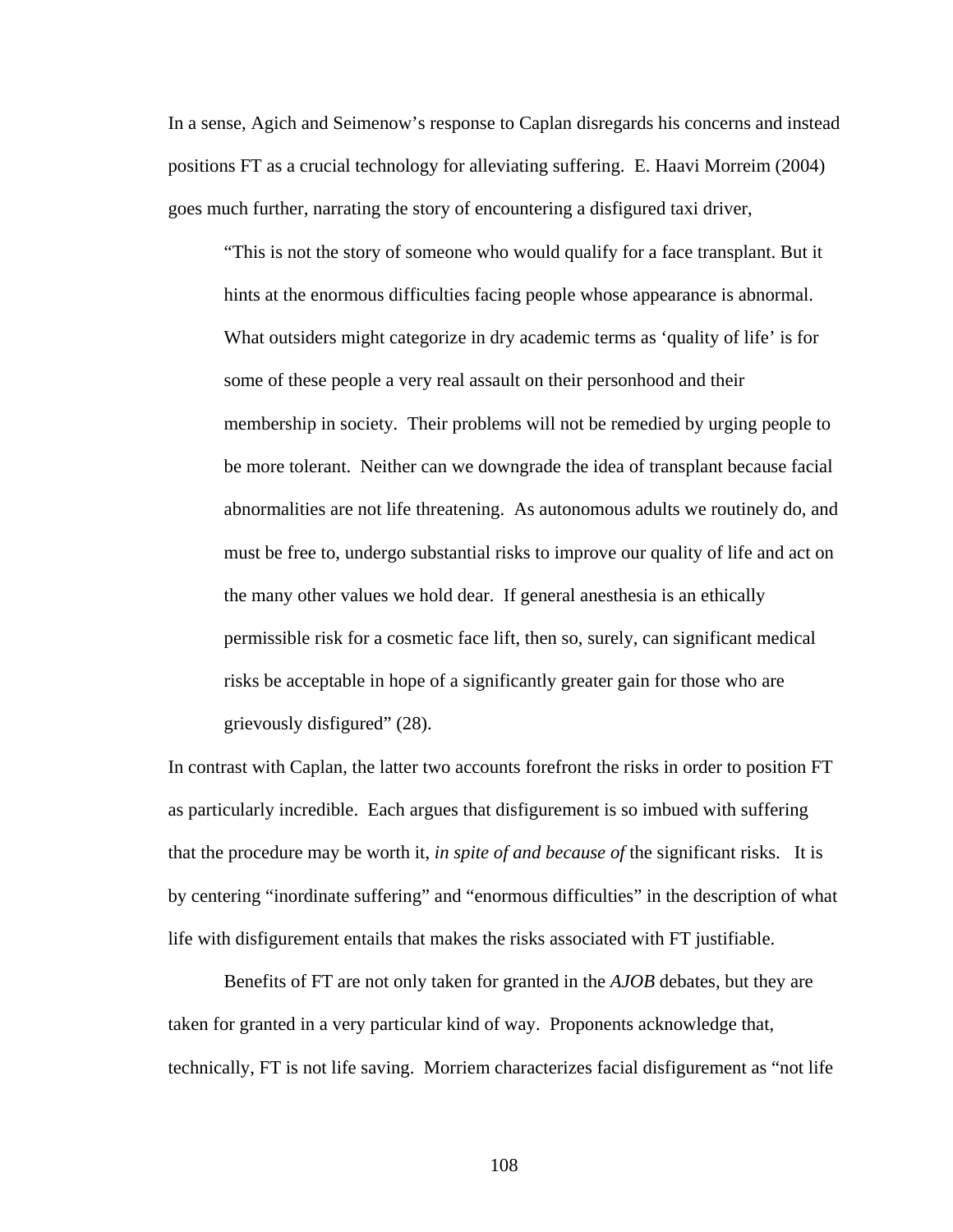In a sense, Agich and Seimenow's response to Caplan disregards his concerns and instead positions FT as a crucial technology for alleviating suffering. E. Haavi Morreim (2004) goes much further, narrating the story of encountering a disfigured taxi driver,

> "This is not the story of someone who would qualify for a face transplant. But it hints at the enormous difficulties facing people whose appearance is abnormal. What outsiders might categorize in dry academic terms as 'quality of life' is for some of these people a very real assault on their personhood and their membership in society. Their problems will not be remedied by urging people to be more tolerant. Neither can we downgrade the idea of transplant because facial abnormalities are not life threatening. As autonomous adults we routinely do, and must be free to, undergo substantial risks to improve our quality of life and act on the many other values we hold dear. If general anesthesia is an ethically permissible risk for a cosmetic face lift, then so, surely, can significant medical risks be acceptable in hope of a significantly greater gain for those who are grievously disfigured" (28).

In contrast with Caplan, the latter two accounts forefront the risks in order to position FT as particularly incredible. Each argues that disfigurement is so imbued with suffering that the procedure may be worth it, *in spite of and because of* the significant risks. It is by centering "inordinate suffering" and "enormous difficulties" in the description of what life with disfigurement entails that makes the risks associated with FT justifiable.

Benefits of FT are not only taken for granted in the *AJOB* debates, but they are taken for granted in a very particular kind of way. Proponents acknowledge that, technically, FT is not life saving. Morriem characterizes facial disfigurement as "not life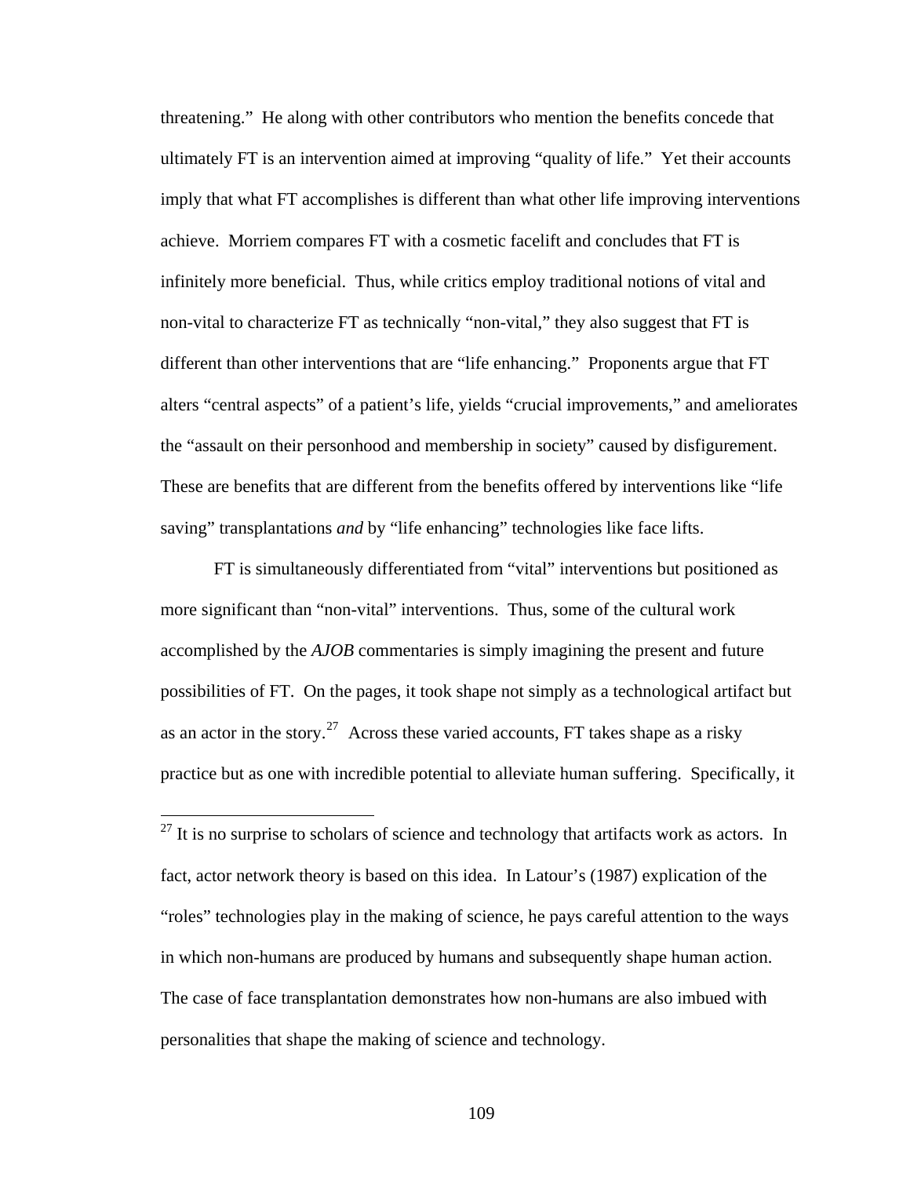threatening." He along with other contributors who mention the benefits concede that ultimately FT is an intervention aimed at improving "quality of life." Yet their accounts imply that what FT accomplishes is different than what other life improving interventions achieve. Morriem compares FT with a cosmetic facelift and concludes that FT is infinitely more beneficial. Thus, while critics employ traditional notions of vital and non-vital to characterize FT as technically "non-vital," they also suggest that FT is different than other interventions that are "life enhancing." Proponents argue that FT alters "central aspects" of a patient's life, yields "crucial improvements," and ameliorates the "assault on their personhood and membership in society" caused by disfigurement. These are benefits that are different from the benefits offered by interventions like "life saving" transplantations *and* by "life enhancing" technologies like face lifts.

FT is simultaneously differentiated from "vital" interventions but positioned as more significant than "non-vital" interventions. Thus, some of the cultural work accomplished by the *AJOB* commentaries is simply imagining the present and future possibilities of FT. On the pages, it took shape not simply as a technological artifact but as an actor in the story.[27] Across these varied accounts, FT takes shape as a risky practice but as one with incredible potential to alleviate human suffering. Specifically, it

[27] It is no surprise to scholars of science and technology that artifacts work as actors. In fact, actor network theory is based on this idea. In Latour's (1987) explication of the "roles" technologies play in the making of science, he pays careful attention to the ways in which non-humans are produced by humans and subsequently shape human action. The case of face transplantation demonstrates how non-humans are also imbued with personalities that shape the making of science and technology.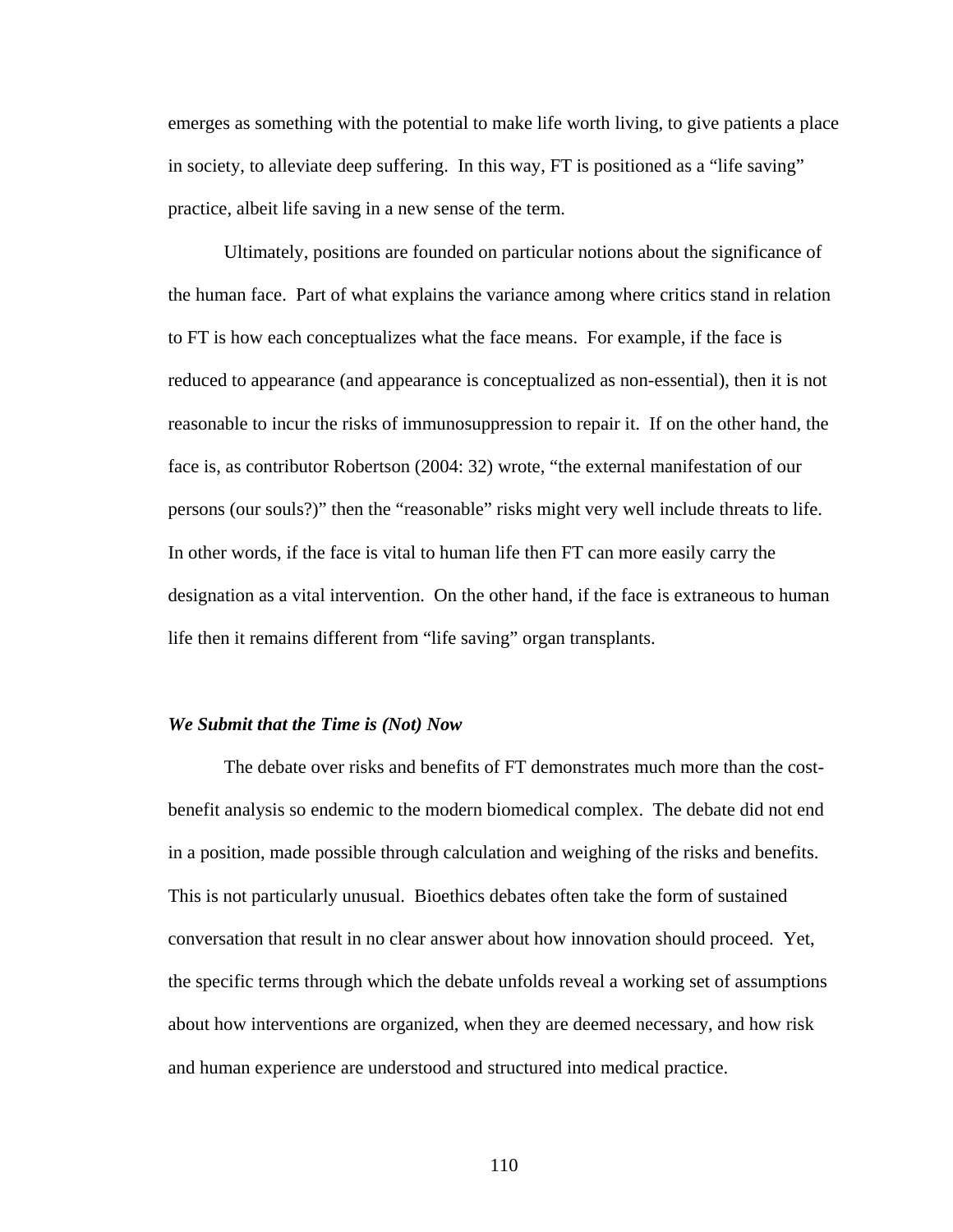emerges as something with the potential to make life worth living, to give patients a place in society, to alleviate deep suffering. In this way, FT is positioned as a "life saving" practice, albeit life saving in a new sense of the term.

Ultimately, positions are founded on particular notions about the significance of the human face. Part of what explains the variance among where critics stand in relation to FT is how each conceptualizes what the face means. For example, if the face is reduced to appearance (and appearance is conceptualized as non-essential), then it is not reasonable to incur the risks of immunosuppression to repair it. If on the other hand, the face is, as contributor Robertson (2004: 32) wrote, "the external manifestation of our persons (our souls?)" then the "reasonable" risks might very well include threats to life. In other words, if the face is vital to human life then FT can more easily carry the designation as a vital intervention. On the other hand, if the face is extraneous to human life then it remains different from "life saving" organ transplants.

### *We Submit that the Time is (Not) Now*

The debate over risks and benefits of FT demonstrates much more than the cost-benefit analysis so endemic to the modern biomedical complex. The debate did not end in a position, made possible through calculation and weighing of the risks and benefits. This is not particularly unusual. Bioethics debates often take the form of sustained conversation that result in no clear answer about how innovation should proceed. Yet, the specific terms through which the debate unfolds reveal a working set of assumptions about how interventions are organized, when they are deemed necessary, and how risk and human experience are understood and structured into medical practice.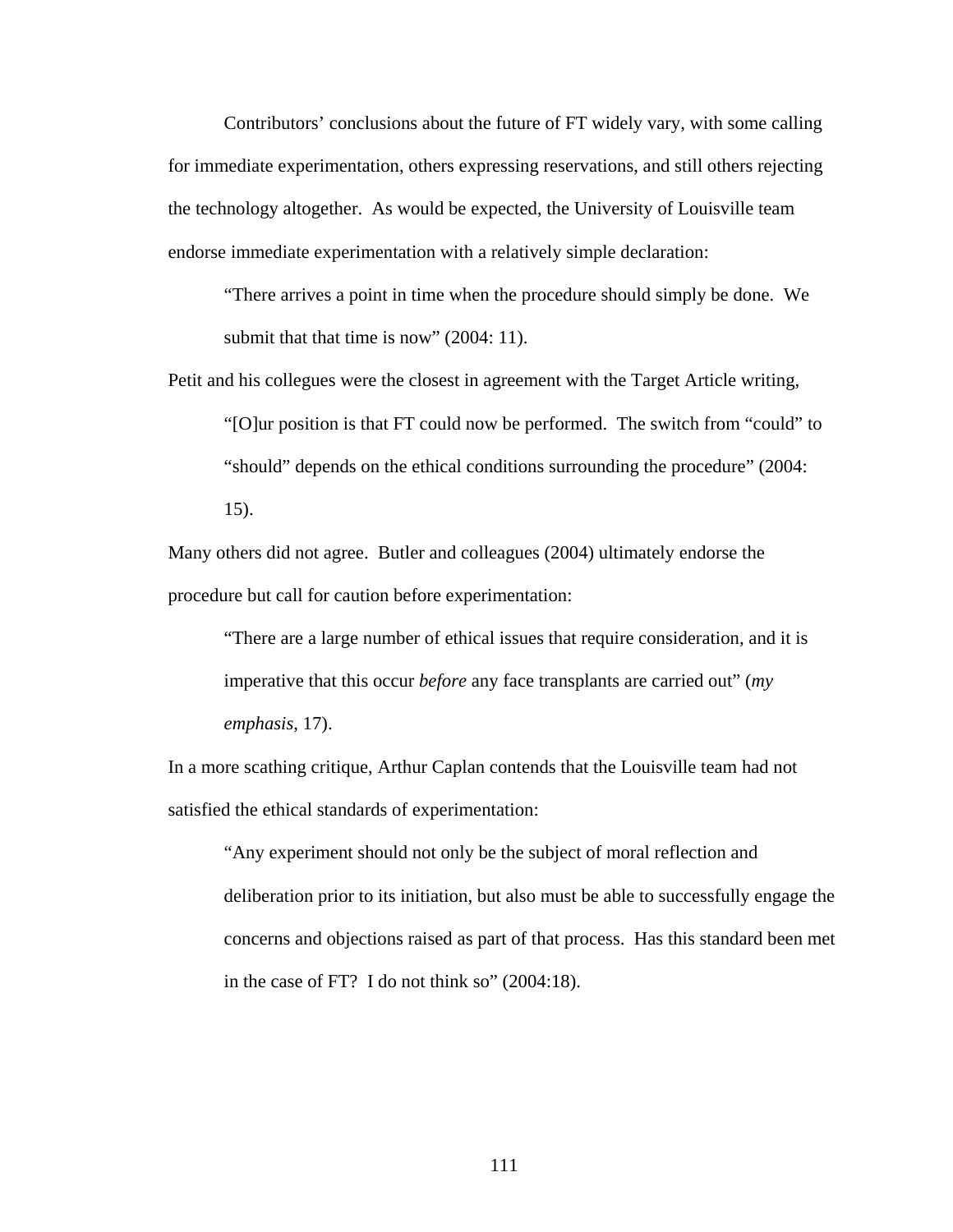Contributors' conclusions about the future of FT widely vary, with some calling for immediate experimentation, others expressing reservations, and still others rejecting the technology altogether. As would be expected, the University of Louisville team endorse immediate experimentation with a relatively simple declaration:

> "There arrives a point in time when the procedure should simply be done. We submit that that time is now" (2004: 11).

Petit and his collegues were the closest in agreement with the Target Article writing,

> "[O]ur position is that FT could now be performed. The switch from "could" to "should" depends on the ethical conditions surrounding the procedure" (2004: 15).

Many others did not agree. Butler and colleagues (2004) ultimately endorse the procedure but call for caution before experimentation:

> "There are a large number of ethical issues that require consideration, and it is imperative that this occur *before* any face transplants are carried out" (*my emphasis*, 17).

In a more scathing critique, Arthur Caplan contends that the Louisville team had not satisfied the ethical standards of experimentation:

> "Any experiment should not only be the subject of moral reflection and deliberation prior to its initiation, but also must be able to successfully engage the concerns and objections raised as part of that process. Has this standard been met in the case of FT? I do not think so" (2004:18).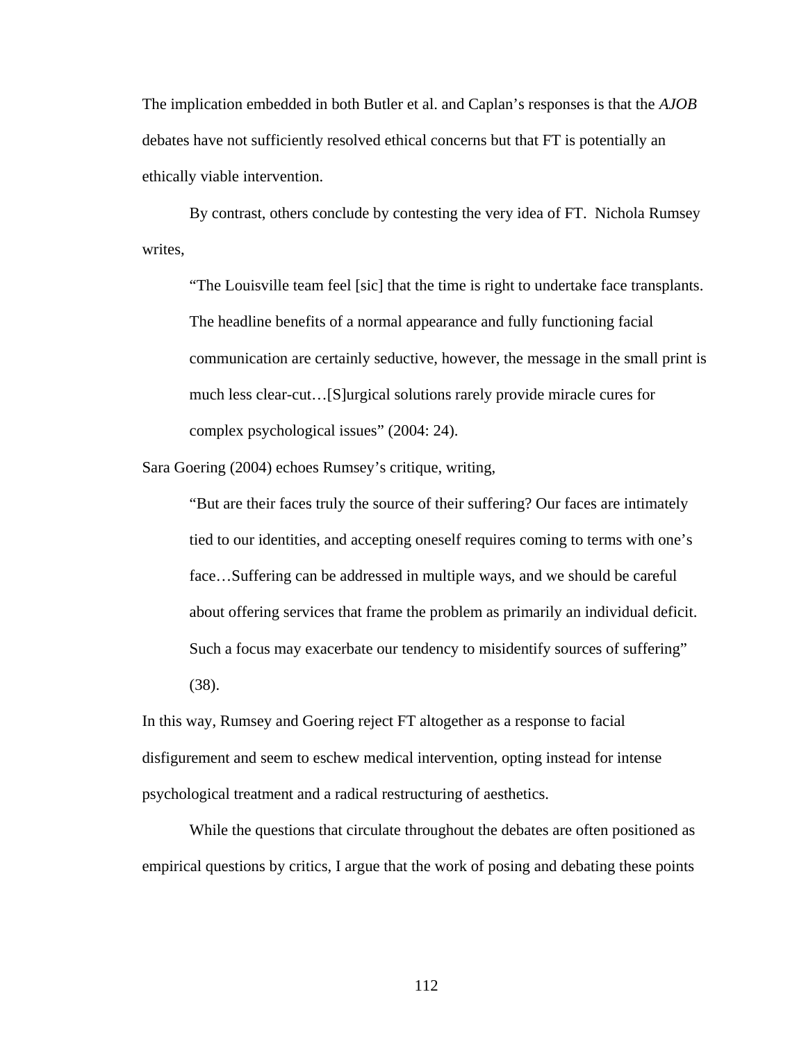The implication embedded in both Butler et al. and Caplan's responses is that the *AJOB* debates have not sufficiently resolved ethical concerns but that FT is potentially an ethically viable intervention.

By contrast, others conclude by contesting the very idea of FT. Nichola Rumsey writes,

> "The Louisville team feel [sic] that the time is right to undertake face transplants. The headline benefits of a normal appearance and fully functioning facial communication are certainly seductive, however, the message in the small print is much less clear-cut…[S]urgical solutions rarely provide miracle cures for complex psychological issues" (2004: 24).

Sara Goering (2004) echoes Rumsey's critique, writing,

> "But are their faces truly the source of their suffering? Our faces are intimately tied to our identities, and accepting oneself requires coming to terms with one's face…Suffering can be addressed in multiple ways, and we should be careful about offering services that frame the problem as primarily an individual deficit. Such a focus may exacerbate our tendency to misidentify sources of suffering" (38).

In this way, Rumsey and Goering reject FT altogether as a response to facial disfigurement and seem to eschew medical intervention, opting instead for intense psychological treatment and a radical restructuring of aesthetics.

While the questions that circulate throughout the debates are often positioned as empirical questions by critics, I argue that the work of posing and debating these points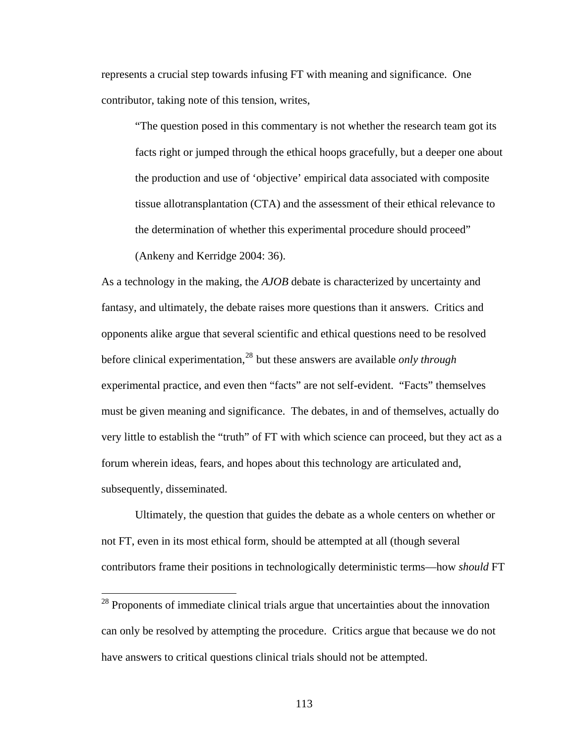represents a crucial step towards infusing FT with meaning and significance. One contributor, taking note of this tension, writes,

> "The question posed in this commentary is not whether the research team got its facts right or jumped through the ethical hoops gracefully, but a deeper one about the production and use of 'objective' empirical data associated with composite tissue allotransplantation (CTA) and the assessment of their ethical relevance to the determination of whether this experimental procedure should proceed" (Ankeny and Kerridge 2004: 36).

As a technology in the making, the *AJOB* debate is characterized by uncertainty and fantasy, and ultimately, the debate raises more questions than it answers. Critics and opponents alike argue that several scientific and ethical questions need to be resolved before clinical experimentation,[28] but these answers are available *only through* experimental practice, and even then "facts" are not self-evident. "Facts" themselves must be given meaning and significance. The debates, in and of themselves, actually do very little to establish the "truth" of FT with which science can proceed, but they act as a forum wherein ideas, fears, and hopes about this technology are articulated and, subsequently, disseminated.

Ultimately, the question that guides the debate as a whole centers on whether or not FT, even in its most ethical form, should be attempted at all (though several contributors frame their positions in technologically deterministic terms—how *should* FT

---

[28] Proponents of immediate clinical trials argue that uncertainties about the innovation can only be resolved by attempting the procedure. Critics argue that because we do not have answers to critical questions clinical trials should not be attempted.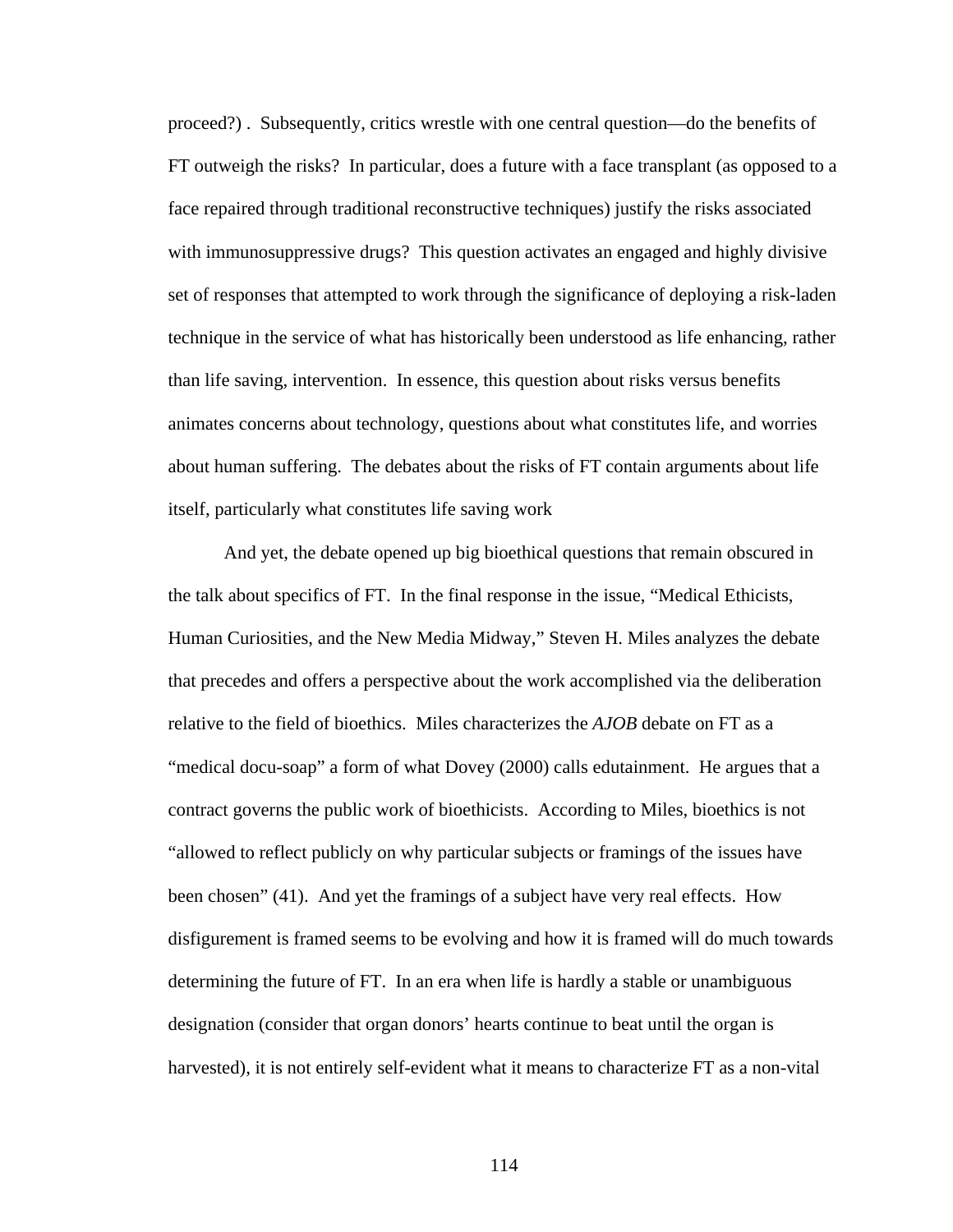proceed?) .  Subsequently, critics wrestle with one central question—do the benefits of FT outweigh the risks?  In particular, does a future with a face transplant (as opposed to a face repaired through traditional reconstructive techniques) justify the risks associated with immunosuppressive drugs?  This question activates an engaged and highly divisive set of responses that attempted to work through the significance of deploying a risk-laden technique in the service of what has historically been understood as life enhancing, rather than life saving, intervention.  In essence, this question about risks versus benefits animates concerns about technology, questions about what constitutes life, and worries about human suffering.  The debates about the risks of FT contain arguments about life itself, particularly what constitutes life saving work

And yet, the debate opened up big bioethical questions that remain obscured in the talk about specifics of FT.  In the final response in the issue, "Medical Ethicists, Human Curiosities, and the New Media Midway," Steven H. Miles analyzes the debate that precedes and offers a perspective about the work accomplished via the deliberation relative to the field of bioethics.  Miles characterizes the *AJOB* debate on FT as a "medical docu-soap" a form of what Dovey (2000) calls edutainment.  He argues that a contract governs the public work of bioethicists.  According to Miles, bioethics is not "allowed to reflect publicly on why particular subjects or framings of the issues have been chosen" (41).  And yet the framings of a subject have very real effects.  How disfigurement is framed seems to be evolving and how it is framed will do much towards determining the future of FT.  In an era when life is hardly a stable or unambiguous designation (consider that organ donors' hearts continue to beat until the organ is harvested), it is not entirely self-evident what it means to characterize FT as a non-vital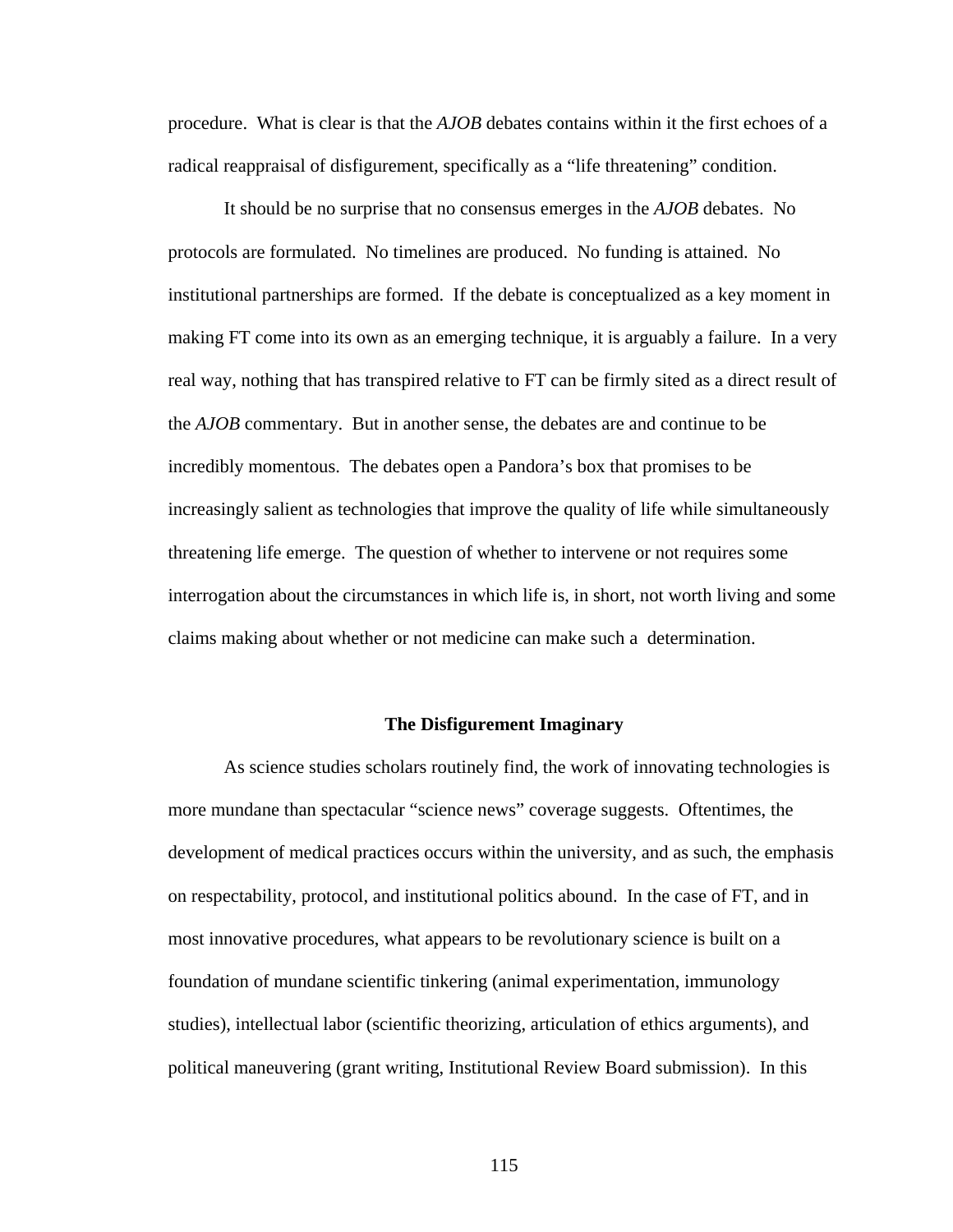procedure. What is clear is that the *AJOB* debates contains within it the first echoes of a radical reappraisal of disfigurement, specifically as a "life threatening" condition.

It should be no surprise that no consensus emerges in the *AJOB* debates. No protocols are formulated. No timelines are produced. No funding is attained. No institutional partnerships are formed. If the debate is conceptualized as a key moment in making FT come into its own as an emerging technique, it is arguably a failure. In a very real way, nothing that has transpired relative to FT can be firmly sited as a direct result of the *AJOB* commentary. But in another sense, the debates are and continue to be incredibly momentous. The debates open a Pandora's box that promises to be increasingly salient as technologies that improve the quality of life while simultaneously threatening life emerge. The question of whether to intervene or not requires some interrogation about the circumstances in which life is, in short, not worth living and some claims making about whether or not medicine can make such a determination.

## The Disfigurement Imaginary

As science studies scholars routinely find, the work of innovating technologies is more mundane than spectacular "science news" coverage suggests. Oftentimes, the development of medical practices occurs within the university, and as such, the emphasis on respectability, protocol, and institutional politics abound. In the case of FT, and in most innovative procedures, what appears to be revolutionary science is built on a foundation of mundane scientific tinkering (animal experimentation, immunology studies), intellectual labor (scientific theorizing, articulation of ethics arguments), and political maneuvering (grant writing, Institutional Review Board submission). In this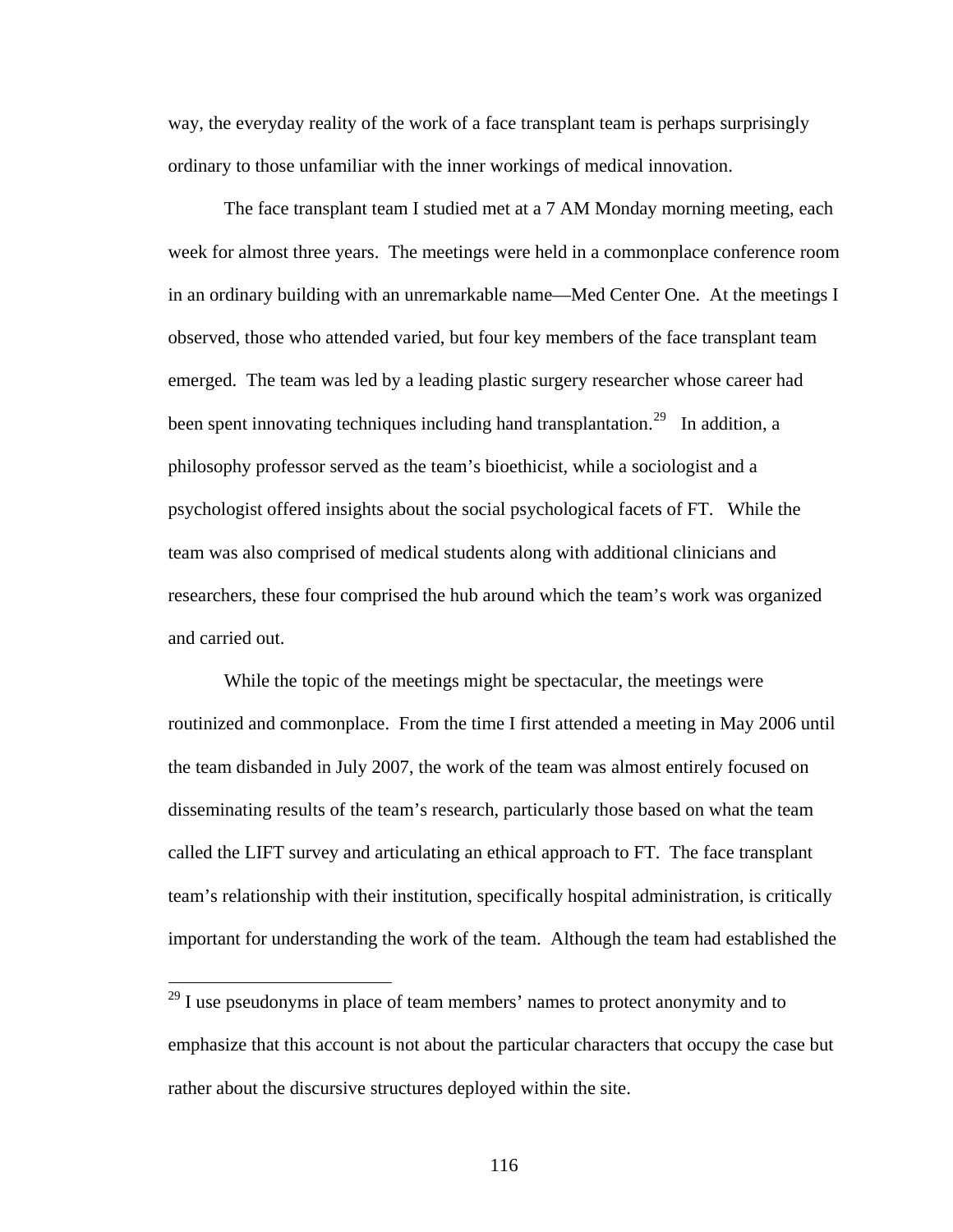way, the everyday reality of the work of a face transplant team is perhaps surprisingly ordinary to those unfamiliar with the inner workings of medical innovation.

The face transplant team I studied met at a 7 AM Monday morning meeting, each week for almost three years. The meetings were held in a commonplace conference room in an ordinary building with an unremarkable name—Med Center One. At the meetings I observed, those who attended varied, but four key members of the face transplant team emerged. The team was led by a leading plastic surgery researcher whose career had been spent innovating techniques including hand transplantation.[29] In addition, a philosophy professor served as the team's bioethicist, while a sociologist and a psychologist offered insights about the social psychological facets of FT. While the team was also comprised of medical students along with additional clinicians and researchers, these four comprised the hub around which the team's work was organized and carried out.

While the topic of the meetings might be spectacular, the meetings were routinized and commonplace. From the time I first attended a meeting in May 2006 until the team disbanded in July 2007, the work of the team was almost entirely focused on disseminating results of the team's research, particularly those based on what the team called the LIFT survey and articulating an ethical approach to FT. The face transplant team's relationship with their institution, specifically hospital administration, is critically important for understanding the work of the team. Although the team had established the

[29] I use pseudonyms in place of team members' names to protect anonymity and to emphasize that this account is not about the particular characters that occupy the case but rather about the discursive structures deployed within the site.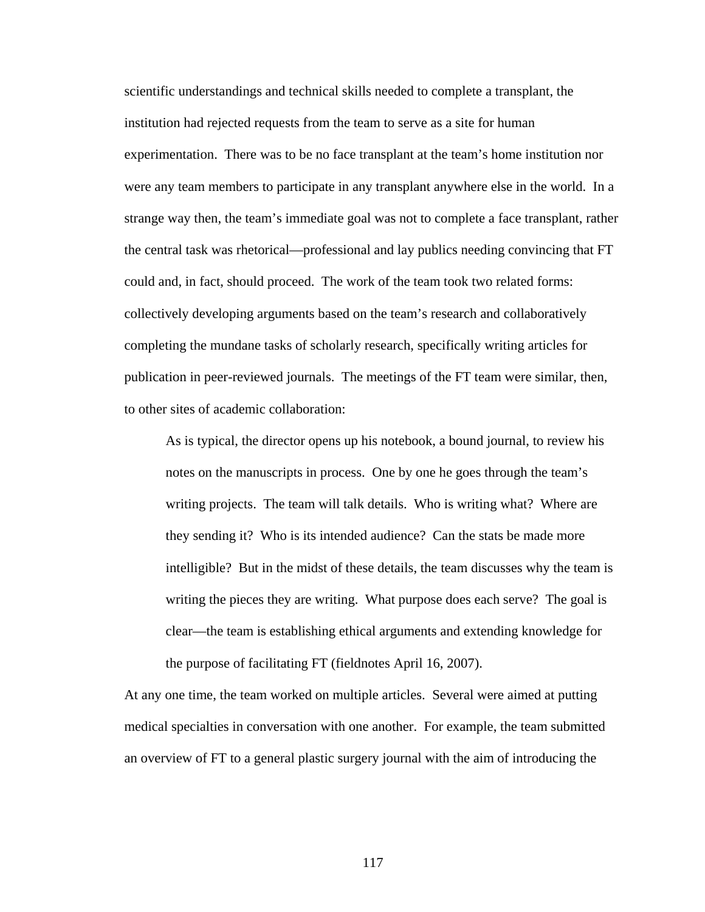scientific understandings and technical skills needed to complete a transplant, the institution had rejected requests from the team to serve as a site for human experimentation. There was to be no face transplant at the team's home institution nor were any team members to participate in any transplant anywhere else in the world. In a strange way then, the team's immediate goal was not to complete a face transplant, rather the central task was rhetorical—professional and lay publics needing convincing that FT could and, in fact, should proceed. The work of the team took two related forms: collectively developing arguments based on the team's research and collaboratively completing the mundane tasks of scholarly research, specifically writing articles for publication in peer-reviewed journals. The meetings of the FT team were similar, then, to other sites of academic collaboration:

> As is typical, the director opens up his notebook, a bound journal, to review his notes on the manuscripts in process. One by one he goes through the team's writing projects. The team will talk details. Who is writing what? Where are they sending it? Who is its intended audience? Can the stats be made more intelligible? But in the midst of these details, the team discusses why the team is writing the pieces they are writing. What purpose does each serve? The goal is clear—the team is establishing ethical arguments and extending knowledge for the purpose of facilitating FT (fieldnotes April 16, 2007).

At any one time, the team worked on multiple articles. Several were aimed at putting medical specialties in conversation with one another. For example, the team submitted an overview of FT to a general plastic surgery journal with the aim of introducing the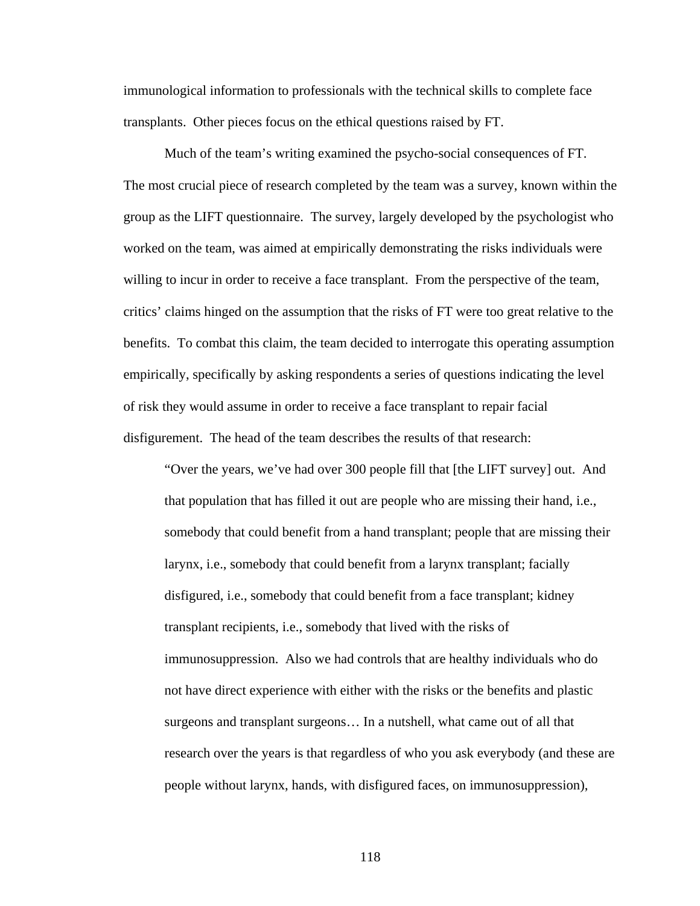immunological information to professionals with the technical skills to complete face transplants. Other pieces focus on the ethical questions raised by FT.

Much of the team's writing examined the psycho-social consequences of FT. The most crucial piece of research completed by the team was a survey, known within the group as the LIFT questionnaire. The survey, largely developed by the psychologist who worked on the team, was aimed at empirically demonstrating the risks individuals were willing to incur in order to receive a face transplant. From the perspective of the team, critics' claims hinged on the assumption that the risks of FT were too great relative to the benefits. To combat this claim, the team decided to interrogate this operating assumption empirically, specifically by asking respondents a series of questions indicating the level of risk they would assume in order to receive a face transplant to repair facial disfigurement. The head of the team describes the results of that research:

> "Over the years, we've had over 300 people fill that [the LIFT survey] out. And that population that has filled it out are people who are missing their hand, i.e., somebody that could benefit from a hand transplant; people that are missing their larynx, i.e., somebody that could benefit from a larynx transplant; facially disfigured, i.e., somebody that could benefit from a face transplant; kidney transplant recipients, i.e., somebody that lived with the risks of immunosuppression. Also we had controls that are healthy individuals who do not have direct experience with either with the risks or the benefits and plastic surgeons and transplant surgeons… In a nutshell, what came out of all that research over the years is that regardless of who you ask everybody (and these are people without larynx, hands, with disfigured faces, on immunosuppression),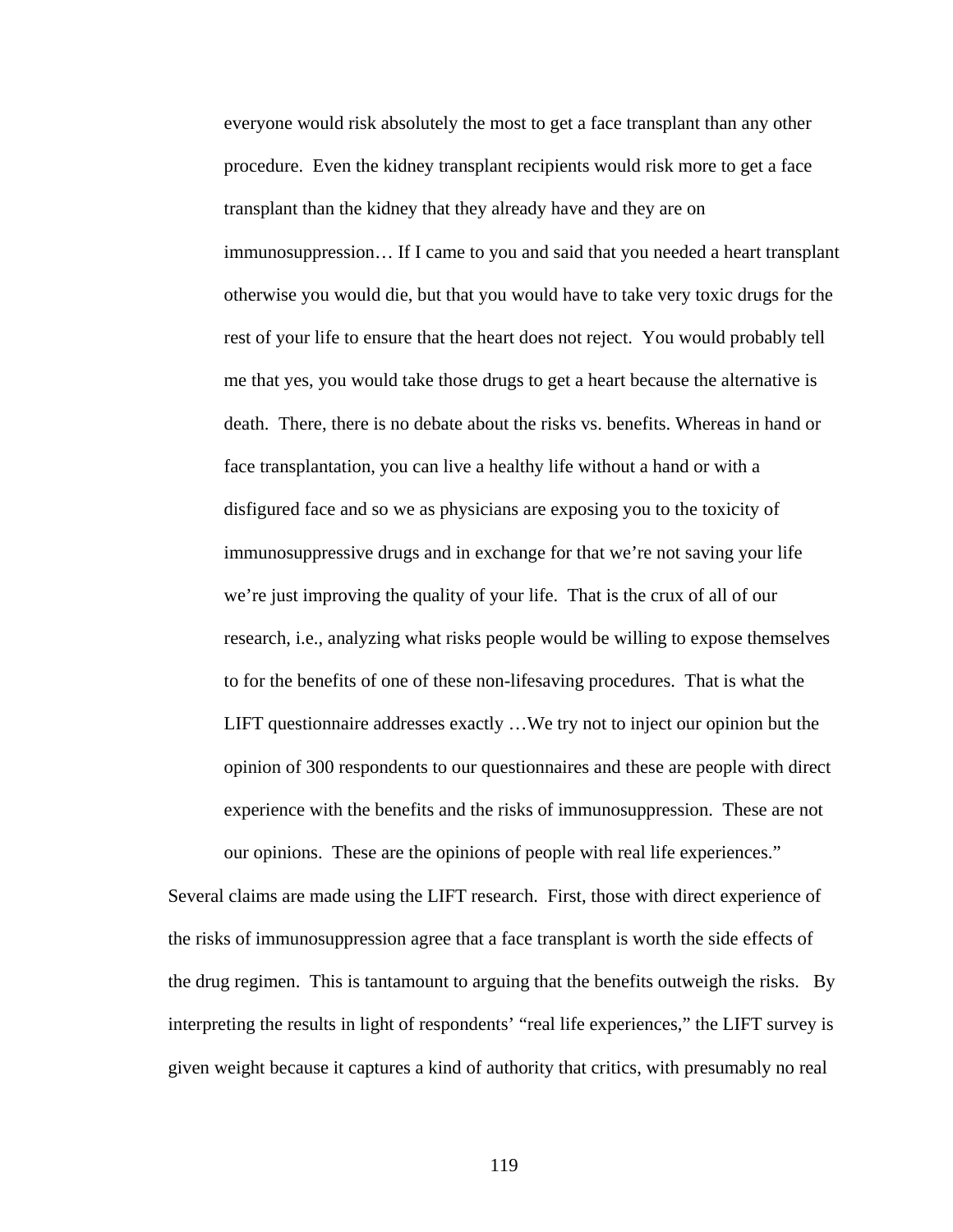> everyone would risk absolutely the most to get a face transplant than any other procedure. Even the kidney transplant recipients would risk more to get a face transplant than the kidney that they already have and they are on immunosuppression… If I came to you and said that you needed a heart transplant otherwise you would die, but that you would have to take very toxic drugs for the rest of your life to ensure that the heart does not reject. You would probably tell me that yes, you would take those drugs to get a heart because the alternative is death. There, there is no debate about the risks vs. benefits. Whereas in hand or face transplantation, you can live a healthy life without a hand or with a disfigured face and so we as physicians are exposing you to the toxicity of immunosuppressive drugs and in exchange for that we're not saving your life we're just improving the quality of your life. That is the crux of all of our research, i.e., analyzing what risks people would be willing to expose themselves to for the benefits of one of these non-lifesaving procedures. That is what the LIFT questionnaire addresses exactly …We try not to inject our opinion but the opinion of 300 respondents to our questionnaires and these are people with direct experience with the benefits and the risks of immunosuppression. These are not our opinions. These are the opinions of people with real life experiences."

Several claims are made using the LIFT research. First, those with direct experience of the risks of immunosuppression agree that a face transplant is worth the side effects of the drug regimen. This is tantamount to arguing that the benefits outweigh the risks. By interpreting the results in light of respondents' "real life experiences," the LIFT survey is given weight because it captures a kind of authority that critics, with presumably no real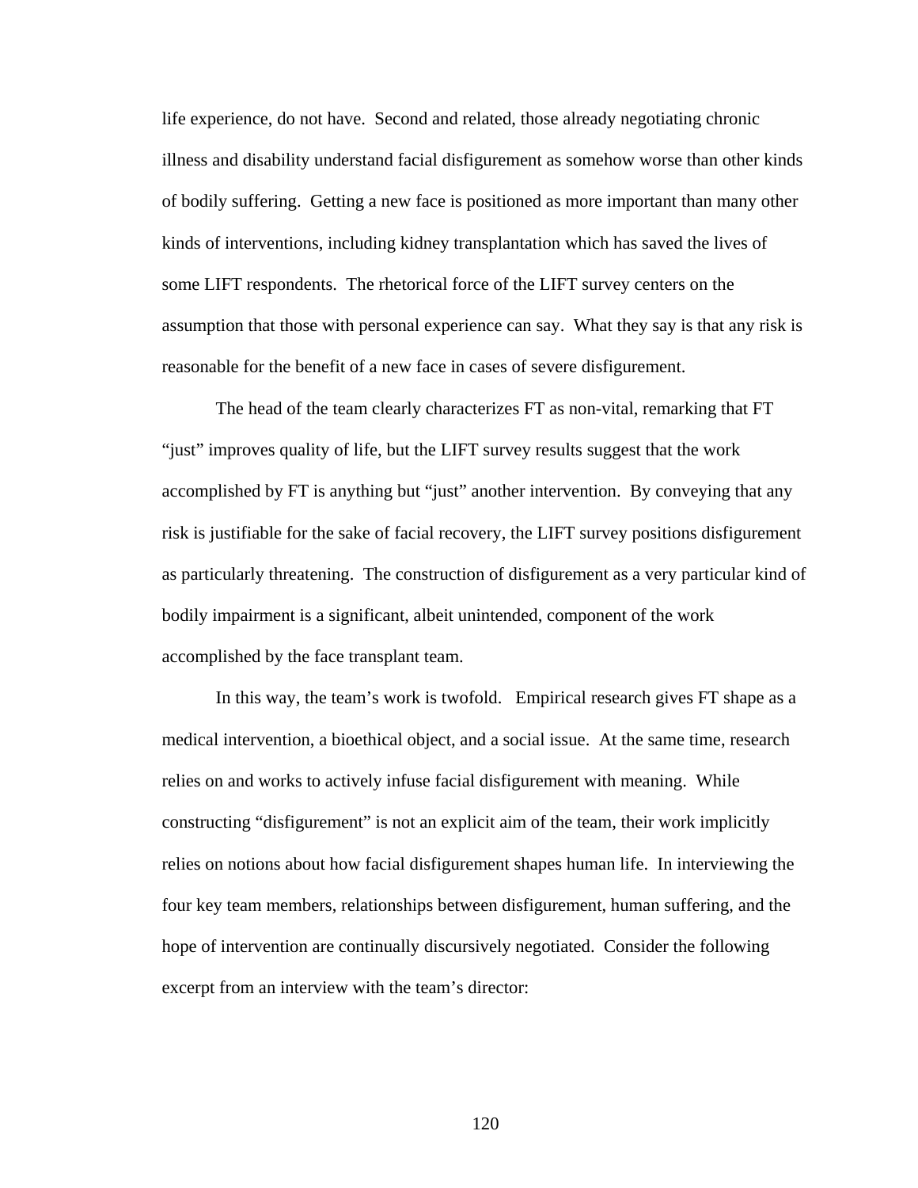life experience, do not have. Second and related, those already negotiating chronic illness and disability understand facial disfigurement as somehow worse than other kinds of bodily suffering. Getting a new face is positioned as more important than many other kinds of interventions, including kidney transplantation which has saved the lives of some LIFT respondents. The rhetorical force of the LIFT survey centers on the assumption that those with personal experience can say. What they say is that any risk is reasonable for the benefit of a new face in cases of severe disfigurement.

The head of the team clearly characterizes FT as non-vital, remarking that FT "just" improves quality of life, but the LIFT survey results suggest that the work accomplished by FT is anything but "just" another intervention. By conveying that any risk is justifiable for the sake of facial recovery, the LIFT survey positions disfigurement as particularly threatening. The construction of disfigurement as a very particular kind of bodily impairment is a significant, albeit unintended, component of the work accomplished by the face transplant team.

In this way, the team's work is twofold. Empirical research gives FT shape as a medical intervention, a bioethical object, and a social issue. At the same time, research relies on and works to actively infuse facial disfigurement with meaning. While constructing "disfigurement" is not an explicit aim of the team, their work implicitly relies on notions about how facial disfigurement shapes human life. In interviewing the four key team members, relationships between disfigurement, human suffering, and the hope of intervention are continually discursively negotiated. Consider the following excerpt from an interview with the team's director: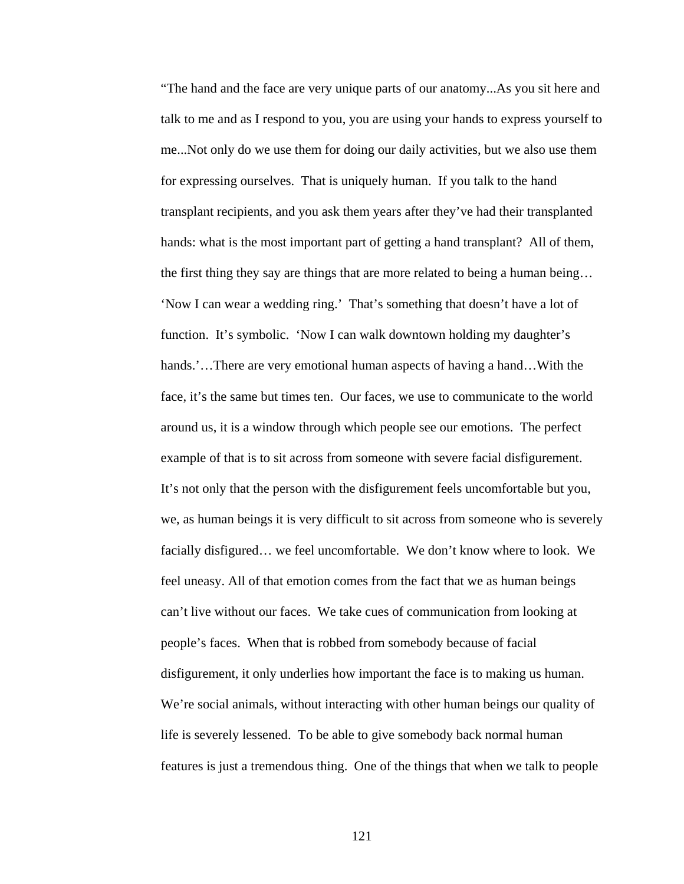"The hand and the face are very unique parts of our anatomy...As you sit here and talk to me and as I respond to you, you are using your hands to express yourself to me...Not only do we use them for doing our daily activities, but we also use them for expressing ourselves. That is uniquely human. If you talk to the hand transplant recipients, and you ask them years after they've had their transplanted hands: what is the most important part of getting a hand transplant? All of them, the first thing they say are things that are more related to being a human being… 'Now I can wear a wedding ring.' That's something that doesn't have a lot of function. It's symbolic. 'Now I can walk downtown holding my daughter's hands.'…There are very emotional human aspects of having a hand…With the face, it's the same but times ten. Our faces, we use to communicate to the world around us, it is a window through which people see our emotions. The perfect example of that is to sit across from someone with severe facial disfigurement. It's not only that the person with the disfigurement feels uncomfortable but you, we, as human beings it is very difficult to sit across from someone who is severely facially disfigured… we feel uncomfortable. We don't know where to look. We feel uneasy. All of that emotion comes from the fact that we as human beings can't live without our faces. We take cues of communication from looking at people's faces. When that is robbed from somebody because of facial disfigurement, it only underlies how important the face is to making us human. We're social animals, without interacting with other human beings our quality of life is severely lessened. To be able to give somebody back normal human features is just a tremendous thing. One of the things that when we talk to people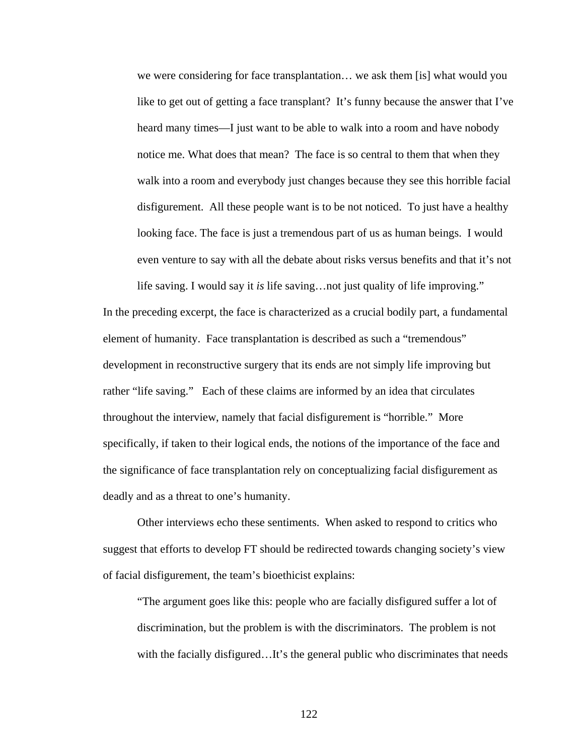> we were considering for face transplantation… we ask them [is] what would you like to get out of getting a face transplant? It's funny because the answer that I've heard many times—I just want to be able to walk into a room and have nobody notice me. What does that mean? The face is so central to them that when they walk into a room and everybody just changes because they see this horrible facial disfigurement. All these people want is to be not noticed. To just have a healthy looking face. The face is just a tremendous part of us as human beings. I would even venture to say with all the debate about risks versus benefits and that it's not life saving. I would say it *is* life saving…not just quality of life improving."

In the preceding excerpt, the face is characterized as a crucial bodily part, a fundamental element of humanity. Face transplantation is described as such a "tremendous" development in reconstructive surgery that its ends are not simply life improving but rather "life saving." Each of these claims are informed by an idea that circulates throughout the interview, namely that facial disfigurement is "horrible." More specifically, if taken to their logical ends, the notions of the importance of the face and the significance of face transplantation rely on conceptualizing facial disfigurement as deadly and as a threat to one's humanity.

Other interviews echo these sentiments. When asked to respond to critics who suggest that efforts to develop FT should be redirected towards changing society's view of facial disfigurement, the team's bioethicist explains:

> "The argument goes like this: people who are facially disfigured suffer a lot of discrimination, but the problem is with the discriminators. The problem is not with the facially disfigured…It's the general public who discriminates that needs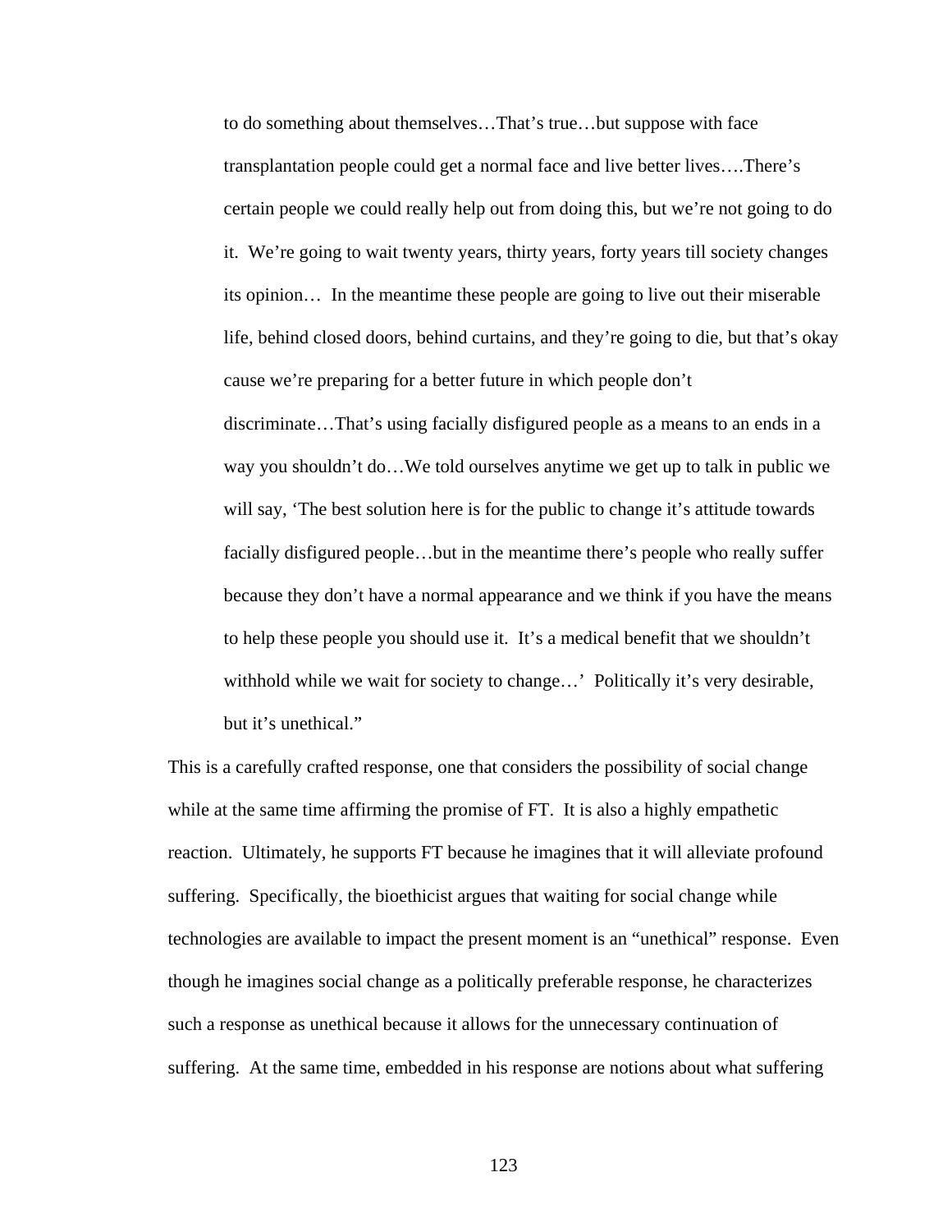> to do something about themselves…That's true…but suppose with face transplantation people could get a normal face and live better lives….There's certain people we could really help out from doing this, but we're not going to do it. We're going to wait twenty years, thirty years, forty years till society changes its opinion… In the meantime these people are going to live out their miserable life, behind closed doors, behind curtains, and they're going to die, but that's okay cause we're preparing for a better future in which people don't discriminate…That's using facially disfigured people as a means to an ends in a way you shouldn't do…We told ourselves anytime we get up to talk in public we will say, 'The best solution here is for the public to change it's attitude towards facially disfigured people…but in the meantime there's people who really suffer because they don't have a normal appearance and we think if you have the means to help these people you should use it. It's a medical benefit that we shouldn't withhold while we wait for society to change…' Politically it's very desirable, but it's unethical."

This is a carefully crafted response, one that considers the possibility of social change while at the same time affirming the promise of FT. It is also a highly empathetic reaction. Ultimately, he supports FT because he imagines that it will alleviate profound suffering. Specifically, the bioethicist argues that waiting for social change while technologies are available to impact the present moment is an "unethical" response. Even though he imagines social change as a politically preferable response, he characterizes such a response as unethical because it allows for the unnecessary continuation of suffering. At the same time, embedded in his response are notions about what suffering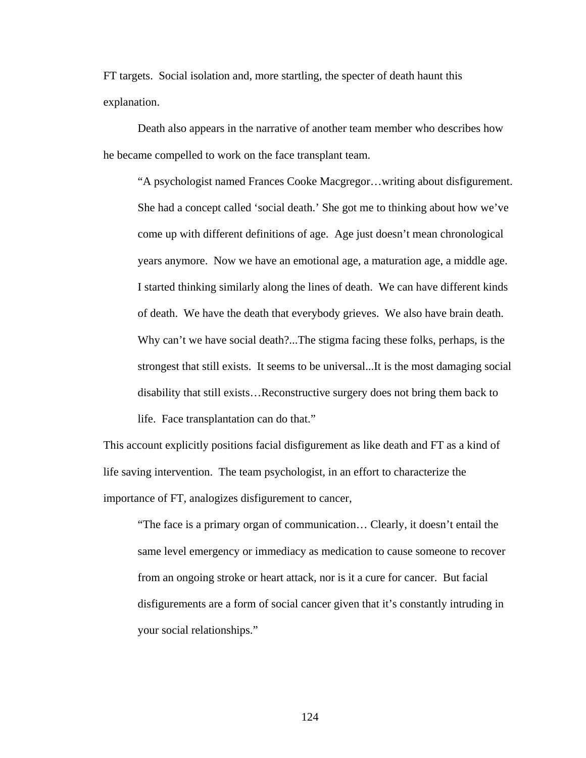FT targets. Social isolation and, more startling, the specter of death haunt this explanation.

Death also appears in the narrative of another team member who describes how he became compelled to work on the face transplant team.

> "A psychologist named Frances Cooke Macgregor…writing about disfigurement. She had a concept called 'social death.' She got me to thinking about how we've come up with different definitions of age. Age just doesn't mean chronological years anymore. Now we have an emotional age, a maturation age, a middle age. I started thinking similarly along the lines of death. We can have different kinds of death. We have the death that everybody grieves. We also have brain death. Why can't we have social death?...The stigma facing these folks, perhaps, is the strongest that still exists. It seems to be universal...It is the most damaging social disability that still exists…Reconstructive surgery does not bring them back to life. Face transplantation can do that."

This account explicitly positions facial disfigurement as like death and FT as a kind of life saving intervention. The team psychologist, in an effort to characterize the importance of FT, analogizes disfigurement to cancer,

> "The face is a primary organ of communication… Clearly, it doesn't entail the same level emergency or immediacy as medication to cause someone to recover from an ongoing stroke or heart attack, nor is it a cure for cancer. But facial disfigurements are a form of social cancer given that it's constantly intruding in your social relationships."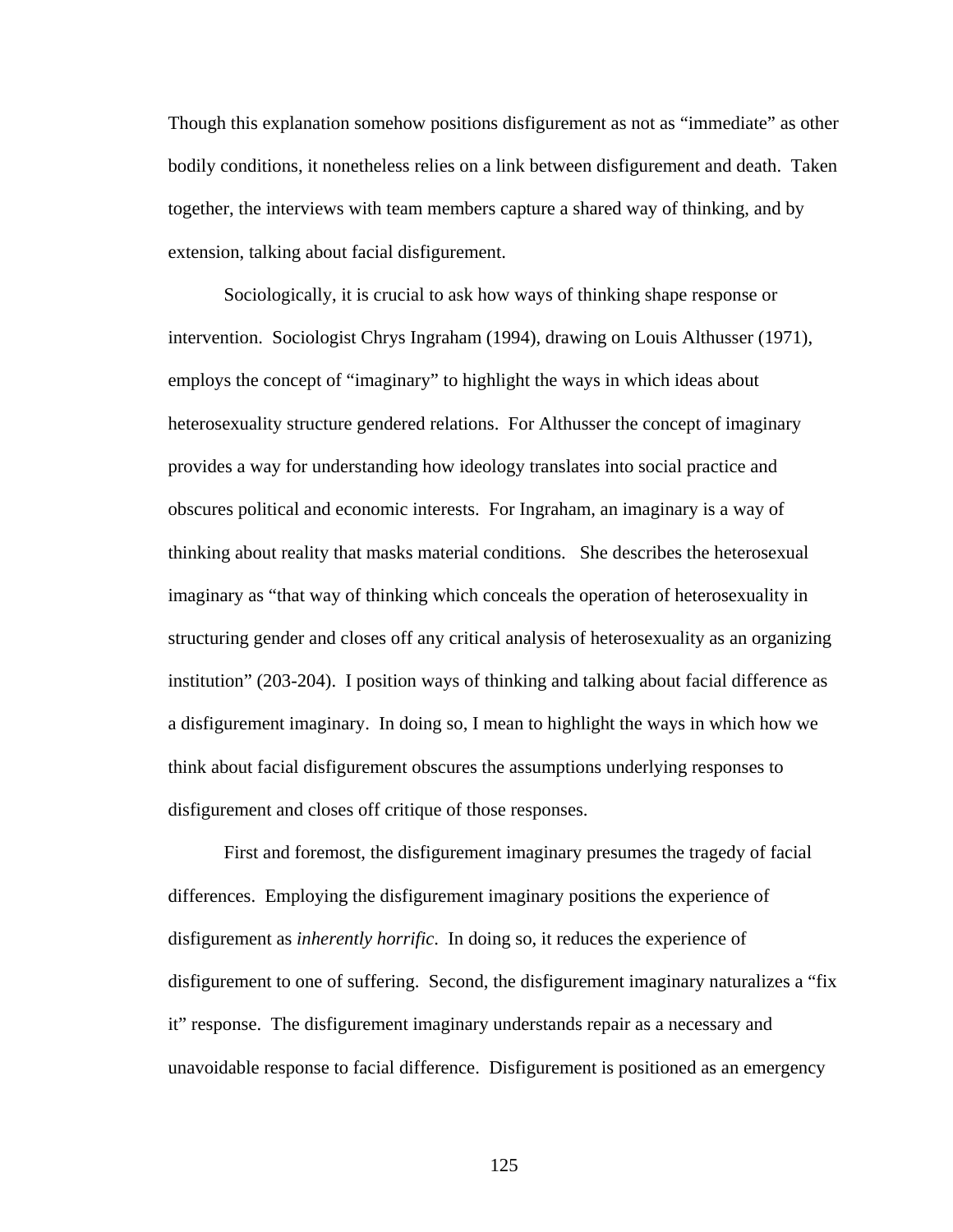Though this explanation somehow positions disfigurement as not as "immediate" as other bodily conditions, it nonetheless relies on a link between disfigurement and death. Taken together, the interviews with team members capture a shared way of thinking, and by extension, talking about facial disfigurement.

Sociologically, it is crucial to ask how ways of thinking shape response or intervention. Sociologist Chrys Ingraham (1994), drawing on Louis Althusser (1971), employs the concept of "imaginary" to highlight the ways in which ideas about heterosexuality structure gendered relations. For Althusser the concept of imaginary provides a way for understanding how ideology translates into social practice and obscures political and economic interests. For Ingraham, an imaginary is a way of thinking about reality that masks material conditions. She describes the heterosexual imaginary as "that way of thinking which conceals the operation of heterosexuality in structuring gender and closes off any critical analysis of heterosexuality as an organizing institution" (203-204). I position ways of thinking and talking about facial difference as a disfigurement imaginary. In doing so, I mean to highlight the ways in which how we think about facial disfigurement obscures the assumptions underlying responses to disfigurement and closes off critique of those responses.

First and foremost, the disfigurement imaginary presumes the tragedy of facial differences. Employing the disfigurement imaginary positions the experience of disfigurement as *inherently horrific*. In doing so, it reduces the experience of disfigurement to one of suffering. Second, the disfigurement imaginary naturalizes a "fix it" response. The disfigurement imaginary understands repair as a necessary and unavoidable response to facial difference. Disfigurement is positioned as an emergency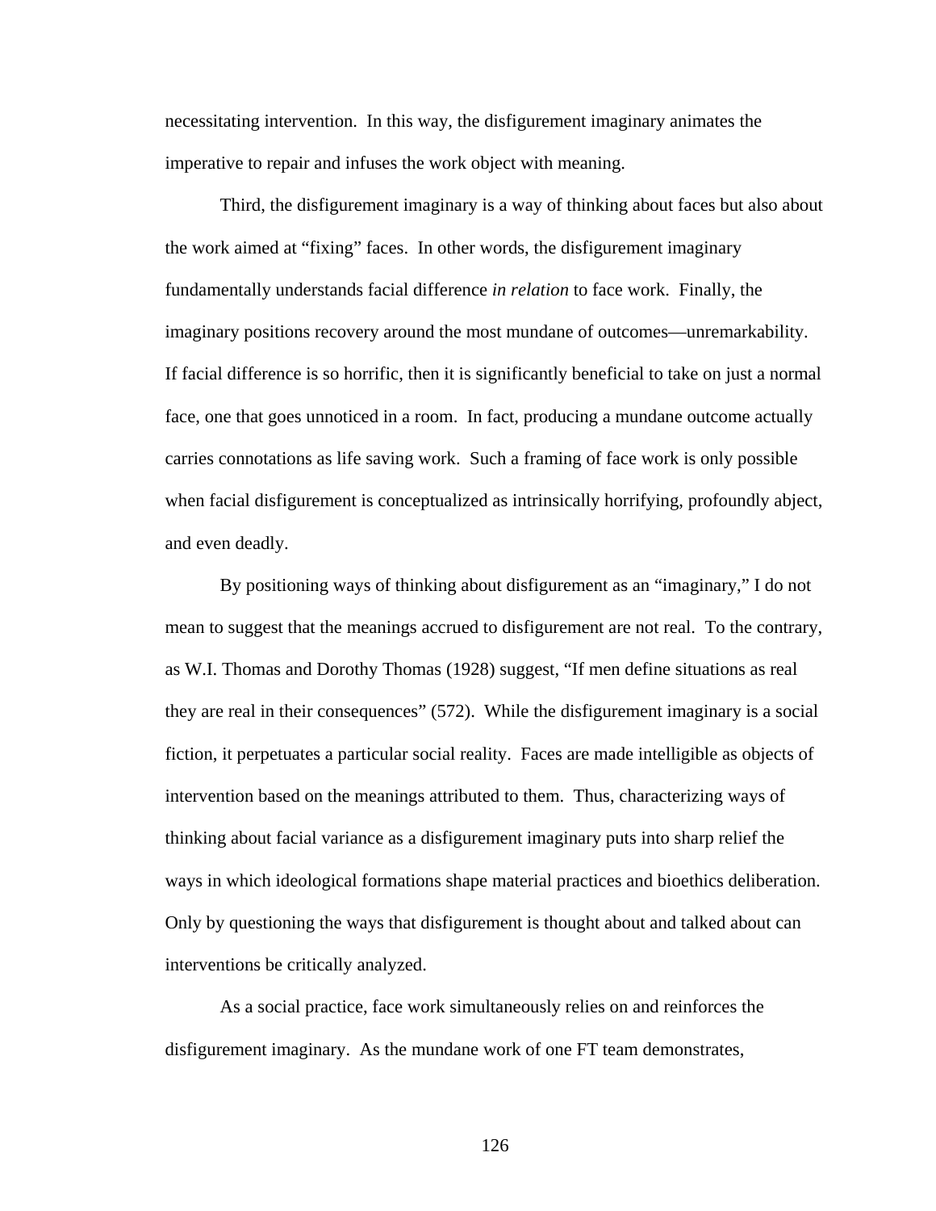necessitating intervention. In this way, the disfigurement imaginary animates the imperative to repair and infuses the work object with meaning.

Third, the disfigurement imaginary is a way of thinking about faces but also about the work aimed at "fixing" faces. In other words, the disfigurement imaginary fundamentally understands facial difference *in relation* to face work. Finally, the imaginary positions recovery around the most mundane of outcomes—unremarkability. If facial difference is so horrific, then it is significantly beneficial to take on just a normal face, one that goes unnoticed in a room. In fact, producing a mundane outcome actually carries connotations as life saving work. Such a framing of face work is only possible when facial disfigurement is conceptualized as intrinsically horrifying, profoundly abject, and even deadly.

By positioning ways of thinking about disfigurement as an "imaginary," I do not mean to suggest that the meanings accrued to disfigurement are not real. To the contrary, as W.I. Thomas and Dorothy Thomas (1928) suggest, "If men define situations as real they are real in their consequences" (572). While the disfigurement imaginary is a social fiction, it perpetuates a particular social reality. Faces are made intelligible as objects of intervention based on the meanings attributed to them. Thus, characterizing ways of thinking about facial variance as a disfigurement imaginary puts into sharp relief the ways in which ideological formations shape material practices and bioethics deliberation. Only by questioning the ways that disfigurement is thought about and talked about can interventions be critically analyzed.

As a social practice, face work simultaneously relies on and reinforces the disfigurement imaginary. As the mundane work of one FT team demonstrates,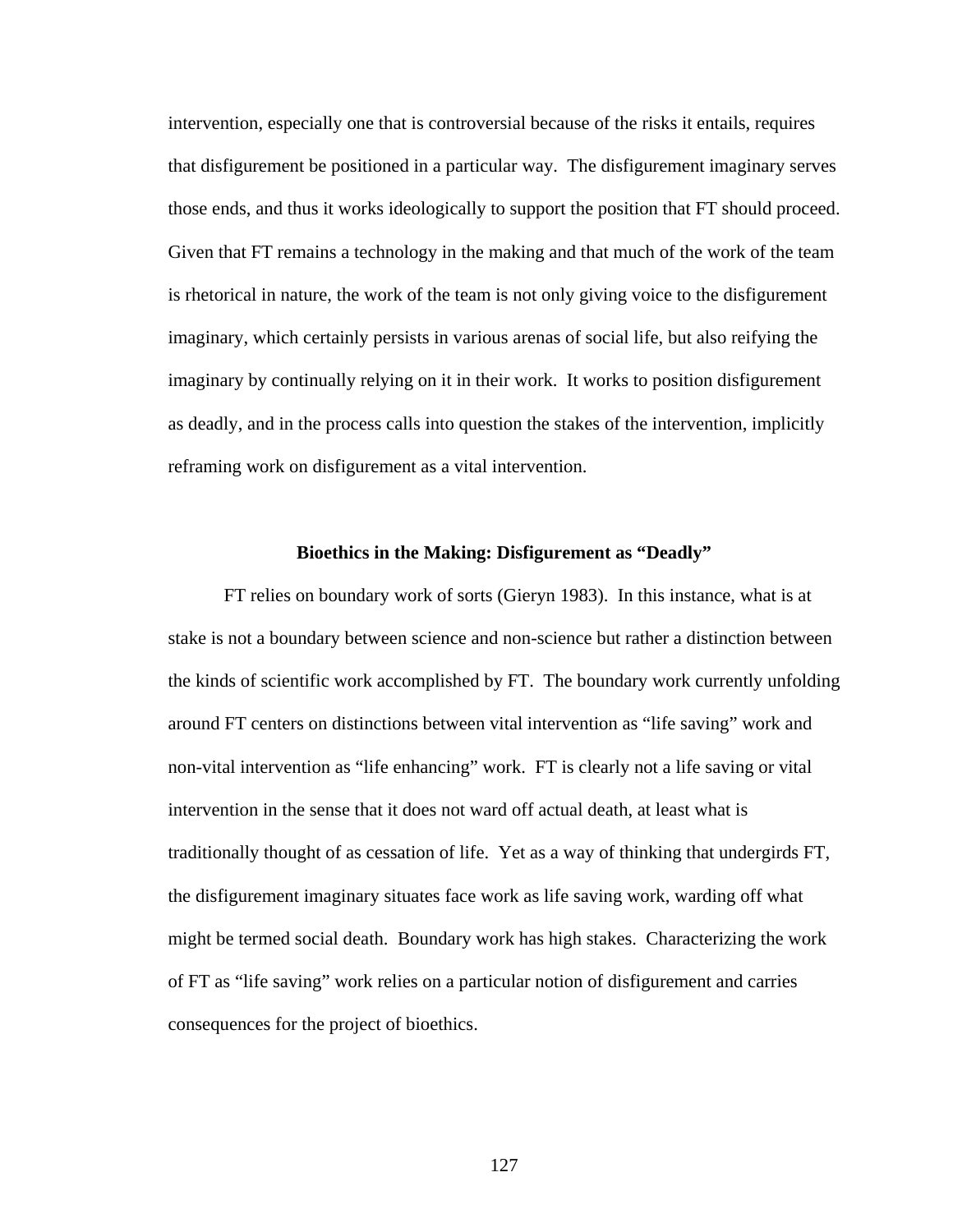intervention, especially one that is controversial because of the risks it entails, requires that disfigurement be positioned in a particular way. The disfigurement imaginary serves those ends, and thus it works ideologically to support the position that FT should proceed. Given that FT remains a technology in the making and that much of the work of the team is rhetorical in nature, the work of the team is not only giving voice to the disfigurement imaginary, which certainly persists in various arenas of social life, but also reifying the imaginary by continually relying on it in their work. It works to position disfigurement as deadly, and in the process calls into question the stakes of the intervention, implicitly reframing work on disfigurement as a vital intervention.

## Bioethics in the Making: Disfigurement as "Deadly"

FT relies on boundary work of sorts (Gieryn 1983). In this instance, what is at stake is not a boundary between science and non-science but rather a distinction between the kinds of scientific work accomplished by FT. The boundary work currently unfolding around FT centers on distinctions between vital intervention as "life saving" work and non-vital intervention as "life enhancing" work. FT is clearly not a life saving or vital intervention in the sense that it does not ward off actual death, at least what is traditionally thought of as cessation of life. Yet as a way of thinking that undergirds FT, the disfigurement imaginary situates face work as life saving work, warding off what might be termed social death. Boundary work has high stakes. Characterizing the work of FT as "life saving" work relies on a particular notion of disfigurement and carries consequences for the project of bioethics.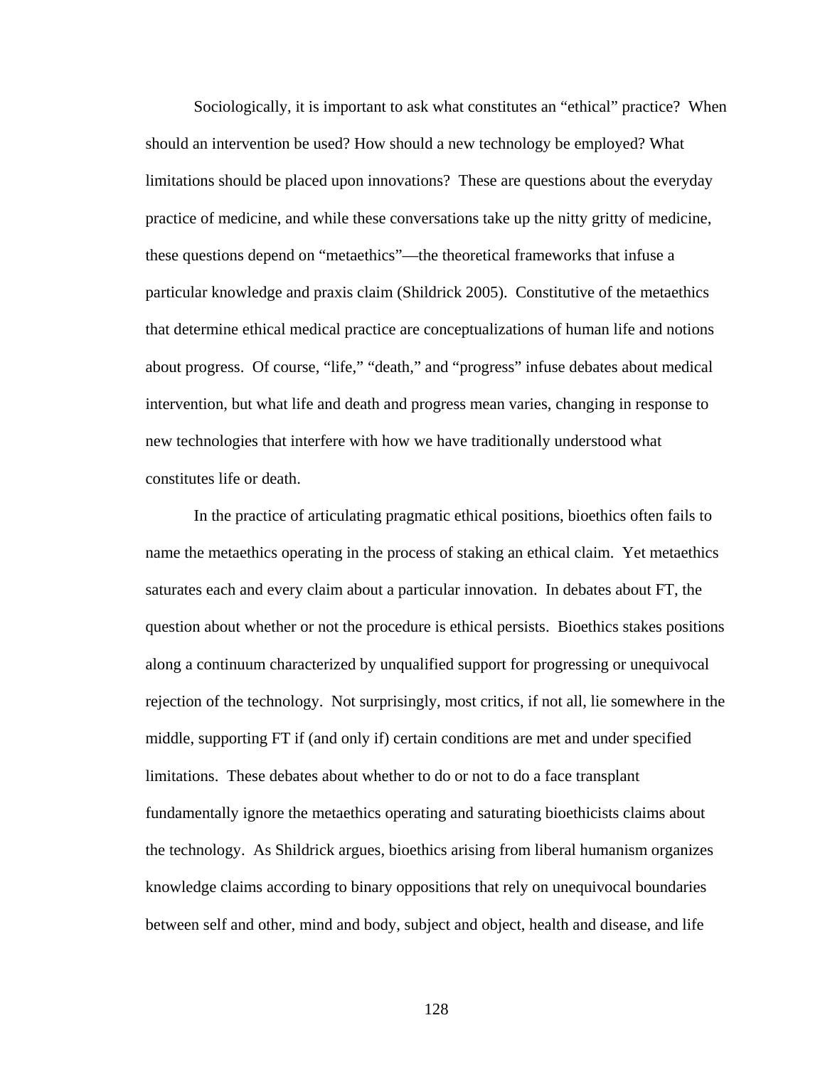Sociologically, it is important to ask what constitutes an "ethical" practice? When should an intervention be used? How should a new technology be employed? What limitations should be placed upon innovations? These are questions about the everyday practice of medicine, and while these conversations take up the nitty gritty of medicine, these questions depend on "metaethics"—the theoretical frameworks that infuse a particular knowledge and praxis claim (Shildrick 2005). Constitutive of the metaethics that determine ethical medical practice are conceptualizations of human life and notions about progress. Of course, "life," "death," and "progress" infuse debates about medical intervention, but what life and death and progress mean varies, changing in response to new technologies that interfere with how we have traditionally understood what constitutes life or death.

In the practice of articulating pragmatic ethical positions, bioethics often fails to name the metaethics operating in the process of staking an ethical claim. Yet metaethics saturates each and every claim about a particular innovation. In debates about FT, the question about whether or not the procedure is ethical persists. Bioethics stakes positions along a continuum characterized by unqualified support for progressing or unequivocal rejection of the technology. Not surprisingly, most critics, if not all, lie somewhere in the middle, supporting FT if (and only if) certain conditions are met and under specified limitations. These debates about whether to do or not to do a face transplant fundamentally ignore the metaethics operating and saturating bioethicists claims about the technology. As Shildrick argues, bioethics arising from liberal humanism organizes knowledge claims according to binary oppositions that rely on unequivocal boundaries between self and other, mind and body, subject and object, health and disease, and life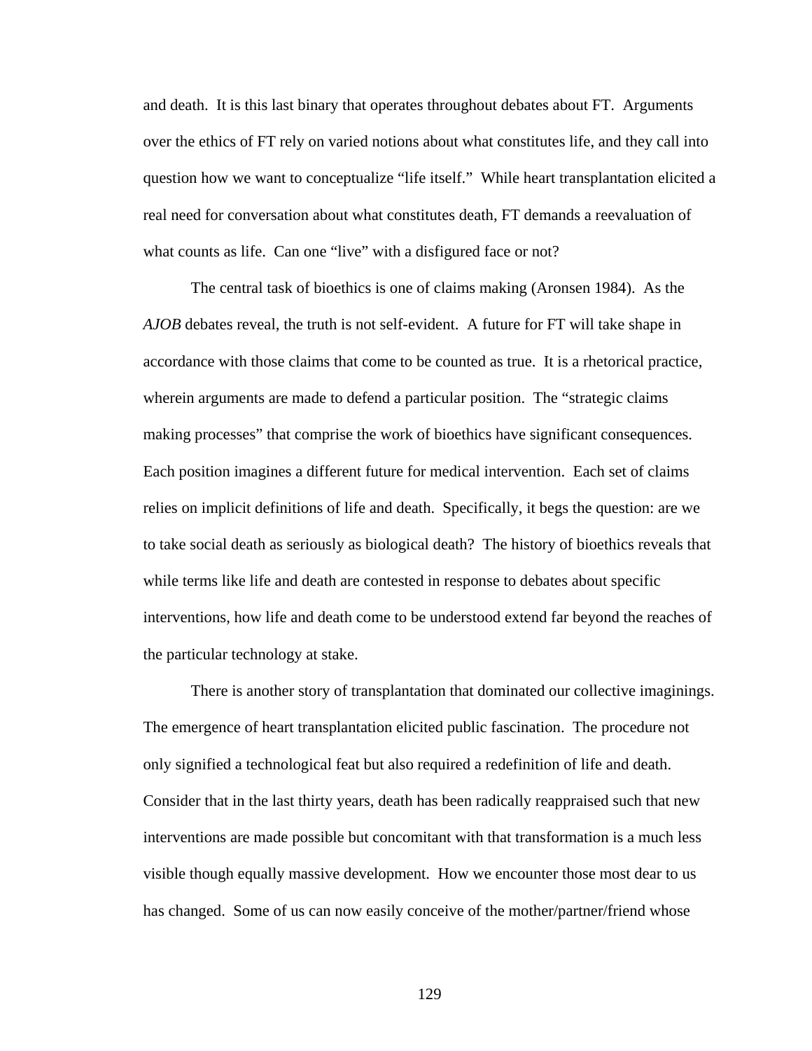and death. It is this last binary that operates throughout debates about FT. Arguments over the ethics of FT rely on varied notions about what constitutes life, and they call into question how we want to conceptualize "life itself." While heart transplantation elicited a real need for conversation about what constitutes death, FT demands a reevaluation of what counts as life. Can one "live" with a disfigured face or not?

The central task of bioethics is one of claims making (Aronsen 1984). As the *AJOB* debates reveal, the truth is not self-evident. A future for FT will take shape in accordance with those claims that come to be counted as true. It is a rhetorical practice, wherein arguments are made to defend a particular position. The "strategic claims making processes" that comprise the work of bioethics have significant consequences. Each position imagines a different future for medical intervention. Each set of claims relies on implicit definitions of life and death. Specifically, it begs the question: are we to take social death as seriously as biological death? The history of bioethics reveals that while terms like life and death are contested in response to debates about specific interventions, how life and death come to be understood extend far beyond the reaches of the particular technology at stake.

There is another story of transplantation that dominated our collective imaginings. The emergence of heart transplantation elicited public fascination. The procedure not only signified a technological feat but also required a redefinition of life and death. Consider that in the last thirty years, death has been radically reappraised such that new interventions are made possible but concomitant with that transformation is a much less visible though equally massive development. How we encounter those most dear to us has changed. Some of us can now easily conceive of the mother/partner/friend whose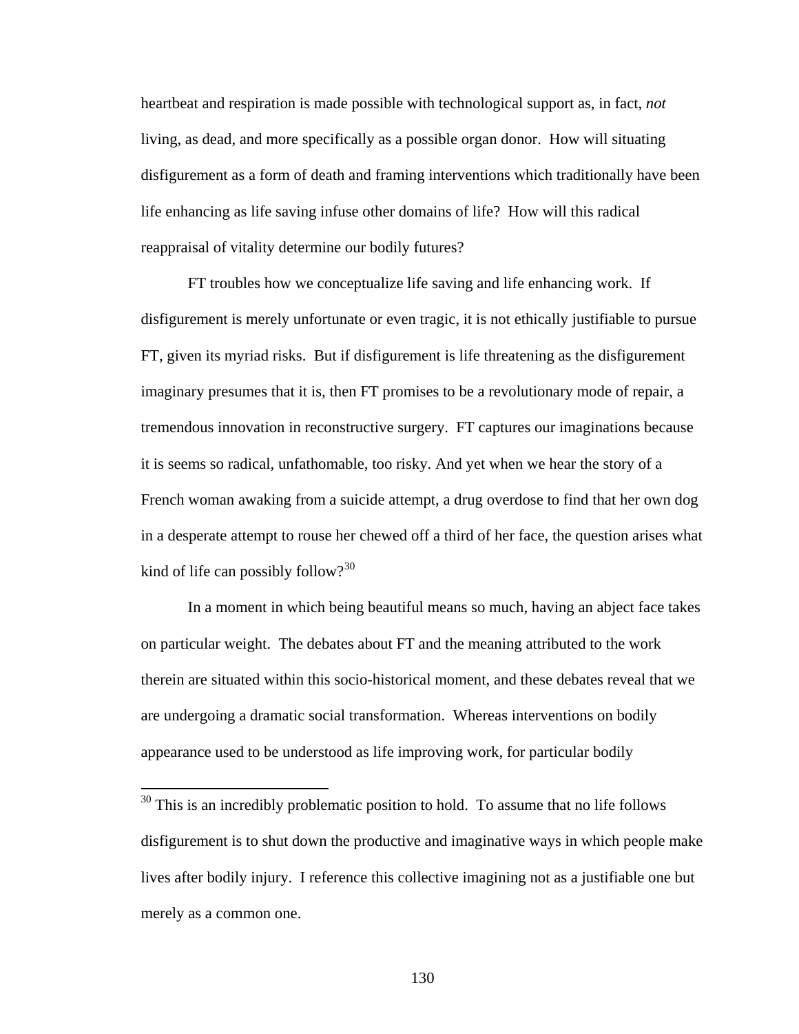heartbeat and respiration is made possible with technological support as, in fact, *not* living, as dead, and more specifically as a possible organ donor. How will situating disfigurement as a form of death and framing interventions which traditionally have been life enhancing as life saving infuse other domains of life? How will this radical reappraisal of vitality determine our bodily futures?

FT troubles how we conceptualize life saving and life enhancing work. If disfigurement is merely unfortunate or even tragic, it is not ethically justifiable to pursue FT, given its myriad risks. But if disfigurement is life threatening as the disfigurement imaginary presumes that it is, then FT promises to be a revolutionary mode of repair, a tremendous innovation in reconstructive surgery. FT captures our imaginations because it is seems so radical, unfathomable, too risky. And yet when we hear the story of a French woman awaking from a suicide attempt, a drug overdose to find that her own dog in a desperate attempt to rouse her chewed off a third of her face, the question arises what kind of life can possibly follow?[30]

In a moment in which being beautiful means so much, having an abject face takes on particular weight. The debates about FT and the meaning attributed to the work therein are situated within this socio-historical moment, and these debates reveal that we are undergoing a dramatic social transformation. Whereas interventions on bodily appearance used to be understood as life improving work, for particular bodily

---

[30] This is an incredibly problematic position to hold. To assume that no life follows disfigurement is to shut down the productive and imaginative ways in which people make lives after bodily injury. I reference this collective imagining not as a justifiable one but merely as a common one.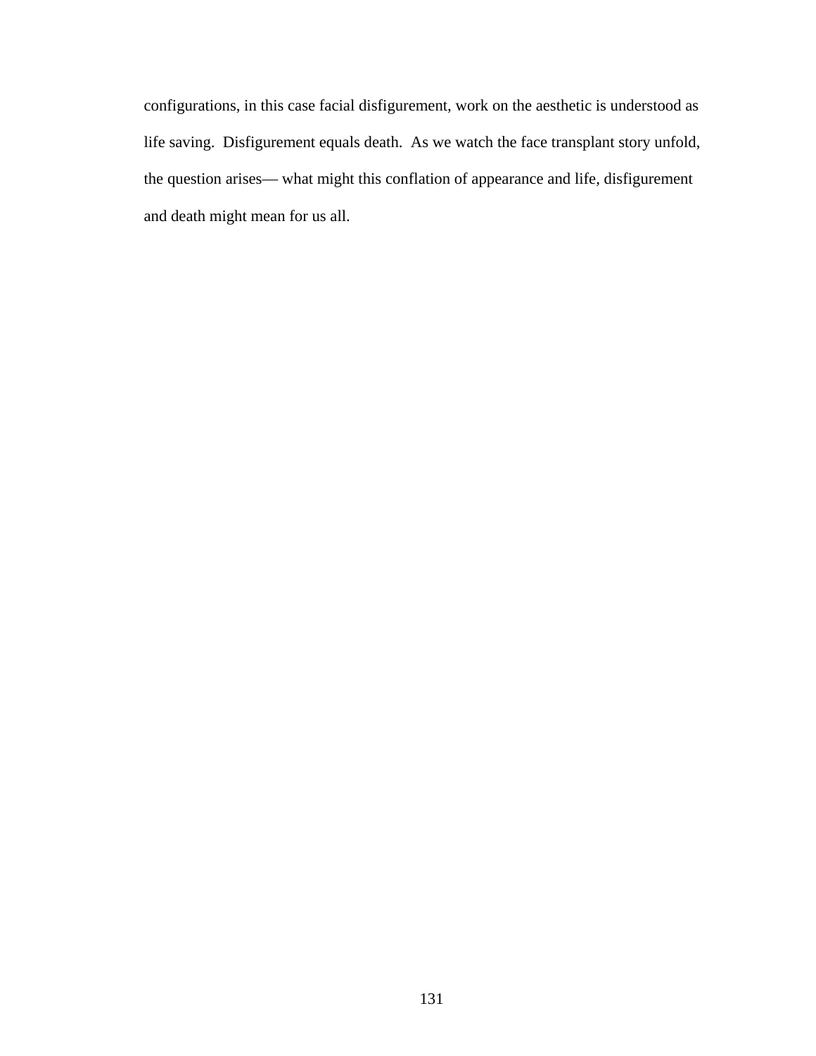configurations, in this case facial disfigurement, work on the aesthetic is understood as life saving. Disfigurement equals death. As we watch the face transplant story unfold, the question arises— what might this conflation of appearance and life, disfigurement and death might mean for us all.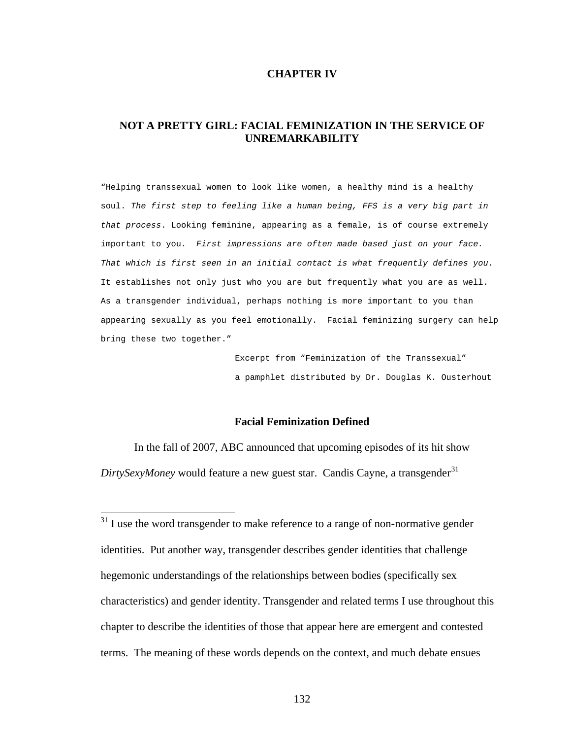# CHAPTER IV

## NOT A PRETTY GIRL: FACIAL FEMINIZATION IN THE SERVICE OF UNREMARKABILITY

"Helping transsexual women to look like women, a healthy mind is a healthy soul. *The first step to feeling like a human being, FFS is a very big part in that process*. Looking feminine, appearing as a female, is of course extremely important to you. *First impressions are often made based just on your face. That which is first seen in an initial contact is what frequently defines you.* It establishes not only just who you are but frequently what you are as well. As a transgender individual, perhaps nothing is more important to you than appearing sexually as you feel emotionally. Facial feminizing surgery can help bring these two together."

Excerpt from "Feminization of the Transsexual"
a pamphlet distributed by Dr. Douglas K. Ousterhout

### Facial Feminization Defined

In the fall of 2007, ABC announced that upcoming episodes of its hit show *DirtySexyMoney* would feature a new guest star. Candis Cayne, a transgender[31]

[31] I use the word transgender to make reference to a range of non-normative gender identities. Put another way, transgender describes gender identities that challenge hegemonic understandings of the relationships between bodies (specifically sex characteristics) and gender identity. Transgender and related terms I use throughout this chapter to describe the identities of those that appear here are emergent and contested terms. The meaning of these words depends on the context, and much debate ensues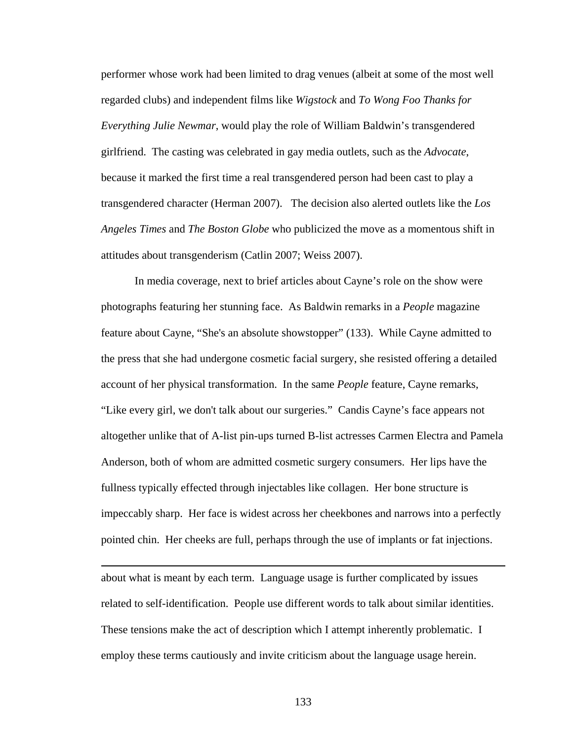performer whose work had been limited to drag venues (albeit at some of the most well regarded clubs) and independent films like *Wigstock* and *To Wong Foo Thanks for Everything Julie Newmar*, would play the role of William Baldwin's transgendered girlfriend. The casting was celebrated in gay media outlets, such as the *Advocate*, because it marked the first time a real transgendered person had been cast to play a transgendered character (Herman 2007). The decision also alerted outlets like the *Los Angeles Times* and *The Boston Globe* who publicized the move as a momentous shift in attitudes about transgenderism (Catlin 2007; Weiss 2007).

In media coverage, next to brief articles about Cayne's role on the show were photographs featuring her stunning face. As Baldwin remarks in a *People* magazine feature about Cayne, "She's an absolute showstopper" (133). While Cayne admitted to the press that she had undergone cosmetic facial surgery, she resisted offering a detailed account of her physical transformation. In the same *People* feature, Cayne remarks, "Like every girl, we don't talk about our surgeries." Candis Cayne's face appears not altogether unlike that of A-list pin-ups turned B-list actresses Carmen Electra and Pamela Anderson, both of whom are admitted cosmetic surgery consumers. Her lips have the fullness typically effected through injectables like collagen. Her bone structure is impeccably sharp. Her face is widest across her cheekbones and narrows into a perfectly pointed chin. Her cheeks are full, perhaps through the use of implants or fat injections.

---

about what is meant by each term. Language usage is further complicated by issues related to self-identification. People use different words to talk about similar identities. These tensions make the act of description which I attempt inherently problematic. I employ these terms cautiously and invite criticism about the language usage herein.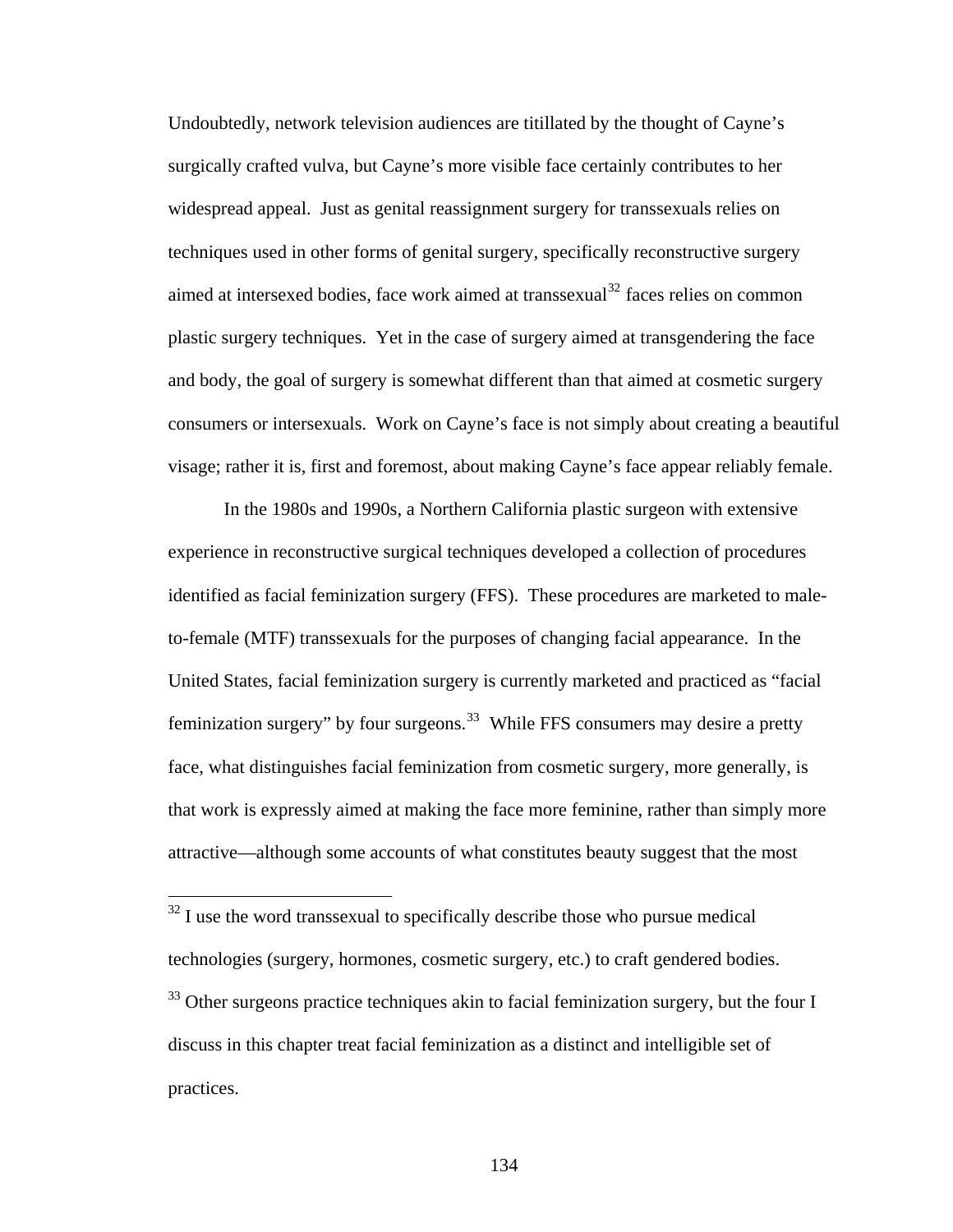Undoubtedly, network television audiences are titillated by the thought of Cayne's surgically crafted vulva, but Cayne's more visible face certainly contributes to her widespread appeal. Just as genital reassignment surgery for transsexuals relies on techniques used in other forms of genital surgery, specifically reconstructive surgery aimed at intersexed bodies, face work aimed at transsexual[32] faces relies on common plastic surgery techniques. Yet in the case of surgery aimed at transgendering the face and body, the goal of surgery is somewhat different than that aimed at cosmetic surgery consumers or intersexuals. Work on Cayne's face is not simply about creating a beautiful visage; rather it is, first and foremost, about making Cayne's face appear reliably female.

In the 1980s and 1990s, a Northern California plastic surgeon with extensive experience in reconstructive surgical techniques developed a collection of procedures identified as facial feminization surgery (FFS). These procedures are marketed to male-to-female (MTF) transsexuals for the purposes of changing facial appearance. In the United States, facial feminization surgery is currently marketed and practiced as "facial feminization surgery" by four surgeons.[33] While FFS consumers may desire a pretty face, what distinguishes facial feminization from cosmetic surgery, more generally, is that work is expressly aimed at making the face more feminine, rather than simply more attractive—although some accounts of what constitutes beauty suggest that the most

---

[32] I use the word transsexual to specifically describe those who pursue medical technologies (surgery, hormones, cosmetic surgery, etc.) to craft gendered bodies.

[33] Other surgeons practice techniques akin to facial feminization surgery, but the four I discuss in this chapter treat facial feminization as a distinct and intelligible set of practices.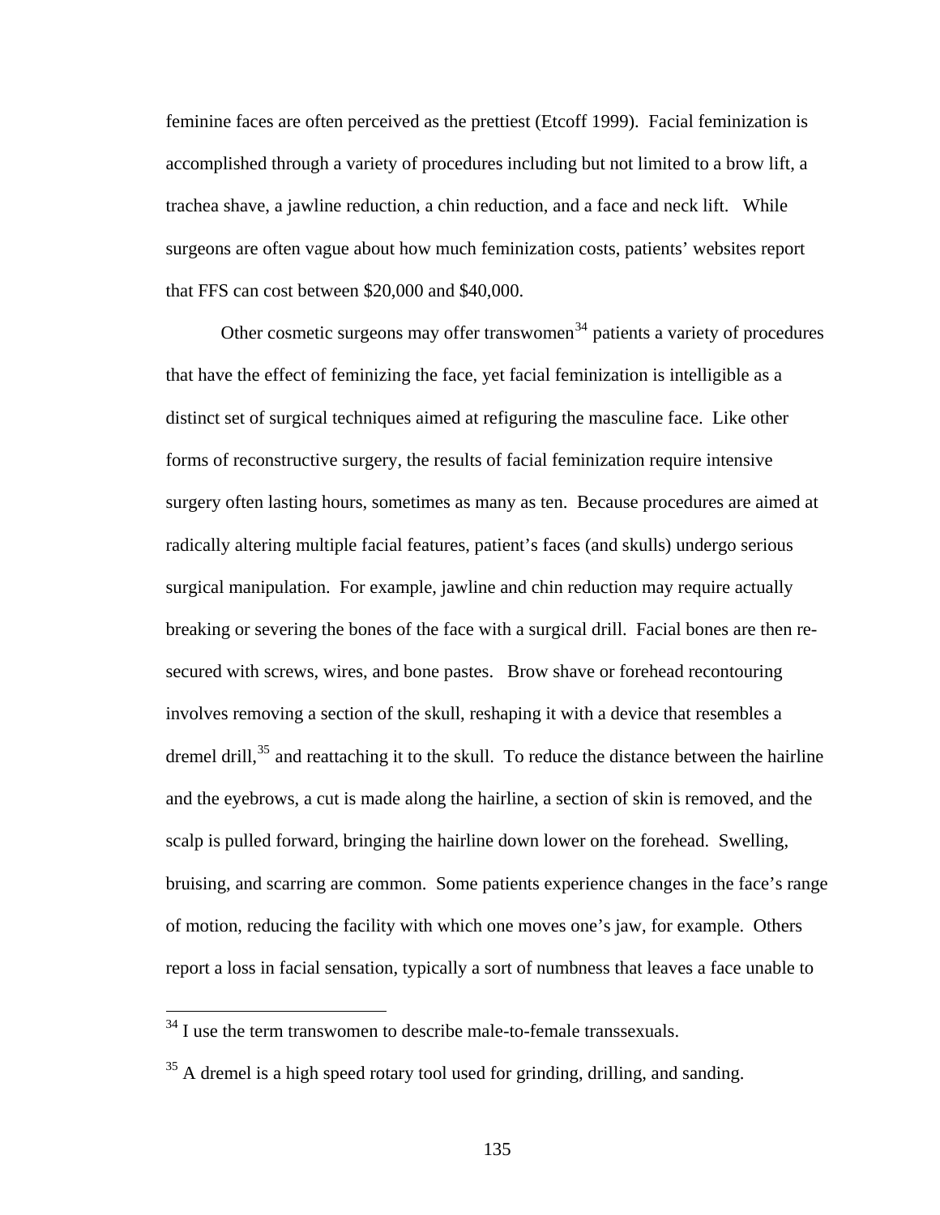feminine faces are often perceived as the prettiest (Etcoff 1999). Facial feminization is accomplished through a variety of procedures including but not limited to a brow lift, a trachea shave, a jawline reduction, a chin reduction, and a face and neck lift. While surgeons are often vague about how much feminization costs, patients' websites report that FFS can cost between $20,000 and $40,000.

Other cosmetic surgeons may offer transwomen[34] patients a variety of procedures that have the effect of feminizing the face, yet facial feminization is intelligible as a distinct set of surgical techniques aimed at refiguring the masculine face. Like other forms of reconstructive surgery, the results of facial feminization require intensive surgery often lasting hours, sometimes as many as ten. Because procedures are aimed at radically altering multiple facial features, patient's faces (and skulls) undergo serious surgical manipulation. For example, jawline and chin reduction may require actually breaking or severing the bones of the face with a surgical drill. Facial bones are then re-secured with screws, wires, and bone pastes. Brow shave or forehead recontouring involves removing a section of the skull, reshaping it with a device that resembles a dremel drill,[35] and reattaching it to the skull. To reduce the distance between the hairline and the eyebrows, a cut is made along the hairline, a section of skin is removed, and the scalp is pulled forward, bringing the hairline down lower on the forehead. Swelling, bruising, and scarring are common. Some patients experience changes in the face's range of motion, reducing the facility with which one moves one's jaw, for example. Others report a loss in facial sensation, typically a sort of numbness that leaves a face unable to

---

[34] I use the term transwomen to describe male-to-female transsexuals.

[35] A dremel is a high speed rotary tool used for grinding, drilling, and sanding.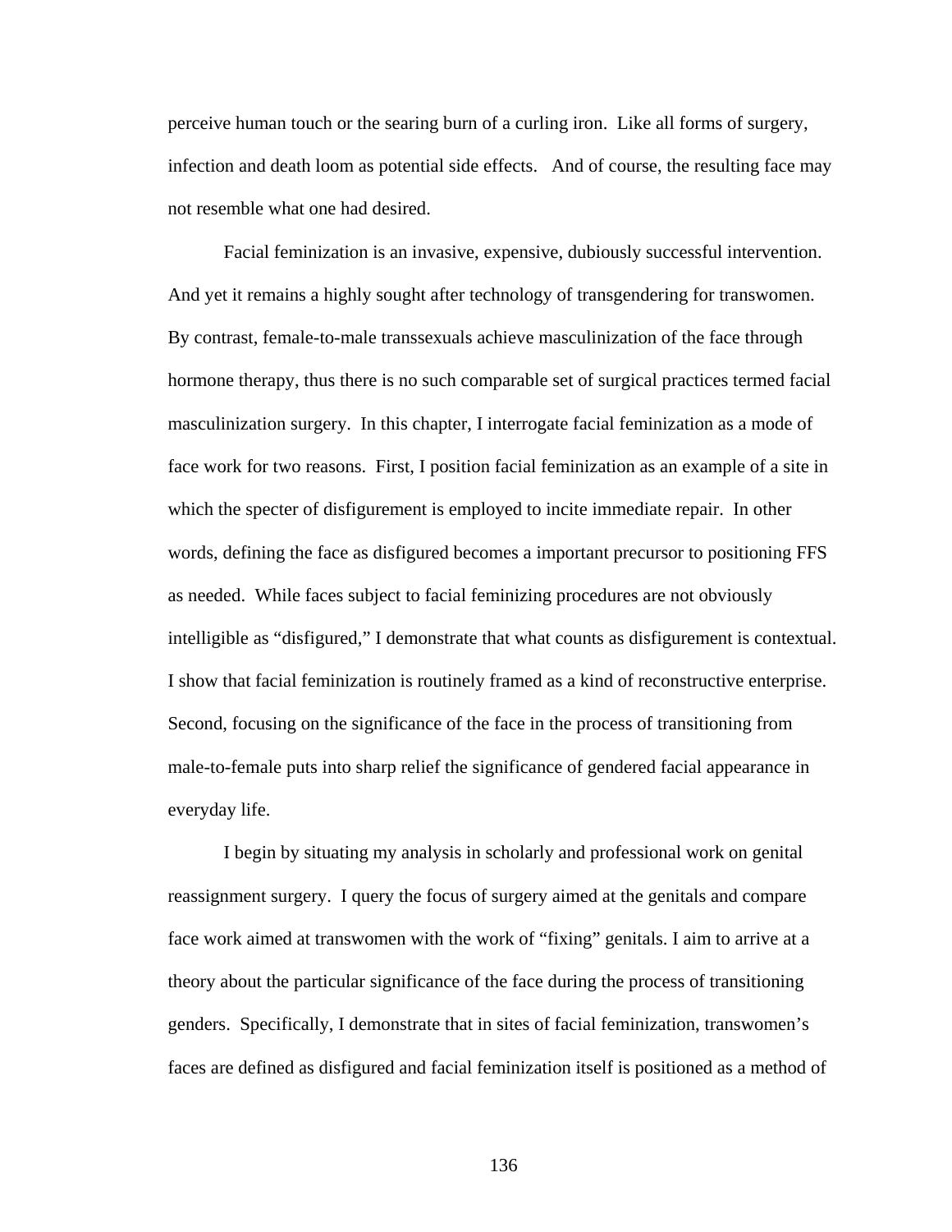perceive human touch or the searing burn of a curling iron. Like all forms of surgery, infection and death loom as potential side effects. And of course, the resulting face may not resemble what one had desired.

Facial feminization is an invasive, expensive, dubiously successful intervention. And yet it remains a highly sought after technology of transgendering for transwomen. By contrast, female-to-male transsexuals achieve masculinization of the face through hormone therapy, thus there is no such comparable set of surgical practices termed facial masculinization surgery. In this chapter, I interrogate facial feminization as a mode of face work for two reasons. First, I position facial feminization as an example of a site in which the specter of disfigurement is employed to incite immediate repair. In other words, defining the face as disfigured becomes a important precursor to positioning FFS as needed. While faces subject to facial feminizing procedures are not obviously intelligible as "disfigured," I demonstrate that what counts as disfigurement is contextual. I show that facial feminization is routinely framed as a kind of reconstructive enterprise. Second, focusing on the significance of the face in the process of transitioning from male-to-female puts into sharp relief the significance of gendered facial appearance in everyday life.

I begin by situating my analysis in scholarly and professional work on genital reassignment surgery. I query the focus of surgery aimed at the genitals and compare face work aimed at transwomen with the work of "fixing" genitals. I aim to arrive at a theory about the particular significance of the face during the process of transitioning genders. Specifically, I demonstrate that in sites of facial feminization, transwomen's faces are defined as disfigured and facial feminization itself is positioned as a method of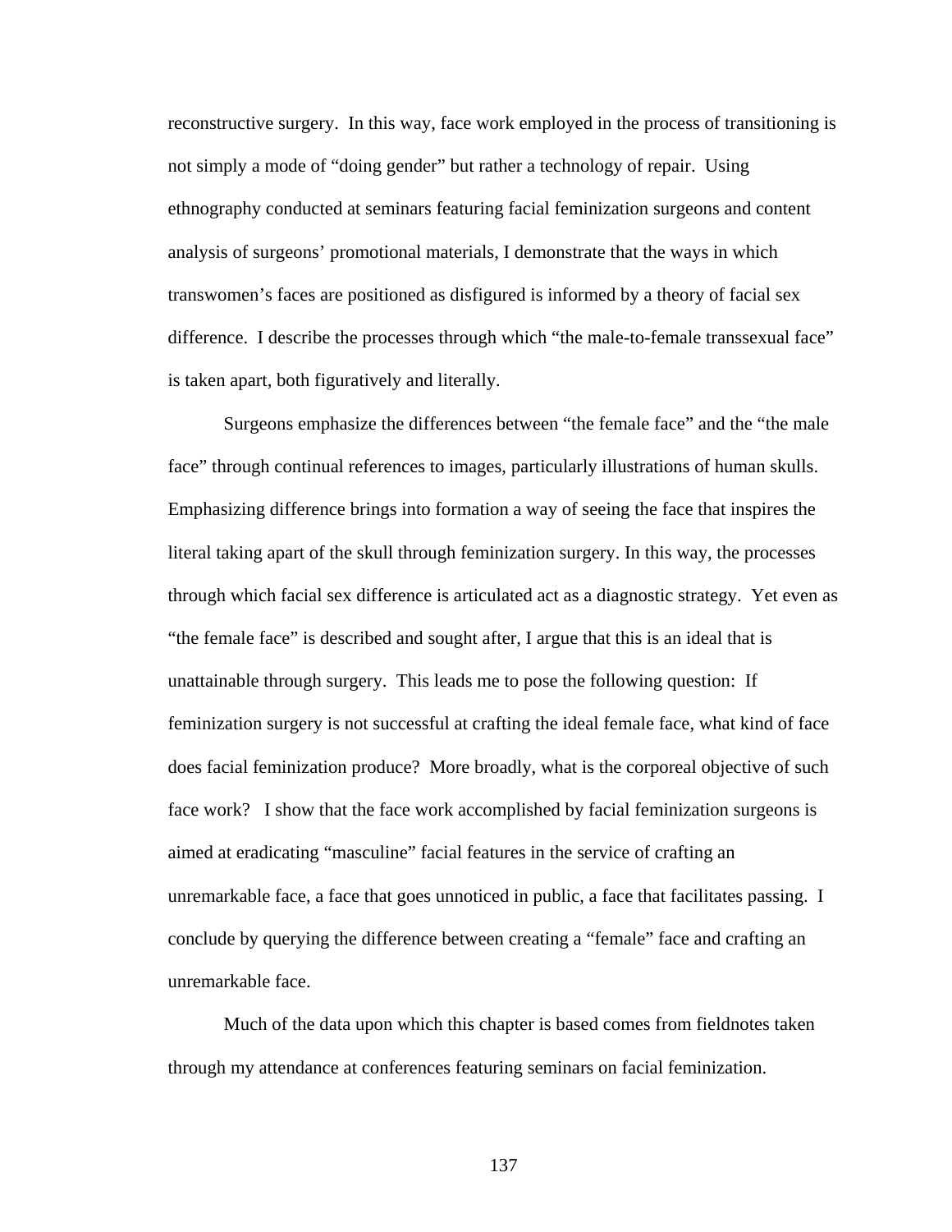reconstructive surgery. In this way, face work employed in the process of transitioning is not simply a mode of "doing gender" but rather a technology of repair. Using ethnography conducted at seminars featuring facial feminization surgeons and content analysis of surgeons' promotional materials, I demonstrate that the ways in which transwomen's faces are positioned as disfigured is informed by a theory of facial sex difference. I describe the processes through which "the male-to-female transsexual face" is taken apart, both figuratively and literally.

Surgeons emphasize the differences between "the female face" and the "the male face" through continual references to images, particularly illustrations of human skulls. Emphasizing difference brings into formation a way of seeing the face that inspires the literal taking apart of the skull through feminization surgery. In this way, the processes through which facial sex difference is articulated act as a diagnostic strategy. Yet even as "the female face" is described and sought after, I argue that this is an ideal that is unattainable through surgery. This leads me to pose the following question: If feminization surgery is not successful at crafting the ideal female face, what kind of face does facial feminization produce? More broadly, what is the corporeal objective of such face work? I show that the face work accomplished by facial feminization surgeons is aimed at eradicating "masculine" facial features in the service of crafting an unremarkable face, a face that goes unnoticed in public, a face that facilitates passing. I conclude by querying the difference between creating a "female" face and crafting an unremarkable face.

Much of the data upon which this chapter is based comes from fieldnotes taken through my attendance at conferences featuring seminars on facial feminization.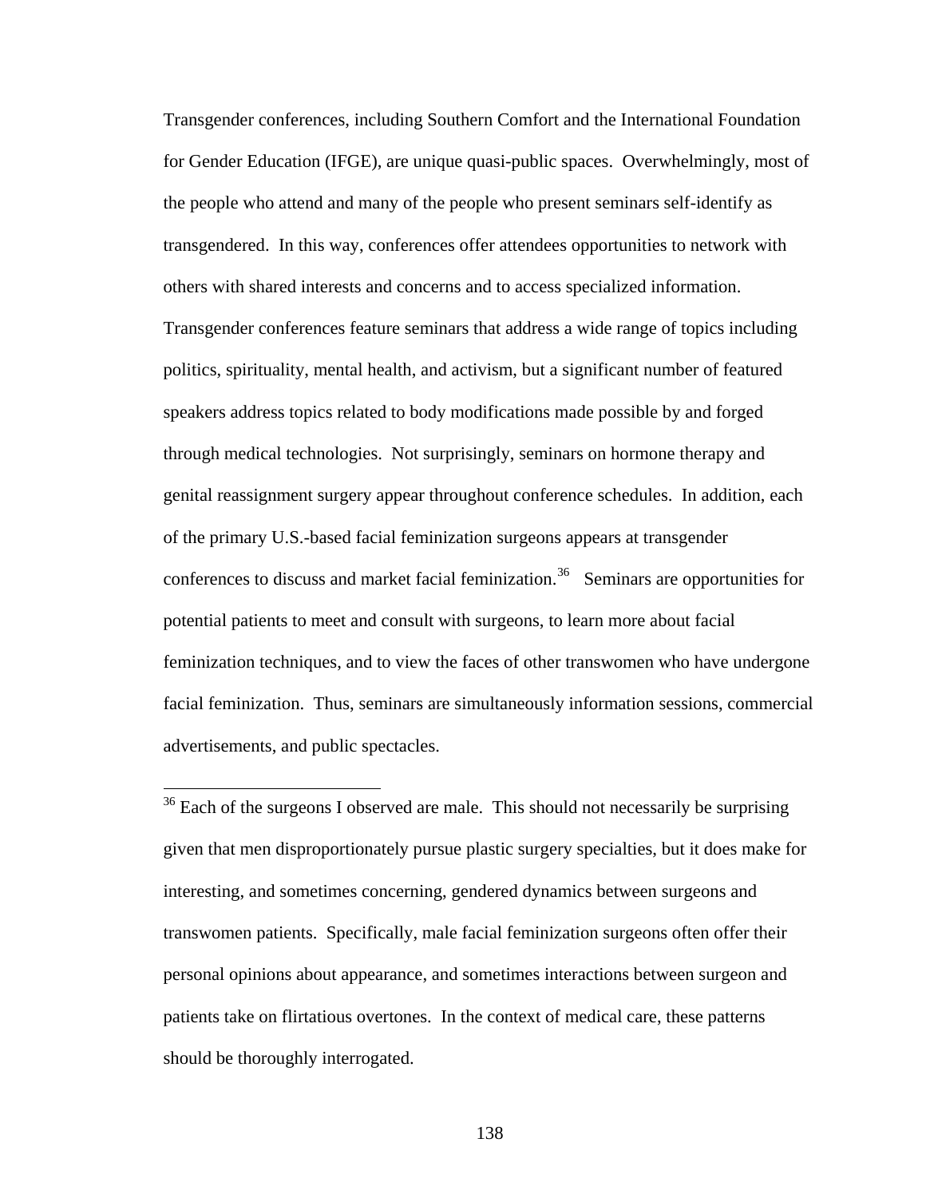Transgender conferences, including Southern Comfort and the International Foundation for Gender Education (IFGE), are unique quasi-public spaces. Overwhelmingly, most of the people who attend and many of the people who present seminars self-identify as transgendered. In this way, conferences offer attendees opportunities to network with others with shared interests and concerns and to access specialized information. Transgender conferences feature seminars that address a wide range of topics including politics, spirituality, mental health, and activism, but a significant number of featured speakers address topics related to body modifications made possible by and forged through medical technologies. Not surprisingly, seminars on hormone therapy and genital reassignment surgery appear throughout conference schedules. In addition, each of the primary U.S.-based facial feminization surgeons appears at transgender conferences to discuss and market facial feminization.[36] Seminars are opportunities for potential patients to meet and consult with surgeons, to learn more about facial feminization techniques, and to view the faces of other transwomen who have undergone facial feminization. Thus, seminars are simultaneously information sessions, commercial advertisements, and public spectacles.

[36] Each of the surgeons I observed are male. This should not necessarily be surprising given that men disproportionately pursue plastic surgery specialties, but it does make for interesting, and sometimes concerning, gendered dynamics between surgeons and transwomen patients. Specifically, male facial feminization surgeons often offer their personal opinions about appearance, and sometimes interactions between surgeon and patients take on flirtatious overtones. In the context of medical care, these patterns should be thoroughly interrogated.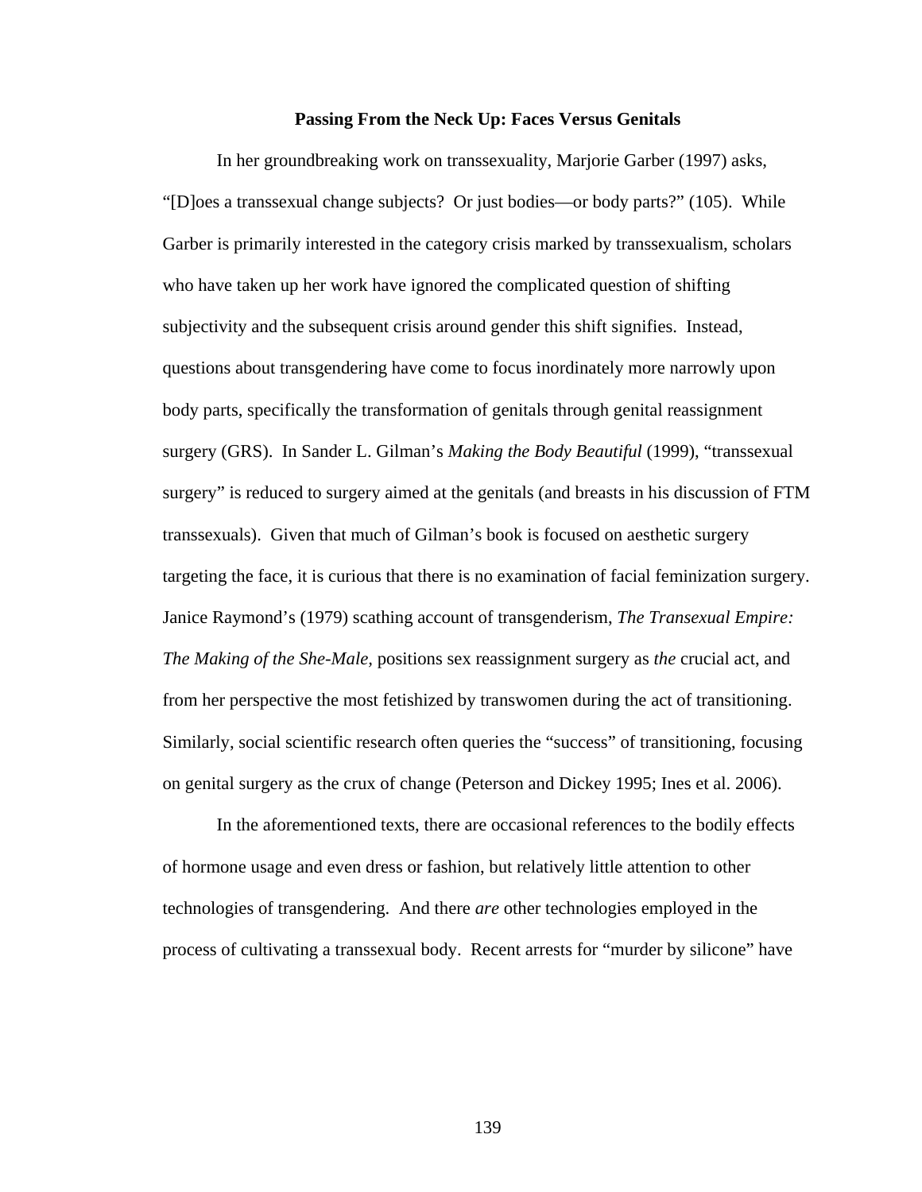**Passing From the Neck Up: Faces Versus Genitals**

In her groundbreaking work on transsexuality, Marjorie Garber (1997) asks, "[D]oes a transsexual change subjects? Or just bodies—or body parts?" (105). While Garber is primarily interested in the category crisis marked by transsexualism, scholars who have taken up her work have ignored the complicated question of shifting subjectivity and the subsequent crisis around gender this shift signifies. Instead, questions about transgendering have come to focus inordinately more narrowly upon body parts, specifically the transformation of genitals through genital reassignment surgery (GRS). In Sander L. Gilman's *Making the Body Beautiful* (1999), "transsexual surgery" is reduced to surgery aimed at the genitals (and breasts in his discussion of FTM transsexuals). Given that much of Gilman's book is focused on aesthetic surgery targeting the face, it is curious that there is no examination of facial feminization surgery. Janice Raymond's (1979) scathing account of transgenderism, *The Transexual Empire: The Making of the She-Male,* positions sex reassignment surgery as *the* crucial act, and from her perspective the most fetishized by transwomen during the act of transitioning. Similarly, social scientific research often queries the "success" of transitioning, focusing on genital surgery as the crux of change (Peterson and Dickey 1995; Ines et al. 2006).

In the aforementioned texts, there are occasional references to the bodily effects of hormone usage and even dress or fashion, but relatively little attention to other technologies of transgendering. And there *are* other technologies employed in the process of cultivating a transsexual body. Recent arrests for "murder by silicone" have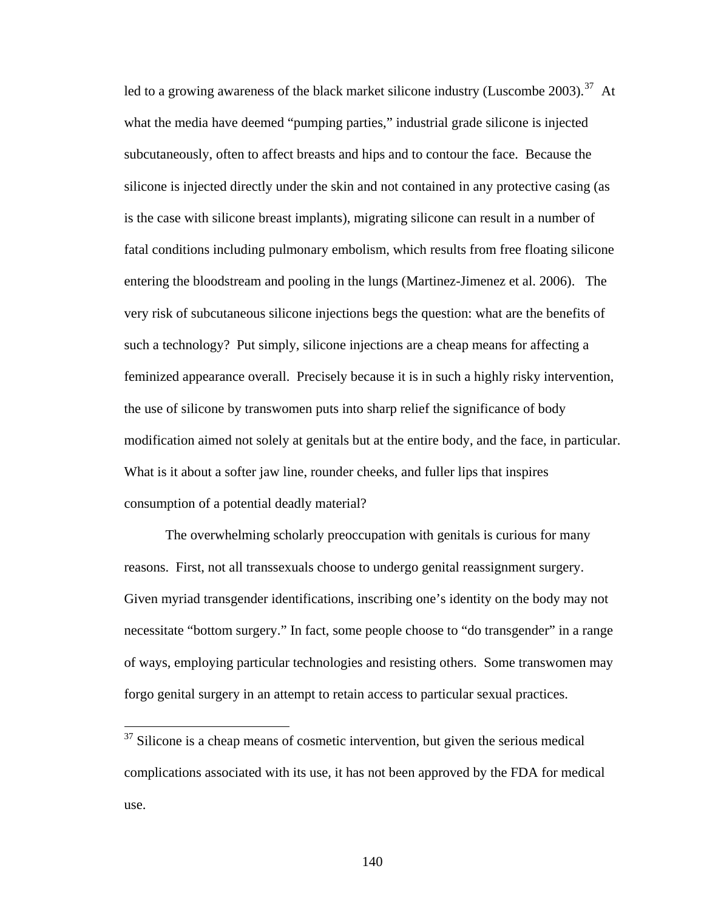led to a growing awareness of the black market silicone industry (Luscombe 2003).[37] At what the media have deemed "pumping parties," industrial grade silicone is injected subcutaneously, often to affect breasts and hips and to contour the face. Because the silicone is injected directly under the skin and not contained in any protective casing (as is the case with silicone breast implants), migrating silicone can result in a number of fatal conditions including pulmonary embolism, which results from free floating silicone entering the bloodstream and pooling in the lungs (Martinez-Jimenez et al. 2006). The very risk of subcutaneous silicone injections begs the question: what are the benefits of such a technology? Put simply, silicone injections are a cheap means for affecting a feminized appearance overall. Precisely because it is in such a highly risky intervention, the use of silicone by transwomen puts into sharp relief the significance of body modification aimed not solely at genitals but at the entire body, and the face, in particular. What is it about a softer jaw line, rounder cheeks, and fuller lips that inspires consumption of a potential deadly material?

The overwhelming scholarly preoccupation with genitals is curious for many reasons. First, not all transsexuals choose to undergo genital reassignment surgery. Given myriad transgender identifications, inscribing one's identity on the body may not necessitate "bottom surgery." In fact, some people choose to "do transgender" in a range of ways, employing particular technologies and resisting others. Some transwomen may forgo genital surgery in an attempt to retain access to particular sexual practices.

[37] Silicone is a cheap means of cosmetic intervention, but given the serious medical complications associated with its use, it has not been approved by the FDA for medical use.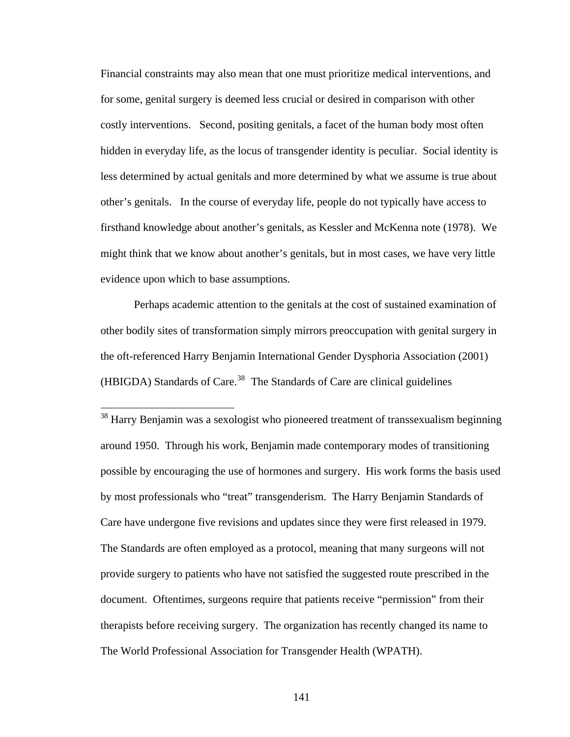Financial constraints may also mean that one must prioritize medical interventions, and for some, genital surgery is deemed less crucial or desired in comparison with other costly interventions. Second, positing genitals, a facet of the human body most often hidden in everyday life, as the locus of transgender identity is peculiar. Social identity is less determined by actual genitals and more determined by what we assume is true about other's genitals. In the course of everyday life, people do not typically have access to firsthand knowledge about another's genitals, as Kessler and McKenna note (1978). We might think that we know about another's genitals, but in most cases, we have very little evidence upon which to base assumptions.

Perhaps academic attention to the genitals at the cost of sustained examination of other bodily sites of transformation simply mirrors preoccupation with genital surgery in the oft-referenced Harry Benjamin International Gender Dysphoria Association (2001) (HBIGDA) Standards of Care.[38] The Standards of Care are clinical guidelines

---

[38] Harry Benjamin was a sexologist who pioneered treatment of transsexualism beginning around 1950. Through his work, Benjamin made contemporary modes of transitioning possible by encouraging the use of hormones and surgery. His work forms the basis used by most professionals who "treat" transgenderism. The Harry Benjamin Standards of Care have undergone five revisions and updates since they were first released in 1979. The Standards are often employed as a protocol, meaning that many surgeons will not provide surgery to patients who have not satisfied the suggested route prescribed in the document. Oftentimes, surgeons require that patients receive "permission" from their therapists before receiving surgery. The organization has recently changed its name to The World Professional Association for Transgender Health (WPATH).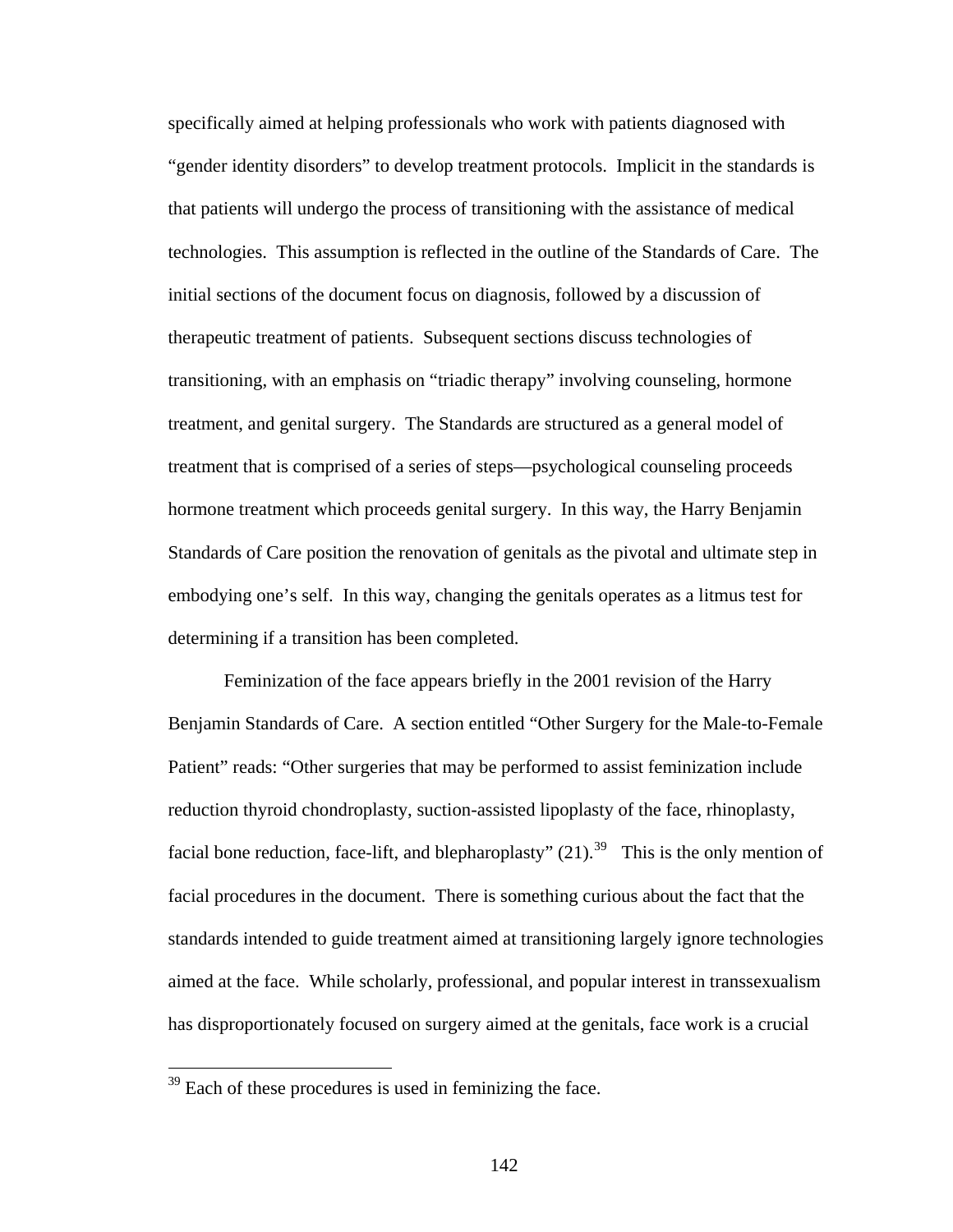specifically aimed at helping professionals who work with patients diagnosed with "gender identity disorders" to develop treatment protocols. Implicit in the standards is that patients will undergo the process of transitioning with the assistance of medical technologies. This assumption is reflected in the outline of the Standards of Care. The initial sections of the document focus on diagnosis, followed by a discussion of therapeutic treatment of patients. Subsequent sections discuss technologies of transitioning, with an emphasis on "triadic therapy" involving counseling, hormone treatment, and genital surgery. The Standards are structured as a general model of treatment that is comprised of a series of steps—psychological counseling proceeds hormone treatment which proceeds genital surgery. In this way, the Harry Benjamin Standards of Care position the renovation of genitals as the pivotal and ultimate step in embodying one's self. In this way, changing the genitals operates as a litmus test for determining if a transition has been completed.

Feminization of the face appears briefly in the 2001 revision of the Harry Benjamin Standards of Care. A section entitled "Other Surgery for the Male-to-Female Patient" reads: "Other surgeries that may be performed to assist feminization include reduction thyroid chondroplasty, suction-assisted lipoplasty of the face, rhinoplasty, facial bone reduction, face-lift, and blepharoplasty" (21).[39] This is the only mention of facial procedures in the document. There is something curious about the fact that the standards intended to guide treatment aimed at transitioning largely ignore technologies aimed at the face. While scholarly, professional, and popular interest in transsexualism has disproportionately focused on surgery aimed at the genitals, face work is a crucial

[39] Each of these procedures is used in feminizing the face.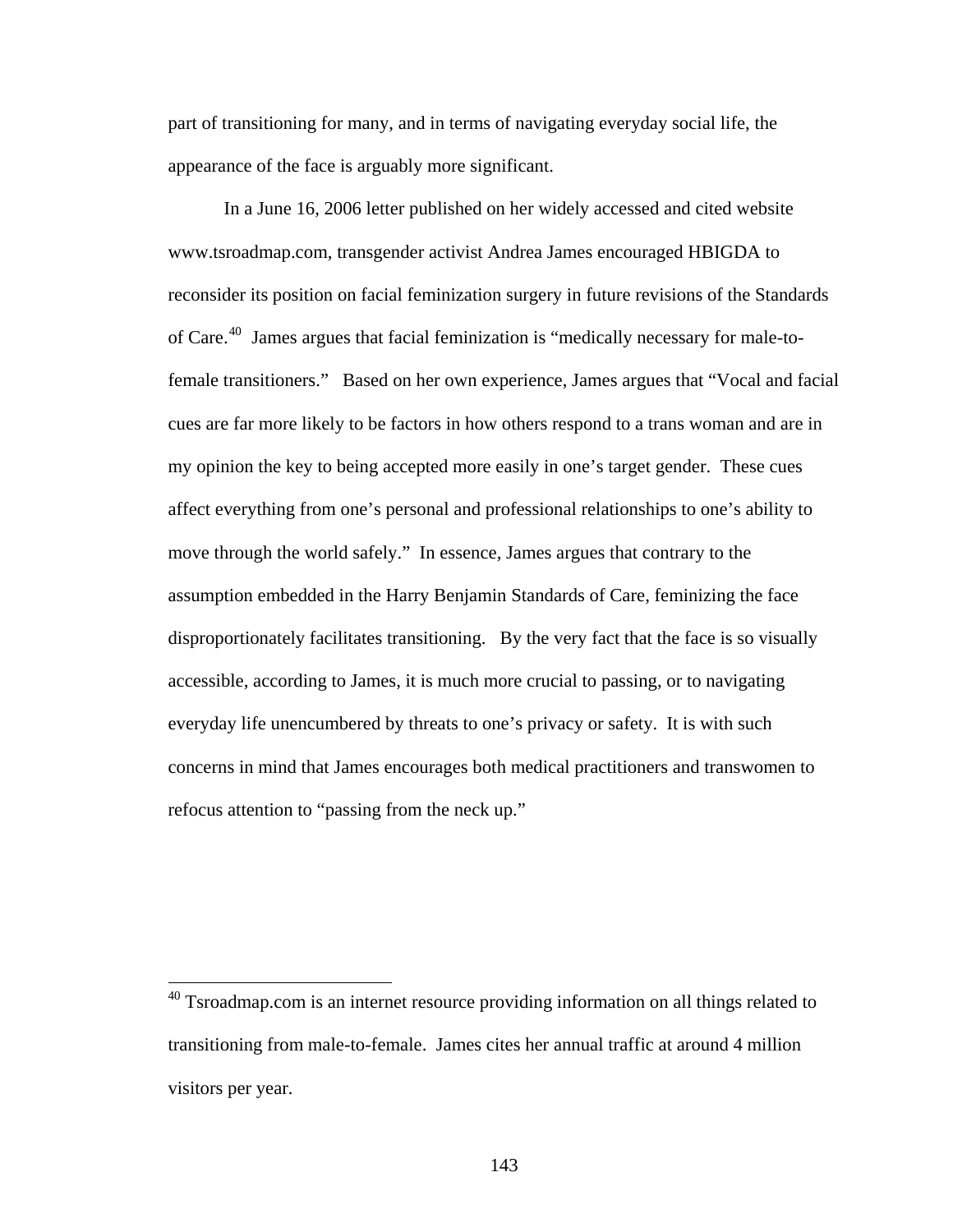part of transitioning for many, and in terms of navigating everyday social life, the appearance of the face is arguably more significant.

In a June 16, 2006 letter published on her widely accessed and cited website www.tsroadmap.com, transgender activist Andrea James encouraged HBIGDA to reconsider its position on facial feminization surgery in future revisions of the Standards of Care.[40] James argues that facial feminization is "medically necessary for male-to-female transitioners." Based on her own experience, James argues that "Vocal and facial cues are far more likely to be factors in how others respond to a trans woman and are in my opinion the key to being accepted more easily in one's target gender. These cues affect everything from one's personal and professional relationships to one's ability to move through the world safely." In essence, James argues that contrary to the assumption embedded in the Harry Benjamin Standards of Care, feminizing the face disproportionately facilitates transitioning. By the very fact that the face is so visually accessible, according to James, it is much more crucial to passing, or to navigating everyday life unencumbered by threats to one's privacy or safety. It is with such concerns in mind that James encourages both medical practitioners and transwomen to refocus attention to "passing from the neck up."

---

[40] Tsroadmap.com is an internet resource providing information on all things related to transitioning from male-to-female. James cites her annual traffic at around 4 million visitors per year.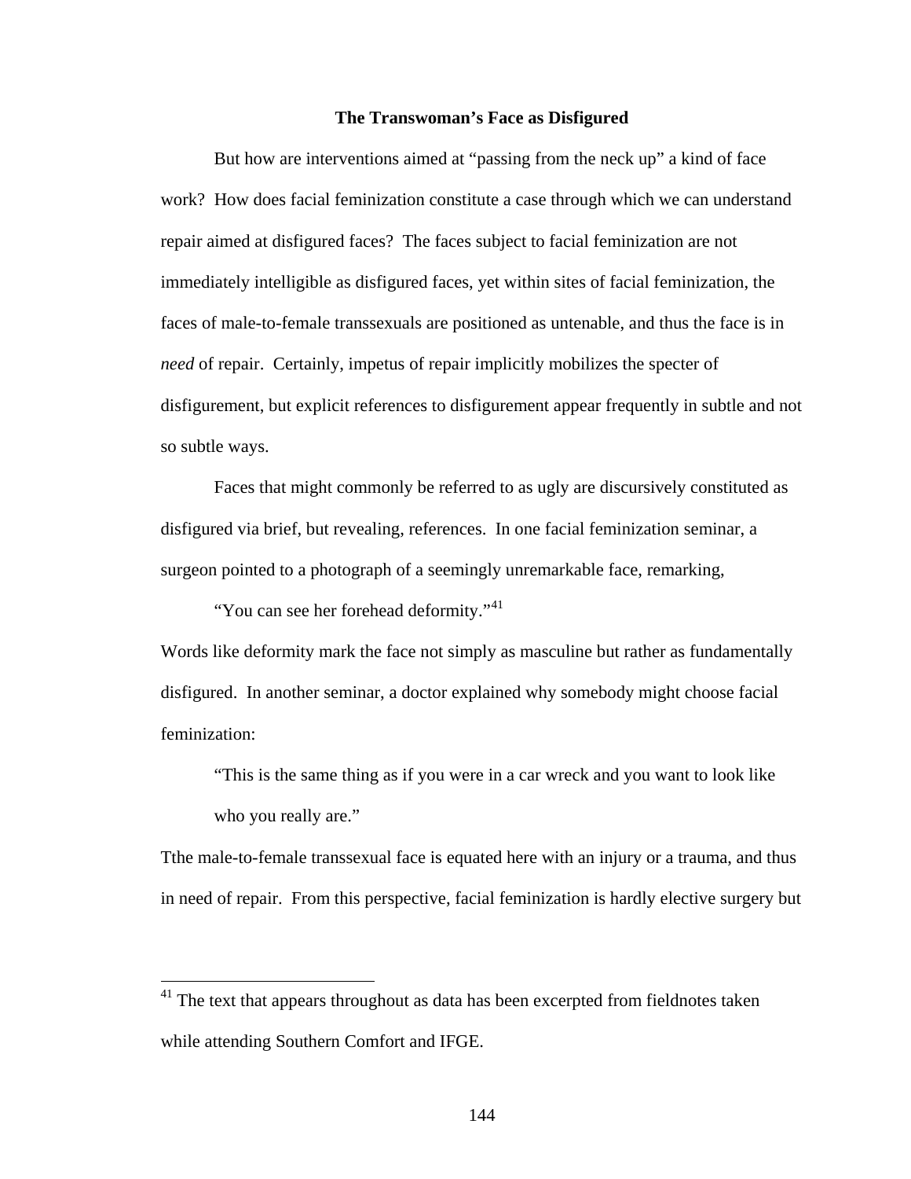### The Transwoman's Face as Disfigured

But how are interventions aimed at "passing from the neck up" a kind of face work? How does facial feminization constitute a case through which we can understand repair aimed at disfigured faces? The faces subject to facial feminization are not immediately intelligible as disfigured faces, yet within sites of facial feminization, the faces of male-to-female transsexuals are positioned as untenable, and thus the face is in *need* of repair. Certainly, impetus of repair implicitly mobilizes the specter of disfigurement, but explicit references to disfigurement appear frequently in subtle and not so subtle ways.

Faces that might commonly be referred to as ugly are discursively constituted as disfigured via brief, but revealing, references. In one facial feminization seminar, a surgeon pointed to a photograph of a seemingly unremarkable face, remarking,

> "You can see her forehead deformity."[41]

Words like deformity mark the face not simply as masculine but rather as fundamentally disfigured. In another seminar, a doctor explained why somebody might choose facial feminization:

> "This is the same thing as if you were in a car wreck and you want to look like who you really are."

Tthe male-to-female transsexual face is equated here with an injury or a trauma, and thus in need of repair. From this perspective, facial feminization is hardly elective surgery but

---

[41] The text that appears throughout as data has been excerpted from fieldnotes taken while attending Southern Comfort and IFGE.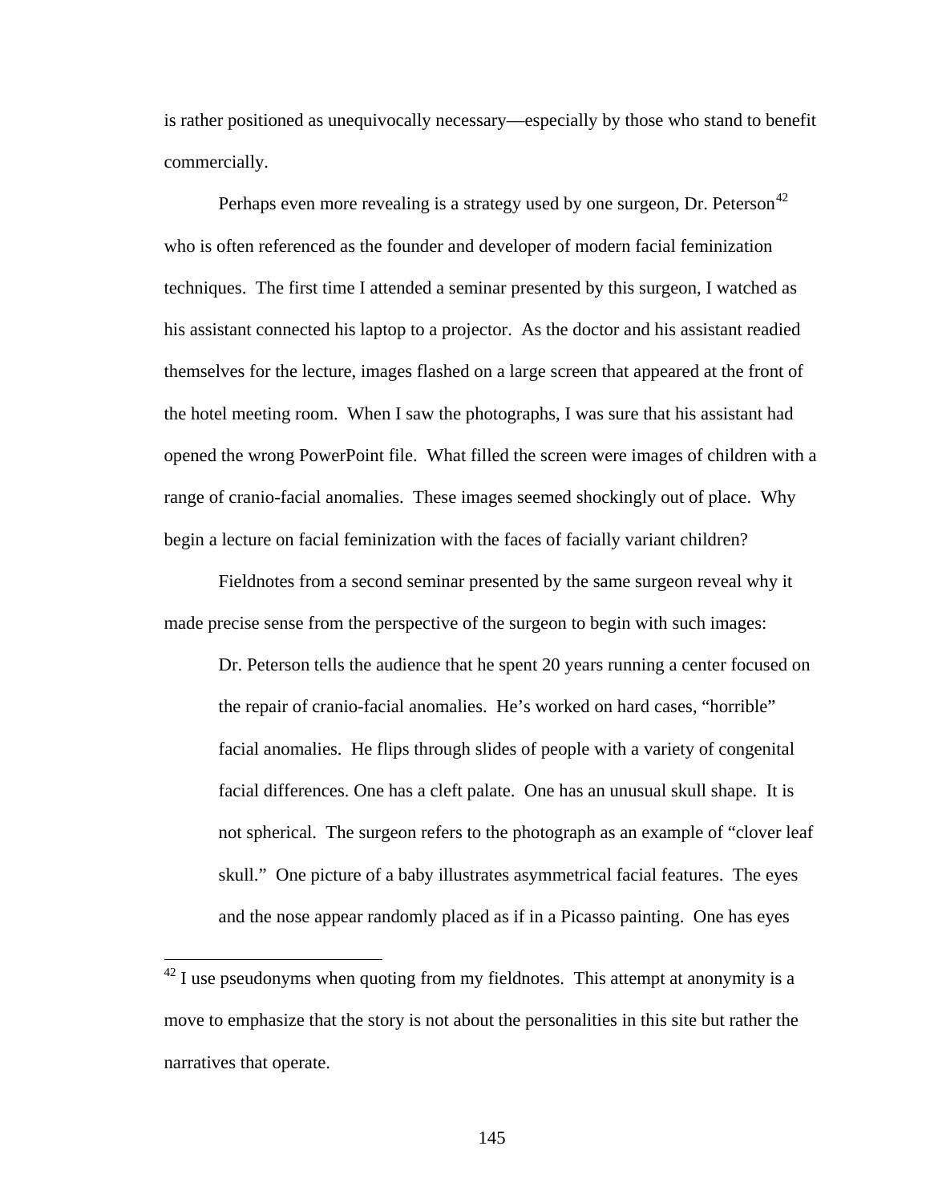is rather positioned as unequivocally necessary—especially by those who stand to benefit commercially.

Perhaps even more revealing is a strategy used by one surgeon, Dr. Peterson[42] who is often referenced as the founder and developer of modern facial feminization techniques. The first time I attended a seminar presented by this surgeon, I watched as his assistant connected his laptop to a projector. As the doctor and his assistant readied themselves for the lecture, images flashed on a large screen that appeared at the front of the hotel meeting room. When I saw the photographs, I was sure that his assistant had opened the wrong PowerPoint file. What filled the screen were images of children with a range of cranio-facial anomalies. These images seemed shockingly out of place. Why begin a lecture on facial feminization with the faces of facially variant children?

Fieldnotes from a second seminar presented by the same surgeon reveal why it made precise sense from the perspective of the surgeon to begin with such images:

> Dr. Peterson tells the audience that he spent 20 years running a center focused on the repair of cranio-facial anomalies. He's worked on hard cases, "horrible" facial anomalies. He flips through slides of people with a variety of congenital facial differences. One has a cleft palate. One has an unusual skull shape. It is not spherical. The surgeon refers to the photograph as an example of "clover leaf skull." One picture of a baby illustrates asymmetrical facial features. The eyes and the nose appear randomly placed as if in a Picasso painting. One has eyes

[42] I use pseudonyms when quoting from my fieldnotes. This attempt at anonymity is a move to emphasize that the story is not about the personalities in this site but rather the narratives that operate.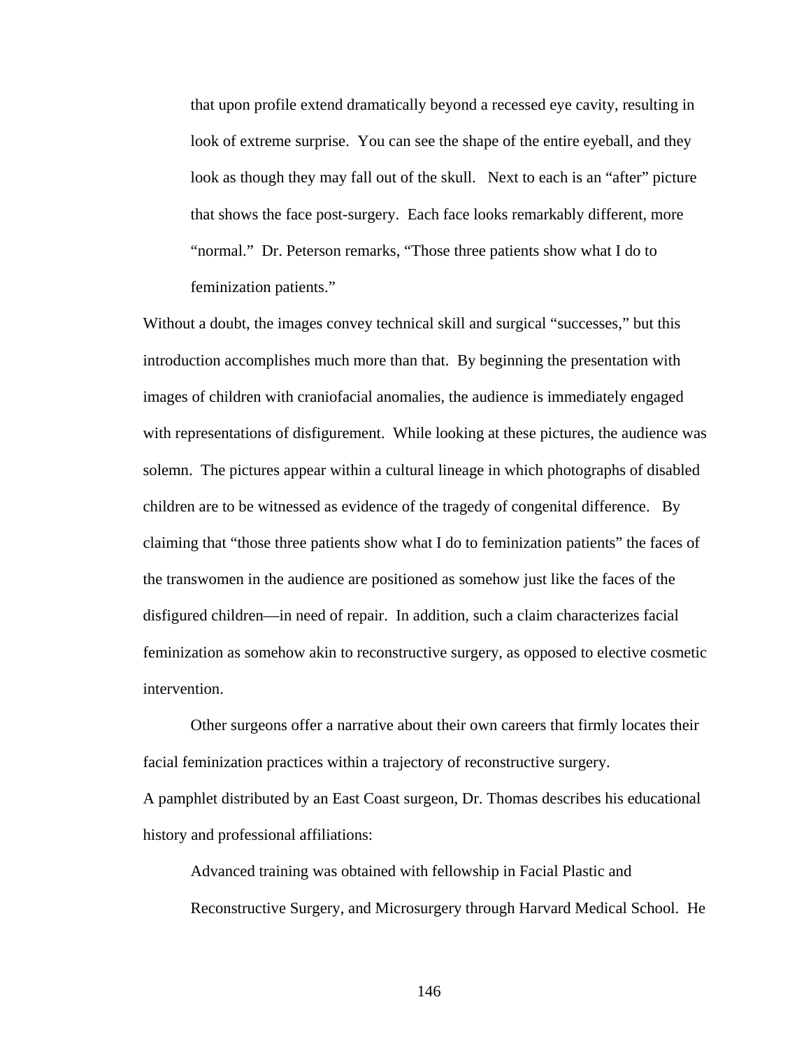> that upon profile extend dramatically beyond a recessed eye cavity, resulting in look of extreme surprise. You can see the shape of the entire eyeball, and they look as though they may fall out of the skull. Next to each is an "after" picture that shows the face post-surgery. Each face looks remarkably different, more "normal." Dr. Peterson remarks, "Those three patients show what I do to feminization patients."

Without a doubt, the images convey technical skill and surgical "successes," but this introduction accomplishes much more than that. By beginning the presentation with images of children with craniofacial anomalies, the audience is immediately engaged with representations of disfigurement. While looking at these pictures, the audience was solemn. The pictures appear within a cultural lineage in which photographs of disabled children are to be witnessed as evidence of the tragedy of congenital difference. By claiming that "those three patients show what I do to feminization patients" the faces of the transwomen in the audience are positioned as somehow just like the faces of the disfigured children—in need of repair. In addition, such a claim characterizes facial feminization as somehow akin to reconstructive surgery, as opposed to elective cosmetic intervention.

Other surgeons offer a narrative about their own careers that firmly locates their facial feminization practices within a trajectory of reconstructive surgery.

A pamphlet distributed by an East Coast surgeon, Dr. Thomas describes his educational history and professional affiliations:

> Advanced training was obtained with fellowship in Facial Plastic and Reconstructive Surgery, and Microsurgery through Harvard Medical School. He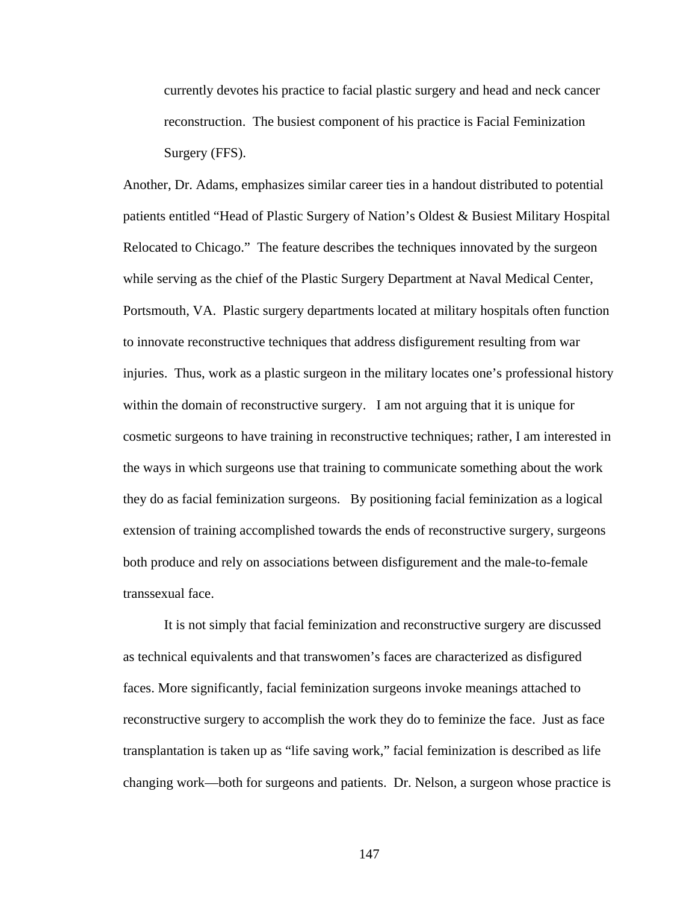> currently devotes his practice to facial plastic surgery and head and neck cancer reconstruction. The busiest component of his practice is Facial Feminization Surgery (FFS).

Another, Dr. Adams, emphasizes similar career ties in a handout distributed to potential patients entitled "Head of Plastic Surgery of Nation's Oldest & Busiest Military Hospital Relocated to Chicago." The feature describes the techniques innovated by the surgeon while serving as the chief of the Plastic Surgery Department at Naval Medical Center, Portsmouth, VA. Plastic surgery departments located at military hospitals often function to innovate reconstructive techniques that address disfigurement resulting from war injuries. Thus, work as a plastic surgeon in the military locates one's professional history within the domain of reconstructive surgery. I am not arguing that it is unique for cosmetic surgeons to have training in reconstructive techniques; rather, I am interested in the ways in which surgeons use that training to communicate something about the work they do as facial feminization surgeons. By positioning facial feminization as a logical extension of training accomplished towards the ends of reconstructive surgery, surgeons both produce and rely on associations between disfigurement and the male-to-female transsexual face.

It is not simply that facial feminization and reconstructive surgery are discussed as technical equivalents and that transwomen's faces are characterized as disfigured faces. More significantly, facial feminization surgeons invoke meanings attached to reconstructive surgery to accomplish the work they do to feminize the face. Just as face transplantation is taken up as "life saving work," facial feminization is described as life changing work—both for surgeons and patients. Dr. Nelson, a surgeon whose practice is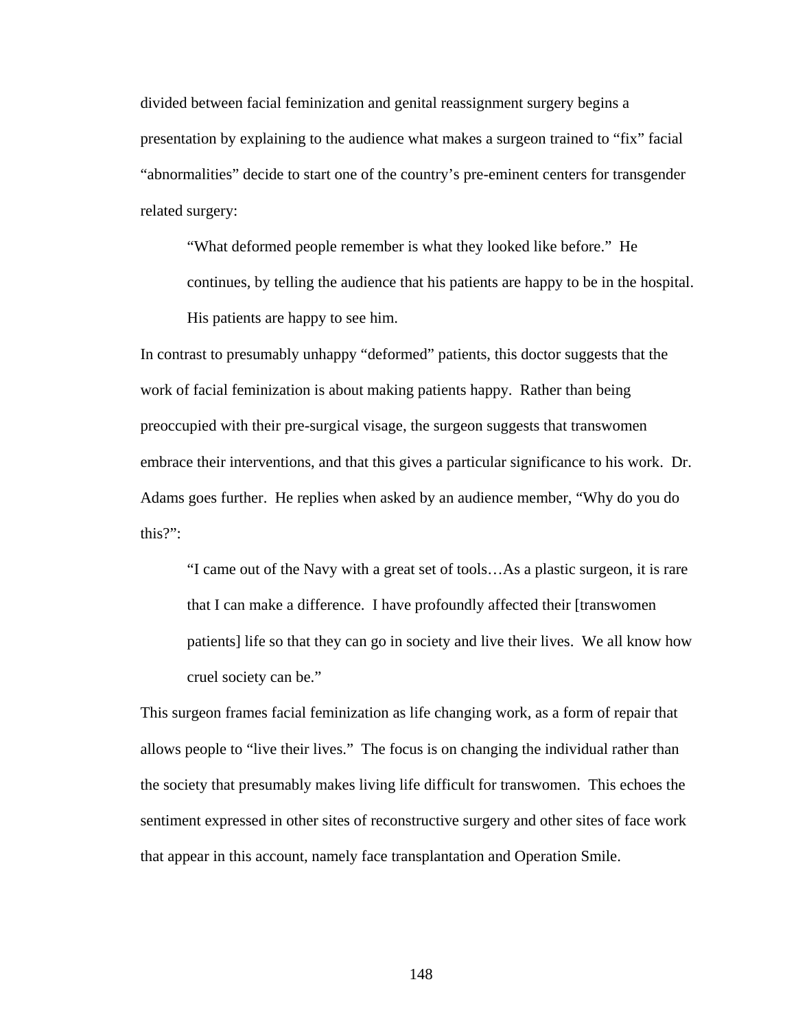divided between facial feminization and genital reassignment surgery begins a presentation by explaining to the audience what makes a surgeon trained to "fix" facial "abnormalities" decide to start one of the country's pre-eminent centers for transgender related surgery:

> "What deformed people remember is what they looked like before." He continues, by telling the audience that his patients are happy to be in the hospital. His patients are happy to see him.

In contrast to presumably unhappy "deformed" patients, this doctor suggests that the work of facial feminization is about making patients happy. Rather than being preoccupied with their pre-surgical visage, the surgeon suggests that transwomen embrace their interventions, and that this gives a particular significance to his work. Dr. Adams goes further. He replies when asked by an audience member, "Why do you do this?":

> "I came out of the Navy with a great set of tools…As a plastic surgeon, it is rare that I can make a difference. I have profoundly affected their [transwomen patients] life so that they can go in society and live their lives. We all know how cruel society can be."

This surgeon frames facial feminization as life changing work, as a form of repair that allows people to "live their lives." The focus is on changing the individual rather than the society that presumably makes living life difficult for transwomen. This echoes the sentiment expressed in other sites of reconstructive surgery and other sites of face work that appear in this account, namely face transplantation and Operation Smile.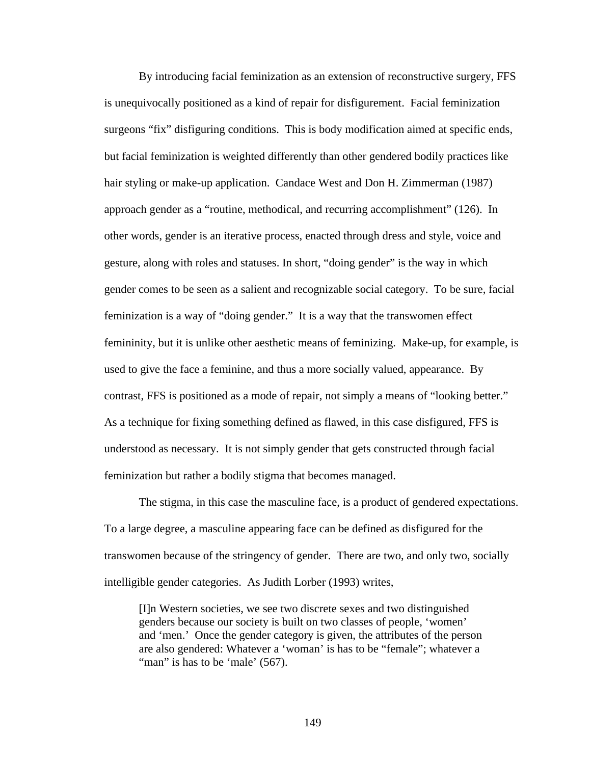By introducing facial feminization as an extension of reconstructive surgery, FFS is unequivocally positioned as a kind of repair for disfigurement. Facial feminization surgeons "fix" disfiguring conditions. This is body modification aimed at specific ends, but facial feminization is weighted differently than other gendered bodily practices like hair styling or make-up application. Candace West and Don H. Zimmerman (1987) approach gender as a "routine, methodical, and recurring accomplishment" (126). In other words, gender is an iterative process, enacted through dress and style, voice and gesture, along with roles and statuses. In short, "doing gender" is the way in which gender comes to be seen as a salient and recognizable social category. To be sure, facial feminization is a way of "doing gender." It is a way that the transwomen effect femininity, but it is unlike other aesthetic means of feminizing. Make-up, for example, is used to give the face a feminine, and thus a more socially valued, appearance. By contrast, FFS is positioned as a mode of repair, not simply a means of "looking better." As a technique for fixing something defined as flawed, in this case disfigured, FFS is understood as necessary. It is not simply gender that gets constructed through facial feminization but rather a bodily stigma that becomes managed.

The stigma, in this case the masculine face, is a product of gendered expectations. To a large degree, a masculine appearing face can be defined as disfigured for the transwomen because of the stringency of gender. There are two, and only two, socially intelligible gender categories. As Judith Lorber (1993) writes,

> [I]n Western societies, we see two discrete sexes and two distinguished genders because our society is built on two classes of people, 'women' and 'men.' Once the gender category is given, the attributes of the person are also gendered: Whatever a 'woman' is has to be "female"; whatever a "man" is has to be 'male' (567).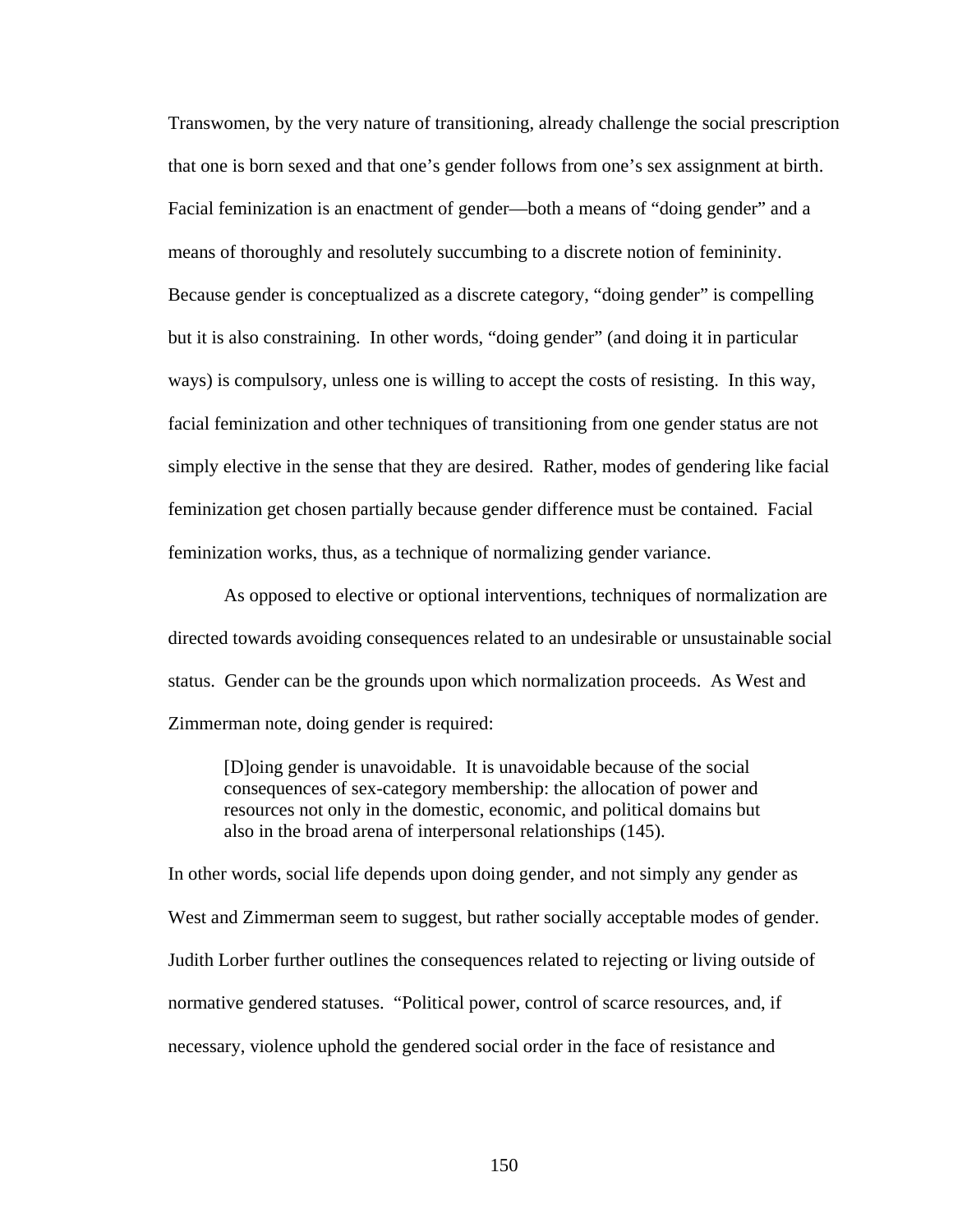Transwomen, by the very nature of transitioning, already challenge the social prescription that one is born sexed and that one's gender follows from one's sex assignment at birth. Facial feminization is an enactment of gender—both a means of "doing gender" and a means of thoroughly and resolutely succumbing to a discrete notion of femininity. Because gender is conceptualized as a discrete category, "doing gender" is compelling but it is also constraining. In other words, "doing gender" (and doing it in particular ways) is compulsory, unless one is willing to accept the costs of resisting. In this way, facial feminization and other techniques of transitioning from one gender status are not simply elective in the sense that they are desired. Rather, modes of gendering like facial feminization get chosen partially because gender difference must be contained. Facial feminization works, thus, as a technique of normalizing gender variance.

As opposed to elective or optional interventions, techniques of normalization are directed towards avoiding consequences related to an undesirable or unsustainable social status. Gender can be the grounds upon which normalization proceeds. As West and Zimmerman note, doing gender is required:

> [D]oing gender is unavoidable. It is unavoidable because of the social consequences of sex-category membership: the allocation of power and resources not only in the domestic, economic, and political domains but also in the broad arena of interpersonal relationships (145).

In other words, social life depends upon doing gender, and not simply any gender as West and Zimmerman seem to suggest, but rather socially acceptable modes of gender. Judith Lorber further outlines the consequences related to rejecting or living outside of normative gendered statuses. "Political power, control of scarce resources, and, if necessary, violence uphold the gendered social order in the face of resistance and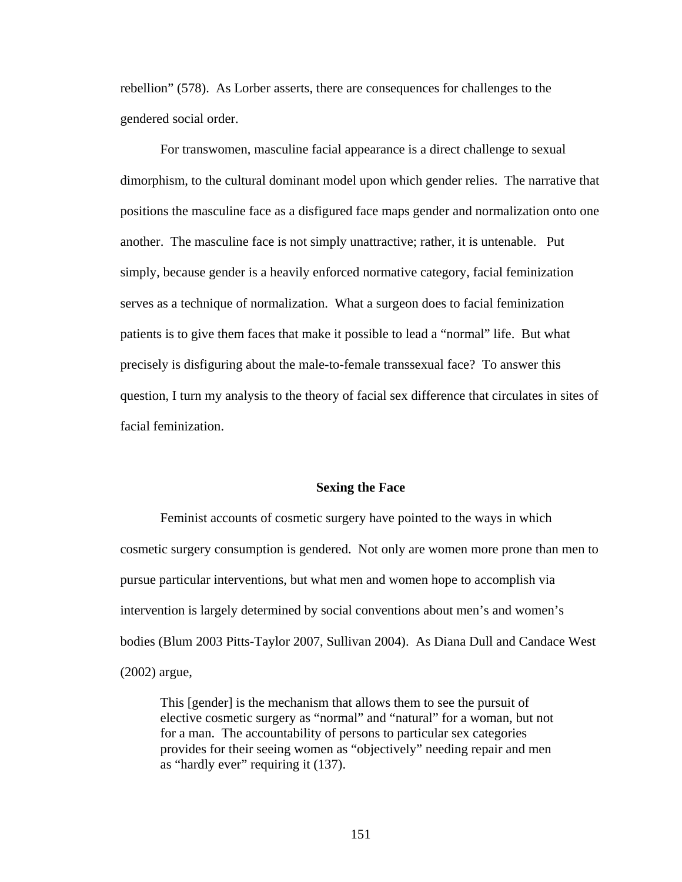rebellion" (578). As Lorber asserts, there are consequences for challenges to the gendered social order.

For transwomen, masculine facial appearance is a direct challenge to sexual dimorphism, to the cultural dominant model upon which gender relies. The narrative that positions the masculine face as a disfigured face maps gender and normalization onto one another. The masculine face is not simply unattractive; rather, it is untenable. Put simply, because gender is a heavily enforced normative category, facial feminization serves as a technique of normalization. What a surgeon does to facial feminization patients is to give them faces that make it possible to lead a "normal" life. But what precisely is disfiguring about the male-to-female transsexual face? To answer this question, I turn my analysis to the theory of facial sex difference that circulates in sites of facial feminization.

### Sexing the Face

Feminist accounts of cosmetic surgery have pointed to the ways in which cosmetic surgery consumption is gendered. Not only are women more prone than men to pursue particular interventions, but what men and women hope to accomplish via intervention is largely determined by social conventions about men's and women's bodies (Blum 2003 Pitts-Taylor 2007, Sullivan 2004). As Diana Dull and Candace West (2002) argue,

> This [gender] is the mechanism that allows them to see the pursuit of elective cosmetic surgery as "normal" and "natural" for a woman, but not for a man. The accountability of persons to particular sex categories provides for their seeing women as "objectively" needing repair and men as "hardly ever" requiring it (137).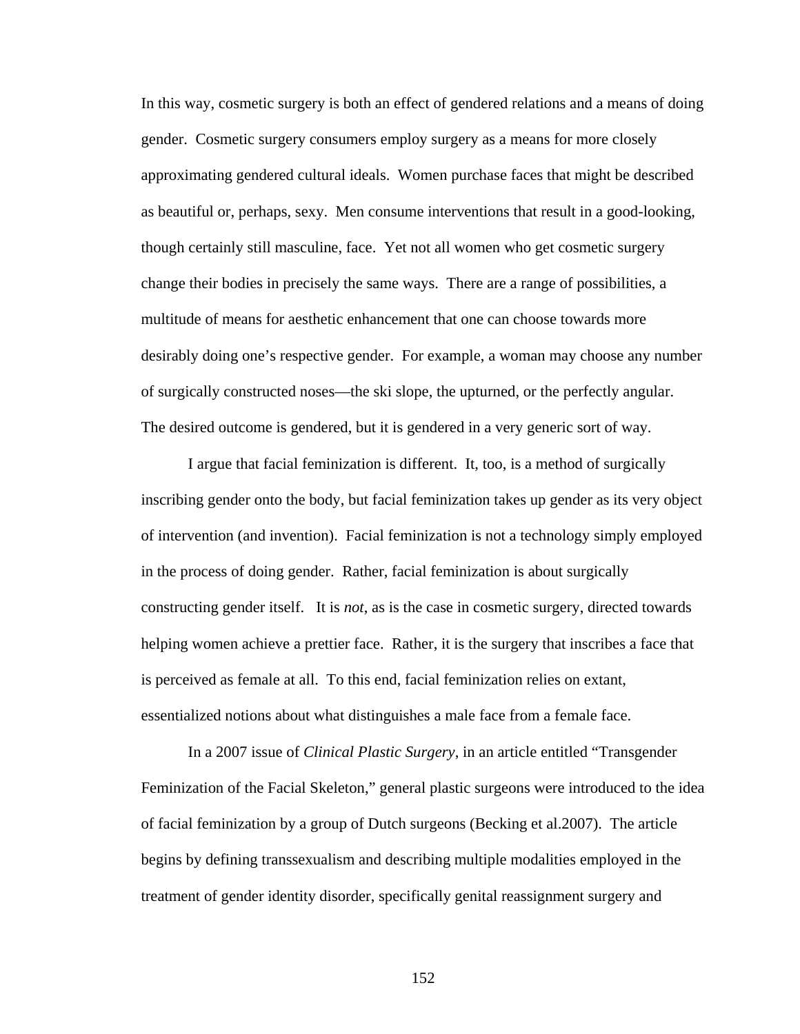In this way, cosmetic surgery is both an effect of gendered relations and a means of doing gender. Cosmetic surgery consumers employ surgery as a means for more closely approximating gendered cultural ideals. Women purchase faces that might be described as beautiful or, perhaps, sexy. Men consume interventions that result in a good-looking, though certainly still masculine, face. Yet not all women who get cosmetic surgery change their bodies in precisely the same ways. There are a range of possibilities, a multitude of means for aesthetic enhancement that one can choose towards more desirably doing one's respective gender. For example, a woman may choose any number of surgically constructed noses—the ski slope, the upturned, or the perfectly angular. The desired outcome is gendered, but it is gendered in a very generic sort of way.

I argue that facial feminization is different. It, too, is a method of surgically inscribing gender onto the body, but facial feminization takes up gender as its very object of intervention (and invention). Facial feminization is not a technology simply employed in the process of doing gender. Rather, facial feminization is about surgically constructing gender itself. It is *not*, as is the case in cosmetic surgery, directed towards helping women achieve a prettier face. Rather, it is the surgery that inscribes a face that is perceived as female at all. To this end, facial feminization relies on extant, essentialized notions about what distinguishes a male face from a female face.

In a 2007 issue of *Clinical Plastic Surgery*, in an article entitled "Transgender Feminization of the Facial Skeleton," general plastic surgeons were introduced to the idea of facial feminization by a group of Dutch surgeons (Becking et al.2007). The article begins by defining transsexualism and describing multiple modalities employed in the treatment of gender identity disorder, specifically genital reassignment surgery and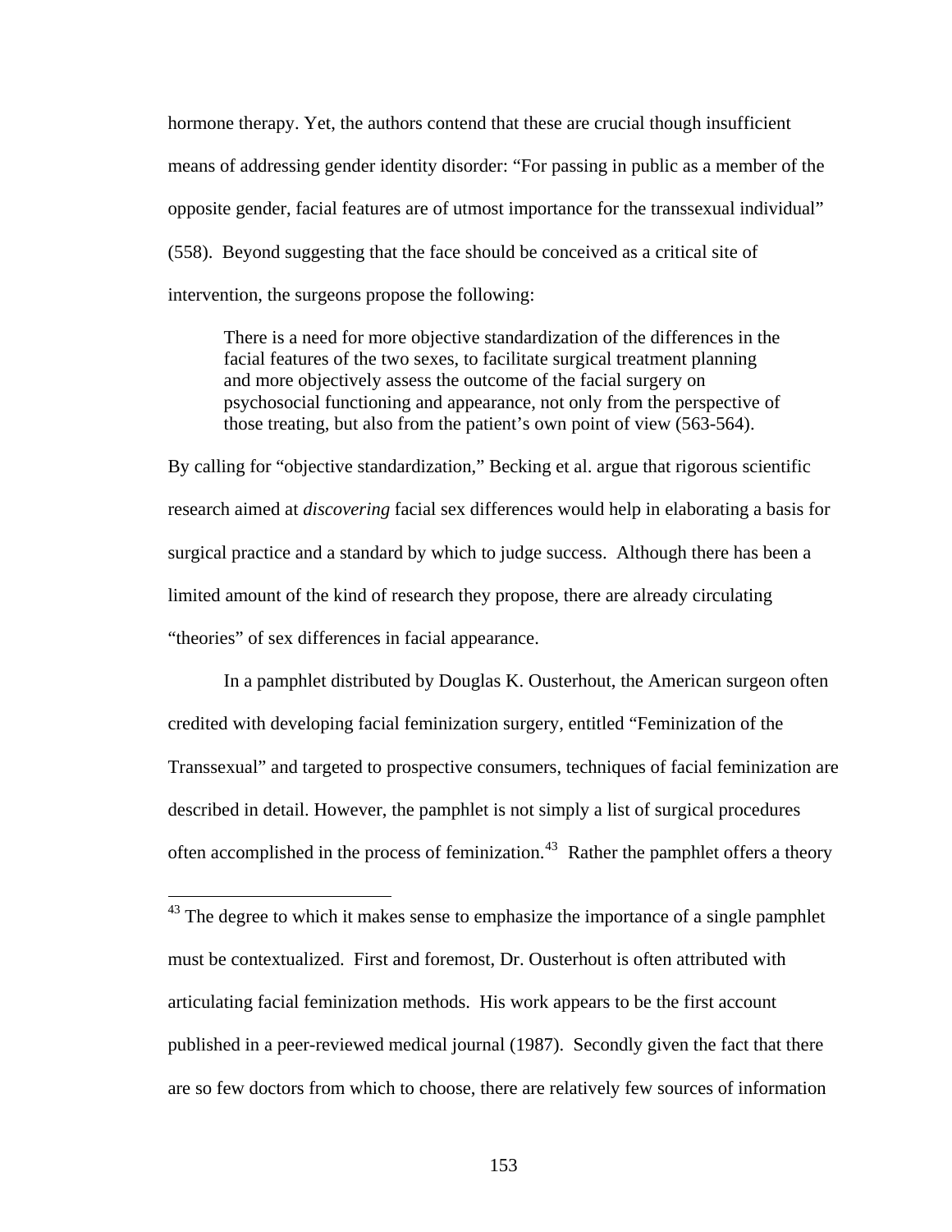hormone therapy. Yet, the authors contend that these are crucial though insufficient means of addressing gender identity disorder: "For passing in public as a member of the opposite gender, facial features are of utmost importance for the transsexual individual" (558). Beyond suggesting that the face should be conceived as a critical site of intervention, the surgeons propose the following:

> There is a need for more objective standardization of the differences in the facial features of the two sexes, to facilitate surgical treatment planning and more objectively assess the outcome of the facial surgery on psychosocial functioning and appearance, not only from the perspective of those treating, but also from the patient's own point of view (563-564).

By calling for "objective standardization," Becking et al. argue that rigorous scientific research aimed at *discovering* facial sex differences would help in elaborating a basis for surgical practice and a standard by which to judge success. Although there has been a limited amount of the kind of research they propose, there are already circulating "theories" of sex differences in facial appearance.

In a pamphlet distributed by Douglas K. Ousterhout, the American surgeon often credited with developing facial feminization surgery, entitled "Feminization of the Transsexual" and targeted to prospective consumers, techniques of facial feminization are described in detail. However, the pamphlet is not simply a list of surgical procedures often accomplished in the process of feminization.[43] Rather the pamphlet offers a theory

---

[43] The degree to which it makes sense to emphasize the importance of a single pamphlet must be contextualized. First and foremost, Dr. Ousterhout is often attributed with articulating facial feminization methods. His work appears to be the first account published in a peer-reviewed medical journal (1987). Secondly given the fact that there are so few doctors from which to choose, there are relatively few sources of information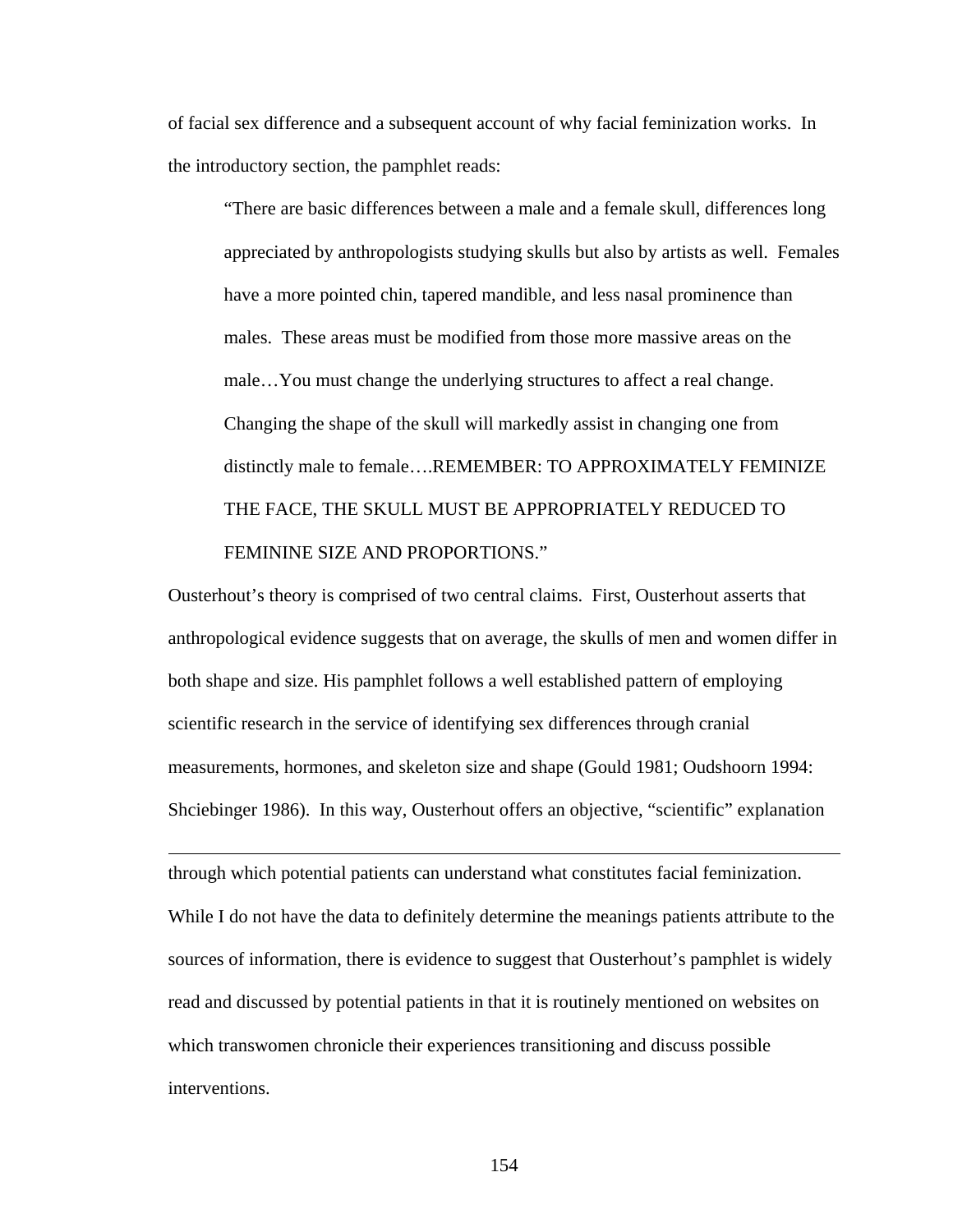of facial sex difference and a subsequent account of why facial feminization works. In the introductory section, the pamphlet reads:

> "There are basic differences between a male and a female skull, differences long appreciated by anthropologists studying skulls but also by artists as well. Females have a more pointed chin, tapered mandible, and less nasal prominence than males. These areas must be modified from those more massive areas on the male…You must change the underlying structures to affect a real change. Changing the shape of the skull will markedly assist in changing one from distinctly male to female….REMEMBER: TO APPROXIMATELY FEMINIZE THE FACE, THE SKULL MUST BE APPROPRIATELY REDUCED TO FEMININE SIZE AND PROPORTIONS."

Ousterhout's theory is comprised of two central claims. First, Ousterhout asserts that anthropological evidence suggests that on average, the skulls of men and women differ in both shape and size. His pamphlet follows a well established pattern of employing scientific research in the service of identifying sex differences through cranial measurements, hormones, and skeleton size and shape (Gould 1981; Oudshoorn 1994: Shciebinger 1986). In this way, Ousterhout offers an objective, "scientific" explanation

---

through which potential patients can understand what constitutes facial feminization. While I do not have the data to definitely determine the meanings patients attribute to the sources of information, there is evidence to suggest that Ousterhout's pamphlet is widely read and discussed by potential patients in that it is routinely mentioned on websites on which transwomen chronicle their experiences transitioning and discuss possible interventions.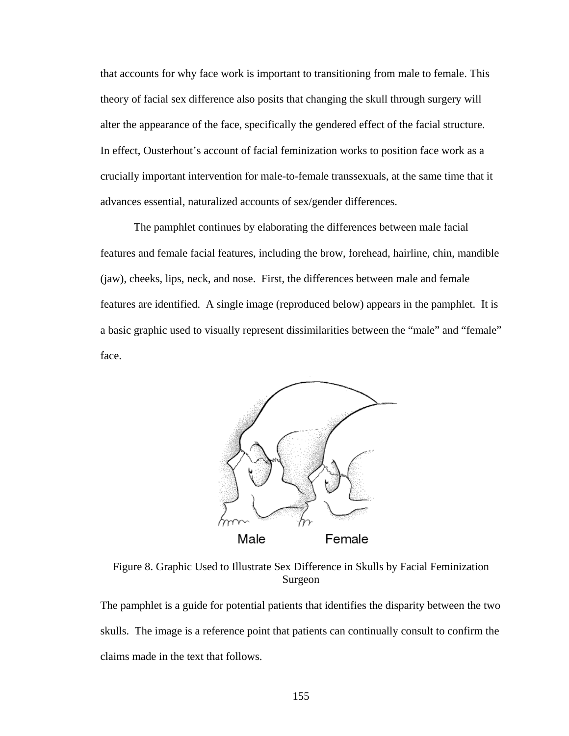that accounts for why face work is important to transitioning from male to female. This theory of facial sex difference also posits that changing the skull through surgery will alter the appearance of the face, specifically the gendered effect of the facial structure. In effect, Ousterhout's account of facial feminization works to position face work as a crucially important intervention for male-to-female transsexuals, at the same time that it advances essential, naturalized accounts of sex/gender differences.

The pamphlet continues by elaborating the differences between male facial features and female facial features, including the brow, forehead, hairline, chin, mandible (jaw), cheeks, lips, neck, and nose. First, the differences between male and female features are identified. A single image (reproduced below) appears in the pamphlet. It is a basic graphic used to visually represent dissimilarities between the "male" and "female" face.

Figure 8. Graphic Used to Illustrate Sex Difference in Skulls by Facial Feminization Surgeon

The pamphlet is a guide for potential patients that identifies the disparity between the two skulls. The image is a reference point that patients can continually consult to confirm the claims made in the text that follows.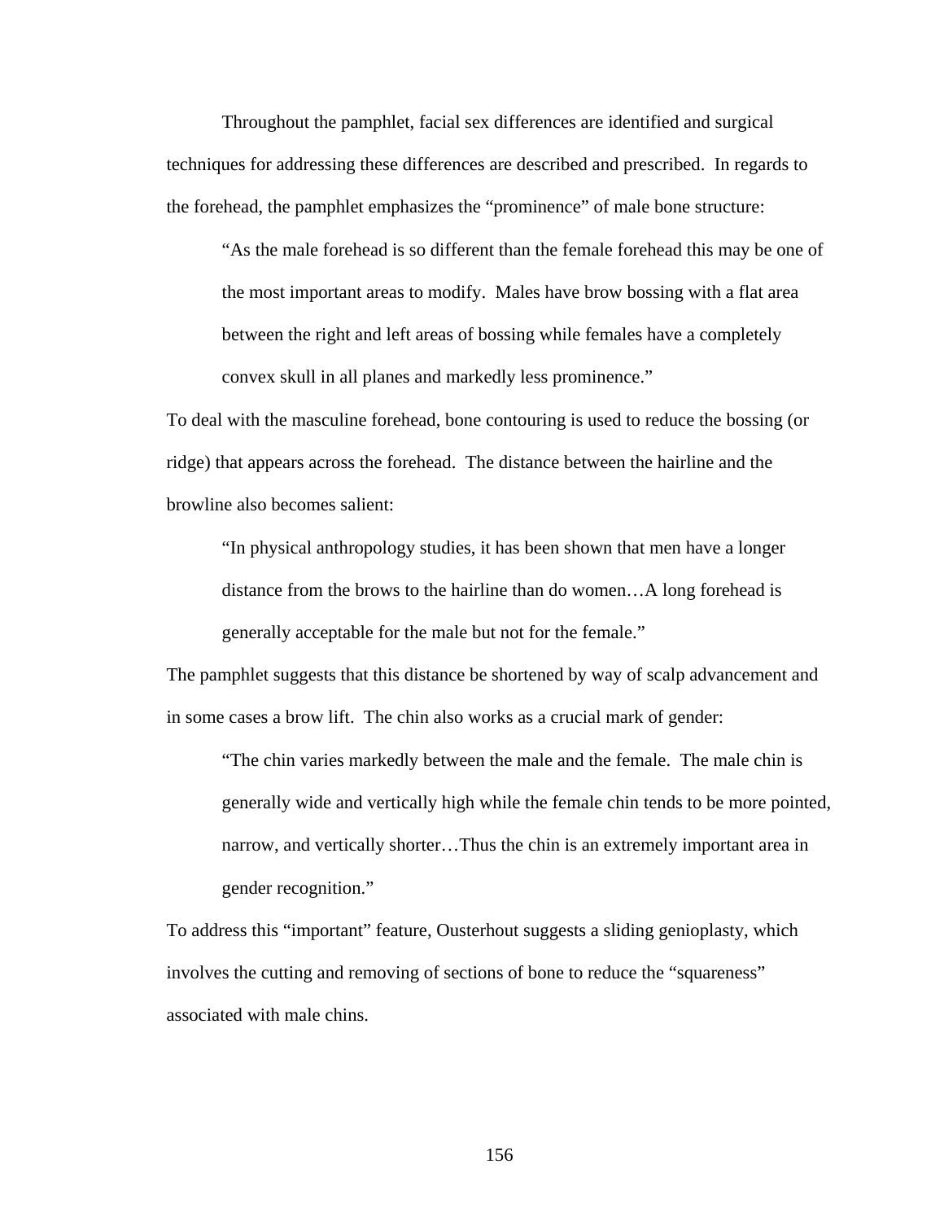Throughout the pamphlet, facial sex differences are identified and surgical techniques for addressing these differences are described and prescribed. In regards to the forehead, the pamphlet emphasizes the "prominence" of male bone structure:

> "As the male forehead is so different than the female forehead this may be one of the most important areas to modify. Males have brow bossing with a flat area between the right and left areas of bossing while females have a completely convex skull in all planes and markedly less prominence."

To deal with the masculine forehead, bone contouring is used to reduce the bossing (or ridge) that appears across the forehead. The distance between the hairline and the browline also becomes salient:

> "In physical anthropology studies, it has been shown that men have a longer distance from the brows to the hairline than do women…A long forehead is generally acceptable for the male but not for the female."

The pamphlet suggests that this distance be shortened by way of scalp advancement and in some cases a brow lift. The chin also works as a crucial mark of gender:

> "The chin varies markedly between the male and the female. The male chin is generally wide and vertically high while the female chin tends to be more pointed, narrow, and vertically shorter…Thus the chin is an extremely important area in gender recognition."

To address this "important" feature, Ousterhout suggests a sliding genioplasty, which involves the cutting and removing of sections of bone to reduce the "squareness" associated with male chins.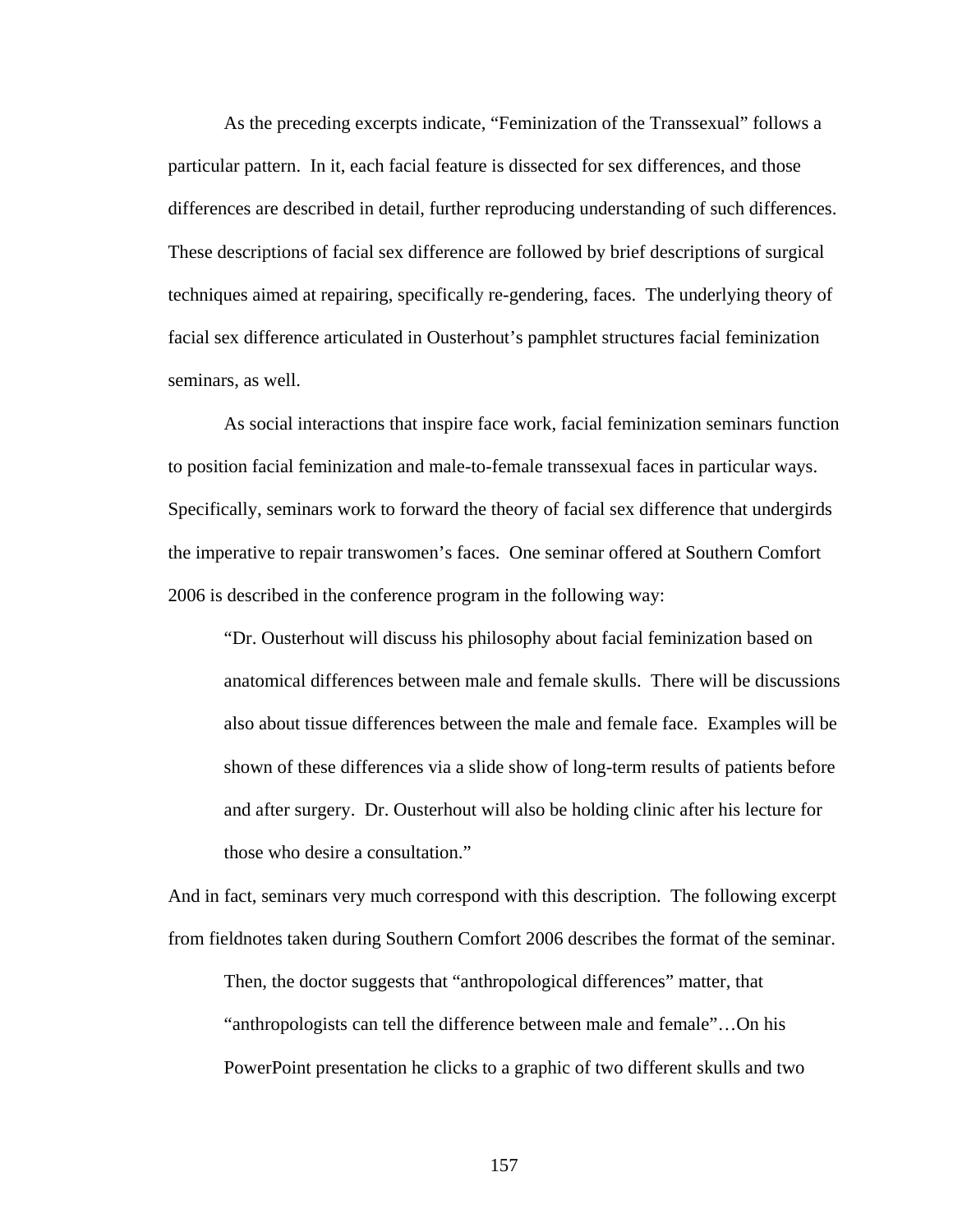As the preceding excerpts indicate, "Feminization of the Transsexual" follows a particular pattern. In it, each facial feature is dissected for sex differences, and those differences are described in detail, further reproducing understanding of such differences. These descriptions of facial sex difference are followed by brief descriptions of surgical techniques aimed at repairing, specifically re-gendering, faces. The underlying theory of facial sex difference articulated in Ousterhout's pamphlet structures facial feminization seminars, as well.

As social interactions that inspire face work, facial feminization seminars function to position facial feminization and male-to-female transsexual faces in particular ways. Specifically, seminars work to forward the theory of facial sex difference that undergirds the imperative to repair transwomen's faces. One seminar offered at Southern Comfort 2006 is described in the conference program in the following way:

> "Dr. Ousterhout will discuss his philosophy about facial feminization based on anatomical differences between male and female skulls. There will be discussions also about tissue differences between the male and female face. Examples will be shown of these differences via a slide show of long-term results of patients before and after surgery. Dr. Ousterhout will also be holding clinic after his lecture for those who desire a consultation."

And in fact, seminars very much correspond with this description. The following excerpt from fieldnotes taken during Southern Comfort 2006 describes the format of the seminar.

> Then, the doctor suggests that "anthropological differences" matter, that "anthropologists can tell the difference between male and female"…On his PowerPoint presentation he clicks to a graphic of two different skulls and two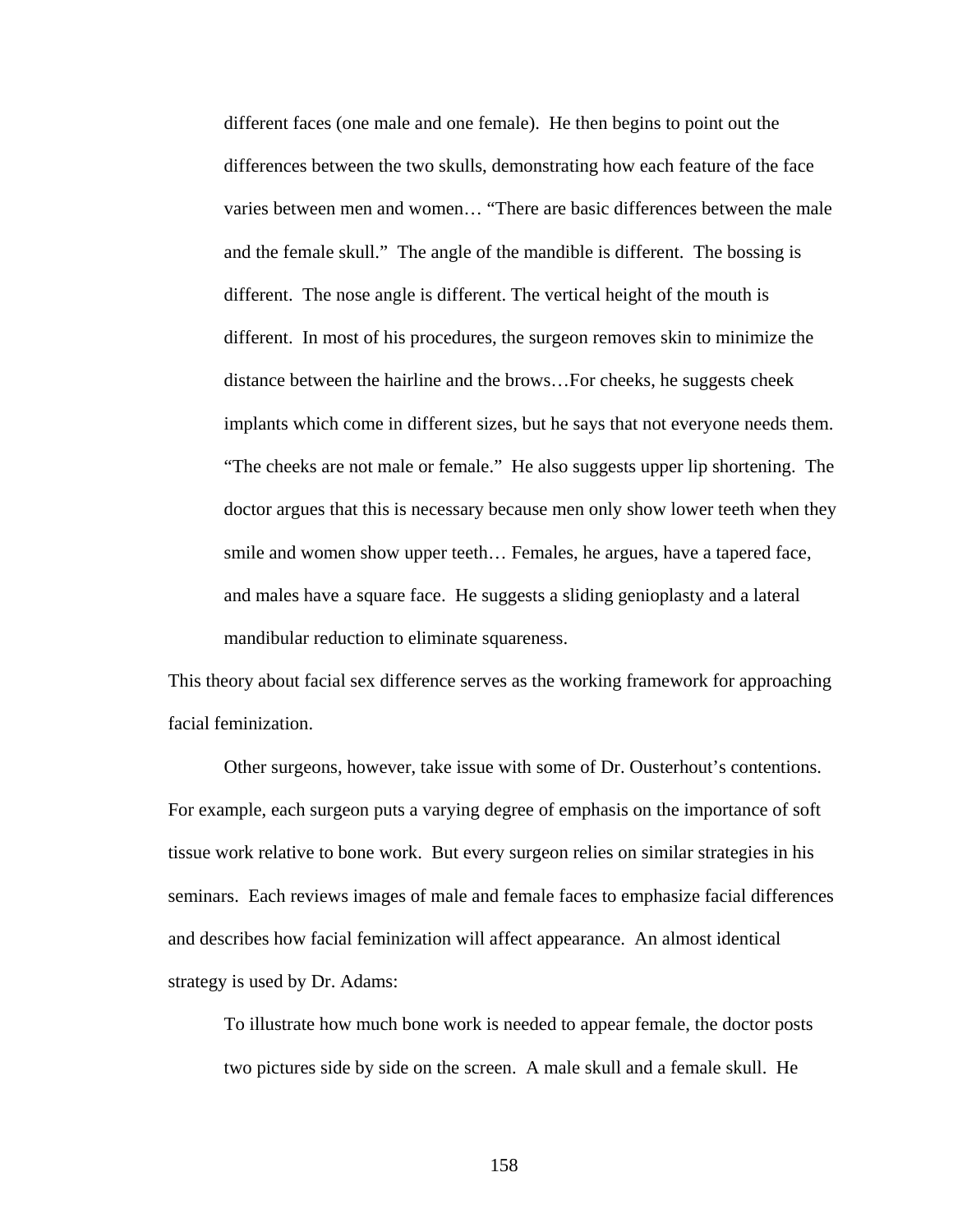> different faces (one male and one female). He then begins to point out the differences between the two skulls, demonstrating how each feature of the face varies between men and women… "There are basic differences between the male and the female skull." The angle of the mandible is different. The bossing is different. The nose angle is different. The vertical height of the mouth is different. In most of his procedures, the surgeon removes skin to minimize the distance between the hairline and the brows…For cheeks, he suggests cheek implants which come in different sizes, but he says that not everyone needs them. "The cheeks are not male or female." He also suggests upper lip shortening. The doctor argues that this is necessary because men only show lower teeth when they smile and women show upper teeth… Females, he argues, have a tapered face, and males have a square face. He suggests a sliding genioplasty and a lateral mandibular reduction to eliminate squareness.

This theory about facial sex difference serves as the working framework for approaching facial feminization.

Other surgeons, however, take issue with some of Dr. Ousterhout's contentions. For example, each surgeon puts a varying degree of emphasis on the importance of soft tissue work relative to bone work. But every surgeon relies on similar strategies in his seminars. Each reviews images of male and female faces to emphasize facial differences and describes how facial feminization will affect appearance. An almost identical strategy is used by Dr. Adams:

> To illustrate how much bone work is needed to appear female, the doctor posts two pictures side by side on the screen. A male skull and a female skull. He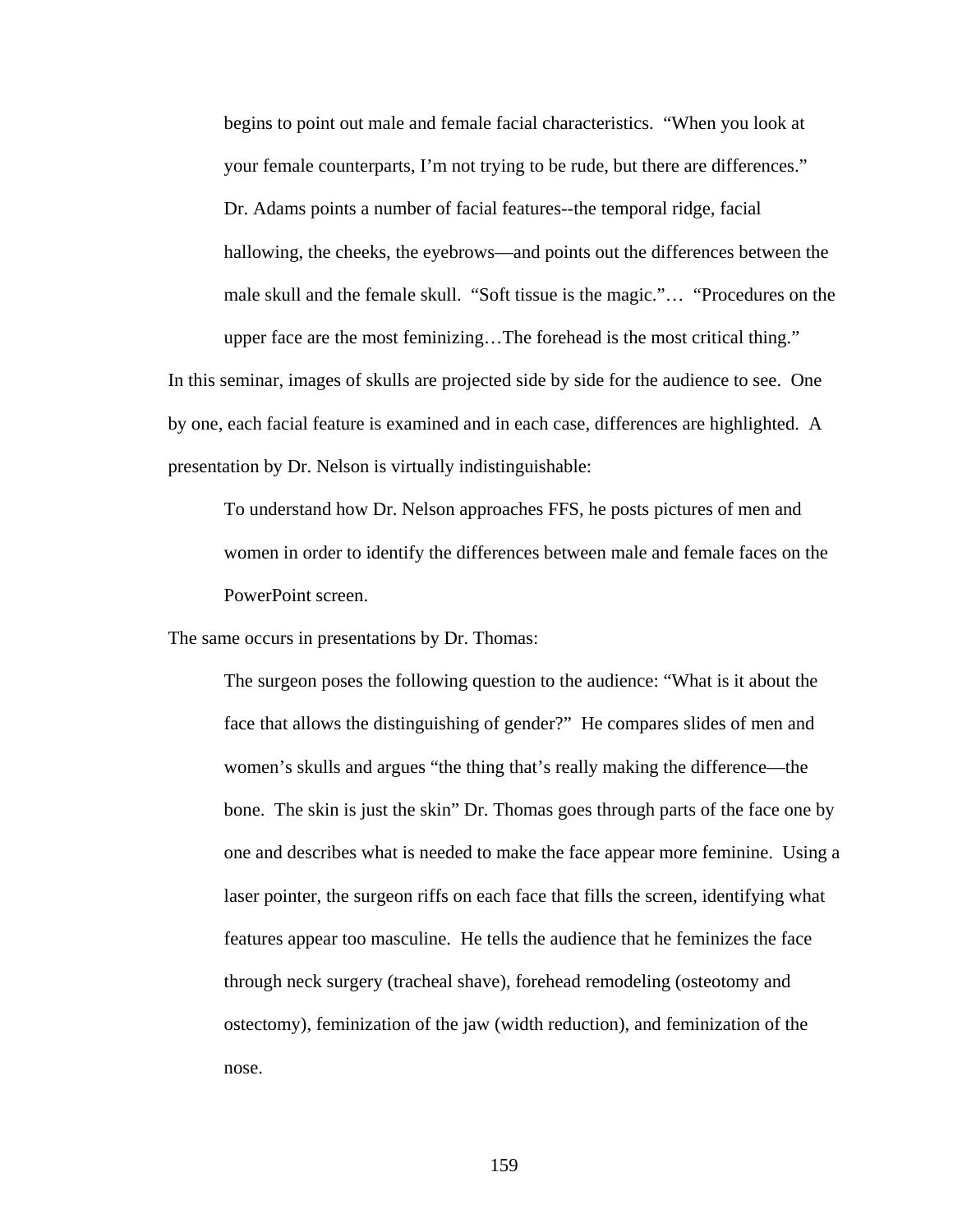> begins to point out male and female facial characteristics. "When you look at your female counterparts, I'm not trying to be rude, but there are differences." Dr. Adams points a number of facial features--the temporal ridge, facial hallowing, the cheeks, the eyebrows—and points out the differences between the male skull and the female skull. "Soft tissue is the magic."… "Procedures on the upper face are the most feminizing…The forehead is the most critical thing."

In this seminar, images of skulls are projected side by side for the audience to see. One by one, each facial feature is examined and in each case, differences are highlighted. A presentation by Dr. Nelson is virtually indistinguishable:

> To understand how Dr. Nelson approaches FFS, he posts pictures of men and women in order to identify the differences between male and female faces on the PowerPoint screen.

The same occurs in presentations by Dr. Thomas:

> The surgeon poses the following question to the audience: "What is it about the face that allows the distinguishing of gender?" He compares slides of men and women's skulls and argues "the thing that's really making the difference—the bone. The skin is just the skin" Dr. Thomas goes through parts of the face one by one and describes what is needed to make the face appear more feminine. Using a laser pointer, the surgeon riffs on each face that fills the screen, identifying what features appear too masculine. He tells the audience that he feminizes the face through neck surgery (tracheal shave), forehead remodeling (osteotomy and ostectomy), feminization of the jaw (width reduction), and feminization of the nose.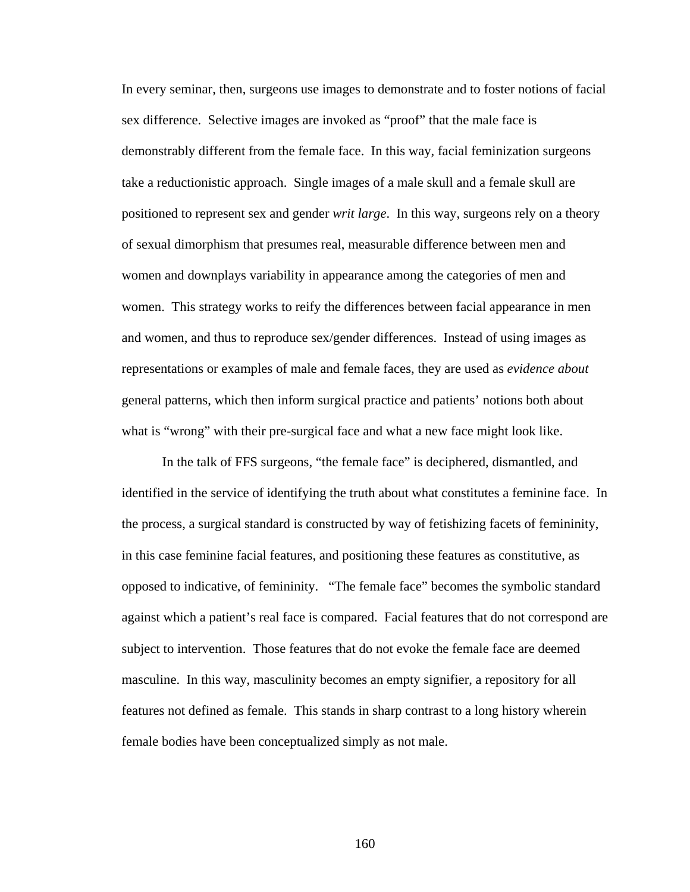In every seminar, then, surgeons use images to demonstrate and to foster notions of facial sex difference. Selective images are invoked as "proof" that the male face is demonstrably different from the female face. In this way, facial feminization surgeons take a reductionistic approach. Single images of a male skull and a female skull are positioned to represent sex and gender *writ large*. In this way, surgeons rely on a theory of sexual dimorphism that presumes real, measurable difference between men and women and downplays variability in appearance among the categories of men and women. This strategy works to reify the differences between facial appearance in men and women, and thus to reproduce sex/gender differences. Instead of using images as representations or examples of male and female faces, they are used as *evidence about* general patterns, which then inform surgical practice and patients' notions both about what is "wrong" with their pre-surgical face and what a new face might look like.

In the talk of FFS surgeons, "the female face" is deciphered, dismantled, and identified in the service of identifying the truth about what constitutes a feminine face. In the process, a surgical standard is constructed by way of fetishizing facets of femininity, in this case feminine facial features, and positioning these features as constitutive, as opposed to indicative, of femininity. "The female face" becomes the symbolic standard against which a patient's real face is compared. Facial features that do not correspond are subject to intervention. Those features that do not evoke the female face are deemed masculine. In this way, masculinity becomes an empty signifier, a repository for all features not defined as female. This stands in sharp contrast to a long history wherein female bodies have been conceptualized simply as not male.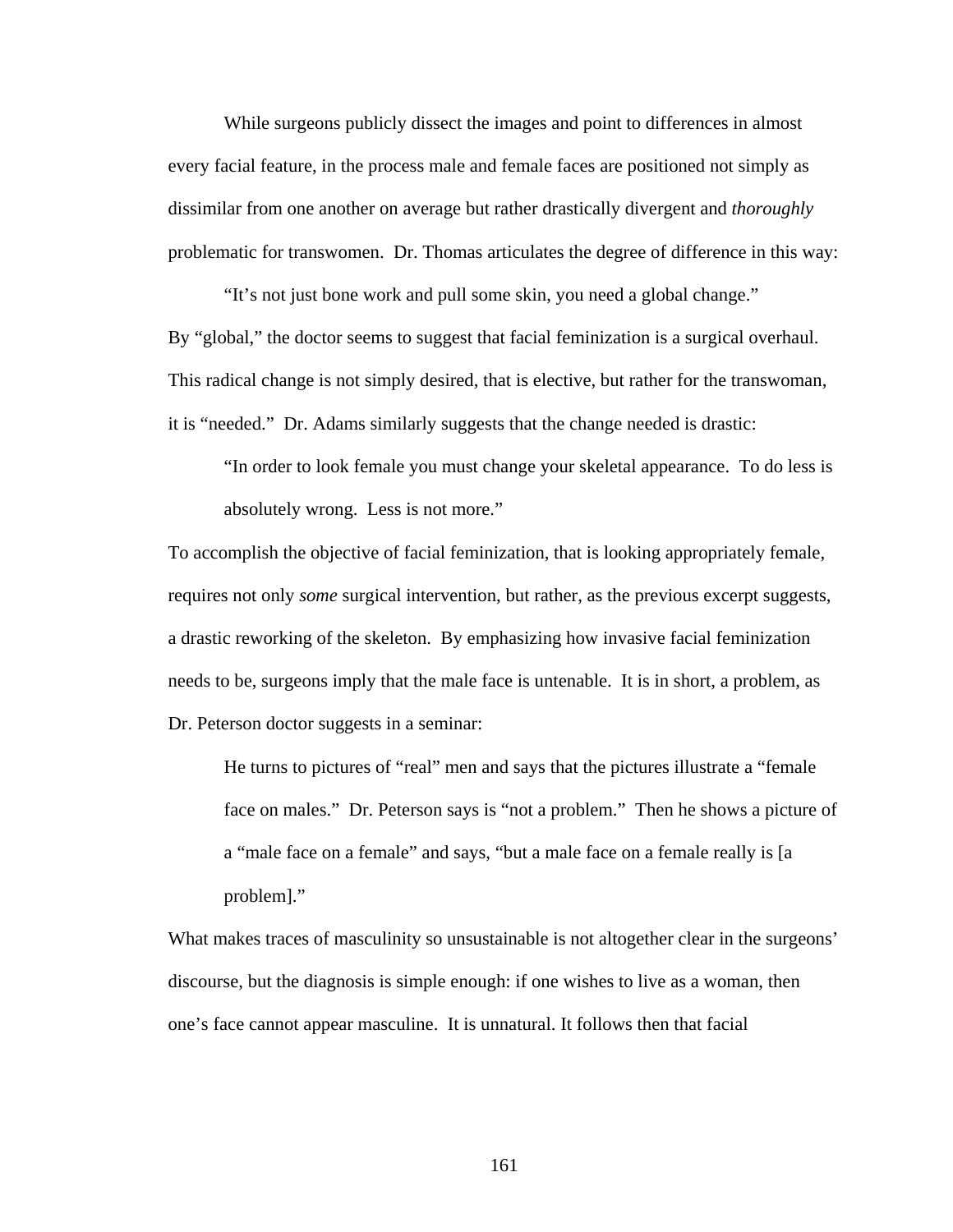While surgeons publicly dissect the images and point to differences in almost every facial feature, in the process male and female faces are positioned not simply as dissimilar from one another on average but rather drastically divergent and *thoroughly* problematic for transwomen. Dr. Thomas articulates the degree of difference in this way:

> "It's not just bone work and pull some skin, you need a global change."

By "global," the doctor seems to suggest that facial feminization is a surgical overhaul. This radical change is not simply desired, that is elective, but rather for the transwoman, it is "needed." Dr. Adams similarly suggests that the change needed is drastic:

> "In order to look female you must change your skeletal appearance. To do less is absolutely wrong. Less is not more."

To accomplish the objective of facial feminization, that is looking appropriately female, requires not only *some* surgical intervention, but rather, as the previous excerpt suggests, a drastic reworking of the skeleton. By emphasizing how invasive facial feminization needs to be, surgeons imply that the male face is untenable. It is in short, a problem, as Dr. Peterson doctor suggests in a seminar:

> He turns to pictures of "real" men and says that the pictures illustrate a "female face on males." Dr. Peterson says is "not a problem." Then he shows a picture of a "male face on a female" and says, "but a male face on a female really is [a problem]."

What makes traces of masculinity so unsustainable is not altogether clear in the surgeons' discourse, but the diagnosis is simple enough: if one wishes to live as a woman, then one's face cannot appear masculine. It is unnatural. It follows then that facial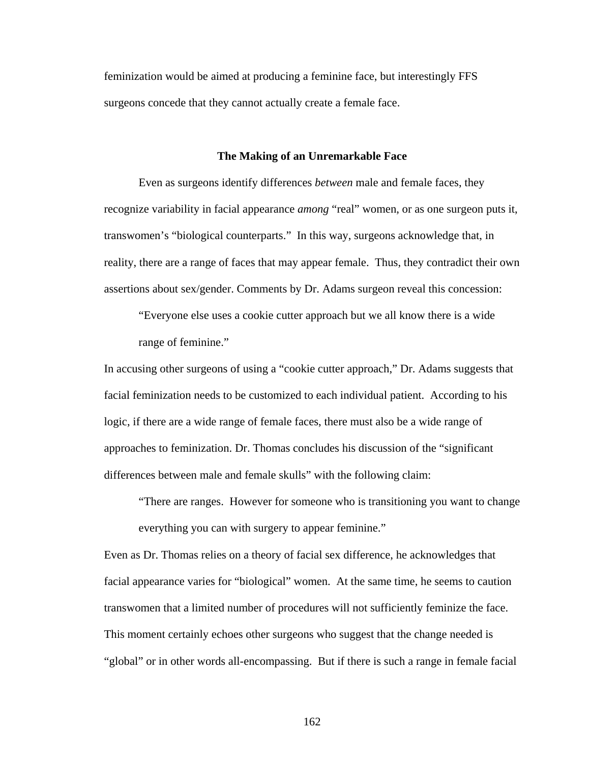feminization would be aimed at producing a feminine face, but interestingly FFS surgeons concede that they cannot actually create a female face.

### The Making of an Unremarkable Face

Even as surgeons identify differences *between* male and female faces, they recognize variability in facial appearance *among* "real" women, or as one surgeon puts it, transwomen's "biological counterparts." In this way, surgeons acknowledge that, in reality, there are a range of faces that may appear female. Thus, they contradict their own assertions about sex/gender. Comments by Dr. Adams surgeon reveal this concession:

> "Everyone else uses a cookie cutter approach but we all know there is a wide range of feminine."

In accusing other surgeons of using a "cookie cutter approach," Dr. Adams suggests that facial feminization needs to be customized to each individual patient. According to his logic, if there are a wide range of female faces, there must also be a wide range of approaches to feminization. Dr. Thomas concludes his discussion of the "significant differences between male and female skulls" with the following claim:

> "There are ranges. However for someone who is transitioning you want to change everything you can with surgery to appear feminine."

Even as Dr. Thomas relies on a theory of facial sex difference, he acknowledges that facial appearance varies for "biological" women. At the same time, he seems to caution transwomen that a limited number of procedures will not sufficiently feminize the face. This moment certainly echoes other surgeons who suggest that the change needed is "global" or in other words all-encompassing. But if there is such a range in female facial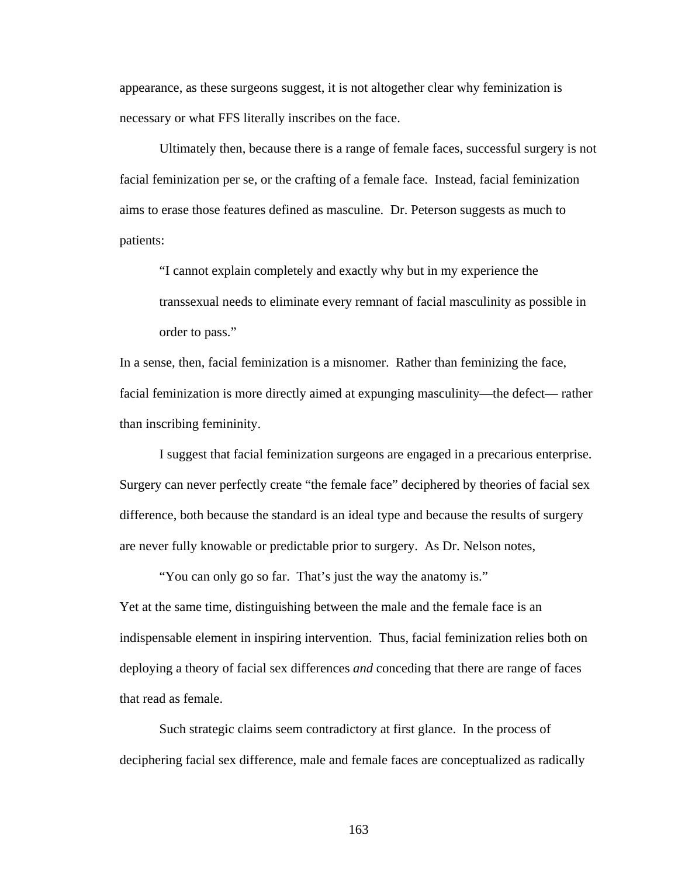appearance, as these surgeons suggest, it is not altogether clear why feminization is necessary or what FFS literally inscribes on the face.

Ultimately then, because there is a range of female faces, successful surgery is not facial feminization per se, or the crafting of a female face. Instead, facial feminization aims to erase those features defined as masculine. Dr. Peterson suggests as much to patients:

> "I cannot explain completely and exactly why but in my experience the transsexual needs to eliminate every remnant of facial masculinity as possible in order to pass."

In a sense, then, facial feminization is a misnomer. Rather than feminizing the face, facial feminization is more directly aimed at expunging masculinity—the defect— rather than inscribing femininity.

I suggest that facial feminization surgeons are engaged in a precarious enterprise. Surgery can never perfectly create "the female face" deciphered by theories of facial sex difference, both because the standard is an ideal type and because the results of surgery are never fully knowable or predictable prior to surgery. As Dr. Nelson notes,

> "You can only go so far. That's just the way the anatomy is."

Yet at the same time, distinguishing between the male and the female face is an indispensable element in inspiring intervention. Thus, facial feminization relies both on deploying a theory of facial sex differences *and* conceding that there are range of faces that read as female.

Such strategic claims seem contradictory at first glance. In the process of deciphering facial sex difference, male and female faces are conceptualized as radically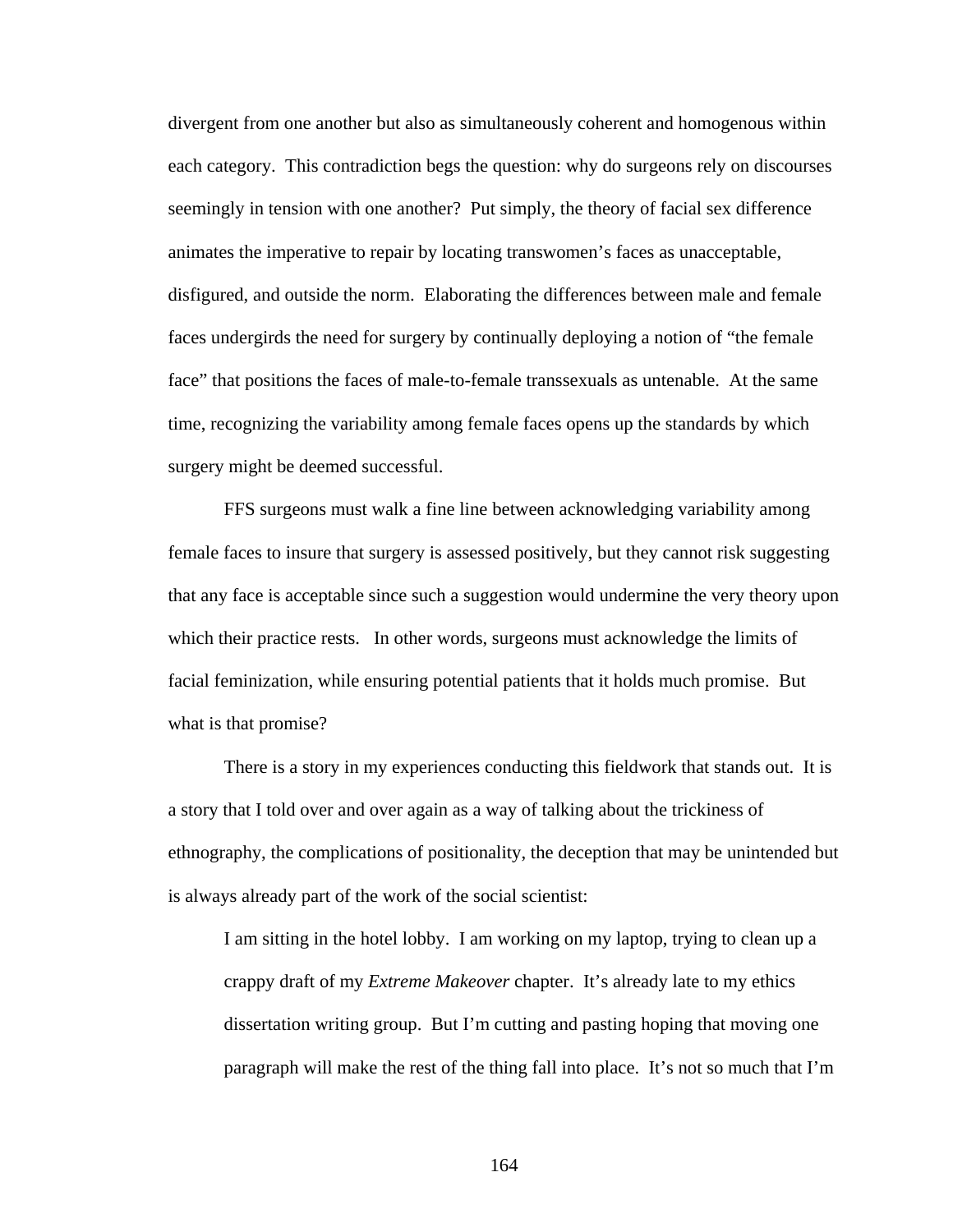divergent from one another but also as simultaneously coherent and homogenous within each category. This contradiction begs the question: why do surgeons rely on discourses seemingly in tension with one another? Put simply, the theory of facial sex difference animates the imperative to repair by locating transwomen's faces as unacceptable, disfigured, and outside the norm. Elaborating the differences between male and female faces undergirds the need for surgery by continually deploying a notion of "the female face" that positions the faces of male-to-female transsexuals as untenable. At the same time, recognizing the variability among female faces opens up the standards by which surgery might be deemed successful.

FFS surgeons must walk a fine line between acknowledging variability among female faces to insure that surgery is assessed positively, but they cannot risk suggesting that any face is acceptable since such a suggestion would undermine the very theory upon which their practice rests. In other words, surgeons must acknowledge the limits of facial feminization, while ensuring potential patients that it holds much promise. But what is that promise?

There is a story in my experiences conducting this fieldwork that stands out. It is a story that I told over and over again as a way of talking about the trickiness of ethnography, the complications of positionality, the deception that may be unintended but is always already part of the work of the social scientist:

> I am sitting in the hotel lobby. I am working on my laptop, trying to clean up a crappy draft of my *Extreme Makeover* chapter. It's already late to my ethics dissertation writing group. But I'm cutting and pasting hoping that moving one paragraph will make the rest of the thing fall into place. It's not so much that I'm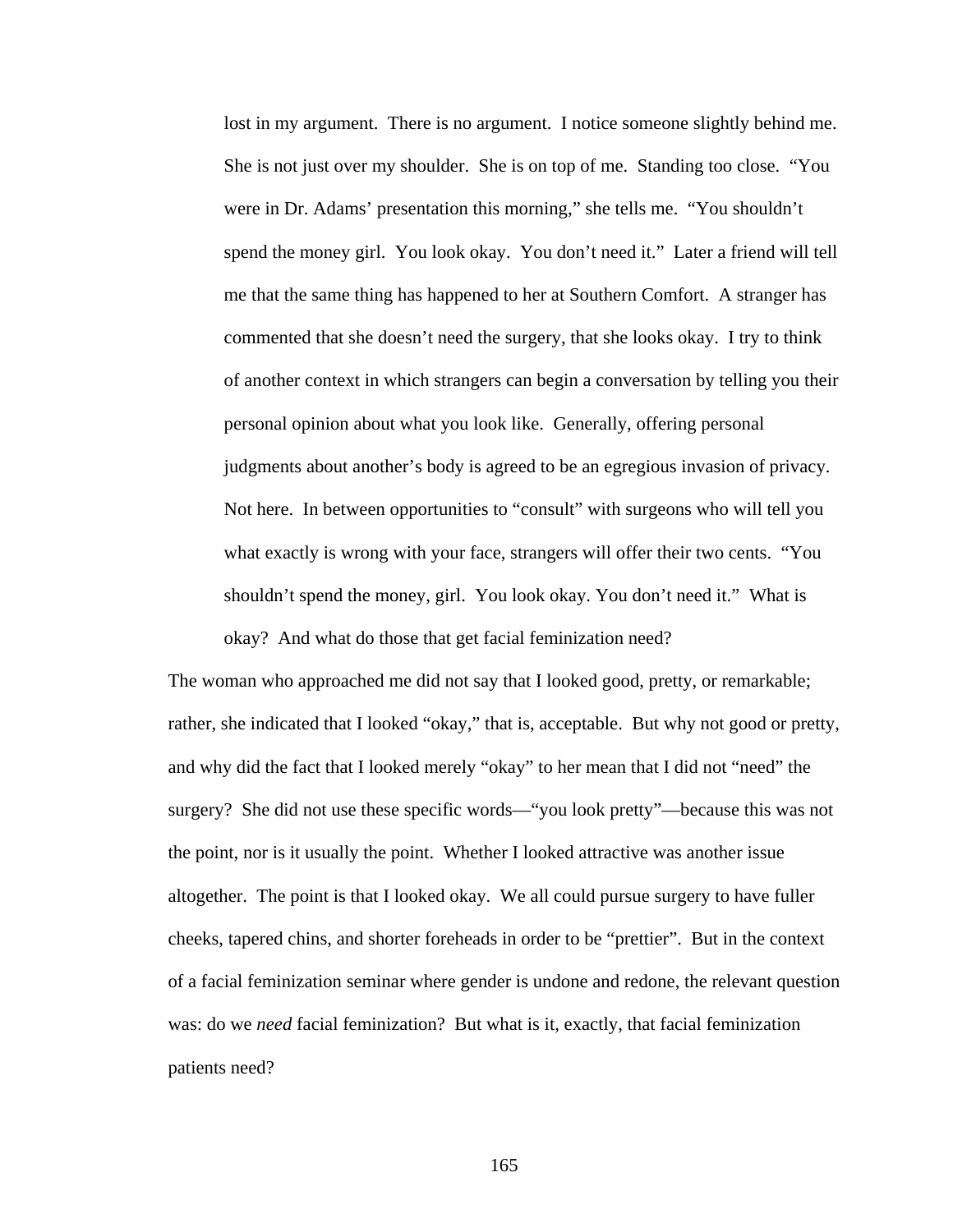> lost in my argument. There is no argument. I notice someone slightly behind me. She is not just over my shoulder. She is on top of me. Standing too close. "You were in Dr. Adams' presentation this morning," she tells me. "You shouldn't spend the money girl. You look okay. You don't need it." Later a friend will tell me that the same thing has happened to her at Southern Comfort. A stranger has commented that she doesn't need the surgery, that she looks okay. I try to think of another context in which strangers can begin a conversation by telling you their personal opinion about what you look like. Generally, offering personal judgments about another's body is agreed to be an egregious invasion of privacy. Not here. In between opportunities to "consult" with surgeons who will tell you what exactly is wrong with your face, strangers will offer their two cents. "You shouldn't spend the money, girl. You look okay. You don't need it." What is okay? And what do those that get facial feminization need?

The woman who approached me did not say that I looked good, pretty, or remarkable; rather, she indicated that I looked "okay," that is, acceptable. But why not good or pretty, and why did the fact that I looked merely "okay" to her mean that I did not "need" the surgery? She did not use these specific words—"you look pretty"—because this was not the point, nor is it usually the point. Whether I looked attractive was another issue altogether. The point is that I looked okay. We all could pursue surgery to have fuller cheeks, tapered chins, and shorter foreheads in order to be "prettier". But in the context of a facial feminization seminar where gender is undone and redone, the relevant question was: do we *need* facial feminization? But what is it, exactly, that facial feminization patients need?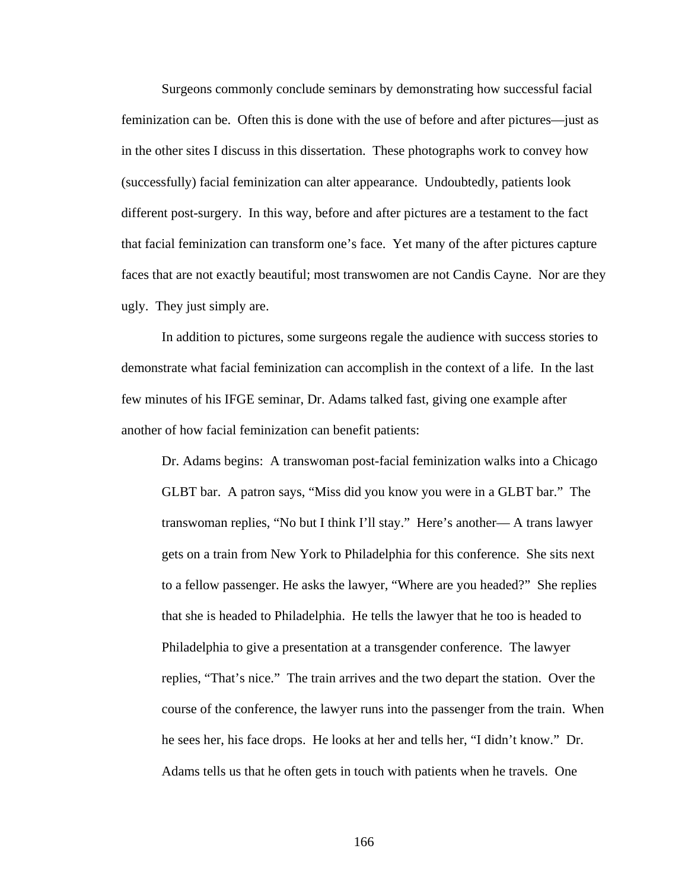Surgeons commonly conclude seminars by demonstrating how successful facial feminization can be. Often this is done with the use of before and after pictures—just as in the other sites I discuss in this dissertation. These photographs work to convey how (successfully) facial feminization can alter appearance. Undoubtedly, patients look different post-surgery. In this way, before and after pictures are a testament to the fact that facial feminization can transform one's face. Yet many of the after pictures capture faces that are not exactly beautiful; most transwomen are not Candis Cayne. Nor are they ugly. They just simply are.

In addition to pictures, some surgeons regale the audience with success stories to demonstrate what facial feminization can accomplish in the context of a life. In the last few minutes of his IFGE seminar, Dr. Adams talked fast, giving one example after another of how facial feminization can benefit patients:

> Dr. Adams begins: A transwoman post-facial feminization walks into a Chicago GLBT bar. A patron says, "Miss did you know you were in a GLBT bar." The transwoman replies, "No but I think I'll stay." Here's another— A trans lawyer gets on a train from New York to Philadelphia for this conference. She sits next to a fellow passenger. He asks the lawyer, "Where are you headed?" She replies that she is headed to Philadelphia. He tells the lawyer that he too is headed to Philadelphia to give a presentation at a transgender conference. The lawyer replies, "That's nice." The train arrives and the two depart the station. Over the course of the conference, the lawyer runs into the passenger from the train. When he sees her, his face drops. He looks at her and tells her, "I didn't know." Dr. Adams tells us that he often gets in touch with patients when he travels. One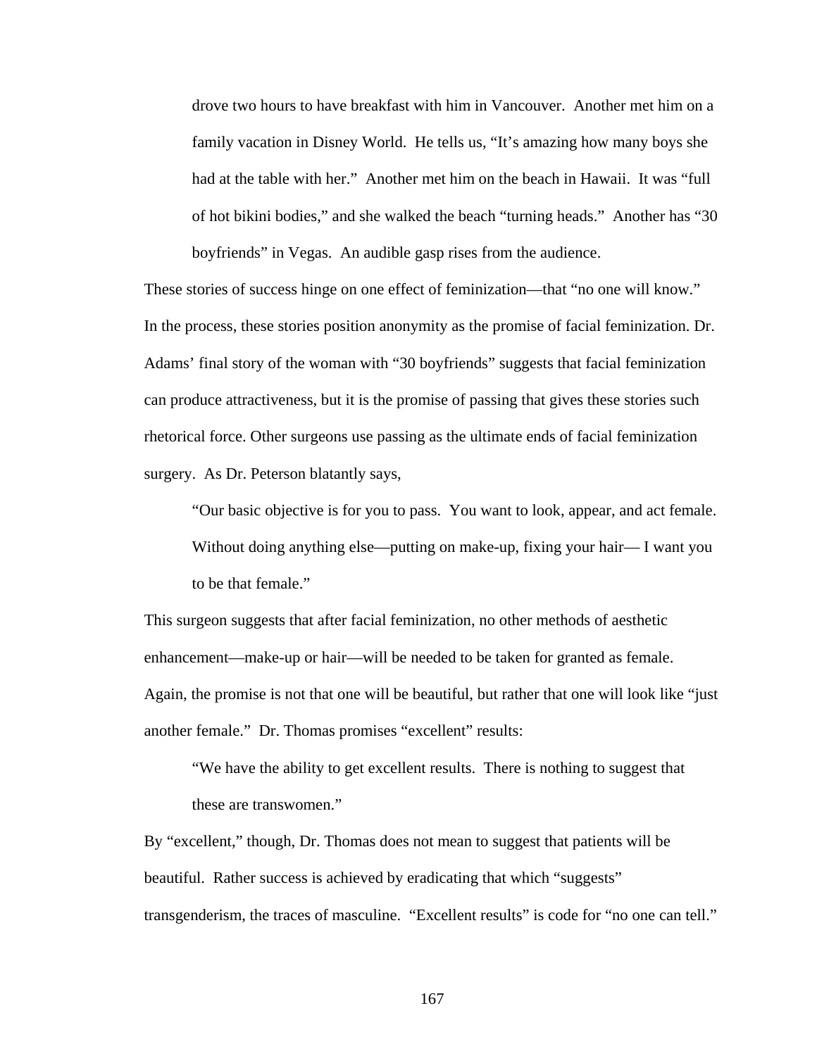> drove two hours to have breakfast with him in Vancouver. Another met him on a family vacation in Disney World. He tells us, "It's amazing how many boys she had at the table with her." Another met him on the beach in Hawaii. It was "full of hot bikini bodies," and she walked the beach "turning heads." Another has "30 boyfriends" in Vegas. An audible gasp rises from the audience.

These stories of success hinge on one effect of feminization—that "no one will know." In the process, these stories position anonymity as the promise of facial feminization. Dr. Adams' final story of the woman with "30 boyfriends" suggests that facial feminization can produce attractiveness, but it is the promise of passing that gives these stories such rhetorical force. Other surgeons use passing as the ultimate ends of facial feminization surgery. As Dr. Peterson blatantly says,

> "Our basic objective is for you to pass. You want to look, appear, and act female. Without doing anything else—putting on make-up, fixing your hair— I want you to be that female."

This surgeon suggests that after facial feminization, no other methods of aesthetic enhancement—make-up or hair—will be needed to be taken for granted as female. Again, the promise is not that one will be beautiful, but rather that one will look like "just another female." Dr. Thomas promises "excellent" results:

> "We have the ability to get excellent results. There is nothing to suggest that these are transwomen."

By "excellent," though, Dr. Thomas does not mean to suggest that patients will be beautiful. Rather success is achieved by eradicating that which "suggests" transgenderism, the traces of masculine. "Excellent results" is code for "no one can tell."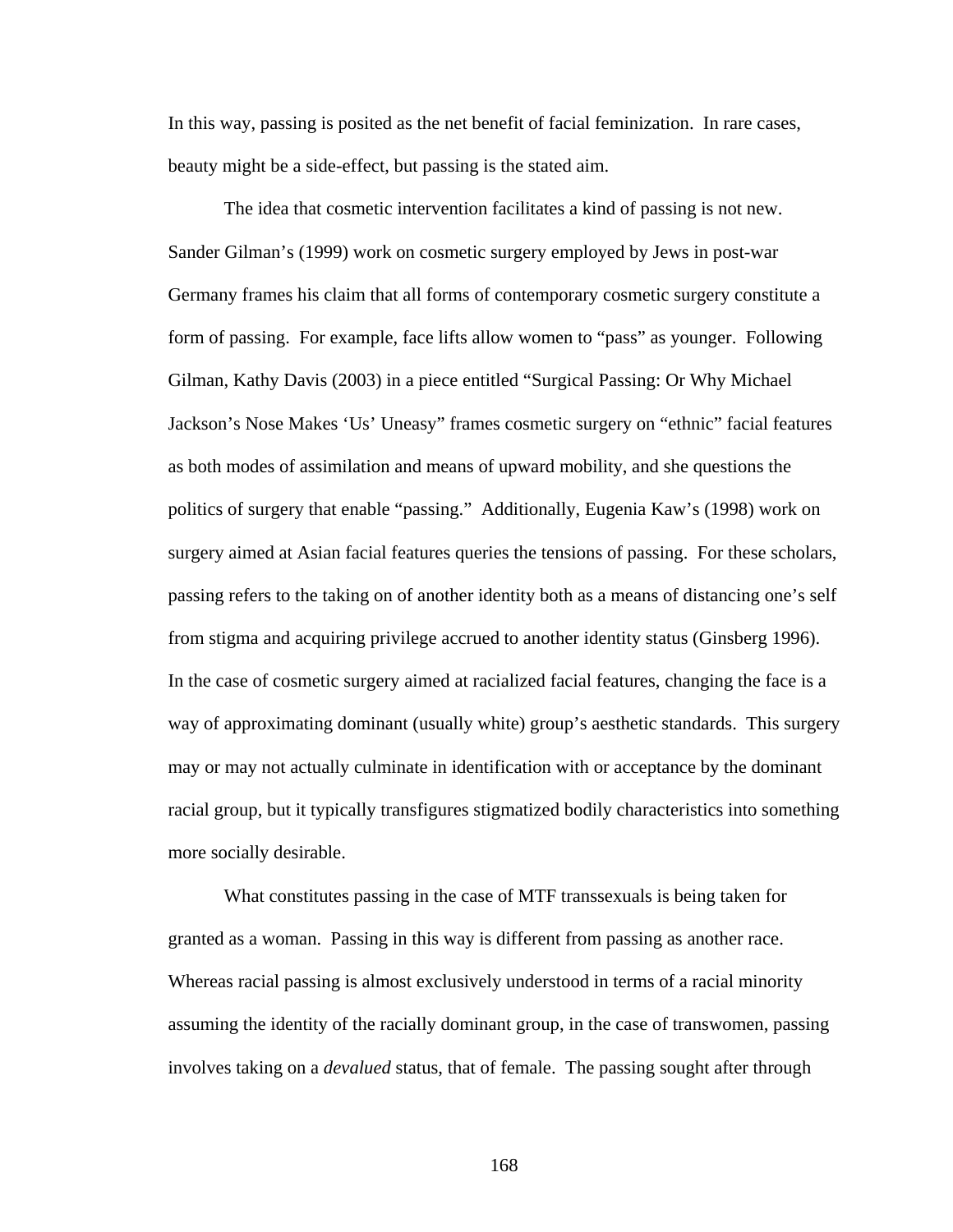In this way, passing is posited as the net benefit of facial feminization. In rare cases, beauty might be a side-effect, but passing is the stated aim.

The idea that cosmetic intervention facilitates a kind of passing is not new. Sander Gilman's (1999) work on cosmetic surgery employed by Jews in post-war Germany frames his claim that all forms of contemporary cosmetic surgery constitute a form of passing. For example, face lifts allow women to "pass" as younger. Following Gilman, Kathy Davis (2003) in a piece entitled "Surgical Passing: Or Why Michael Jackson's Nose Makes 'Us' Uneasy" frames cosmetic surgery on "ethnic" facial features as both modes of assimilation and means of upward mobility, and she questions the politics of surgery that enable "passing." Additionally, Eugenia Kaw's (1998) work on surgery aimed at Asian facial features queries the tensions of passing. For these scholars, passing refers to the taking on of another identity both as a means of distancing one's self from stigma and acquiring privilege accrued to another identity status (Ginsberg 1996). In the case of cosmetic surgery aimed at racialized facial features, changing the face is a way of approximating dominant (usually white) group's aesthetic standards. This surgery may or may not actually culminate in identification with or acceptance by the dominant racial group, but it typically transfigures stigmatized bodily characteristics into something more socially desirable.

What constitutes passing in the case of MTF transsexuals is being taken for granted as a woman. Passing in this way is different from passing as another race. Whereas racial passing is almost exclusively understood in terms of a racial minority assuming the identity of the racially dominant group, in the case of transwomen, passing involves taking on a *devalued* status, that of female. The passing sought after through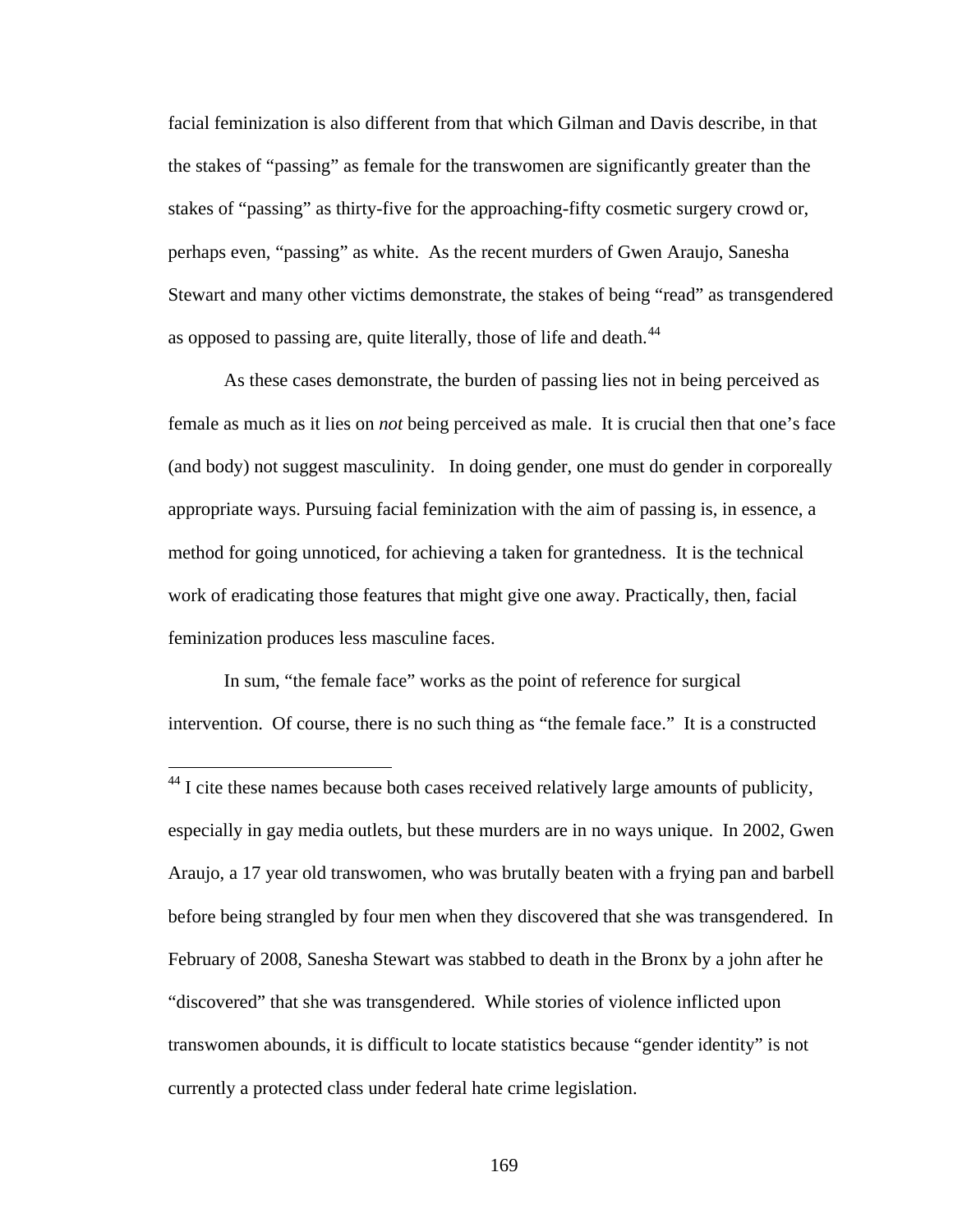facial feminization is also different from that which Gilman and Davis describe, in that the stakes of "passing" as female for the transwomen are significantly greater than the stakes of "passing" as thirty-five for the approaching-fifty cosmetic surgery crowd or, perhaps even, "passing" as white. As the recent murders of Gwen Araujo, Sanesha Stewart and many other victims demonstrate, the stakes of being "read" as transgendered as opposed to passing are, quite literally, those of life and death.[44]

As these cases demonstrate, the burden of passing lies not in being perceived as female as much as it lies on *not* being perceived as male. It is crucial then that one's face (and body) not suggest masculinity. In doing gender, one must do gender in corporeally appropriate ways. Pursuing facial feminization with the aim of passing is, in essence, a method for going unnoticed, for achieving a taken for grantedness. It is the technical work of eradicating those features that might give one away. Practically, then, facial feminization produces less masculine faces.

In sum, "the female face" works as the point of reference for surgical intervention. Of course, there is no such thing as "the female face." It is a constructed

---

[44] I cite these names because both cases received relatively large amounts of publicity, especially in gay media outlets, but these murders are in no ways unique. In 2002, Gwen Araujo, a 17 year old transwomen, who was brutally beaten with a frying pan and barbell before being strangled by four men when they discovered that she was transgendered. In February of 2008, Sanesha Stewart was stabbed to death in the Bronx by a john after he "discovered" that she was transgendered. While stories of violence inflicted upon transwomen abounds, it is difficult to locate statistics because "gender identity" is not currently a protected class under federal hate crime legislation.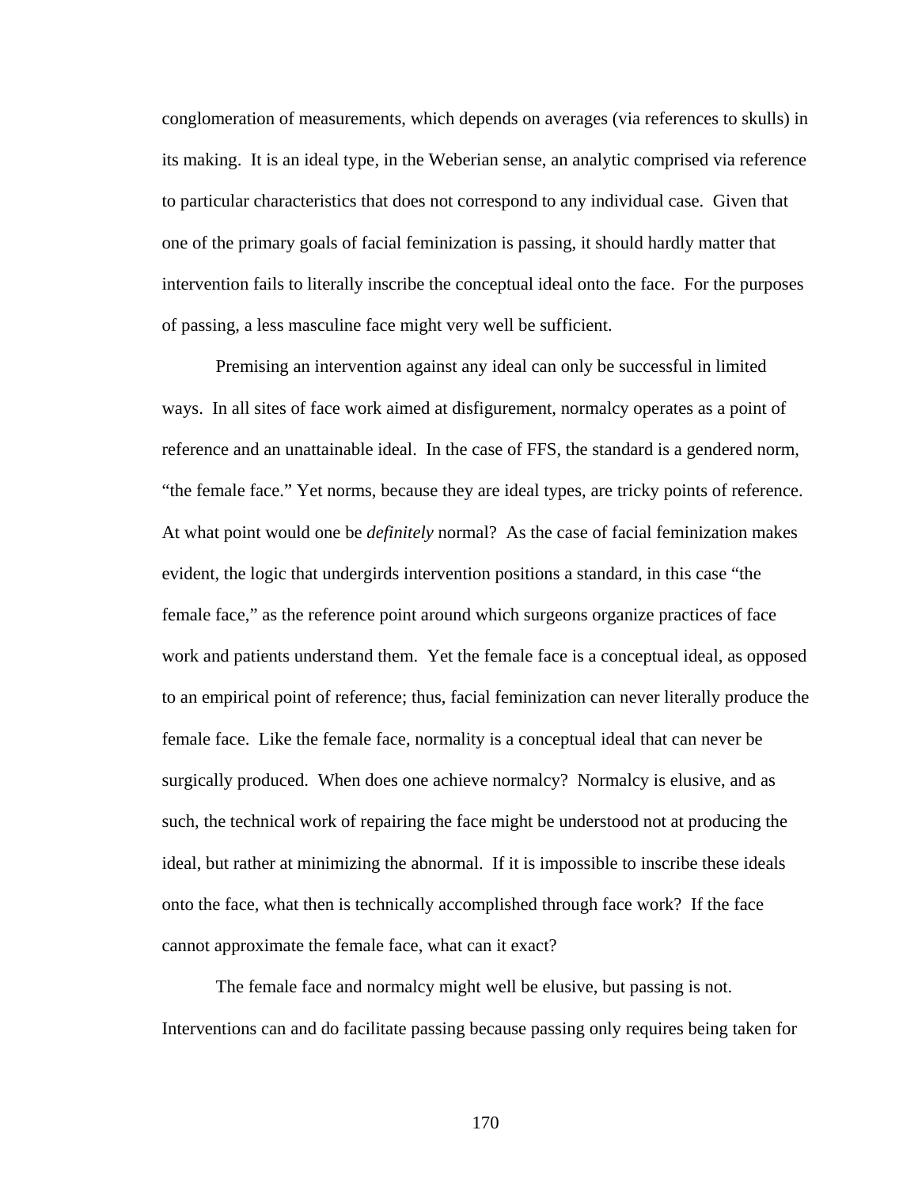conglomeration of measurements, which depends on averages (via references to skulls) in its making. It is an ideal type, in the Weberian sense, an analytic comprised via reference to particular characteristics that does not correspond to any individual case. Given that one of the primary goals of facial feminization is passing, it should hardly matter that intervention fails to literally inscribe the conceptual ideal onto the face. For the purposes of passing, a less masculine face might very well be sufficient.

Premising an intervention against any ideal can only be successful in limited ways. In all sites of face work aimed at disfigurement, normalcy operates as a point of reference and an unattainable ideal. In the case of FFS, the standard is a gendered norm, "the female face." Yet norms, because they are ideal types, are tricky points of reference. At what point would one be *definitely* normal? As the case of facial feminization makes evident, the logic that undergirds intervention positions a standard, in this case "the female face," as the reference point around which surgeons organize practices of face work and patients understand them. Yet the female face is a conceptual ideal, as opposed to an empirical point of reference; thus, facial feminization can never literally produce the female face. Like the female face, normality is a conceptual ideal that can never be surgically produced. When does one achieve normalcy? Normalcy is elusive, and as such, the technical work of repairing the face might be understood not at producing the ideal, but rather at minimizing the abnormal. If it is impossible to inscribe these ideals onto the face, what then is technically accomplished through face work? If the face cannot approximate the female face, what can it exact?

The female face and normalcy might well be elusive, but passing is not. Interventions can and do facilitate passing because passing only requires being taken for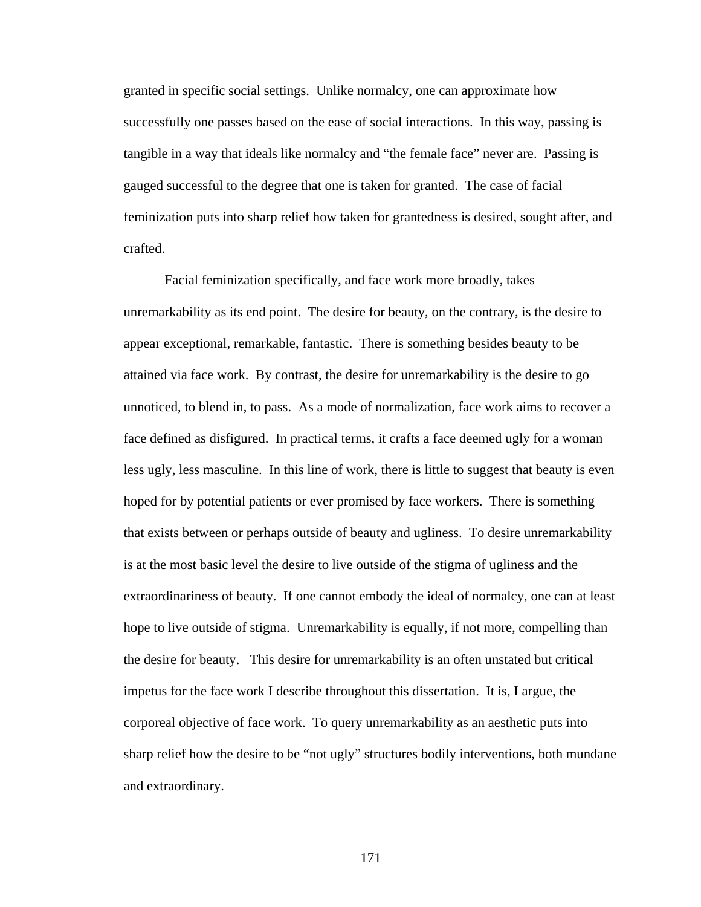granted in specific social settings. Unlike normalcy, one can approximate how successfully one passes based on the ease of social interactions. In this way, passing is tangible in a way that ideals like normalcy and "the female face" never are. Passing is gauged successful to the degree that one is taken for granted. The case of facial feminization puts into sharp relief how taken for grantedness is desired, sought after, and crafted.

Facial feminization specifically, and face work more broadly, takes unremarkability as its end point. The desire for beauty, on the contrary, is the desire to appear exceptional, remarkable, fantastic. There is something besides beauty to be attained via face work. By contrast, the desire for unremarkability is the desire to go unnoticed, to blend in, to pass. As a mode of normalization, face work aims to recover a face defined as disfigured. In practical terms, it crafts a face deemed ugly for a woman less ugly, less masculine. In this line of work, there is little to suggest that beauty is even hoped for by potential patients or ever promised by face workers. There is something that exists between or perhaps outside of beauty and ugliness. To desire unremarkability is at the most basic level the desire to live outside of the stigma of ugliness and the extraordinariness of beauty. If one cannot embody the ideal of normalcy, one can at least hope to live outside of stigma. Unremarkability is equally, if not more, compelling than the desire for beauty. This desire for unremarkability is an often unstated but critical impetus for the face work I describe throughout this dissertation. It is, I argue, the corporeal objective of face work. To query unremarkability as an aesthetic puts into sharp relief how the desire to be "not ugly" structures bodily interventions, both mundane and extraordinary.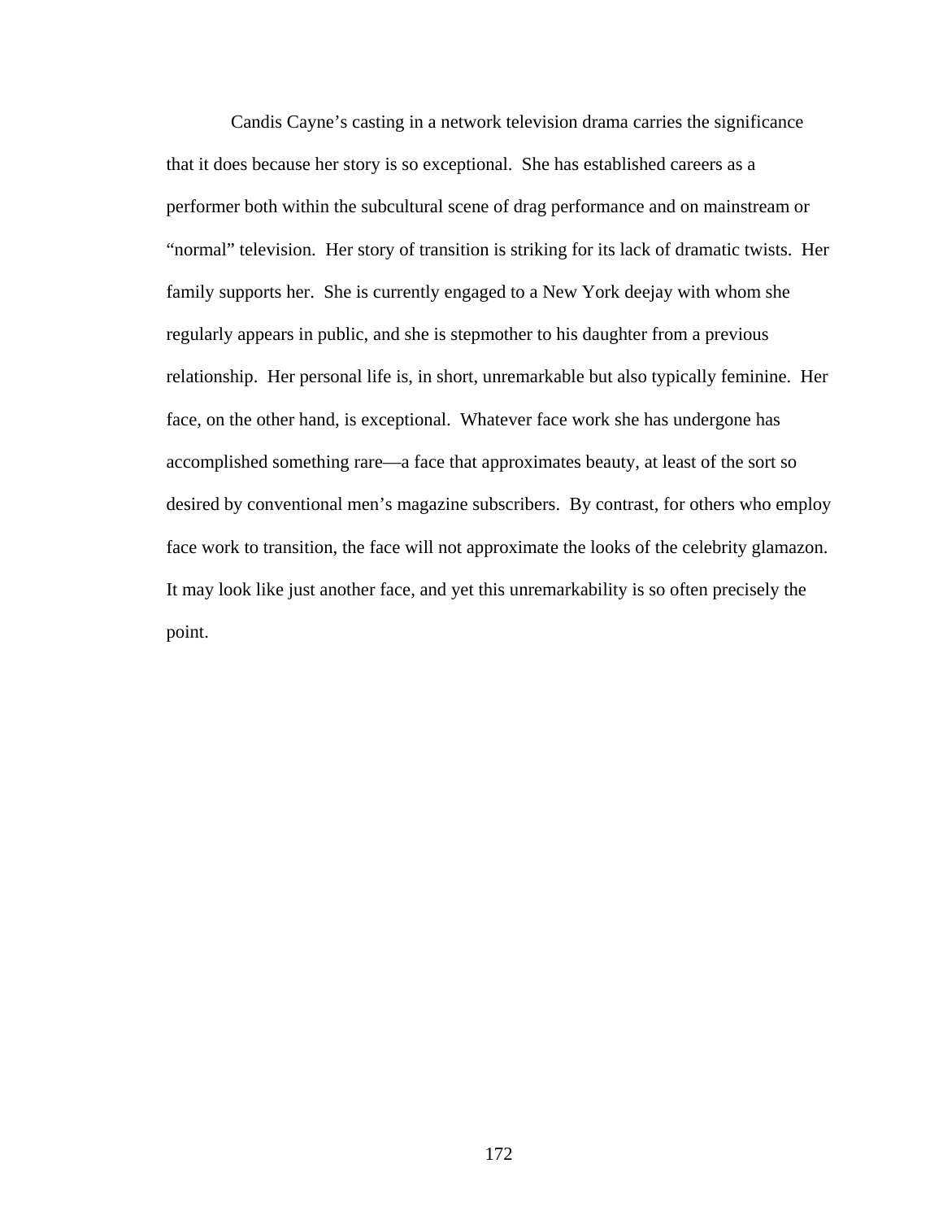Candis Cayne's casting in a network television drama carries the significance that it does because her story is so exceptional. She has established careers as a performer both within the subcultural scene of drag performance and on mainstream or "normal" television. Her story of transition is striking for its lack of dramatic twists. Her family supports her. She is currently engaged to a New York deejay with whom she regularly appears in public, and she is stepmother to his daughter from a previous relationship. Her personal life is, in short, unremarkable but also typically feminine. Her face, on the other hand, is exceptional. Whatever face work she has undergone has accomplished something rare—a face that approximates beauty, at least of the sort so desired by conventional men's magazine subscribers. By contrast, for others who employ face work to transition, the face will not approximate the looks of the celebrity glamazon. It may look like just another face, and yet this unremarkability is so often precisely the point.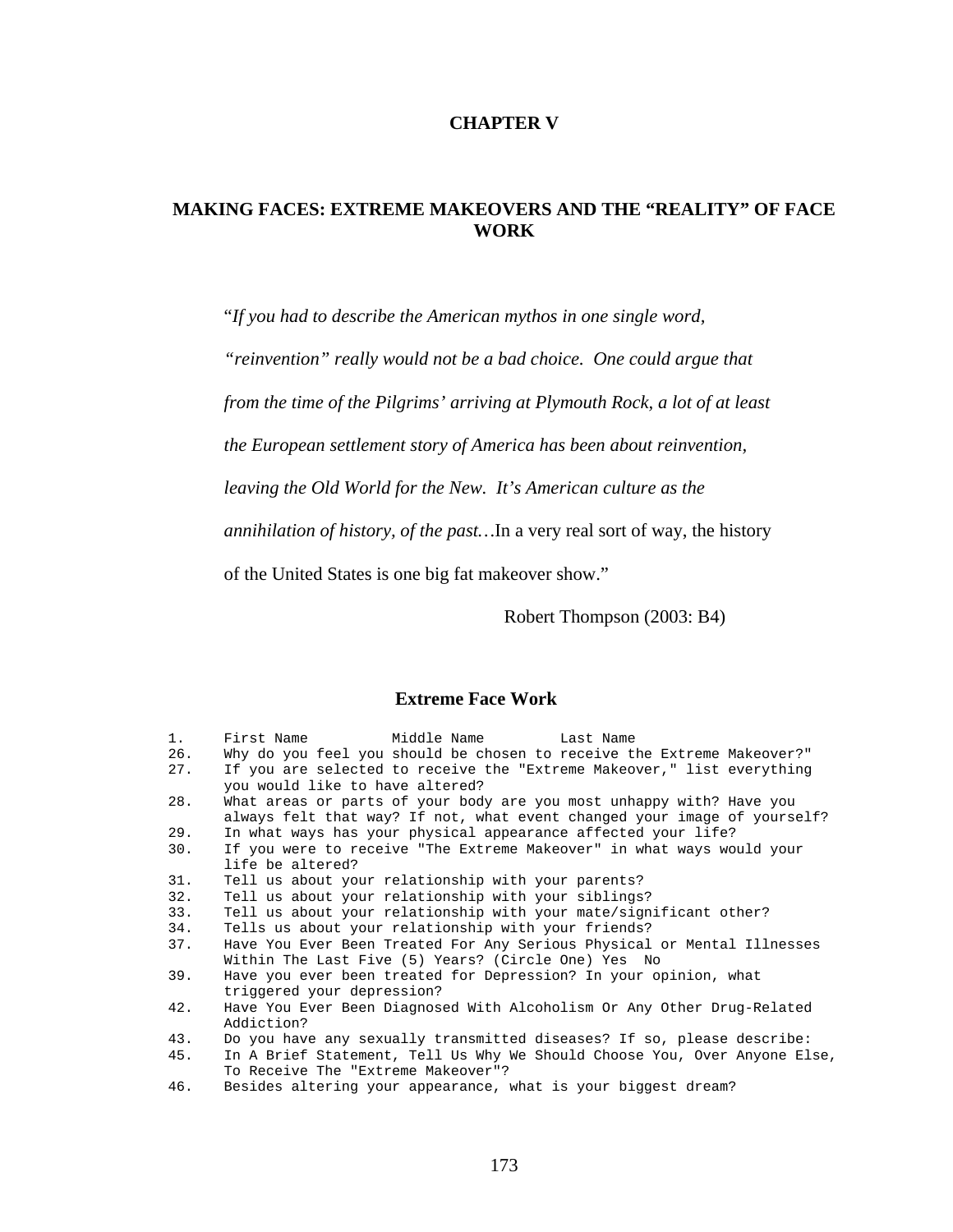# CHAPTER V

## MAKING FACES: EXTREME MAKEOVERS AND THE "REALITY" OF FACE WORK

> "*If you had to describe the American mythos in one single word, "reinvention" really would not be a bad choice. One could argue that from the time of the Pilgrims' arriving at Plymouth Rock, a lot of at least the European settlement story of America has been about reinvention, leaving the Old World for the New. It's American culture as the annihilation of history, of the past…*In a very real sort of way, the history of the United States is one big fat makeover show."
>
> Robert Thompson (2003: B4)

### Extreme Face Work

```
1.    First Name          Middle Name         Last Name
26.   Why do you feel you should be chosen to receive the Extreme Makeover?"
27.   If you are selected to receive the "Extreme Makeover," list everything
      you would like to have altered?
28.   What areas or parts of your body are you most unhappy with? Have you
      always felt that way? If not, what event changed your image of yourself?
29.   In what ways has your physical appearance affected your life?
30.   If you were to receive "The Extreme Makeover" in what ways would your
      life be altered?
31.   Tell us about your relationship with your parents?
32.   Tell us about your relationship with your siblings?
33.   Tell us about your relationship with your mate/significant other?
34.   Tells us about your relationship with your friends?
37.   Have You Ever Been Treated For Any Serious Physical or Mental Illnesses
      Within The Last Five (5) Years? (Circle One) Yes  No
39.   Have you ever been treated for Depression? In your opinion, what
      triggered your depression?
42.   Have You Ever Been Diagnosed With Alcoholism Or Any Other Drug-Related
      Addiction?
43.   Do you have any sexually transmitted diseases? If so, please describe:
45.   In A Brief Statement, Tell Us Why We Should Choose You, Over Anyone Else,
      To Receive The "Extreme Makeover"?
46.   Besides altering your appearance, what is your biggest dream?
```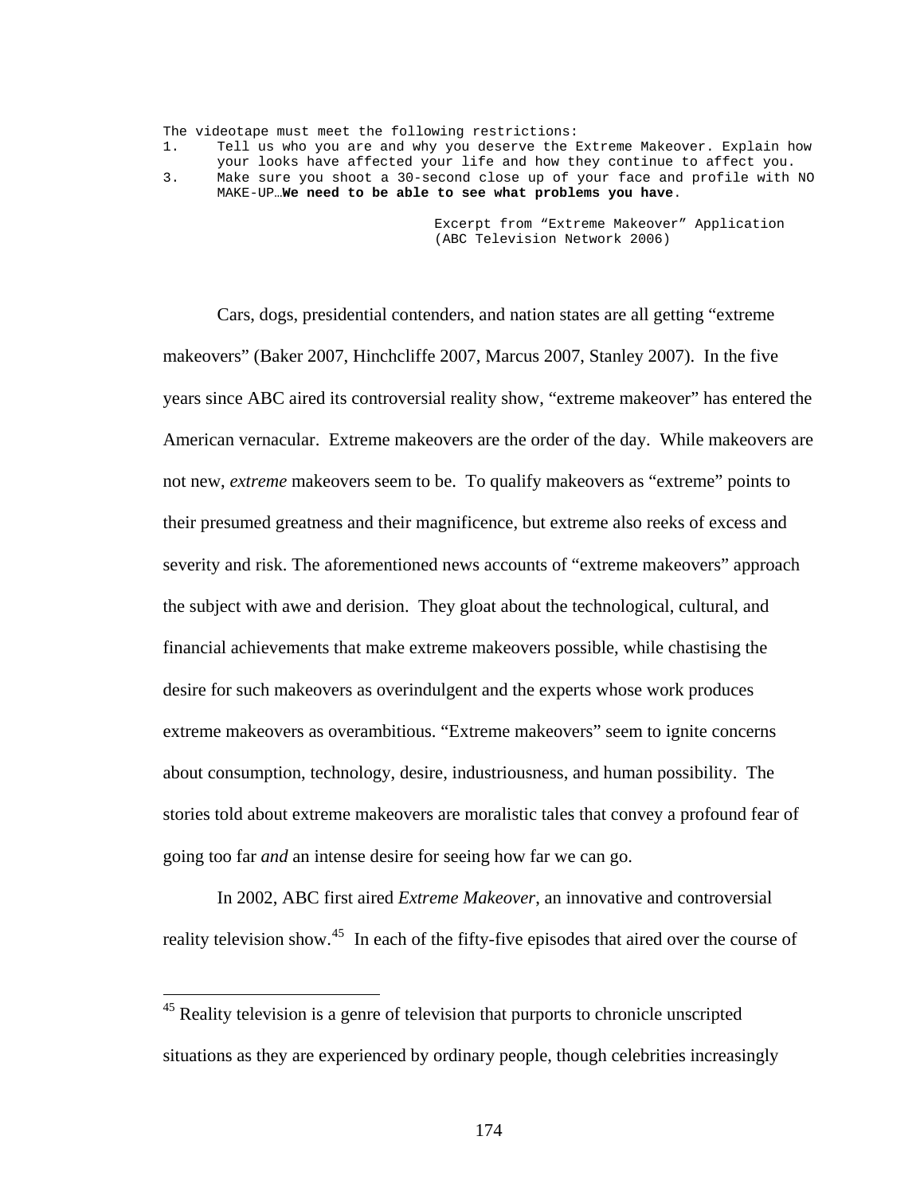```
The videotape must meet the following restrictions:
1.     Tell us who you are and why you deserve the Extreme Makeover. Explain how
       your looks have affected your life and how they continue to affect you.
3.     Make sure you shoot a 30-second close up of your face and profile with NO
       MAKE-UP…We need to be able to see what problems you have.

                                   Excerpt from "Extreme Makeover" Application
                                   (ABC Television Network 2006)
```

Cars, dogs, presidential contenders, and nation states are all getting "extreme makeovers" (Baker 2007, Hinchcliffe 2007, Marcus 2007, Stanley 2007). In the five years since ABC aired its controversial reality show, "extreme makeover" has entered the American vernacular. Extreme makeovers are the order of the day. While makeovers are not new, *extreme* makeovers seem to be. To qualify makeovers as "extreme" points to their presumed greatness and their magnificence, but extreme also reeks of excess and severity and risk. The aforementioned news accounts of "extreme makeovers" approach the subject with awe and derision. They gloat about the technological, cultural, and financial achievements that make extreme makeovers possible, while chastising the desire for such makeovers as overindulgent and the experts whose work produces extreme makeovers as overambitious. "Extreme makeovers" seem to ignite concerns about consumption, technology, desire, industriousness, and human possibility. The stories told about extreme makeovers are moralistic tales that convey a profound fear of going too far *and* an intense desire for seeing how far we can go.

In 2002, ABC first aired *Extreme Makeover*, an innovative and controversial reality television show.[45] In each of the fifty-five episodes that aired over the course of

[45] Reality television is a genre of television that purports to chronicle unscripted situations as they are experienced by ordinary people, though celebrities increasingly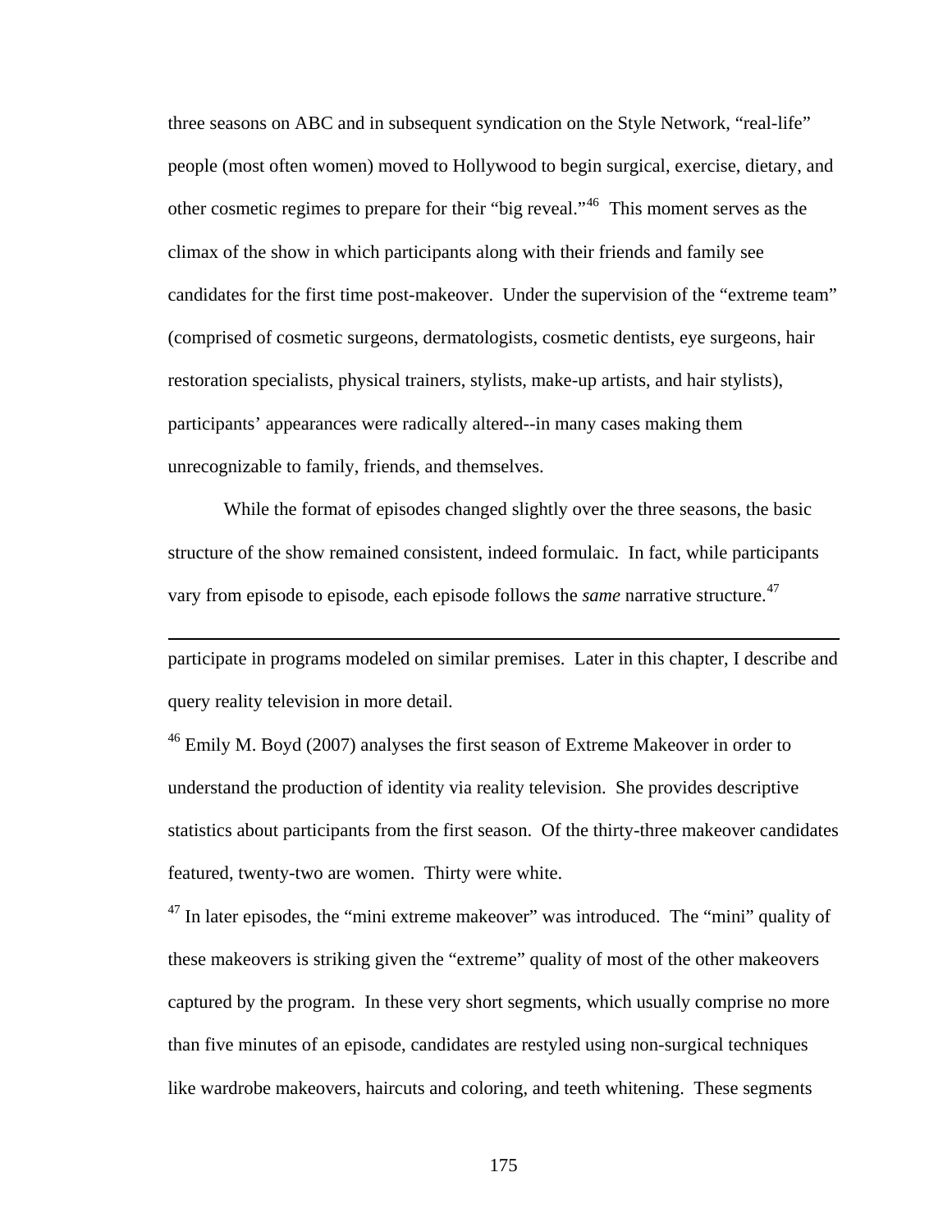three seasons on ABC and in subsequent syndication on the Style Network, "real-life" people (most often women) moved to Hollywood to begin surgical, exercise, dietary, and other cosmetic regimes to prepare for their "big reveal."[46] This moment serves as the climax of the show in which participants along with their friends and family see candidates for the first time post-makeover. Under the supervision of the "extreme team" (comprised of cosmetic surgeons, dermatologists, cosmetic dentists, eye surgeons, hair restoration specialists, physical trainers, stylists, make-up artists, and hair stylists), participants' appearances were radically altered--in many cases making them unrecognizable to family, friends, and themselves.

While the format of episodes changed slightly over the three seasons, the basic structure of the show remained consistent, indeed formulaic. In fact, while participants vary from episode to episode, each episode follows the *same* narrative structure.[47]

---

participate in programs modeled on similar premises. Later in this chapter, I describe and query reality television in more detail.

[46] Emily M. Boyd (2007) analyses the first season of Extreme Makeover in order to understand the production of identity via reality television. She provides descriptive statistics about participants from the first season. Of the thirty-three makeover candidates featured, twenty-two are women. Thirty were white.

[47] In later episodes, the "mini extreme makeover" was introduced. The "mini" quality of these makeovers is striking given the "extreme" quality of most of the other makeovers captured by the program. In these very short segments, which usually comprise no more than five minutes of an episode, candidates are restyled using non-surgical techniques like wardrobe makeovers, haircuts and coloring, and teeth whitening. These segments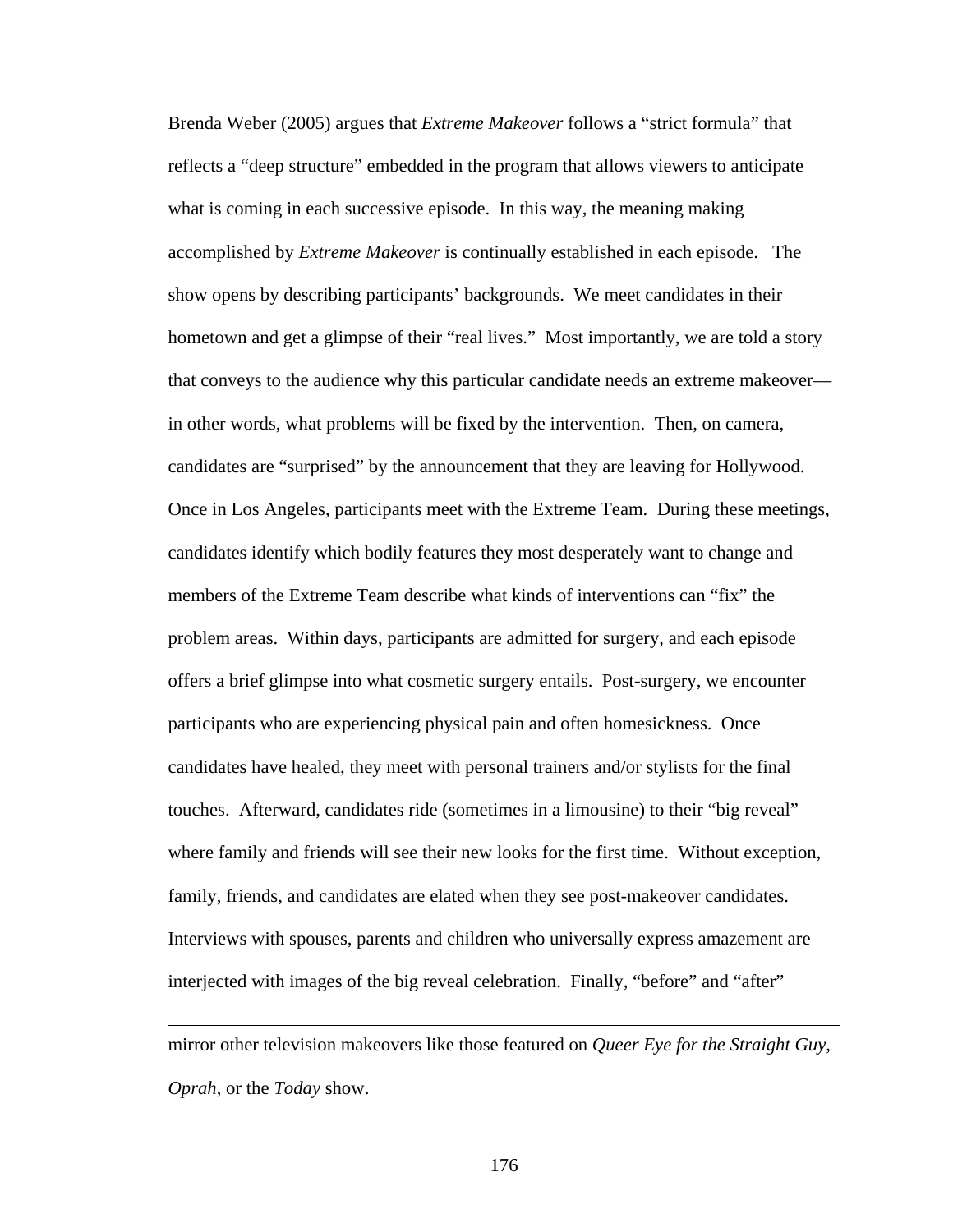Brenda Weber (2005) argues that *Extreme Makeover* follows a "strict formula" that reflects a "deep structure" embedded in the program that allows viewers to anticipate what is coming in each successive episode. In this way, the meaning making accomplished by *Extreme Makeover* is continually established in each episode. The show opens by describing participants' backgrounds. We meet candidates in their hometown and get a glimpse of their "real lives." Most importantly, we are told a story that conveys to the audience why this particular candidate needs an extreme makeover—in other words, what problems will be fixed by the intervention. Then, on camera, candidates are "surprised" by the announcement that they are leaving for Hollywood. Once in Los Angeles, participants meet with the Extreme Team. During these meetings, candidates identify which bodily features they most desperately want to change and members of the Extreme Team describe what kinds of interventions can "fix" the problem areas. Within days, participants are admitted for surgery, and each episode offers a brief glimpse into what cosmetic surgery entails. Post-surgery, we encounter participants who are experiencing physical pain and often homesickness. Once candidates have healed, they meet with personal trainers and/or stylists for the final touches. Afterward, candidates ride (sometimes in a limousine) to their "big reveal" where family and friends will see their new looks for the first time. Without exception, family, friends, and candidates are elated when they see post-makeover candidates. Interviews with spouses, parents and children who universally express amazement are interjected with images of the big reveal celebration. Finally, "before" and "after"

---

mirror other television makeovers like those featured on *Queer Eye for the Straight Guy*, *Oprah*, or the *Today* show.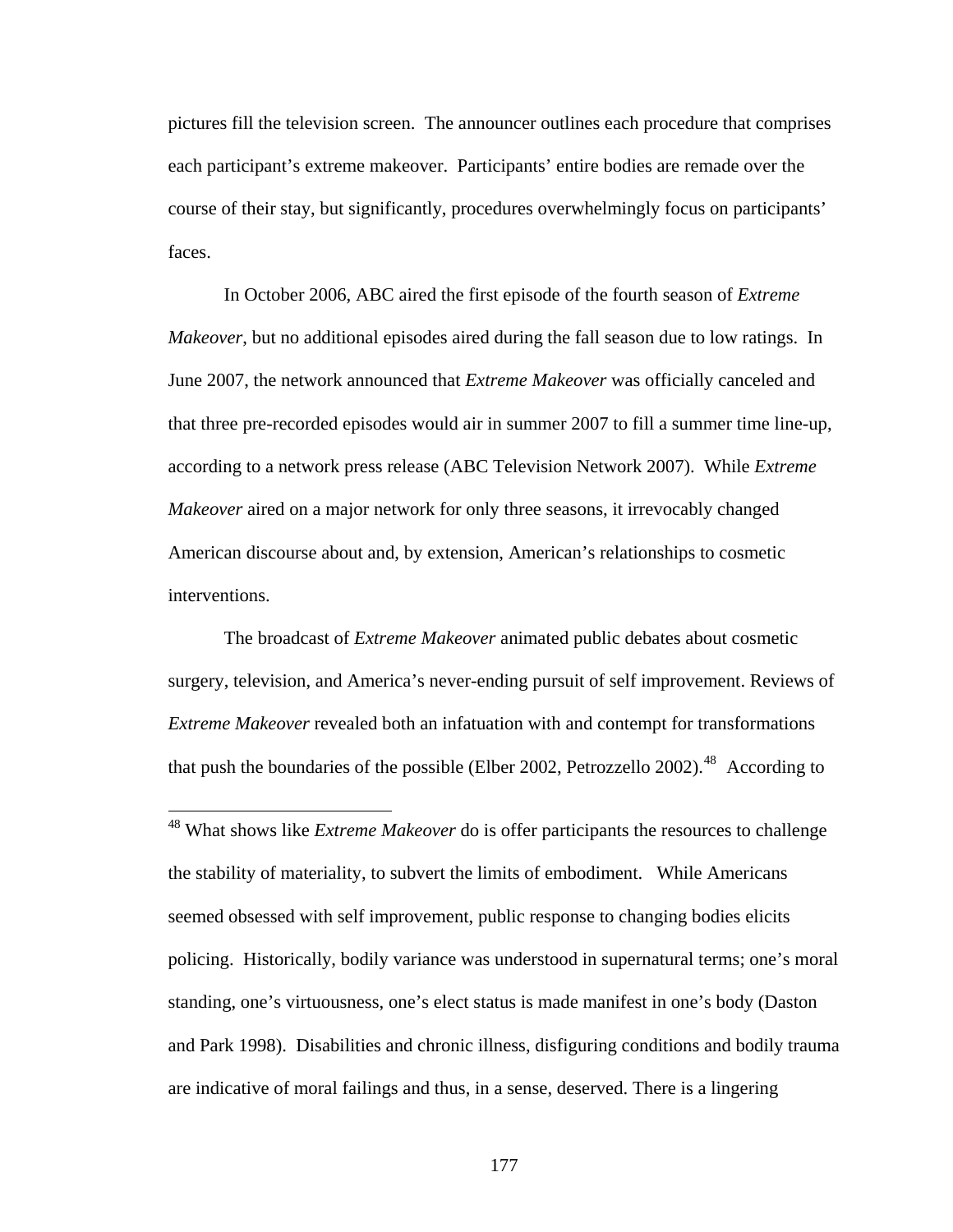pictures fill the television screen. The announcer outlines each procedure that comprises each participant's extreme makeover. Participants' entire bodies are remade over the course of their stay, but significantly, procedures overwhelmingly focus on participants' faces.

In October 2006, ABC aired the first episode of the fourth season of *Extreme Makeover*, but no additional episodes aired during the fall season due to low ratings. In June 2007, the network announced that *Extreme Makeover* was officially canceled and that three pre-recorded episodes would air in summer 2007 to fill a summer time line-up, according to a network press release (ABC Television Network 2007). While *Extreme Makeover* aired on a major network for only three seasons, it irrevocably changed American discourse about and, by extension, American's relationships to cosmetic interventions.

The broadcast of *Extreme Makeover* animated public debates about cosmetic surgery, television, and America's never-ending pursuit of self improvement. Reviews of *Extreme Makeover* revealed both an infatuation with and contempt for transformations that push the boundaries of the possible (Elber 2002, Petrozzello 2002).[48] According to

---

[48] What shows like *Extreme Makeover* do is offer participants the resources to challenge the stability of materiality, to subvert the limits of embodiment. While Americans seemed obsessed with self improvement, public response to changing bodies elicits policing. Historically, bodily variance was understood in supernatural terms; one's moral standing, one's virtuousness, one's elect status is made manifest in one's body (Daston and Park 1998). Disabilities and chronic illness, disfiguring conditions and bodily trauma are indicative of moral failings and thus, in a sense, deserved. There is a lingering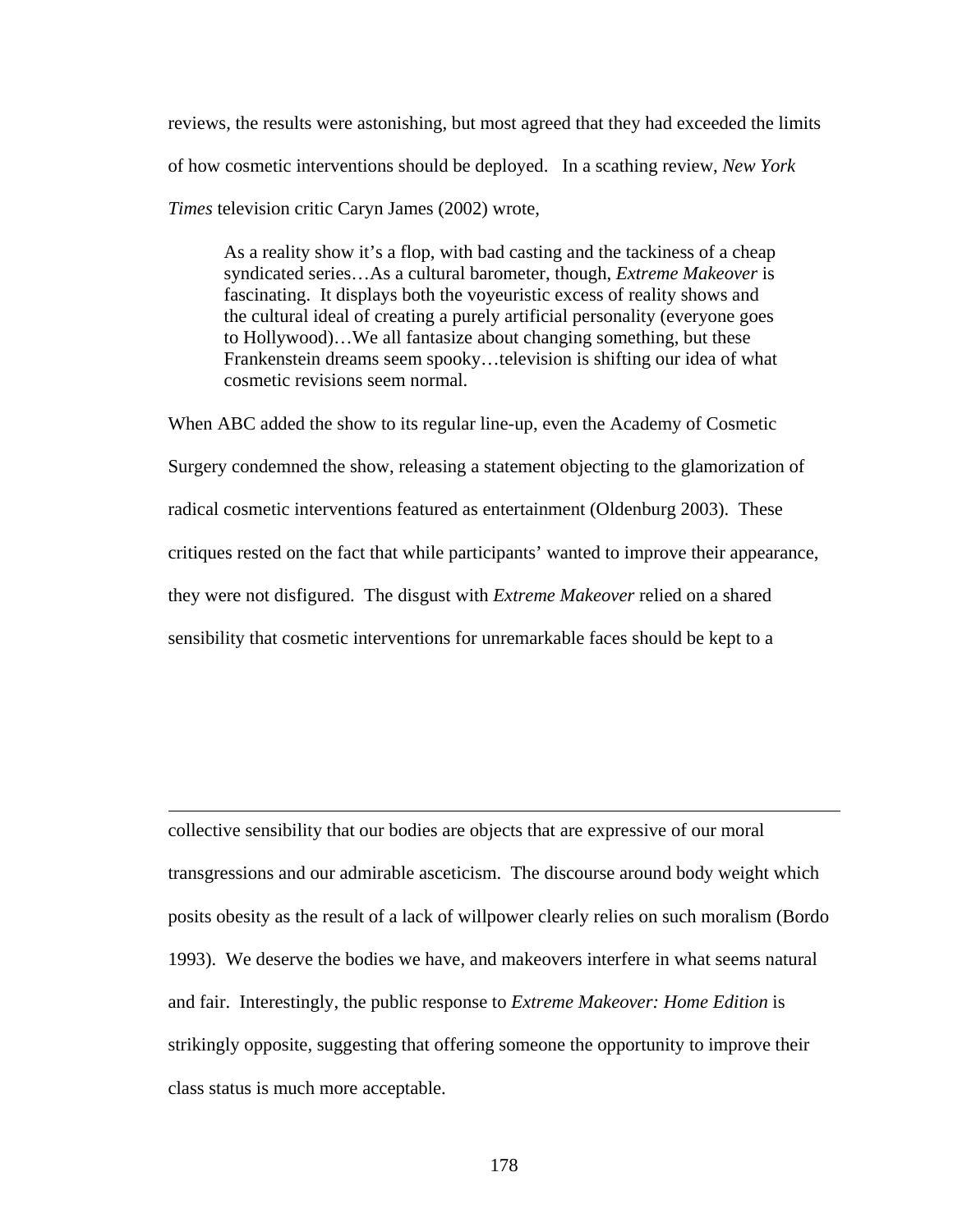reviews, the results were astonishing, but most agreed that they had exceeded the limits of how cosmetic interventions should be deployed. In a scathing review, *New York Times* television critic Caryn James (2002) wrote,

> As a reality show it's a flop, with bad casting and the tackiness of a cheap syndicated series…As a cultural barometer, though, *Extreme Makeover* is fascinating. It displays both the voyeuristic excess of reality shows and the cultural ideal of creating a purely artificial personality (everyone goes to Hollywood)…We all fantasize about changing something, but these Frankenstein dreams seem spooky…television is shifting our idea of what cosmetic revisions seem normal.

When ABC added the show to its regular line-up, even the Academy of Cosmetic Surgery condemned the show, releasing a statement objecting to the glamorization of radical cosmetic interventions featured as entertainment (Oldenburg 2003). These critiques rested on the fact that while participants' wanted to improve their appearance, they were not disfigured. The disgust with *Extreme Makeover* relied on a shared sensibility that cosmetic interventions for unremarkable faces should be kept to a

---

collective sensibility that our bodies are objects that are expressive of our moral transgressions and our admirable asceticism. The discourse around body weight which posits obesity as the result of a lack of willpower clearly relies on such moralism (Bordo 1993). We deserve the bodies we have, and makeovers interfere in what seems natural and fair. Interestingly, the public response to *Extreme Makeover: Home Edition* is strikingly opposite, suggesting that offering someone the opportunity to improve their class status is much more acceptable.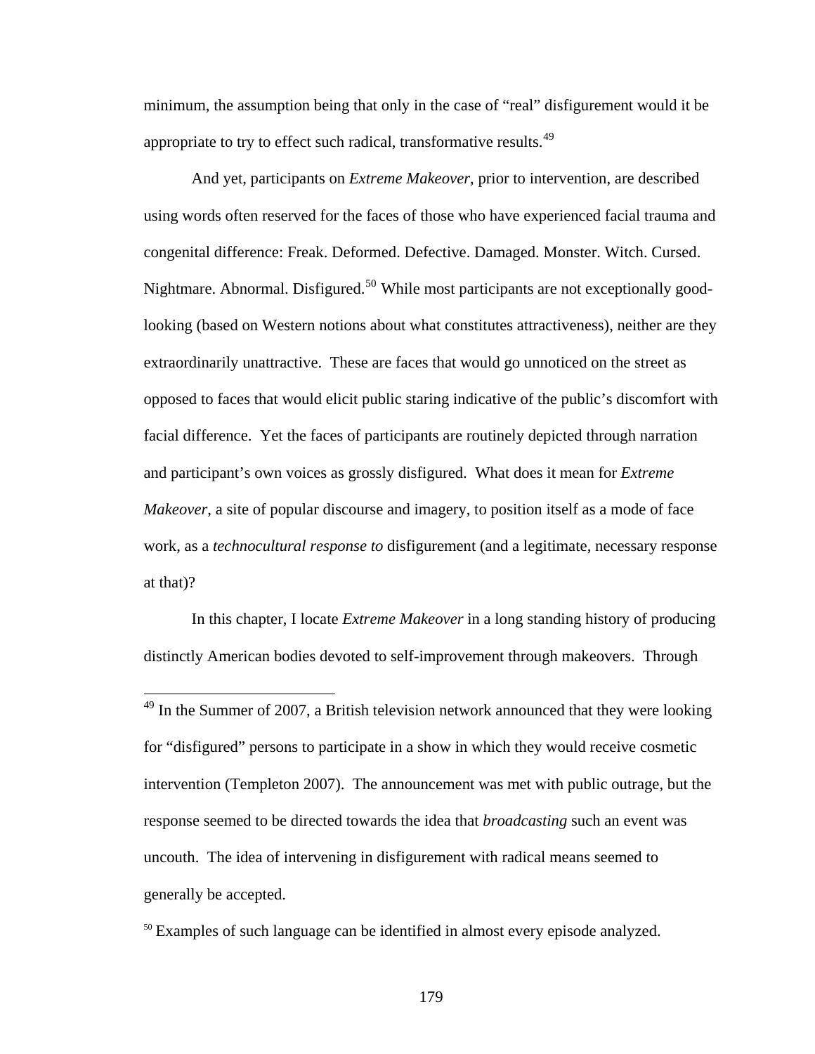minimum, the assumption being that only in the case of "real" disfigurement would it be appropriate to try to effect such radical, transformative results.[49]

And yet, participants on *Extreme Makeover*, prior to intervention, are described using words often reserved for the faces of those who have experienced facial trauma and congenital difference: Freak. Deformed. Defective. Damaged. Monster. Witch. Cursed. Nightmare. Abnormal. Disfigured.[50] While most participants are not exceptionally good-looking (based on Western notions about what constitutes attractiveness), neither are they extraordinarily unattractive. These are faces that would go unnoticed on the street as opposed to faces that would elicit public staring indicative of the public's discomfort with facial difference. Yet the faces of participants are routinely depicted through narration and participant's own voices as grossly disfigured. What does it mean for *Extreme Makeover*, a site of popular discourse and imagery, to position itself as a mode of face work, as a *technocultural response to* disfigurement (and a legitimate, necessary response at that)?

In this chapter, I locate *Extreme Makeover* in a long standing history of producing distinctly American bodies devoted to self-improvement through makeovers. Through

---

[49] In the Summer of 2007, a British television network announced that they were looking for "disfigured" persons to participate in a show in which they would receive cosmetic intervention (Templeton 2007). The announcement was met with public outrage, but the response seemed to be directed towards the idea that *broadcasting* such an event was uncouth. The idea of intervening in disfigurement with radical means seemed to generally be accepted.

[50] Examples of such language can be identified in almost every episode analyzed.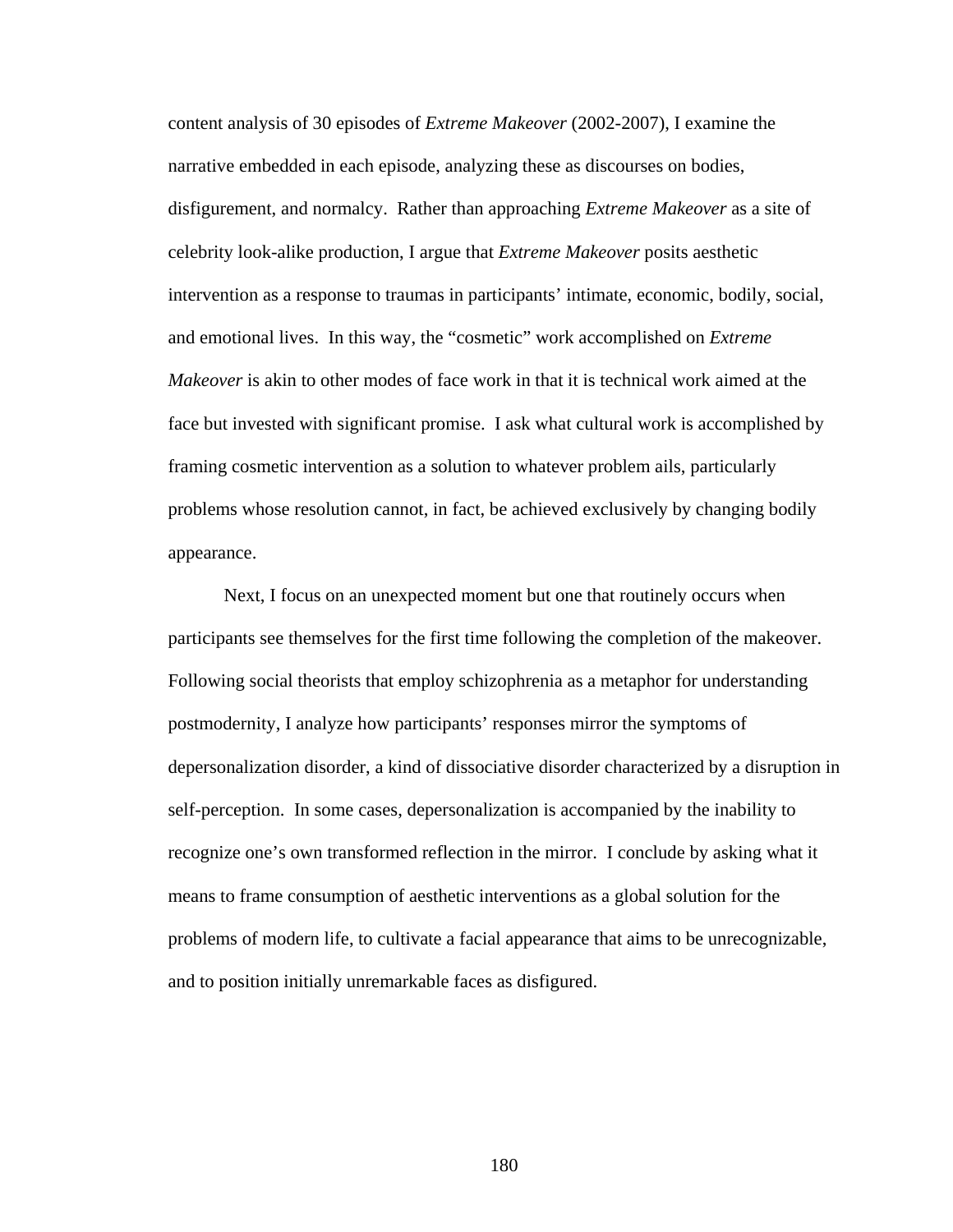content analysis of 30 episodes of *Extreme Makeover* (2002-2007), I examine the narrative embedded in each episode, analyzing these as discourses on bodies, disfigurement, and normalcy. Rather than approaching *Extreme Makeover* as a site of celebrity look-alike production, I argue that *Extreme Makeover* posits aesthetic intervention as a response to traumas in participants' intimate, economic, bodily, social, and emotional lives. In this way, the "cosmetic" work accomplished on *Extreme Makeover* is akin to other modes of face work in that it is technical work aimed at the face but invested with significant promise. I ask what cultural work is accomplished by framing cosmetic intervention as a solution to whatever problem ails, particularly problems whose resolution cannot, in fact, be achieved exclusively by changing bodily appearance.

Next, I focus on an unexpected moment but one that routinely occurs when participants see themselves for the first time following the completion of the makeover. Following social theorists that employ schizophrenia as a metaphor for understanding postmodernity, I analyze how participants' responses mirror the symptoms of depersonalization disorder, a kind of dissociative disorder characterized by a disruption in self-perception. In some cases, depersonalization is accompanied by the inability to recognize one's own transformed reflection in the mirror. I conclude by asking what it means to frame consumption of aesthetic interventions as a global solution for the problems of modern life, to cultivate a facial appearance that aims to be unrecognizable, and to position initially unremarkable faces as disfigured.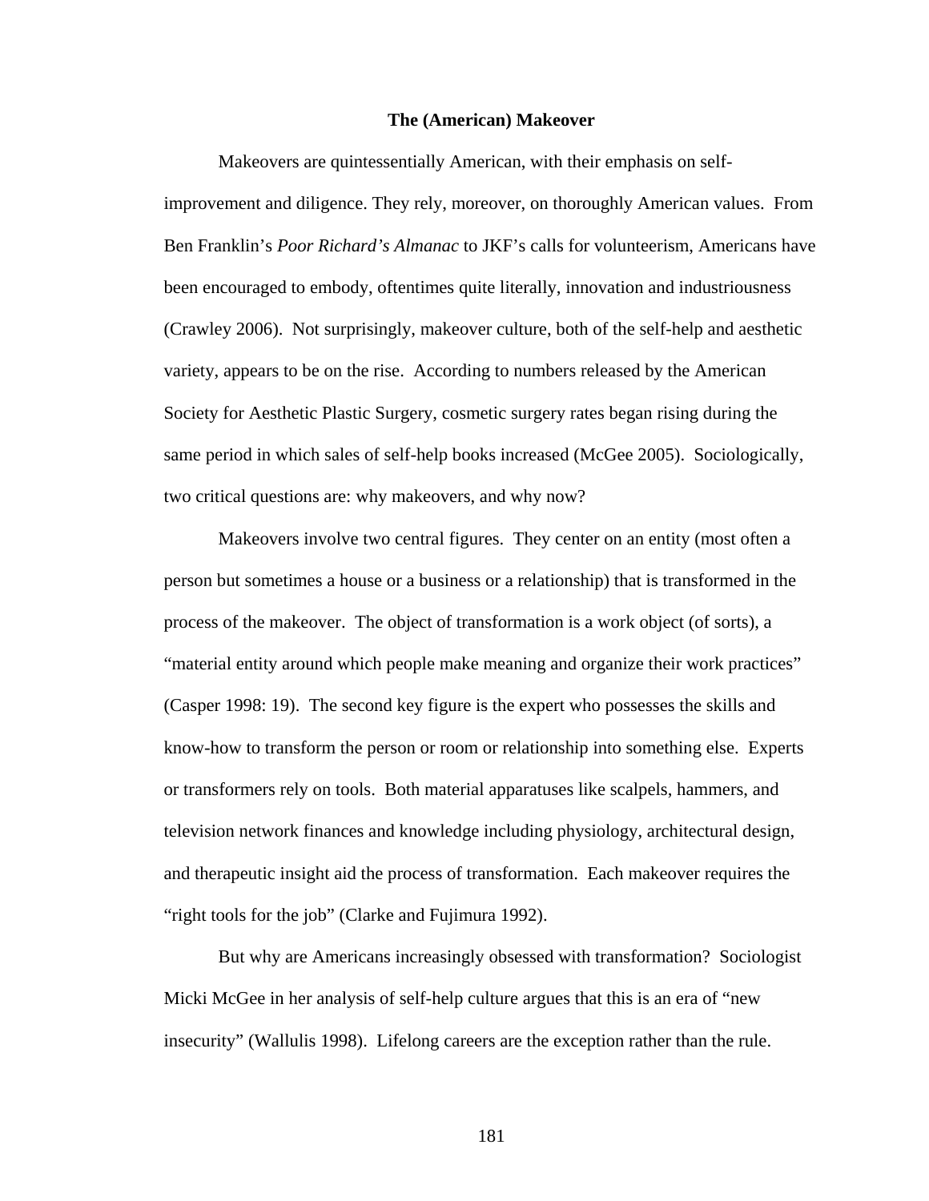## The (American) Makeover

Makeovers are quintessentially American, with their emphasis on self-improvement and diligence. They rely, moreover, on thoroughly American values. From Ben Franklin's *Poor Richard's Almanac* to JKF's calls for volunteerism, Americans have been encouraged to embody, oftentimes quite literally, innovation and industriousness (Crawley 2006). Not surprisingly, makeover culture, both of the self-help and aesthetic variety, appears to be on the rise. According to numbers released by the American Society for Aesthetic Plastic Surgery, cosmetic surgery rates began rising during the same period in which sales of self-help books increased (McGee 2005). Sociologically, two critical questions are: why makeovers, and why now?

Makeovers involve two central figures. They center on an entity (most often a person but sometimes a house or a business or a relationship) that is transformed in the process of the makeover. The object of transformation is a work object (of sorts), a "material entity around which people make meaning and organize their work practices" (Casper 1998: 19). The second key figure is the expert who possesses the skills and know-how to transform the person or room or relationship into something else. Experts or transformers rely on tools. Both material apparatuses like scalpels, hammers, and television network finances and knowledge including physiology, architectural design, and therapeutic insight aid the process of transformation. Each makeover requires the "right tools for the job" (Clarke and Fujimura 1992).

But why are Americans increasingly obsessed with transformation? Sociologist Micki McGee in her analysis of self-help culture argues that this is an era of "new insecurity" (Wallulis 1998). Lifelong careers are the exception rather than the rule.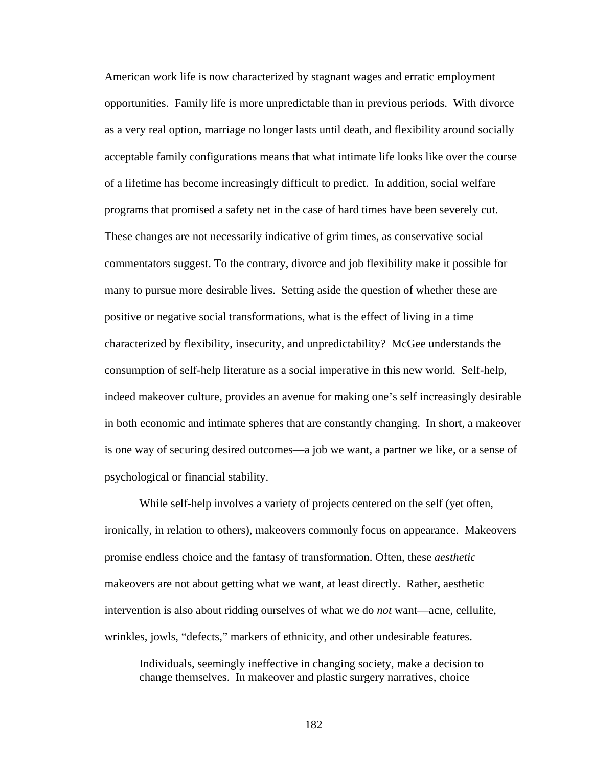American work life is now characterized by stagnant wages and erratic employment opportunities. Family life is more unpredictable than in previous periods. With divorce as a very real option, marriage no longer lasts until death, and flexibility around socially acceptable family configurations means that what intimate life looks like over the course of a lifetime has become increasingly difficult to predict. In addition, social welfare programs that promised a safety net in the case of hard times have been severely cut. These changes are not necessarily indicative of grim times, as conservative social commentators suggest. To the contrary, divorce and job flexibility make it possible for many to pursue more desirable lives. Setting aside the question of whether these are positive or negative social transformations, what is the effect of living in a time characterized by flexibility, insecurity, and unpredictability? McGee understands the consumption of self-help literature as a social imperative in this new world. Self-help, indeed makeover culture, provides an avenue for making one's self increasingly desirable in both economic and intimate spheres that are constantly changing. In short, a makeover is one way of securing desired outcomes—a job we want, a partner we like, or a sense of psychological or financial stability.

While self-help involves a variety of projects centered on the self (yet often, ironically, in relation to others), makeovers commonly focus on appearance. Makeovers promise endless choice and the fantasy of transformation. Often, these *aesthetic* makeovers are not about getting what we want, at least directly. Rather, aesthetic intervention is also about ridding ourselves of what we do *not* want—acne, cellulite, wrinkles, jowls, "defects," markers of ethnicity, and other undesirable features.

> Individuals, seemingly ineffective in changing society, make a decision to change themselves. In makeover and plastic surgery narratives, choice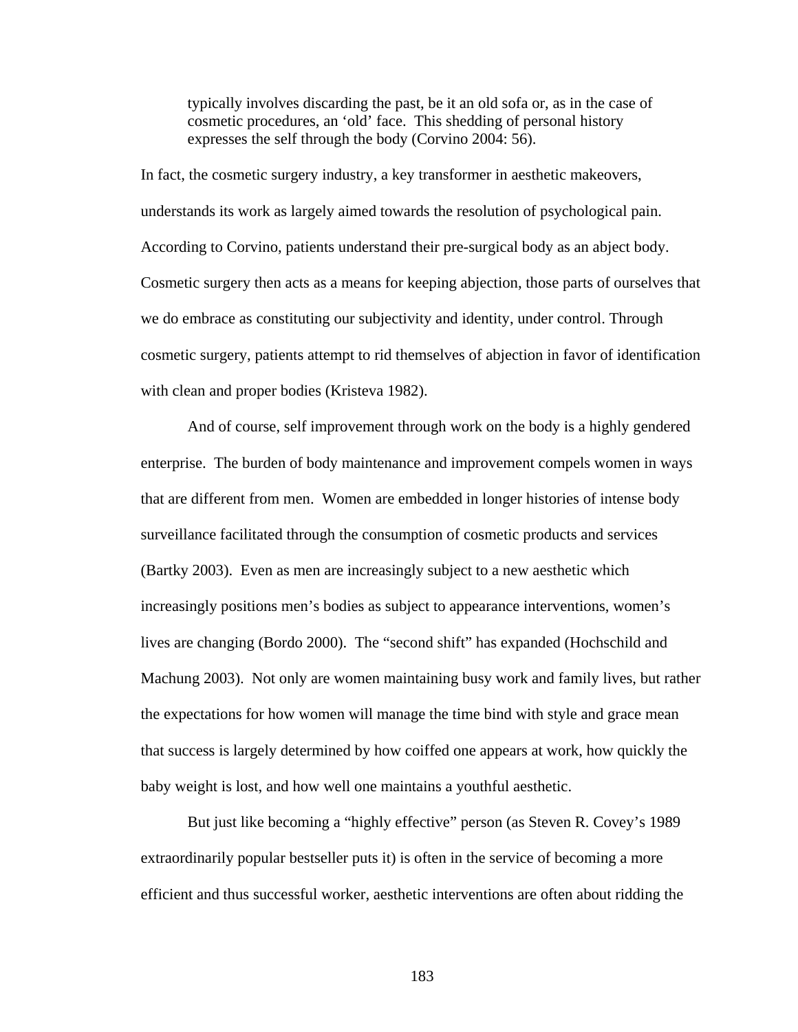> typically involves discarding the past, be it an old sofa or, as in the case of cosmetic procedures, an 'old' face. This shedding of personal history expresses the self through the body (Corvino 2004: 56).

In fact, the cosmetic surgery industry, a key transformer in aesthetic makeovers, understands its work as largely aimed towards the resolution of psychological pain. According to Corvino, patients understand their pre-surgical body as an abject body. Cosmetic surgery then acts as a means for keeping abjection, those parts of ourselves that we do embrace as constituting our subjectivity and identity, under control. Through cosmetic surgery, patients attempt to rid themselves of abjection in favor of identification with clean and proper bodies (Kristeva 1982).

And of course, self improvement through work on the body is a highly gendered enterprise. The burden of body maintenance and improvement compels women in ways that are different from men. Women are embedded in longer histories of intense body surveillance facilitated through the consumption of cosmetic products and services (Bartky 2003). Even as men are increasingly subject to a new aesthetic which increasingly positions men's bodies as subject to appearance interventions, women's lives are changing (Bordo 2000). The "second shift" has expanded (Hochschild and Machung 2003). Not only are women maintaining busy work and family lives, but rather the expectations for how women will manage the time bind with style and grace mean that success is largely determined by how coiffed one appears at work, how quickly the baby weight is lost, and how well one maintains a youthful aesthetic.

But just like becoming a "highly effective" person (as Steven R. Covey's 1989 extraordinarily popular bestseller puts it) is often in the service of becoming a more efficient and thus successful worker, aesthetic interventions are often about ridding the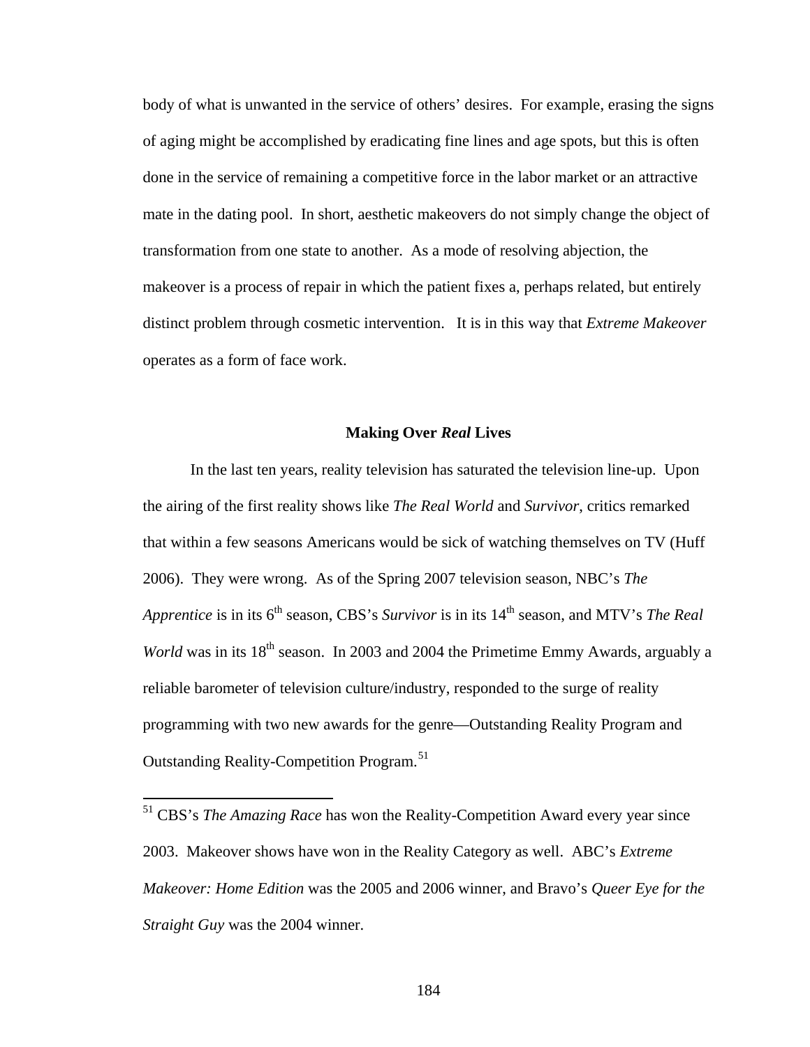body of what is unwanted in the service of others' desires. For example, erasing the signs of aging might be accomplished by eradicating fine lines and age spots, but this is often done in the service of remaining a competitive force in the labor market or an attractive mate in the dating pool. In short, aesthetic makeovers do not simply change the object of transformation from one state to another. As a mode of resolving abjection, the makeover is a process of repair in which the patient fixes a, perhaps related, but entirely distinct problem through cosmetic intervention. It is in this way that *Extreme Makeover* operates as a form of face work.

## Making Over *Real* Lives

In the last ten years, reality television has saturated the television line-up. Upon the airing of the first reality shows like *The Real World* and *Survivor*, critics remarked that within a few seasons Americans would be sick of watching themselves on TV (Huff 2006). They were wrong. As of the Spring 2007 television season, NBC's *The Apprentice* is in its 6th season, CBS's *Survivor* is in its 14th season, and MTV's *The Real World* was in its 18th season. In 2003 and 2004 the Primetime Emmy Awards, arguably a reliable barometer of television culture/industry, responded to the surge of reality programming with two new awards for the genre—Outstanding Reality Program and Outstanding Reality-Competition Program.[51]

---

[51] CBS's *The Amazing Race* has won the Reality-Competition Award every year since 2003. Makeover shows have won in the Reality Category as well. ABC's *Extreme Makeover: Home Edition* was the 2005 and 2006 winner, and Bravo's *Queer Eye for the Straight Guy* was the 2004 winner.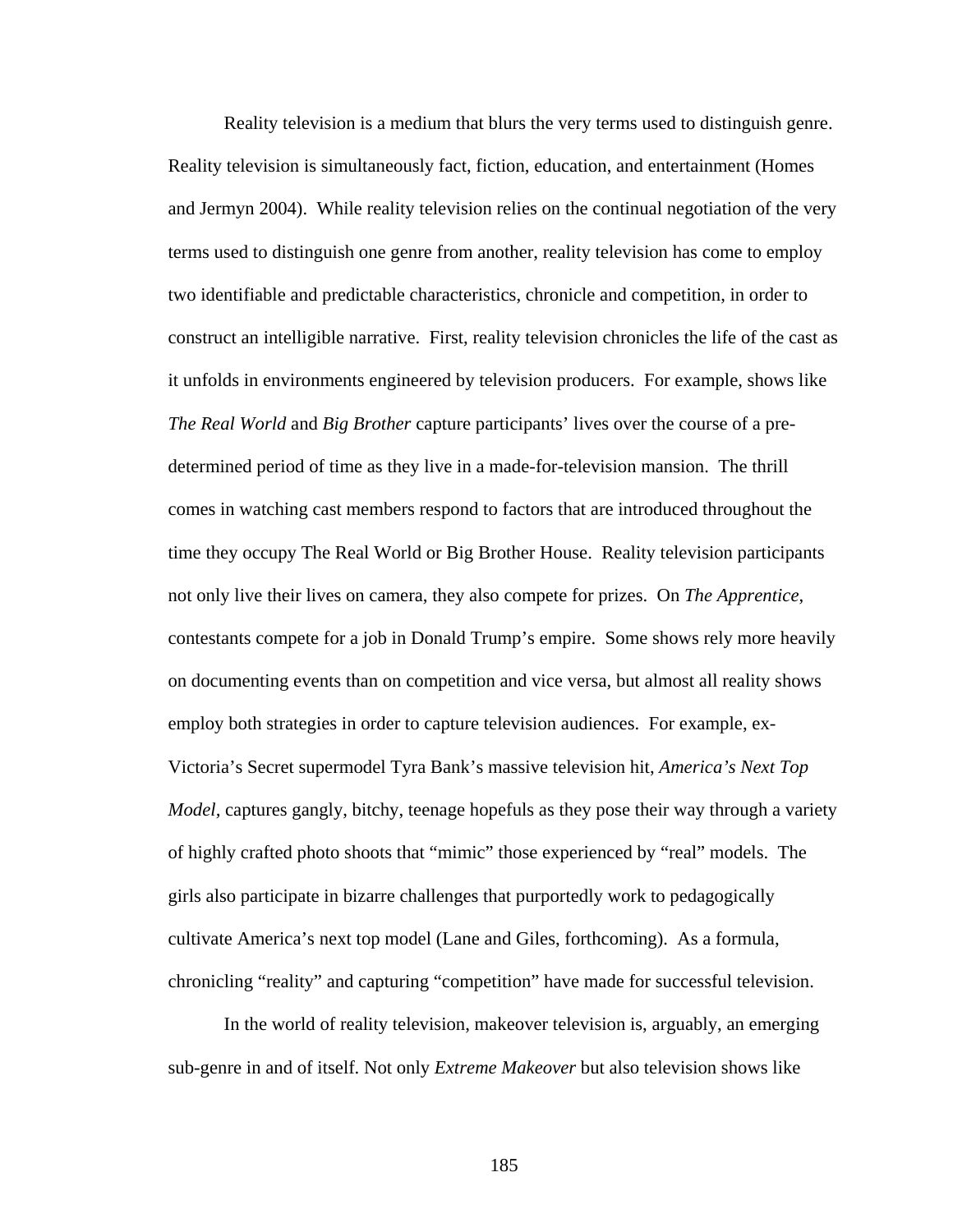Reality television is a medium that blurs the very terms used to distinguish genre. Reality television is simultaneously fact, fiction, education, and entertainment (Homes and Jermyn 2004). While reality television relies on the continual negotiation of the very terms used to distinguish one genre from another, reality television has come to employ two identifiable and predictable characteristics, chronicle and competition, in order to construct an intelligible narrative. First, reality television chronicles the life of the cast as it unfolds in environments engineered by television producers. For example, shows like *The Real World* and *Big Brother* capture participants' lives over the course of a pre-determined period of time as they live in a made-for-television mansion. The thrill comes in watching cast members respond to factors that are introduced throughout the time they occupy The Real World or Big Brother House. Reality television participants not only live their lives on camera, they also compete for prizes. On *The Apprentice*, contestants compete for a job in Donald Trump's empire. Some shows rely more heavily on documenting events than on competition and vice versa, but almost all reality shows employ both strategies in order to capture television audiences. For example, ex-Victoria's Secret supermodel Tyra Bank's massive television hit, *America's Next Top Model*, captures gangly, bitchy, teenage hopefuls as they pose their way through a variety of highly crafted photo shoots that "mimic" those experienced by "real" models. The girls also participate in bizarre challenges that purportedly work to pedagogically cultivate America's next top model (Lane and Giles, forthcoming). As a formula, chronicling "reality" and capturing "competition" have made for successful television.

In the world of reality television, makeover television is, arguably, an emerging sub-genre in and of itself. Not only *Extreme Makeover* but also television shows like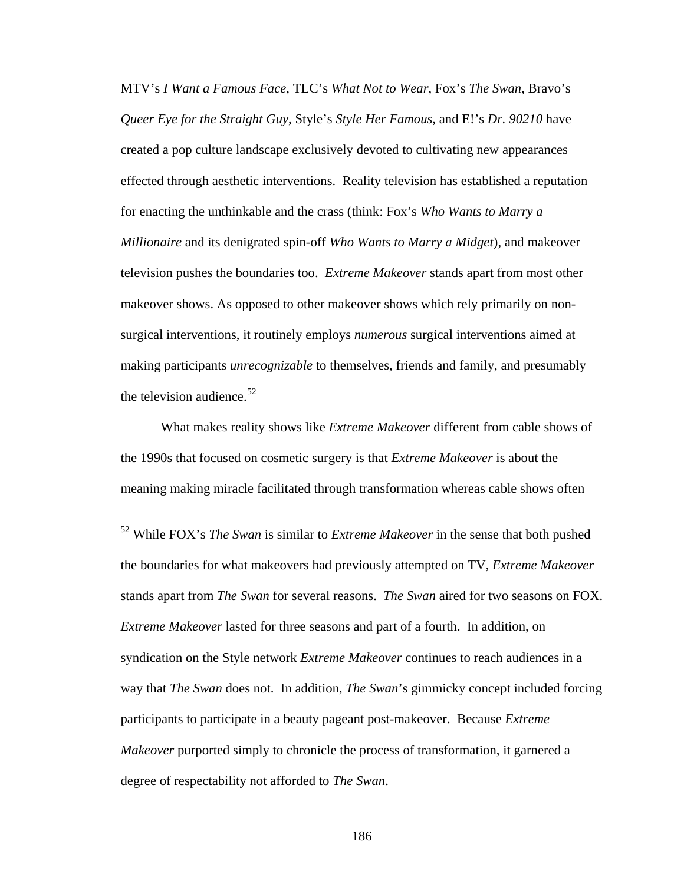MTV's *I Want a Famous Face*, TLC's *What Not to Wear*, Fox's *The Swan*, Bravo's *Queer Eye for the Straight Guy*, Style's *Style Her Famous*, and E!'s *Dr. 90210* have created a pop culture landscape exclusively devoted to cultivating new appearances effected through aesthetic interventions. Reality television has established a reputation for enacting the unthinkable and the crass (think: Fox's *Who Wants to Marry a Millionaire* and its denigrated spin-off *Who Wants to Marry a Midget*), and makeover television pushes the boundaries too. *Extreme Makeover* stands apart from most other makeover shows. As opposed to other makeover shows which rely primarily on non-surgical interventions, it routinely employs *numerous* surgical interventions aimed at making participants *unrecognizable* to themselves, friends and family, and presumably the television audience.[52]

What makes reality shows like *Extreme Makeover* different from cable shows of the 1990s that focused on cosmetic surgery is that *Extreme Makeover* is about the meaning making miracle facilitated through transformation whereas cable shows often

---

[52] While FOX's *The Swan* is similar to *Extreme Makeover* in the sense that both pushed the boundaries for what makeovers had previously attempted on TV, *Extreme Makeover* stands apart from *The Swan* for several reasons. *The Swan* aired for two seasons on FOX. *Extreme Makeover* lasted for three seasons and part of a fourth. In addition, on syndication on the Style network *Extreme Makeover* continues to reach audiences in a way that *The Swan* does not. In addition, *The Swan*'s gimmicky concept included forcing participants to participate in a beauty pageant post-makeover. Because *Extreme Makeover* purported simply to chronicle the process of transformation, it garnered a degree of respectability not afforded to *The Swan*.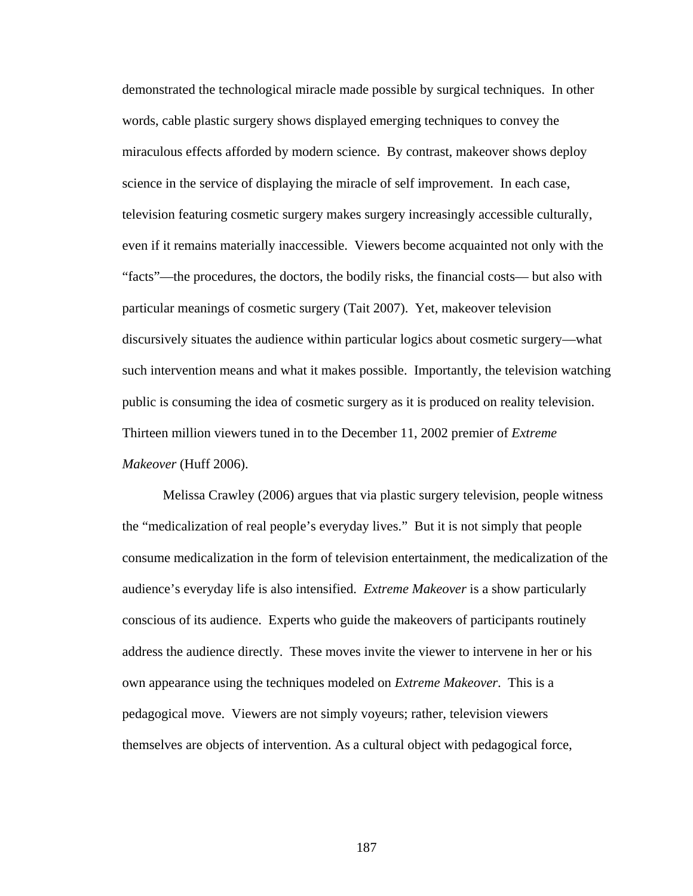demonstrated the technological miracle made possible by surgical techniques. In other words, cable plastic surgery shows displayed emerging techniques to convey the miraculous effects afforded by modern science. By contrast, makeover shows deploy science in the service of displaying the miracle of self improvement. In each case, television featuring cosmetic surgery makes surgery increasingly accessible culturally, even if it remains materially inaccessible. Viewers become acquainted not only with the "facts"—the procedures, the doctors, the bodily risks, the financial costs— but also with particular meanings of cosmetic surgery (Tait 2007). Yet, makeover television discursively situates the audience within particular logics about cosmetic surgery—what such intervention means and what it makes possible. Importantly, the television watching public is consuming the idea of cosmetic surgery as it is produced on reality television. Thirteen million viewers tuned in to the December 11, 2002 premier of *Extreme Makeover* (Huff 2006).

Melissa Crawley (2006) argues that via plastic surgery television, people witness the "medicalization of real people's everyday lives." But it is not simply that people consume medicalization in the form of television entertainment, the medicalization of the audience's everyday life is also intensified. *Extreme Makeover* is a show particularly conscious of its audience. Experts who guide the makeovers of participants routinely address the audience directly. These moves invite the viewer to intervene in her or his own appearance using the techniques modeled on *Extreme Makeover*. This is a pedagogical move. Viewers are not simply voyeurs; rather, television viewers themselves are objects of intervention. As a cultural object with pedagogical force,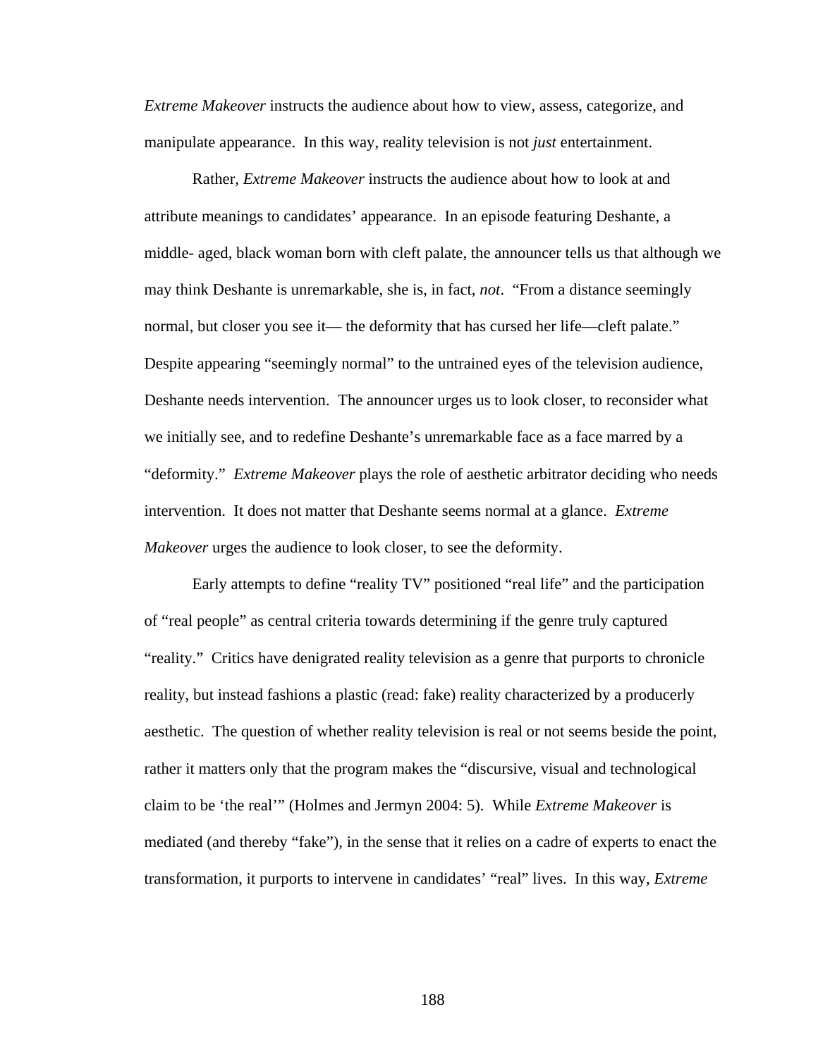*Extreme Makeover* instructs the audience about how to view, assess, categorize, and manipulate appearance. In this way, reality television is not *just* entertainment.

Rather, *Extreme Makeover* instructs the audience about how to look at and attribute meanings to candidates' appearance. In an episode featuring Deshante, a middle- aged, black woman born with cleft palate, the announcer tells us that although we may think Deshante is unremarkable, she is, in fact, *not*. "From a distance seemingly normal, but closer you see it— the deformity that has cursed her life—cleft palate." Despite appearing "seemingly normal" to the untrained eyes of the television audience, Deshante needs intervention. The announcer urges us to look closer, to reconsider what we initially see, and to redefine Deshante's unremarkable face as a face marred by a "deformity." *Extreme Makeover* plays the role of aesthetic arbitrator deciding who needs intervention. It does not matter that Deshante seems normal at a glance. *Extreme Makeover* urges the audience to look closer, to see the deformity.

Early attempts to define "reality TV" positioned "real life" and the participation of "real people" as central criteria towards determining if the genre truly captured "reality." Critics have denigrated reality television as a genre that purports to chronicle reality, but instead fashions a plastic (read: fake) reality characterized by a producerly aesthetic. The question of whether reality television is real or not seems beside the point, rather it matters only that the program makes the "discursive, visual and technological claim to be 'the real'" (Holmes and Jermyn 2004: 5). While *Extreme Makeover* is mediated (and thereby "fake"), in the sense that it relies on a cadre of experts to enact the transformation, it purports to intervene in candidates' "real" lives. In this way, *Extreme*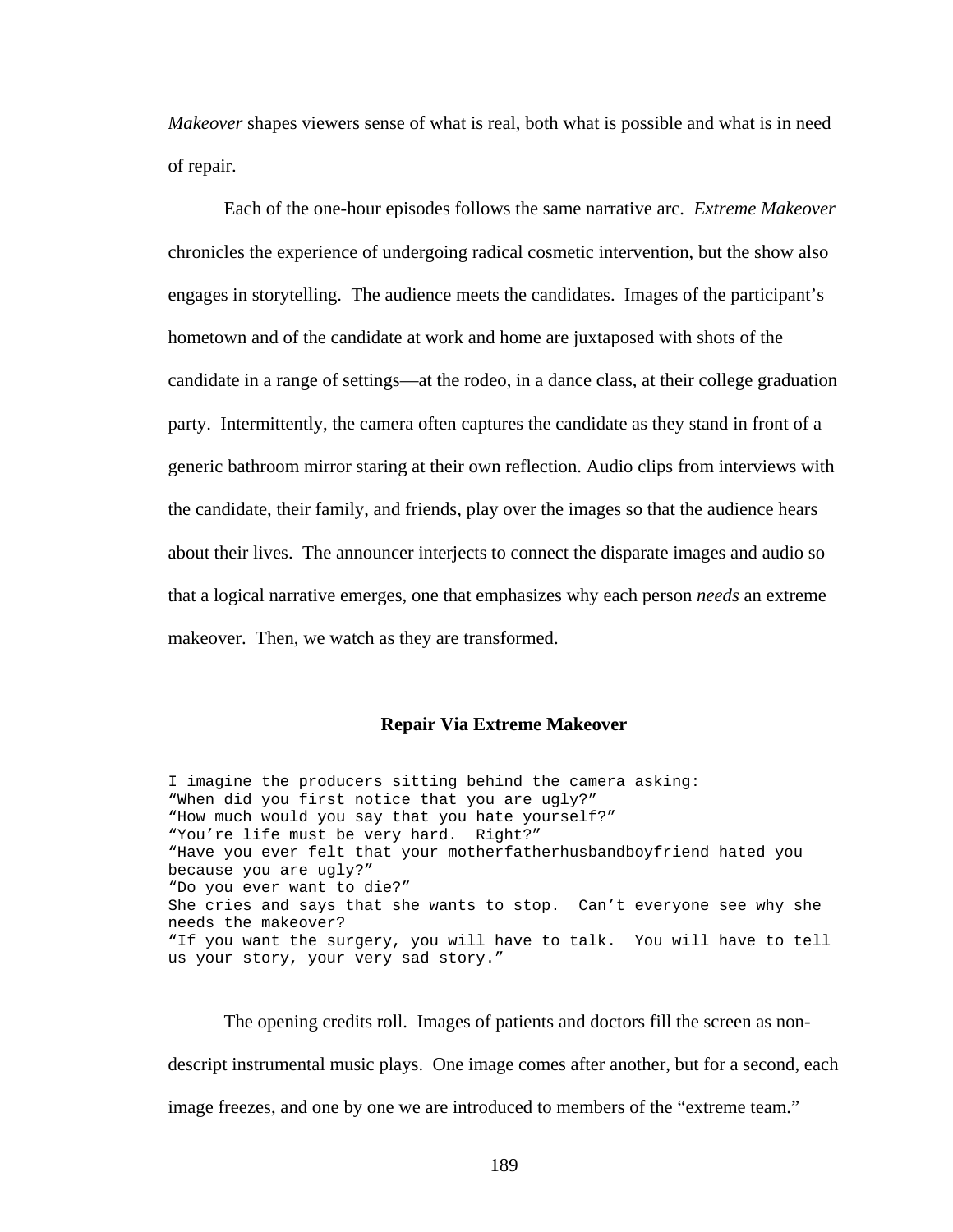*Makeover* shapes viewers sense of what is real, both what is possible and what is in need of repair.

Each of the one-hour episodes follows the same narrative arc. *Extreme Makeover* chronicles the experience of undergoing radical cosmetic intervention, but the show also engages in storytelling. The audience meets the candidates. Images of the participant's hometown and of the candidate at work and home are juxtaposed with shots of the candidate in a range of settings—at the rodeo, in a dance class, at their college graduation party. Intermittently, the camera often captures the candidate as they stand in front of a generic bathroom mirror staring at their own reflection. Audio clips from interviews with the candidate, their family, and friends, play over the images so that the audience hears about their lives. The announcer interjects to connect the disparate images and audio so that a logical narrative emerges, one that emphasizes why each person *needs* an extreme makeover. Then, we watch as they are transformed.

### Repair Via Extreme Makeover

```
I imagine the producers sitting behind the camera asking:
"When did you first notice that you are ugly?"
"How much would you say that you hate yourself?"
"You're life must be very hard.  Right?"
"Have you ever felt that your motherfatherhusbandboyfriend hated you
because you are ugly?"
"Do you ever want to die?"
She cries and says that she wants to stop.  Can't everyone see why she
needs the makeover?
"If you want the surgery, you will have to talk.  You will have to tell
us your story, your very sad story."
```

The opening credits roll. Images of patients and doctors fill the screen as non-descript instrumental music plays. One image comes after another, but for a second, each image freezes, and one by one we are introduced to members of the "extreme team."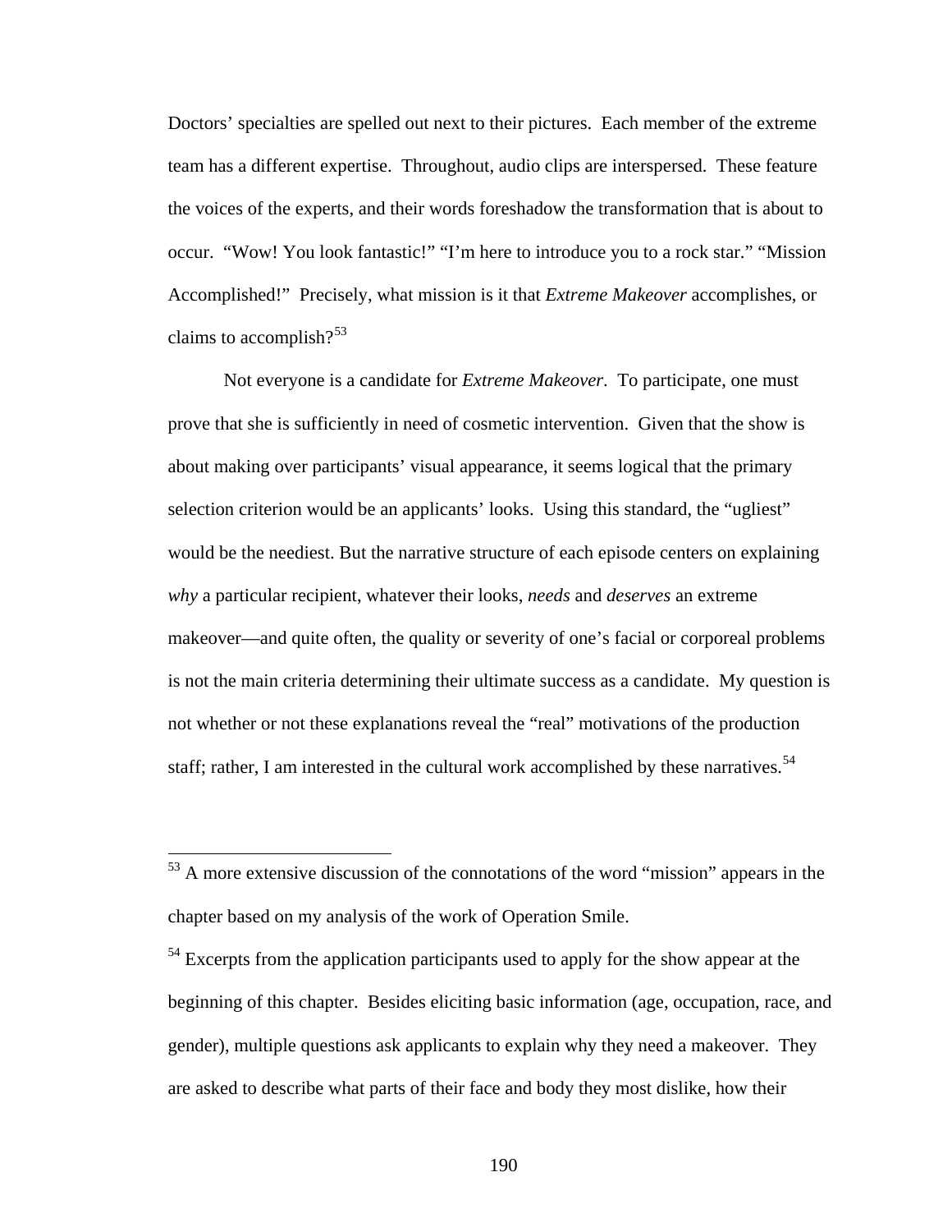Doctors' specialties are spelled out next to their pictures. Each member of the extreme team has a different expertise. Throughout, audio clips are interspersed. These feature the voices of the experts, and their words foreshadow the transformation that is about to occur. "Wow! You look fantastic!" "I'm here to introduce you to a rock star." "Mission Accomplished!" Precisely, what mission is it that *Extreme Makeover* accomplishes, or claims to accomplish?[53]

Not everyone is a candidate for *Extreme Makeover*. To participate, one must prove that she is sufficiently in need of cosmetic intervention. Given that the show is about making over participants' visual appearance, it seems logical that the primary selection criterion would be an applicants' looks. Using this standard, the "ugliest" would be the neediest. But the narrative structure of each episode centers on explaining *why* a particular recipient, whatever their looks, *needs* and *deserves* an extreme makeover—and quite often, the quality or severity of one's facial or corporeal problems is not the main criteria determining their ultimate success as a candidate. My question is not whether or not these explanations reveal the "real" motivations of the production staff; rather, I am interested in the cultural work accomplished by these narratives.[54]

---

[53] A more extensive discussion of the connotations of the word "mission" appears in the chapter based on my analysis of the work of Operation Smile.

[54] Excerpts from the application participants used to apply for the show appear at the beginning of this chapter. Besides eliciting basic information (age, occupation, race, and gender), multiple questions ask applicants to explain why they need a makeover. They are asked to describe what parts of their face and body they most dislike, how their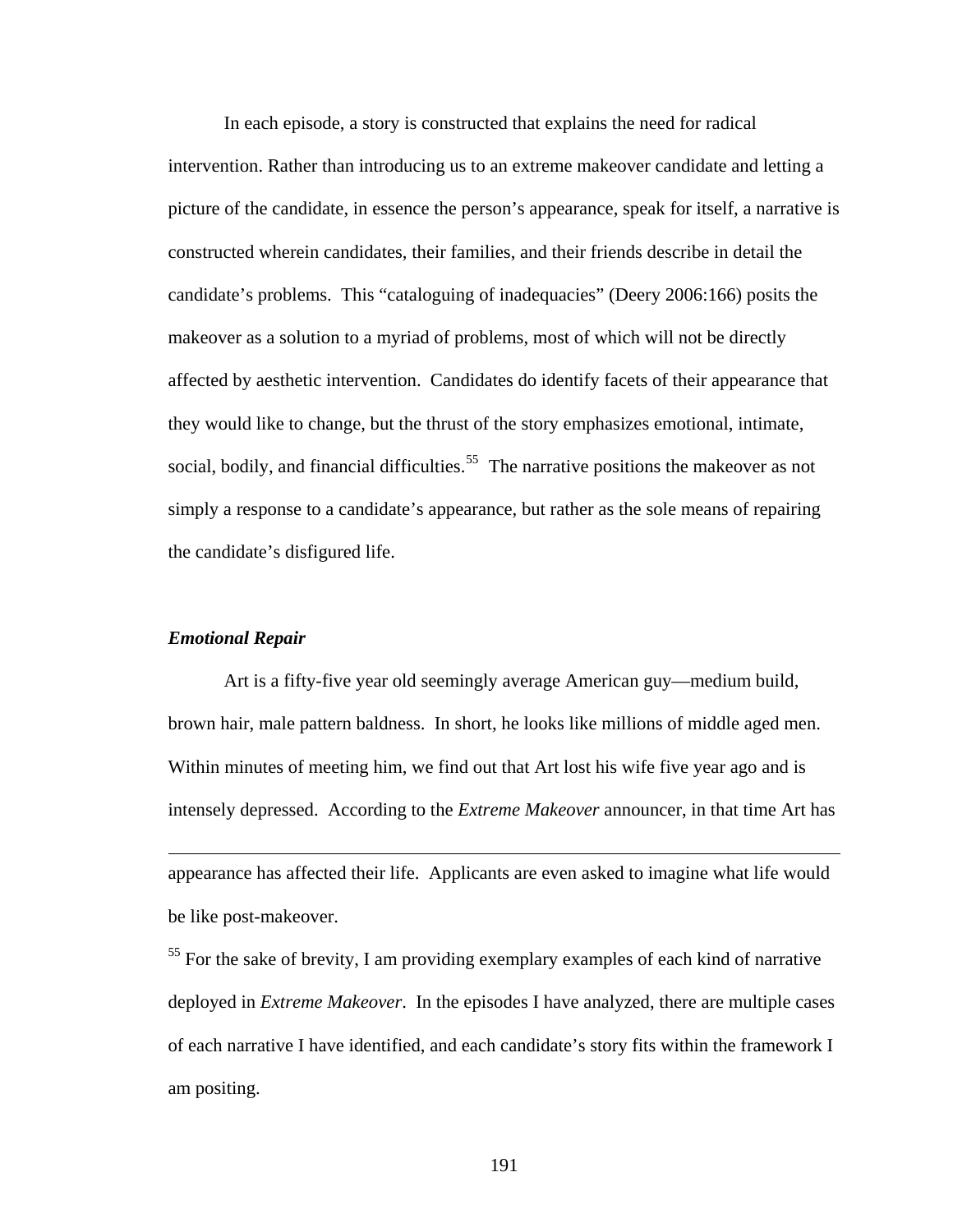In each episode, a story is constructed that explains the need for radical intervention. Rather than introducing us to an extreme makeover candidate and letting a picture of the candidate, in essence the person's appearance, speak for itself, a narrative is constructed wherein candidates, their families, and their friends describe in detail the candidate's problems. This "cataloguing of inadequacies" (Deery 2006:166) posits the makeover as a solution to a myriad of problems, most of which will not be directly affected by aesthetic intervention. Candidates do identify facets of their appearance that they would like to change, but the thrust of the story emphasizes emotional, intimate, social, bodily, and financial difficulties.[55] The narrative positions the makeover as not simply a response to a candidate's appearance, but rather as the sole means of repairing the candidate's disfigured life.

### *Emotional Repair*

Art is a fifty-five year old seemingly average American guy—medium build, brown hair, male pattern baldness. In short, he looks like millions of middle aged men. Within minutes of meeting him, we find out that Art lost his wife five year ago and is intensely depressed. According to the *Extreme Makeover* announcer, in that time Art has

---

appearance has affected their life. Applicants are even asked to imagine what life would be like post-makeover.

[55] For the sake of brevity, I am providing exemplary examples of each kind of narrative deployed in *Extreme Makeover*. In the episodes I have analyzed, there are multiple cases of each narrative I have identified, and each candidate's story fits within the framework I am positing.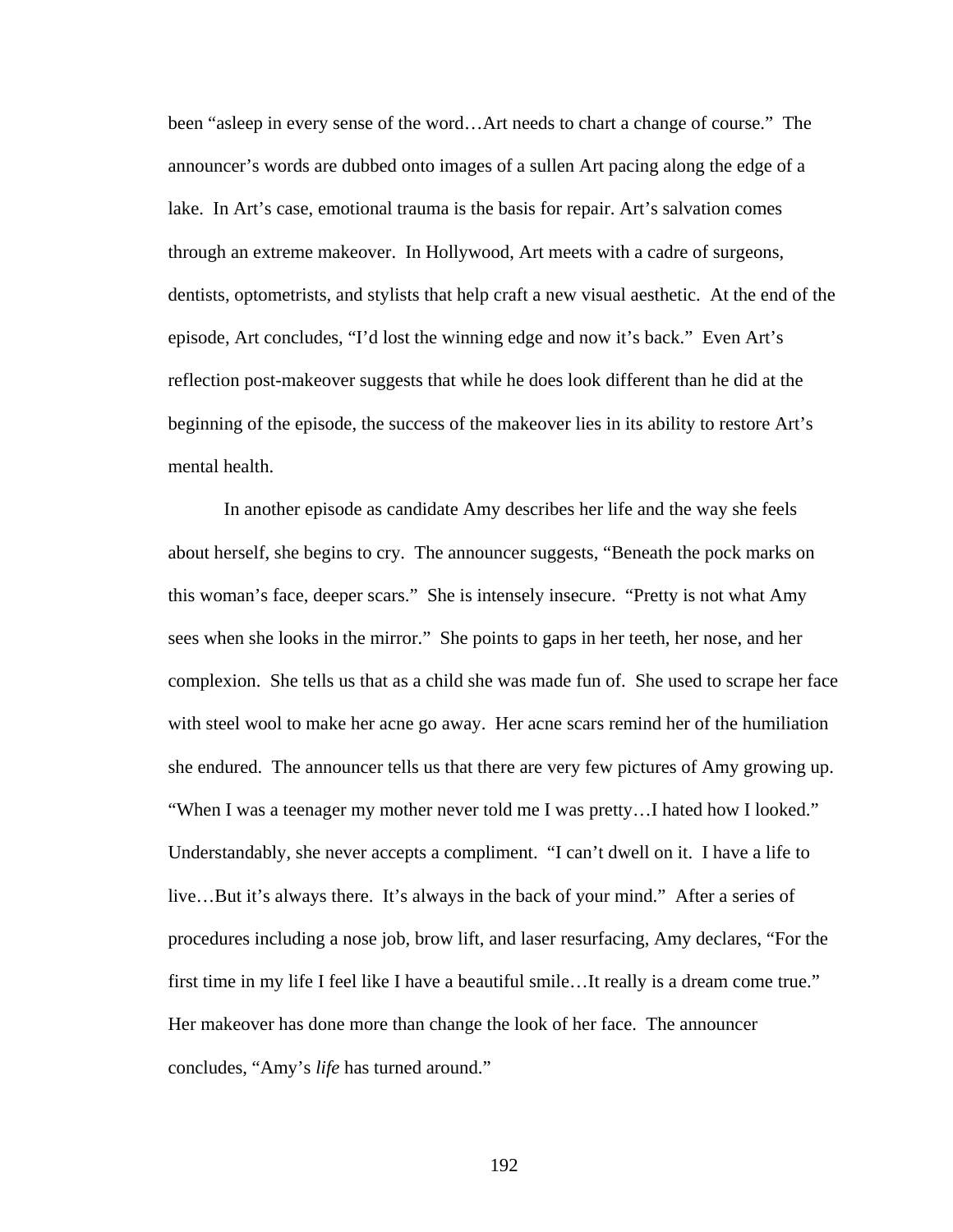been “asleep in every sense of the word…Art needs to chart a change of course.” The announcer’s words are dubbed onto images of a sullen Art pacing along the edge of a lake. In Art’s case, emotional trauma is the basis for repair. Art’s salvation comes through an extreme makeover. In Hollywood, Art meets with a cadre of surgeons, dentists, optometrists, and stylists that help craft a new visual aesthetic. At the end of the episode, Art concludes, “I’d lost the winning edge and now it’s back.” Even Art’s reflection post-makeover suggests that while he does look different than he did at the beginning of the episode, the success of the makeover lies in its ability to restore Art’s mental health.

In another episode as candidate Amy describes her life and the way she feels about herself, she begins to cry. The announcer suggests, “Beneath the pock marks on this woman’s face, deeper scars.” She is intensely insecure. “Pretty is not what Amy sees when she looks in the mirror.” She points to gaps in her teeth, her nose, and her complexion. She tells us that as a child she was made fun of. She used to scrape her face with steel wool to make her acne go away. Her acne scars remind her of the humiliation she endured. The announcer tells us that there are very few pictures of Amy growing up. “When I was a teenager my mother never told me I was pretty…I hated how I looked.” Understandably, she never accepts a compliment. “I can’t dwell on it. I have a life to live…But it’s always there. It’s always in the back of your mind.” After a series of procedures including a nose job, brow lift, and laser resurfacing, Amy declares, “For the first time in my life I feel like I have a beautiful smile…It really is a dream come true.” Her makeover has done more than change the look of her face. The announcer concludes, “Amy’s *life* has turned around.”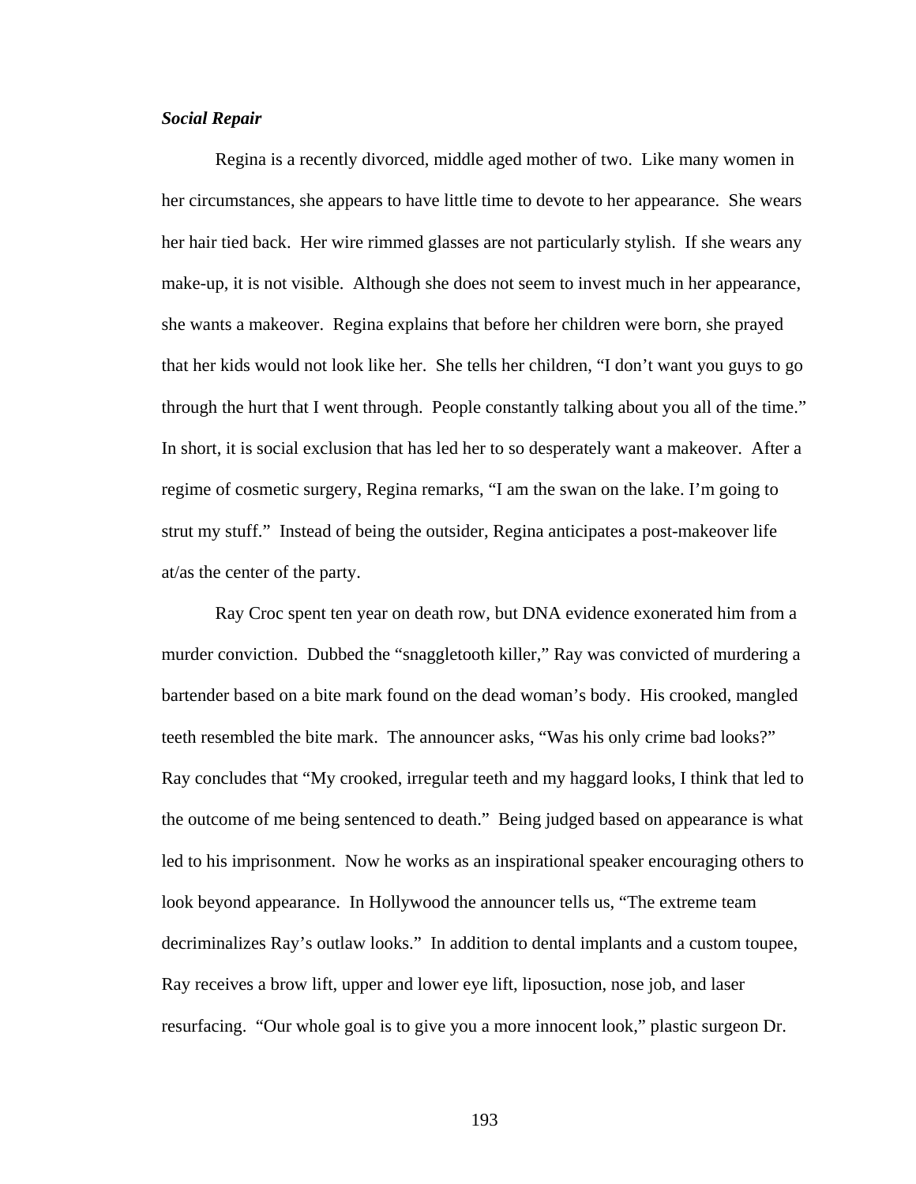***Social Repair***

Regina is a recently divorced, middle aged mother of two. Like many women in her circumstances, she appears to have little time to devote to her appearance. She wears her hair tied back. Her wire rimmed glasses are not particularly stylish. If she wears any make-up, it is not visible. Although she does not seem to invest much in her appearance, she wants a makeover. Regina explains that before her children were born, she prayed that her kids would not look like her. She tells her children, "I don't want you guys to go through the hurt that I went through. People constantly talking about you all of the time." In short, it is social exclusion that has led her to so desperately want a makeover. After a regime of cosmetic surgery, Regina remarks, "I am the swan on the lake. I'm going to strut my stuff." Instead of being the outsider, Regina anticipates a post-makeover life at/as the center of the party.

Ray Croc spent ten year on death row, but DNA evidence exonerated him from a murder conviction. Dubbed the "snaggletooth killer," Ray was convicted of murdering a bartender based on a bite mark found on the dead woman's body. His crooked, mangled teeth resembled the bite mark. The announcer asks, "Was his only crime bad looks?" Ray concludes that "My crooked, irregular teeth and my haggard looks, I think that led to the outcome of me being sentenced to death." Being judged based on appearance is what led to his imprisonment. Now he works as an inspirational speaker encouraging others to look beyond appearance. In Hollywood the announcer tells us, "The extreme team decriminalizes Ray's outlaw looks." In addition to dental implants and a custom toupee, Ray receives a brow lift, upper and lower eye lift, liposuction, nose job, and laser resurfacing. "Our whole goal is to give you a more innocent look," plastic surgeon Dr.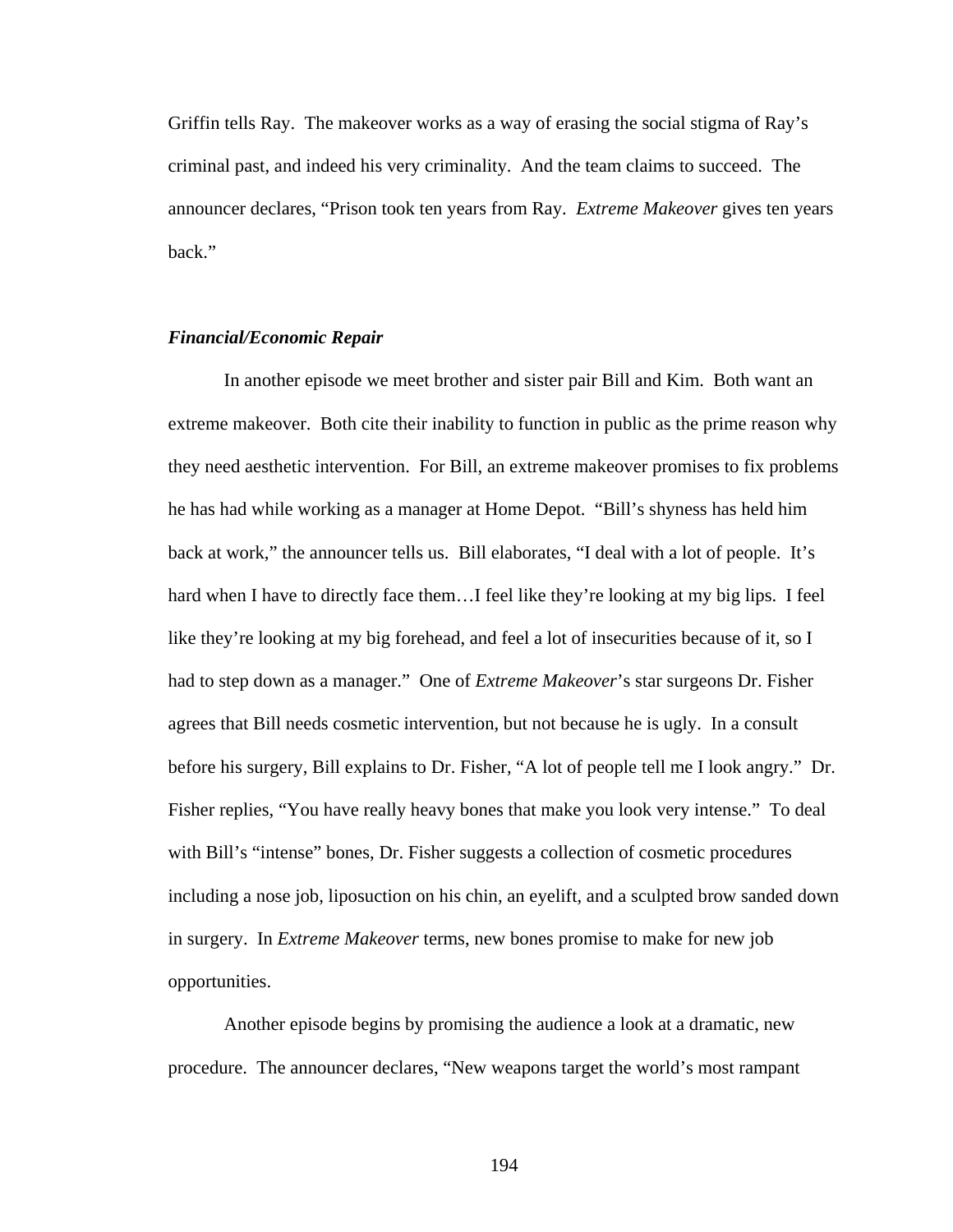Griffin tells Ray. The makeover works as a way of erasing the social stigma of Ray's criminal past, and indeed his very criminality. And the team claims to succeed. The announcer declares, "Prison took ten years from Ray. *Extreme Makeover* gives ten years back."

### *Financial/Economic Repair*

In another episode we meet brother and sister pair Bill and Kim. Both want an extreme makeover. Both cite their inability to function in public as the prime reason why they need aesthetic intervention. For Bill, an extreme makeover promises to fix problems he has had while working as a manager at Home Depot. "Bill's shyness has held him back at work," the announcer tells us. Bill elaborates, "I deal with a lot of people. It's hard when I have to directly face them…I feel like they're looking at my big lips. I feel like they're looking at my big forehead, and feel a lot of insecurities because of it, so I had to step down as a manager." One of *Extreme Makeover*'s star surgeons Dr. Fisher agrees that Bill needs cosmetic intervention, but not because he is ugly. In a consult before his surgery, Bill explains to Dr. Fisher, "A lot of people tell me I look angry." Dr. Fisher replies, "You have really heavy bones that make you look very intense." To deal with Bill's "intense" bones, Dr. Fisher suggests a collection of cosmetic procedures including a nose job, liposuction on his chin, an eyelift, and a sculpted brow sanded down in surgery. In *Extreme Makeover* terms, new bones promise to make for new job opportunities.

Another episode begins by promising the audience a look at a dramatic, new procedure. The announcer declares, "New weapons target the world's most rampant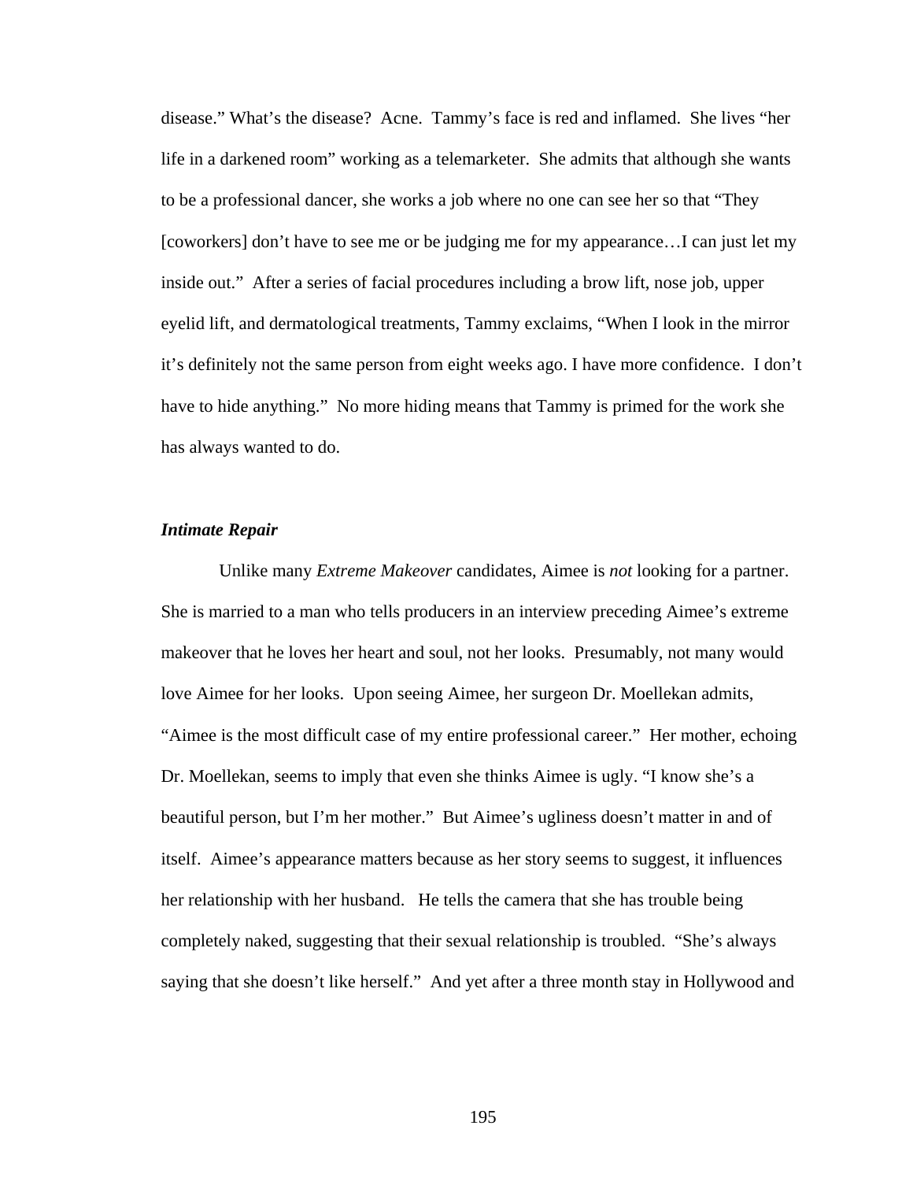disease." What's the disease? Acne. Tammy's face is red and inflamed. She lives "her life in a darkened room" working as a telemarketer. She admits that although she wants to be a professional dancer, she works a job where no one can see her so that "They [coworkers] don't have to see me or be judging me for my appearance…I can just let my inside out." After a series of facial procedures including a brow lift, nose job, upper eyelid lift, and dermatological treatments, Tammy exclaims, "When I look in the mirror it's definitely not the same person from eight weeks ago. I have more confidence. I don't have to hide anything." No more hiding means that Tammy is primed for the work she has always wanted to do.

### *Intimate Repair*

Unlike many *Extreme Makeover* candidates, Aimee is *not* looking for a partner. She is married to a man who tells producers in an interview preceding Aimee's extreme makeover that he loves her heart and soul, not her looks. Presumably, not many would love Aimee for her looks. Upon seeing Aimee, her surgeon Dr. Moellekan admits, "Aimee is the most difficult case of my entire professional career." Her mother, echoing Dr. Moellekan, seems to imply that even she thinks Aimee is ugly. "I know she's a beautiful person, but I'm her mother." But Aimee's ugliness doesn't matter in and of itself. Aimee's appearance matters because as her story seems to suggest, it influences her relationship with her husband. He tells the camera that she has trouble being completely naked, suggesting that their sexual relationship is troubled. "She's always saying that she doesn't like herself." And yet after a three month stay in Hollywood and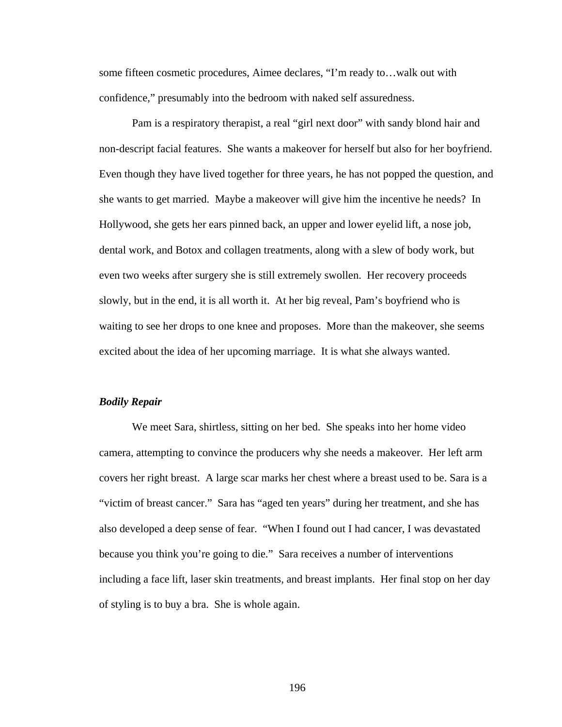some fifteen cosmetic procedures, Aimee declares, “I’m ready to…walk out with confidence,” presumably into the bedroom with naked self assuredness.

Pam is a respiratory therapist, a real “girl next door” with sandy blond hair and non-descript facial features. She wants a makeover for herself but also for her boyfriend. Even though they have lived together for three years, he has not popped the question, and she wants to get married. Maybe a makeover will give him the incentive he needs? In Hollywood, she gets her ears pinned back, an upper and lower eyelid lift, a nose job, dental work, and Botox and collagen treatments, along with a slew of body work, but even two weeks after surgery she is still extremely swollen. Her recovery proceeds slowly, but in the end, it is all worth it. At her big reveal, Pam’s boyfriend who is waiting to see her drops to one knee and proposes. More than the makeover, she seems excited about the idea of her upcoming marriage. It is what she always wanted.

### *Bodily Repair*

We meet Sara, shirtless, sitting on her bed. She speaks into her home video camera, attempting to convince the producers why she needs a makeover. Her left arm covers her right breast. A large scar marks her chest where a breast used to be. Sara is a “victim of breast cancer.” Sara has “aged ten years” during her treatment, and she has also developed a deep sense of fear. “When I found out I had cancer, I was devastated because you think you’re going to die.” Sara receives a number of interventions including a face lift, laser skin treatments, and breast implants. Her final stop on her day of styling is to buy a bra. She is whole again.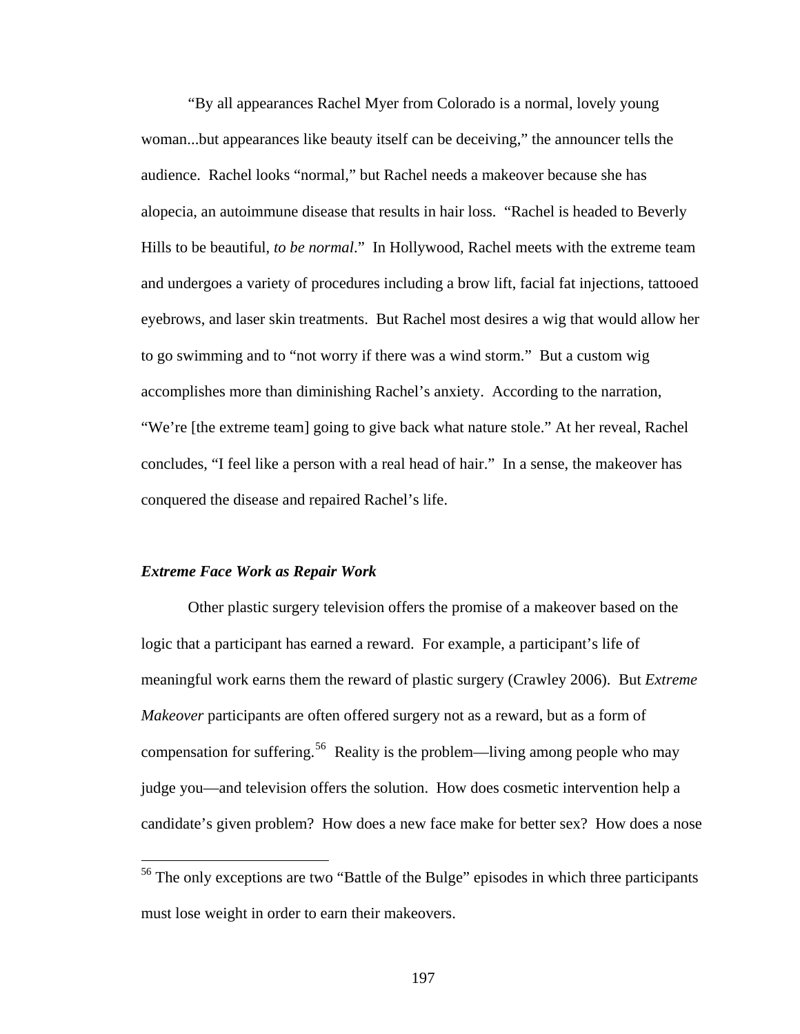"By all appearances Rachel Myer from Colorado is a normal, lovely young woman...but appearances like beauty itself can be deceiving," the announcer tells the audience. Rachel looks "normal," but Rachel needs a makeover because she has alopecia, an autoimmune disease that results in hair loss. "Rachel is headed to Beverly Hills to be beautiful, *to be normal*." In Hollywood, Rachel meets with the extreme team and undergoes a variety of procedures including a brow lift, facial fat injections, tattooed eyebrows, and laser skin treatments. But Rachel most desires a wig that would allow her to go swimming and to "not worry if there was a wind storm." But a custom wig accomplishes more than diminishing Rachel's anxiety. According to the narration, "We're [the extreme team] going to give back what nature stole." At her reveal, Rachel concludes, "I feel like a person with a real head of hair." In a sense, the makeover has conquered the disease and repaired Rachel's life.

### *Extreme Face Work as Repair Work*

Other plastic surgery television offers the promise of a makeover based on the logic that a participant has earned a reward. For example, a participant's life of meaningful work earns them the reward of plastic surgery (Crawley 2006). But *Extreme Makeover* participants are often offered surgery not as a reward, but as a form of compensation for suffering.[56] Reality is the problem—living among people who may judge you—and television offers the solution. How does cosmetic intervention help a candidate's given problem? How does a new face make for better sex? How does a nose

---

[56] The only exceptions are two "Battle of the Bulge" episodes in which three participants must lose weight in order to earn their makeovers.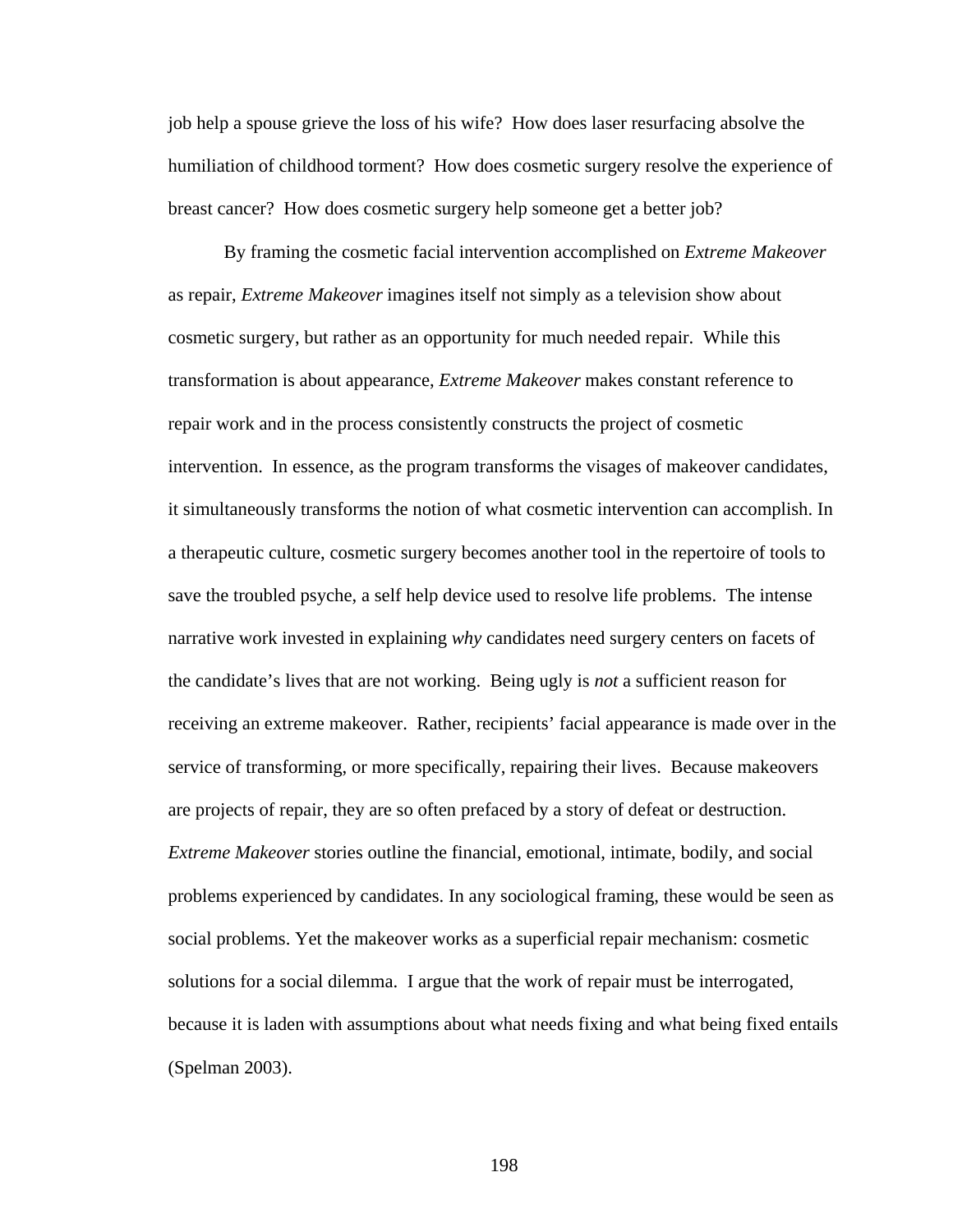job help a spouse grieve the loss of his wife? How does laser resurfacing absolve the humiliation of childhood torment? How does cosmetic surgery resolve the experience of breast cancer? How does cosmetic surgery help someone get a better job?

By framing the cosmetic facial intervention accomplished on *Extreme Makeover* as repair, *Extreme Makeover* imagines itself not simply as a television show about cosmetic surgery, but rather as an opportunity for much needed repair. While this transformation is about appearance, *Extreme Makeover* makes constant reference to repair work and in the process consistently constructs the project of cosmetic intervention. In essence, as the program transforms the visages of makeover candidates, it simultaneously transforms the notion of what cosmetic intervention can accomplish. In a therapeutic culture, cosmetic surgery becomes another tool in the repertoire of tools to save the troubled psyche, a self help device used to resolve life problems. The intense narrative work invested in explaining *why* candidates need surgery centers on facets of the candidate's lives that are not working. Being ugly is *not* a sufficient reason for receiving an extreme makeover. Rather, recipients' facial appearance is made over in the service of transforming, or more specifically, repairing their lives. Because makeovers are projects of repair, they are so often prefaced by a story of defeat or destruction. *Extreme Makeover* stories outline the financial, emotional, intimate, bodily, and social problems experienced by candidates. In any sociological framing, these would be seen as social problems. Yet the makeover works as a superficial repair mechanism: cosmetic solutions for a social dilemma. I argue that the work of repair must be interrogated, because it is laden with assumptions about what needs fixing and what being fixed entails (Spelman 2003).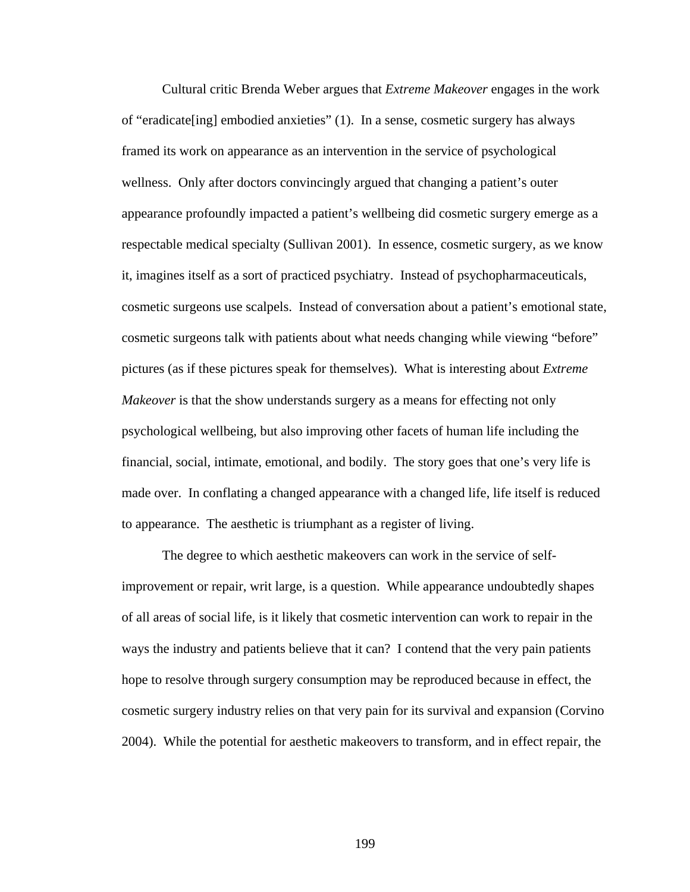Cultural critic Brenda Weber argues that *Extreme Makeover* engages in the work of "eradicate[ing] embodied anxieties" (1). In a sense, cosmetic surgery has always framed its work on appearance as an intervention in the service of psychological wellness. Only after doctors convincingly argued that changing a patient's outer appearance profoundly impacted a patient's wellbeing did cosmetic surgery emerge as a respectable medical specialty (Sullivan 2001). In essence, cosmetic surgery, as we know it, imagines itself as a sort of practiced psychiatry. Instead of psychopharmaceuticals, cosmetic surgeons use scalpels. Instead of conversation about a patient's emotional state, cosmetic surgeons talk with patients about what needs changing while viewing "before" pictures (as if these pictures speak for themselves). What is interesting about *Extreme Makeover* is that the show understands surgery as a means for effecting not only psychological wellbeing, but also improving other facets of human life including the financial, social, intimate, emotional, and bodily. The story goes that one's very life is made over. In conflating a changed appearance with a changed life, life itself is reduced to appearance. The aesthetic is triumphant as a register of living.

The degree to which aesthetic makeovers can work in the service of self-improvement or repair, writ large, is a question. While appearance undoubtedly shapes of all areas of social life, is it likely that cosmetic intervention can work to repair in the ways the industry and patients believe that it can? I contend that the very pain patients hope to resolve through surgery consumption may be reproduced because in effect, the cosmetic surgery industry relies on that very pain for its survival and expansion (Corvino 2004). While the potential for aesthetic makeovers to transform, and in effect repair, the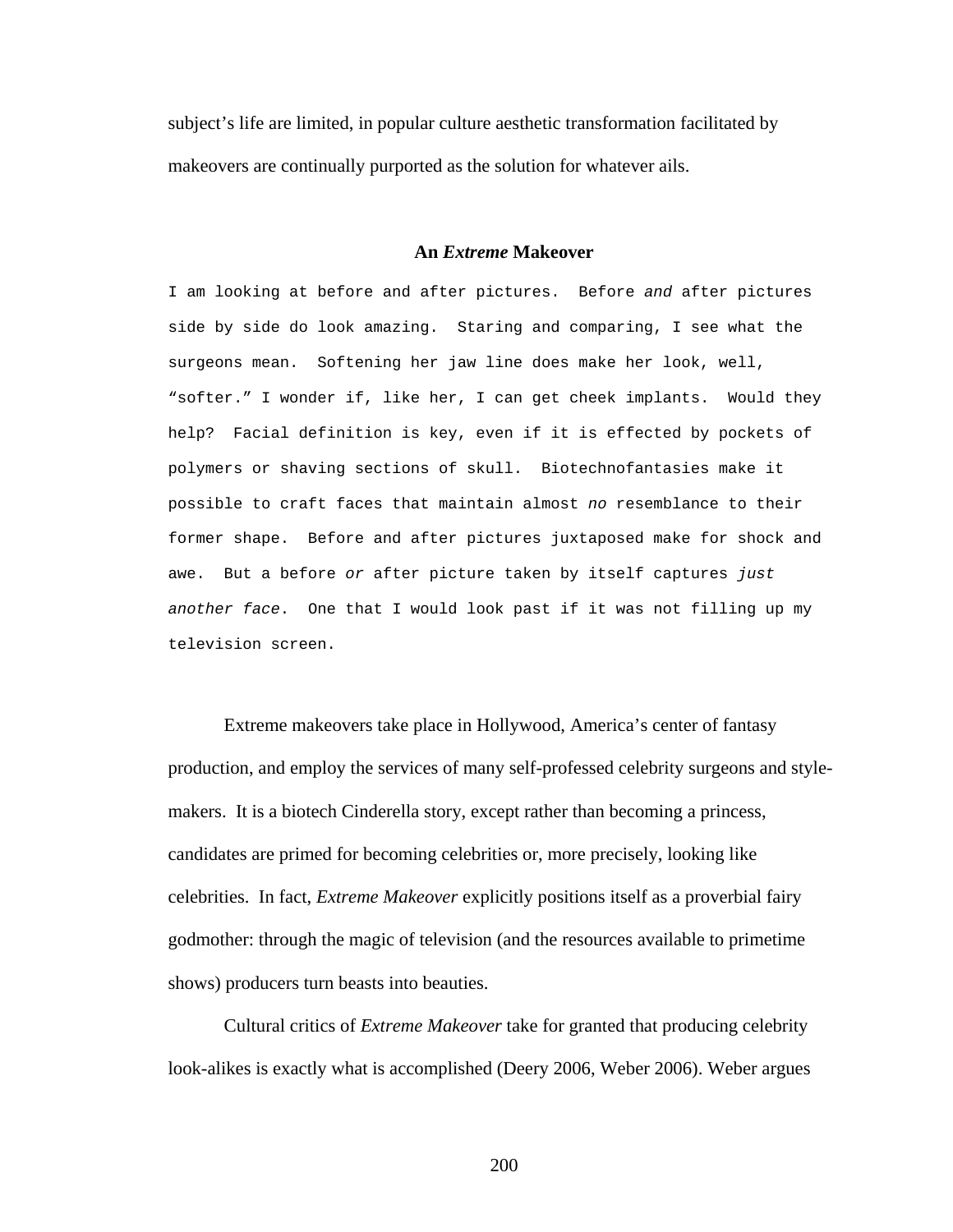subject's life are limited, in popular culture aesthetic transformation facilitated by makeovers are continually purported as the solution for whatever ails.

### An *Extreme* Makeover

I am looking at before and after pictures. Before *and* after pictures side by side do look amazing. Staring and comparing, I see what the surgeons mean. Softening her jaw line does make her look, well, "softer." I wonder if, like her, I can get cheek implants. Would they help? Facial definition is key, even if it is effected by pockets of polymers or shaving sections of skull. Biotechnofantasies make it possible to craft faces that maintain almost *no* resemblance to their former shape. Before and after pictures juxtaposed make for shock and awe. But a before *or* after picture taken by itself captures *just another face*. One that I would look past if it was not filling up my television screen.

Extreme makeovers take place in Hollywood, America's center of fantasy production, and employ the services of many self-professed celebrity surgeons and style-makers. It is a biotech Cinderella story, except rather than becoming a princess, candidates are primed for becoming celebrities or, more precisely, looking like celebrities. In fact, *Extreme Makeover* explicitly positions itself as a proverbial fairy godmother: through the magic of television (and the resources available to primetime shows) producers turn beasts into beauties.

Cultural critics of *Extreme Makeover* take for granted that producing celebrity look-alikes is exactly what is accomplished (Deery 2006, Weber 2006). Weber argues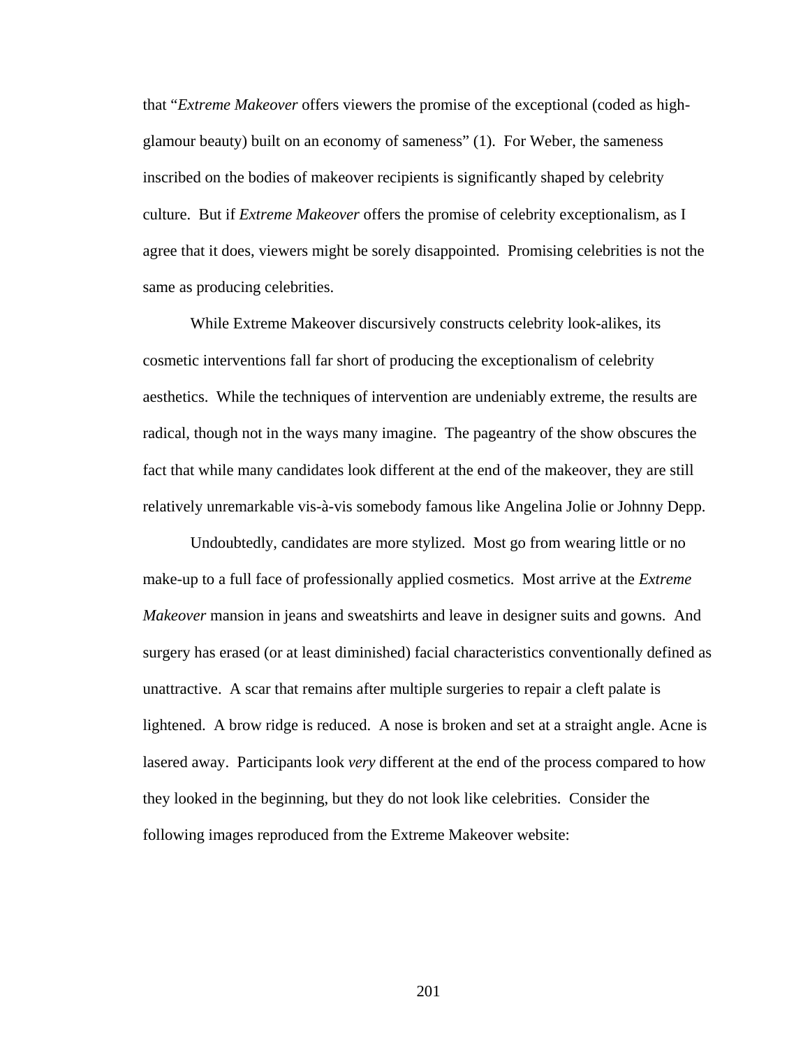that "*Extreme Makeover* offers viewers the promise of the exceptional (coded as high-glamour beauty) built on an economy of sameness" (1). For Weber, the sameness inscribed on the bodies of makeover recipients is significantly shaped by celebrity culture. But if *Extreme Makeover* offers the promise of celebrity exceptionalism, as I agree that it does, viewers might be sorely disappointed. Promising celebrities is not the same as producing celebrities.

While Extreme Makeover discursively constructs celebrity look-alikes, its cosmetic interventions fall far short of producing the exceptionalism of celebrity aesthetics. While the techniques of intervention are undeniably extreme, the results are radical, though not in the ways many imagine. The pageantry of the show obscures the fact that while many candidates look different at the end of the makeover, they are still relatively unremarkable vis-à-vis somebody famous like Angelina Jolie or Johnny Depp.

Undoubtedly, candidates are more stylized. Most go from wearing little or no make-up to a full face of professionally applied cosmetics. Most arrive at the *Extreme Makeover* mansion in jeans and sweatshirts and leave in designer suits and gowns. And surgery has erased (or at least diminished) facial characteristics conventionally defined as unattractive. A scar that remains after multiple surgeries to repair a cleft palate is lightened. A brow ridge is reduced. A nose is broken and set at a straight angle. Acne is lasered away. Participants look *very* different at the end of the process compared to how they looked in the beginning, but they do not look like celebrities. Consider the following images reproduced from the Extreme Makeover website: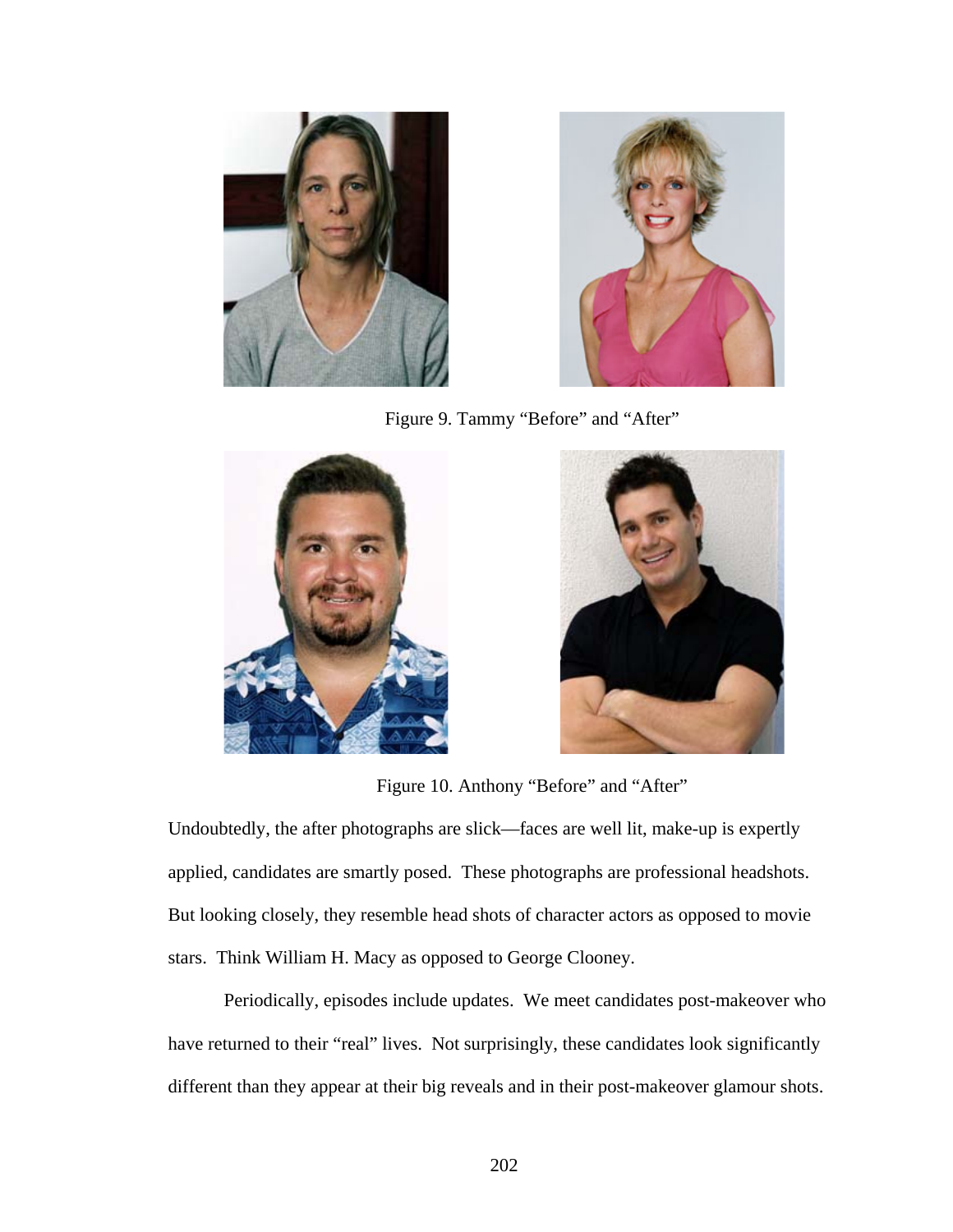Figure 9. Tammy “Before” and “After”

Figure 10. Anthony “Before” and “After”

Undoubtedly, the after photographs are slick—faces are well lit, make-up is expertly applied, candidates are smartly posed. These photographs are professional headshots. But looking closely, they resemble head shots of character actors as opposed to movie stars. Think William H. Macy as opposed to George Clooney.

Periodically, episodes include updates. We meet candidates post-makeover who have returned to their “real” lives. Not surprisingly, these candidates look significantly different than they appear at their big reveals and in their post-makeover glamour shots.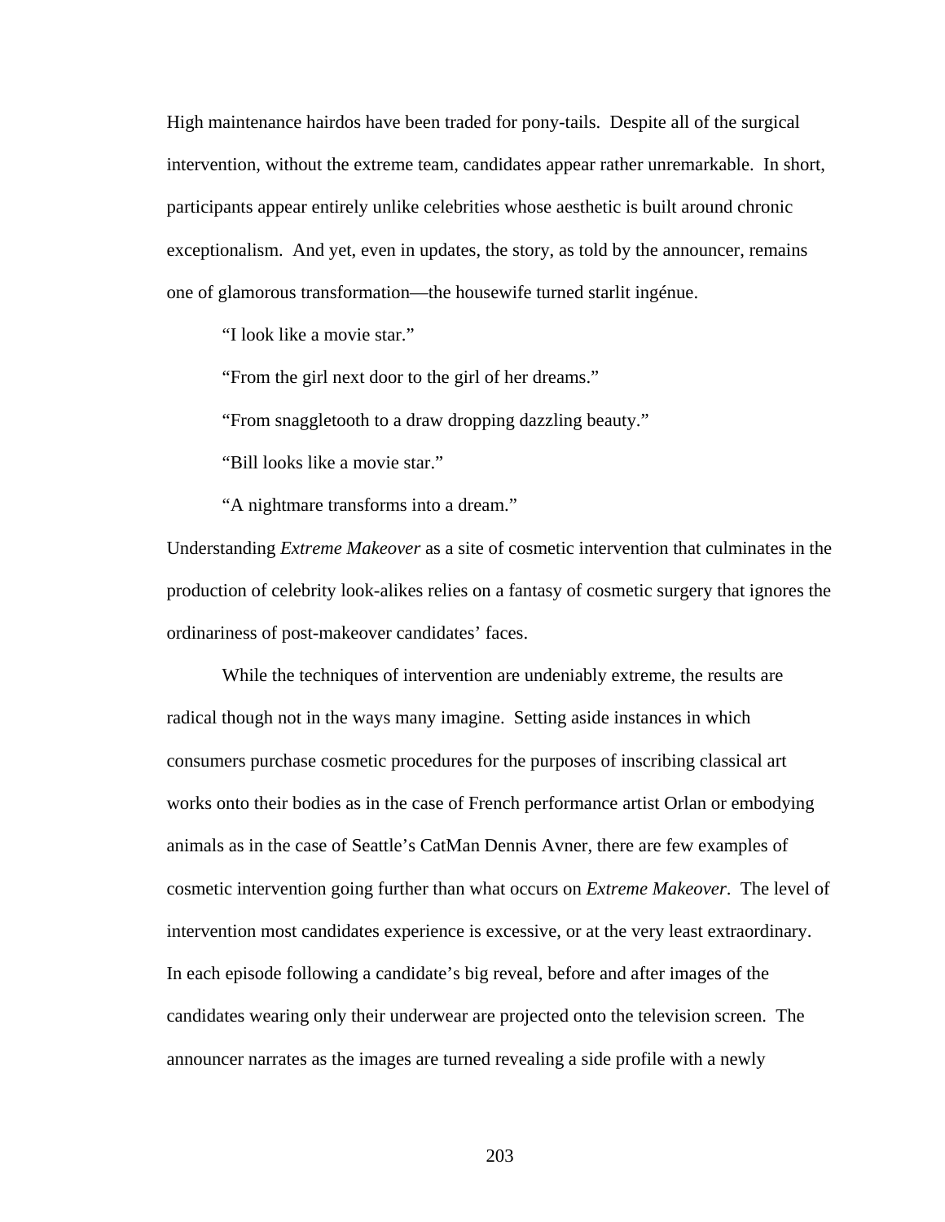High maintenance hairdos have been traded for pony-tails. Despite all of the surgical intervention, without the extreme team, candidates appear rather unremarkable. In short, participants appear entirely unlike celebrities whose aesthetic is built around chronic exceptionalism. And yet, even in updates, the story, as told by the announcer, remains one of glamorous transformation—the housewife turned starlit ingénue.

"I look like a movie star."

"From the girl next door to the girl of her dreams."

"From snaggletooth to a draw dropping dazzling beauty."

"Bill looks like a movie star."

"A nightmare transforms into a dream."

Understanding *Extreme Makeover* as a site of cosmetic intervention that culminates in the production of celebrity look-alikes relies on a fantasy of cosmetic surgery that ignores the ordinariness of post-makeover candidates' faces.

While the techniques of intervention are undeniably extreme, the results are radical though not in the ways many imagine. Setting aside instances in which consumers purchase cosmetic procedures for the purposes of inscribing classical art works onto their bodies as in the case of French performance artist Orlan or embodying animals as in the case of Seattle's CatMan Dennis Avner, there are few examples of cosmetic intervention going further than what occurs on *Extreme Makeover*. The level of intervention most candidates experience is excessive, or at the very least extraordinary. In each episode following a candidate's big reveal, before and after images of the candidates wearing only their underwear are projected onto the television screen. The announcer narrates as the images are turned revealing a side profile with a newly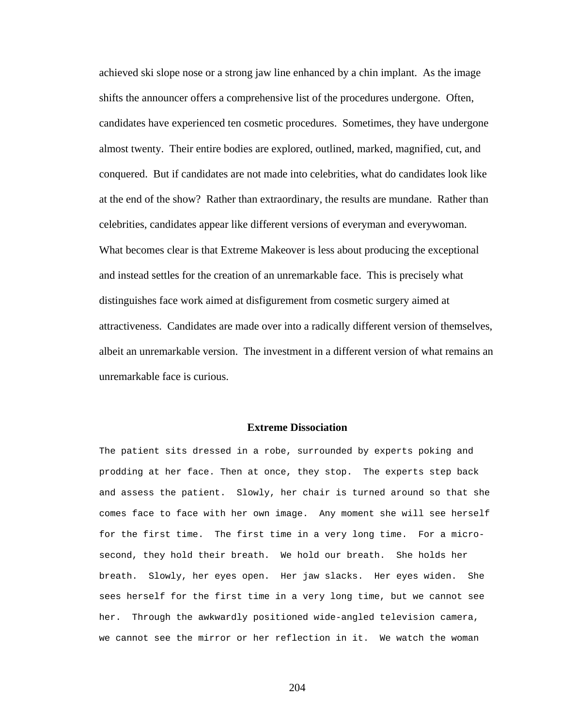achieved ski slope nose or a strong jaw line enhanced by a chin implant. As the image shifts the announcer offers a comprehensive list of the procedures undergone. Often, candidates have experienced ten cosmetic procedures. Sometimes, they have undergone almost twenty. Their entire bodies are explored, outlined, marked, magnified, cut, and conquered. But if candidates are not made into celebrities, what do candidates look like at the end of the show? Rather than extraordinary, the results are mundane. Rather than celebrities, candidates appear like different versions of everyman and everywoman. What becomes clear is that Extreme Makeover is less about producing the exceptional and instead settles for the creation of an unremarkable face. This is precisely what distinguishes face work aimed at disfigurement from cosmetic surgery aimed at attractiveness. Candidates are made over into a radically different version of themselves, albeit an unremarkable version. The investment in a different version of what remains an unremarkable face is curious.

### Extreme Dissociation

The patient sits dressed in a robe, surrounded by experts poking and prodding at her face. Then at once, they stop. The experts step back and assess the patient. Slowly, her chair is turned around so that she comes face to face with her own image. Any moment she will see herself for the first time. The first time in a very long time. For a micro-second, they hold their breath. We hold our breath. She holds her breath. Slowly, her eyes open. Her jaw slacks. Her eyes widen. She sees herself for the first time in a very long time, but we cannot see her. Through the awkwardly positioned wide-angled television camera, we cannot see the mirror or her reflection in it. We watch the woman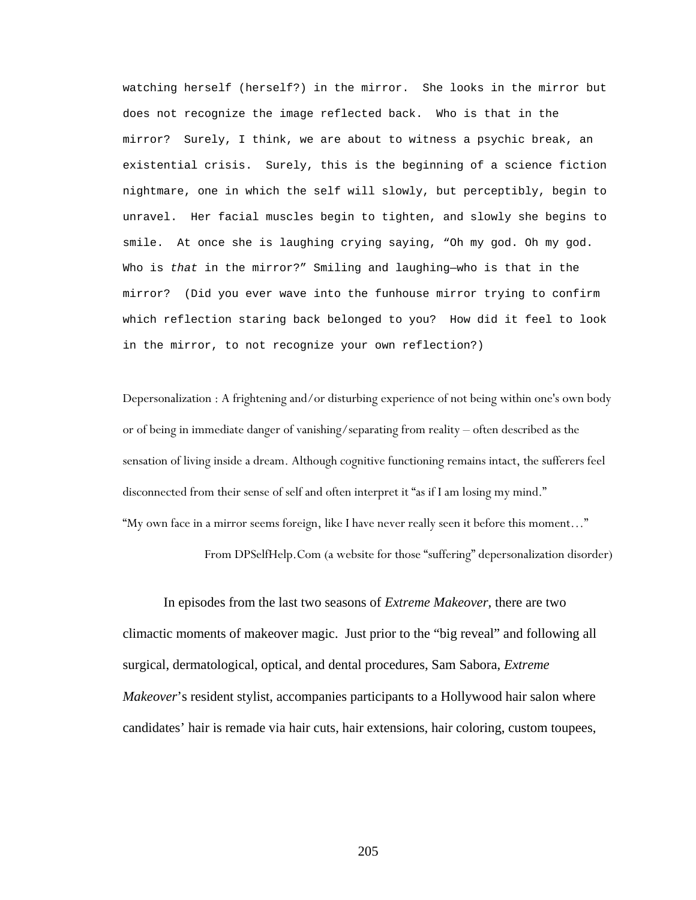watching herself (herself?) in the mirror. She looks in the mirror but does not recognize the image reflected back. Who is that in the mirror? Surely, I think, we are about to witness a psychic break, an existential crisis. Surely, this is the beginning of a science fiction nightmare, one in which the self will slowly, but perceptibly, begin to unravel. Her facial muscles begin to tighten, and slowly she begins to smile. At once she is laughing crying saying, "Oh my god. Oh my god. Who is *that* in the mirror?" Smiling and laughing—who is that in the mirror? (Did you ever wave into the funhouse mirror trying to confirm which reflection staring back belonged to you? How did it feel to look in the mirror, to not recognize your own reflection?)

Depersonalization : A frightening and/or disturbing experience of not being within one's own body or of being in immediate danger of vanishing/separating from reality – often described as the sensation of living inside a dream. Although cognitive functioning remains intact, the sufferers feel disconnected from their sense of self and often interpret it "as if I am losing my mind." "My own face in a mirror seems foreign, like I have never really seen it before this moment…"

From DPSelfHelp.Com (a website for those "suffering" depersonalization disorder)

In episodes from the last two seasons of *Extreme Makeover*, there are two climactic moments of makeover magic. Just prior to the "big reveal" and following all surgical, dermatological, optical, and dental procedures, Sam Sabora, *Extreme Makeover*'s resident stylist, accompanies participants to a Hollywood hair salon where candidates' hair is remade via hair cuts, hair extensions, hair coloring, custom toupees,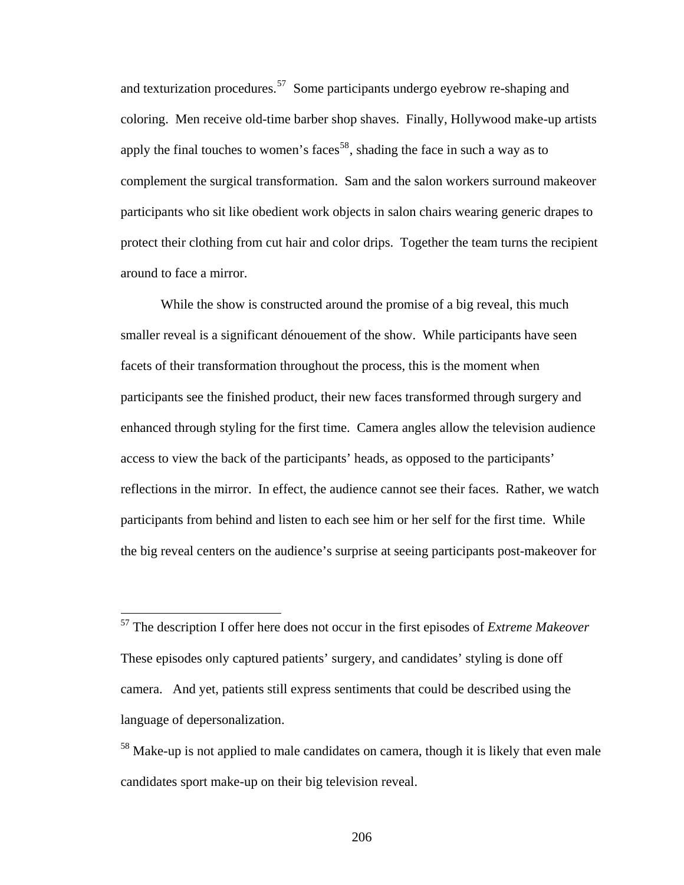and texturization procedures.[57] Some participants undergo eyebrow re-shaping and coloring. Men receive old-time barber shop shaves. Finally, Hollywood make-up artists apply the final touches to women's faces[58], shading the face in such a way as to complement the surgical transformation. Sam and the salon workers surround makeover participants who sit like obedient work objects in salon chairs wearing generic drapes to protect their clothing from cut hair and color drips. Together the team turns the recipient around to face a mirror.

While the show is constructed around the promise of a big reveal, this much smaller reveal is a significant dénouement of the show. While participants have seen facets of their transformation throughout the process, this is the moment when participants see the finished product, their new faces transformed through surgery and enhanced through styling for the first time. Camera angles allow the television audience access to view the back of the participants' heads, as opposed to the participants' reflections in the mirror. In effect, the audience cannot see their faces. Rather, we watch participants from behind and listen to each see him or her self for the first time. While the big reveal centers on the audience's surprise at seeing participants post-makeover for

---

[57] The description I offer here does not occur in the first episodes of *Extreme Makeover* These episodes only captured patients' surgery, and candidates' styling is done off camera. And yet, patients still express sentiments that could be described using the language of depersonalization.

[58] Make-up is not applied to male candidates on camera, though it is likely that even male candidates sport make-up on their big television reveal.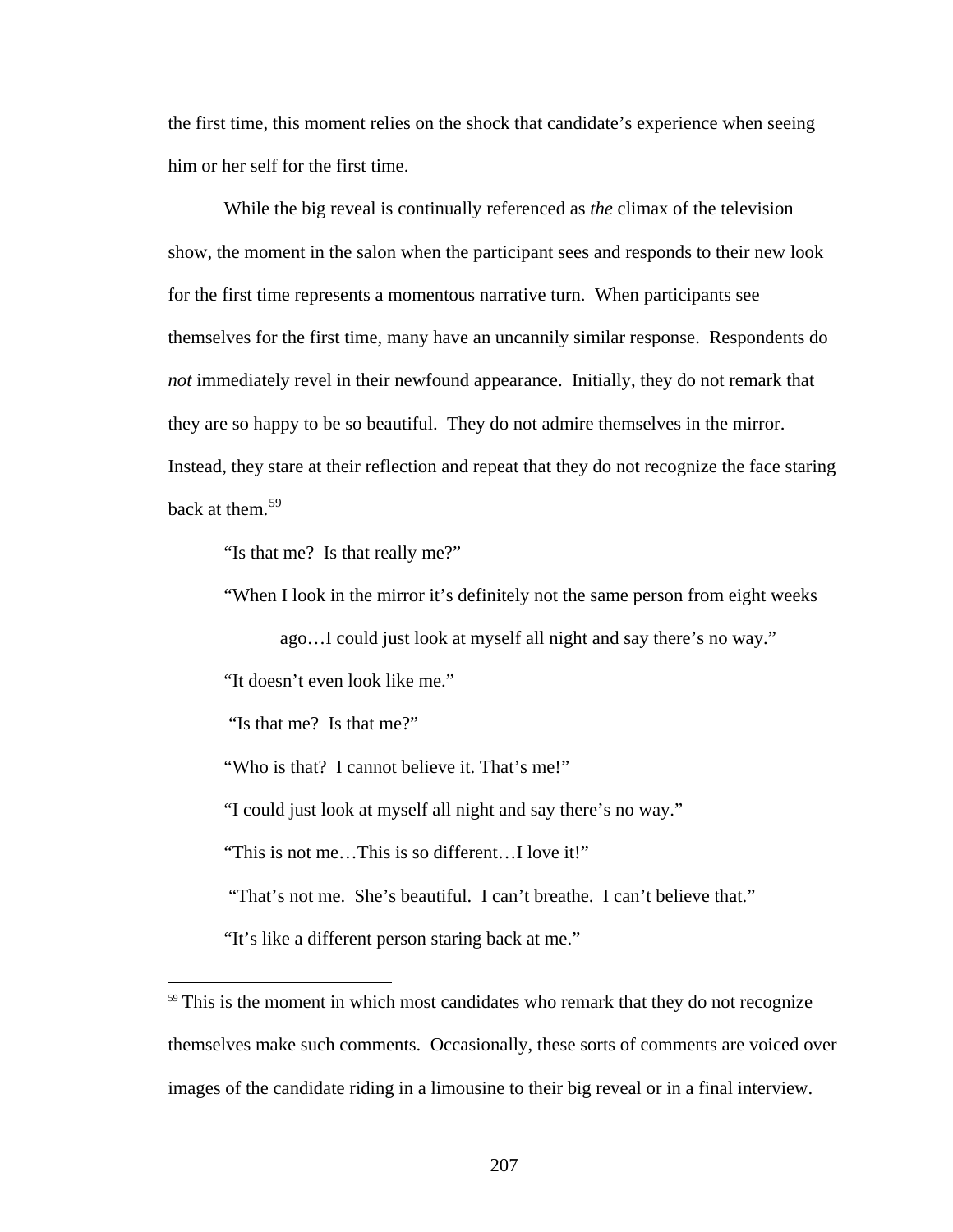the first time, this moment relies on the shock that candidate's experience when seeing him or her self for the first time.

While the big reveal is continually referenced as *the* climax of the television show, the moment in the salon when the participant sees and responds to their new look for the first time represents a momentous narrative turn. When participants see themselves for the first time, many have an uncannily similar response. Respondents do *not* immediately revel in their newfound appearance. Initially, they do not remark that they are so happy to be so beautiful. They do not admire themselves in the mirror. Instead, they stare at their reflection and repeat that they do not recognize the face staring back at them.[59]

"Is that me? Is that really me?"

"When I look in the mirror it's definitely not the same person from eight weeks ago…I could just look at myself all night and say there's no way."

"It doesn't even look like me."

"Is that me? Is that me?"

"Who is that? I cannot believe it. That's me!"

"I could just look at myself all night and say there's no way."

"This is not me…This is so different…I love it!"

"That's not me. She's beautiful. I can't breathe. I can't believe that."

"It's like a different person staring back at me."

---

[59] This is the moment in which most candidates who remark that they do not recognize themselves make such comments. Occasionally, these sorts of comments are voiced over images of the candidate riding in a limousine to their big reveal or in a final interview.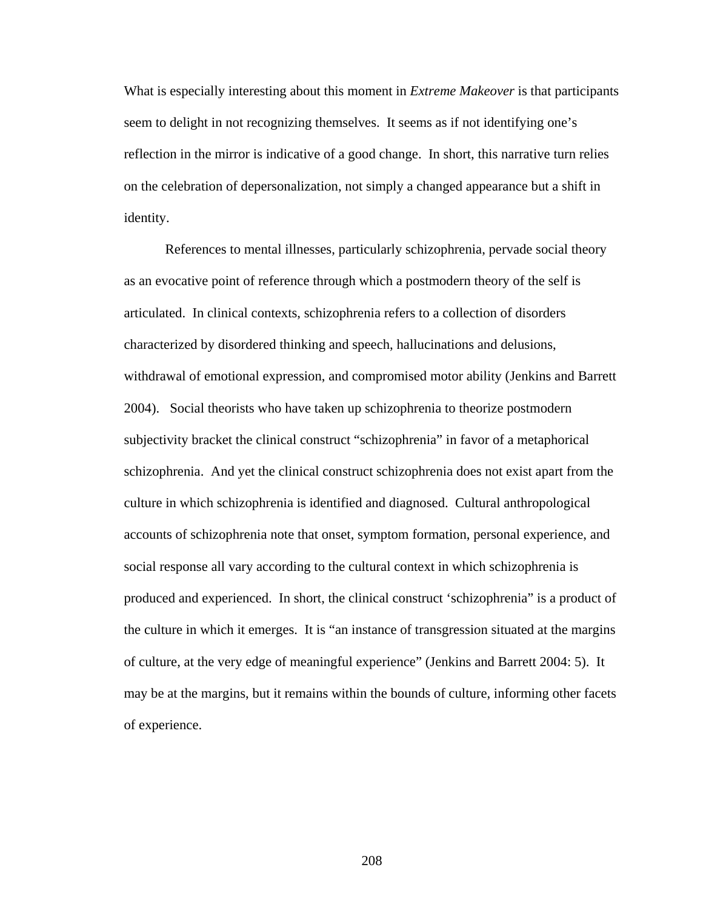What is especially interesting about this moment in *Extreme Makeover* is that participants seem to delight in not recognizing themselves. It seems as if not identifying one's reflection in the mirror is indicative of a good change. In short, this narrative turn relies on the celebration of depersonalization, not simply a changed appearance but a shift in identity.

References to mental illnesses, particularly schizophrenia, pervade social theory as an evocative point of reference through which a postmodern theory of the self is articulated. In clinical contexts, schizophrenia refers to a collection of disorders characterized by disordered thinking and speech, hallucinations and delusions, withdrawal of emotional expression, and compromised motor ability (Jenkins and Barrett 2004). Social theorists who have taken up schizophrenia to theorize postmodern subjectivity bracket the clinical construct "schizophrenia" in favor of a metaphorical schizophrenia. And yet the clinical construct schizophrenia does not exist apart from the culture in which schizophrenia is identified and diagnosed. Cultural anthropological accounts of schizophrenia note that onset, symptom formation, personal experience, and social response all vary according to the cultural context in which schizophrenia is produced and experienced. In short, the clinical construct 'schizophrenia" is a product of the culture in which it emerges. It is "an instance of transgression situated at the margins of culture, at the very edge of meaningful experience" (Jenkins and Barrett 2004: 5). It may be at the margins, but it remains within the bounds of culture, informing other facets of experience.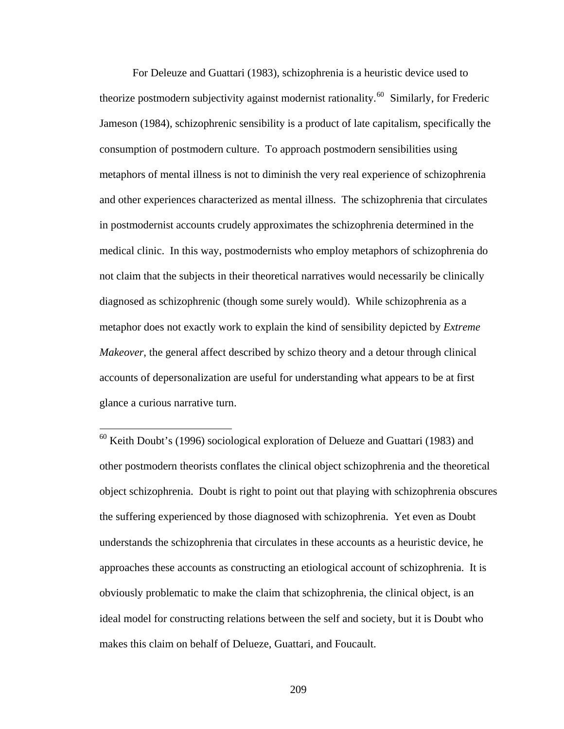For Deleuze and Guattari (1983), schizophrenia is a heuristic device used to theorize postmodern subjectivity against modernist rationality.[60] Similarly, for Frederic Jameson (1984), schizophrenic sensibility is a product of late capitalism, specifically the consumption of postmodern culture. To approach postmodern sensibilities using metaphors of mental illness is not to diminish the very real experience of schizophrenia and other experiences characterized as mental illness. The schizophrenia that circulates in postmodernist accounts crudely approximates the schizophrenia determined in the medical clinic. In this way, postmodernists who employ metaphors of schizophrenia do not claim that the subjects in their theoretical narratives would necessarily be clinically diagnosed as schizophrenic (though some surely would). While schizophrenia as a metaphor does not exactly work to explain the kind of sensibility depicted by *Extreme Makeover*, the general affect described by schizo theory and a detour through clinical accounts of depersonalization are useful for understanding what appears to be at first glance a curious narrative turn.

---

[60] Keith Doubt's (1996) sociological exploration of Delueze and Guattari (1983) and other postmodern theorists conflates the clinical object schizophrenia and the theoretical object schizophrenia. Doubt is right to point out that playing with schizophrenia obscures the suffering experienced by those diagnosed with schizophrenia. Yet even as Doubt understands the schizophrenia that circulates in these accounts as a heuristic device, he approaches these accounts as constructing an etiological account of schizophrenia. It is obviously problematic to make the claim that schizophrenia, the clinical object, is an ideal model for constructing relations between the self and society, but it is Doubt who makes this claim on behalf of Delueze, Guattari, and Foucault.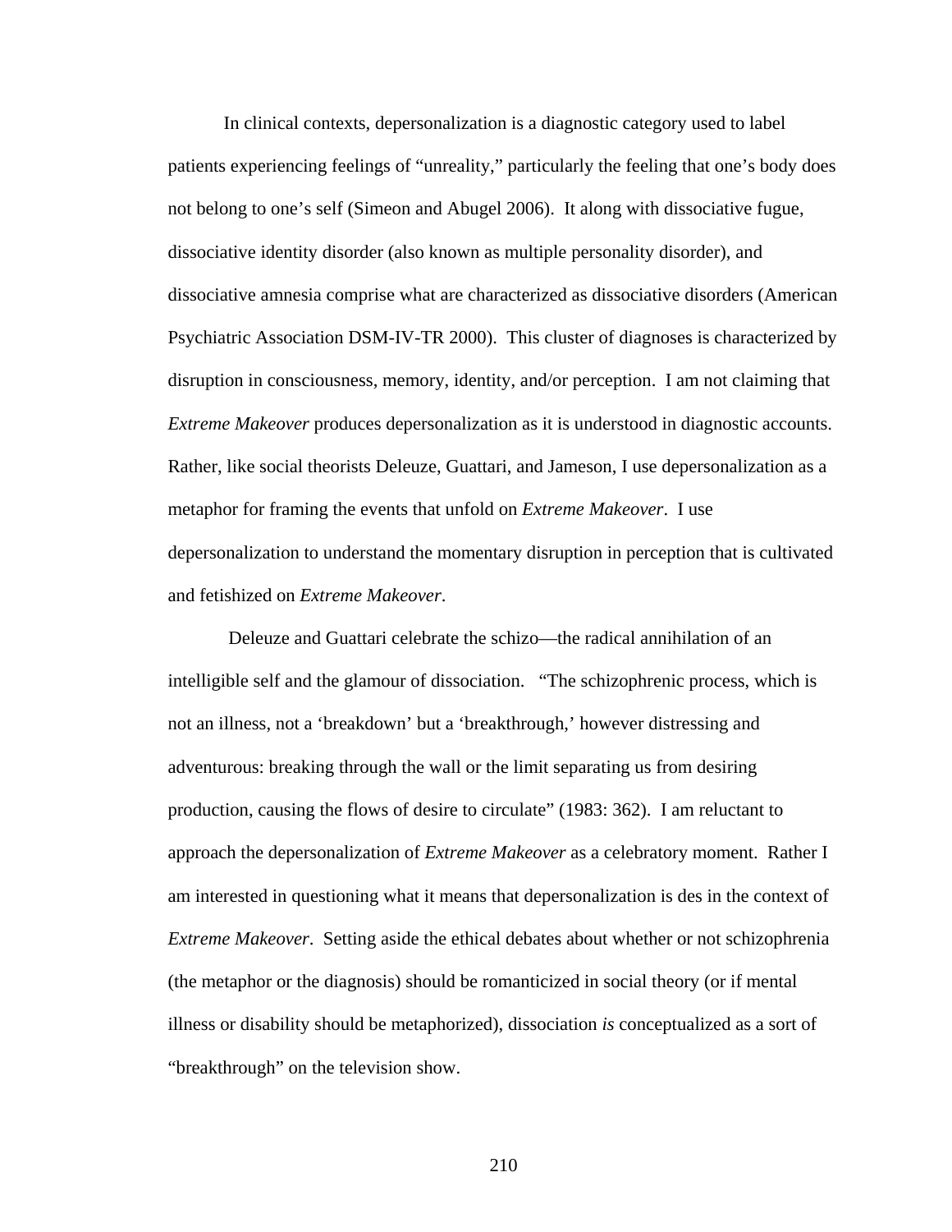In clinical contexts, depersonalization is a diagnostic category used to label patients experiencing feelings of "unreality," particularly the feeling that one's body does not belong to one's self (Simeon and Abugel 2006). It along with dissociative fugue, dissociative identity disorder (also known as multiple personality disorder), and dissociative amnesia comprise what are characterized as dissociative disorders (American Psychiatric Association DSM-IV-TR 2000). This cluster of diagnoses is characterized by disruption in consciousness, memory, identity, and/or perception. I am not claiming that *Extreme Makeover* produces depersonalization as it is understood in diagnostic accounts. Rather, like social theorists Deleuze, Guattari, and Jameson, I use depersonalization as a metaphor for framing the events that unfold on *Extreme Makeover*. I use depersonalization to understand the momentary disruption in perception that is cultivated and fetishized on *Extreme Makeover*.

Deleuze and Guattari celebrate the schizo—the radical annihilation of an intelligible self and the glamour of dissociation. "The schizophrenic process, which is not an illness, not a 'breakdown' but a 'breakthrough,' however distressing and adventurous: breaking through the wall or the limit separating us from desiring production, causing the flows of desire to circulate" (1983: 362). I am reluctant to approach the depersonalization of *Extreme Makeover* as a celebratory moment. Rather I am interested in questioning what it means that depersonalization is des in the context of *Extreme Makeover*. Setting aside the ethical debates about whether or not schizophrenia (the metaphor or the diagnosis) should be romanticized in social theory (or if mental illness or disability should be metaphorized), dissociation *is* conceptualized as a sort of "breakthrough" on the television show.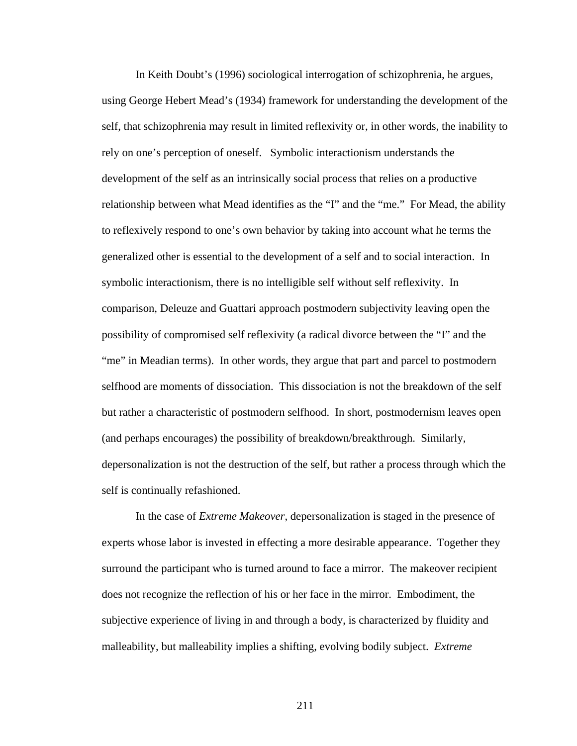In Keith Doubt's (1996) sociological interrogation of schizophrenia, he argues, using George Hebert Mead's (1934) framework for understanding the development of the self, that schizophrenia may result in limited reflexivity or, in other words, the inability to rely on one's perception of oneself. Symbolic interactionism understands the development of the self as an intrinsically social process that relies on a productive relationship between what Mead identifies as the "I" and the "me." For Mead, the ability to reflexively respond to one's own behavior by taking into account what he terms the generalized other is essential to the development of a self and to social interaction. In symbolic interactionism, there is no intelligible self without self reflexivity. In comparison, Deleuze and Guattari approach postmodern subjectivity leaving open the possibility of compromised self reflexivity (a radical divorce between the "I" and the "me" in Meadian terms). In other words, they argue that part and parcel to postmodern selfhood are moments of dissociation. This dissociation is not the breakdown of the self but rather a characteristic of postmodern selfhood. In short, postmodernism leaves open (and perhaps encourages) the possibility of breakdown/breakthrough. Similarly, depersonalization is not the destruction of the self, but rather a process through which the self is continually refashioned.

In the case of *Extreme Makeover*, depersonalization is staged in the presence of experts whose labor is invested in effecting a more desirable appearance. Together they surround the participant who is turned around to face a mirror. The makeover recipient does not recognize the reflection of his or her face in the mirror. Embodiment, the subjective experience of living in and through a body, is characterized by fluidity and malleability, but malleability implies a shifting, evolving bodily subject. *Extreme*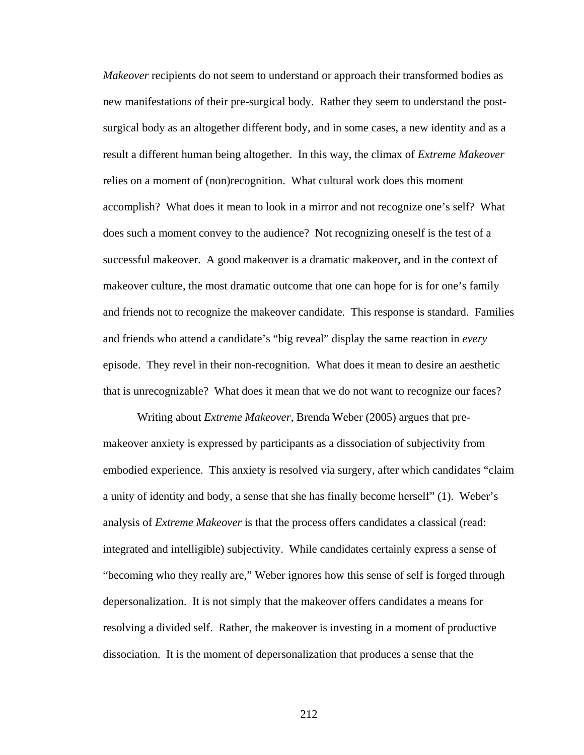*Makeover* recipients do not seem to understand or approach their transformed bodies as new manifestations of their pre-surgical body. Rather they seem to understand the post-surgical body as an altogether different body, and in some cases, a new identity and as a result a different human being altogether. In this way, the climax of *Extreme Makeover* relies on a moment of (non)recognition. What cultural work does this moment accomplish? What does it mean to look in a mirror and not recognize one's self? What does such a moment convey to the audience? Not recognizing oneself is the test of a successful makeover. A good makeover is a dramatic makeover, and in the context of makeover culture, the most dramatic outcome that one can hope for is for one's family and friends not to recognize the makeover candidate. This response is standard. Families and friends who attend a candidate's "big reveal" display the same reaction in *every* episode. They revel in their non-recognition. What does it mean to desire an aesthetic that is unrecognizable? What does it mean that we do not want to recognize our faces?

Writing about *Extreme Makeover*, Brenda Weber (2005) argues that pre-makeover anxiety is expressed by participants as a dissociation of subjectivity from embodied experience. This anxiety is resolved via surgery, after which candidates "claim a unity of identity and body, a sense that she has finally become herself" (1). Weber's analysis of *Extreme Makeover* is that the process offers candidates a classical (read: integrated and intelligible) subjectivity. While candidates certainly express a sense of "becoming who they really are," Weber ignores how this sense of self is forged through depersonalization. It is not simply that the makeover offers candidates a means for resolving a divided self. Rather, the makeover is investing in a moment of productive dissociation. It is the moment of depersonalization that produces a sense that the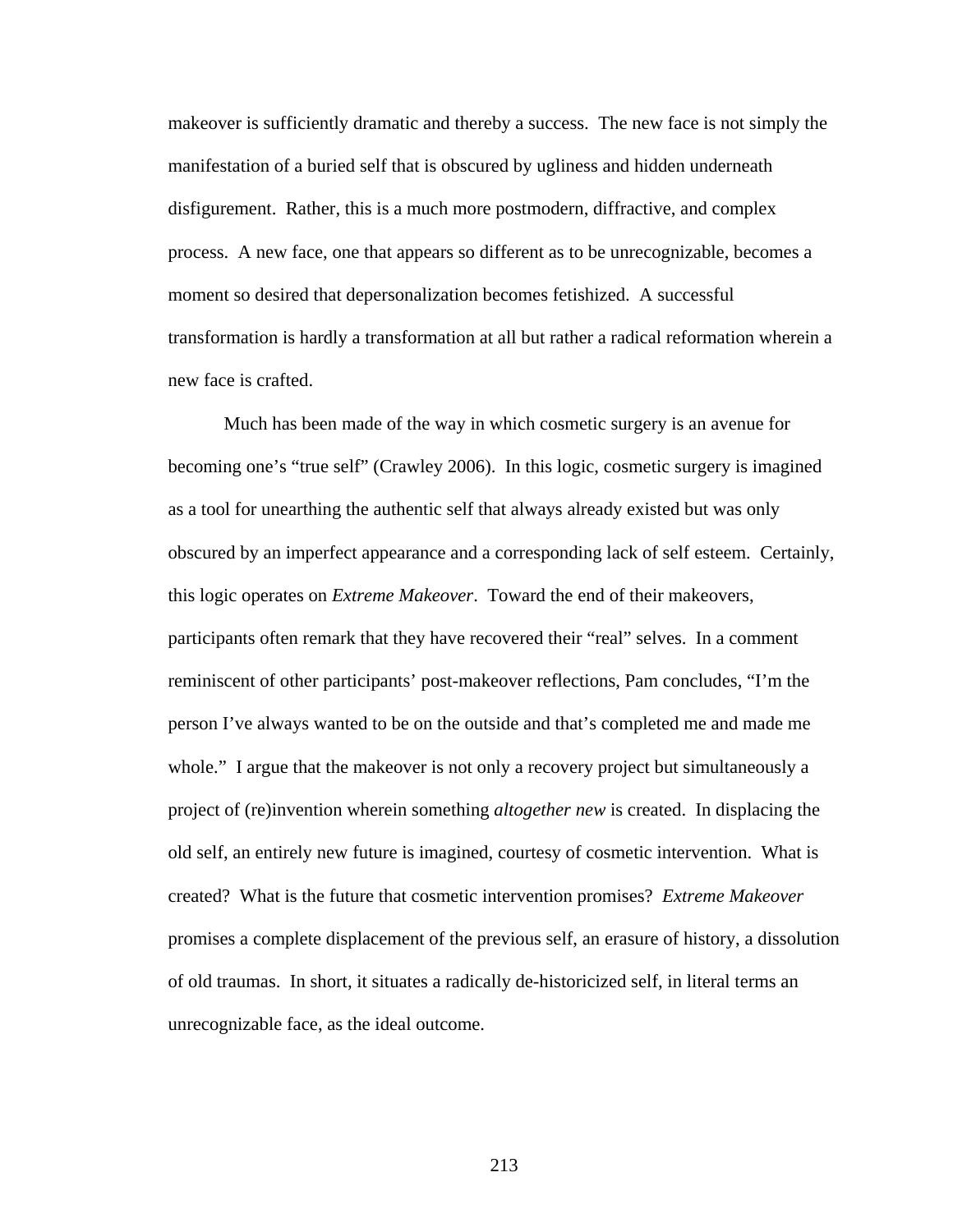makeover is sufficiently dramatic and thereby a success. The new face is not simply the manifestation of a buried self that is obscured by ugliness and hidden underneath disfigurement. Rather, this is a much more postmodern, diffractive, and complex process. A new face, one that appears so different as to be unrecognizable, becomes a moment so desired that depersonalization becomes fetishized. A successful transformation is hardly a transformation at all but rather a radical reformation wherein a new face is crafted.

Much has been made of the way in which cosmetic surgery is an avenue for becoming one's "true self" (Crawley 2006). In this logic, cosmetic surgery is imagined as a tool for unearthing the authentic self that always already existed but was only obscured by an imperfect appearance and a corresponding lack of self esteem. Certainly, this logic operates on *Extreme Makeover*. Toward the end of their makeovers, participants often remark that they have recovered their "real" selves. In a comment reminiscent of other participants' post-makeover reflections, Pam concludes, "I'm the person I've always wanted to be on the outside and that's completed me and made me whole." I argue that the makeover is not only a recovery project but simultaneously a project of (re)invention wherein something *altogether new* is created. In displacing the old self, an entirely new future is imagined, courtesy of cosmetic intervention. What is created? What is the future that cosmetic intervention promises? *Extreme Makeover* promises a complete displacement of the previous self, an erasure of history, a dissolution of old traumas. In short, it situates a radically de-historicized self, in literal terms an unrecognizable face, as the ideal outcome.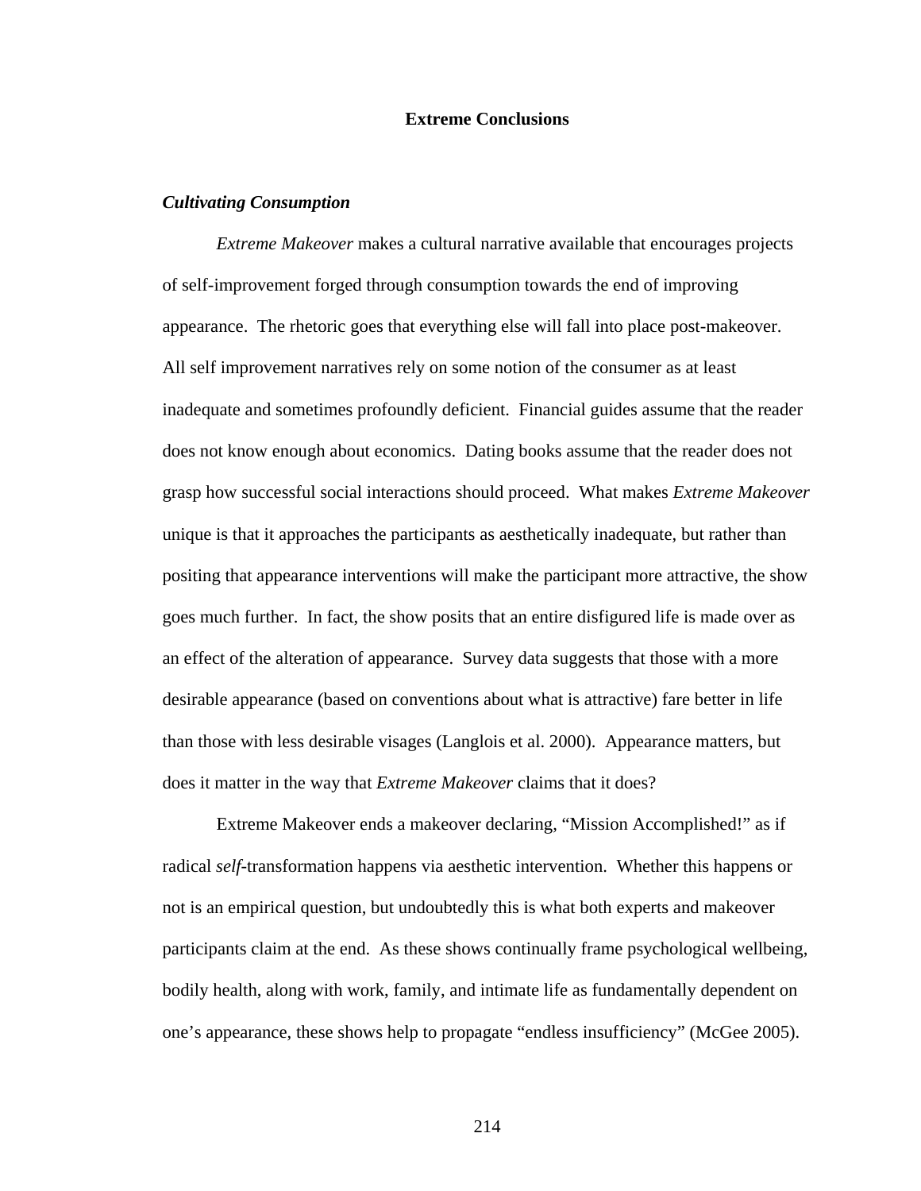# Extreme Conclusions

### *Cultivating Consumption*

*Extreme Makeover* makes a cultural narrative available that encourages projects of self-improvement forged through consumption towards the end of improving appearance. The rhetoric goes that everything else will fall into place post-makeover. All self improvement narratives rely on some notion of the consumer as at least inadequate and sometimes profoundly deficient. Financial guides assume that the reader does not know enough about economics. Dating books assume that the reader does not grasp how successful social interactions should proceed. What makes *Extreme Makeover* unique is that it approaches the participants as aesthetically inadequate, but rather than positing that appearance interventions will make the participant more attractive, the show goes much further. In fact, the show posits that an entire disfigured life is made over as an effect of the alteration of appearance. Survey data suggests that those with a more desirable appearance (based on conventions about what is attractive) fare better in life than those with less desirable visages (Langlois et al. 2000). Appearance matters, but does it matter in the way that *Extreme Makeover* claims that it does?

Extreme Makeover ends a makeover declaring, "Mission Accomplished!" as if radical *self*-transformation happens via aesthetic intervention. Whether this happens or not is an empirical question, but undoubtedly this is what both experts and makeover participants claim at the end. As these shows continually frame psychological wellbeing, bodily health, along with work, family, and intimate life as fundamentally dependent on one's appearance, these shows help to propagate "endless insufficiency" (McGee 2005).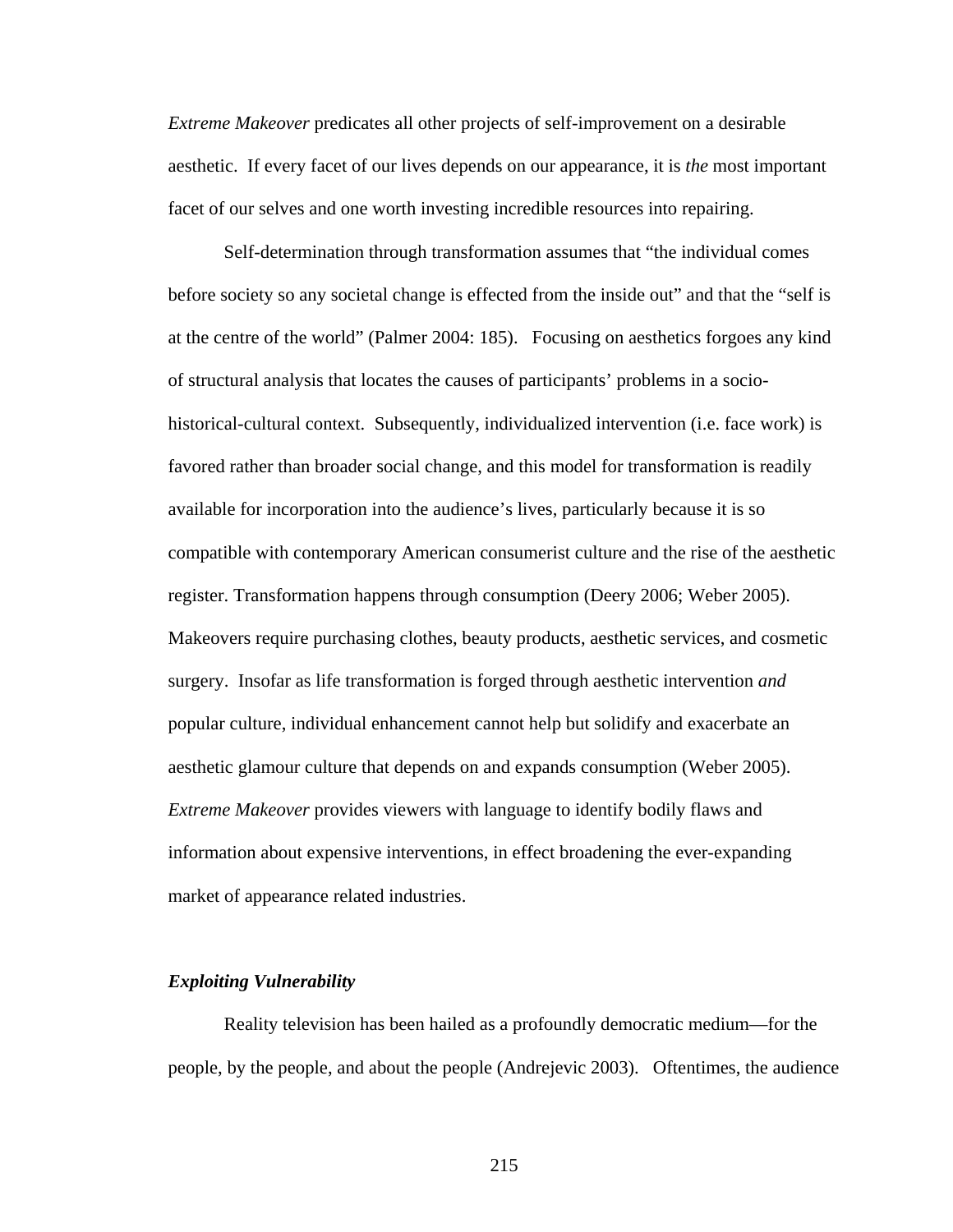*Extreme Makeover* predicates all other projects of self-improvement on a desirable aesthetic. If every facet of our lives depends on our appearance, it is *the* most important facet of our selves and one worth investing incredible resources into repairing.

Self-determination through transformation assumes that "the individual comes before society so any societal change is effected from the inside out" and that the "self is at the centre of the world" (Palmer 2004: 185). Focusing on aesthetics forgoes any kind of structural analysis that locates the causes of participants' problems in a socio-historical-cultural context. Subsequently, individualized intervention (i.e. face work) is favored rather than broader social change, and this model for transformation is readily available for incorporation into the audience's lives, particularly because it is so compatible with contemporary American consumerist culture and the rise of the aesthetic register. Transformation happens through consumption (Deery 2006; Weber 2005). Makeovers require purchasing clothes, beauty products, aesthetic services, and cosmetic surgery. Insofar as life transformation is forged through aesthetic intervention *and* popular culture, individual enhancement cannot help but solidify and exacerbate an aesthetic glamour culture that depends on and expands consumption (Weber 2005). *Extreme Makeover* provides viewers with language to identify bodily flaws and information about expensive interventions, in effect broadening the ever-expanding market of appearance related industries.

### *Exploiting Vulnerability*

Reality television has been hailed as a profoundly democratic medium—for the people, by the people, and about the people (Andrejevic 2003). Oftentimes, the audience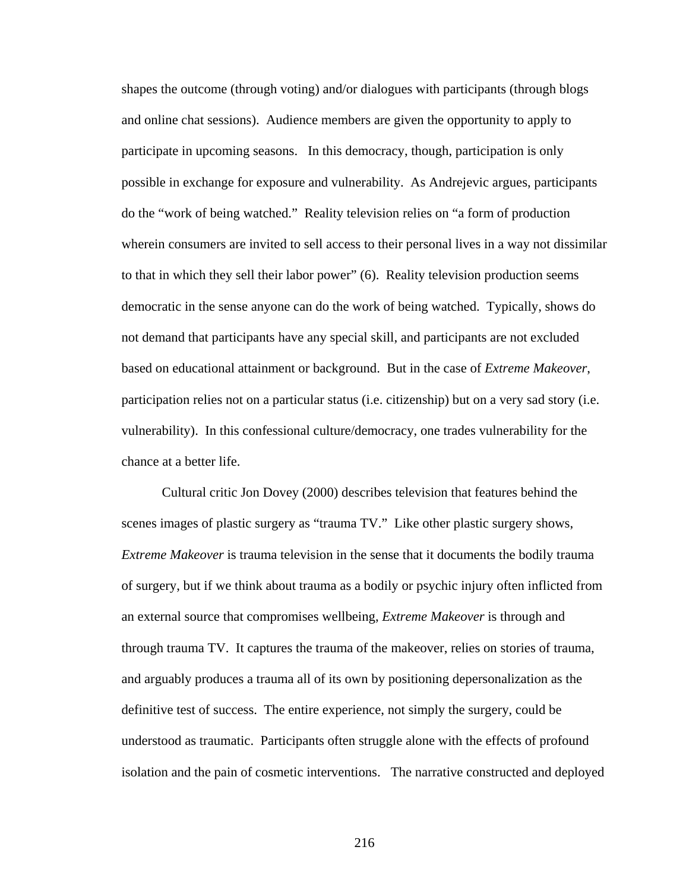shapes the outcome (through voting) and/or dialogues with participants (through blogs and online chat sessions). Audience members are given the opportunity to apply to participate in upcoming seasons. In this democracy, though, participation is only possible in exchange for exposure and vulnerability. As Andrejevic argues, participants do the "work of being watched." Reality television relies on "a form of production wherein consumers are invited to sell access to their personal lives in a way not dissimilar to that in which they sell their labor power" (6). Reality television production seems democratic in the sense anyone can do the work of being watched. Typically, shows do not demand that participants have any special skill, and participants are not excluded based on educational attainment or background. But in the case of *Extreme Makeover*, participation relies not on a particular status (i.e. citizenship) but on a very sad story (i.e. vulnerability). In this confessional culture/democracy, one trades vulnerability for the chance at a better life.

Cultural critic Jon Dovey (2000) describes television that features behind the scenes images of plastic surgery as "trauma TV." Like other plastic surgery shows, *Extreme Makeover* is trauma television in the sense that it documents the bodily trauma of surgery, but if we think about trauma as a bodily or psychic injury often inflicted from an external source that compromises wellbeing, *Extreme Makeover* is through and through trauma TV. It captures the trauma of the makeover, relies on stories of trauma, and arguably produces a trauma all of its own by positioning depersonalization as the definitive test of success. The entire experience, not simply the surgery, could be understood as traumatic. Participants often struggle alone with the effects of profound isolation and the pain of cosmetic interventions. The narrative constructed and deployed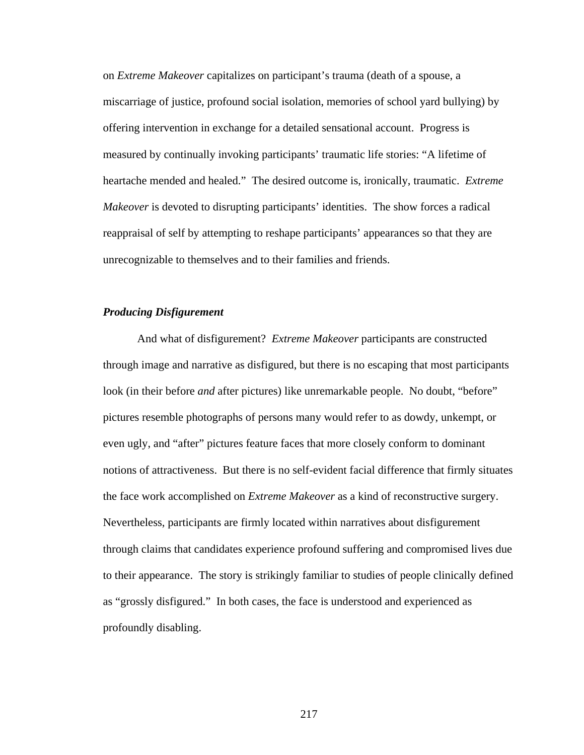on *Extreme Makeover* capitalizes on participant's trauma (death of a spouse, a miscarriage of justice, profound social isolation, memories of school yard bullying) by offering intervention in exchange for a detailed sensational account. Progress is measured by continually invoking participants' traumatic life stories: "A lifetime of heartache mended and healed." The desired outcome is, ironically, traumatic. *Extreme Makeover* is devoted to disrupting participants' identities. The show forces a radical reappraisal of self by attempting to reshape participants' appearances so that they are unrecognizable to themselves and to their families and friends.

### ***Producing Disfigurement***

And what of disfigurement? *Extreme Makeover* participants are constructed through image and narrative as disfigured, but there is no escaping that most participants look (in their before *and* after pictures) like unremarkable people. No doubt, "before" pictures resemble photographs of persons many would refer to as dowdy, unkempt, or even ugly, and "after" pictures feature faces that more closely conform to dominant notions of attractiveness. But there is no self-evident facial difference that firmly situates the face work accomplished on *Extreme Makeover* as a kind of reconstructive surgery. Nevertheless, participants are firmly located within narratives about disfigurement through claims that candidates experience profound suffering and compromised lives due to their appearance. The story is strikingly familiar to studies of people clinically defined as "grossly disfigured." In both cases, the face is understood and experienced as profoundly disabling.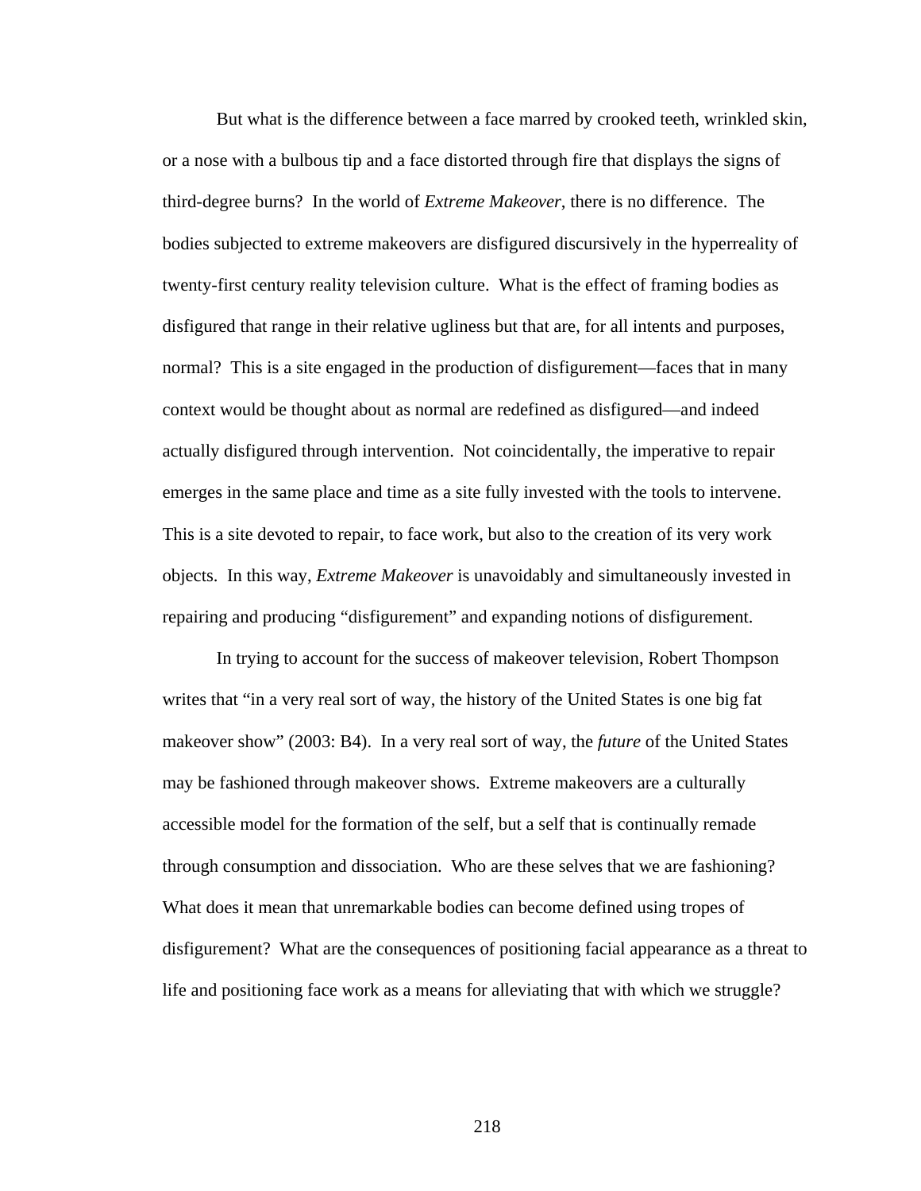But what is the difference between a face marred by crooked teeth, wrinkled skin, or a nose with a bulbous tip and a face distorted through fire that displays the signs of third-degree burns? In the world of *Extreme Makeover*, there is no difference. The bodies subjected to extreme makeovers are disfigured discursively in the hyperreality of twenty-first century reality television culture. What is the effect of framing bodies as disfigured that range in their relative ugliness but that are, for all intents and purposes, normal? This is a site engaged in the production of disfigurement—faces that in many context would be thought about as normal are redefined as disfigured—and indeed actually disfigured through intervention. Not coincidentally, the imperative to repair emerges in the same place and time as a site fully invested with the tools to intervene. This is a site devoted to repair, to face work, but also to the creation of its very work objects. In this way, *Extreme Makeover* is unavoidably and simultaneously invested in repairing and producing "disfigurement" and expanding notions of disfigurement.

In trying to account for the success of makeover television, Robert Thompson writes that "in a very real sort of way, the history of the United States is one big fat makeover show" (2003: B4). In a very real sort of way, the *future* of the United States may be fashioned through makeover shows. Extreme makeovers are a culturally accessible model for the formation of the self, but a self that is continually remade through consumption and dissociation. Who are these selves that we are fashioning? What does it mean that unremarkable bodies can become defined using tropes of disfigurement? What are the consequences of positioning facial appearance as a threat to life and positioning face work as a means for alleviating that with which we struggle?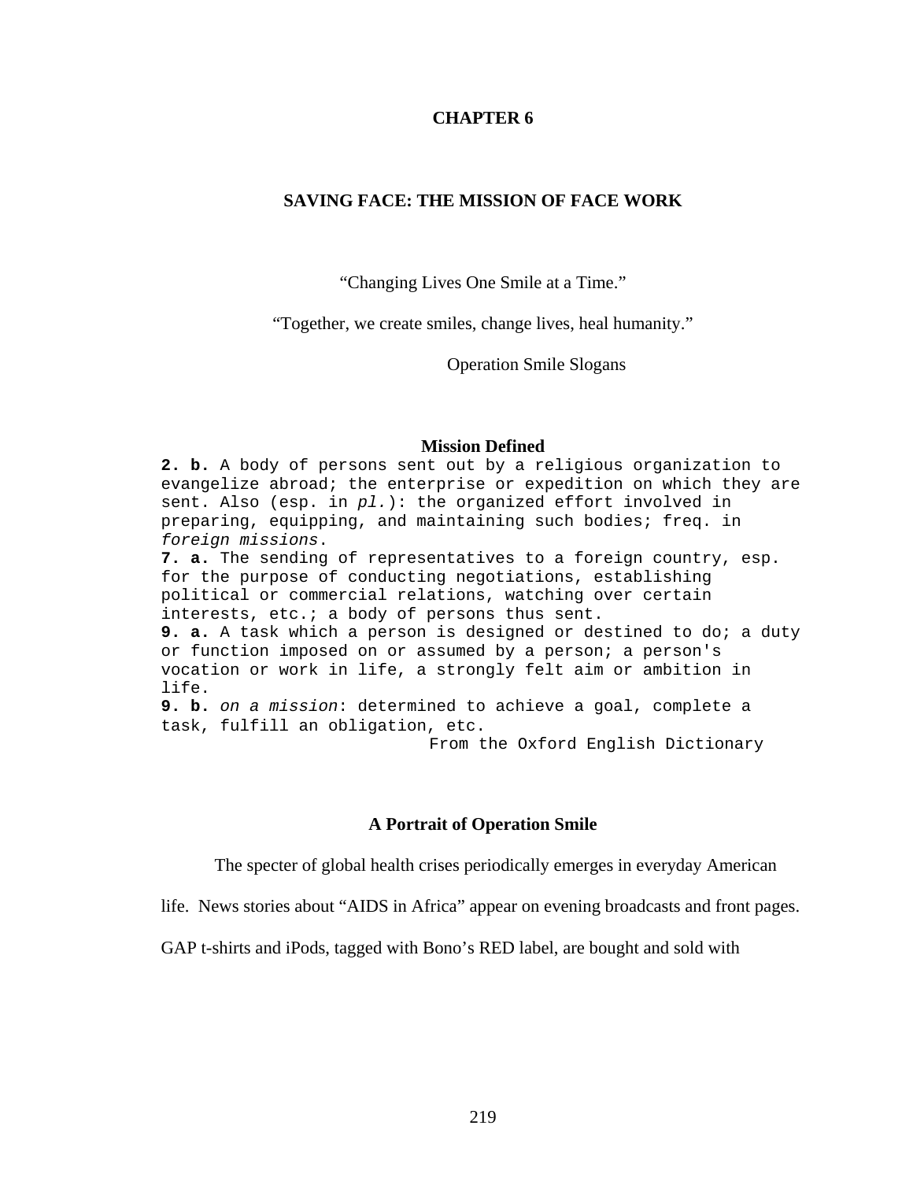# CHAPTER 6

## SAVING FACE: THE MISSION OF FACE WORK

"Changing Lives One Smile at a Time."

"Together, we create smiles, change lives, heal humanity."

Operation Smile Slogans

### Mission Defined

**2. b.** A body of persons sent out by a religious organization to evangelize abroad; the enterprise or expedition on which they are sent. Also (esp. in *pl.*): the organized effort involved in preparing, equipping, and maintaining such bodies; freq. in *foreign missions*.

**7. a.** The sending of representatives to a foreign country, esp. for the purpose of conducting negotiations, establishing political or commercial relations, watching over certain interests, etc.; a body of persons thus sent.

**9. a.** A task which a person is designed or destined to do; a duty or function imposed on or assumed by a person; a person's vocation or work in life, a strongly felt aim or ambition in life.

**9. b.** *on a mission*: determined to achieve a goal, complete a task, fulfill an obligation, etc.

From the Oxford English Dictionary

### A Portrait of Operation Smile

The specter of global health crises periodically emerges in everyday American life. News stories about "AIDS in Africa" appear on evening broadcasts and front pages. GAP t-shirts and iPods, tagged with Bono's RED label, are bought and sold with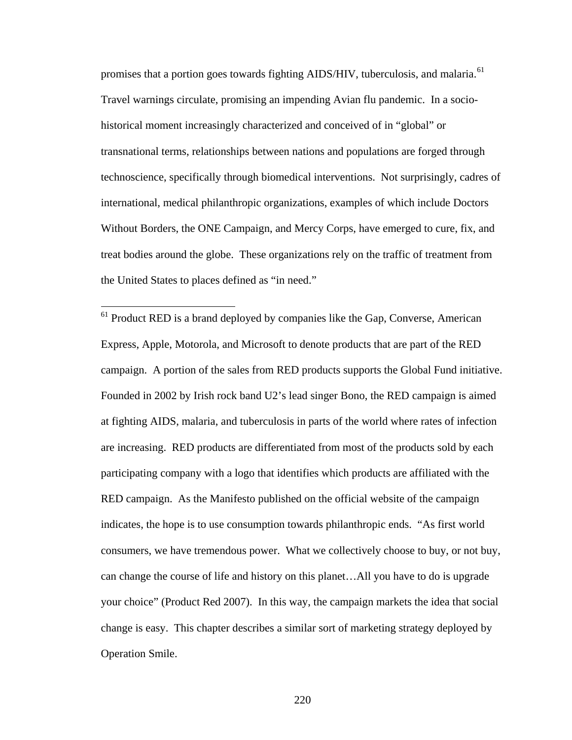promises that a portion goes towards fighting AIDS/HIV, tuberculosis, and malaria.[61] Travel warnings circulate, promising an impending Avian flu pandemic. In a socio-historical moment increasingly characterized and conceived of in "global" or transnational terms, relationships between nations and populations are forged through technoscience, specifically through biomedical interventions. Not surprisingly, cadres of international, medical philanthropic organizations, examples of which include Doctors Without Borders, the ONE Campaign, and Mercy Corps, have emerged to cure, fix, and treat bodies around the globe. These organizations rely on the traffic of treatment from the United States to places defined as "in need."

[61] Product RED is a brand deployed by companies like the Gap, Converse, American Express, Apple, Motorola, and Microsoft to denote products that are part of the RED campaign. A portion of the sales from RED products supports the Global Fund initiative. Founded in 2002 by Irish rock band U2's lead singer Bono, the RED campaign is aimed at fighting AIDS, malaria, and tuberculosis in parts of the world where rates of infection are increasing. RED products are differentiated from most of the products sold by each participating company with a logo that identifies which products are affiliated with the RED campaign. As the Manifesto published on the official website of the campaign indicates, the hope is to use consumption towards philanthropic ends. "As first world consumers, we have tremendous power. What we collectively choose to buy, or not buy, can change the course of life and history on this planet…All you have to do is upgrade your choice" (Product Red 2007). In this way, the campaign markets the idea that social change is easy. This chapter describes a similar sort of marketing strategy deployed by Operation Smile.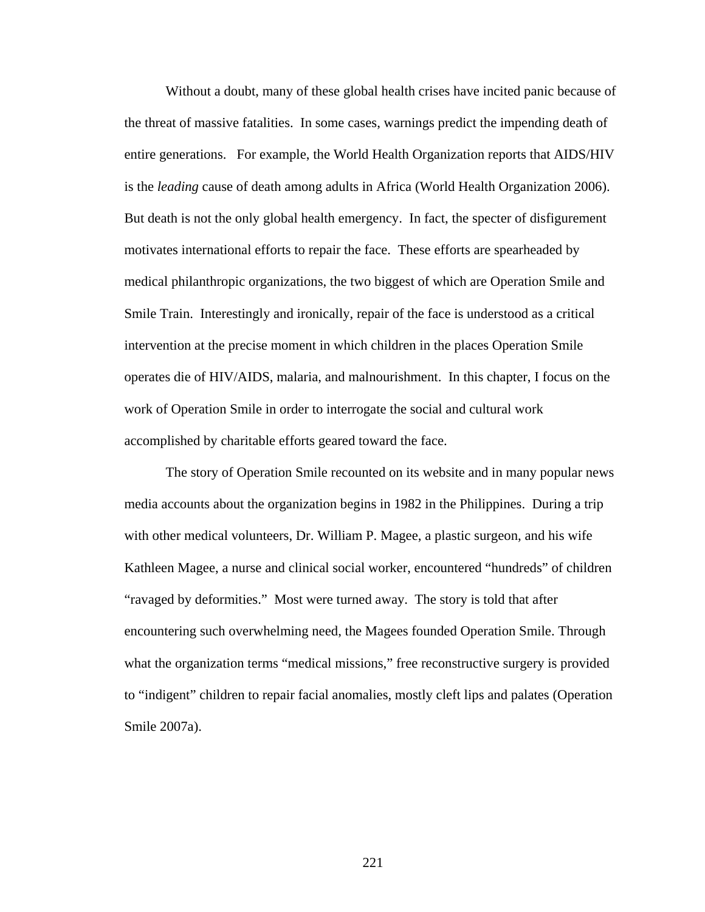Without a doubt, many of these global health crises have incited panic because of the threat of massive fatalities. In some cases, warnings predict the impending death of entire generations. For example, the World Health Organization reports that AIDS/HIV is the *leading* cause of death among adults in Africa (World Health Organization 2006). But death is not the only global health emergency. In fact, the specter of disfigurement motivates international efforts to repair the face. These efforts are spearheaded by medical philanthropic organizations, the two biggest of which are Operation Smile and Smile Train. Interestingly and ironically, repair of the face is understood as a critical intervention at the precise moment in which children in the places Operation Smile operates die of HIV/AIDS, malaria, and malnourishment. In this chapter, I focus on the work of Operation Smile in order to interrogate the social and cultural work accomplished by charitable efforts geared toward the face.

The story of Operation Smile recounted on its website and in many popular news media accounts about the organization begins in 1982 in the Philippines. During a trip with other medical volunteers, Dr. William P. Magee, a plastic surgeon, and his wife Kathleen Magee, a nurse and clinical social worker, encountered "hundreds" of children "ravaged by deformities." Most were turned away. The story is told that after encountering such overwhelming need, the Magees founded Operation Smile. Through what the organization terms "medical missions," free reconstructive surgery is provided to "indigent" children to repair facial anomalies, mostly cleft lips and palates (Operation Smile 2007a).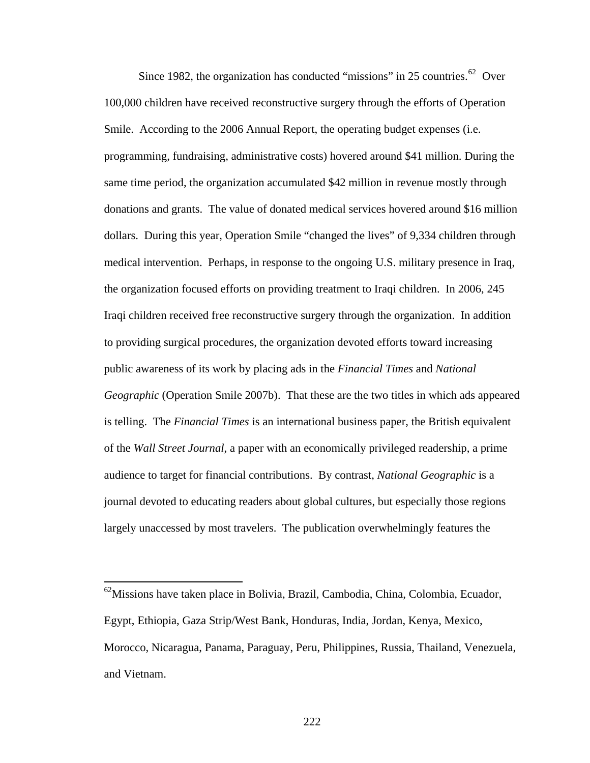Since 1982, the organization has conducted "missions" in 25 countries.[62] Over 100,000 children have received reconstructive surgery through the efforts of Operation Smile. According to the 2006 Annual Report, the operating budget expenses (i.e. programming, fundraising, administrative costs) hovered around $41 million. During the same time period, the organization accumulated $42 million in revenue mostly through donations and grants. The value of donated medical services hovered around $16 million dollars. During this year, Operation Smile "changed the lives" of 9,334 children through medical intervention. Perhaps, in response to the ongoing U.S. military presence in Iraq, the organization focused efforts on providing treatment to Iraqi children. In 2006, 245 Iraqi children received free reconstructive surgery through the organization. In addition to providing surgical procedures, the organization devoted efforts toward increasing public awareness of its work by placing ads in the *Financial Times* and *National Geographic* (Operation Smile 2007b). That these are the two titles in which ads appeared is telling. The *Financial Times* is an international business paper, the British equivalent of the *Wall Street Journal*, a paper with an economically privileged readership, a prime audience to target for financial contributions. By contrast, *National Geographic* is a journal devoted to educating readers about global cultures, but especially those regions largely unaccessed by most travelers. The publication overwhelmingly features the

---

[62]Missions have taken place in Bolivia, Brazil, Cambodia, China, Colombia, Ecuador, Egypt, Ethiopia, Gaza Strip/West Bank, Honduras, India, Jordan, Kenya, Mexico, Morocco, Nicaragua, Panama, Paraguay, Peru, Philippines, Russia, Thailand, Venezuela, and Vietnam.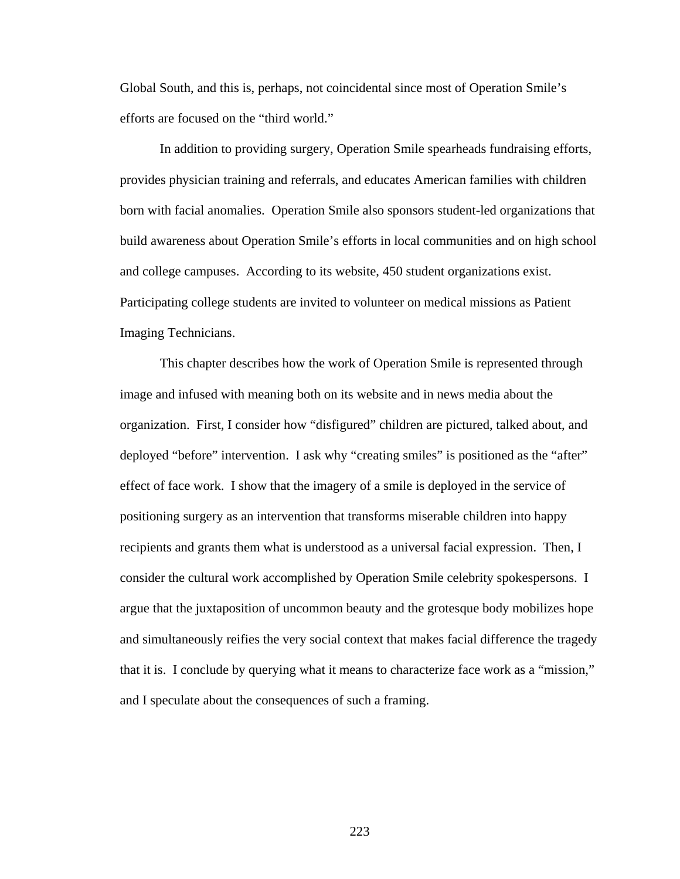Global South, and this is, perhaps, not coincidental since most of Operation Smile's efforts are focused on the "third world."

In addition to providing surgery, Operation Smile spearheads fundraising efforts, provides physician training and referrals, and educates American families with children born with facial anomalies. Operation Smile also sponsors student-led organizations that build awareness about Operation Smile's efforts in local communities and on high school and college campuses. According to its website, 450 student organizations exist. Participating college students are invited to volunteer on medical missions as Patient Imaging Technicians.

This chapter describes how the work of Operation Smile is represented through image and infused with meaning both on its website and in news media about the organization. First, I consider how "disfigured" children are pictured, talked about, and deployed "before" intervention. I ask why "creating smiles" is positioned as the "after" effect of face work. I show that the imagery of a smile is deployed in the service of positioning surgery as an intervention that transforms miserable children into happy recipients and grants them what is understood as a universal facial expression. Then, I consider the cultural work accomplished by Operation Smile celebrity spokespersons. I argue that the juxtaposition of uncommon beauty and the grotesque body mobilizes hope and simultaneously reifies the very social context that makes facial difference the tragedy that it is. I conclude by querying what it means to characterize face work as a "mission," and I speculate about the consequences of such a framing.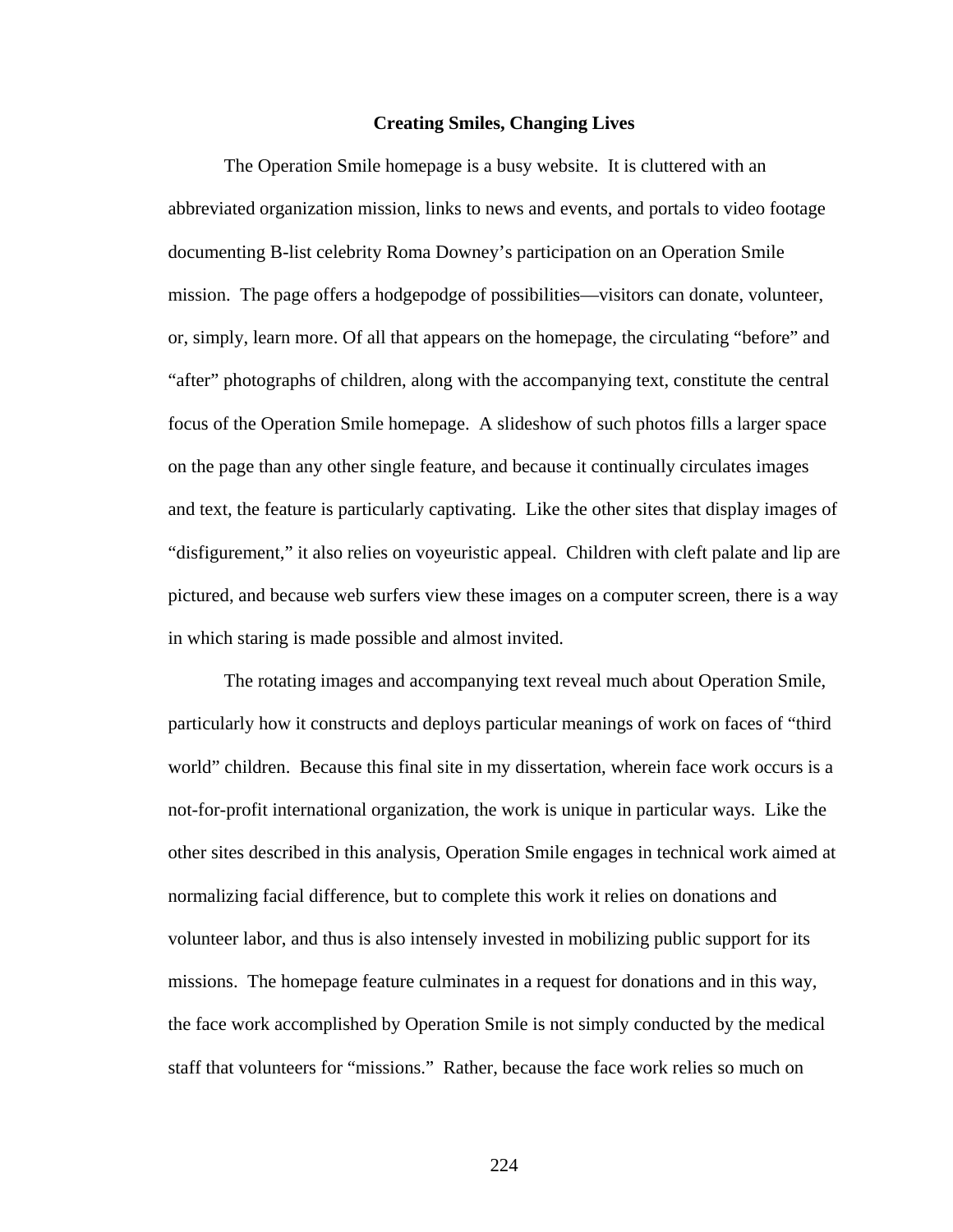## Creating Smiles, Changing Lives

The Operation Smile homepage is a busy website. It is cluttered with an abbreviated organization mission, links to news and events, and portals to video footage documenting B-list celebrity Roma Downey's participation on an Operation Smile mission. The page offers a hodgepodge of possibilities—visitors can donate, volunteer, or, simply, learn more. Of all that appears on the homepage, the circulating "before" and "after" photographs of children, along with the accompanying text, constitute the central focus of the Operation Smile homepage. A slideshow of such photos fills a larger space on the page than any other single feature, and because it continually circulates images and text, the feature is particularly captivating. Like the other sites that display images of "disfigurement," it also relies on voyeuristic appeal. Children with cleft palate and lip are pictured, and because web surfers view these images on a computer screen, there is a way in which staring is made possible and almost invited.

The rotating images and accompanying text reveal much about Operation Smile, particularly how it constructs and deploys particular meanings of work on faces of "third world" children. Because this final site in my dissertation, wherein face work occurs is a not-for-profit international organization, the work is unique in particular ways. Like the other sites described in this analysis, Operation Smile engages in technical work aimed at normalizing facial difference, but to complete this work it relies on donations and volunteer labor, and thus is also intensely invested in mobilizing public support for its missions. The homepage feature culminates in a request for donations and in this way, the face work accomplished by Operation Smile is not simply conducted by the medical staff that volunteers for "missions." Rather, because the face work relies so much on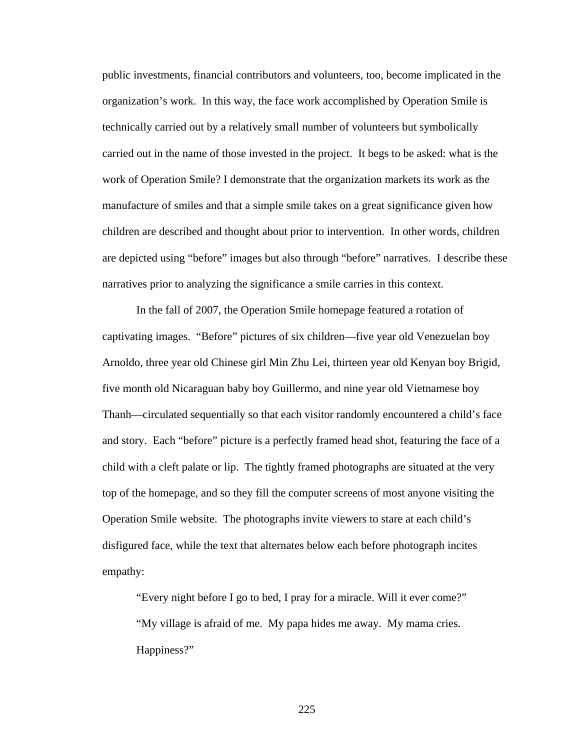public investments, financial contributors and volunteers, too, become implicated in the organization's work. In this way, the face work accomplished by Operation Smile is technically carried out by a relatively small number of volunteers but symbolically carried out in the name of those invested in the project. It begs to be asked: what is the work of Operation Smile? I demonstrate that the organization markets its work as the manufacture of smiles and that a simple smile takes on a great significance given how children are described and thought about prior to intervention. In other words, children are depicted using "before" images but also through "before" narratives. I describe these narratives prior to analyzing the significance a smile carries in this context.

In the fall of 2007, the Operation Smile homepage featured a rotation of captivating images. "Before" pictures of six children—five year old Venezuelan boy Arnoldo, three year old Chinese girl Min Zhu Lei, thirteen year old Kenyan boy Brigid, five month old Nicaraguan baby boy Guillermo, and nine year old Vietnamese boy Thanh—circulated sequentially so that each visitor randomly encountered a child's face and story. Each "before" picture is a perfectly framed head shot, featuring the face of a child with a cleft palate or lip. The tightly framed photographs are situated at the very top of the homepage, and so they fill the computer screens of most anyone visiting the Operation Smile website. The photographs invite viewers to stare at each child's disfigured face, while the text that alternates below each before photograph incites empathy:

> "Every night before I go to bed, I pray for a miracle. Will it ever come?"
>
> "My village is afraid of me. My papa hides me away. My mama cries. Happiness?"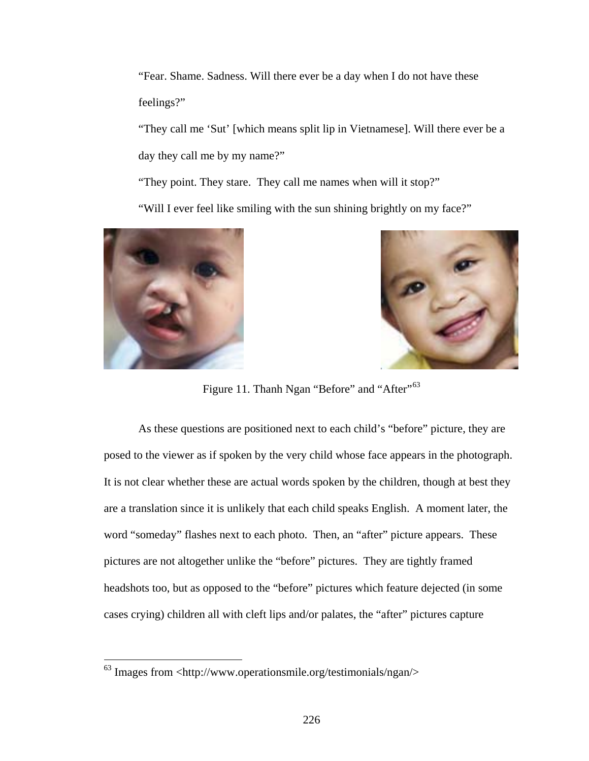> "Fear. Shame. Sadness. Will there ever be a day when I do not have these feelings?"
>
> "They call me 'Sut' [which means split lip in Vietnamese]. Will there ever be a day they call me by my name?"
>
> "They point. They stare. They call me names when will it stop?"
>
> "Will I ever feel like smiling with the sun shining brightly on my face?"

Figure 11. Thanh Ngan "Before" and "After"[63]

As these questions are positioned next to each child's "before" picture, they are posed to the viewer as if spoken by the very child whose face appears in the photograph. It is not clear whether these are actual words spoken by the children, though at best they are a translation since it is unlikely that each child speaks English. A moment later, the word "someday" flashes next to each photo. Then, an "after" picture appears. These pictures are not altogether unlike the "before" pictures. They are tightly framed headshots too, but as opposed to the "before" pictures which feature dejected (in some cases crying) children all with cleft lips and/or palates, the "after" pictures capture

[63] Images from <http://www.operationsmile.org/testimonials/ngan/>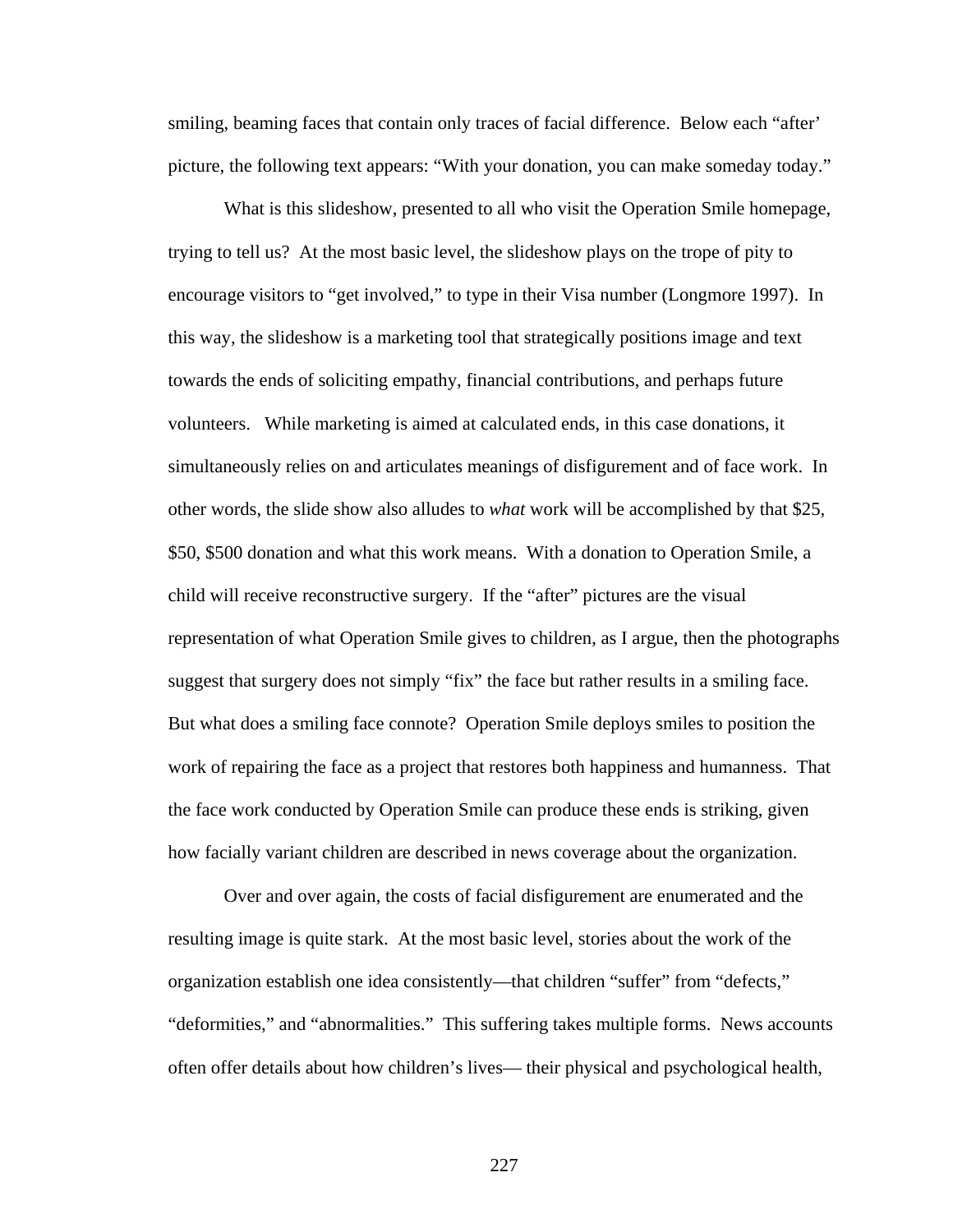smiling, beaming faces that contain only traces of facial difference. Below each "after' picture, the following text appears: "With your donation, you can make someday today."

What is this slideshow, presented to all who visit the Operation Smile homepage, trying to tell us? At the most basic level, the slideshow plays on the trope of pity to encourage visitors to "get involved," to type in their Visa number (Longmore 1997). In this way, the slideshow is a marketing tool that strategically positions image and text towards the ends of soliciting empathy, financial contributions, and perhaps future volunteers. While marketing is aimed at calculated ends, in this case donations, it simultaneously relies on and articulates meanings of disfigurement and of face work. In other words, the slide show also alludes to *what* work will be accomplished by that $25, $50, $500 donation and what this work means. With a donation to Operation Smile, a child will receive reconstructive surgery. If the "after" pictures are the visual representation of what Operation Smile gives to children, as I argue, then the photographs suggest that surgery does not simply "fix" the face but rather results in a smiling face. But what does a smiling face connote? Operation Smile deploys smiles to position the work of repairing the face as a project that restores both happiness and humanness. That the face work conducted by Operation Smile can produce these ends is striking, given how facially variant children are described in news coverage about the organization.

Over and over again, the costs of facial disfigurement are enumerated and the resulting image is quite stark. At the most basic level, stories about the work of the organization establish one idea consistently—that children "suffer" from "defects," "deformities," and "abnormalities." This suffering takes multiple forms. News accounts often offer details about how children's lives— their physical and psychological health,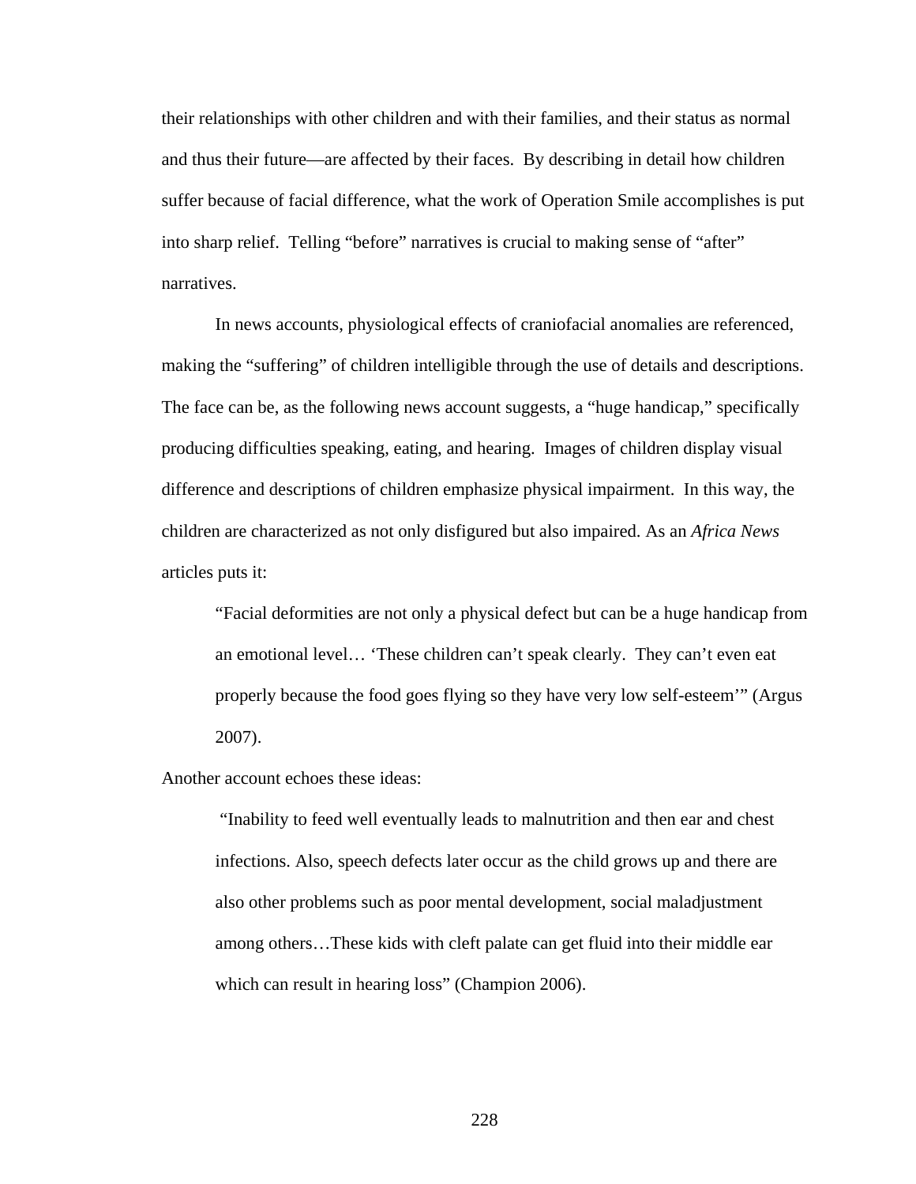their relationships with other children and with their families, and their status as normal and thus their future—are affected by their faces. By describing in detail how children suffer because of facial difference, what the work of Operation Smile accomplishes is put into sharp relief. Telling "before" narratives is crucial to making sense of "after" narratives.

In news accounts, physiological effects of craniofacial anomalies are referenced, making the "suffering" of children intelligible through the use of details and descriptions. The face can be, as the following news account suggests, a "huge handicap," specifically producing difficulties speaking, eating, and hearing. Images of children display visual difference and descriptions of children emphasize physical impairment. In this way, the children are characterized as not only disfigured but also impaired. As an *Africa News* articles puts it:

> "Facial deformities are not only a physical defect but can be a huge handicap from an emotional level… 'These children can't speak clearly. They can't even eat properly because the food goes flying so they have very low self-esteem'" (Argus 2007).

Another account echoes these ideas:

> "Inability to feed well eventually leads to malnutrition and then ear and chest infections. Also, speech defects later occur as the child grows up and there are also other problems such as poor mental development, social maladjustment among others…These kids with cleft palate can get fluid into their middle ear which can result in hearing loss" (Champion 2006).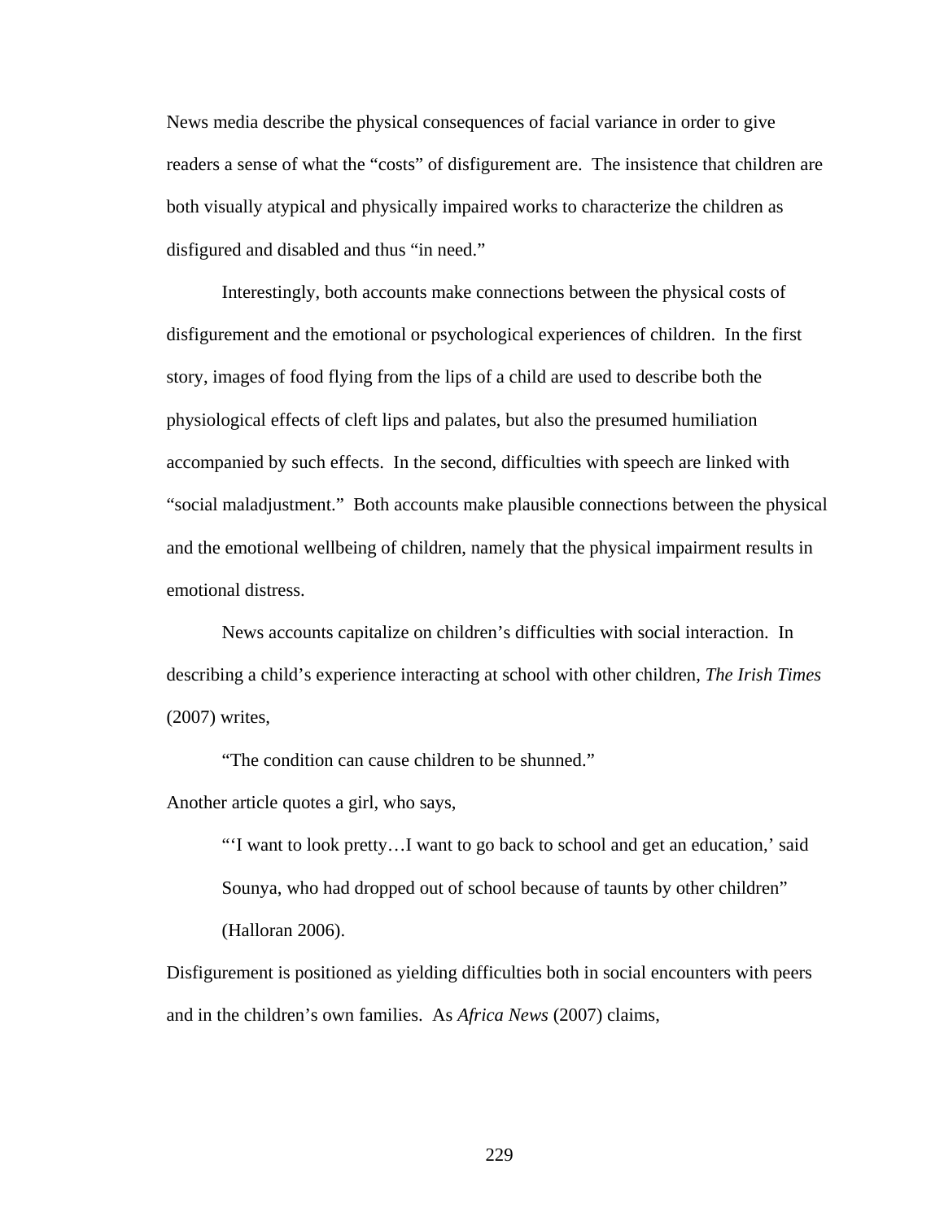News media describe the physical consequences of facial variance in order to give readers a sense of what the "costs" of disfigurement are. The insistence that children are both visually atypical and physically impaired works to characterize the children as disfigured and disabled and thus "in need."

Interestingly, both accounts make connections between the physical costs of disfigurement and the emotional or psychological experiences of children. In the first story, images of food flying from the lips of a child are used to describe both the physiological effects of cleft lips and palates, but also the presumed humiliation accompanied by such effects. In the second, difficulties with speech are linked with "social maladjustment." Both accounts make plausible connections between the physical and the emotional wellbeing of children, namely that the physical impairment results in emotional distress.

News accounts capitalize on children's difficulties with social interaction. In describing a child's experience interacting at school with other children, *The Irish Times* (2007) writes,

> "The condition can cause children to be shunned."

Another article quotes a girl, who says,

> "'I want to look pretty…I want to go back to school and get an education,' said Sounya, who had dropped out of school because of taunts by other children" (Halloran 2006).

Disfigurement is positioned as yielding difficulties both in social encounters with peers and in the children's own families. As *Africa News* (2007) claims,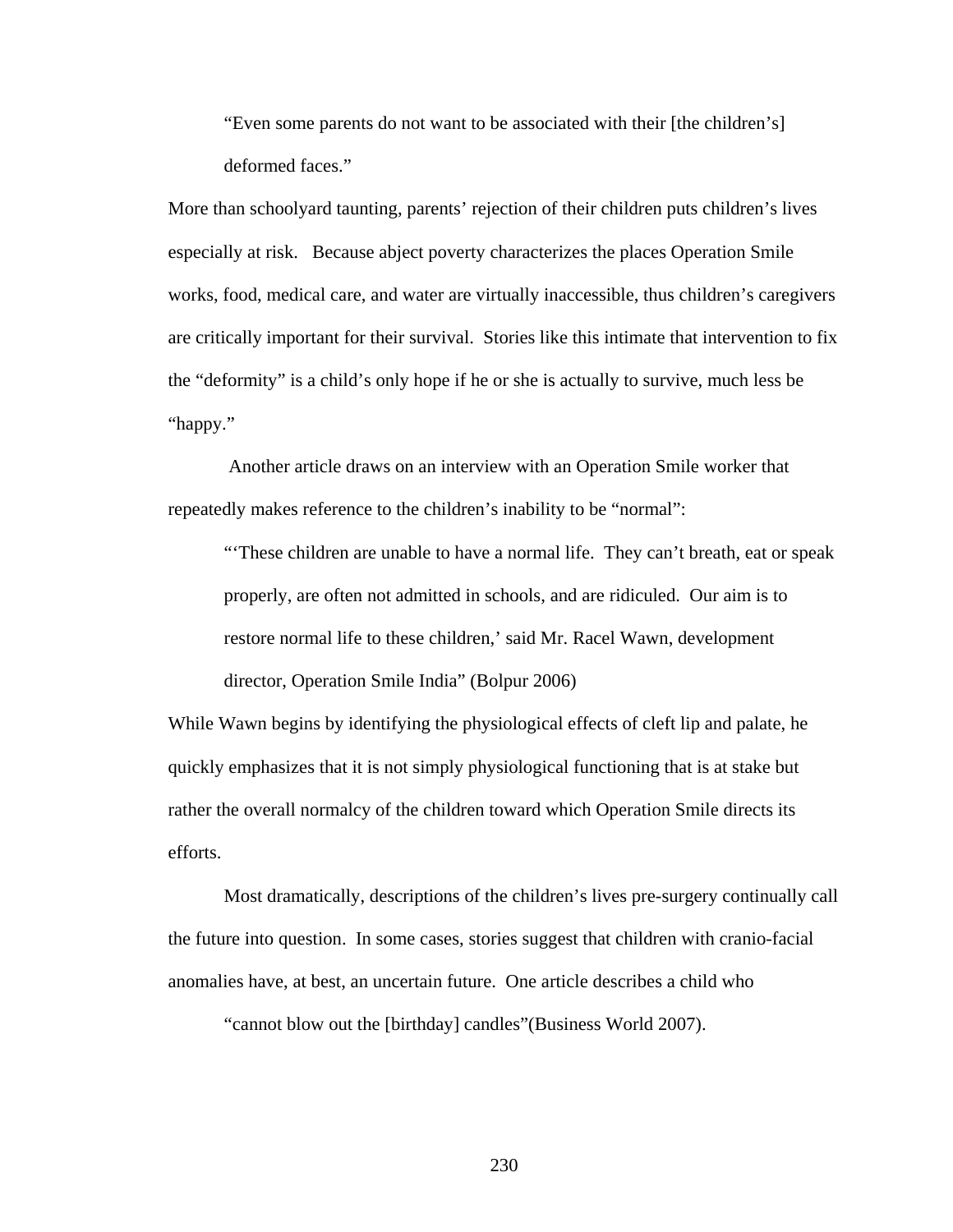> "Even some parents do not want to be associated with their [the children's] deformed faces."

More than schoolyard taunting, parents' rejection of their children puts children's lives especially at risk. Because abject poverty characterizes the places Operation Smile works, food, medical care, and water are virtually inaccessible, thus children's caregivers are critically important for their survival. Stories like this intimate that intervention to fix the "deformity" is a child's only hope if he or she is actually to survive, much less be "happy."

Another article draws on an interview with an Operation Smile worker that repeatedly makes reference to the children's inability to be "normal":

> "'These children are unable to have a normal life. They can't breath, eat or speak properly, are often not admitted in schools, and are ridiculed. Our aim is to restore normal life to these children,' said Mr. Racel Wawn, development director, Operation Smile India" (Bolpur 2006)

While Wawn begins by identifying the physiological effects of cleft lip and palate, he quickly emphasizes that it is not simply physiological functioning that is at stake but rather the overall normalcy of the children toward which Operation Smile directs its efforts.

Most dramatically, descriptions of the children's lives pre-surgery continually call the future into question. In some cases, stories suggest that children with cranio-facial anomalies have, at best, an uncertain future. One article describes a child who

> "cannot blow out the [birthday] candles"(Business World 2007).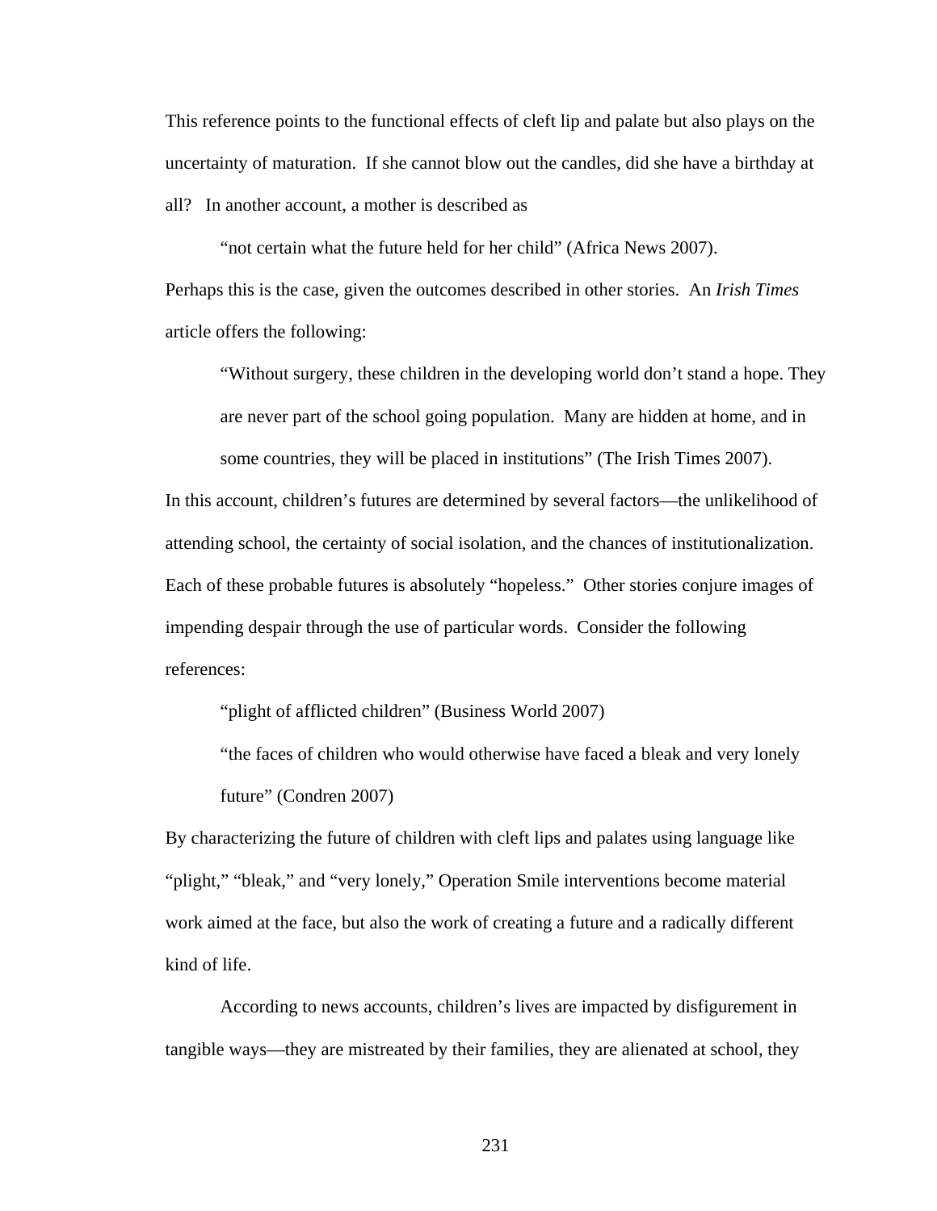This reference points to the functional effects of cleft lip and palate but also plays on the uncertainty of maturation. If she cannot blow out the candles, did she have a birthday at all? In another account, a mother is described as

> "not certain what the future held for her child" (Africa News 2007).

Perhaps this is the case, given the outcomes described in other stories. An *Irish Times* article offers the following:

> "Without surgery, these children in the developing world don't stand a hope. They are never part of the school going population. Many are hidden at home, and in some countries, they will be placed in institutions" (The Irish Times 2007).

In this account, children's futures are determined by several factors—the unlikelihood of attending school, the certainty of social isolation, and the chances of institutionalization. Each of these probable futures is absolutely "hopeless." Other stories conjure images of impending despair through the use of particular words. Consider the following references:

> "plight of afflicted children" (Business World 2007)
>
> "the faces of children who would otherwise have faced a bleak and very lonely future" (Condren 2007)

By characterizing the future of children with cleft lips and palates using language like "plight," "bleak," and "very lonely," Operation Smile interventions become material work aimed at the face, but also the work of creating a future and a radically different kind of life.

According to news accounts, children's lives are impacted by disfigurement in tangible ways—they are mistreated by their families, they are alienated at school, they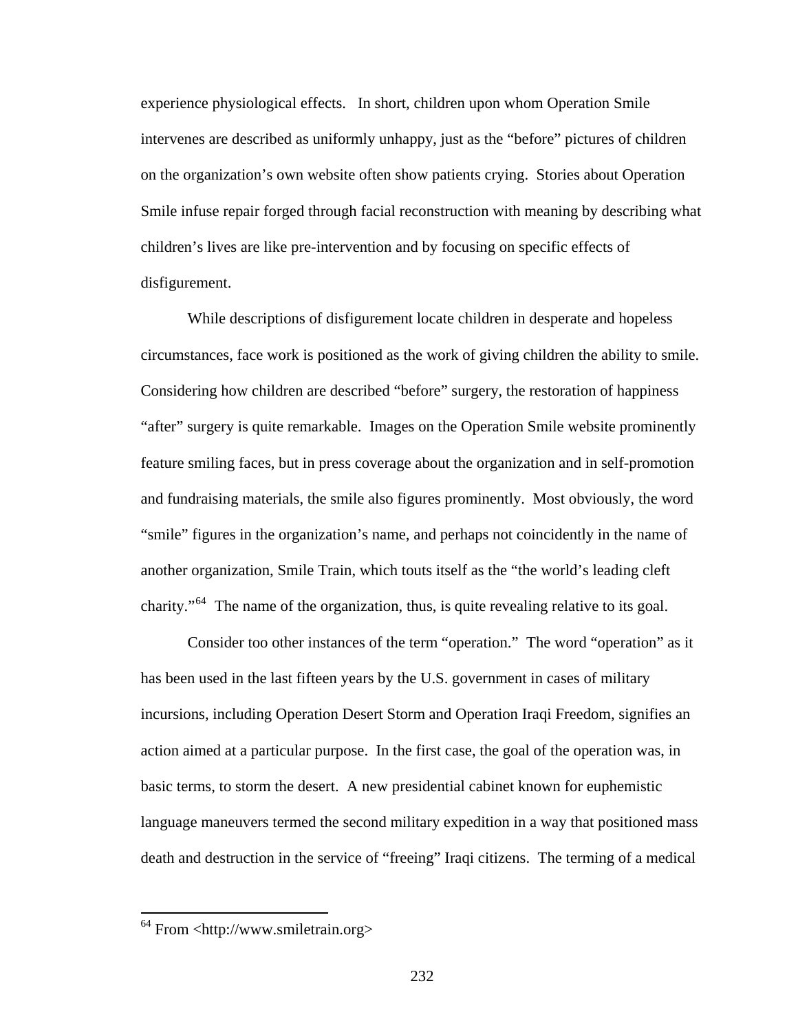experience physiological effects. In short, children upon whom Operation Smile intervenes are described as uniformly unhappy, just as the "before" pictures of children on the organization's own website often show patients crying. Stories about Operation Smile infuse repair forged through facial reconstruction with meaning by describing what children's lives are like pre-intervention and by focusing on specific effects of disfigurement.

While descriptions of disfigurement locate children in desperate and hopeless circumstances, face work is positioned as the work of giving children the ability to smile. Considering how children are described "before" surgery, the restoration of happiness "after" surgery is quite remarkable. Images on the Operation Smile website prominently feature smiling faces, but in press coverage about the organization and in self-promotion and fundraising materials, the smile also figures prominently. Most obviously, the word "smile" figures in the organization's name, and perhaps not coincidently in the name of another organization, Smile Train, which touts itself as the "the world's leading cleft charity."[64] The name of the organization, thus, is quite revealing relative to its goal.

Consider too other instances of the term "operation." The word "operation" as it has been used in the last fifteen years by the U.S. government in cases of military incursions, including Operation Desert Storm and Operation Iraqi Freedom, signifies an action aimed at a particular purpose. In the first case, the goal of the operation was, in basic terms, to storm the desert. A new presidential cabinet known for euphemistic language maneuvers termed the second military expedition in a way that positioned mass death and destruction in the service of "freeing" Iraqi citizens. The terming of a medical

[64] From <http://www.smiletrain.org>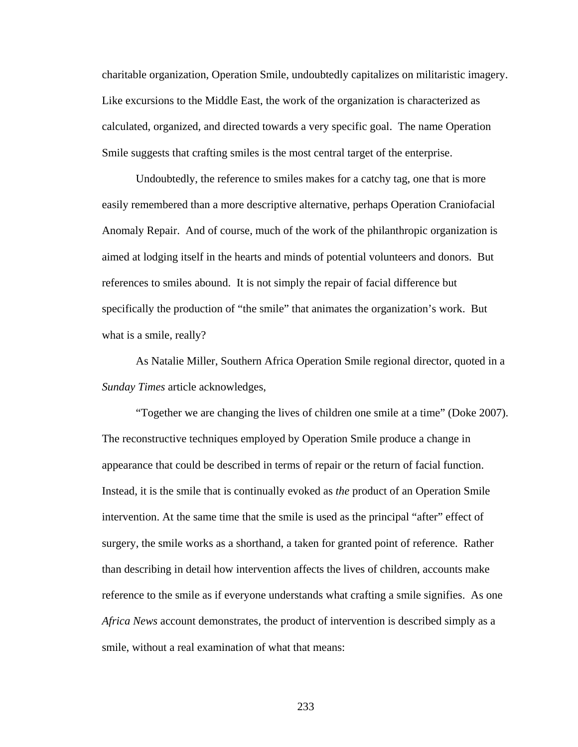charitable organization, Operation Smile, undoubtedly capitalizes on militaristic imagery. Like excursions to the Middle East, the work of the organization is characterized as calculated, organized, and directed towards a very specific goal. The name Operation Smile suggests that crafting smiles is the most central target of the enterprise.

Undoubtedly, the reference to smiles makes for a catchy tag, one that is more easily remembered than a more descriptive alternative, perhaps Operation Craniofacial Anomaly Repair. And of course, much of the work of the philanthropic organization is aimed at lodging itself in the hearts and minds of potential volunteers and donors. But references to smiles abound. It is not simply the repair of facial difference but specifically the production of "the smile" that animates the organization's work. But what is a smile, really?

As Natalie Miller, Southern Africa Operation Smile regional director, quoted in a *Sunday Times* article acknowledges,

"Together we are changing the lives of children one smile at a time" (Doke 2007). The reconstructive techniques employed by Operation Smile produce a change in appearance that could be described in terms of repair or the return of facial function. Instead, it is the smile that is continually evoked as *the* product of an Operation Smile intervention. At the same time that the smile is used as the principal "after" effect of surgery, the smile works as a shorthand, a taken for granted point of reference. Rather than describing in detail how intervention affects the lives of children, accounts make reference to the smile as if everyone understands what crafting a smile signifies. As one *Africa News* account demonstrates, the product of intervention is described simply as a smile, without a real examination of what that means: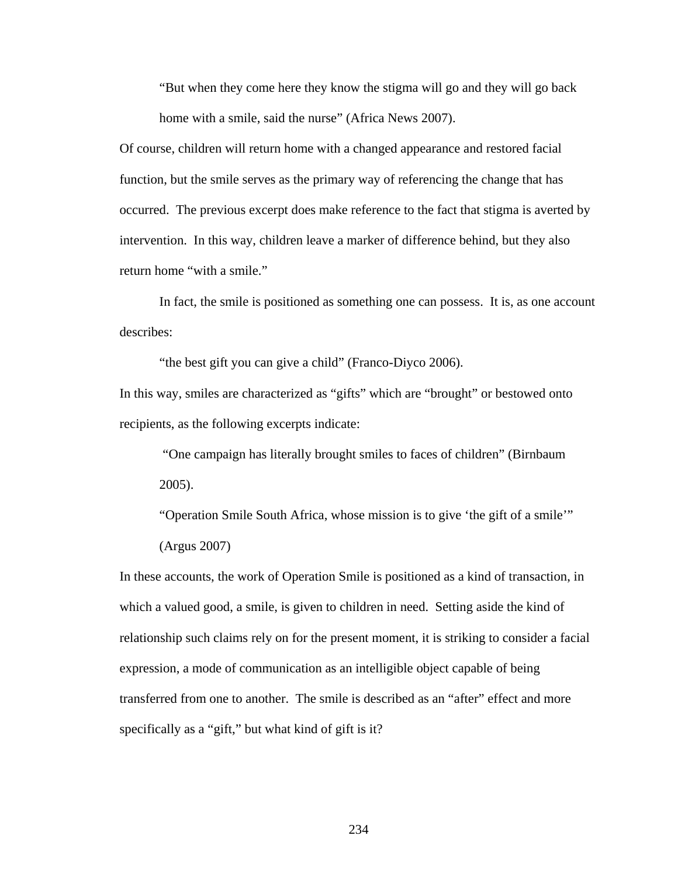> "But when they come here they know the stigma will go and they will go back home with a smile, said the nurse" (Africa News 2007).

Of course, children will return home with a changed appearance and restored facial function, but the smile serves as the primary way of referencing the change that has occurred. The previous excerpt does make reference to the fact that stigma is averted by intervention. In this way, children leave a marker of difference behind, but they also return home "with a smile."

In fact, the smile is positioned as something one can possess. It is, as one account describes:

> "the best gift you can give a child" (Franco-Diyco 2006).

In this way, smiles are characterized as "gifts" which are "brought" or bestowed onto recipients, as the following excerpts indicate:

> "One campaign has literally brought smiles to faces of children" (Birnbaum 2005).
>
> "Operation Smile South Africa, whose mission is to give 'the gift of a smile'" (Argus 2007)

In these accounts, the work of Operation Smile is positioned as a kind of transaction, in which a valued good, a smile, is given to children in need. Setting aside the kind of relationship such claims rely on for the present moment, it is striking to consider a facial expression, a mode of communication as an intelligible object capable of being transferred from one to another. The smile is described as an "after" effect and more specifically as a "gift," but what kind of gift is it?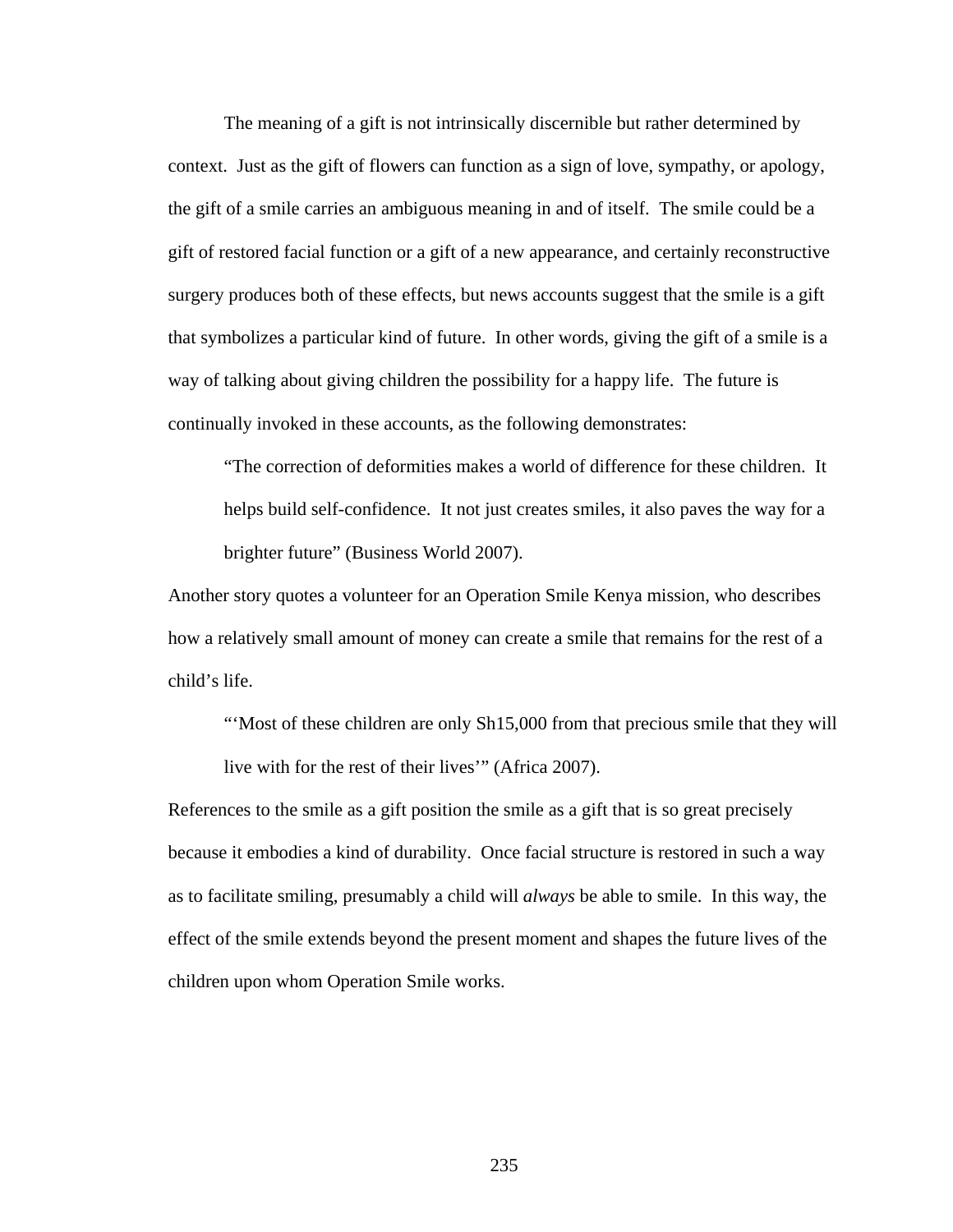The meaning of a gift is not intrinsically discernible but rather determined by context. Just as the gift of flowers can function as a sign of love, sympathy, or apology, the gift of a smile carries an ambiguous meaning in and of itself. The smile could be a gift of restored facial function or a gift of a new appearance, and certainly reconstructive surgery produces both of these effects, but news accounts suggest that the smile is a gift that symbolizes a particular kind of future. In other words, giving the gift of a smile is a way of talking about giving children the possibility for a happy life. The future is continually invoked in these accounts, as the following demonstrates:

> "The correction of deformities makes a world of difference for these children. It helps build self-confidence. It not just creates smiles, it also paves the way for a brighter future" (Business World 2007).

Another story quotes a volunteer for an Operation Smile Kenya mission, who describes how a relatively small amount of money can create a smile that remains for the rest of a child's life.

> "'Most of these children are only Sh15,000 from that precious smile that they will live with for the rest of their lives'" (Africa 2007).

References to the smile as a gift position the smile as a gift that is so great precisely because it embodies a kind of durability. Once facial structure is restored in such a way as to facilitate smiling, presumably a child will *always* be able to smile. In this way, the effect of the smile extends beyond the present moment and shapes the future lives of the children upon whom Operation Smile works.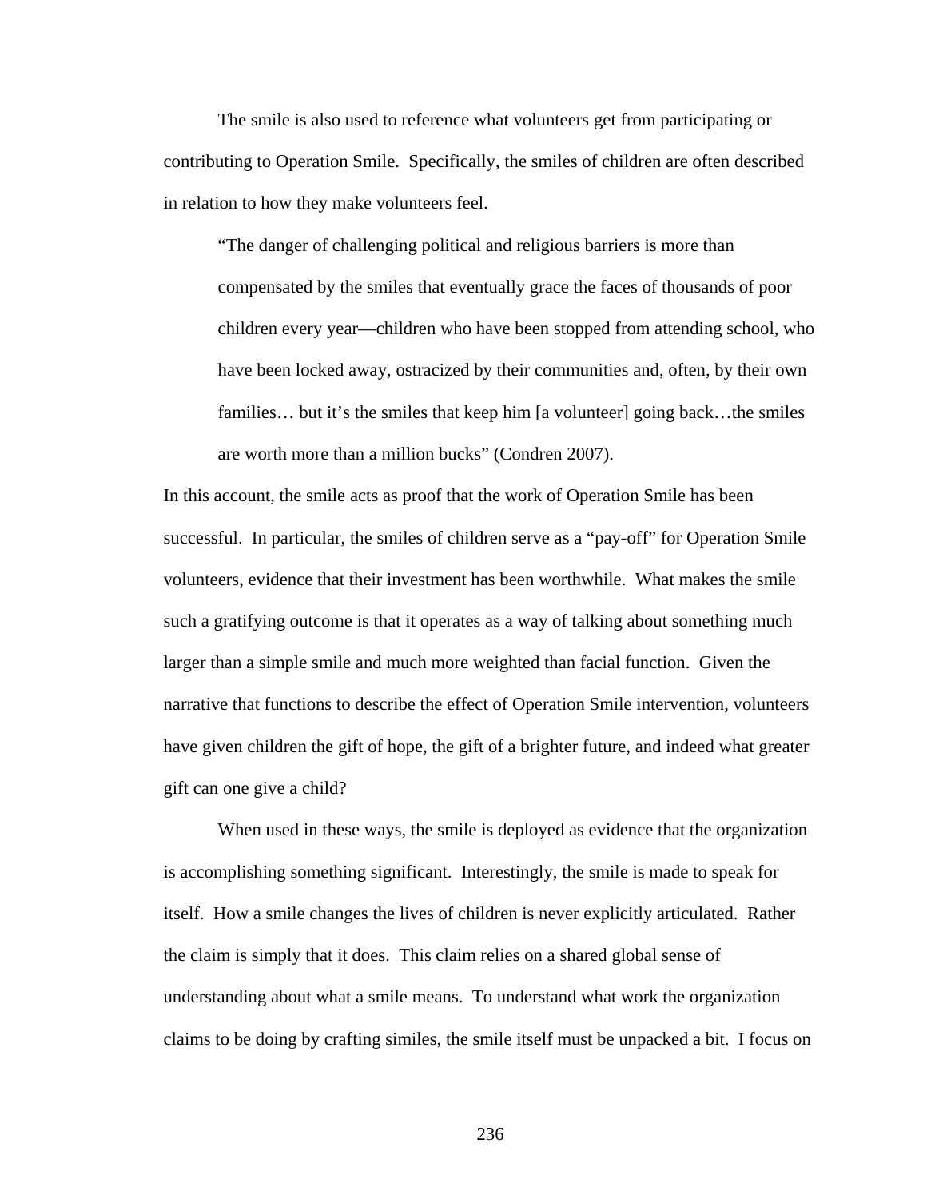The smile is also used to reference what volunteers get from participating or contributing to Operation Smile. Specifically, the smiles of children are often described in relation to how they make volunteers feel.

> "The danger of challenging political and religious barriers is more than compensated by the smiles that eventually grace the faces of thousands of poor children every year—children who have been stopped from attending school, who have been locked away, ostracized by their communities and, often, by their own families… but it's the smiles that keep him [a volunteer] going back…the smiles are worth more than a million bucks" (Condren 2007).

In this account, the smile acts as proof that the work of Operation Smile has been successful. In particular, the smiles of children serve as a "pay-off" for Operation Smile volunteers, evidence that their investment has been worthwhile. What makes the smile such a gratifying outcome is that it operates as a way of talking about something much larger than a simple smile and much more weighted than facial function. Given the narrative that functions to describe the effect of Operation Smile intervention, volunteers have given children the gift of hope, the gift of a brighter future, and indeed what greater gift can one give a child?

When used in these ways, the smile is deployed as evidence that the organization is accomplishing something significant. Interestingly, the smile is made to speak for itself. How a smile changes the lives of children is never explicitly articulated. Rather the claim is simply that it does. This claim relies on a shared global sense of understanding about what a smile means. To understand what work the organization claims to be doing by crafting similes, the smile itself must be unpacked a bit. I focus on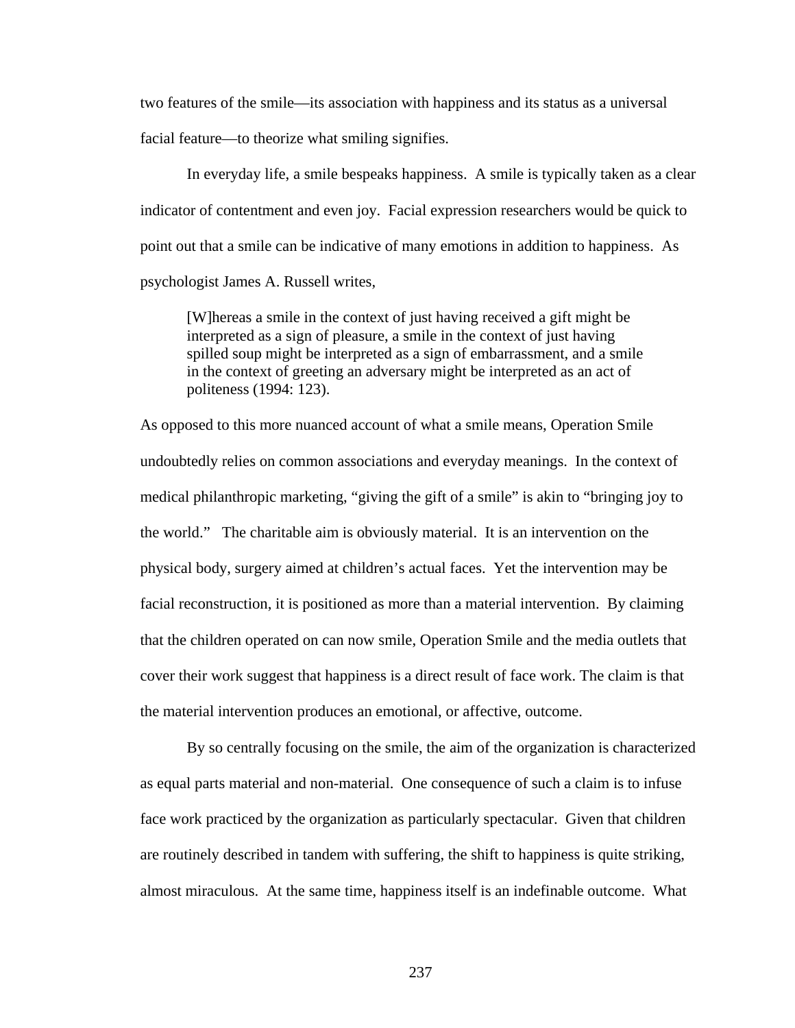two features of the smile—its association with happiness and its status as a universal facial feature—to theorize what smiling signifies.

In everyday life, a smile bespeaks happiness. A smile is typically taken as a clear indicator of contentment and even joy. Facial expression researchers would be quick to point out that a smile can be indicative of many emotions in addition to happiness. As psychologist James A. Russell writes,

> [W]hereas a smile in the context of just having received a gift might be interpreted as a sign of pleasure, a smile in the context of just having spilled soup might be interpreted as a sign of embarrassment, and a smile in the context of greeting an adversary might be interpreted as an act of politeness (1994: 123).

As opposed to this more nuanced account of what a smile means, Operation Smile undoubtedly relies on common associations and everyday meanings. In the context of medical philanthropic marketing, "giving the gift of a smile" is akin to "bringing joy to the world." The charitable aim is obviously material. It is an intervention on the physical body, surgery aimed at children's actual faces. Yet the intervention may be facial reconstruction, it is positioned as more than a material intervention. By claiming that the children operated on can now smile, Operation Smile and the media outlets that cover their work suggest that happiness is a direct result of face work. The claim is that the material intervention produces an emotional, or affective, outcome.

By so centrally focusing on the smile, the aim of the organization is characterized as equal parts material and non-material. One consequence of such a claim is to infuse face work practiced by the organization as particularly spectacular. Given that children are routinely described in tandem with suffering, the shift to happiness is quite striking, almost miraculous. At the same time, happiness itself is an indefinable outcome. What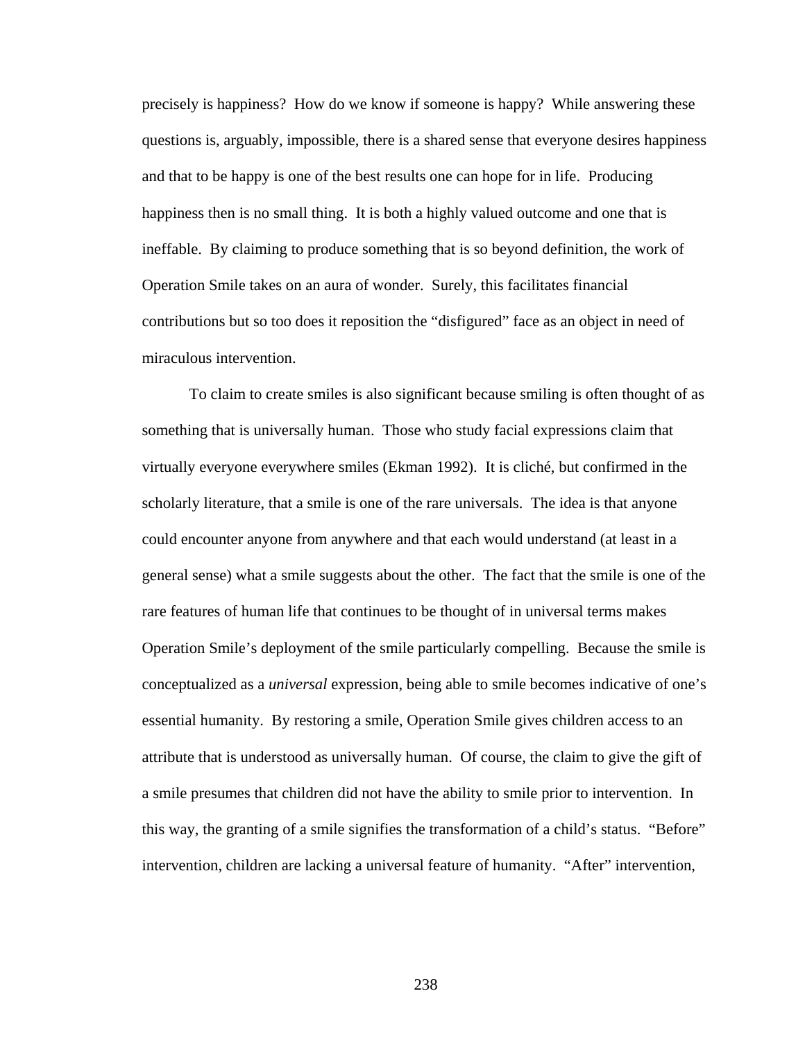precisely is happiness? How do we know if someone is happy? While answering these questions is, arguably, impossible, there is a shared sense that everyone desires happiness and that to be happy is one of the best results one can hope for in life. Producing happiness then is no small thing. It is both a highly valued outcome and one that is ineffable. By claiming to produce something that is so beyond definition, the work of Operation Smile takes on an aura of wonder. Surely, this facilitates financial contributions but so too does it reposition the "disfigured" face as an object in need of miraculous intervention.

To claim to create smiles is also significant because smiling is often thought of as something that is universally human. Those who study facial expressions claim that virtually everyone everywhere smiles (Ekman 1992). It is cliché, but confirmed in the scholarly literature, that a smile is one of the rare universals. The idea is that anyone could encounter anyone from anywhere and that each would understand (at least in a general sense) what a smile suggests about the other. The fact that the smile is one of the rare features of human life that continues to be thought of in universal terms makes Operation Smile's deployment of the smile particularly compelling. Because the smile is conceptualized as a *universal* expression, being able to smile becomes indicative of one's essential humanity. By restoring a smile, Operation Smile gives children access to an attribute that is understood as universally human. Of course, the claim to give the gift of a smile presumes that children did not have the ability to smile prior to intervention. In this way, the granting of a smile signifies the transformation of a child's status. "Before" intervention, children are lacking a universal feature of humanity. "After" intervention,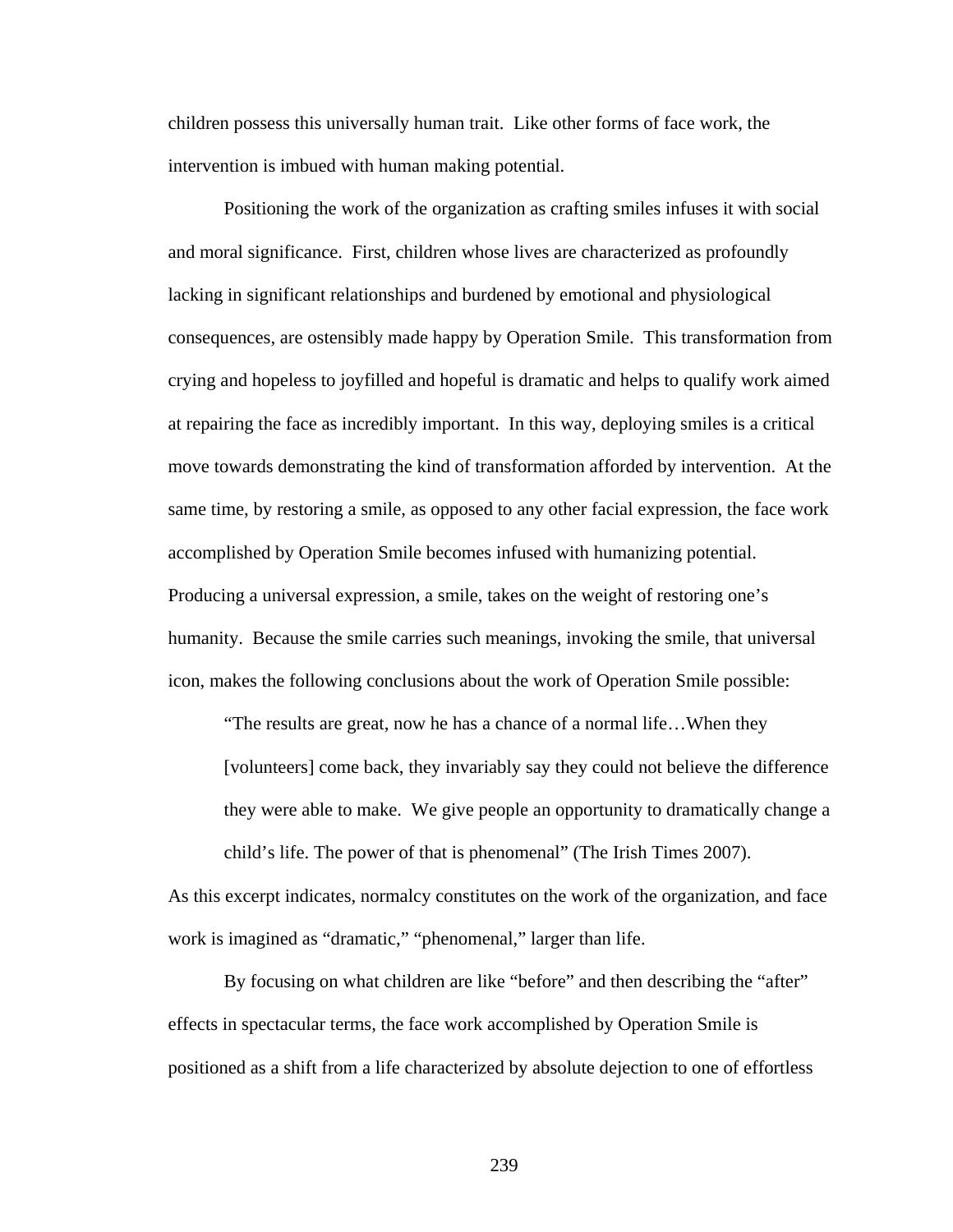children possess this universally human trait. Like other forms of face work, the intervention is imbued with human making potential.

Positioning the work of the organization as crafting smiles infuses it with social and moral significance. First, children whose lives are characterized as profoundly lacking in significant relationships and burdened by emotional and physiological consequences, are ostensibly made happy by Operation Smile. This transformation from crying and hopeless to joyfilled and hopeful is dramatic and helps to qualify work aimed at repairing the face as incredibly important. In this way, deploying smiles is a critical move towards demonstrating the kind of transformation afforded by intervention. At the same time, by restoring a smile, as opposed to any other facial expression, the face work accomplished by Operation Smile becomes infused with humanizing potential. Producing a universal expression, a smile, takes on the weight of restoring one's humanity. Because the smile carries such meanings, invoking the smile, that universal icon, makes the following conclusions about the work of Operation Smile possible:

> "The results are great, now he has a chance of a normal life…When they [volunteers] come back, they invariably say they could not believe the difference they were able to make. We give people an opportunity to dramatically change a child's life. The power of that is phenomenal" (The Irish Times 2007).

As this excerpt indicates, normalcy constitutes on the work of the organization, and face work is imagined as "dramatic," "phenomenal," larger than life.

By focusing on what children are like "before" and then describing the "after" effects in spectacular terms, the face work accomplished by Operation Smile is positioned as a shift from a life characterized by absolute dejection to one of effortless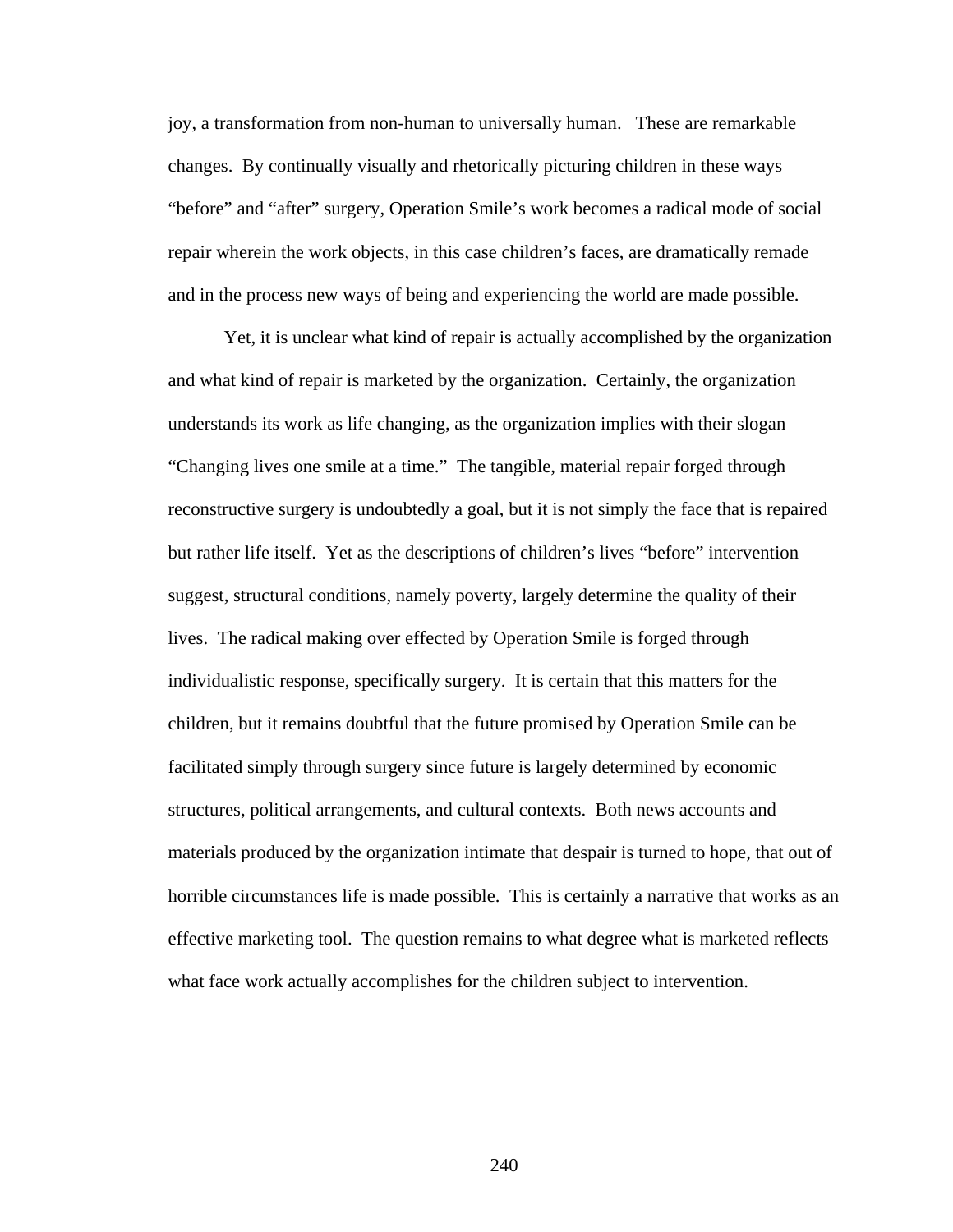joy, a transformation from non-human to universally human. These are remarkable changes. By continually visually and rhetorically picturing children in these ways "before" and "after" surgery, Operation Smile's work becomes a radical mode of social repair wherein the work objects, in this case children's faces, are dramatically remade and in the process new ways of being and experiencing the world are made possible.

Yet, it is unclear what kind of repair is actually accomplished by the organization and what kind of repair is marketed by the organization. Certainly, the organization understands its work as life changing, as the organization implies with their slogan "Changing lives one smile at a time." The tangible, material repair forged through reconstructive surgery is undoubtedly a goal, but it is not simply the face that is repaired but rather life itself. Yet as the descriptions of children's lives "before" intervention suggest, structural conditions, namely poverty, largely determine the quality of their lives. The radical making over effected by Operation Smile is forged through individualistic response, specifically surgery. It is certain that this matters for the children, but it remains doubtful that the future promised by Operation Smile can be facilitated simply through surgery since future is largely determined by economic structures, political arrangements, and cultural contexts. Both news accounts and materials produced by the organization intimate that despair is turned to hope, that out of horrible circumstances life is made possible. This is certainly a narrative that works as an effective marketing tool. The question remains to what degree what is marketed reflects what face work actually accomplishes for the children subject to intervention.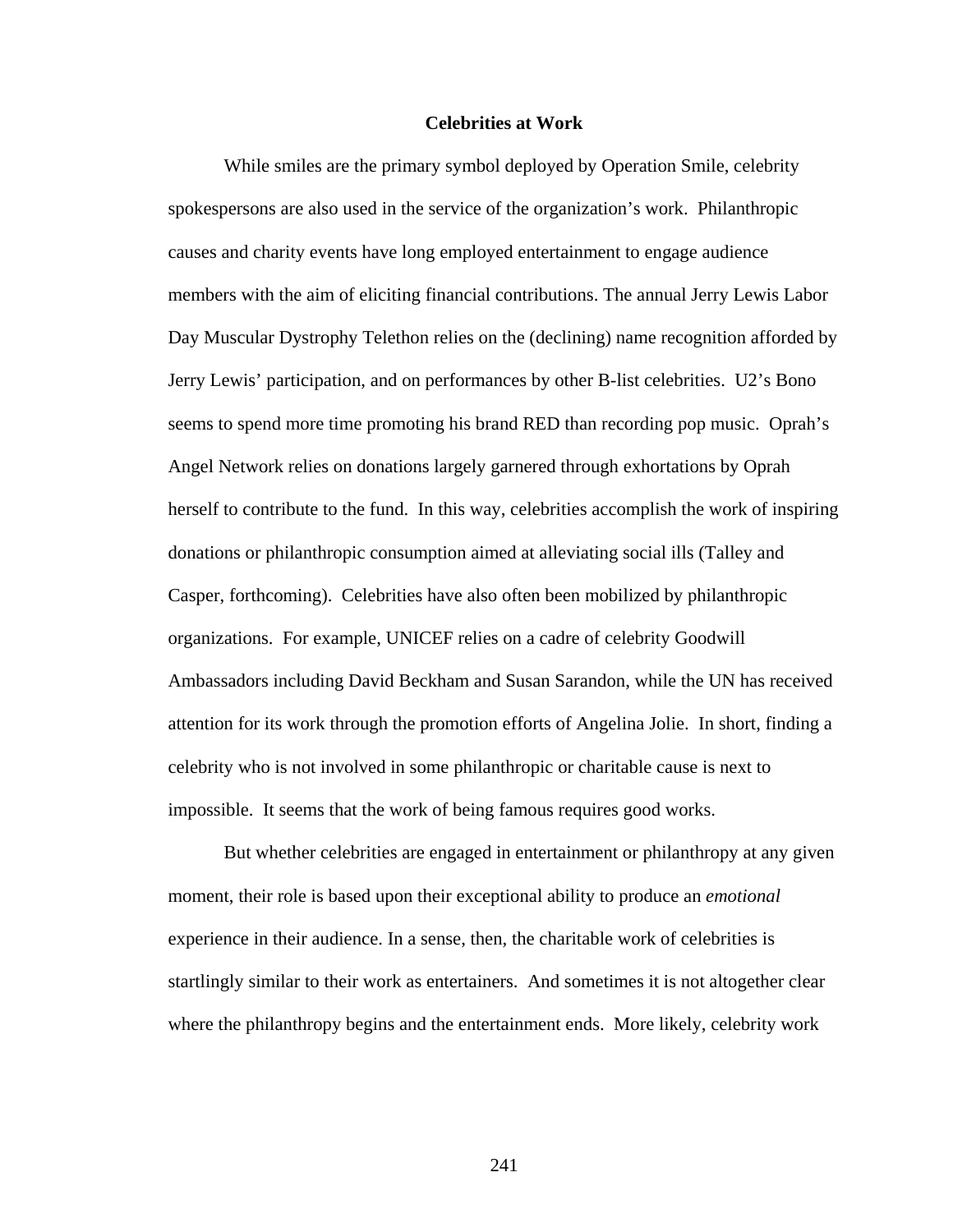## Celebrities at Work

While smiles are the primary symbol deployed by Operation Smile, celebrity spokespersons are also used in the service of the organization's work. Philanthropic causes and charity events have long employed entertainment to engage audience members with the aim of eliciting financial contributions. The annual Jerry Lewis Labor Day Muscular Dystrophy Telethon relies on the (declining) name recognition afforded by Jerry Lewis' participation, and on performances by other B-list celebrities. U2's Bono seems to spend more time promoting his brand RED than recording pop music. Oprah's Angel Network relies on donations largely garnered through exhortations by Oprah herself to contribute to the fund. In this way, celebrities accomplish the work of inspiring donations or philanthropic consumption aimed at alleviating social ills (Talley and Casper, forthcoming). Celebrities have also often been mobilized by philanthropic organizations. For example, UNICEF relies on a cadre of celebrity Goodwill Ambassadors including David Beckham and Susan Sarandon, while the UN has received attention for its work through the promotion efforts of Angelina Jolie. In short, finding a celebrity who is not involved in some philanthropic or charitable cause is next to impossible. It seems that the work of being famous requires good works.

But whether celebrities are engaged in entertainment or philanthropy at any given moment, their role is based upon their exceptional ability to produce an *emotional* experience in their audience. In a sense, then, the charitable work of celebrities is startlingly similar to their work as entertainers. And sometimes it is not altogether clear where the philanthropy begins and the entertainment ends. More likely, celebrity work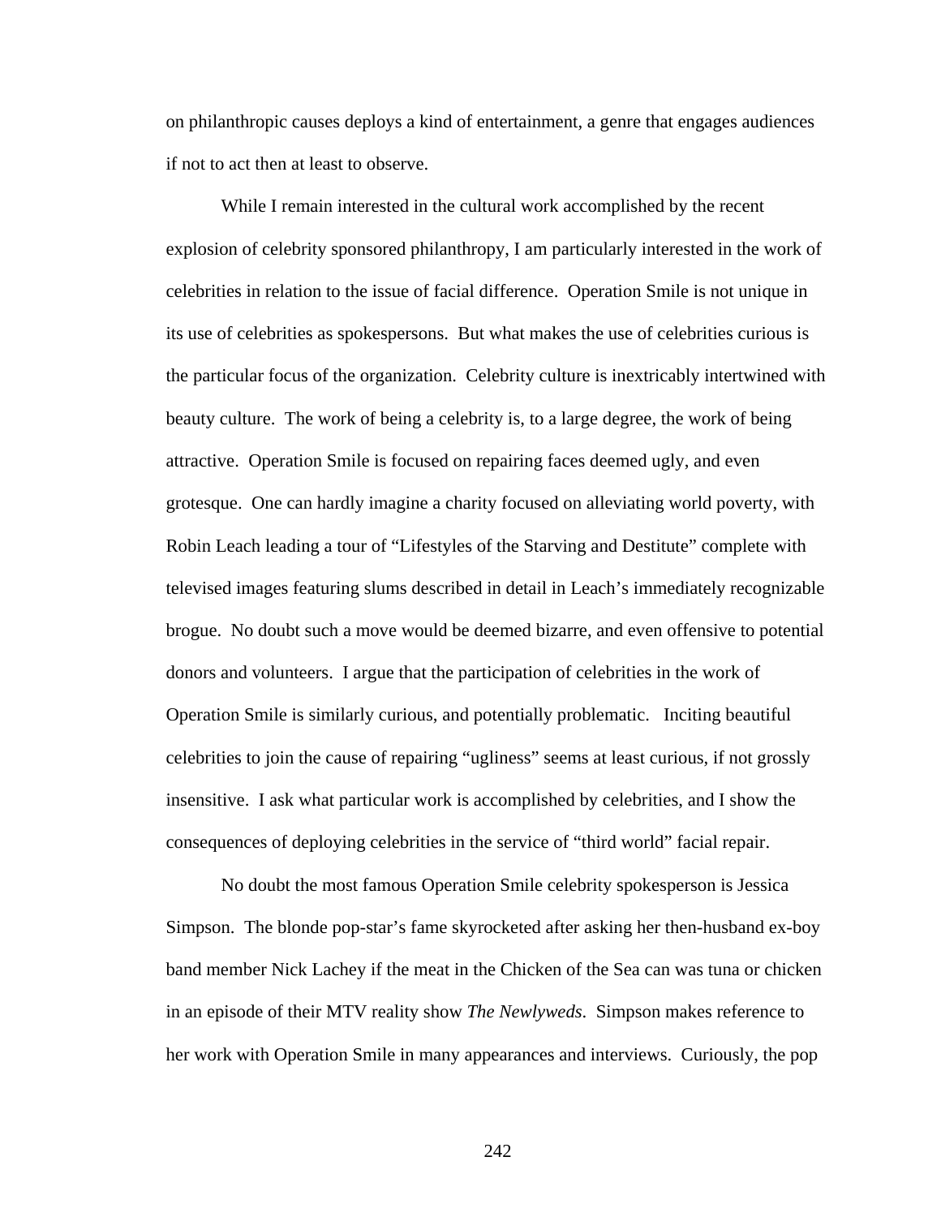on philanthropic causes deploys a kind of entertainment, a genre that engages audiences if not to act then at least to observe.

While I remain interested in the cultural work accomplished by the recent explosion of celebrity sponsored philanthropy, I am particularly interested in the work of celebrities in relation to the issue of facial difference. Operation Smile is not unique in its use of celebrities as spokespersons. But what makes the use of celebrities curious is the particular focus of the organization. Celebrity culture is inextricably intertwined with beauty culture. The work of being a celebrity is, to a large degree, the work of being attractive. Operation Smile is focused on repairing faces deemed ugly, and even grotesque. One can hardly imagine a charity focused on alleviating world poverty, with Robin Leach leading a tour of "Lifestyles of the Starving and Destitute" complete with televised images featuring slums described in detail in Leach's immediately recognizable brogue. No doubt such a move would be deemed bizarre, and even offensive to potential donors and volunteers. I argue that the participation of celebrities in the work of Operation Smile is similarly curious, and potentially problematic. Inciting beautiful celebrities to join the cause of repairing "ugliness" seems at least curious, if not grossly insensitive. I ask what particular work is accomplished by celebrities, and I show the consequences of deploying celebrities in the service of "third world" facial repair.

No doubt the most famous Operation Smile celebrity spokesperson is Jessica Simpson. The blonde pop-star's fame skyrocketed after asking her then-husband ex-boy band member Nick Lachey if the meat in the Chicken of the Sea can was tuna or chicken in an episode of their MTV reality show *The Newlyweds*. Simpson makes reference to her work with Operation Smile in many appearances and interviews. Curiously, the pop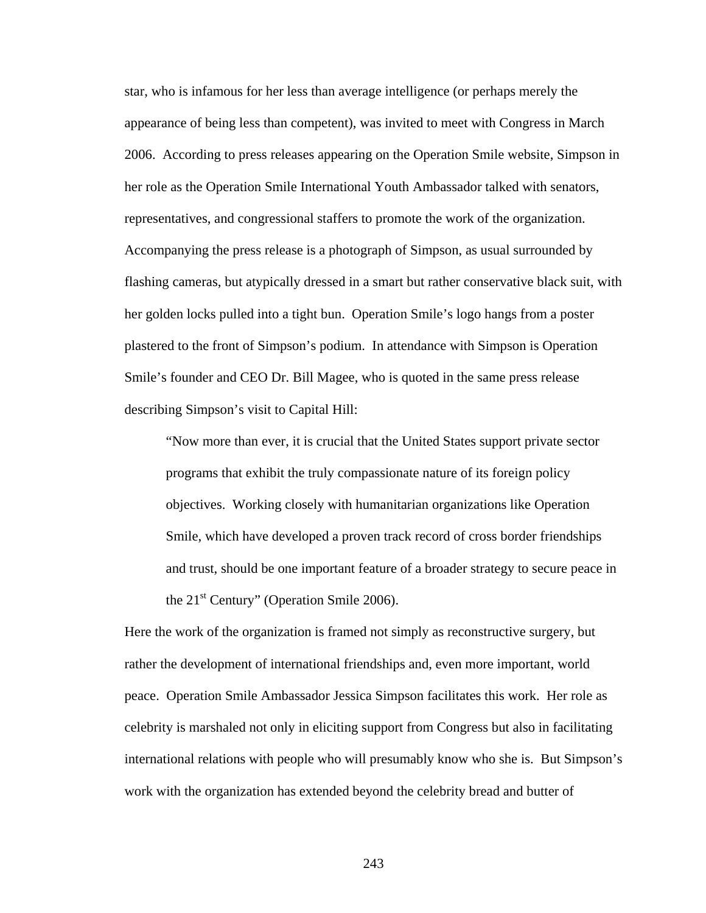star, who is infamous for her less than average intelligence (or perhaps merely the appearance of being less than competent), was invited to meet with Congress in March 2006. According to press releases appearing on the Operation Smile website, Simpson in her role as the Operation Smile International Youth Ambassador talked with senators, representatives, and congressional staffers to promote the work of the organization. Accompanying the press release is a photograph of Simpson, as usual surrounded by flashing cameras, but atypically dressed in a smart but rather conservative black suit, with her golden locks pulled into a tight bun. Operation Smile's logo hangs from a poster plastered to the front of Simpson's podium. In attendance with Simpson is Operation Smile's founder and CEO Dr. Bill Magee, who is quoted in the same press release describing Simpson's visit to Capital Hill:

> "Now more than ever, it is crucial that the United States support private sector programs that exhibit the truly compassionate nature of its foreign policy objectives. Working closely with humanitarian organizations like Operation Smile, which have developed a proven track record of cross border friendships and trust, should be one important feature of a broader strategy to secure peace in the 21st Century" (Operation Smile 2006).

Here the work of the organization is framed not simply as reconstructive surgery, but rather the development of international friendships and, even more important, world peace. Operation Smile Ambassador Jessica Simpson facilitates this work. Her role as celebrity is marshaled not only in eliciting support from Congress but also in facilitating international relations with people who will presumably know who she is. But Simpson's work with the organization has extended beyond the celebrity bread and butter of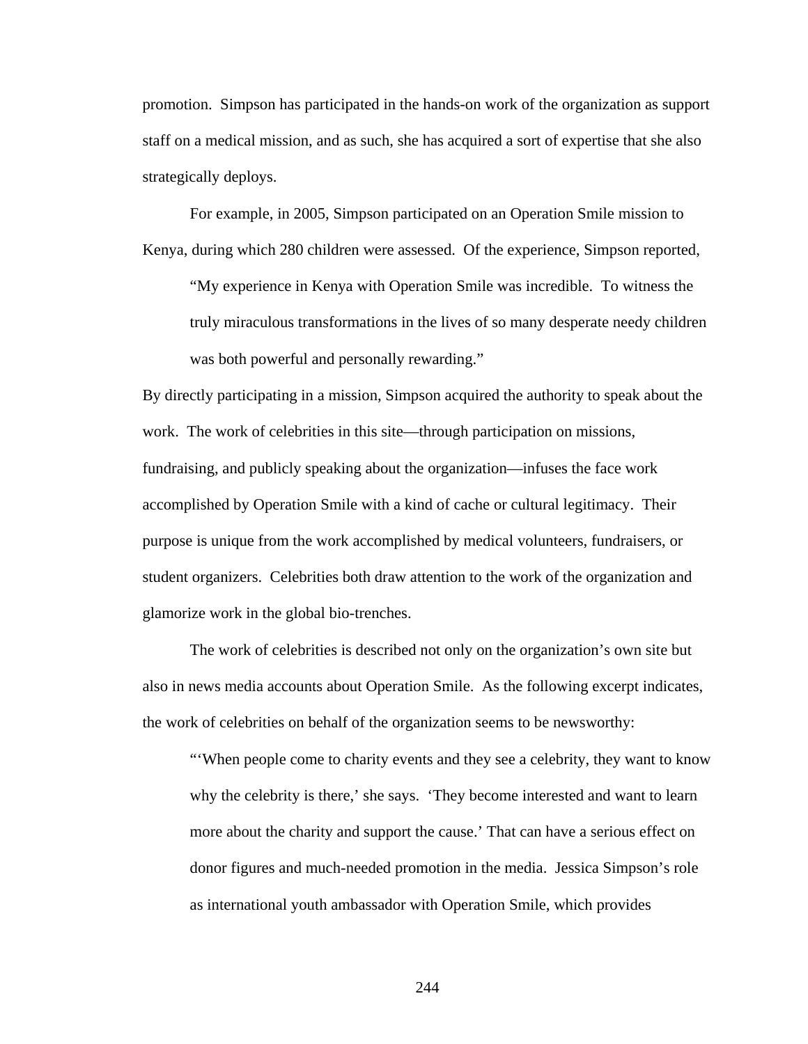promotion. Simpson has participated in the hands-on work of the organization as support staff on a medical mission, and as such, she has acquired a sort of expertise that she also strategically deploys.

For example, in 2005, Simpson participated on an Operation Smile mission to Kenya, during which 280 children were assessed. Of the experience, Simpson reported,

> "My experience in Kenya with Operation Smile was incredible. To witness the truly miraculous transformations in the lives of so many desperate needy children was both powerful and personally rewarding."

By directly participating in a mission, Simpson acquired the authority to speak about the work. The work of celebrities in this site—through participation on missions, fundraising, and publicly speaking about the organization—infuses the face work accomplished by Operation Smile with a kind of cache or cultural legitimacy. Their purpose is unique from the work accomplished by medical volunteers, fundraisers, or student organizers. Celebrities both draw attention to the work of the organization and glamorize work in the global bio-trenches.

The work of celebrities is described not only on the organization's own site but also in news media accounts about Operation Smile. As the following excerpt indicates, the work of celebrities on behalf of the organization seems to be newsworthy:

> "'When people come to charity events and they see a celebrity, they want to know why the celebrity is there,' she says. 'They become interested and want to learn more about the charity and support the cause.' That can have a serious effect on donor figures and much-needed promotion in the media. Jessica Simpson's role as international youth ambassador with Operation Smile, which provides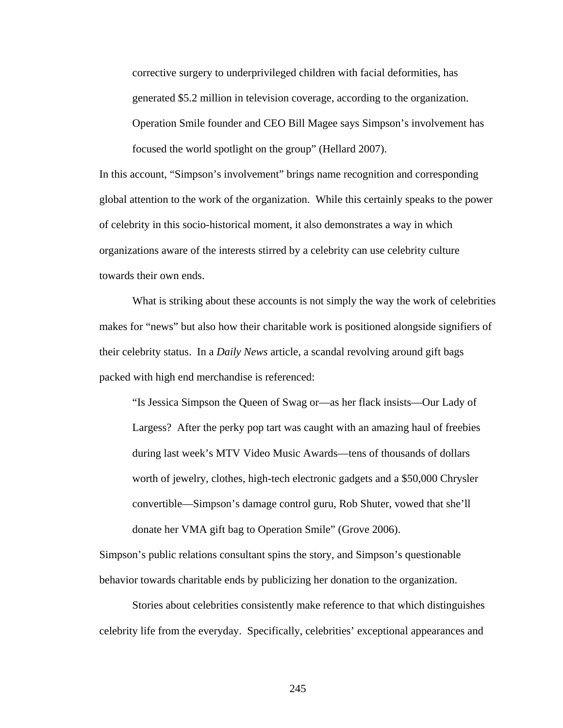> corrective surgery to underprivileged children with facial deformities, has generated $5.2 million in television coverage, according to the organization. Operation Smile founder and CEO Bill Magee says Simpson's involvement has focused the world spotlight on the group" (Hellard 2007).

In this account, "Simpson's involvement" brings name recognition and corresponding global attention to the work of the organization. While this certainly speaks to the power of celebrity in this socio-historical moment, it also demonstrates a way in which organizations aware of the interests stirred by a celebrity can use celebrity culture towards their own ends.

What is striking about these accounts is not simply the way the work of celebrities makes for "news" but also how their charitable work is positioned alongside signifiers of their celebrity status. In a *Daily News* article, a scandal revolving around gift bags packed with high end merchandise is referenced:

> "Is Jessica Simpson the Queen of Swag or—as her flack insists—Our Lady of Largess? After the perky pop tart was caught with an amazing haul of freebies during last week's MTV Video Music Awards—tens of thousands of dollars worth of jewelry, clothes, high-tech electronic gadgets and a $50,000 Chrysler convertible—Simpson's damage control guru, Rob Shuter, vowed that she'll donate her VMA gift bag to Operation Smile" (Grove 2006).

Simpson's public relations consultant spins the story, and Simpson's questionable behavior towards charitable ends by publicizing her donation to the organization.

Stories about celebrities consistently make reference to that which distinguishes celebrity life from the everyday. Specifically, celebrities' exceptional appearances and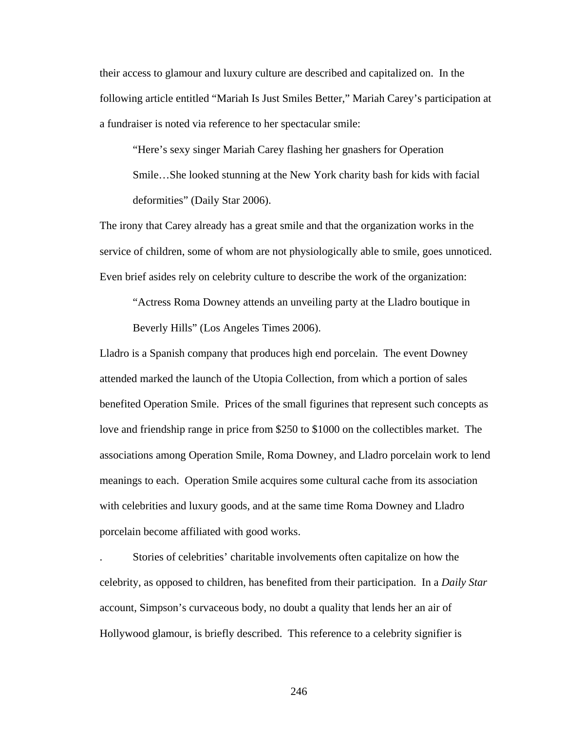their access to glamour and luxury culture are described and capitalized on. In the following article entitled "Mariah Is Just Smiles Better," Mariah Carey's participation at a fundraiser is noted via reference to her spectacular smile:

> "Here's sexy singer Mariah Carey flashing her gnashers for Operation Smile…She looked stunning at the New York charity bash for kids with facial deformities" (Daily Star 2006).

The irony that Carey already has a great smile and that the organization works in the service of children, some of whom are not physiologically able to smile, goes unnoticed. Even brief asides rely on celebrity culture to describe the work of the organization:

> "Actress Roma Downey attends an unveiling party at the Lladro boutique in Beverly Hills" (Los Angeles Times 2006).

Lladro is a Spanish company that produces high end porcelain. The event Downey attended marked the launch of the Utopia Collection, from which a portion of sales benefited Operation Smile. Prices of the small figurines that represent such concepts as love and friendship range in price from $250 to $1000 on the collectibles market. The associations among Operation Smile, Roma Downey, and Lladro porcelain work to lend meanings to each. Operation Smile acquires some cultural cache from its association with celebrities and luxury goods, and at the same time Roma Downey and Lladro porcelain become affiliated with good works.

. Stories of celebrities' charitable involvements often capitalize on how the celebrity, as opposed to children, has benefited from their participation. In a *Daily Star* account, Simpson's curvaceous body, no doubt a quality that lends her an air of Hollywood glamour, is briefly described. This reference to a celebrity signifier is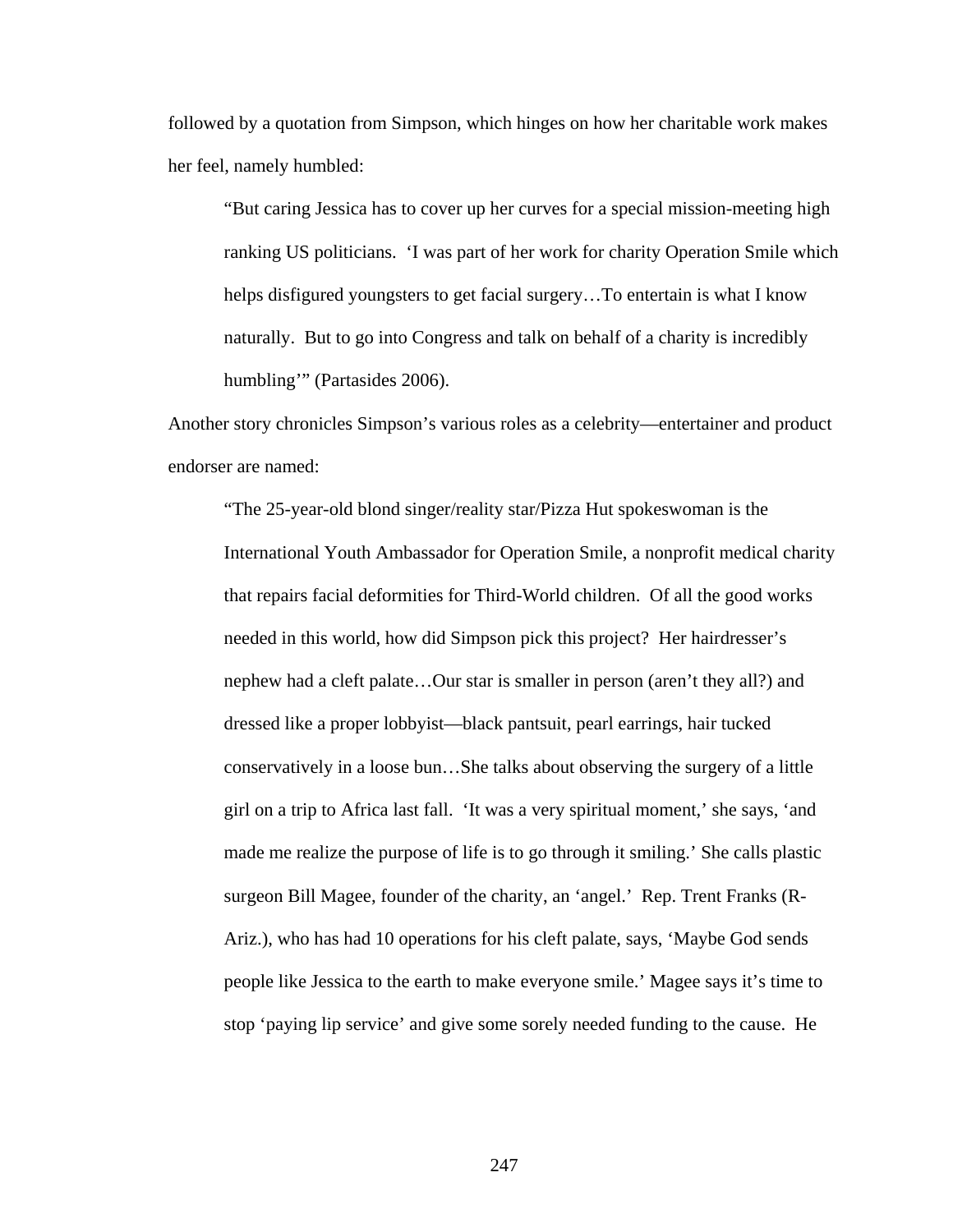followed by a quotation from Simpson, which hinges on how her charitable work makes her feel, namely humbled:

> "But caring Jessica has to cover up her curves for a special mission-meeting high ranking US politicians. 'I was part of her work for charity Operation Smile which helps disfigured youngsters to get facial surgery…To entertain is what I know naturally. But to go into Congress and talk on behalf of a charity is incredibly humbling'" (Partasides 2006).

Another story chronicles Simpson's various roles as a celebrity—entertainer and product endorser are named:

> "The 25-year-old blond singer/reality star/Pizza Hut spokeswoman is the International Youth Ambassador for Operation Smile, a nonprofit medical charity that repairs facial deformities for Third-World children. Of all the good works needed in this world, how did Simpson pick this project? Her hairdresser's nephew had a cleft palate…Our star is smaller in person (aren't they all?) and dressed like a proper lobbyist—black pantsuit, pearl earrings, hair tucked conservatively in a loose bun…She talks about observing the surgery of a little girl on a trip to Africa last fall. 'It was a very spiritual moment,' she says, 'and made me realize the purpose of life is to go through it smiling.' She calls plastic surgeon Bill Magee, founder of the charity, an 'angel.' Rep. Trent Franks (R-Ariz.), who has had 10 operations for his cleft palate, says, 'Maybe God sends people like Jessica to the earth to make everyone smile.' Magee says it's time to stop 'paying lip service' and give some sorely needed funding to the cause. He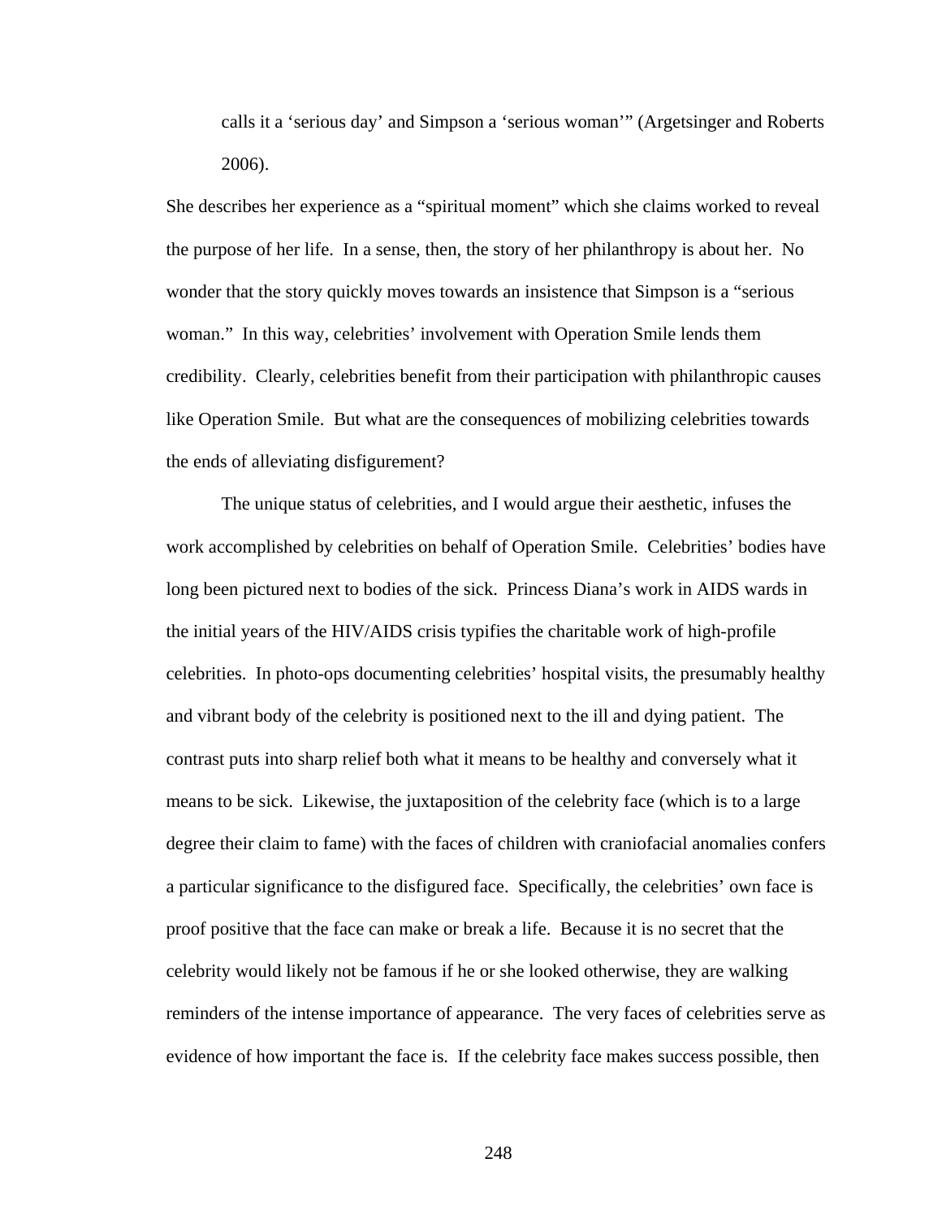calls it a 'serious day' and Simpson a 'serious woman'" (Argetsinger and Roberts 2006).

She describes her experience as a "spiritual moment" which she claims worked to reveal the purpose of her life. In a sense, then, the story of her philanthropy is about her. No wonder that the story quickly moves towards an insistence that Simpson is a "serious woman." In this way, celebrities' involvement with Operation Smile lends them credibility. Clearly, celebrities benefit from their participation with philanthropic causes like Operation Smile. But what are the consequences of mobilizing celebrities towards the ends of alleviating disfigurement?

The unique status of celebrities, and I would argue their aesthetic, infuses the work accomplished by celebrities on behalf of Operation Smile. Celebrities' bodies have long been pictured next to bodies of the sick. Princess Diana's work in AIDS wards in the initial years of the HIV/AIDS crisis typifies the charitable work of high-profile celebrities. In photo-ops documenting celebrities' hospital visits, the presumably healthy and vibrant body of the celebrity is positioned next to the ill and dying patient. The contrast puts into sharp relief both what it means to be healthy and conversely what it means to be sick. Likewise, the juxtaposition of the celebrity face (which is to a large degree their claim to fame) with the faces of children with craniofacial anomalies confers a particular significance to the disfigured face. Specifically, the celebrities' own face is proof positive that the face can make or break a life. Because it is no secret that the celebrity would likely not be famous if he or she looked otherwise, they are walking reminders of the intense importance of appearance. The very faces of celebrities serve as evidence of how important the face is. If the celebrity face makes success possible, then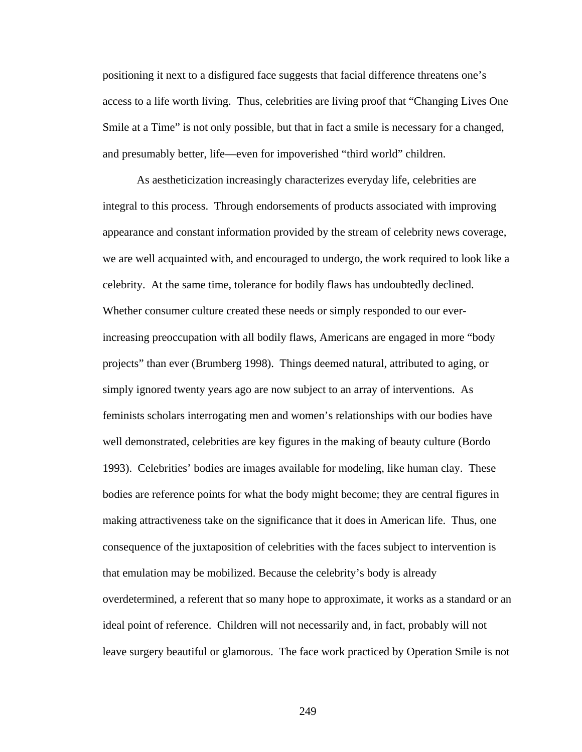positioning it next to a disfigured face suggests that facial difference threatens one's access to a life worth living. Thus, celebrities are living proof that "Changing Lives One Smile at a Time" is not only possible, but that in fact a smile is necessary for a changed, and presumably better, life—even for impoverished "third world" children.

As aestheticization increasingly characterizes everyday life, celebrities are integral to this process. Through endorsements of products associated with improving appearance and constant information provided by the stream of celebrity news coverage, we are well acquainted with, and encouraged to undergo, the work required to look like a celebrity. At the same time, tolerance for bodily flaws has undoubtedly declined. Whether consumer culture created these needs or simply responded to our ever-increasing preoccupation with all bodily flaws, Americans are engaged in more "body projects" than ever (Brumberg 1998). Things deemed natural, attributed to aging, or simply ignored twenty years ago are now subject to an array of interventions. As feminists scholars interrogating men and women's relationships with our bodies have well demonstrated, celebrities are key figures in the making of beauty culture (Bordo 1993). Celebrities' bodies are images available for modeling, like human clay. These bodies are reference points for what the body might become; they are central figures in making attractiveness take on the significance that it does in American life. Thus, one consequence of the juxtaposition of celebrities with the faces subject to intervention is that emulation may be mobilized. Because the celebrity's body is already overdetermined, a referent that so many hope to approximate, it works as a standard or an ideal point of reference. Children will not necessarily and, in fact, probably will not leave surgery beautiful or glamorous. The face work practiced by Operation Smile is not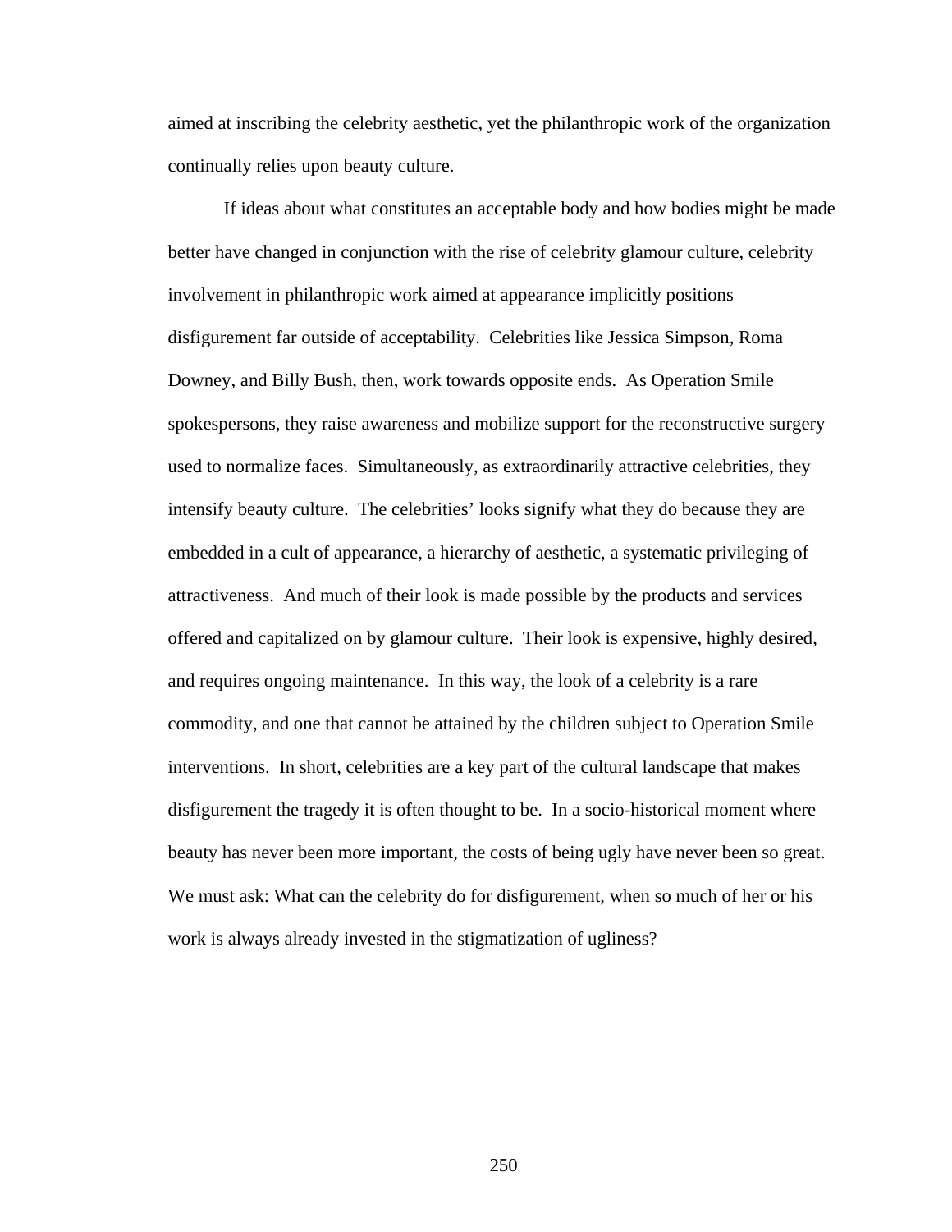aimed at inscribing the celebrity aesthetic, yet the philanthropic work of the organization continually relies upon beauty culture.

If ideas about what constitutes an acceptable body and how bodies might be made better have changed in conjunction with the rise of celebrity glamour culture, celebrity involvement in philanthropic work aimed at appearance implicitly positions disfigurement far outside of acceptability. Celebrities like Jessica Simpson, Roma Downey, and Billy Bush, then, work towards opposite ends. As Operation Smile spokespersons, they raise awareness and mobilize support for the reconstructive surgery used to normalize faces. Simultaneously, as extraordinarily attractive celebrities, they intensify beauty culture. The celebrities' looks signify what they do because they are embedded in a cult of appearance, a hierarchy of aesthetic, a systematic privileging of attractiveness. And much of their look is made possible by the products and services offered and capitalized on by glamour culture. Their look is expensive, highly desired, and requires ongoing maintenance. In this way, the look of a celebrity is a rare commodity, and one that cannot be attained by the children subject to Operation Smile interventions. In short, celebrities are a key part of the cultural landscape that makes disfigurement the tragedy it is often thought to be. In a socio-historical moment where beauty has never been more important, the costs of being ugly have never been so great. We must ask: What can the celebrity do for disfigurement, when so much of her or his work is always already invested in the stigmatization of ugliness?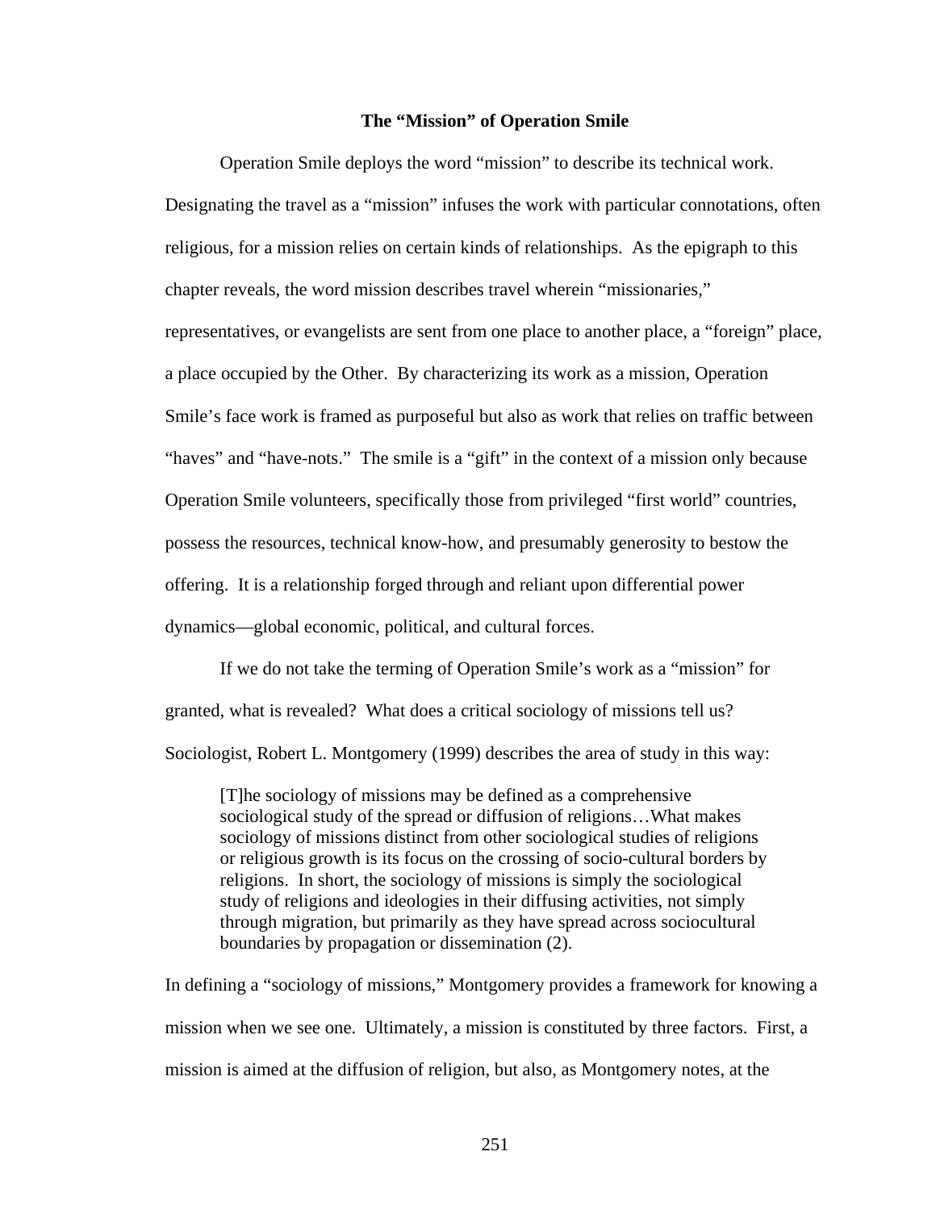### The "Mission" of Operation Smile

Operation Smile deploys the word "mission" to describe its technical work. Designating the travel as a "mission" infuses the work with particular connotations, often religious, for a mission relies on certain kinds of relationships. As the epigraph to this chapter reveals, the word mission describes travel wherein "missionaries," representatives, or evangelists are sent from one place to another place, a "foreign" place, a place occupied by the Other. By characterizing its work as a mission, Operation Smile's face work is framed as purposeful but also as work that relies on traffic between "haves" and "have-nots." The smile is a "gift" in the context of a mission only because Operation Smile volunteers, specifically those from privileged "first world" countries, possess the resources, technical know-how, and presumably generosity to bestow the offering. It is a relationship forged through and reliant upon differential power dynamics—global economic, political, and cultural forces.

If we do not take the terming of Operation Smile's work as a "mission" for granted, what is revealed? What does a critical sociology of missions tell us? Sociologist, Robert L. Montgomery (1999) describes the area of study in this way:

> [T]he sociology of missions may be defined as a comprehensive sociological study of the spread or diffusion of religions…What makes sociology of missions distinct from other sociological studies of religions or religious growth is its focus on the crossing of socio-cultural borders by religions. In short, the sociology of missions is simply the sociological study of religions and ideologies in their diffusing activities, not simply through migration, but primarily as they have spread across sociocultural boundaries by propagation or dissemination (2).

In defining a "sociology of missions," Montgomery provides a framework for knowing a mission when we see one. Ultimately, a mission is constituted by three factors. First, a mission is aimed at the diffusion of religion, but also, as Montgomery notes, at the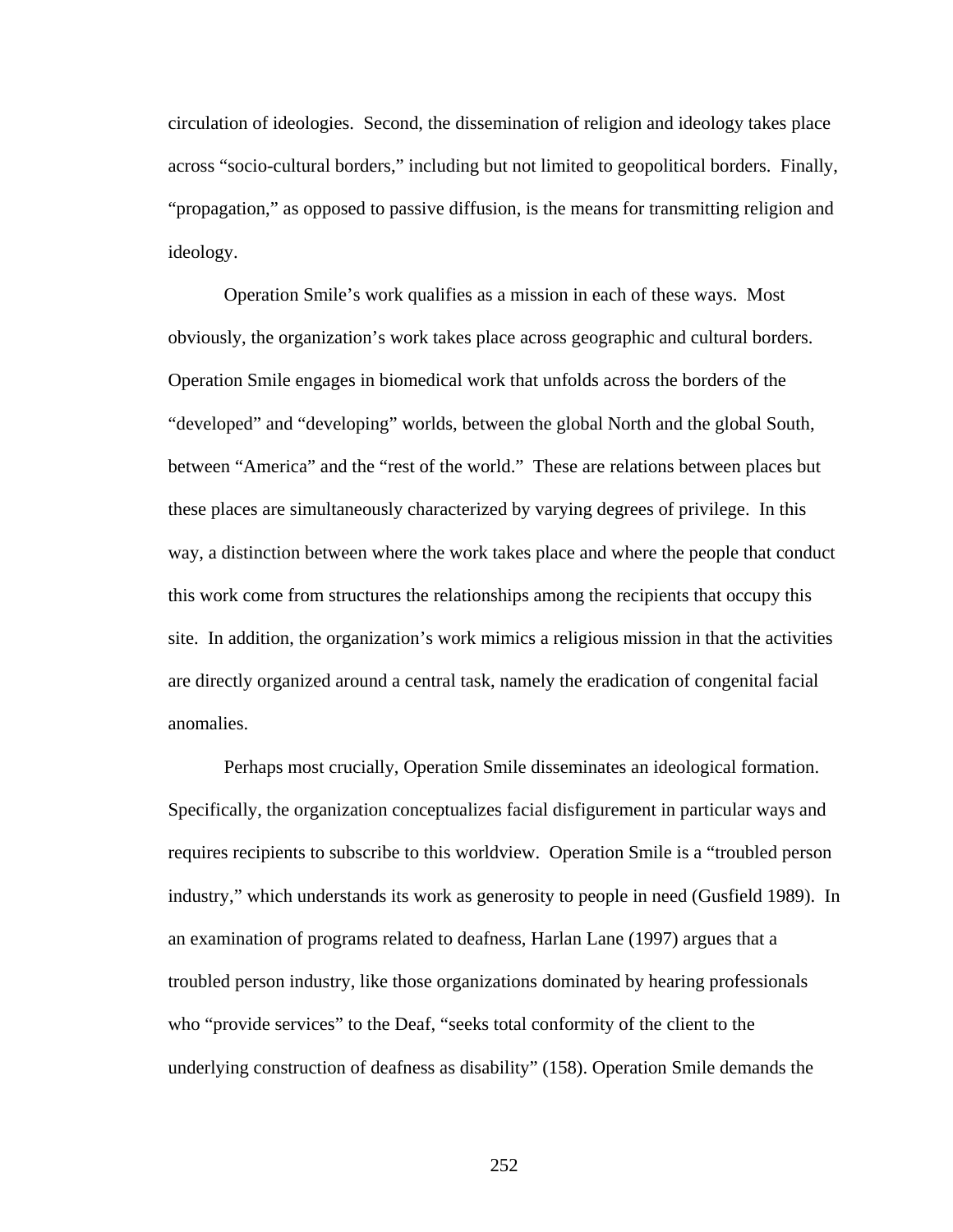circulation of ideologies. Second, the dissemination of religion and ideology takes place across "socio-cultural borders," including but not limited to geopolitical borders. Finally, "propagation," as opposed to passive diffusion, is the means for transmitting religion and ideology.

Operation Smile's work qualifies as a mission in each of these ways. Most obviously, the organization's work takes place across geographic and cultural borders. Operation Smile engages in biomedical work that unfolds across the borders of the "developed" and "developing" worlds, between the global North and the global South, between "America" and the "rest of the world." These are relations between places but these places are simultaneously characterized by varying degrees of privilege. In this way, a distinction between where the work takes place and where the people that conduct this work come from structures the relationships among the recipients that occupy this site. In addition, the organization's work mimics a religious mission in that the activities are directly organized around a central task, namely the eradication of congenital facial anomalies.

Perhaps most crucially, Operation Smile disseminates an ideological formation. Specifically, the organization conceptualizes facial disfigurement in particular ways and requires recipients to subscribe to this worldview. Operation Smile is a "troubled person industry," which understands its work as generosity to people in need (Gusfield 1989). In an examination of programs related to deafness, Harlan Lane (1997) argues that a troubled person industry, like those organizations dominated by hearing professionals who "provide services" to the Deaf, "seeks total conformity of the client to the underlying construction of deafness as disability" (158). Operation Smile demands the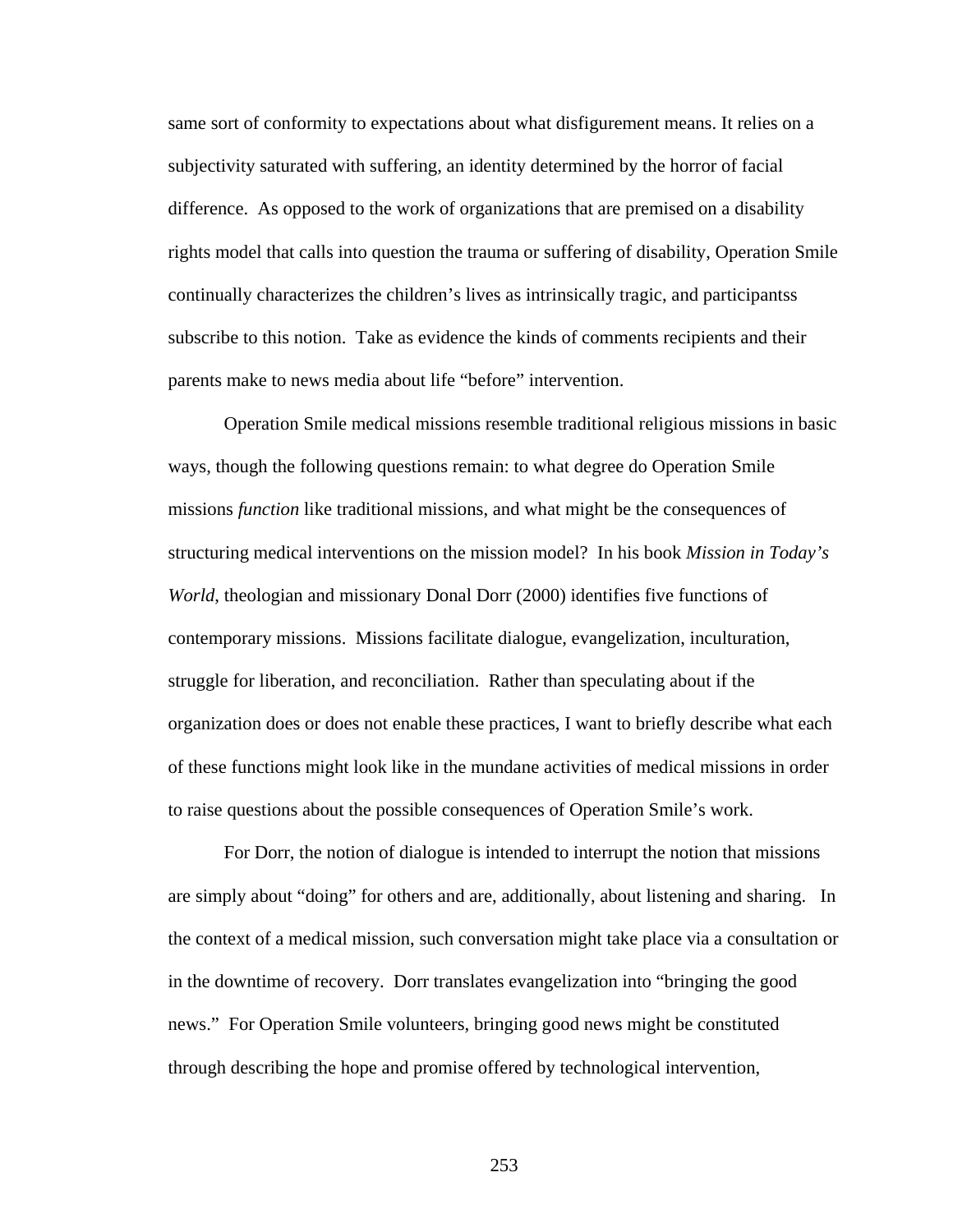same sort of conformity to expectations about what disfigurement means. It relies on a subjectivity saturated with suffering, an identity determined by the horror of facial difference. As opposed to the work of organizations that are premised on a disability rights model that calls into question the trauma or suffering of disability, Operation Smile continually characterizes the children's lives as intrinsically tragic, and participantss subscribe to this notion. Take as evidence the kinds of comments recipients and their parents make to news media about life "before" intervention.

Operation Smile medical missions resemble traditional religious missions in basic ways, though the following questions remain: to what degree do Operation Smile missions *function* like traditional missions, and what might be the consequences of structuring medical interventions on the mission model? In his book *Mission in Today's World*, theologian and missionary Donal Dorr (2000) identifies five functions of contemporary missions. Missions facilitate dialogue, evangelization, inculturation, struggle for liberation, and reconciliation. Rather than speculating about if the organization does or does not enable these practices, I want to briefly describe what each of these functions might look like in the mundane activities of medical missions in order to raise questions about the possible consequences of Operation Smile's work.

For Dorr, the notion of dialogue is intended to interrupt the notion that missions are simply about "doing" for others and are, additionally, about listening and sharing. In the context of a medical mission, such conversation might take place via a consultation or in the downtime of recovery. Dorr translates evangelization into "bringing the good news." For Operation Smile volunteers, bringing good news might be constituted through describing the hope and promise offered by technological intervention,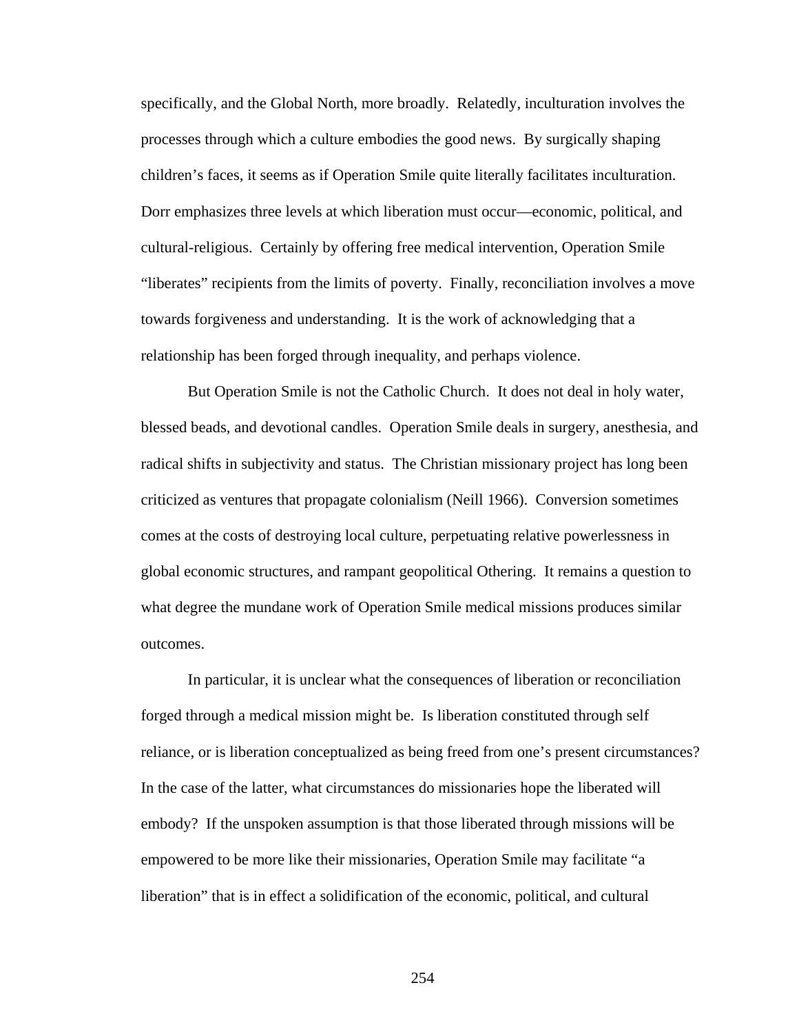specifically, and the Global North, more broadly. Relatedly, inculturation involves the processes through which a culture embodies the good news. By surgically shaping children's faces, it seems as if Operation Smile quite literally facilitates inculturation. Dorr emphasizes three levels at which liberation must occur—economic, political, and cultural-religious. Certainly by offering free medical intervention, Operation Smile "liberates" recipients from the limits of poverty. Finally, reconciliation involves a move towards forgiveness and understanding. It is the work of acknowledging that a relationship has been forged through inequality, and perhaps violence.

But Operation Smile is not the Catholic Church. It does not deal in holy water, blessed beads, and devotional candles. Operation Smile deals in surgery, anesthesia, and radical shifts in subjectivity and status. The Christian missionary project has long been criticized as ventures that propagate colonialism (Neill 1966). Conversion sometimes comes at the costs of destroying local culture, perpetuating relative powerlessness in global economic structures, and rampant geopolitical Othering. It remains a question to what degree the mundane work of Operation Smile medical missions produces similar outcomes.

In particular, it is unclear what the consequences of liberation or reconciliation forged through a medical mission might be. Is liberation constituted through self reliance, or is liberation conceptualized as being freed from one's present circumstances? In the case of the latter, what circumstances do missionaries hope the liberated will embody? If the unspoken assumption is that those liberated through missions will be empowered to be more like their missionaries, Operation Smile may facilitate "a liberation" that is in effect a solidification of the economic, political, and cultural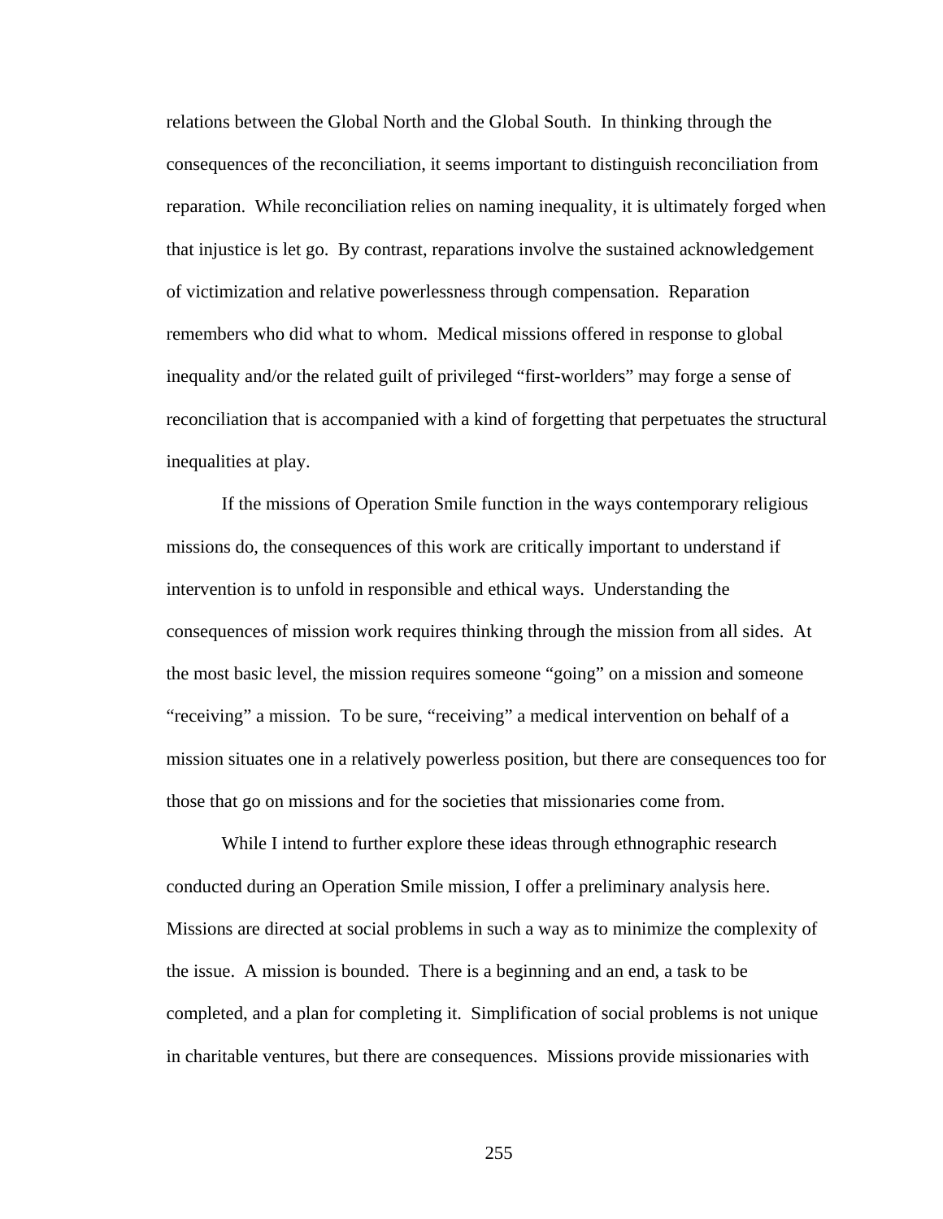relations between the Global North and the Global South. In thinking through the consequences of the reconciliation, it seems important to distinguish reconciliation from reparation. While reconciliation relies on naming inequality, it is ultimately forged when that injustice is let go. By contrast, reparations involve the sustained acknowledgement of victimization and relative powerlessness through compensation. Reparation remembers who did what to whom. Medical missions offered in response to global inequality and/or the related guilt of privileged "first-worlders" may forge a sense of reconciliation that is accompanied with a kind of forgetting that perpetuates the structural inequalities at play.

If the missions of Operation Smile function in the ways contemporary religious missions do, the consequences of this work are critically important to understand if intervention is to unfold in responsible and ethical ways. Understanding the consequences of mission work requires thinking through the mission from all sides. At the most basic level, the mission requires someone "going" on a mission and someone "receiving" a mission. To be sure, "receiving" a medical intervention on behalf of a mission situates one in a relatively powerless position, but there are consequences too for those that go on missions and for the societies that missionaries come from.

While I intend to further explore these ideas through ethnographic research conducted during an Operation Smile mission, I offer a preliminary analysis here. Missions are directed at social problems in such a way as to minimize the complexity of the issue. A mission is bounded. There is a beginning and an end, a task to be completed, and a plan for completing it. Simplification of social problems is not unique in charitable ventures, but there are consequences. Missions provide missionaries with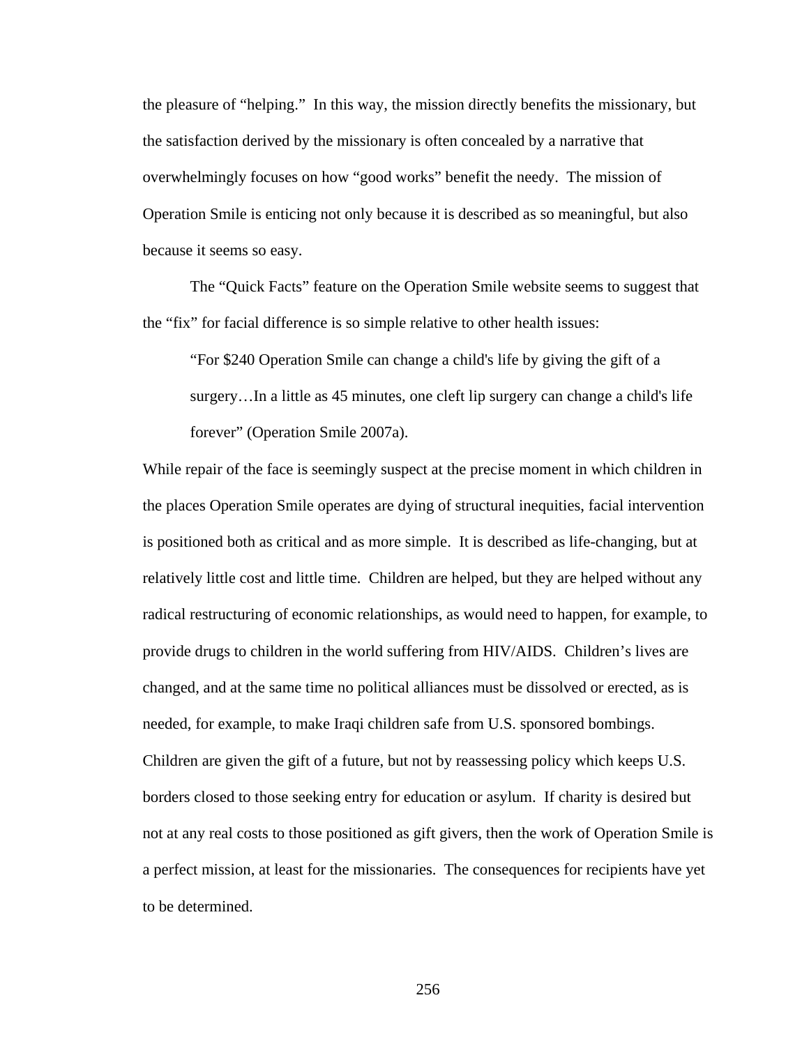the pleasure of "helping." In this way, the mission directly benefits the missionary, but the satisfaction derived by the missionary is often concealed by a narrative that overwhelmingly focuses on how "good works" benefit the needy. The mission of Operation Smile is enticing not only because it is described as so meaningful, but also because it seems so easy.

The "Quick Facts" feature on the Operation Smile website seems to suggest that the "fix" for facial difference is so simple relative to other health issues:

> "For $240 Operation Smile can change a child's life by giving the gift of a surgery…In a little as 45 minutes, one cleft lip surgery can change a child's life forever" (Operation Smile 2007a).

While repair of the face is seemingly suspect at the precise moment in which children in the places Operation Smile operates are dying of structural inequities, facial intervention is positioned both as critical and as more simple. It is described as life-changing, but at relatively little cost and little time. Children are helped, but they are helped without any radical restructuring of economic relationships, as would need to happen, for example, to provide drugs to children in the world suffering from HIV/AIDS. Children's lives are changed, and at the same time no political alliances must be dissolved or erected, as is needed, for example, to make Iraqi children safe from U.S. sponsored bombings. Children are given the gift of a future, but not by reassessing policy which keeps U.S. borders closed to those seeking entry for education or asylum. If charity is desired but not at any real costs to those positioned as gift givers, then the work of Operation Smile is a perfect mission, at least for the missionaries. The consequences for recipients have yet to be determined.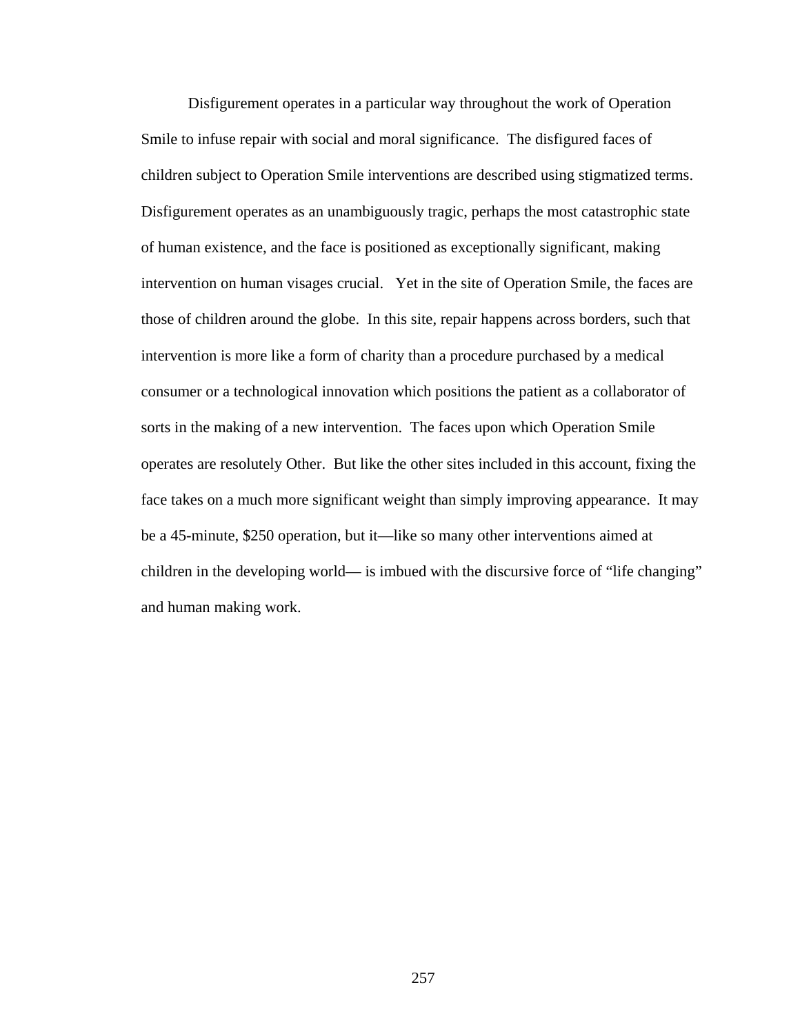Disfigurement operates in a particular way throughout the work of Operation Smile to infuse repair with social and moral significance. The disfigured faces of children subject to Operation Smile interventions are described using stigmatized terms. Disfigurement operates as an unambiguously tragic, perhaps the most catastrophic state of human existence, and the face is positioned as exceptionally significant, making intervention on human visages crucial. Yet in the site of Operation Smile, the faces are those of children around the globe. In this site, repair happens across borders, such that intervention is more like a form of charity than a procedure purchased by a medical consumer or a technological innovation which positions the patient as a collaborator of sorts in the making of a new intervention. The faces upon which Operation Smile operates are resolutely Other. But like the other sites included in this account, fixing the face takes on a much more significant weight than simply improving appearance. It may be a 45-minute, $250 operation, but it—like so many other interventions aimed at children in the developing world— is imbued with the discursive force of "life changing" and human making work.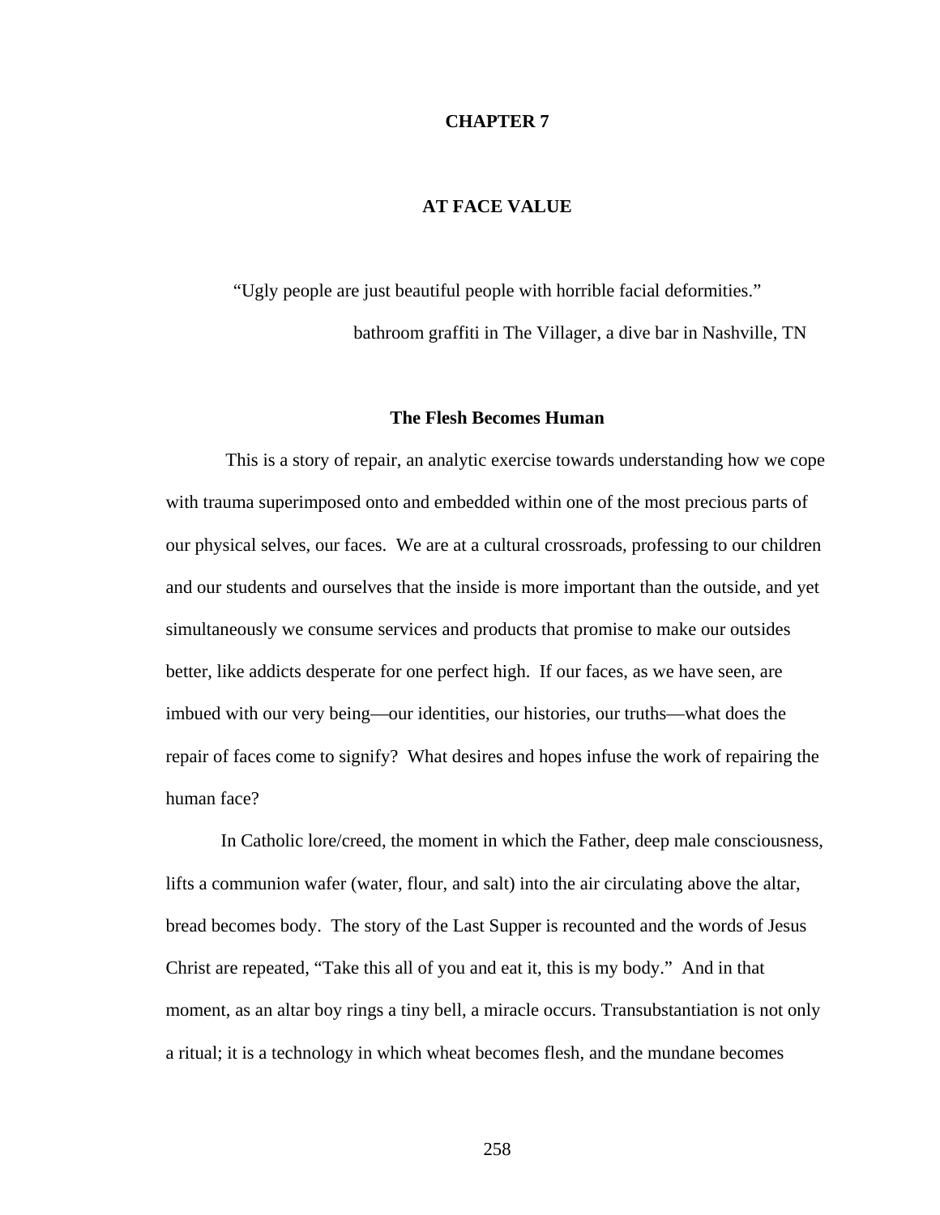# CHAPTER 7

# AT FACE VALUE

> "Ugly people are just beautiful people with horrible facial deformities."
>
> bathroom graffiti in The Villager, a dive bar in Nashville, TN

## The Flesh Becomes Human

This is a story of repair, an analytic exercise towards understanding how we cope with trauma superimposed onto and embedded within one of the most precious parts of our physical selves, our faces. We are at a cultural crossroads, professing to our children and our students and ourselves that the inside is more important than the outside, and yet simultaneously we consume services and products that promise to make our outsides better, like addicts desperate for one perfect high. If our faces, as we have seen, are imbued with our very being—our identities, our histories, our truths—what does the repair of faces come to signify? What desires and hopes infuse the work of repairing the human face?

In Catholic lore/creed, the moment in which the Father, deep male consciousness, lifts a communion wafer (water, flour, and salt) into the air circulating above the altar, bread becomes body. The story of the Last Supper is recounted and the words of Jesus Christ are repeated, "Take this all of you and eat it, this is my body." And in that moment, as an altar boy rings a tiny bell, a miracle occurs. Transubstantiation is not only a ritual; it is a technology in which wheat becomes flesh, and the mundane becomes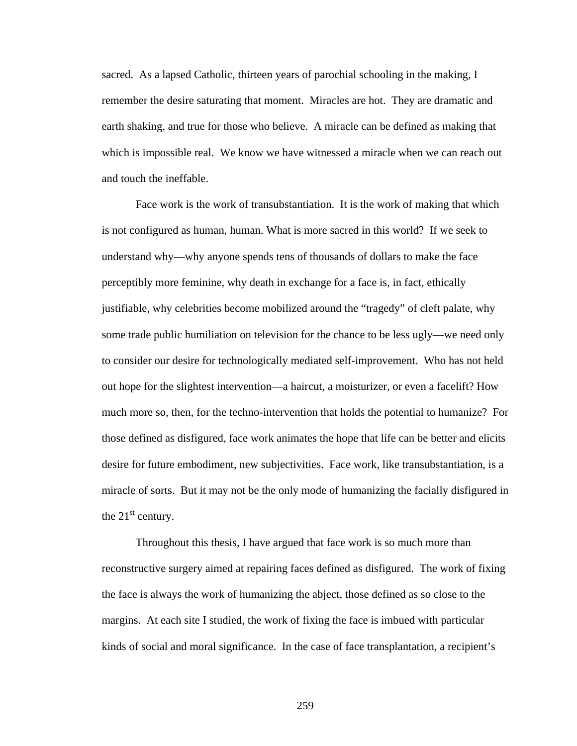sacred. As a lapsed Catholic, thirteen years of parochial schooling in the making, I remember the desire saturating that moment. Miracles are hot. They are dramatic and earth shaking, and true for those who believe. A miracle can be defined as making that which is impossible real. We know we have witnessed a miracle when we can reach out and touch the ineffable.

Face work is the work of transubstantiation. It is the work of making that which is not configured as human, human. What is more sacred in this world? If we seek to understand why—why anyone spends tens of thousands of dollars to make the face perceptibly more feminine, why death in exchange for a face is, in fact, ethically justifiable, why celebrities become mobilized around the "tragedy" of cleft palate, why some trade public humiliation on television for the chance to be less ugly—we need only to consider our desire for technologically mediated self-improvement. Who has not held out hope for the slightest intervention—a haircut, a moisturizer, or even a facelift? How much more so, then, for the techno-intervention that holds the potential to humanize? For those defined as disfigured, face work animates the hope that life can be better and elicits desire for future embodiment, new subjectivities. Face work, like transubstantiation, is a miracle of sorts. But it may not be the only mode of humanizing the facially disfigured in the 21st century.

Throughout this thesis, I have argued that face work is so much more than reconstructive surgery aimed at repairing faces defined as disfigured. The work of fixing the face is always the work of humanizing the abject, those defined as so close to the margins. At each site I studied, the work of fixing the face is imbued with particular kinds of social and moral significance. In the case of face transplantation, a recipient's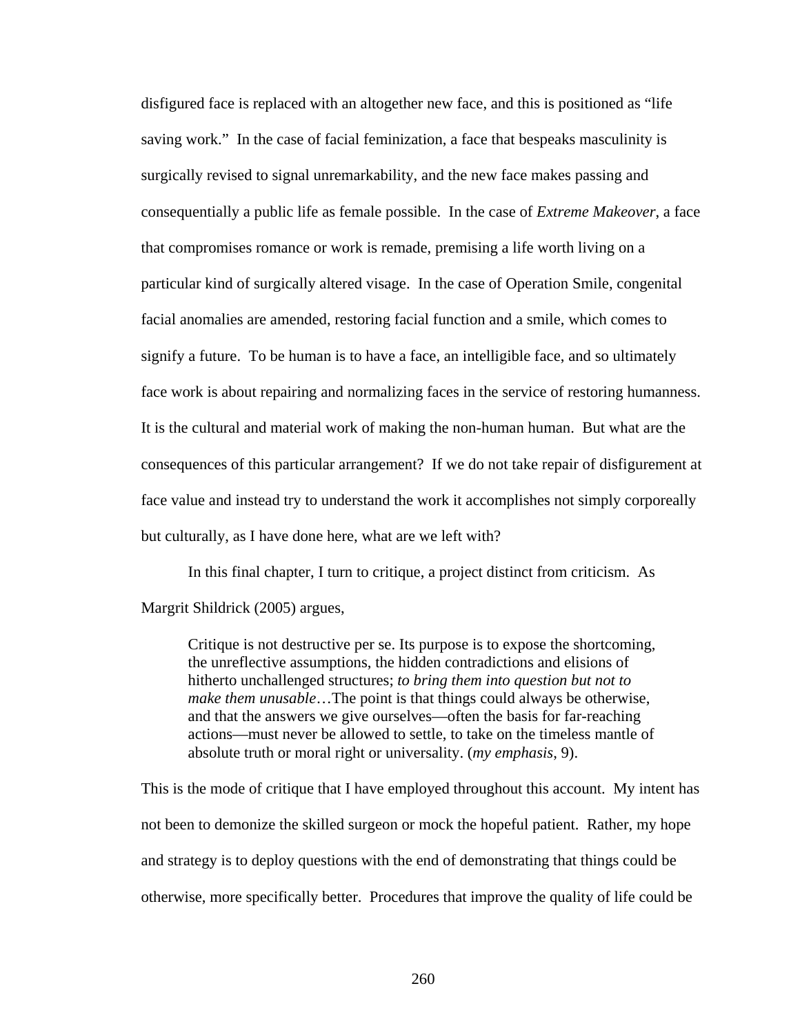disfigured face is replaced with an altogether new face, and this is positioned as "life saving work." In the case of facial feminization, a face that bespeaks masculinity is surgically revised to signal unremarkability, and the new face makes passing and consequentially a public life as female possible. In the case of *Extreme Makeover*, a face that compromises romance or work is remade, premising a life worth living on a particular kind of surgically altered visage. In the case of Operation Smile, congenital facial anomalies are amended, restoring facial function and a smile, which comes to signify a future. To be human is to have a face, an intelligible face, and so ultimately face work is about repairing and normalizing faces in the service of restoring humanness. It is the cultural and material work of making the non-human human. But what are the consequences of this particular arrangement? If we do not take repair of disfigurement at face value and instead try to understand the work it accomplishes not simply corporeally but culturally, as I have done here, what are we left with?

In this final chapter, I turn to critique, a project distinct from criticism. As Margrit Shildrick (2005) argues,

> Critique is not destructive per se. Its purpose is to expose the shortcoming, the unreflective assumptions, the hidden contradictions and elisions of hitherto unchallenged structures; *to bring them into question but not to make them unusable*…The point is that things could always be otherwise, and that the answers we give ourselves—often the basis for far-reaching actions—must never be allowed to settle, to take on the timeless mantle of absolute truth or moral right or universality. (*my emphasis*, 9).

This is the mode of critique that I have employed throughout this account. My intent has not been to demonize the skilled surgeon or mock the hopeful patient. Rather, my hope and strategy is to deploy questions with the end of demonstrating that things could be otherwise, more specifically better. Procedures that improve the quality of life could be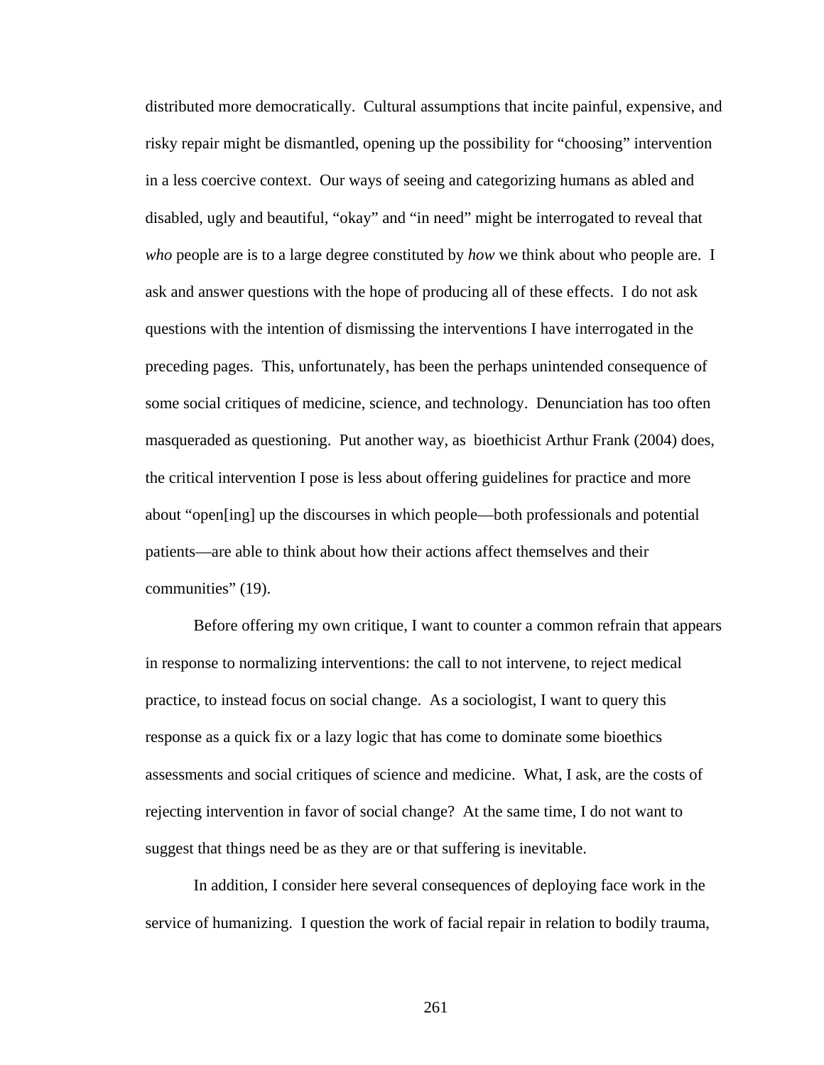distributed more democratically. Cultural assumptions that incite painful, expensive, and risky repair might be dismantled, opening up the possibility for "choosing" intervention in a less coercive context. Our ways of seeing and categorizing humans as abled and disabled, ugly and beautiful, "okay" and "in need" might be interrogated to reveal that *who* people are is to a large degree constituted by *how* we think about who people are. I ask and answer questions with the hope of producing all of these effects. I do not ask questions with the intention of dismissing the interventions I have interrogated in the preceding pages. This, unfortunately, has been the perhaps unintended consequence of some social critiques of medicine, science, and technology. Denunciation has too often masqueraded as questioning. Put another way, as bioethicist Arthur Frank (2004) does, the critical intervention I pose is less about offering guidelines for practice and more about "open[ing] up the discourses in which people—both professionals and potential patients—are able to think about how their actions affect themselves and their communities" (19).

Before offering my own critique, I want to counter a common refrain that appears in response to normalizing interventions: the call to not intervene, to reject medical practice, to instead focus on social change. As a sociologist, I want to query this response as a quick fix or a lazy logic that has come to dominate some bioethics assessments and social critiques of science and medicine. What, I ask, are the costs of rejecting intervention in favor of social change? At the same time, I do not want to suggest that things need be as they are or that suffering is inevitable.

In addition, I consider here several consequences of deploying face work in the service of humanizing. I question the work of facial repair in relation to bodily trauma,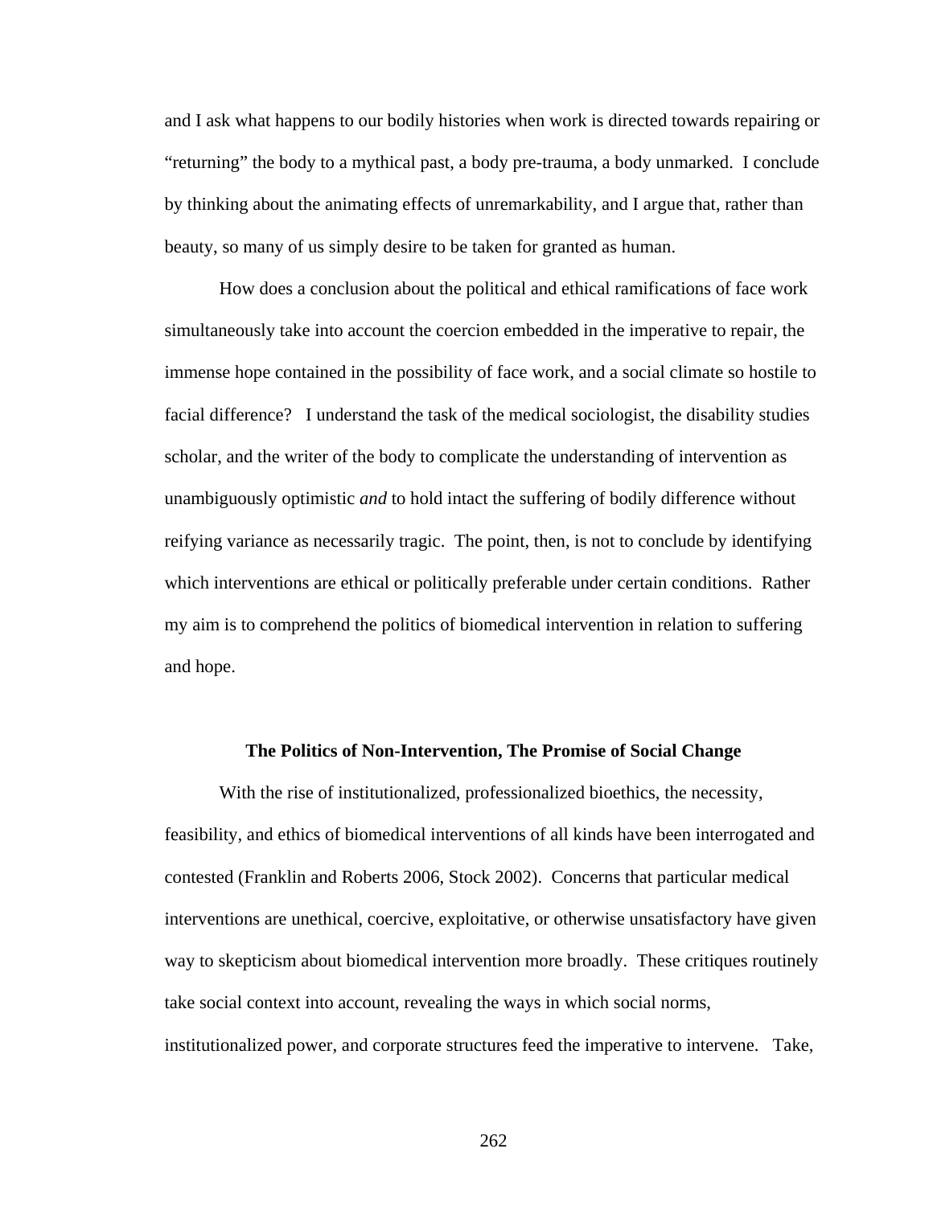and I ask what happens to our bodily histories when work is directed towards repairing or "returning" the body to a mythical past, a body pre-trauma, a body unmarked. I conclude by thinking about the animating effects of unremarkability, and I argue that, rather than beauty, so many of us simply desire to be taken for granted as human.

How does a conclusion about the political and ethical ramifications of face work simultaneously take into account the coercion embedded in the imperative to repair, the immense hope contained in the possibility of face work, and a social climate so hostile to facial difference? I understand the task of the medical sociologist, the disability studies scholar, and the writer of the body to complicate the understanding of intervention as unambiguously optimistic *and* to hold intact the suffering of bodily difference without reifying variance as necessarily tragic. The point, then, is not to conclude by identifying which interventions are ethical or politically preferable under certain conditions. Rather my aim is to comprehend the politics of biomedical intervention in relation to suffering and hope.

### The Politics of Non-Intervention, The Promise of Social Change

With the rise of institutionalized, professionalized bioethics, the necessity, feasibility, and ethics of biomedical interventions of all kinds have been interrogated and contested (Franklin and Roberts 2006, Stock 2002). Concerns that particular medical interventions are unethical, coercive, exploitative, or otherwise unsatisfactory have given way to skepticism about biomedical intervention more broadly. These critiques routinely take social context into account, revealing the ways in which social norms, institutionalized power, and corporate structures feed the imperative to intervene. Take,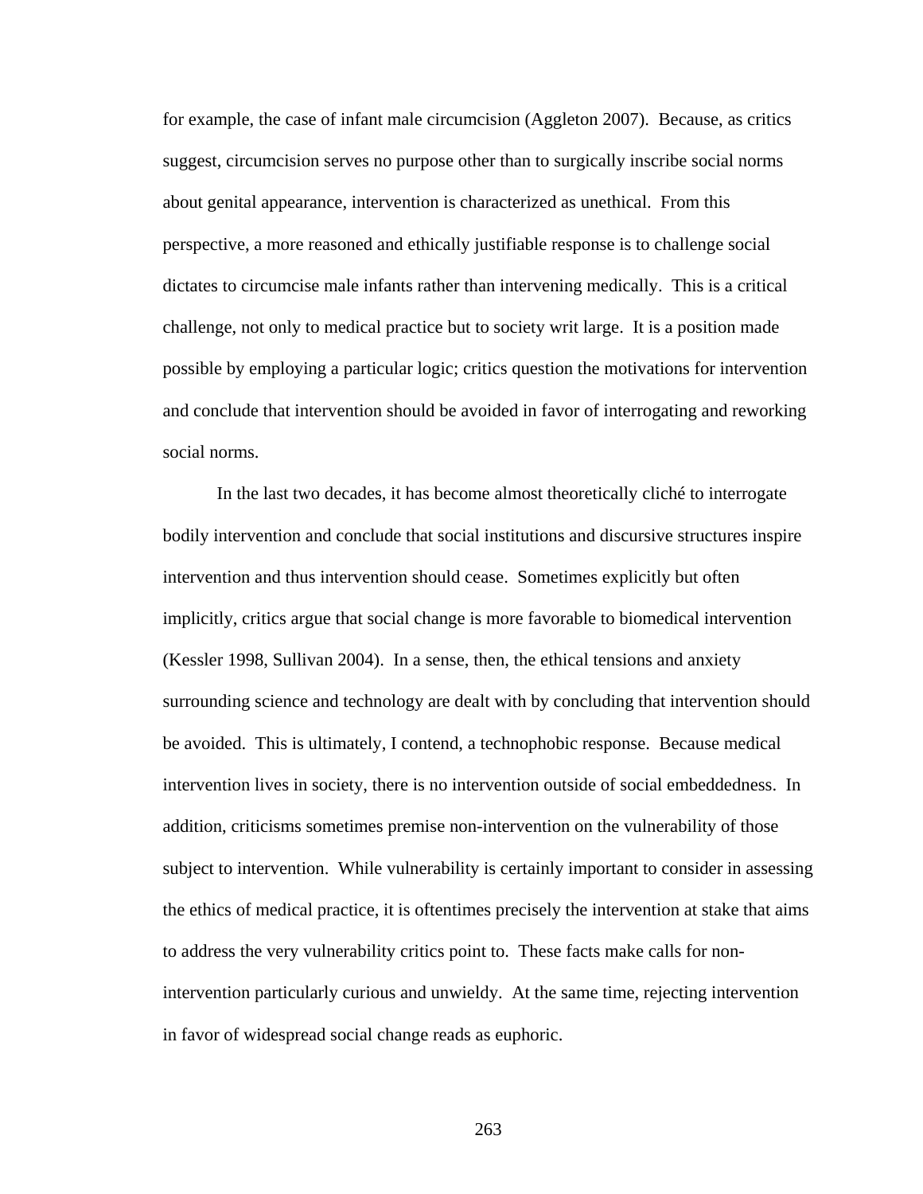for example, the case of infant male circumcision (Aggleton 2007). Because, as critics suggest, circumcision serves no purpose other than to surgically inscribe social norms about genital appearance, intervention is characterized as unethical. From this perspective, a more reasoned and ethically justifiable response is to challenge social dictates to circumcise male infants rather than intervening medically. This is a critical challenge, not only to medical practice but to society writ large. It is a position made possible by employing a particular logic; critics question the motivations for intervention and conclude that intervention should be avoided in favor of interrogating and reworking social norms.

In the last two decades, it has become almost theoretically cliché to interrogate bodily intervention and conclude that social institutions and discursive structures inspire intervention and thus intervention should cease. Sometimes explicitly but often implicitly, critics argue that social change is more favorable to biomedical intervention (Kessler 1998, Sullivan 2004). In a sense, then, the ethical tensions and anxiety surrounding science and technology are dealt with by concluding that intervention should be avoided. This is ultimately, I contend, a technophobic response. Because medical intervention lives in society, there is no intervention outside of social embeddedness. In addition, criticisms sometimes premise non-intervention on the vulnerability of those subject to intervention. While vulnerability is certainly important to consider in assessing the ethics of medical practice, it is oftentimes precisely the intervention at stake that aims to address the very vulnerability critics point to. These facts make calls for non-intervention particularly curious and unwieldy. At the same time, rejecting intervention in favor of widespread social change reads as euphoric.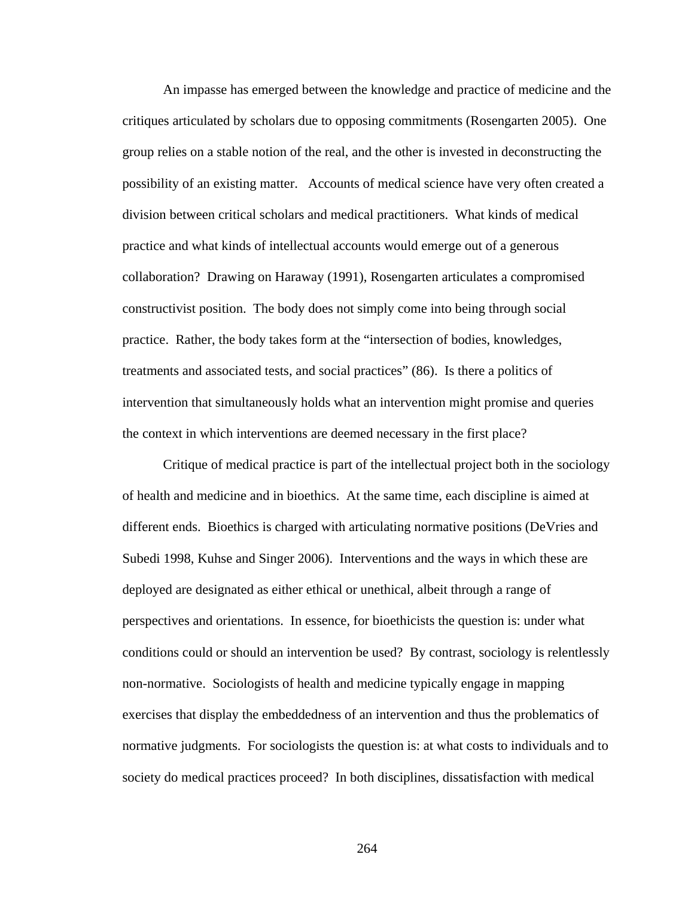An impasse has emerged between the knowledge and practice of medicine and the critiques articulated by scholars due to opposing commitments (Rosengarten 2005). One group relies on a stable notion of the real, and the other is invested in deconstructing the possibility of an existing matter. Accounts of medical science have very often created a division between critical scholars and medical practitioners. What kinds of medical practice and what kinds of intellectual accounts would emerge out of a generous collaboration? Drawing on Haraway (1991), Rosengarten articulates a compromised constructivist position. The body does not simply come into being through social practice. Rather, the body takes form at the "intersection of bodies, knowledges, treatments and associated tests, and social practices" (86). Is there a politics of intervention that simultaneously holds what an intervention might promise and queries the context in which interventions are deemed necessary in the first place?

Critique of medical practice is part of the intellectual project both in the sociology of health and medicine and in bioethics. At the same time, each discipline is aimed at different ends. Bioethics is charged with articulating normative positions (DeVries and Subedi 1998, Kuhse and Singer 2006). Interventions and the ways in which these are deployed are designated as either ethical or unethical, albeit through a range of perspectives and orientations. In essence, for bioethicists the question is: under what conditions could or should an intervention be used? By contrast, sociology is relentlessly non-normative. Sociologists of health and medicine typically engage in mapping exercises that display the embeddedness of an intervention and thus the problematics of normative judgments. For sociologists the question is: at what costs to individuals and to society do medical practices proceed? In both disciplines, dissatisfaction with medical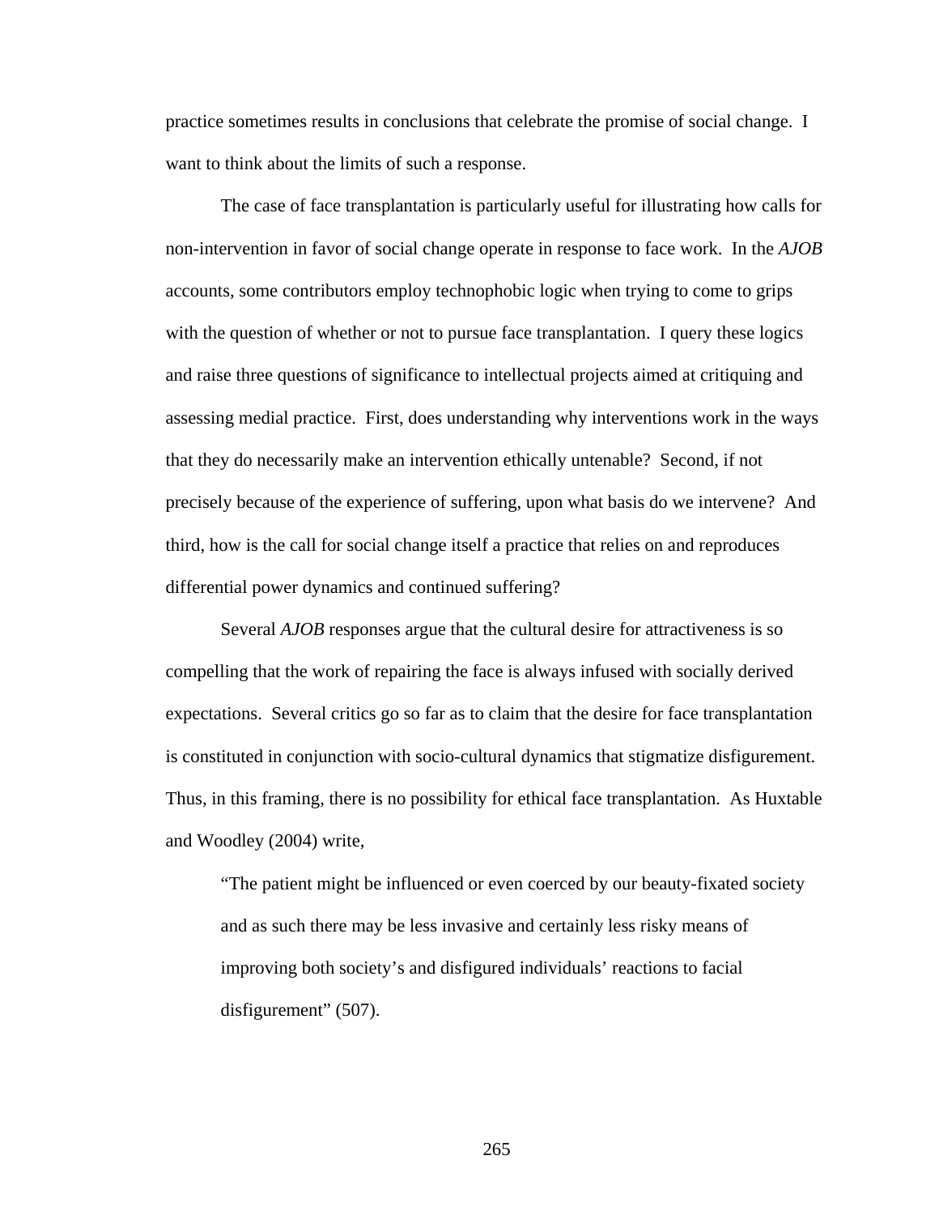practice sometimes results in conclusions that celebrate the promise of social change. I want to think about the limits of such a response.

The case of face transplantation is particularly useful for illustrating how calls for non-intervention in favor of social change operate in response to face work. In the *AJOB* accounts, some contributors employ technophobic logic when trying to come to grips with the question of whether or not to pursue face transplantation. I query these logics and raise three questions of significance to intellectual projects aimed at critiquing and assessing medial practice. First, does understanding why interventions work in the ways that they do necessarily make an intervention ethically untenable? Second, if not precisely because of the experience of suffering, upon what basis do we intervene? And third, how is the call for social change itself a practice that relies on and reproduces differential power dynamics and continued suffering?

Several *AJOB* responses argue that the cultural desire for attractiveness is so compelling that the work of repairing the face is always infused with socially derived expectations. Several critics go so far as to claim that the desire for face transplantation is constituted in conjunction with socio-cultural dynamics that stigmatize disfigurement. Thus, in this framing, there is no possibility for ethical face transplantation. As Huxtable and Woodley (2004) write,

> "The patient might be influenced or even coerced by our beauty-fixated society and as such there may be less invasive and certainly less risky means of improving both society's and disfigured individuals' reactions to facial disfigurement" (507).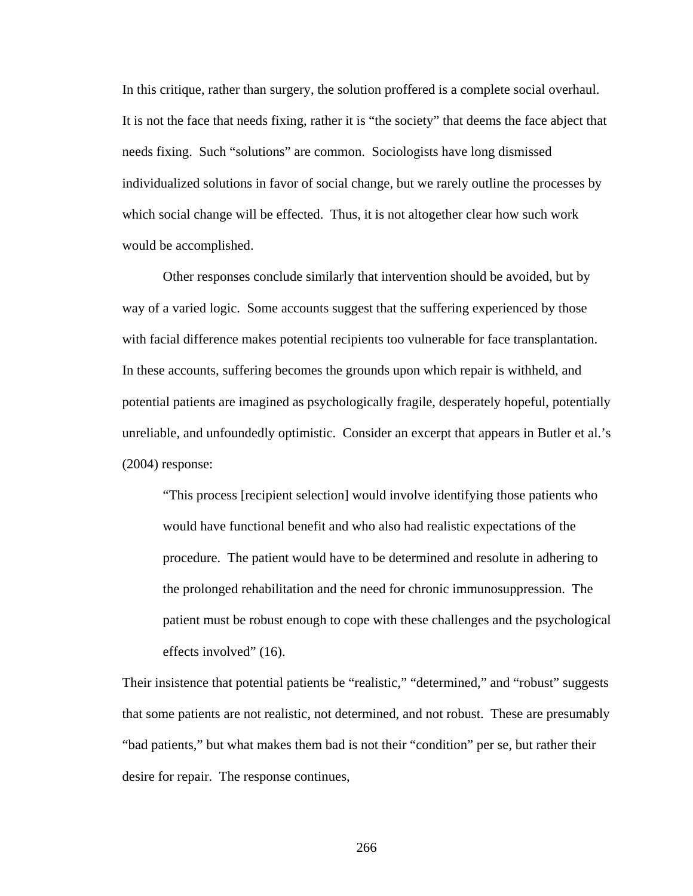In this critique, rather than surgery, the solution proffered is a complete social overhaul. It is not the face that needs fixing, rather it is "the society" that deems the face abject that needs fixing. Such "solutions" are common. Sociologists have long dismissed individualized solutions in favor of social change, but we rarely outline the processes by which social change will be effected. Thus, it is not altogether clear how such work would be accomplished.

Other responses conclude similarly that intervention should be avoided, but by way of a varied logic. Some accounts suggest that the suffering experienced by those with facial difference makes potential recipients too vulnerable for face transplantation. In these accounts, suffering becomes the grounds upon which repair is withheld, and potential patients are imagined as psychologically fragile, desperately hopeful, potentially unreliable, and unfoundedly optimistic. Consider an excerpt that appears in Butler et al.'s (2004) response:

> "This process [recipient selection] would involve identifying those patients who would have functional benefit and who also had realistic expectations of the procedure. The patient would have to be determined and resolute in adhering to the prolonged rehabilitation and the need for chronic immunosuppression. The patient must be robust enough to cope with these challenges and the psychological effects involved" (16).

Their insistence that potential patients be "realistic," "determined," and "robust" suggests that some patients are not realistic, not determined, and not robust. These are presumably "bad patients," but what makes them bad is not their "condition" per se, but rather their desire for repair. The response continues,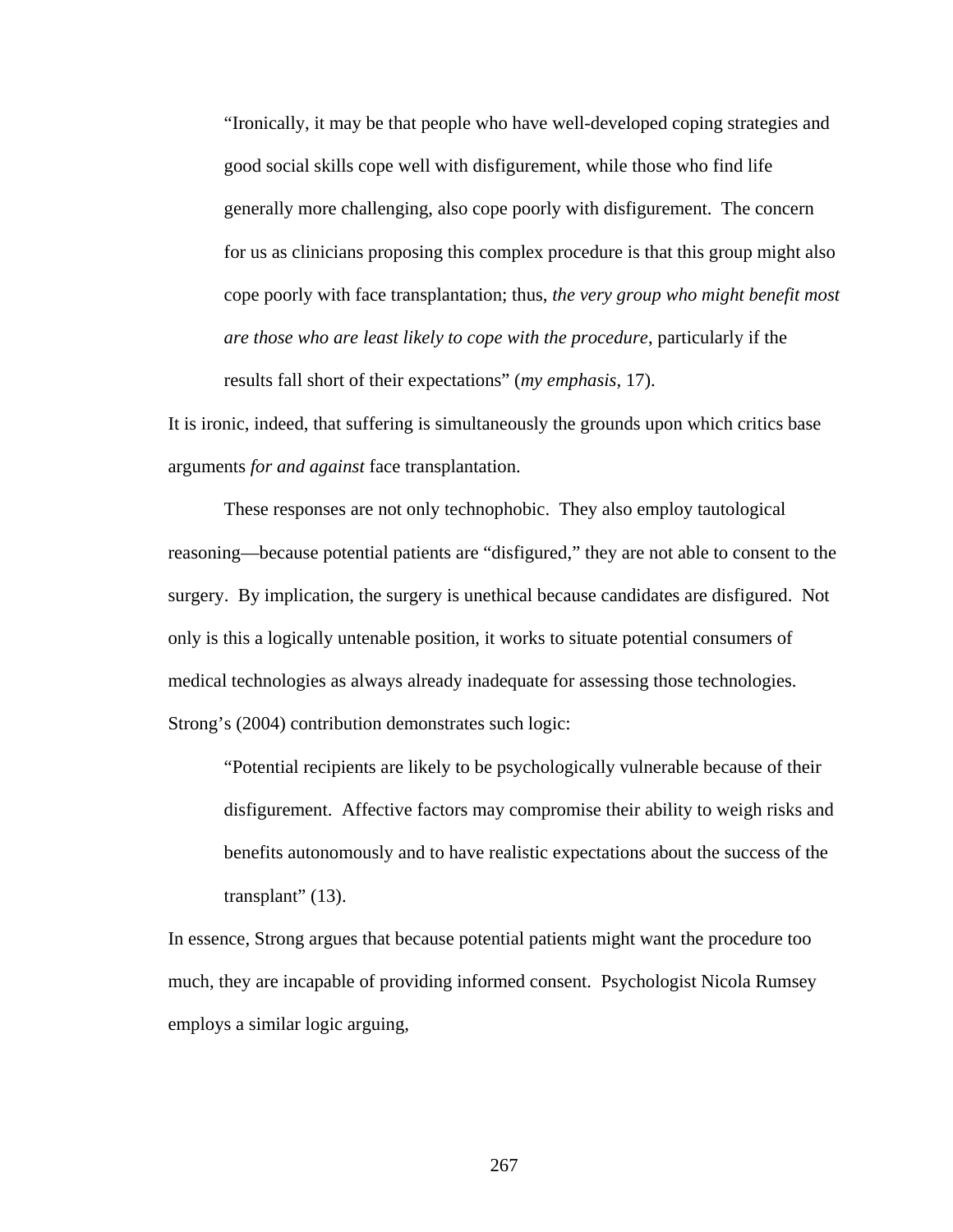> "Ironically, it may be that people who have well-developed coping strategies and good social skills cope well with disfigurement, while those who find life generally more challenging, also cope poorly with disfigurement. The concern for us as clinicians proposing this complex procedure is that this group might also cope poorly with face transplantation; thus, *the very group who might benefit most are those who are least likely to cope with the procedure*, particularly if the results fall short of their expectations" (*my emphasis*, 17).

It is ironic, indeed, that suffering is simultaneously the grounds upon which critics base arguments *for and against* face transplantation.

These responses are not only technophobic. They also employ tautological reasoning—because potential patients are "disfigured," they are not able to consent to the surgery. By implication, the surgery is unethical because candidates are disfigured. Not only is this a logically untenable position, it works to situate potential consumers of medical technologies as always already inadequate for assessing those technologies. Strong's (2004) contribution demonstrates such logic:

> "Potential recipients are likely to be psychologically vulnerable because of their disfigurement. Affective factors may compromise their ability to weigh risks and benefits autonomously and to have realistic expectations about the success of the transplant" (13).

In essence, Strong argues that because potential patients might want the procedure too much, they are incapable of providing informed consent. Psychologist Nicola Rumsey employs a similar logic arguing,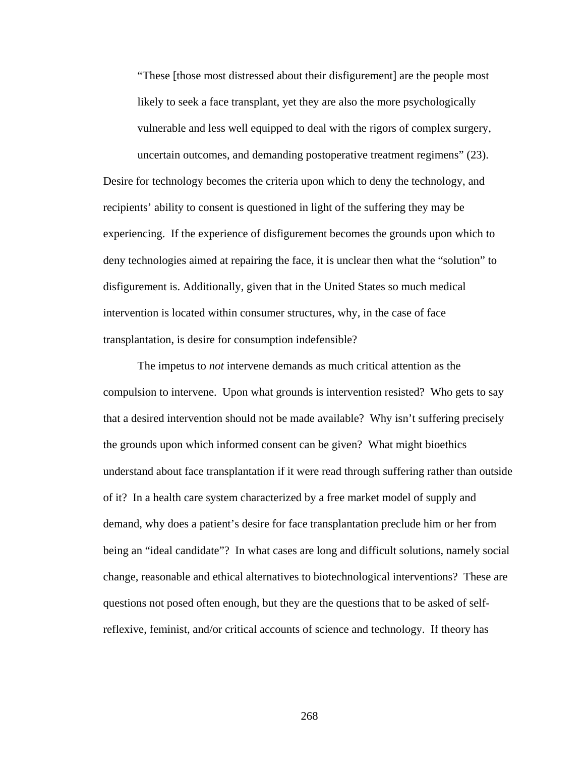> "These [those most distressed about their disfigurement] are the people most likely to seek a face transplant, yet they are also the more psychologically vulnerable and less well equipped to deal with the rigors of complex surgery, uncertain outcomes, and demanding postoperative treatment regimens" (23).

Desire for technology becomes the criteria upon which to deny the technology, and recipients' ability to consent is questioned in light of the suffering they may be experiencing. If the experience of disfigurement becomes the grounds upon which to deny technologies aimed at repairing the face, it is unclear then what the "solution" to disfigurement is. Additionally, given that in the United States so much medical intervention is located within consumer structures, why, in the case of face transplantation, is desire for consumption indefensible?

The impetus to *not* intervene demands as much critical attention as the compulsion to intervene. Upon what grounds is intervention resisted? Who gets to say that a desired intervention should not be made available? Why isn't suffering precisely the grounds upon which informed consent can be given? What might bioethics understand about face transplantation if it were read through suffering rather than outside of it? In a health care system characterized by a free market model of supply and demand, why does a patient's desire for face transplantation preclude him or her from being an "ideal candidate"? In what cases are long and difficult solutions, namely social change, reasonable and ethical alternatives to biotechnological interventions? These are questions not posed often enough, but they are the questions that to be asked of self-reflexive, feminist, and/or critical accounts of science and technology. If theory has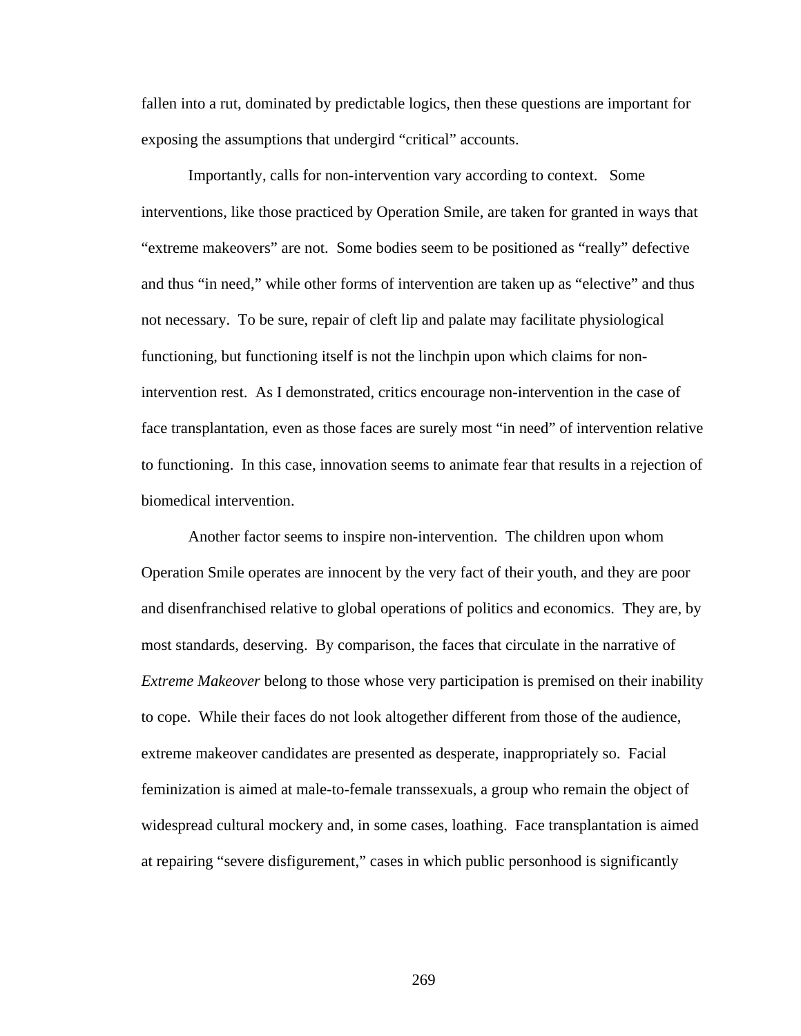fallen into a rut, dominated by predictable logics, then these questions are important for exposing the assumptions that undergird "critical" accounts.

Importantly, calls for non-intervention vary according to context. Some interventions, like those practiced by Operation Smile, are taken for granted in ways that "extreme makeovers" are not. Some bodies seem to be positioned as "really" defective and thus "in need," while other forms of intervention are taken up as "elective" and thus not necessary. To be sure, repair of cleft lip and palate may facilitate physiological functioning, but functioning itself is not the linchpin upon which claims for non-intervention rest. As I demonstrated, critics encourage non-intervention in the case of face transplantation, even as those faces are surely most "in need" of intervention relative to functioning. In this case, innovation seems to animate fear that results in a rejection of biomedical intervention.

Another factor seems to inspire non-intervention. The children upon whom Operation Smile operates are innocent by the very fact of their youth, and they are poor and disenfranchised relative to global operations of politics and economics. They are, by most standards, deserving. By comparison, the faces that circulate in the narrative of *Extreme Makeover* belong to those whose very participation is premised on their inability to cope. While their faces do not look altogether different from those of the audience, extreme makeover candidates are presented as desperate, inappropriately so. Facial feminization is aimed at male-to-female transsexuals, a group who remain the object of widespread cultural mockery and, in some cases, loathing. Face transplantation is aimed at repairing "severe disfigurement," cases in which public personhood is significantly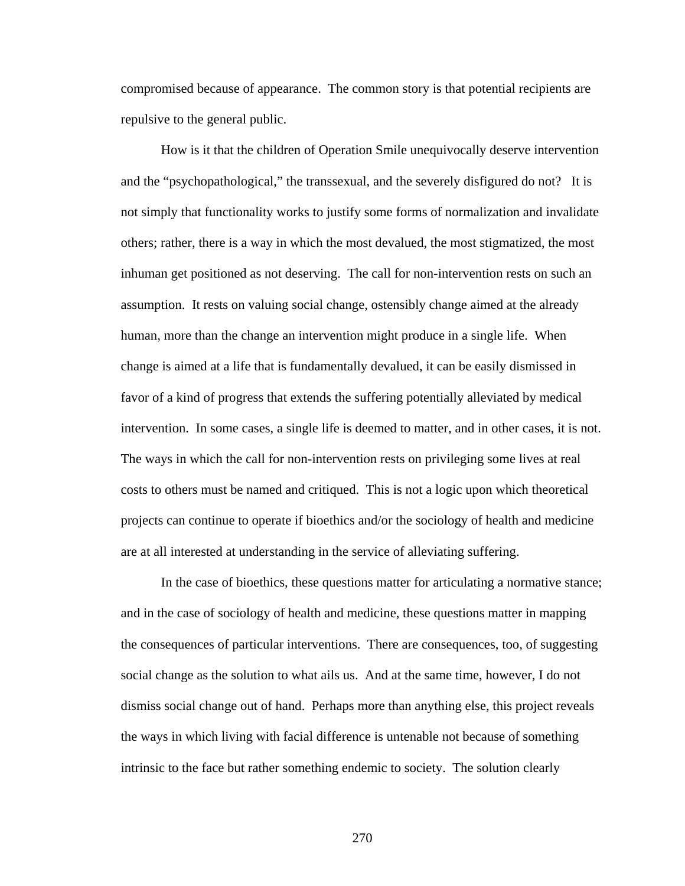compromised because of appearance. The common story is that potential recipients are repulsive to the general public.

How is it that the children of Operation Smile unequivocally deserve intervention and the "psychopathological," the transsexual, and the severely disfigured do not? It is not simply that functionality works to justify some forms of normalization and invalidate others; rather, there is a way in which the most devalued, the most stigmatized, the most inhuman get positioned as not deserving. The call for non-intervention rests on such an assumption. It rests on valuing social change, ostensibly change aimed at the already human, more than the change an intervention might produce in a single life. When change is aimed at a life that is fundamentally devalued, it can be easily dismissed in favor of a kind of progress that extends the suffering potentially alleviated by medical intervention. In some cases, a single life is deemed to matter, and in other cases, it is not. The ways in which the call for non-intervention rests on privileging some lives at real costs to others must be named and critiqued. This is not a logic upon which theoretical projects can continue to operate if bioethics and/or the sociology of health and medicine are at all interested at understanding in the service of alleviating suffering.

In the case of bioethics, these questions matter for articulating a normative stance; and in the case of sociology of health and medicine, these questions matter in mapping the consequences of particular interventions. There are consequences, too, of suggesting social change as the solution to what ails us. And at the same time, however, I do not dismiss social change out of hand. Perhaps more than anything else, this project reveals the ways in which living with facial difference is untenable not because of something intrinsic to the face but rather something endemic to society. The solution clearly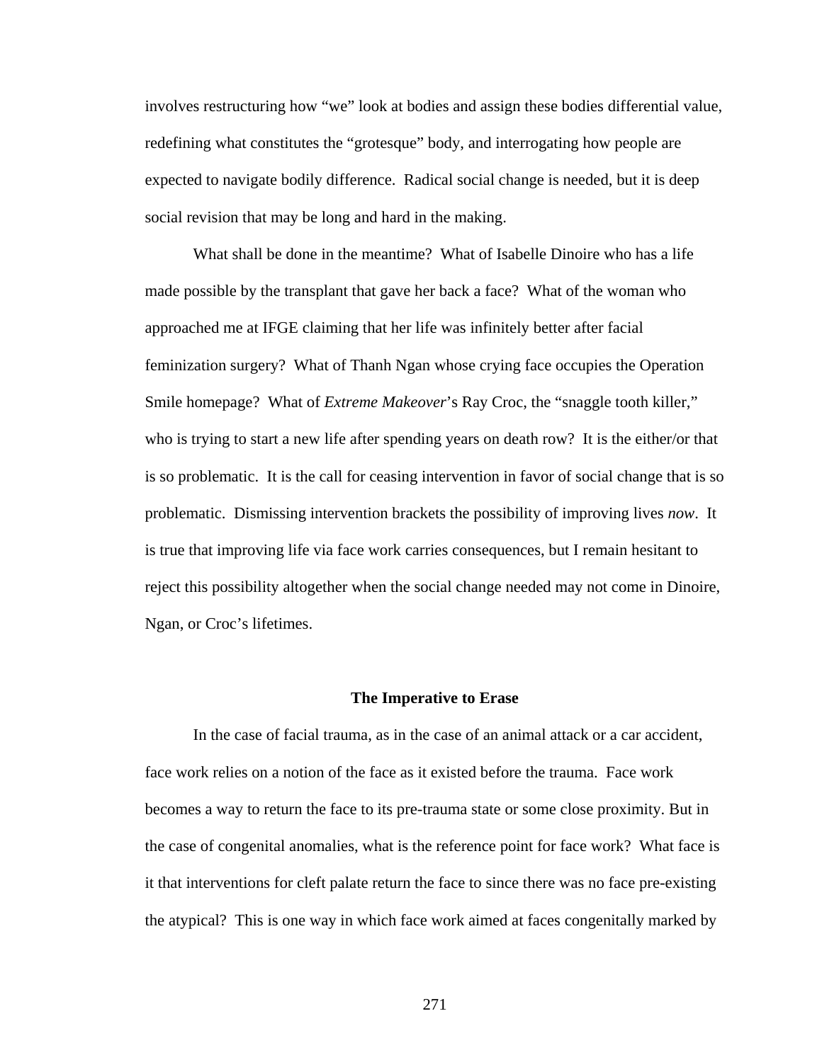involves restructuring how "we" look at bodies and assign these bodies differential value, redefining what constitutes the "grotesque" body, and interrogating how people are expected to navigate bodily difference. Radical social change is needed, but it is deep social revision that may be long and hard in the making.

What shall be done in the meantime? What of Isabelle Dinoire who has a life made possible by the transplant that gave her back a face? What of the woman who approached me at IFGE claiming that her life was infinitely better after facial feminization surgery? What of Thanh Ngan whose crying face occupies the Operation Smile homepage? What of *Extreme Makeover*'s Ray Croc, the "snaggle tooth killer," who is trying to start a new life after spending years on death row? It is the either/or that is so problematic. It is the call for ceasing intervention in favor of social change that is so problematic. Dismissing intervention brackets the possibility of improving lives *now*. It is true that improving life via face work carries consequences, but I remain hesitant to reject this possibility altogether when the social change needed may not come in Dinoire, Ngan, or Croc's lifetimes.

## The Imperative to Erase

In the case of facial trauma, as in the case of an animal attack or a car accident, face work relies on a notion of the face as it existed before the trauma. Face work becomes a way to return the face to its pre-trauma state or some close proximity. But in the case of congenital anomalies, what is the reference point for face work? What face is it that interventions for cleft palate return the face to since there was no face pre-existing the atypical? This is one way in which face work aimed at faces congenitally marked by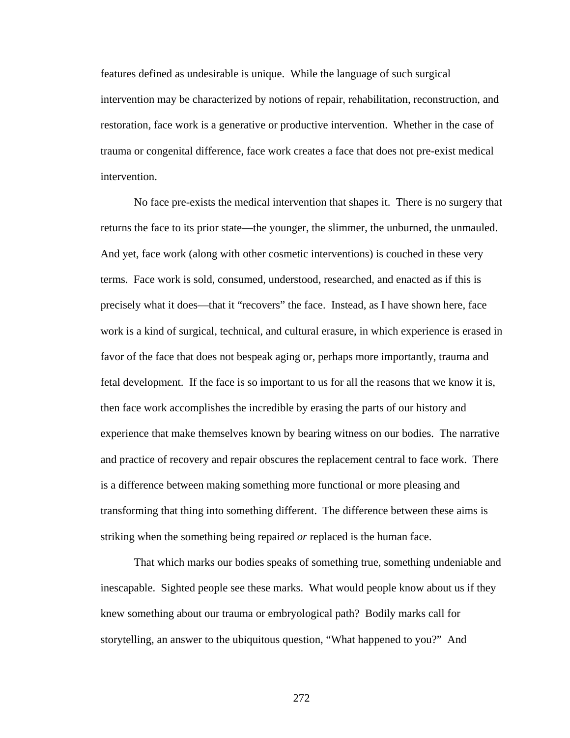features defined as undesirable is unique. While the language of such surgical intervention may be characterized by notions of repair, rehabilitation, reconstruction, and restoration, face work is a generative or productive intervention. Whether in the case of trauma or congenital difference, face work creates a face that does not pre-exist medical intervention.

No face pre-exists the medical intervention that shapes it. There is no surgery that returns the face to its prior state—the younger, the slimmer, the unburned, the unmauled. And yet, face work (along with other cosmetic interventions) is couched in these very terms. Face work is sold, consumed, understood, researched, and enacted as if this is precisely what it does—that it "recovers" the face. Instead, as I have shown here, face work is a kind of surgical, technical, and cultural erasure, in which experience is erased in favor of the face that does not bespeak aging or, perhaps more importantly, trauma and fetal development. If the face is so important to us for all the reasons that we know it is, then face work accomplishes the incredible by erasing the parts of our history and experience that make themselves known by bearing witness on our bodies. The narrative and practice of recovery and repair obscures the replacement central to face work. There is a difference between making something more functional or more pleasing and transforming that thing into something different. The difference between these aims is striking when the something being repaired *or* replaced is the human face.

That which marks our bodies speaks of something true, something undeniable and inescapable. Sighted people see these marks. What would people know about us if they knew something about our trauma or embryological path? Bodily marks call for storytelling, an answer to the ubiquitous question, "What happened to you?" And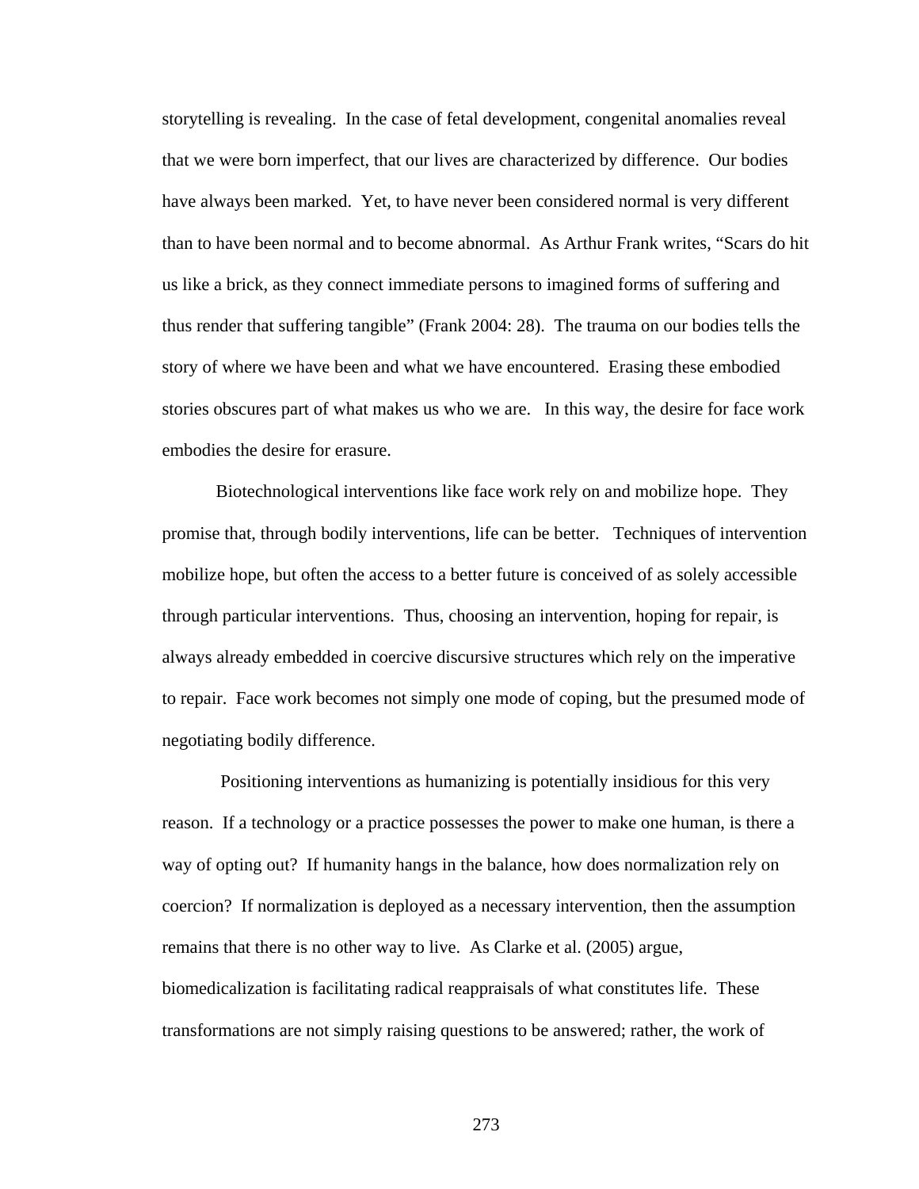storytelling is revealing.  In the case of fetal development, congenital anomalies reveal that we were born imperfect, that our lives are characterized by difference.  Our bodies have always been marked.  Yet, to have never been considered normal is very different than to have been normal and to become abnormal.  As Arthur Frank writes, "Scars do hit us like a brick, as they connect immediate persons to imagined forms of suffering and thus render that suffering tangible" (Frank 2004: 28).  The trauma on our bodies tells the story of where we have been and what we have encountered.  Erasing these embodied stories obscures part of what makes us who we are.   In this way, the desire for face work embodies the desire for erasure.

Biotechnological interventions like face work rely on and mobilize hope.  They promise that, through bodily interventions, life can be better.   Techniques of intervention mobilize hope, but often the access to a better future is conceived of as solely accessible through particular interventions.  Thus, choosing an intervention, hoping for repair, is always already embedded in coercive discursive structures which rely on the imperative to repair.  Face work becomes not simply one mode of coping, but the presumed mode of negotiating bodily difference.

Positioning interventions as humanizing is potentially insidious for this very reason.  If a technology or a practice possesses the power to make one human, is there a way of opting out?  If humanity hangs in the balance, how does normalization rely on coercion?  If normalization is deployed as a necessary intervention, then the assumption remains that there is no other way to live.  As Clarke et al. (2005) argue, biomedicalization is facilitating radical reappraisals of what constitutes life.  These transformations are not simply raising questions to be answered; rather, the work of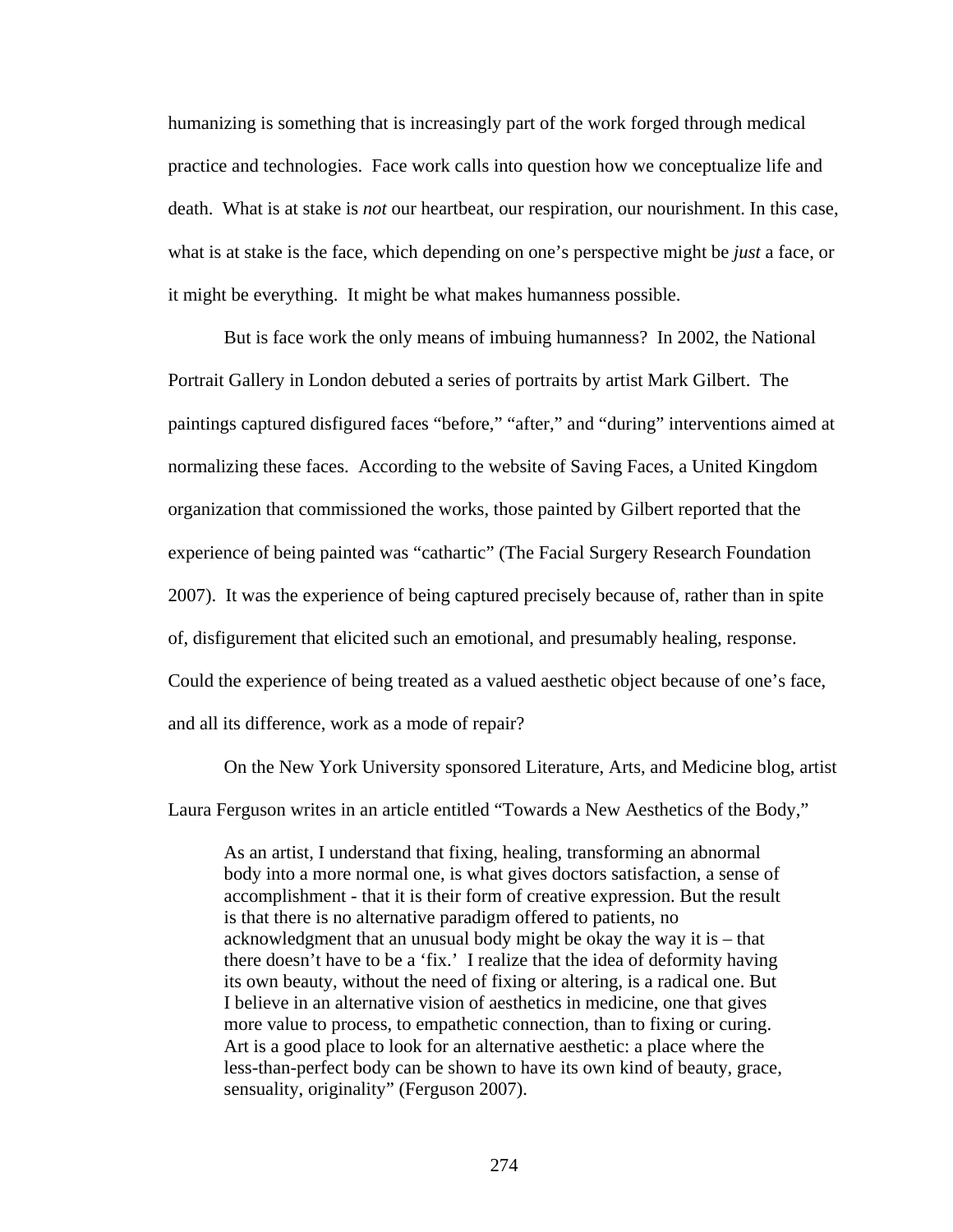humanizing is something that is increasingly part of the work forged through medical practice and technologies. Face work calls into question how we conceptualize life and death. What is at stake is *not* our heartbeat, our respiration, our nourishment. In this case, what is at stake is the face, which depending on one's perspective might be *just* a face, or it might be everything. It might be what makes humanness possible.

But is face work the only means of imbuing humanness? In 2002, the National Portrait Gallery in London debuted a series of portraits by artist Mark Gilbert. The paintings captured disfigured faces "before," "after," and "during" interventions aimed at normalizing these faces. According to the website of Saving Faces, a United Kingdom organization that commissioned the works, those painted by Gilbert reported that the experience of being painted was "cathartic" (The Facial Surgery Research Foundation 2007). It was the experience of being captured precisely because of, rather than in spite of, disfigurement that elicited such an emotional, and presumably healing, response. Could the experience of being treated as a valued aesthetic object because of one's face, and all its difference, work as a mode of repair?

On the New York University sponsored Literature, Arts, and Medicine blog, artist Laura Ferguson writes in an article entitled "Towards a New Aesthetics of the Body,"

> As an artist, I understand that fixing, healing, transforming an abnormal body into a more normal one, is what gives doctors satisfaction, a sense of accomplishment - that it is their form of creative expression. But the result is that there is no alternative paradigm offered to patients, no acknowledgment that an unusual body might be okay the way it is – that there doesn't have to be a 'fix.' I realize that the idea of deformity having its own beauty, without the need of fixing or altering, is a radical one. But I believe in an alternative vision of aesthetics in medicine, one that gives more value to process, to empathetic connection, than to fixing or curing. Art is a good place to look for an alternative aesthetic: a place where the less-than-perfect body can be shown to have its own kind of beauty, grace, sensuality, originality" (Ferguson 2007).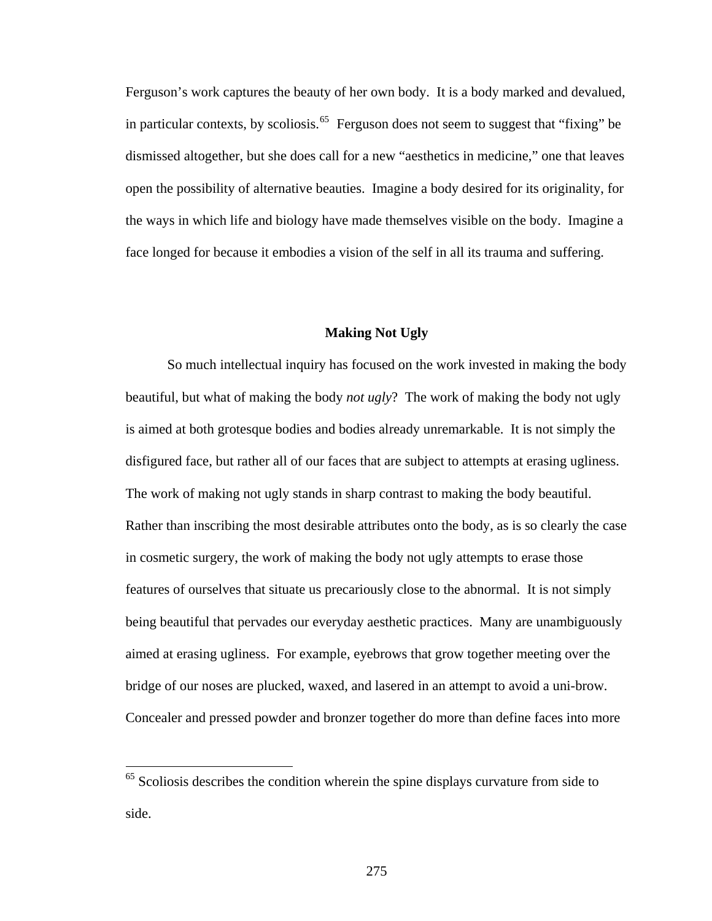Ferguson's work captures the beauty of her own body. It is a body marked and devalued, in particular contexts, by scoliosis.[65] Ferguson does not seem to suggest that "fixing" be dismissed altogether, but she does call for a new "aesthetics in medicine," one that leaves open the possibility of alternative beauties. Imagine a body desired for its originality, for the ways in which life and biology have made themselves visible on the body. Imagine a face longed for because it embodies a vision of the self in all its trauma and suffering.

## Making Not Ugly

So much intellectual inquiry has focused on the work invested in making the body beautiful, but what of making the body *not ugly*? The work of making the body not ugly is aimed at both grotesque bodies and bodies already unremarkable. It is not simply the disfigured face, but rather all of our faces that are subject to attempts at erasing ugliness. The work of making not ugly stands in sharp contrast to making the body beautiful. Rather than inscribing the most desirable attributes onto the body, as is so clearly the case in cosmetic surgery, the work of making the body not ugly attempts to erase those features of ourselves that situate us precariously close to the abnormal. It is not simply being beautiful that pervades our everyday aesthetic practices. Many are unambiguously aimed at erasing ugliness. For example, eyebrows that grow together meeting over the bridge of our noses are plucked, waxed, and lasered in an attempt to avoid a uni-brow. Concealer and pressed powder and bronzer together do more than define faces into more

---

[65] Scoliosis describes the condition wherein the spine displays curvature from side to side.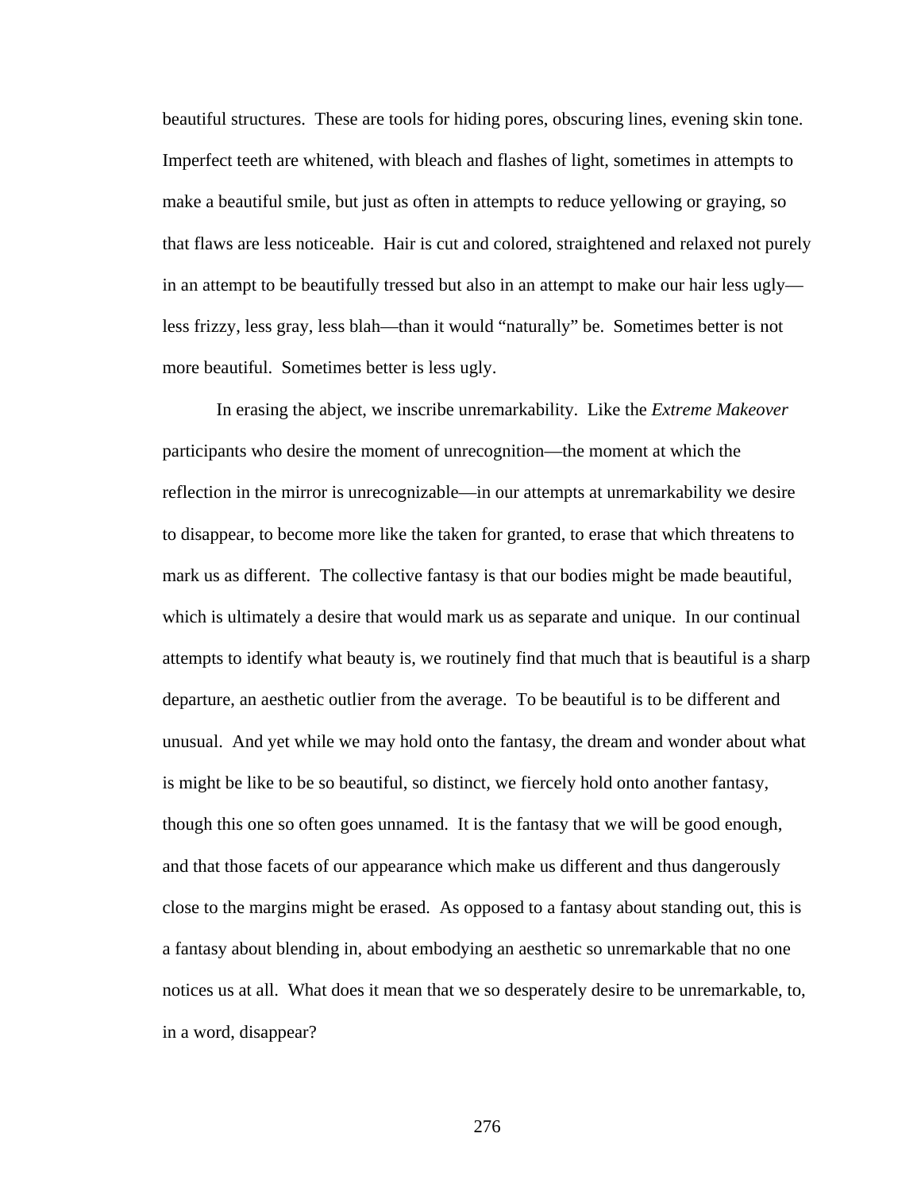beautiful structures. These are tools for hiding pores, obscuring lines, evening skin tone. Imperfect teeth are whitened, with bleach and flashes of light, sometimes in attempts to make a beautiful smile, but just as often in attempts to reduce yellowing or graying, so that flaws are less noticeable. Hair is cut and colored, straightened and relaxed not purely in an attempt to be beautifully tressed but also in an attempt to make our hair less ugly—less frizzy, less gray, less blah—than it would "naturally" be. Sometimes better is not more beautiful. Sometimes better is less ugly.

In erasing the abject, we inscribe unremarkability. Like the *Extreme Makeover* participants who desire the moment of unrecognition—the moment at which the reflection in the mirror is unrecognizable—in our attempts at unremarkability we desire to disappear, to become more like the taken for granted, to erase that which threatens to mark us as different. The collective fantasy is that our bodies might be made beautiful, which is ultimately a desire that would mark us as separate and unique. In our continual attempts to identify what beauty is, we routinely find that much that is beautiful is a sharp departure, an aesthetic outlier from the average. To be beautiful is to be different and unusual. And yet while we may hold onto the fantasy, the dream and wonder about what is might be like to be so beautiful, so distinct, we fiercely hold onto another fantasy, though this one so often goes unnamed. It is the fantasy that we will be good enough, and that those facets of our appearance which make us different and thus dangerously close to the margins might be erased. As opposed to a fantasy about standing out, this is a fantasy about blending in, about embodying an aesthetic so unremarkable that no one notices us at all. What does it mean that we so desperately desire to be unremarkable, to, in a word, disappear?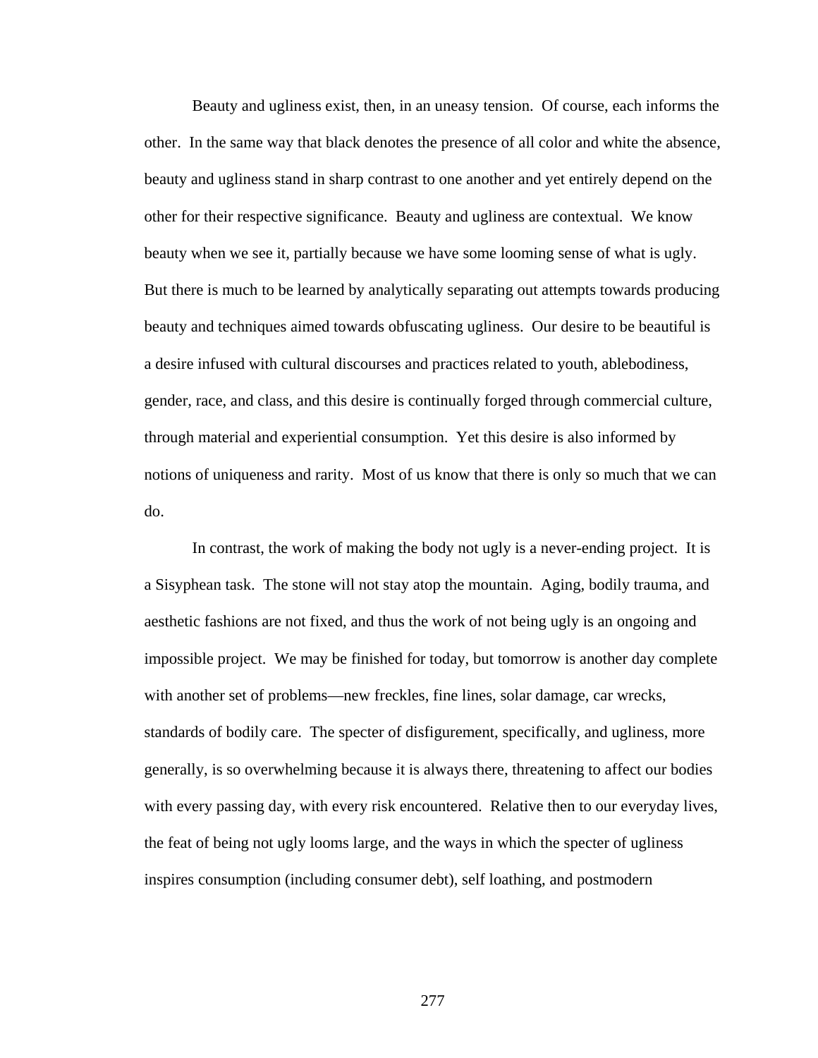Beauty and ugliness exist, then, in an uneasy tension. Of course, each informs the other. In the same way that black denotes the presence of all color and white the absence, beauty and ugliness stand in sharp contrast to one another and yet entirely depend on the other for their respective significance. Beauty and ugliness are contextual. We know beauty when we see it, partially because we have some looming sense of what is ugly. But there is much to be learned by analytically separating out attempts towards producing beauty and techniques aimed towards obfuscating ugliness. Our desire to be beautiful is a desire infused with cultural discourses and practices related to youth, ablebodiness, gender, race, and class, and this desire is continually forged through commercial culture, through material and experiential consumption. Yet this desire is also informed by notions of uniqueness and rarity. Most of us know that there is only so much that we can do.

In contrast, the work of making the body not ugly is a never-ending project. It is a Sisyphean task. The stone will not stay atop the mountain. Aging, bodily trauma, and aesthetic fashions are not fixed, and thus the work of not being ugly is an ongoing and impossible project. We may be finished for today, but tomorrow is another day complete with another set of problems—new freckles, fine lines, solar damage, car wrecks, standards of bodily care. The specter of disfigurement, specifically, and ugliness, more generally, is so overwhelming because it is always there, threatening to affect our bodies with every passing day, with every risk encountered. Relative then to our everyday lives, the feat of being not ugly looms large, and the ways in which the specter of ugliness inspires consumption (including consumer debt), self loathing, and postmodern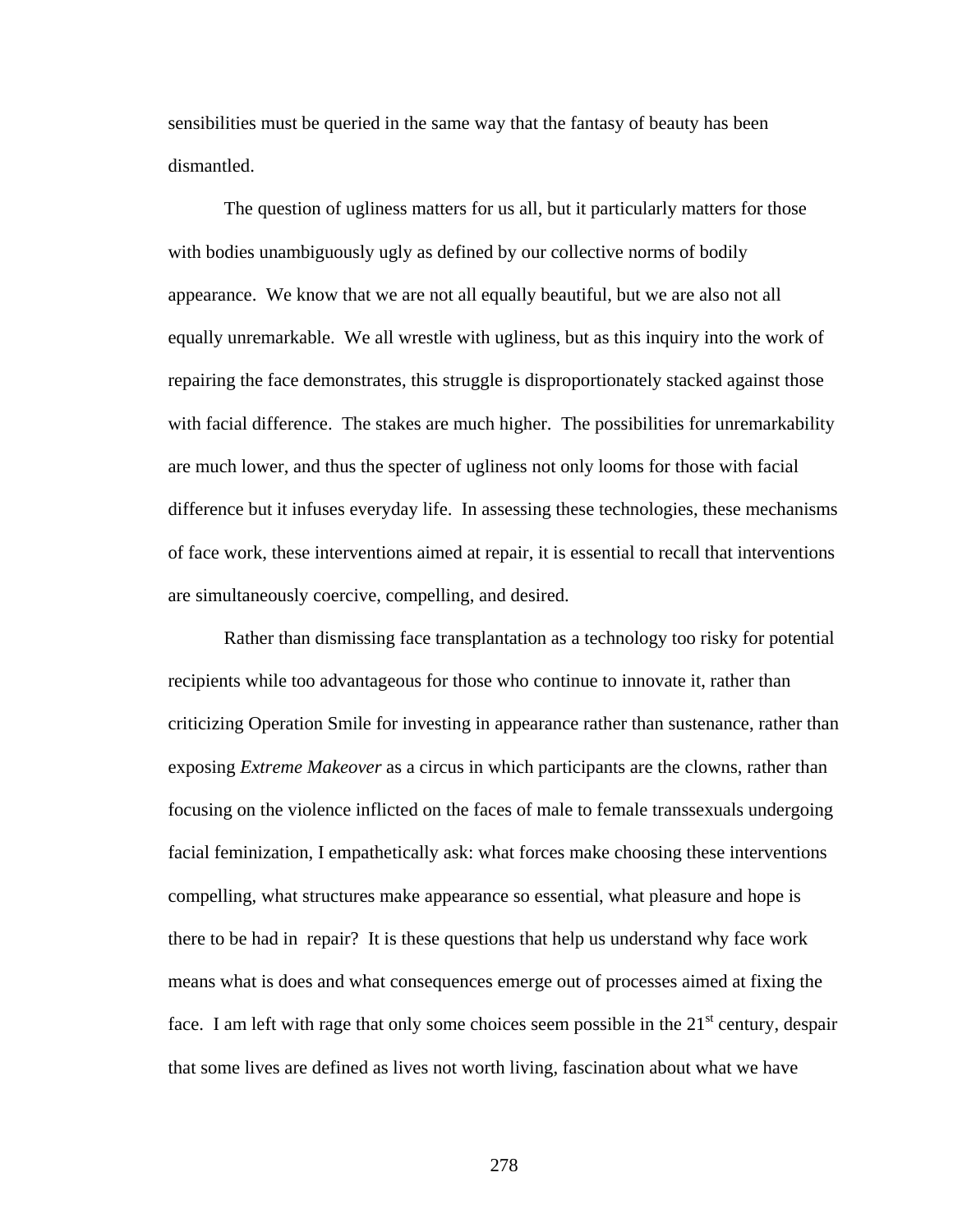sensibilities must be queried in the same way that the fantasy of beauty has been dismantled.

The question of ugliness matters for us all, but it particularly matters for those with bodies unambiguously ugly as defined by our collective norms of bodily appearance. We know that we are not all equally beautiful, but we are also not all equally unremarkable. We all wrestle with ugliness, but as this inquiry into the work of repairing the face demonstrates, this struggle is disproportionately stacked against those with facial difference. The stakes are much higher. The possibilities for unremarkability are much lower, and thus the specter of ugliness not only looms for those with facial difference but it infuses everyday life. In assessing these technologies, these mechanisms of face work, these interventions aimed at repair, it is essential to recall that interventions are simultaneously coercive, compelling, and desired.

Rather than dismissing face transplantation as a technology too risky for potential recipients while too advantageous for those who continue to innovate it, rather than criticizing Operation Smile for investing in appearance rather than sustenance, rather than exposing *Extreme Makeover* as a circus in which participants are the clowns, rather than focusing on the violence inflicted on the faces of male to female transsexuals undergoing facial feminization, I empathetically ask: what forces make choosing these interventions compelling, what structures make appearance so essential, what pleasure and hope is there to be had in repair? It is these questions that help us understand why face work means what is does and what consequences emerge out of processes aimed at fixing the face. I am left with rage that only some choices seem possible in the 21st century, despair that some lives are defined as lives not worth living, fascination about what we have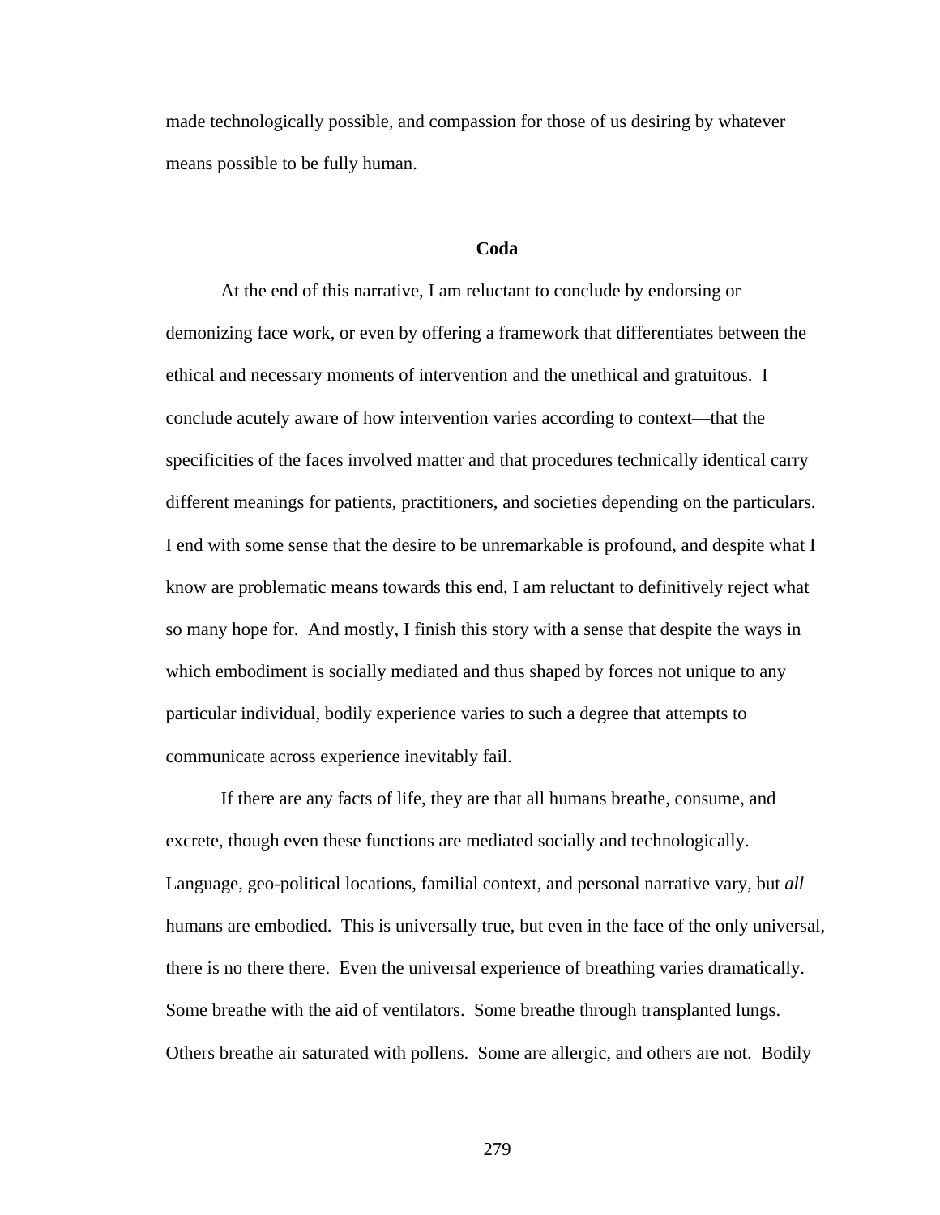made technologically possible, and compassion for those of us desiring by whatever means possible to be fully human.

## Coda

At the end of this narrative, I am reluctant to conclude by endorsing or demonizing face work, or even by offering a framework that differentiates between the ethical and necessary moments of intervention and the unethical and gratuitous. I conclude acutely aware of how intervention varies according to context—that the specificities of the faces involved matter and that procedures technically identical carry different meanings for patients, practitioners, and societies depending on the particulars. I end with some sense that the desire to be unremarkable is profound, and despite what I know are problematic means towards this end, I am reluctant to definitively reject what so many hope for. And mostly, I finish this story with a sense that despite the ways in which embodiment is socially mediated and thus shaped by forces not unique to any particular individual, bodily experience varies to such a degree that attempts to communicate across experience inevitably fail.

If there are any facts of life, they are that all humans breathe, consume, and excrete, though even these functions are mediated socially and technologically. Language, geo-political locations, familial context, and personal narrative vary, but *all* humans are embodied. This is universally true, but even in the face of the only universal, there is no there there. Even the universal experience of breathing varies dramatically. Some breathe with the aid of ventilators. Some breathe through transplanted lungs. Others breathe air saturated with pollens. Some are allergic, and others are not. Bodily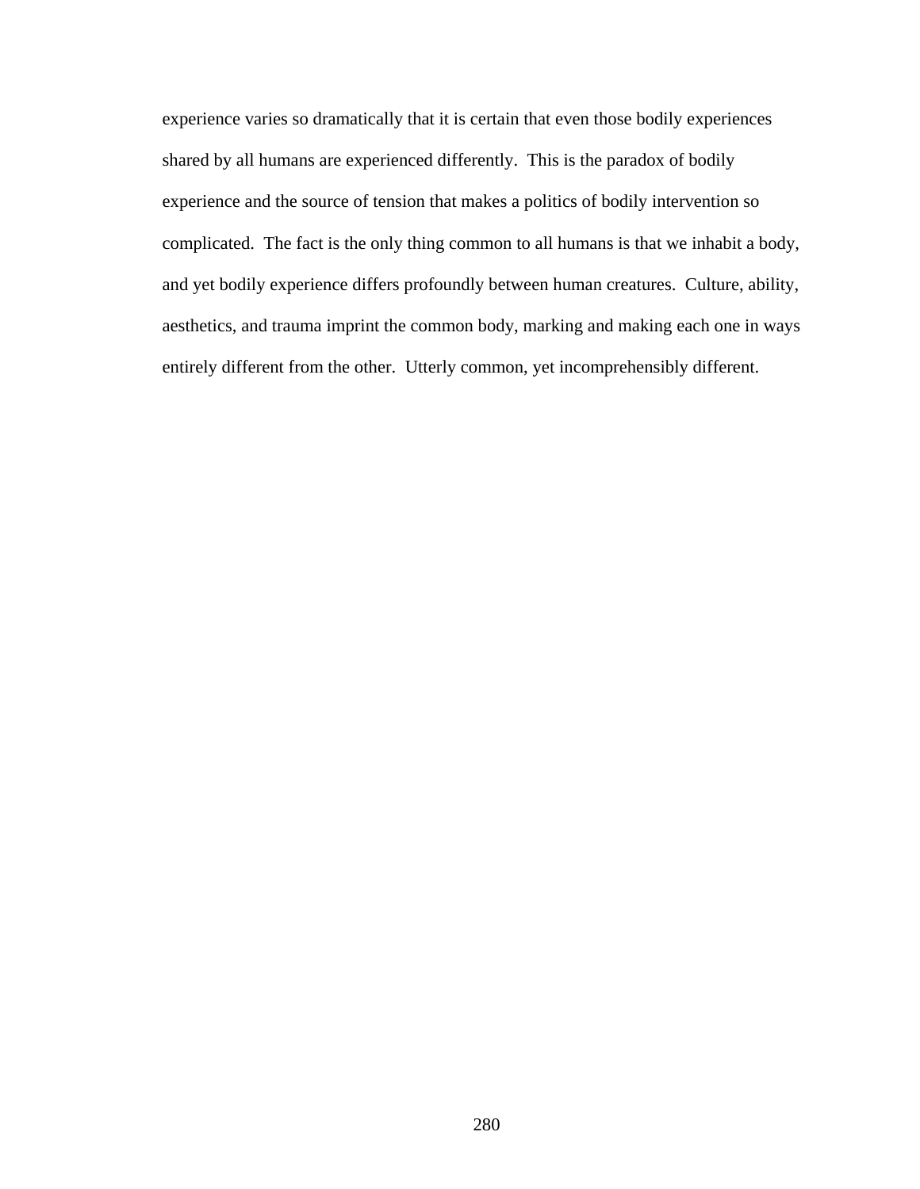experience varies so dramatically that it is certain that even those bodily experiences shared by all humans are experienced differently. This is the paradox of bodily experience and the source of tension that makes a politics of bodily intervention so complicated. The fact is the only thing common to all humans is that we inhabit a body, and yet bodily experience differs profoundly between human creatures. Culture, ability, aesthetics, and trauma imprint the common body, marking and making each one in ways entirely different from the other. Utterly common, yet incomprehensibly different.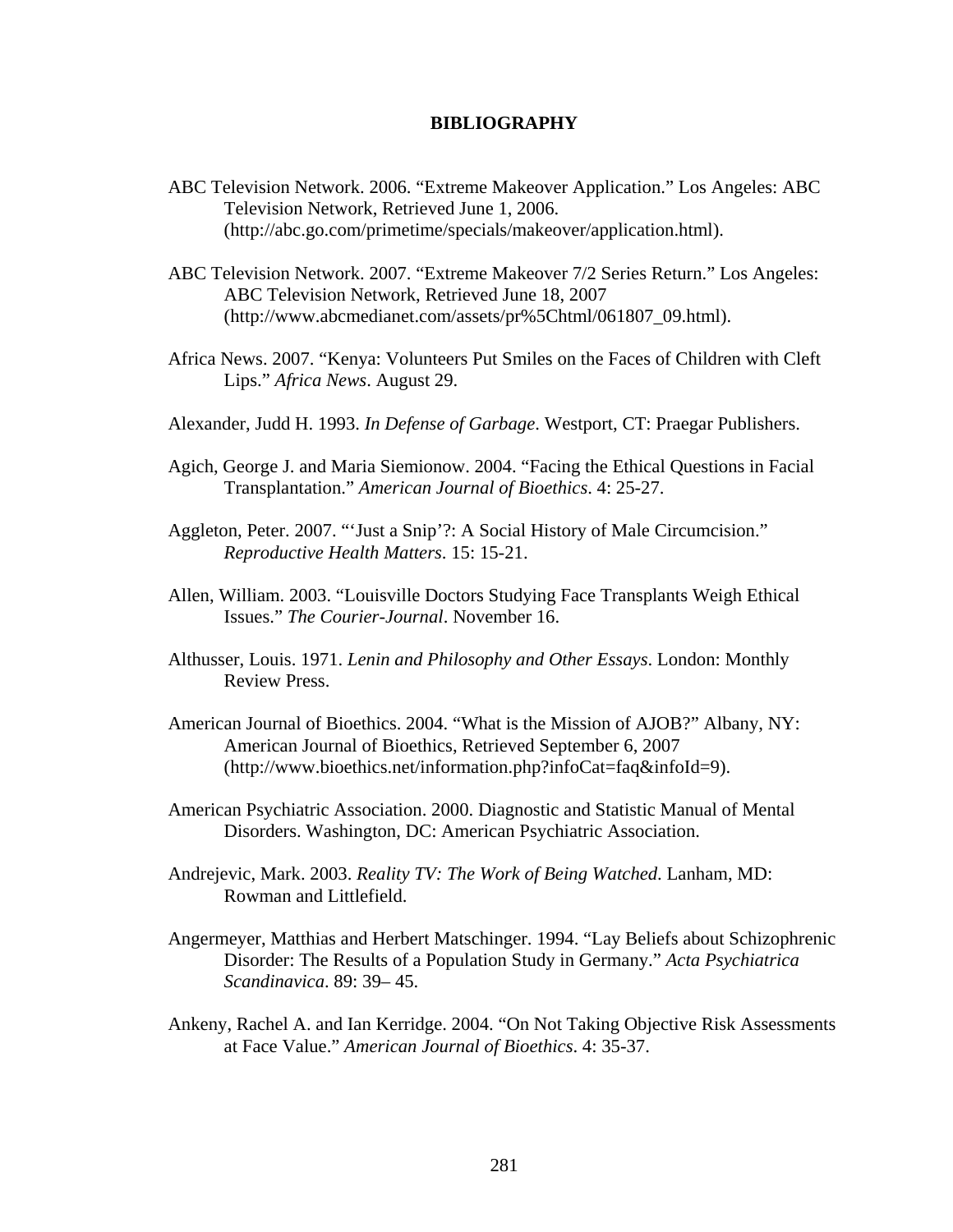# BIBLIOGRAPHY

ABC Television Network. 2006. “Extreme Makeover Application.” Los Angeles: ABC Television Network, Retrieved June 1, 2006. (http://abc.go.com/primetime/specials/makeover/application.html).

ABC Television Network. 2007. “Extreme Makeover 7/2 Series Return.” Los Angeles: ABC Television Network, Retrieved June 18, 2007 (http://www.abcmedianet.com/assets/pr%5Chtml/061807_09.html).

Africa News. 2007. “Kenya: Volunteers Put Smiles on the Faces of Children with Cleft Lips.” *Africa News*. August 29.

Alexander, Judd H. 1993. *In Defense of Garbage*. Westport, CT: Praegar Publishers.

Agich, George J. and Maria Siemionow. 2004. “Facing the Ethical Questions in Facial Transplantation.” *American Journal of Bioethics*. 4: 25-27.

Aggleton, Peter. 2007. “‘Just a Snip’?: A Social History of Male Circumcision.” *Reproductive Health Matters*. 15: 15-21.

Allen, William. 2003. “Louisville Doctors Studying Face Transplants Weigh Ethical Issues.” *The Courier-Journal*. November 16.

Althusser, Louis. 1971. *Lenin and Philosophy and Other Essays*. London: Monthly Review Press.

American Journal of Bioethics. 2004. “What is the Mission of AJOB?” Albany, NY: American Journal of Bioethics, Retrieved September 6, 2007 (http://www.bioethics.net/information.php?infoCat=faq&infoId=9).

American Psychiatric Association. 2000. Diagnostic and Statistic Manual of Mental Disorders. Washington, DC: American Psychiatric Association.

Andrejevic, Mark. 2003. *Reality TV: The Work of Being Watched*. Lanham, MD: Rowman and Littlefield.

Angermeyer, Matthias and Herbert Matschinger. 1994. “Lay Beliefs about Schizophrenic Disorder: The Results of a Population Study in Germany.” *Acta Psychiatrica Scandinavica*. 89: 39– 45.

Ankeny, Rachel A. and Ian Kerridge. 2004. “On Not Taking Objective Risk Assessments at Face Value.” *American Journal of Bioethics*. 4: 35-37.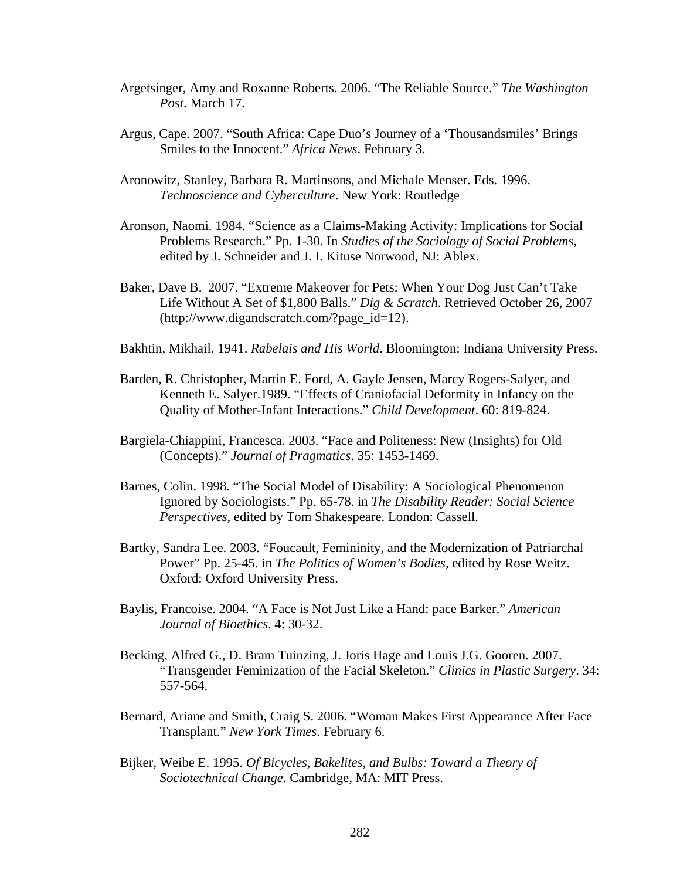Argetsinger, Amy and Roxanne Roberts. 2006. "The Reliable Source." *The Washington Post*. March 17.

Argus, Cape. 2007. "South Africa: Cape Duo's Journey of a 'Thousandsmiles' Brings Smiles to the Innocent." *Africa News*. February 3.

Aronowitz, Stanley, Barbara R. Martinsons, and Michale Menser. Eds. 1996. *Technoscience and Cyberculture*. New York: Routledge

Aronson, Naomi. 1984. "Science as a Claims-Making Activity: Implications for Social Problems Research." Pp. 1-30. In *Studies of the Sociology of Social Problems*, edited by J. Schneider and J. I. Kituse Norwood, NJ: Ablex.

Baker, Dave B. 2007. "Extreme Makeover for Pets: When Your Dog Just Can't Take Life Without A Set of $1,800 Balls." *Dig & Scratch*. Retrieved October 26, 2007 (http://www.digandscratch.com/?page_id=12).

Bakhtin, Mikhail. 1941. *Rabelais and His World*. Bloomington: Indiana University Press.

Barden, R. Christopher, Martin E. Ford, A. Gayle Jensen, Marcy Rogers-Salyer, and Kenneth E. Salyer.1989. "Effects of Craniofacial Deformity in Infancy on the Quality of Mother-Infant Interactions." *Child Development*. 60: 819-824.

Bargiela-Chiappini, Francesca. 2003. "Face and Politeness: New (Insights) for Old (Concepts)." *Journal of Pragmatics*. 35: 1453-1469.

Barnes, Colin. 1998. "The Social Model of Disability: A Sociological Phenomenon Ignored by Sociologists." Pp. 65-78. in *The Disability Reader: Social Science Perspectives*, edited by Tom Shakespeare. London: Cassell.

Bartky, Sandra Lee. 2003. "Foucault, Femininity, and the Modernization of Patriarchal Power" Pp. 25-45. in *The Politics of Women's Bodies*, edited by Rose Weitz. Oxford: Oxford University Press.

Baylis, Francoise. 2004. "A Face is Not Just Like a Hand: pace Barker." *American Journal of Bioethics*. 4: 30-32.

Becking, Alfred G., D. Bram Tuinzing, J. Joris Hage and Louis J.G. Gooren. 2007. "Transgender Feminization of the Facial Skeleton." *Clinics in Plastic Surgery*. 34: 557-564.

Bernard, Ariane and Smith, Craig S. 2006. "Woman Makes First Appearance After Face Transplant." *New York Times*. February 6.

Bijker, Weibe E. 1995. *Of Bicycles, Bakelites, and Bulbs: Toward a Theory of Sociotechnical Change*. Cambridge, MA: MIT Press.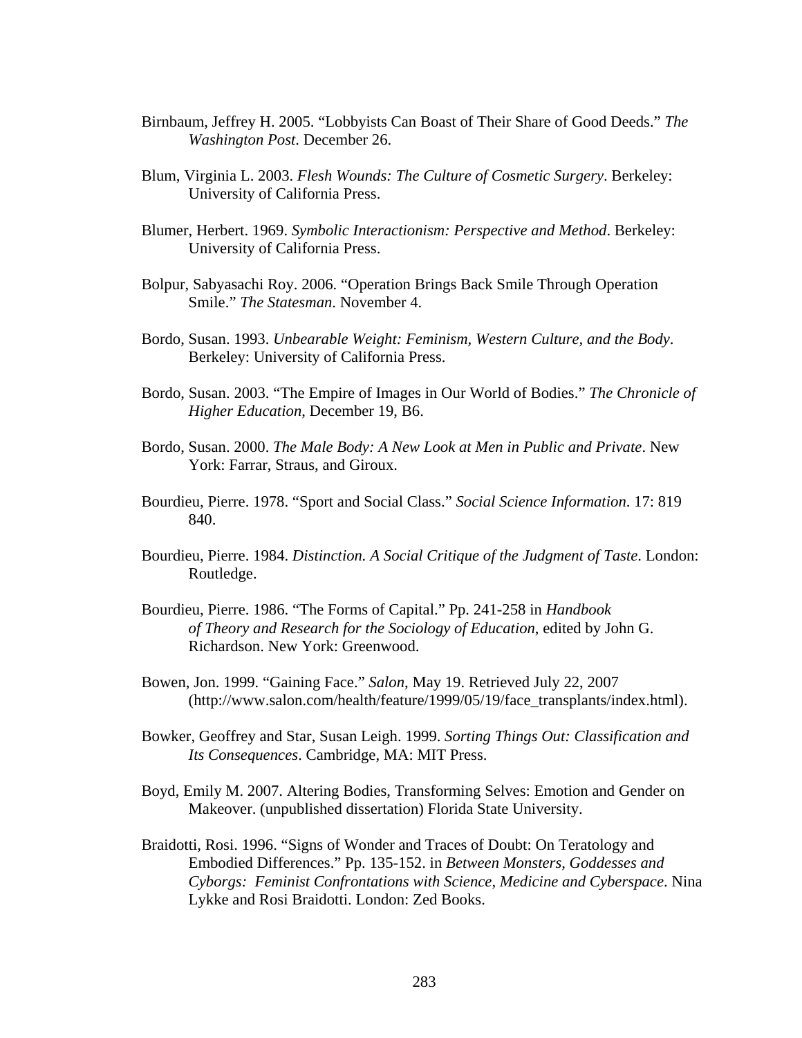Birnbaum, Jeffrey H. 2005. “Lobbyists Can Boast of Their Share of Good Deeds.” *The Washington Post*. December 26.

Blum, Virginia L. 2003. *Flesh Wounds: The Culture of Cosmetic Surgery*. Berkeley: University of California Press.

Blumer, Herbert. 1969. *Symbolic Interactionism: Perspective and Method*. Berkeley: University of California Press.

Bolpur, Sabyasachi Roy. 2006. “Operation Brings Back Smile Through Operation Smile.” *The Statesman*. November 4.

Bordo, Susan. 1993. *Unbearable Weight: Feminism, Western Culture, and the Body*. Berkeley: University of California Press.

Bordo, Susan. 2003. “The Empire of Images in Our World of Bodies.” *The Chronicle of Higher Education*, December 19, B6.

Bordo, Susan. 2000. *The Male Body: A New Look at Men in Public and Private*. New York: Farrar, Straus, and Giroux.

Bourdieu, Pierre. 1978. “Sport and Social Class.” *Social Science Information*. 17: 819 840.

Bourdieu, Pierre. 1984. *Distinction. A Social Critique of the Judgment of Taste*. London: Routledge.

Bourdieu, Pierre. 1986. “The Forms of Capital.” Pp. 241-258 in *Handbook of Theory and Research for the Sociology of Education*, edited by John G. Richardson. New York: Greenwood.

Bowen, Jon. 1999. “Gaining Face.” *Salon*, May 19. Retrieved July 22, 2007 (http://www.salon.com/health/feature/1999/05/19/face_transplants/index.html).

Bowker, Geoffrey and Star, Susan Leigh. 1999. *Sorting Things Out: Classification and Its Consequences*. Cambridge, MA: MIT Press.

Boyd, Emily M. 2007. Altering Bodies, Transforming Selves: Emotion and Gender on Makeover. (unpublished dissertation) Florida State University.

Braidotti, Rosi. 1996. “Signs of Wonder and Traces of Doubt: On Teratology and Embodied Differences.” Pp. 135-152. in *Between Monsters, Goddesses and Cyborgs: Feminist Confrontations with Science, Medicine and Cyberspace*. Nina Lykke and Rosi Braidotti. London: Zed Books.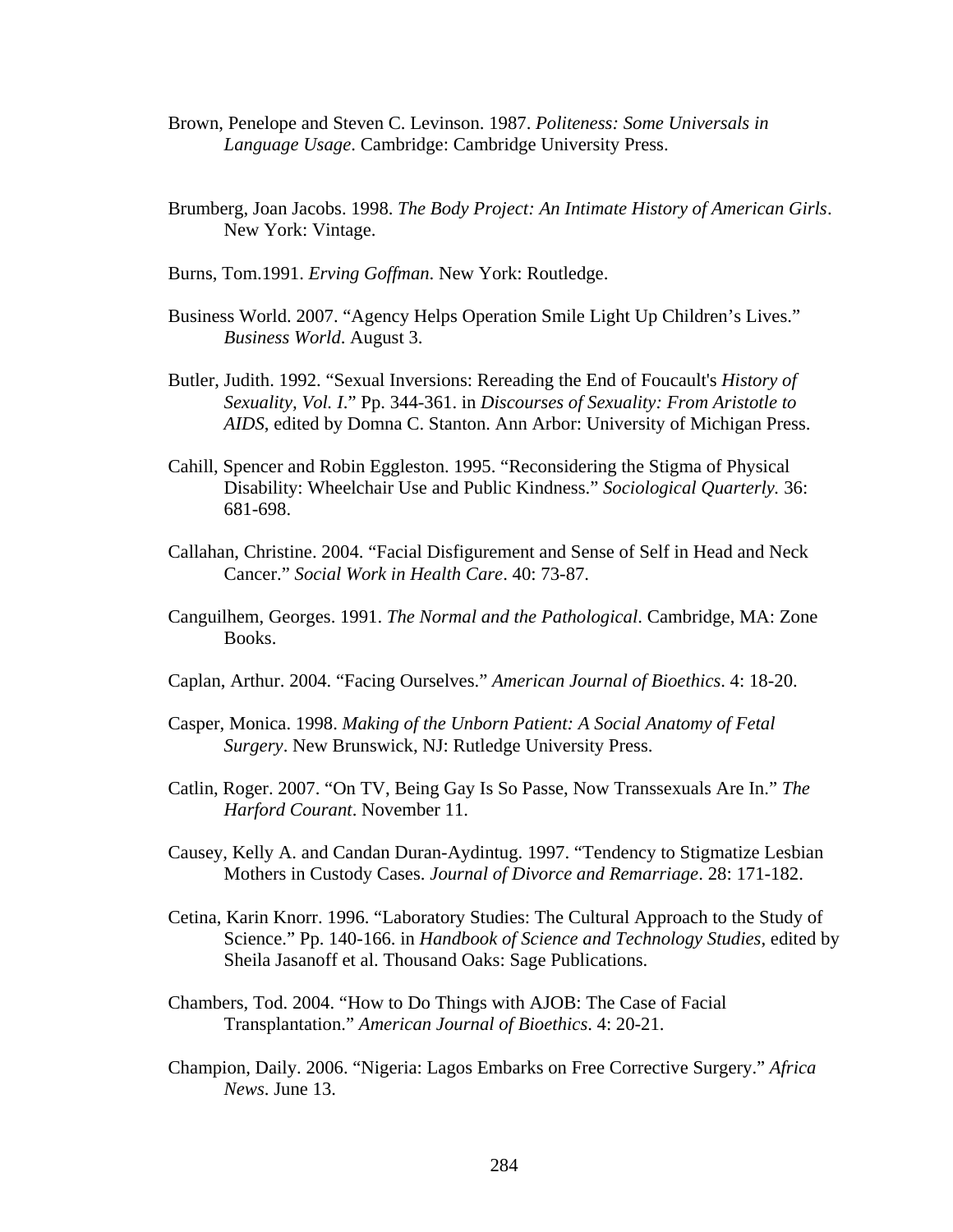Brown, Penelope and Steven C. Levinson. 1987. *Politeness: Some Universals in Language Usage*. Cambridge: Cambridge University Press.

Brumberg, Joan Jacobs. 1998. *The Body Project: An Intimate History of American Girls*. New York: Vintage.

Burns, Tom.1991. *Erving Goffman*. New York: Routledge.

Business World. 2007. "Agency Helps Operation Smile Light Up Children's Lives." *Business World*. August 3.

Butler, Judith. 1992. "Sexual Inversions: Rereading the End of Foucault's *History of Sexuality, Vol. I*." Pp. 344-361. in *Discourses of Sexuality: From Aristotle to AIDS*, edited by Domna C. Stanton. Ann Arbor: University of Michigan Press.

Cahill, Spencer and Robin Eggleston. 1995. "Reconsidering the Stigma of Physical Disability: Wheelchair Use and Public Kindness." *Sociological Quarterly.* 36: 681-698.

Callahan, Christine. 2004. "Facial Disfigurement and Sense of Self in Head and Neck Cancer." *Social Work in Health Care*. 40: 73-87.

Canguilhem, Georges. 1991. *The Normal and the Pathological*. Cambridge, MA: Zone Books.

Caplan, Arthur. 2004. "Facing Ourselves." *American Journal of Bioethics*. 4: 18-20.

Casper, Monica. 1998. *Making of the Unborn Patient: A Social Anatomy of Fetal Surgery*. New Brunswick, NJ: Rutledge University Press.

Catlin, Roger. 2007. "On TV, Being Gay Is So Passe, Now Transsexuals Are In." *The Harford Courant*. November 11.

Causey, Kelly A. and Candan Duran-Aydintug. 1997. "Tendency to Stigmatize Lesbian Mothers in Custody Cases. *Journal of Divorce and Remarriage*. 28: 171-182.

Cetina, Karin Knorr. 1996. "Laboratory Studies: The Cultural Approach to the Study of Science." Pp. 140-166. in *Handbook of Science and Technology Studies*, edited by Sheila Jasanoff et al. Thousand Oaks: Sage Publications.

Chambers, Tod. 2004. "How to Do Things with AJOB: The Case of Facial Transplantation." *American Journal of Bioethics*. 4: 20-21.

Champion, Daily. 2006. "Nigeria: Lagos Embarks on Free Corrective Surgery." *Africa News*. June 13.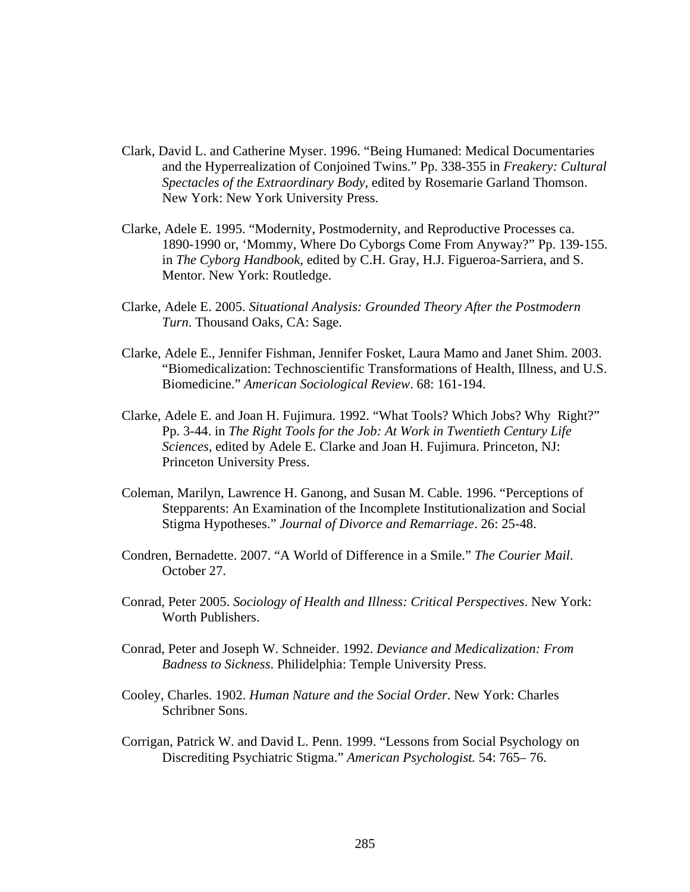Clark, David L. and Catherine Myser. 1996. "Being Humaned: Medical Documentaries and the Hyperrealization of Conjoined Twins." Pp. 338-355 in *Freakery: Cultural Spectacles of the Extraordinary Body*, edited by Rosemarie Garland Thomson. New York: New York University Press.

Clarke, Adele E. 1995. "Modernity, Postmodernity, and Reproductive Processes ca. 1890-1990 or, 'Mommy, Where Do Cyborgs Come From Anyway?" Pp. 139-155. in *The Cyborg Handbook*, edited by C.H. Gray, H.J. Figueroa-Sarriera, and S. Mentor. New York: Routledge.

Clarke, Adele E. 2005. *Situational Analysis: Grounded Theory After the Postmodern Turn*. Thousand Oaks, CA: Sage.

Clarke, Adele E., Jennifer Fishman, Jennifer Fosket, Laura Mamo and Janet Shim. 2003. "Biomedicalization: Technoscientific Transformations of Health, Illness, and U.S. Biomedicine." *American Sociological Review*. 68: 161-194.

Clarke, Adele E. and Joan H. Fujimura. 1992. "What Tools? Which Jobs? Why Right?" Pp. 3-44. in *The Right Tools for the Job: At Work in Twentieth Century Life Sciences*, edited by Adele E. Clarke and Joan H. Fujimura. Princeton, NJ: Princeton University Press.

Coleman, Marilyn, Lawrence H. Ganong, and Susan M. Cable. 1996. "Perceptions of Stepparents: An Examination of the Incomplete Institutionalization and Social Stigma Hypotheses." *Journal of Divorce and Remarriage*. 26: 25-48.

Condren, Bernadette. 2007. "A World of Difference in a Smile." *The Courier Mail*. October 27.

Conrad, Peter 2005. *Sociology of Health and Illness: Critical Perspectives*. New York: Worth Publishers.

Conrad, Peter and Joseph W. Schneider. 1992. *Deviance and Medicalization: From Badness to Sickness*. Philidelphia: Temple University Press.

Cooley, Charles. 1902. *Human Nature and the Social Order*. New York: Charles Schribner Sons.

Corrigan, Patrick W. and David L. Penn. 1999. "Lessons from Social Psychology on Discrediting Psychiatric Stigma." *American Psychologist.* 54: 765– 76.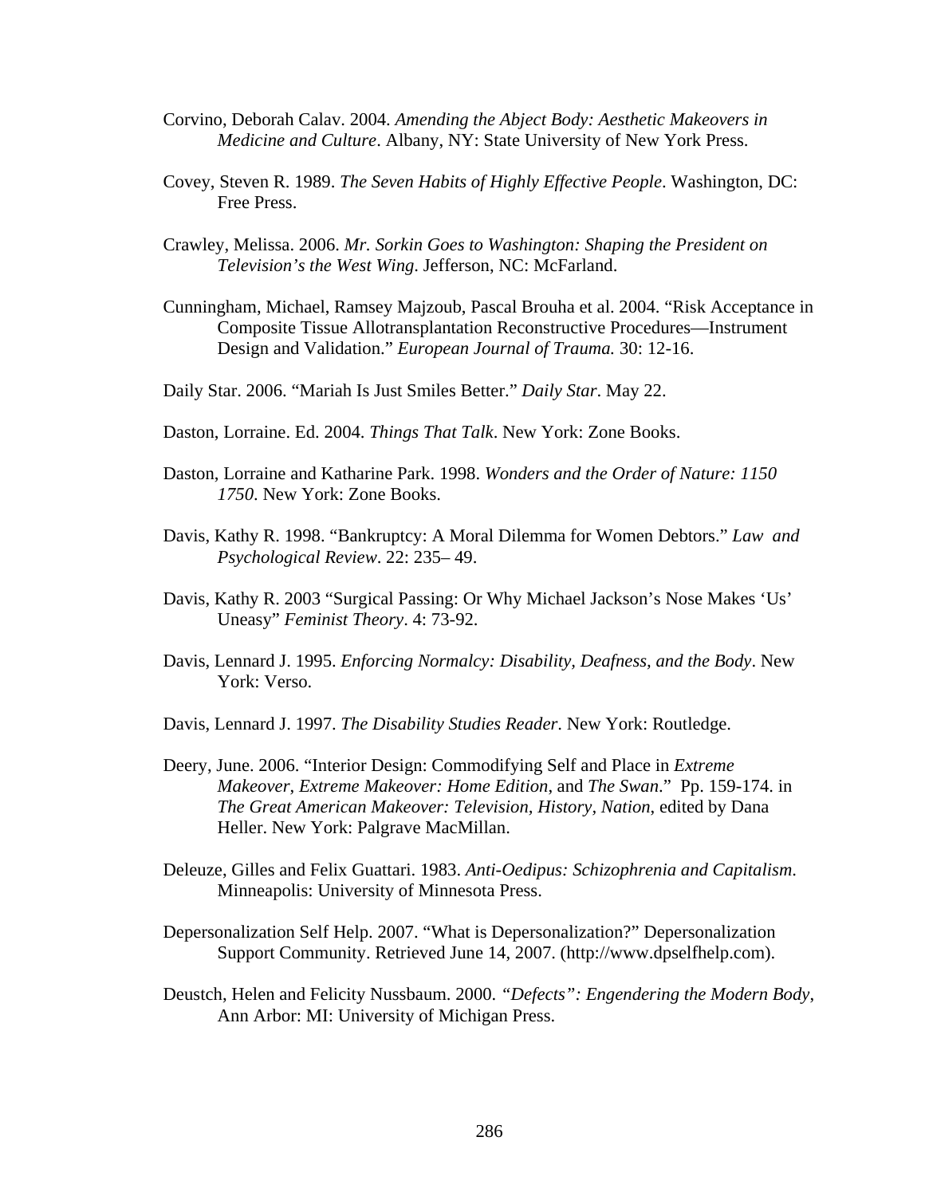Corvino, Deborah Calav. 2004. *Amending the Abject Body: Aesthetic Makeovers in Medicine and Culture*. Albany, NY: State University of New York Press.

Covey, Steven R. 1989. *The Seven Habits of Highly Effective People*. Washington, DC: Free Press.

Crawley, Melissa. 2006. *Mr. Sorkin Goes to Washington: Shaping the President on Television's the West Wing*. Jefferson, NC: McFarland.

Cunningham, Michael, Ramsey Majzoub, Pascal Brouha et al. 2004. "Risk Acceptance in Composite Tissue Allotransplantation Reconstructive Procedures—Instrument Design and Validation." *European Journal of Trauma.* 30: 12-16.

Daily Star. 2006. "Mariah Is Just Smiles Better." *Daily Star*. May 22.

Daston, Lorraine. Ed. 2004. *Things That Talk*. New York: Zone Books.

Daston, Lorraine and Katharine Park. 1998. *Wonders and the Order of Nature: 1150 1750*. New York: Zone Books.

Davis, Kathy R. 1998. "Bankruptcy: A Moral Dilemma for Women Debtors." *Law and Psychological Review*. 22: 235– 49.

Davis, Kathy R. 2003 "Surgical Passing: Or Why Michael Jackson's Nose Makes 'Us' Uneasy" *Feminist Theory*. 4: 73-92.

Davis, Lennard J. 1995. *Enforcing Normalcy: Disability, Deafness, and the Body*. New York: Verso.

Davis, Lennard J. 1997. *The Disability Studies Reader*. New York: Routledge.

Deery, June. 2006. "Interior Design: Commodifying Self and Place in *Extreme Makeover*, *Extreme Makeover: Home Edition*, and *The Swan*." Pp. 159-174. in *The Great American Makeover: Television, History, Nation*, edited by Dana Heller. New York: Palgrave MacMillan.

Deleuze, Gilles and Felix Guattari. 1983. *Anti-Oedipus: Schizophrenia and Capitalism*. Minneapolis: University of Minnesota Press.

Depersonalization Self Help. 2007. "What is Depersonalization?" Depersonalization Support Community. Retrieved June 14, 2007. (http://www.dpselfhelp.com).

Deustch, Helen and Felicity Nussbaum. 2000. *"Defects": Engendering the Modern Body*, Ann Arbor: MI: University of Michigan Press.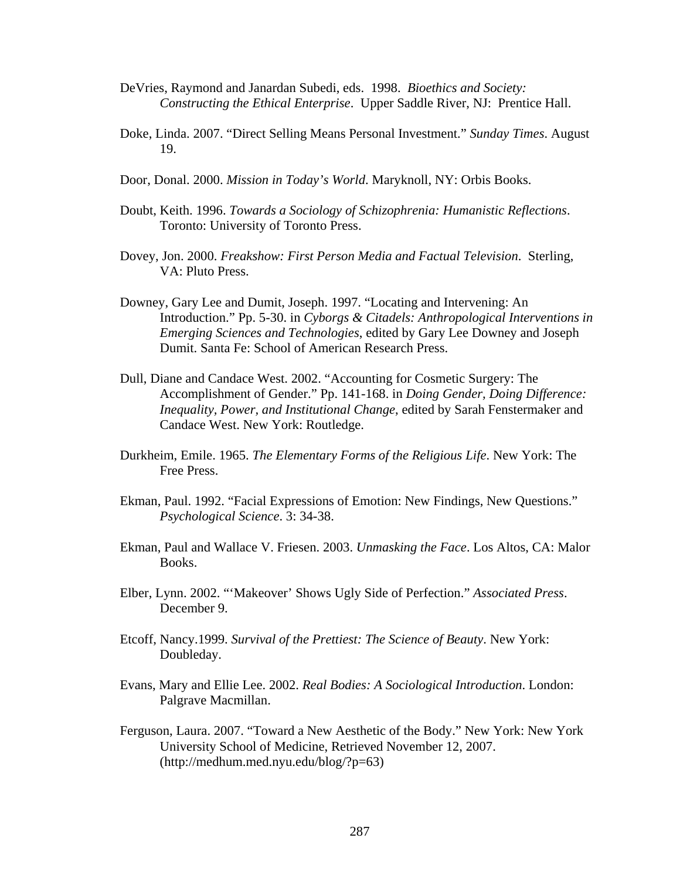DeVries, Raymond and Janardan Subedi, eds. 1998. *Bioethics and Society: Constructing the Ethical Enterprise*. Upper Saddle River, NJ: Prentice Hall.

Doke, Linda. 2007. "Direct Selling Means Personal Investment." *Sunday Times*. August 19.

Door, Donal. 2000. *Mission in Today's World*. Maryknoll, NY: Orbis Books.

Doubt, Keith. 1996. *Towards a Sociology of Schizophrenia: Humanistic Reflections*. Toronto: University of Toronto Press.

Dovey, Jon. 2000. *Freakshow: First Person Media and Factual Television*. Sterling, VA: Pluto Press.

Downey, Gary Lee and Dumit, Joseph. 1997. "Locating and Intervening: An Introduction." Pp. 5-30. in *Cyborgs & Citadels: Anthropological Interventions in Emerging Sciences and Technologies*, edited by Gary Lee Downey and Joseph Dumit. Santa Fe: School of American Research Press.

Dull, Diane and Candace West. 2002. "Accounting for Cosmetic Surgery: The Accomplishment of Gender." Pp. 141-168. in *Doing Gender, Doing Difference: Inequality, Power, and Institutional Change*, edited by Sarah Fenstermaker and Candace West. New York: Routledge.

Durkheim, Emile. 1965. *The Elementary Forms of the Religious Life*. New York: The Free Press.

Ekman, Paul. 1992. "Facial Expressions of Emotion: New Findings, New Questions." *Psychological Science*. 3: 34-38.

Ekman, Paul and Wallace V. Friesen. 2003. *Unmasking the Face*. Los Altos, CA: Malor Books.

Elber, Lynn. 2002. "'Makeover' Shows Ugly Side of Perfection." *Associated Press*. December 9.

Etcoff, Nancy.1999. *Survival of the Prettiest: The Science of Beauty*. New York: Doubleday.

Evans, Mary and Ellie Lee. 2002. *Real Bodies: A Sociological Introduction*. London: Palgrave Macmillan.

Ferguson, Laura. 2007. "Toward a New Aesthetic of the Body." New York: New York University School of Medicine, Retrieved November 12, 2007. (http://medhum.med.nyu.edu/blog/?p=63)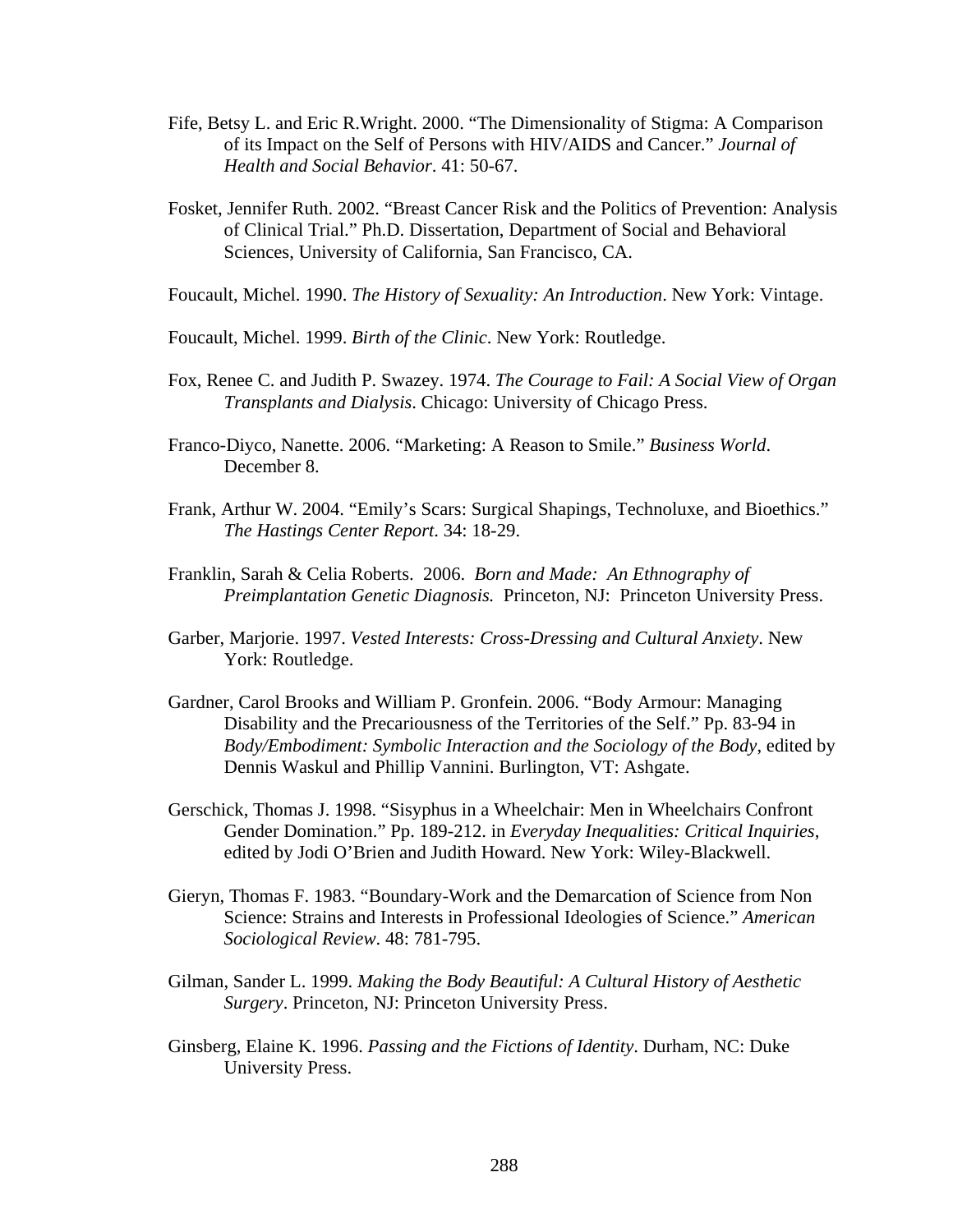Fife, Betsy L. and Eric R.Wright. 2000. "The Dimensionality of Stigma: A Comparison of its Impact on the Self of Persons with HIV/AIDS and Cancer." *Journal of Health and Social Behavior*. 41: 50-67.

Fosket, Jennifer Ruth. 2002. "Breast Cancer Risk and the Politics of Prevention: Analysis of Clinical Trial." Ph.D. Dissertation, Department of Social and Behavioral Sciences, University of California, San Francisco, CA.

Foucault, Michel. 1990. *The History of Sexuality: An Introduction*. New York: Vintage.

Foucault, Michel. 1999. *Birth of the Clinic*. New York: Routledge.

Fox, Renee C. and Judith P. Swazey. 1974. *The Courage to Fail: A Social View of Organ Transplants and Dialysis*. Chicago: University of Chicago Press.

Franco-Diyco, Nanette. 2006. "Marketing: A Reason to Smile." *Business World*. December 8.

Frank, Arthur W. 2004. "Emily's Scars: Surgical Shapings, Technoluxe, and Bioethics." *The Hastings Center Report*. 34: 18-29.

Franklin, Sarah & Celia Roberts. 2006. *Born and Made: An Ethnography of Preimplantation Genetic Diagnosis.* Princeton, NJ: Princeton University Press.

Garber, Marjorie. 1997. *Vested Interests: Cross-Dressing and Cultural Anxiety*. New York: Routledge.

Gardner, Carol Brooks and William P. Gronfein. 2006. "Body Armour: Managing Disability and the Precariousness of the Territories of the Self." Pp. 83-94 in *Body/Embodiment: Symbolic Interaction and the Sociology of the Body*, edited by Dennis Waskul and Phillip Vannini. Burlington, VT: Ashgate.

Gerschick, Thomas J. 1998. "Sisyphus in a Wheelchair: Men in Wheelchairs Confront Gender Domination." Pp. 189-212. in *Everyday Inequalities: Critical Inquiries*, edited by Jodi O'Brien and Judith Howard. New York: Wiley-Blackwell.

Gieryn, Thomas F. 1983. "Boundary-Work and the Demarcation of Science from Non Science: Strains and Interests in Professional Ideologies of Science." *American Sociological Review*. 48: 781-795.

Gilman, Sander L. 1999. *Making the Body Beautiful: A Cultural History of Aesthetic Surgery*. Princeton, NJ: Princeton University Press.

Ginsberg, Elaine K. 1996. *Passing and the Fictions of Identity*. Durham, NC: Duke University Press.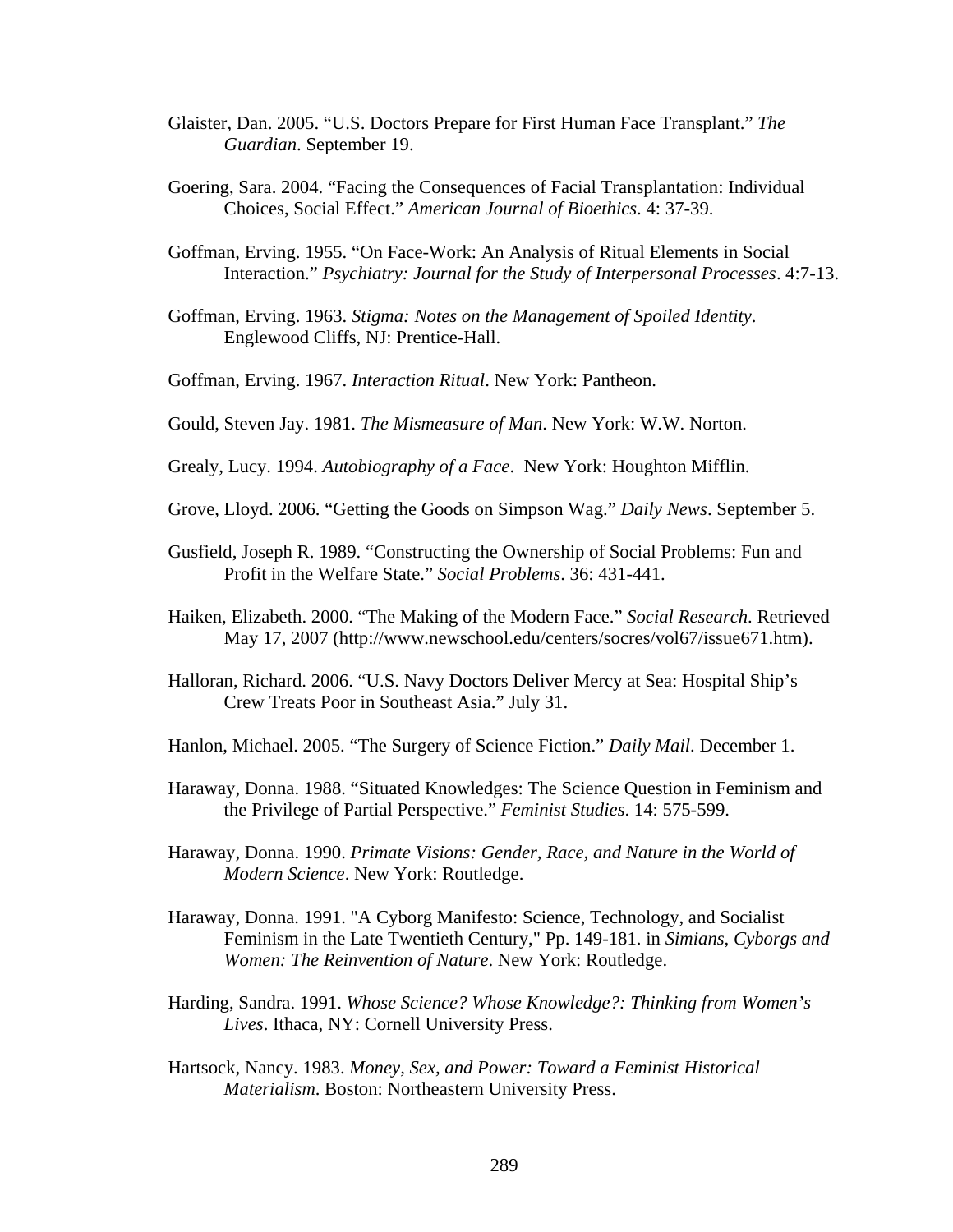Glaister, Dan. 2005. "U.S. Doctors Prepare for First Human Face Transplant." *The Guardian*. September 19.

Goering, Sara. 2004. "Facing the Consequences of Facial Transplantation: Individual Choices, Social Effect." *American Journal of Bioethics*. 4: 37-39.

Goffman, Erving. 1955. "On Face-Work: An Analysis of Ritual Elements in Social Interaction." *Psychiatry: Journal for the Study of Interpersonal Processes*. 4:7-13.

Goffman, Erving. 1963. *Stigma: Notes on the Management of Spoiled Identity*. Englewood Cliffs, NJ: Prentice-Hall.

Goffman, Erving. 1967. *Interaction Ritual*. New York: Pantheon.

Gould, Steven Jay. 1981. *The Mismeasure of Man*. New York: W.W. Norton.

Grealy, Lucy. 1994. *Autobiography of a Face*. New York: Houghton Mifflin.

Grove, Lloyd. 2006. "Getting the Goods on Simpson Wag." *Daily News*. September 5.

Gusfield, Joseph R. 1989. "Constructing the Ownership of Social Problems: Fun and Profit in the Welfare State." *Social Problems*. 36: 431-441.

Haiken, Elizabeth. 2000. "The Making of the Modern Face." *Social Research*. Retrieved May 17, 2007 (http://www.newschool.edu/centers/socres/vol67/issue671.htm).

Halloran, Richard. 2006. "U.S. Navy Doctors Deliver Mercy at Sea: Hospital Ship's Crew Treats Poor in Southeast Asia." July 31.

Hanlon, Michael. 2005. "The Surgery of Science Fiction." *Daily Mail*. December 1.

Haraway, Donna. 1988. "Situated Knowledges: The Science Question in Feminism and the Privilege of Partial Perspective." *Feminist Studies*. 14: 575-599.

Haraway, Donna. 1990. *Primate Visions: Gender, Race, and Nature in the World of Modern Science*. New York: Routledge.

Haraway, Donna. 1991. "A Cyborg Manifesto: Science, Technology, and Socialist Feminism in the Late Twentieth Century," Pp. 149-181. in *Simians, Cyborgs and Women: The Reinvention of Nature*. New York: Routledge.

Harding, Sandra. 1991. *Whose Science? Whose Knowledge?: Thinking from Women's Lives*. Ithaca, NY: Cornell University Press.

Hartsock, Nancy. 1983. *Money, Sex, and Power: Toward a Feminist Historical Materialism*. Boston: Northeastern University Press.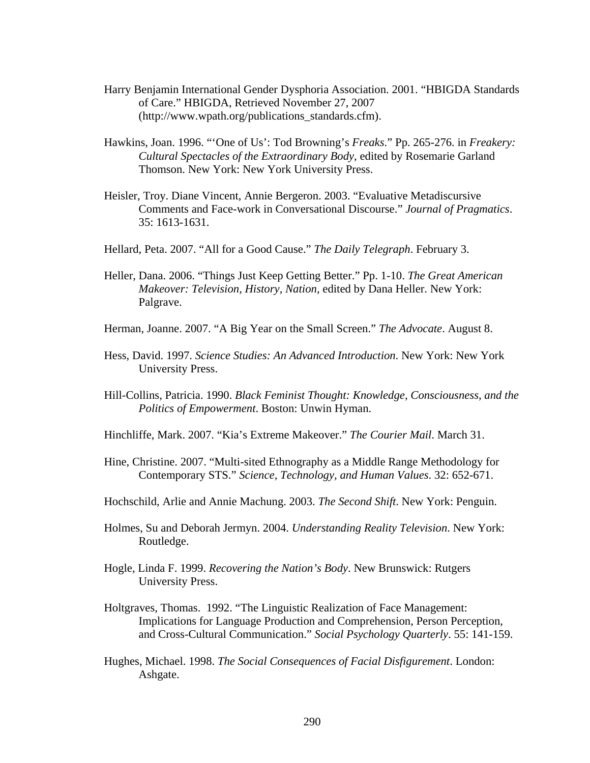Harry Benjamin International Gender Dysphoria Association. 2001. "HBIGDA Standards of Care." HBIGDA, Retrieved November 27, 2007 (http://www.wpath.org/publications_standards.cfm).

Hawkins, Joan. 1996. "'One of Us': Tod Browning's *Freaks*." Pp. 265-276. in *Freakery: Cultural Spectacles of the Extraordinary Body*, edited by Rosemarie Garland Thomson. New York: New York University Press.

Heisler, Troy. Diane Vincent, Annie Bergeron. 2003. "Evaluative Metadiscursive Comments and Face-work in Conversational Discourse." *Journal of Pragmatics*. 35: 1613-1631.

Hellard, Peta. 2007. "All for a Good Cause." *The Daily Telegraph*. February 3.

Heller, Dana. 2006. "Things Just Keep Getting Better." Pp. 1-10. *The Great American Makeover: Television, History, Nation*, edited by Dana Heller. New York: Palgrave.

Herman, Joanne. 2007. "A Big Year on the Small Screen." *The Advocate*. August 8.

Hess, David. 1997. *Science Studies: An Advanced Introduction*. New York: New York University Press.

Hill-Collins, Patricia. 1990. *Black Feminist Thought: Knowledge, Consciousness, and the Politics of Empowerment*. Boston: Unwin Hyman.

Hinchliffe, Mark. 2007. "Kia's Extreme Makeover." *The Courier Mail*. March 31.

Hine, Christine. 2007. "Multi-sited Ethnography as a Middle Range Methodology for Contemporary STS." *Science, Technology, and Human Values*. 32: 652-671.

Hochschild, Arlie and Annie Machung. 2003. *The Second Shift*. New York: Penguin.

Holmes, Su and Deborah Jermyn. 2004. *Understanding Reality Television*. New York: Routledge.

Hogle, Linda F. 1999. *Recovering the Nation's Body*. New Brunswick: Rutgers University Press.

Holtgraves, Thomas. 1992. "The Linguistic Realization of Face Management: Implications for Language Production and Comprehension, Person Perception, and Cross-Cultural Communication." *Social Psychology Quarterly*. 55: 141-159.

Hughes, Michael. 1998. *The Social Consequences of Facial Disfigurement*. London: Ashgate.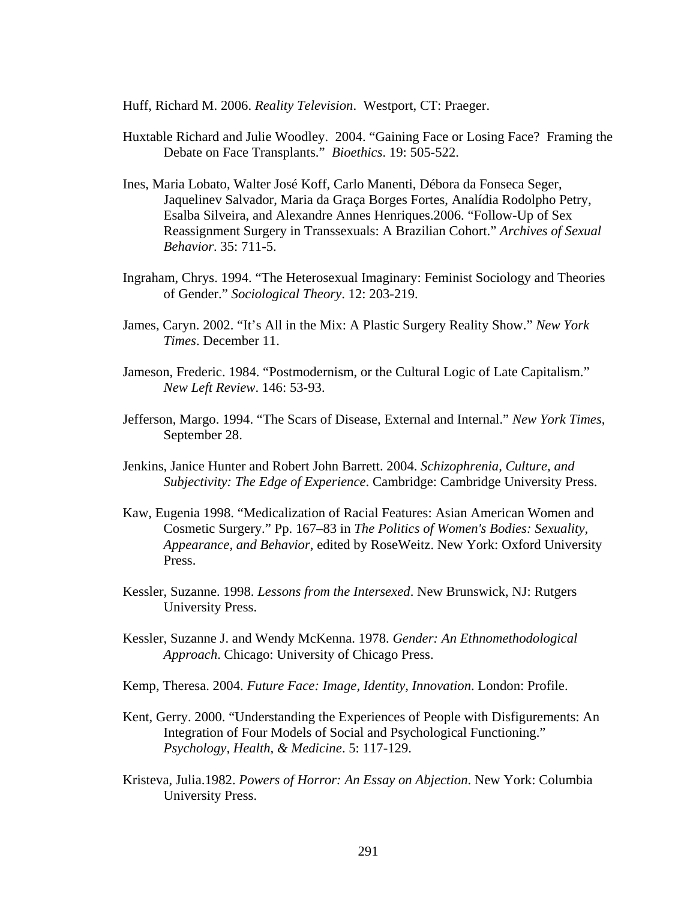Huff, Richard M. 2006. *Reality Television*. Westport, CT: Praeger.

Huxtable Richard and Julie Woodley. 2004. "Gaining Face or Losing Face? Framing the Debate on Face Transplants." *Bioethics*. 19: 505-522.

Ines, Maria Lobato, Walter José Koff, Carlo Manenti, Débora da Fonseca Seger, Jaquelinev Salvador, Maria da Graça Borges Fortes, Analídia Rodolpho Petry, Esalba Silveira, and Alexandre Annes Henriques.2006. "Follow-Up of Sex Reassignment Surgery in Transsexuals: A Brazilian Cohort." *Archives of Sexual Behavior*. 35: 711-5.

Ingraham, Chrys. 1994. "The Heterosexual Imaginary: Feminist Sociology and Theories of Gender." *Sociological Theory*. 12: 203-219.

James, Caryn. 2002. "It's All in the Mix: A Plastic Surgery Reality Show." *New York Times*. December 11.

Jameson, Frederic. 1984. "Postmodernism, or the Cultural Logic of Late Capitalism." *New Left Review*. 146: 53-93.

Jefferson, Margo. 1994. "The Scars of Disease, External and Internal." *New York Times*, September 28.

Jenkins, Janice Hunter and Robert John Barrett. 2004. *Schizophrenia, Culture, and Subjectivity: The Edge of Experience*. Cambridge: Cambridge University Press.

Kaw, Eugenia 1998. "Medicalization of Racial Features: Asian American Women and Cosmetic Surgery." Pp. 167–83 in *The Politics of Women's Bodies: Sexuality, Appearance, and Behavior*, edited by RoseWeitz. New York: Oxford University Press.

Kessler, Suzanne. 1998. *Lessons from the Intersexed*. New Brunswick, NJ: Rutgers University Press.

Kessler, Suzanne J. and Wendy McKenna. 1978. *Gender: An Ethnomethodological Approach*. Chicago: University of Chicago Press.

Kemp, Theresa. 2004. *Future Face: Image, Identity, Innovation*. London: Profile.

Kent, Gerry. 2000. "Understanding the Experiences of People with Disfigurements: An Integration of Four Models of Social and Psychological Functioning." *Psychology, Health, & Medicine*. 5: 117-129.

Kristeva, Julia.1982. *Powers of Horror: An Essay on Abjection*. New York: Columbia University Press.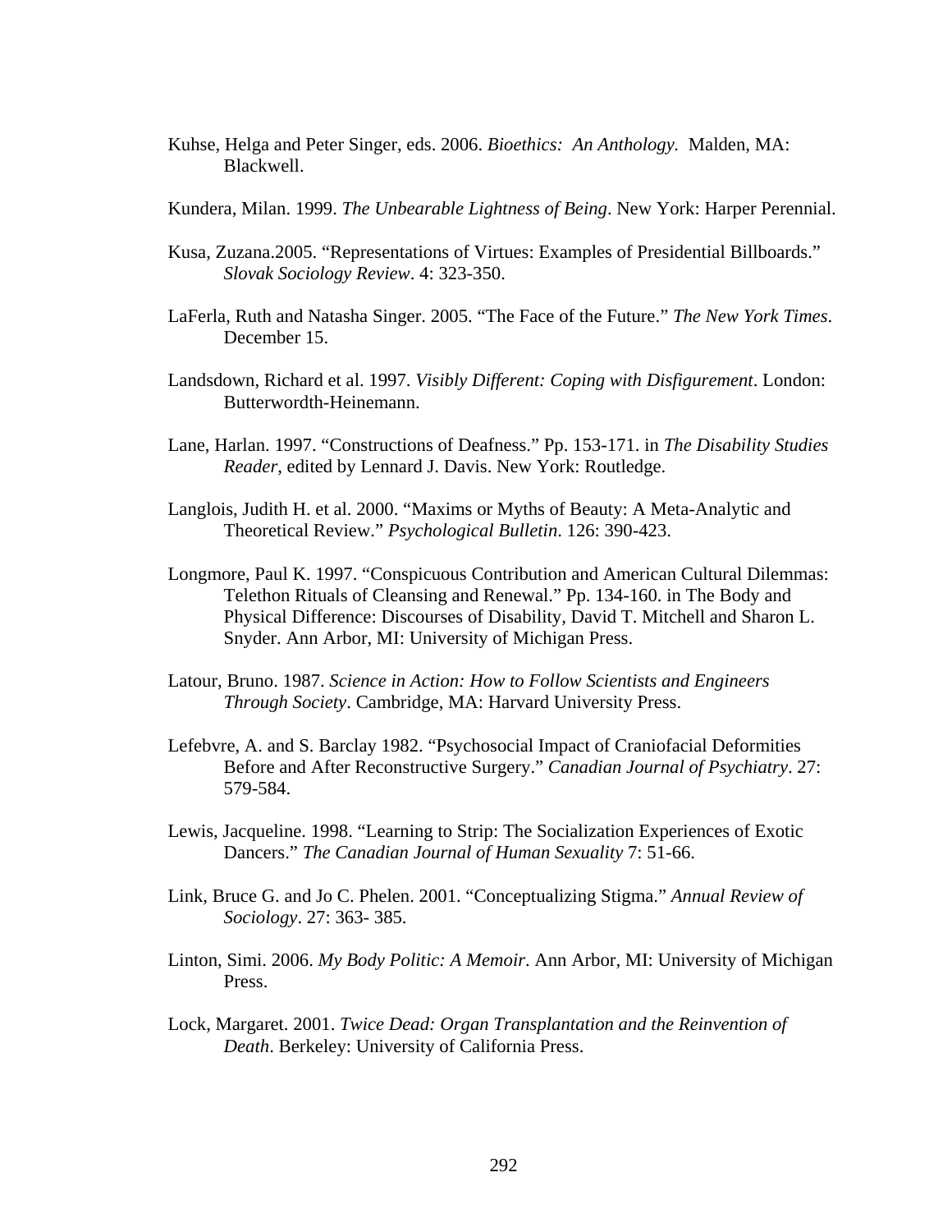Kuhse, Helga and Peter Singer, eds. 2006. *Bioethics: An Anthology.* Malden, MA: Blackwell.

Kundera, Milan. 1999. *The Unbearable Lightness of Being*. New York: Harper Perennial.

Kusa, Zuzana.2005. "Representations of Virtues: Examples of Presidential Billboards." *Slovak Sociology Review*. 4: 323-350.

LaFerla, Ruth and Natasha Singer. 2005. "The Face of the Future." *The New York Times*. December 15.

Landsdown, Richard et al. 1997. *Visibly Different: Coping with Disfigurement*. London: Butterwordth-Heinemann.

Lane, Harlan. 1997. "Constructions of Deafness." Pp. 153-171. in *The Disability Studies Reader*, edited by Lennard J. Davis. New York: Routledge.

Langlois, Judith H. et al. 2000. "Maxims or Myths of Beauty: A Meta-Analytic and Theoretical Review." *Psychological Bulletin*. 126: 390-423.

Longmore, Paul K. 1997. "Conspicuous Contribution and American Cultural Dilemmas: Telethon Rituals of Cleansing and Renewal." Pp. 134-160. in The Body and Physical Difference: Discourses of Disability, David T. Mitchell and Sharon L. Snyder. Ann Arbor, MI: University of Michigan Press.

Latour, Bruno. 1987. *Science in Action: How to Follow Scientists and Engineers Through Society*. Cambridge, MA: Harvard University Press.

Lefebvre, A. and S. Barclay 1982. "Psychosocial Impact of Craniofacial Deformities Before and After Reconstructive Surgery." *Canadian Journal of Psychiatry*. 27: 579-584.

Lewis, Jacqueline. 1998. "Learning to Strip: The Socialization Experiences of Exotic Dancers." *The Canadian Journal of Human Sexuality* 7: 51-66.

Link, Bruce G. and Jo C. Phelen. 2001. "Conceptualizing Stigma." *Annual Review of Sociology*. 27: 363- 385.

Linton, Simi. 2006. *My Body Politic: A Memoir*. Ann Arbor, MI: University of Michigan Press.

Lock, Margaret. 2001. *Twice Dead: Organ Transplantation and the Reinvention of Death*. Berkeley: University of California Press.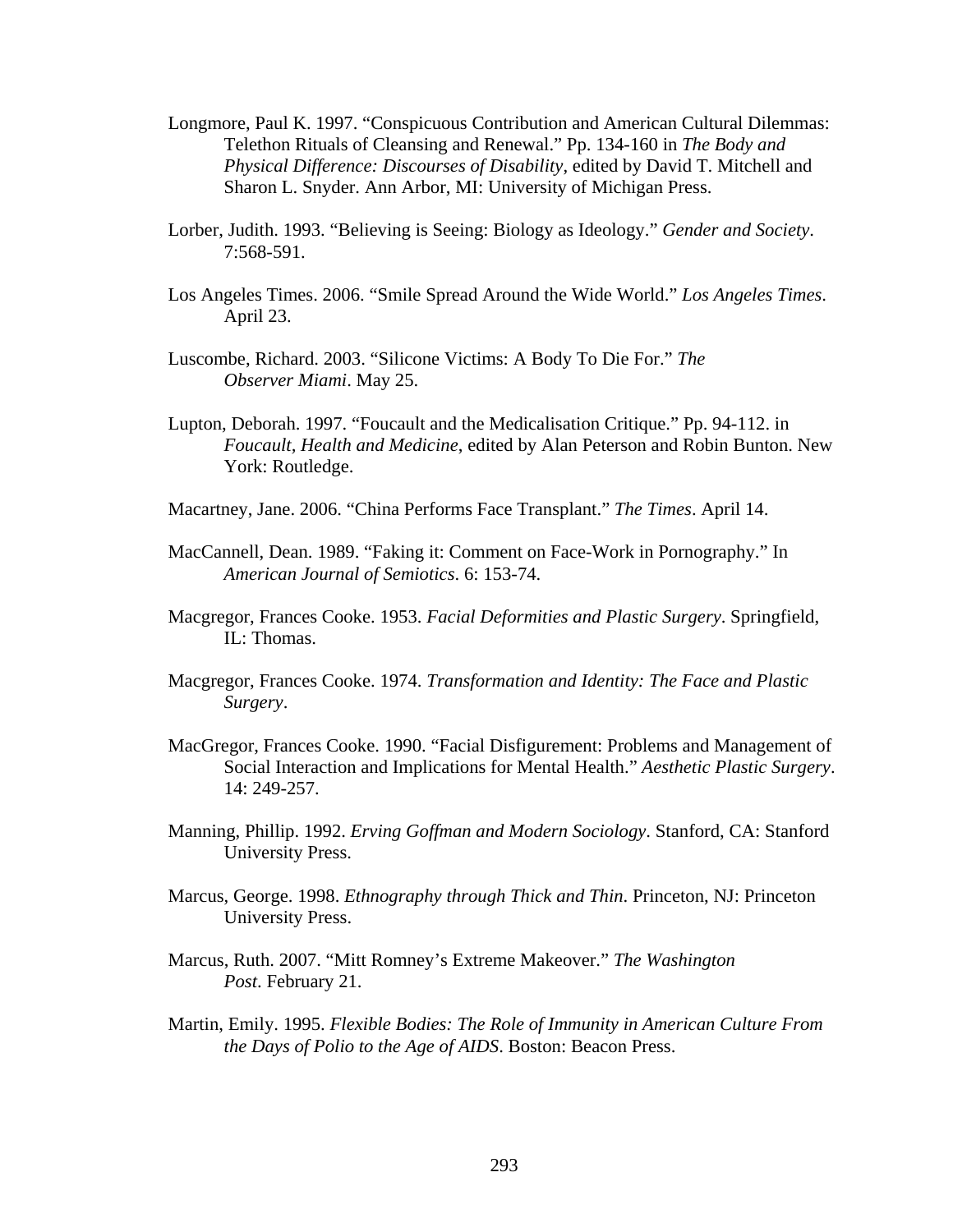Longmore, Paul K. 1997. "Conspicuous Contribution and American Cultural Dilemmas: Telethon Rituals of Cleansing and Renewal." Pp. 134-160 in *The Body and Physical Difference: Discourses of Disability*, edited by David T. Mitchell and Sharon L. Snyder. Ann Arbor, MI: University of Michigan Press.

Lorber, Judith. 1993. "Believing is Seeing: Biology as Ideology." *Gender and Society*. 7:568-591.

Los Angeles Times. 2006. "Smile Spread Around the Wide World." *Los Angeles Times*. April 23.

Luscombe, Richard. 2003. "Silicone Victims: A Body To Die For." *The Observer Miami*. May 25.

Lupton, Deborah. 1997. "Foucault and the Medicalisation Critique." Pp. 94-112. in *Foucault, Health and Medicine*, edited by Alan Peterson and Robin Bunton. New York: Routledge.

Macartney, Jane. 2006. "China Performs Face Transplant." *The Times*. April 14.

MacCannell, Dean. 1989. "Faking it: Comment on Face-Work in Pornography." In *American Journal of Semiotics*. 6: 153-74.

Macgregor, Frances Cooke. 1953. *Facial Deformities and Plastic Surgery*. Springfield, IL: Thomas.

Macgregor, Frances Cooke. 1974. *Transformation and Identity: The Face and Plastic Surgery*.

MacGregor, Frances Cooke. 1990. "Facial Disfigurement: Problems and Management of Social Interaction and Implications for Mental Health." *Aesthetic Plastic Surgery*. 14: 249-257.

Manning, Phillip. 1992. *Erving Goffman and Modern Sociology*. Stanford, CA: Stanford University Press.

Marcus, George. 1998. *Ethnography through Thick and Thin*. Princeton, NJ: Princeton University Press.

Marcus, Ruth. 2007. "Mitt Romney's Extreme Makeover." *The Washington Post*. February 21.

Martin, Emily. 1995. *Flexible Bodies: The Role of Immunity in American Culture From the Days of Polio to the Age of AIDS*. Boston: Beacon Press.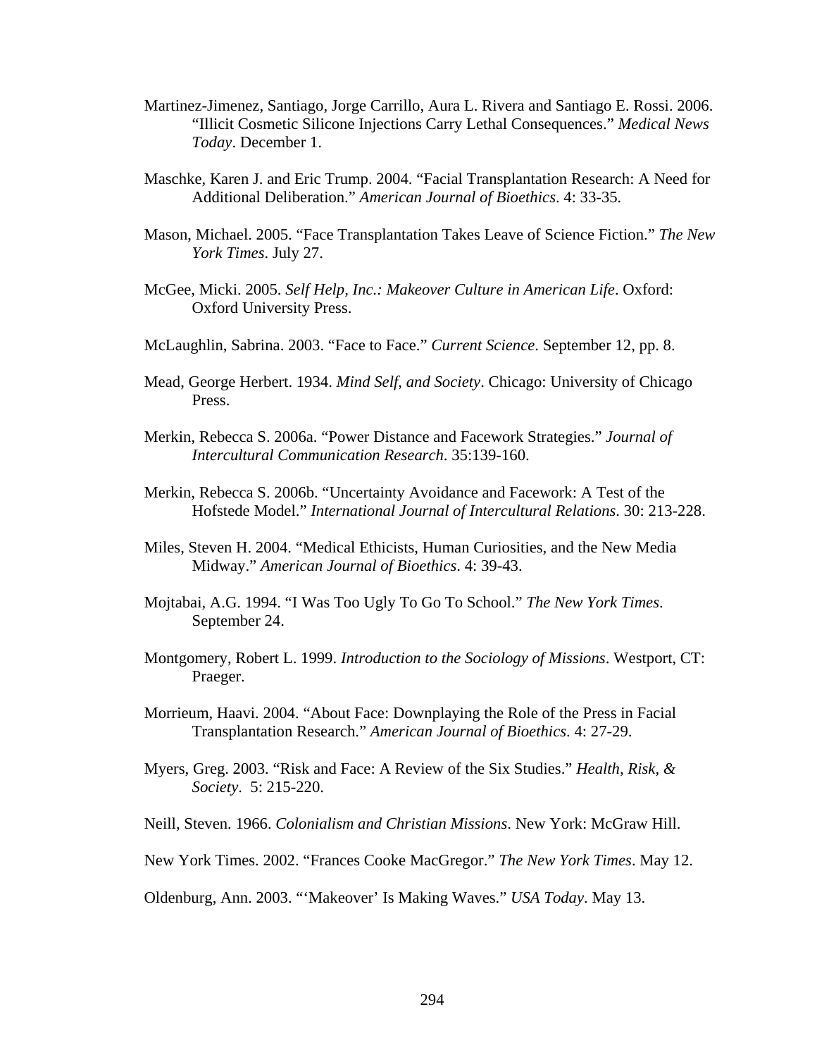Martinez-Jimenez, Santiago, Jorge Carrillo, Aura L. Rivera and Santiago E. Rossi. 2006. "Illicit Cosmetic Silicone Injections Carry Lethal Consequences." *Medical News Today*. December 1.

Maschke, Karen J. and Eric Trump. 2004. "Facial Transplantation Research: A Need for Additional Deliberation." *American Journal of Bioethics*. 4: 33-35.

Mason, Michael. 2005. "Face Transplantation Takes Leave of Science Fiction." *The New York Times*. July 27.

McGee, Micki. 2005. *Self Help, Inc.: Makeover Culture in American Life*. Oxford: Oxford University Press.

McLaughlin, Sabrina. 2003. "Face to Face." *Current Science*. September 12, pp. 8.

Mead, George Herbert. 1934. *Mind Self, and Society*. Chicago: University of Chicago Press.

Merkin, Rebecca S. 2006a. "Power Distance and Facework Strategies." *Journal of Intercultural Communication Research*. 35:139-160.

Merkin, Rebecca S. 2006b. "Uncertainty Avoidance and Facework: A Test of the Hofstede Model." *International Journal of Intercultural Relations*. 30: 213-228.

Miles, Steven H. 2004. "Medical Ethicists, Human Curiosities, and the New Media Midway." *American Journal of Bioethics*. 4: 39-43.

Mojtabai, A.G. 1994. "I Was Too Ugly To Go To School." *The New York Times*. September 24.

Montgomery, Robert L. 1999. *Introduction to the Sociology of Missions*. Westport, CT: Praeger.

Morrieum, Haavi. 2004. "About Face: Downplaying the Role of the Press in Facial Transplantation Research." *American Journal of Bioethics*. 4: 27-29.

Myers, Greg. 2003. "Risk and Face: A Review of the Six Studies." *Health, Risk, & Society*. 5: 215-220.

Neill, Steven. 1966. *Colonialism and Christian Missions*. New York: McGraw Hill.

New York Times. 2002. "Frances Cooke MacGregor." *The New York Times*. May 12.

Oldenburg, Ann. 2003. "'Makeover' Is Making Waves." *USA Today*. May 13.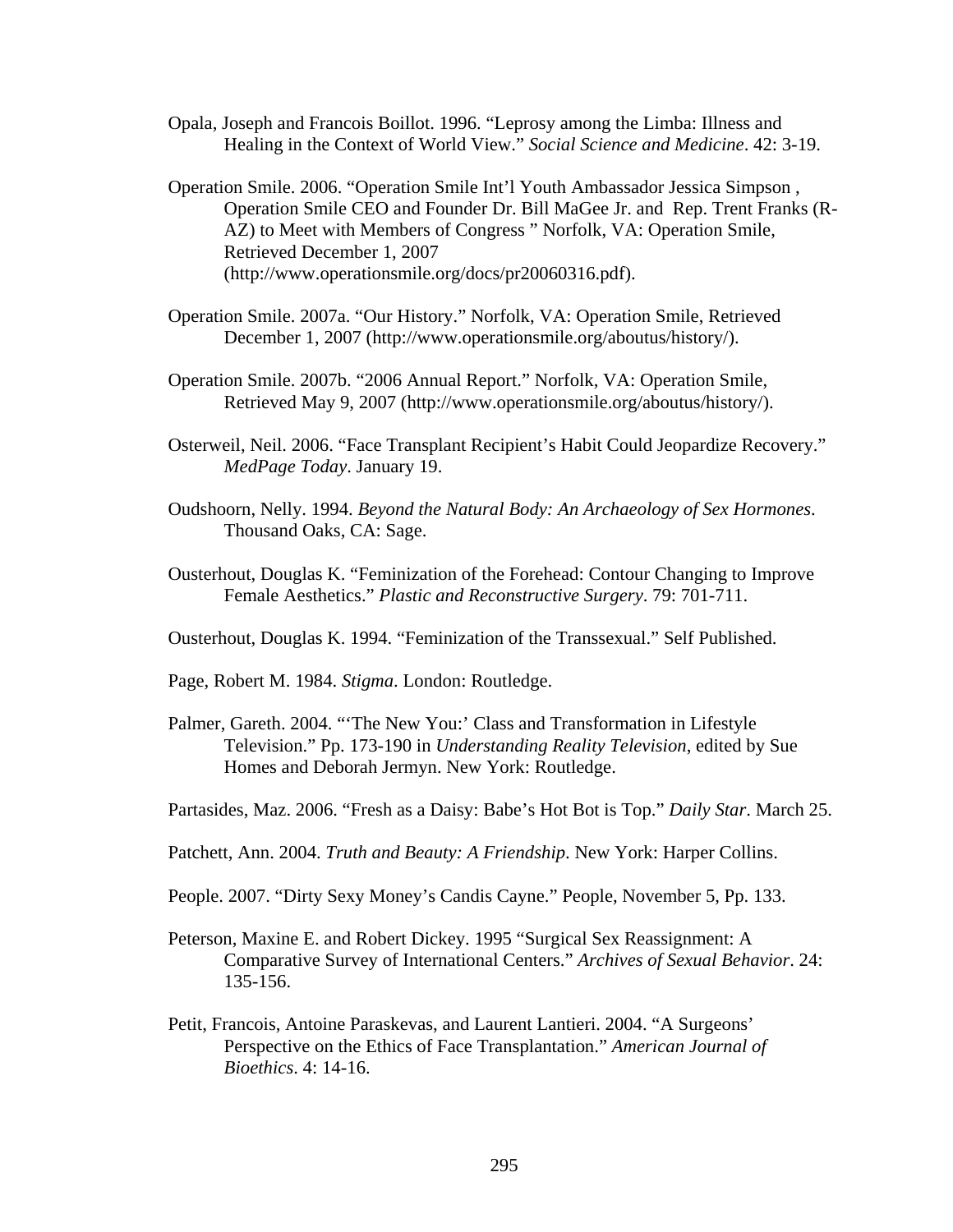Opala, Joseph and Francois Boillot. 1996. "Leprosy among the Limba: Illness and Healing in the Context of World View." *Social Science and Medicine*. 42: 3-19.

Operation Smile. 2006. "Operation Smile Int'l Youth Ambassador Jessica Simpson , Operation Smile CEO and Founder Dr. Bill MaGee Jr. and Rep. Trent Franks (R-AZ) to Meet with Members of Congress " Norfolk, VA: Operation Smile, Retrieved December 1, 2007 (http://www.operationsmile.org/docs/pr20060316.pdf).

Operation Smile. 2007a. "Our History." Norfolk, VA: Operation Smile, Retrieved December 1, 2007 (http://www.operationsmile.org/aboutus/history/).

Operation Smile. 2007b. "2006 Annual Report." Norfolk, VA: Operation Smile, Retrieved May 9, 2007 (http://www.operationsmile.org/aboutus/history/).

Osterweil, Neil. 2006. "Face Transplant Recipient's Habit Could Jeopardize Recovery." *MedPage Today*. January 19.

Oudshoorn, Nelly. 1994. *Beyond the Natural Body: An Archaeology of Sex Hormones*. Thousand Oaks, CA: Sage.

Ousterhout, Douglas K. "Feminization of the Forehead: Contour Changing to Improve Female Aesthetics." *Plastic and Reconstructive Surgery*. 79: 701-711.

Ousterhout, Douglas K. 1994. "Feminization of the Transsexual." Self Published.

Page, Robert M. 1984. *Stigma*. London: Routledge.

Palmer, Gareth. 2004. "'The New You:' Class and Transformation in Lifestyle Television." Pp. 173-190 in *Understanding Reality Television*, edited by Sue Homes and Deborah Jermyn. New York: Routledge.

Partasides, Maz. 2006. "Fresh as a Daisy: Babe's Hot Bot is Top." *Daily Star*. March 25.

Patchett, Ann. 2004. *Truth and Beauty: A Friendship*. New York: Harper Collins.

People. 2007. "Dirty Sexy Money's Candis Cayne." People, November 5, Pp. 133.

Peterson, Maxine E. and Robert Dickey. 1995 "Surgical Sex Reassignment: A Comparative Survey of International Centers." *Archives of Sexual Behavior*. 24: 135-156.

Petit, Francois, Antoine Paraskevas, and Laurent Lantieri. 2004. "A Surgeons' Perspective on the Ethics of Face Transplantation." *American Journal of Bioethics*. 4: 14-16.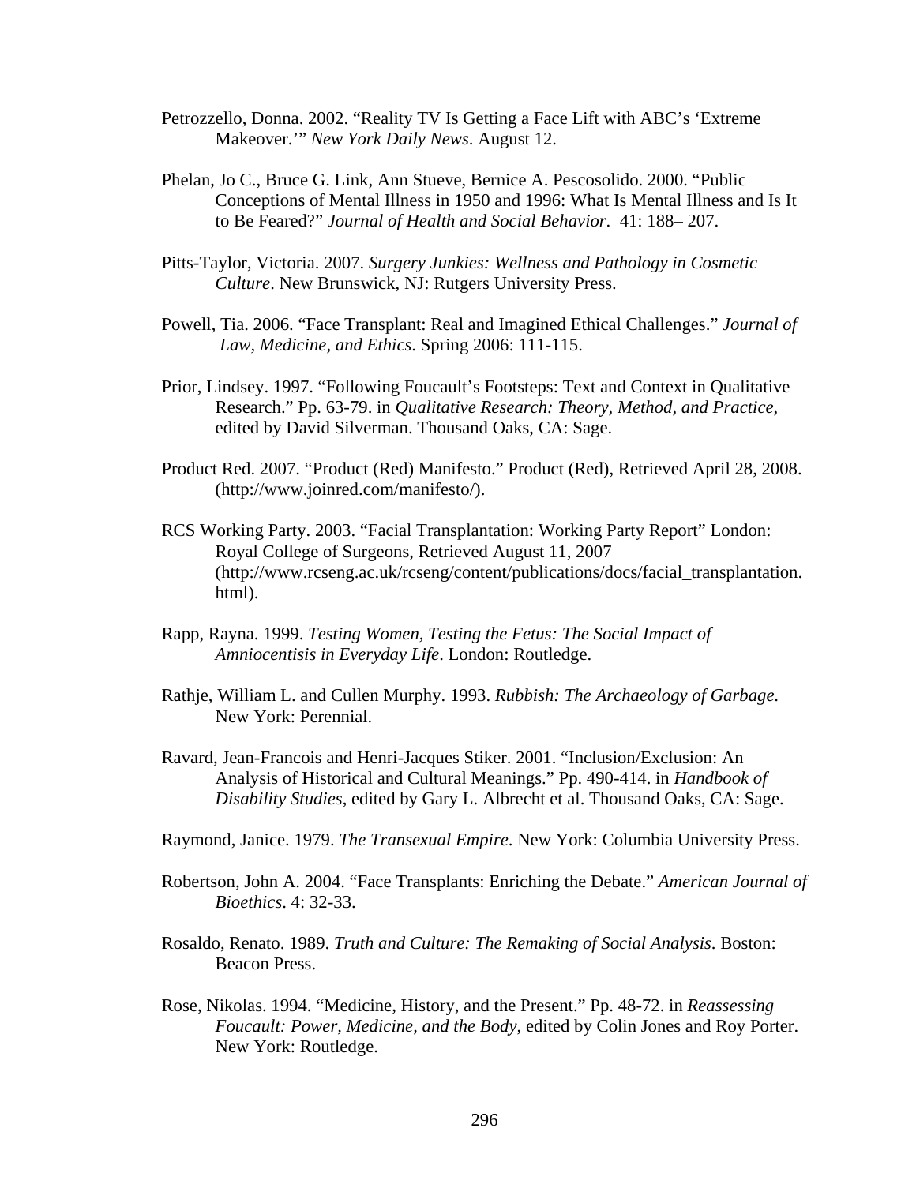Petrozzello, Donna. 2002. "Reality TV Is Getting a Face Lift with ABC's 'Extreme Makeover.'" *New York Daily News*. August 12.

Phelan, Jo C., Bruce G. Link, Ann Stueve, Bernice A. Pescosolido. 2000. "Public Conceptions of Mental Illness in 1950 and 1996: What Is Mental Illness and Is It to Be Feared?" *Journal of Health and Social Behavior*. 41: 188– 207.

Pitts-Taylor, Victoria. 2007. *Surgery Junkies: Wellness and Pathology in Cosmetic Culture*. New Brunswick, NJ: Rutgers University Press.

Powell, Tia. 2006. "Face Transplant: Real and Imagined Ethical Challenges." *Journal of Law, Medicine, and Ethics*. Spring 2006: 111-115.

Prior, Lindsey. 1997. "Following Foucault's Footsteps: Text and Context in Qualitative Research." Pp. 63-79. in *Qualitative Research: Theory, Method, and Practice*, edited by David Silverman. Thousand Oaks, CA: Sage.

Product Red. 2007. "Product (Red) Manifesto." Product (Red), Retrieved April 28, 2008. (http://www.joinred.com/manifesto/).

RCS Working Party. 2003. "Facial Transplantation: Working Party Report" London: Royal College of Surgeons, Retrieved August 11, 2007 (http://www.rcseng.ac.uk/rcseng/content/publications/docs/facial_transplantation.html).

Rapp, Rayna. 1999. *Testing Women, Testing the Fetus: The Social Impact of Amniocentisis in Everyday Life*. London: Routledge.

Rathje, William L. and Cullen Murphy. 1993. *Rubbish: The Archaeology of Garbage*. New York: Perennial.

Ravard, Jean-Francois and Henri-Jacques Stiker. 2001. "Inclusion/Exclusion: An Analysis of Historical and Cultural Meanings." Pp. 490-414. in *Handbook of Disability Studies*, edited by Gary L. Albrecht et al. Thousand Oaks, CA: Sage.

Raymond, Janice. 1979. *The Transexual Empire*. New York: Columbia University Press.

Robertson, John A. 2004. "Face Transplants: Enriching the Debate." *American Journal of Bioethics*. 4: 32-33.

Rosaldo, Renato. 1989. *Truth and Culture: The Remaking of Social Analysis*. Boston: Beacon Press.

Rose, Nikolas. 1994. "Medicine, History, and the Present." Pp. 48-72. in *Reassessing Foucault: Power, Medicine, and the Body*, edited by Colin Jones and Roy Porter. New York: Routledge.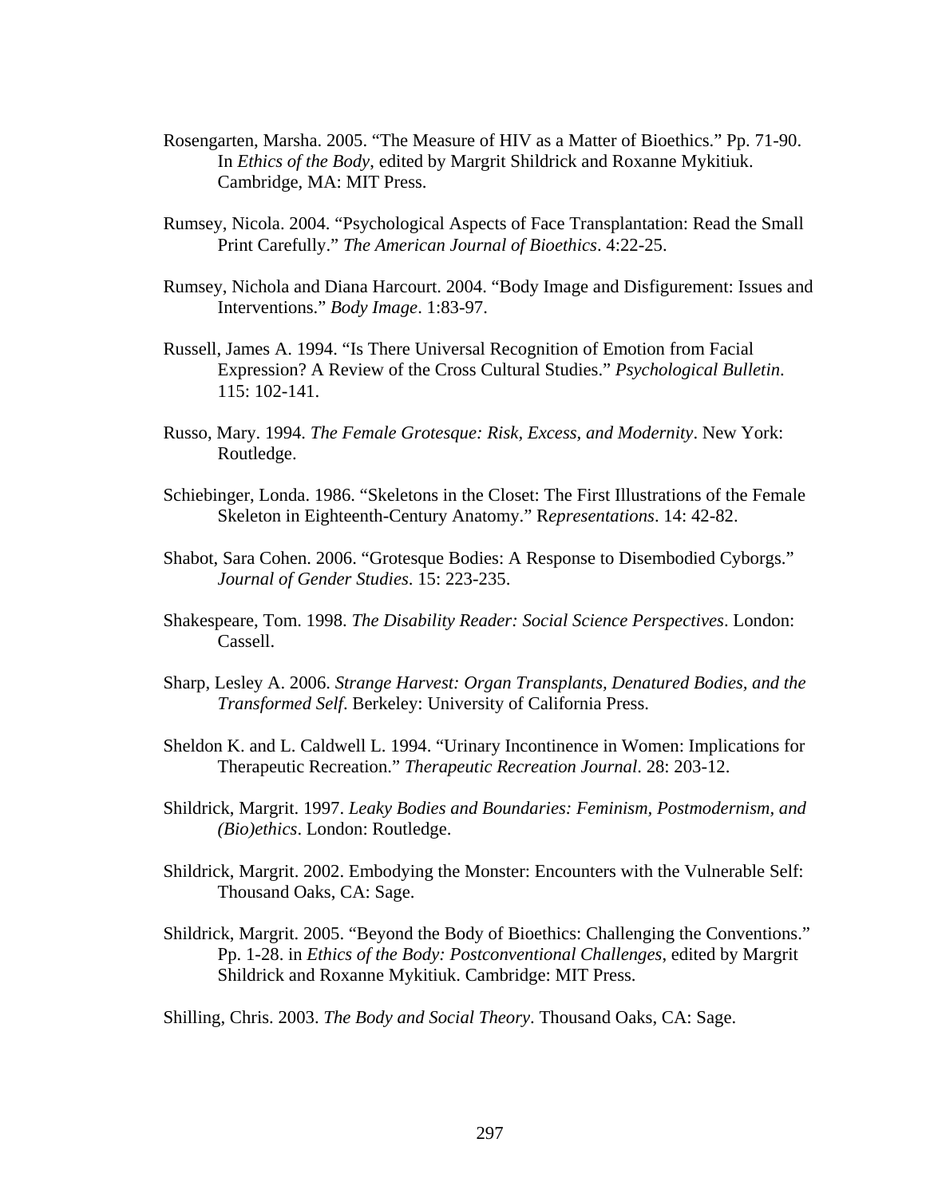Rosengarten, Marsha. 2005. “The Measure of HIV as a Matter of Bioethics.” Pp. 71-90. In *Ethics of the Body*, edited by Margrit Shildrick and Roxanne Mykitiuk. Cambridge, MA: MIT Press.

Rumsey, Nicola. 2004. “Psychological Aspects of Face Transplantation: Read the Small Print Carefully.” *The American Journal of Bioethics*. 4:22-25.

Rumsey, Nichola and Diana Harcourt. 2004. “Body Image and Disfigurement: Issues and Interventions.” *Body Image*. 1:83-97.

Russell, James A. 1994. “Is There Universal Recognition of Emotion from Facial Expression? A Review of the Cross Cultural Studies.” *Psychological Bulletin*. 115: 102-141.

Russo, Mary. 1994. *The Female Grotesque: Risk, Excess, and Modernity*. New York: Routledge.

Schiebinger, Londa. 1986. “Skeletons in the Closet: The First Illustrations of the Female Skeleton in Eighteenth-Century Anatomy.” R*epresentations*. 14: 42-82.

Shabot, Sara Cohen. 2006. “Grotesque Bodies: A Response to Disembodied Cyborgs.” *Journal of Gender Studies*. 15: 223-235.

Shakespeare, Tom. 1998. *The Disability Reader: Social Science Perspectives*. London: Cassell.

Sharp, Lesley A. 2006. *Strange Harvest: Organ Transplants, Denatured Bodies, and the Transformed Self*. Berkeley: University of California Press.

Sheldon K. and L. Caldwell L. 1994. “Urinary Incontinence in Women: Implications for Therapeutic Recreation.” *Therapeutic Recreation Journal*. 28: 203-12.

Shildrick, Margrit. 1997. *Leaky Bodies and Boundaries: Feminism, Postmodernism, and (Bio)ethics*. London: Routledge.

Shildrick, Margrit. 2002. Embodying the Monster: Encounters with the Vulnerable Self: Thousand Oaks, CA: Sage.

Shildrick, Margrit. 2005. “Beyond the Body of Bioethics: Challenging the Conventions.” Pp. 1-28. in *Ethics of the Body: Postconventional Challenges*, edited by Margrit Shildrick and Roxanne Mykitiuk. Cambridge: MIT Press.

Shilling, Chris. 2003. *The Body and Social Theory*. Thousand Oaks, CA: Sage.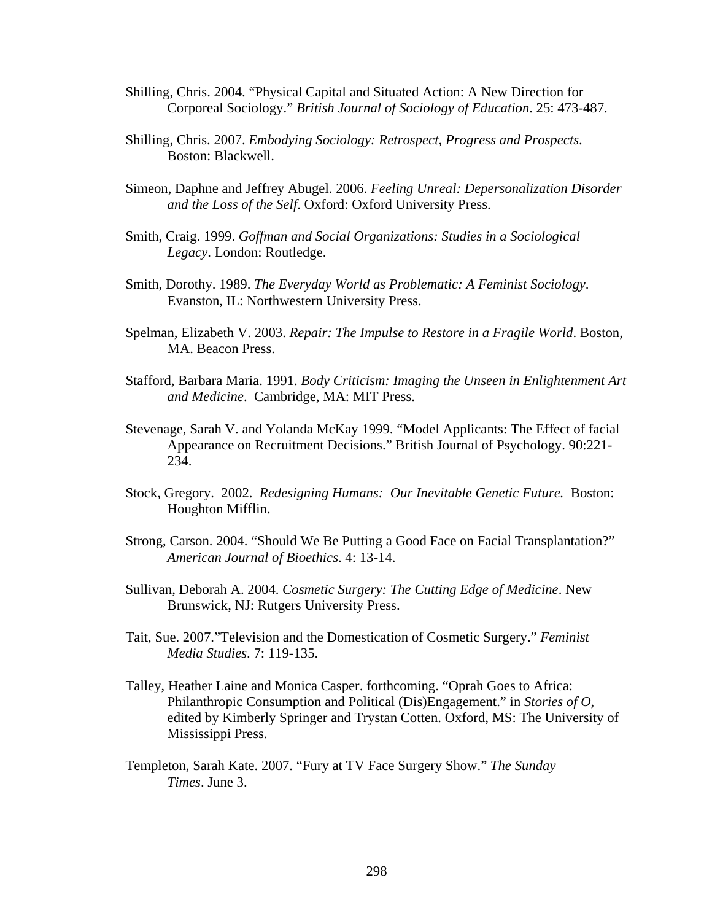Shilling, Chris. 2004. "Physical Capital and Situated Action: A New Direction for Corporeal Sociology." *British Journal of Sociology of Education*. 25: 473-487.

Shilling, Chris. 2007. *Embodying Sociology: Retrospect, Progress and Prospects*. Boston: Blackwell.

Simeon, Daphne and Jeffrey Abugel. 2006. *Feeling Unreal: Depersonalization Disorder and the Loss of the Self*. Oxford: Oxford University Press.

Smith, Craig. 1999. *Goffman and Social Organizations: Studies in a Sociological Legacy*. London: Routledge.

Smith, Dorothy. 1989. *The Everyday World as Problematic: A Feminist Sociology*. Evanston, IL: Northwestern University Press.

Spelman, Elizabeth V. 2003. *Repair: The Impulse to Restore in a Fragile World*. Boston, MA. Beacon Press.

Stafford, Barbara Maria. 1991. *Body Criticism: Imaging the Unseen in Enlightenment Art and Medicine*. Cambridge, MA: MIT Press.

Stevenage, Sarah V. and Yolanda McKay 1999. "Model Applicants: The Effect of facial Appearance on Recruitment Decisions." British Journal of Psychology. 90:221-234.

Stock, Gregory. 2002. *Redesigning Humans: Our Inevitable Genetic Future.* Boston: Houghton Mifflin.

Strong, Carson. 2004. "Should We Be Putting a Good Face on Facial Transplantation?" *American Journal of Bioethics*. 4: 13-14.

Sullivan, Deborah A. 2004. *Cosmetic Surgery: The Cutting Edge of Medicine*. New Brunswick, NJ: Rutgers University Press.

Tait, Sue. 2007."Television and the Domestication of Cosmetic Surgery." *Feminist Media Studies*. 7: 119-135.

Talley, Heather Laine and Monica Casper. forthcoming. "Oprah Goes to Africa: Philanthropic Consumption and Political (Dis)Engagement." in *Stories of O*, edited by Kimberly Springer and Trystan Cotten. Oxford, MS: The University of Mississippi Press.

Templeton, Sarah Kate. 2007. "Fury at TV Face Surgery Show." *The Sunday Times*. June 3.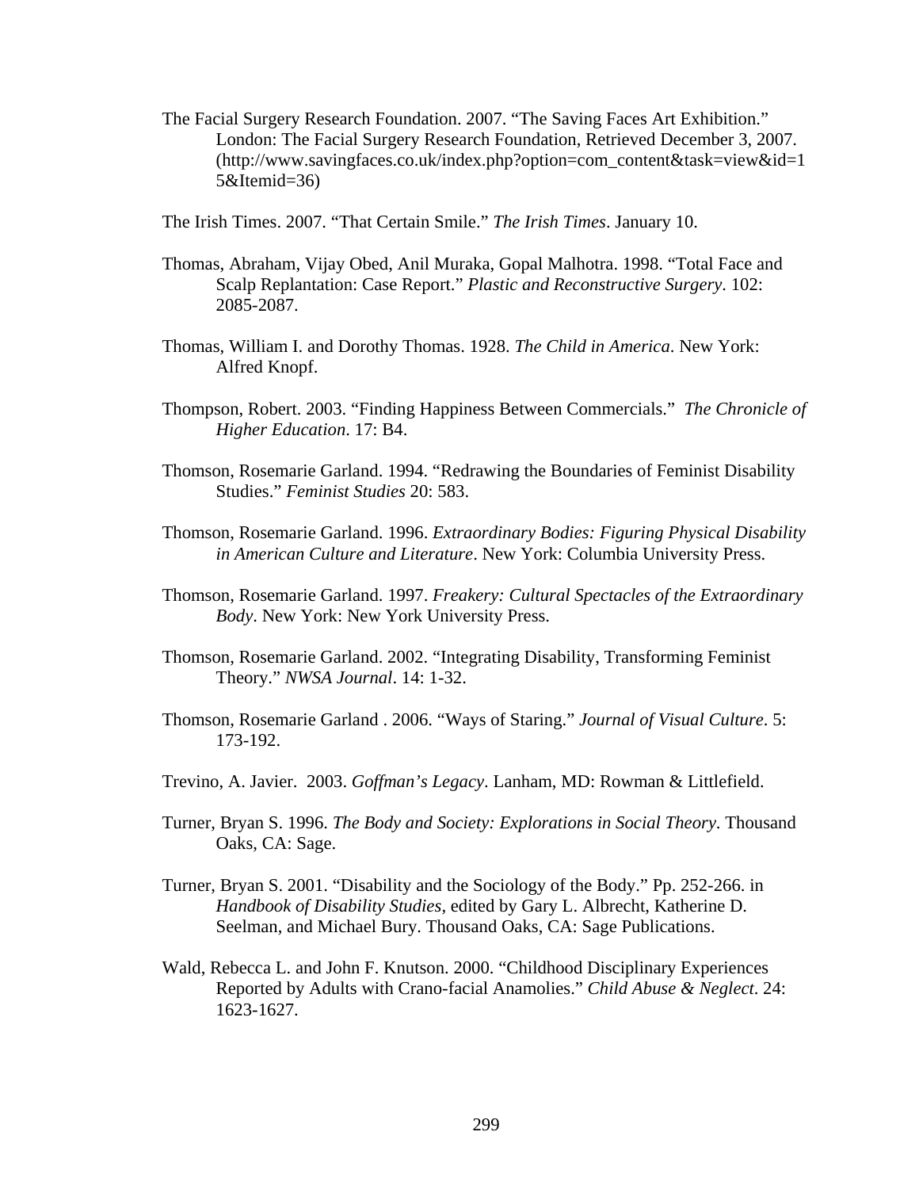The Facial Surgery Research Foundation. 2007. "The Saving Faces Art Exhibition." London: The Facial Surgery Research Foundation, Retrieved December 3, 2007. (http://www.savingfaces.co.uk/index.php?option=com_content&task=view&id=15&Itemid=36)

The Irish Times. 2007. "That Certain Smile." *The Irish Times*. January 10.

Thomas, Abraham, Vijay Obed, Anil Muraka, Gopal Malhotra. 1998. "Total Face and Scalp Replantation: Case Report." *Plastic and Reconstructive Surgery*. 102: 2085-2087.

Thomas, William I. and Dorothy Thomas. 1928. *The Child in America*. New York: Alfred Knopf.

Thompson, Robert. 2003. "Finding Happiness Between Commercials." *The Chronicle of Higher Education*. 17: B4.

Thomson, Rosemarie Garland. 1994. "Redrawing the Boundaries of Feminist Disability Studies." *Feminist Studies* 20: 583.

Thomson, Rosemarie Garland. 1996. *Extraordinary Bodies: Figuring Physical Disability in American Culture and Literature*. New York: Columbia University Press.

Thomson, Rosemarie Garland. 1997. *Freakery: Cultural Spectacles of the Extraordinary Body*. New York: New York University Press.

Thomson, Rosemarie Garland. 2002. "Integrating Disability, Transforming Feminist Theory." *NWSA Journal*. 14: 1-32.

Thomson, Rosemarie Garland . 2006. "Ways of Staring." *Journal of Visual Culture*. 5: 173-192.

Trevino, A. Javier. 2003. *Goffman's Legacy*. Lanham, MD: Rowman & Littlefield.

Turner, Bryan S. 1996. *The Body and Society: Explorations in Social Theory*. Thousand Oaks, CA: Sage.

Turner, Bryan S. 2001. "Disability and the Sociology of the Body." Pp. 252-266. in *Handbook of Disability Studies*, edited by Gary L. Albrecht, Katherine D. Seelman, and Michael Bury. Thousand Oaks, CA: Sage Publications.

Wald, Rebecca L. and John F. Knutson. 2000. "Childhood Disciplinary Experiences Reported by Adults with Crano-facial Anamolies." *Child Abuse & Neglect*. 24: 1623-1627.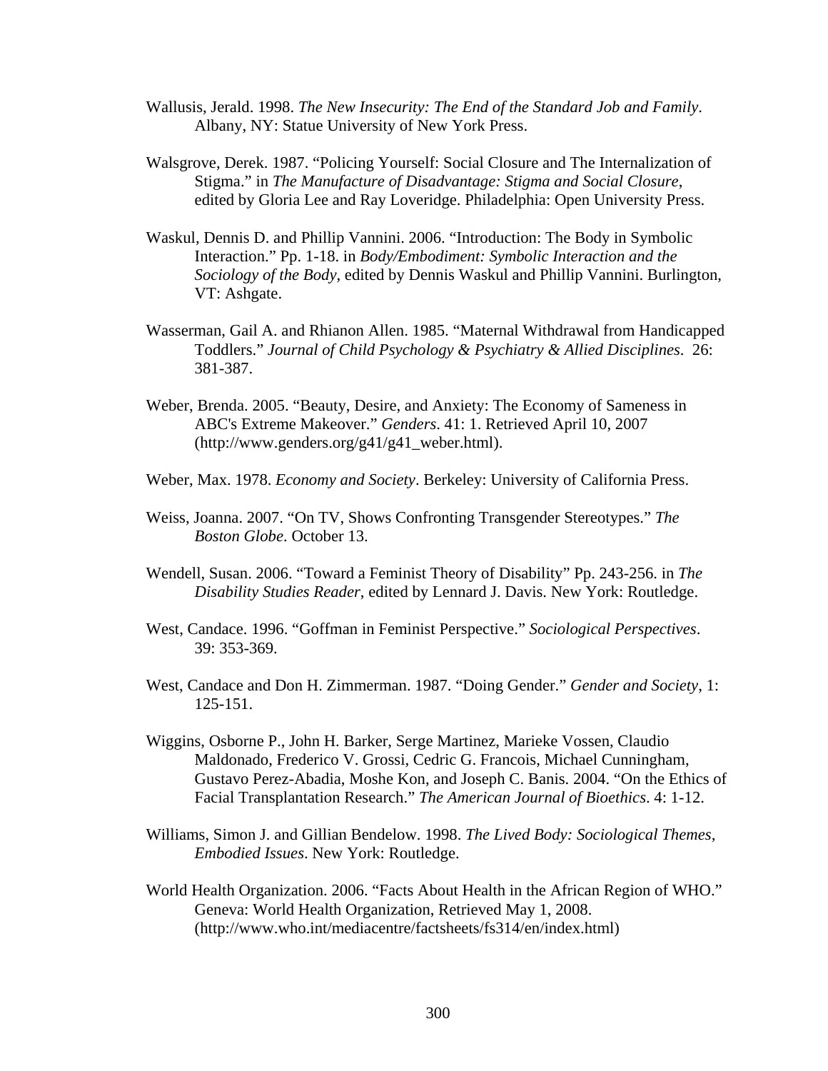Wallusis, Jerald. 1998. *The New Insecurity: The End of the Standard Job and Family*. Albany, NY: Statue University of New York Press.

Walsgrove, Derek. 1987. "Policing Yourself: Social Closure and The Internalization of Stigma." in *The Manufacture of Disadvantage: Stigma and Social Closure*, edited by Gloria Lee and Ray Loveridge. Philadelphia: Open University Press.

Waskul, Dennis D. and Phillip Vannini. 2006. "Introduction: The Body in Symbolic Interaction." Pp. 1-18. in *Body/Embodiment: Symbolic Interaction and the Sociology of the Body*, edited by Dennis Waskul and Phillip Vannini. Burlington, VT: Ashgate.

Wasserman, Gail A. and Rhianon Allen. 1985. "Maternal Withdrawal from Handicapped Toddlers." *Journal of Child Psychology & Psychiatry & Allied Disciplines*. 26: 381-387.

Weber, Brenda. 2005. "Beauty, Desire, and Anxiety: The Economy of Sameness in ABC's Extreme Makeover." *Genders*. 41: 1. Retrieved April 10, 2007 (http://www.genders.org/g41/g41_weber.html).

Weber, Max. 1978. *Economy and Society*. Berkeley: University of California Press.

Weiss, Joanna. 2007. "On TV, Shows Confronting Transgender Stereotypes." *The Boston Globe*. October 13.

Wendell, Susan. 2006. "Toward a Feminist Theory of Disability" Pp. 243-256. in *The Disability Studies Reader*, edited by Lennard J. Davis. New York: Routledge.

West, Candace. 1996. "Goffman in Feminist Perspective." *Sociological Perspectives*. 39: 353-369.

West, Candace and Don H. Zimmerman. 1987. "Doing Gender." *Gender and Society*, 1: 125-151.

Wiggins, Osborne P., John H. Barker, Serge Martinez, Marieke Vossen, Claudio Maldonado, Frederico V. Grossi, Cedric G. Francois, Michael Cunningham, Gustavo Perez-Abadia, Moshe Kon, and Joseph C. Banis. 2004. "On the Ethics of Facial Transplantation Research." *The American Journal of Bioethics*. 4: 1-12.

Williams, Simon J. and Gillian Bendelow. 1998. *The Lived Body: Sociological Themes, Embodied Issues*. New York: Routledge.

World Health Organization. 2006. "Facts About Health in the African Region of WHO." Geneva: World Health Organization, Retrieved May 1, 2008. (http://www.who.int/mediacentre/factsheets/fs314/en/index.html)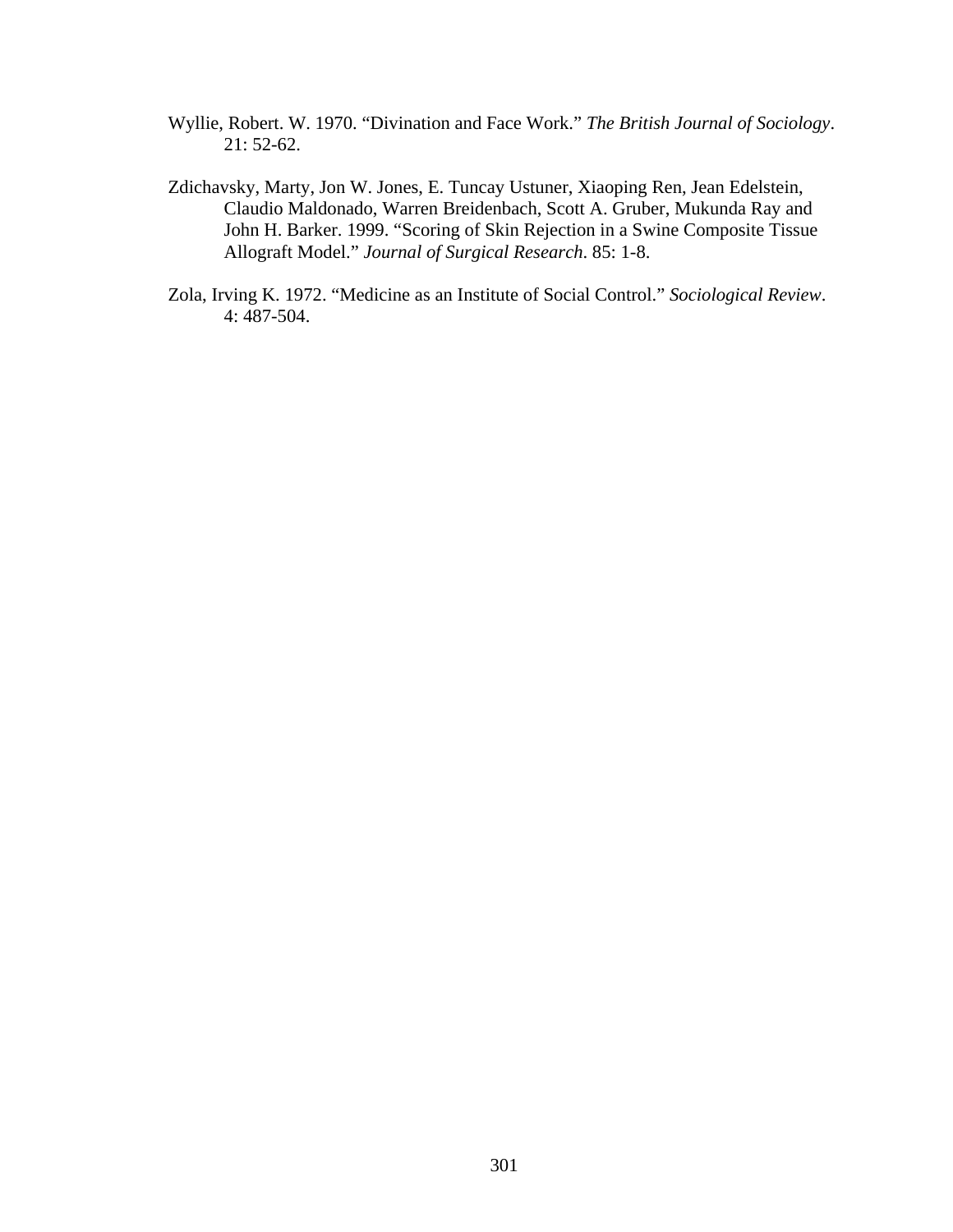Wyllie, Robert. W. 1970. "Divination and Face Work." *The British Journal of Sociology*. 21: 52-62.

Zdichavsky, Marty, Jon W. Jones, E. Tuncay Ustuner, Xiaoping Ren, Jean Edelstein, Claudio Maldonado, Warren Breidenbach, Scott A. Gruber, Mukunda Ray and John H. Barker. 1999. "Scoring of Skin Rejection in a Swine Composite Tissue Allograft Model." *Journal of Surgical Research*. 85: 1-8.

Zola, Irving K. 1972. "Medicine as an Institute of Social Control." *Sociological Review*. 4: 487-504.